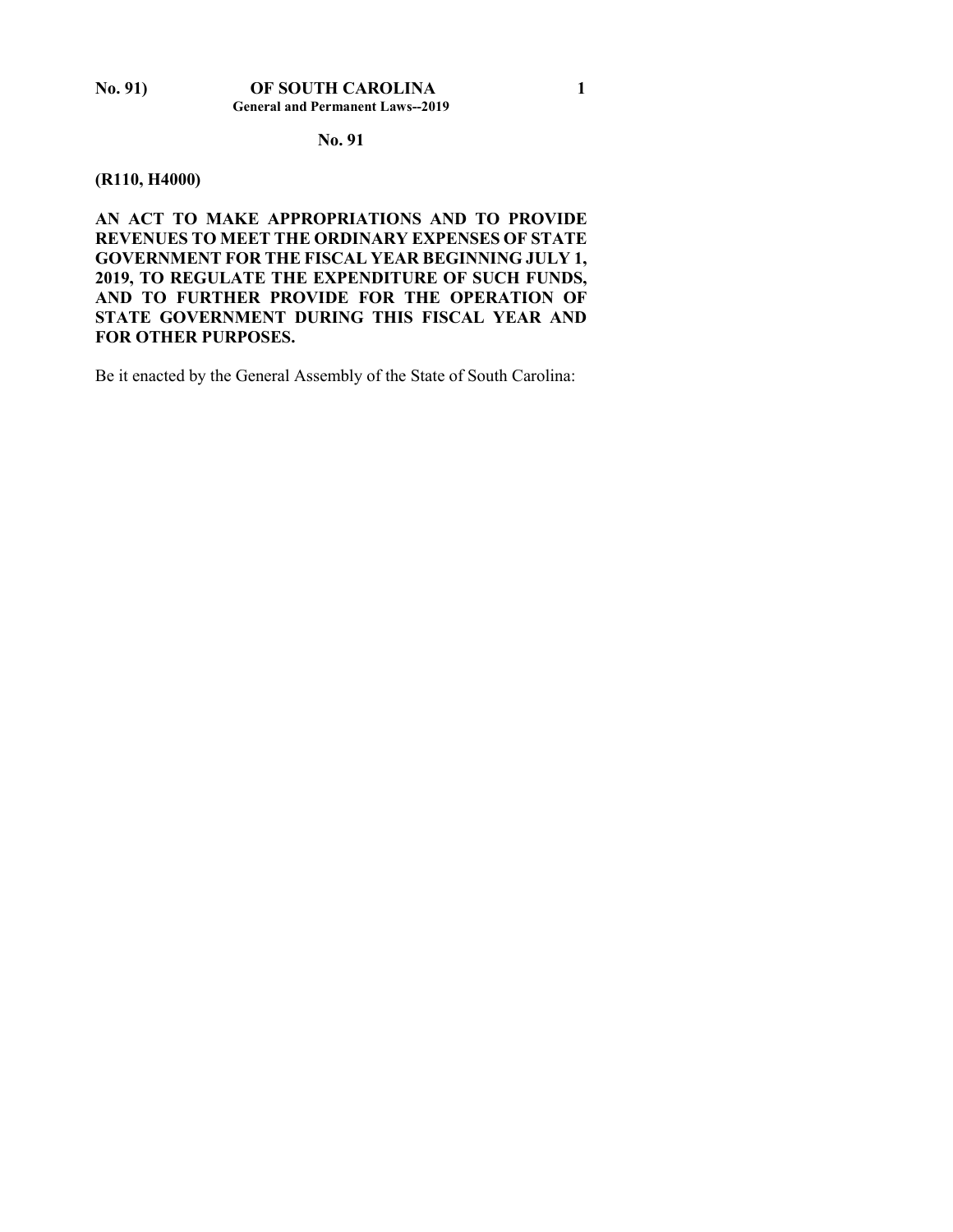## No. 91

**(R110, H4000)**

**AN ACT TO MAKE APPROPRIATIONS AND TO PROVIDE REVENUES TO MEET THE ORDINARY EXPENSES OF STATE GOVERNMENT FOR THE FISCAL YEAR BEGINNING JULY 1, 2019, TO REGULATE THE EXPENDITURE OF SUCH FUNDS, AND TO FURTHER PROVIDE FOR THE OPERATION OF STATE GOVERNMENT DURING THIS FISCAL YEAR AND FOR OTHER PURPOSES.**

Be it enacted by the General Assembly of the State of South Carolina: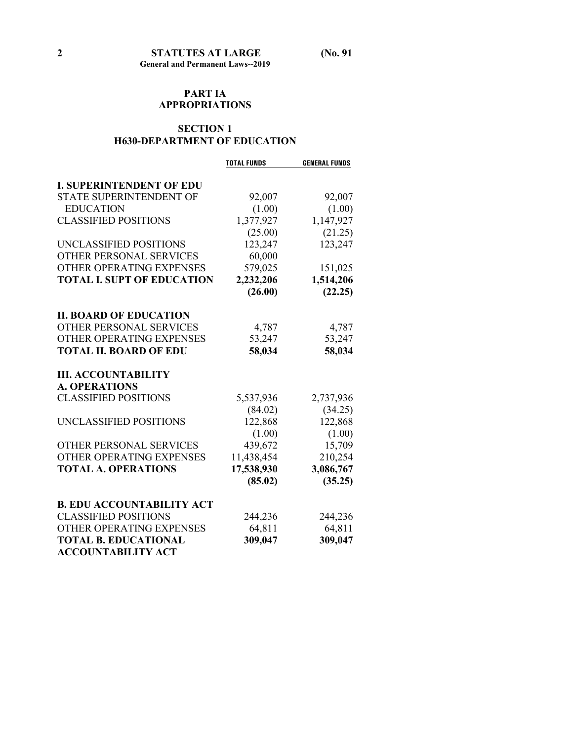## PART IA
## APPROPRIATIONS

### SECTION 1
### H630-DEPARTMENT OF EDUCATION

| | TOTAL FUNDS | GENERAL FUNDS |
|---|---|---|
| **I. SUPERINTENDENT OF EDU** | | |
| STATE SUPERINTENDENT OF EDUCATION | 92,007 | 92,007 |
| | (1.00) | (1.00) |
| CLASSIFIED POSITIONS | 1,377,927 | 1,147,927 |
| | (25.00) | (21.25) |
| UNCLASSIFIED POSITIONS | 123,247 | 123,247 |
| OTHER PERSONAL SERVICES | 60,000 | |
| OTHER OPERATING EXPENSES | 579,025 | 151,025 |
| **TOTAL I. SUPT OF EDUCATION** | **2,232,206** | **1,514,206** |
| | **(26.00)** | **(22.25)** |
| **II. BOARD OF EDUCATION** | | |
| OTHER PERSONAL SERVICES | 4,787 | 4,787 |
| OTHER OPERATING EXPENSES | 53,247 | 53,247 |
| **TOTAL II. BOARD OF EDU** | **58,034** | **58,034** |
| **III. ACCOUNTABILITY** | | |
| **A. OPERATIONS** | | |
| CLASSIFIED POSITIONS | 5,537,936 | 2,737,936 |
| | (84.02) | (34.25) |
| UNCLASSIFIED POSITIONS | 122,868 | 122,868 |
| | (1.00) | (1.00) |
| OTHER PERSONAL SERVICES | 439,672 | 15,709 |
| OTHER OPERATING EXPENSES | 11,438,454 | 210,254 |
| **TOTAL A. OPERATIONS** | **17,538,930** | **3,086,767** |
| | **(85.02)** | **(35.25)** |
| **B. EDU ACCOUNTABILITY ACT** | | |
| CLASSIFIED POSITIONS | 244,236 | 244,236 |
| OTHER OPERATING EXPENSES | 64,811 | 64,811 |
| **TOTAL B. EDUCATIONAL ACCOUNTABILITY ACT** | **309,047** | **309,047** |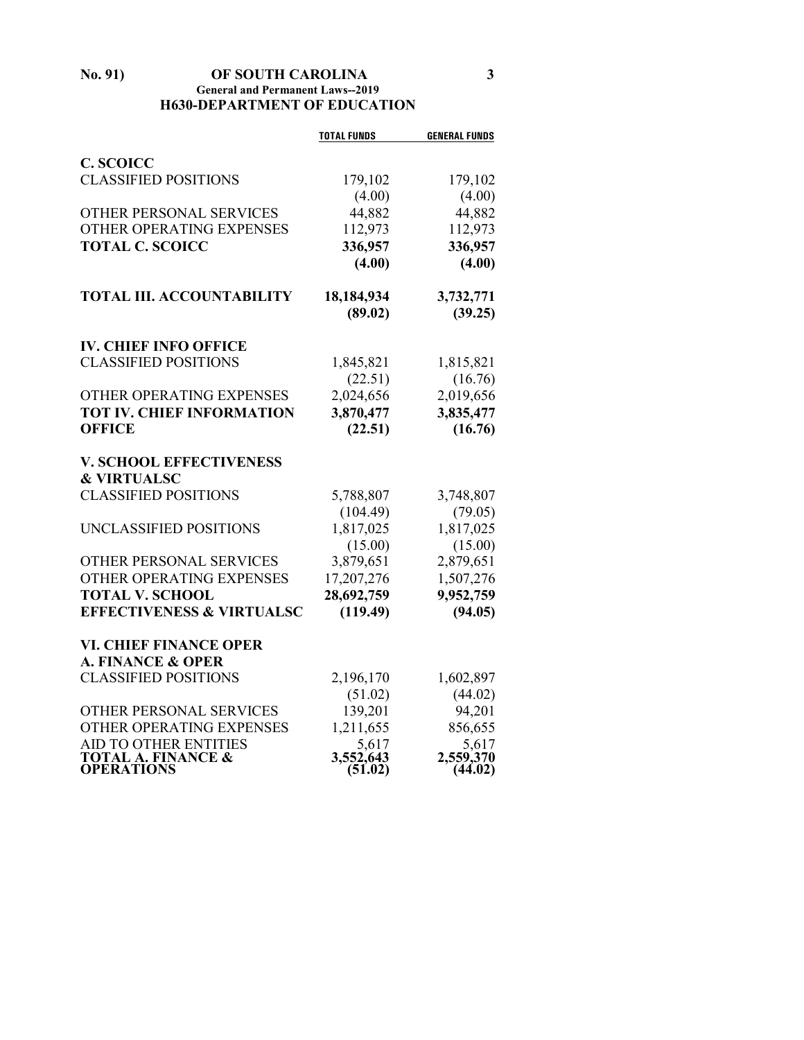## H630-DEPARTMENT OF EDUCATION

| | TOTAL FUNDS | GENERAL FUNDS |
|---|---|---|
| **C. SCOICC** | | |
| CLASSIFIED POSITIONS | 179,102 | 179,102 |
| | (4.00) | (4.00) |
| OTHER PERSONAL SERVICES | 44,882 | 44,882 |
| OTHER OPERATING EXPENSES | 112,973 | 112,973 |
| **TOTAL C. SCOICC** | **336,957** | **336,957** |
| | **(4.00)** | **(4.00)** |
| **TOTAL III. ACCOUNTABILITY** | **18,184,934** | **3,732,771** |
| | **(89.02)** | **(39.25)** |
| **IV. CHIEF INFO OFFICE** | | |
| CLASSIFIED POSITIONS | 1,845,821 | 1,815,821 |
| | (22.51) | (16.76) |
| OTHER OPERATING EXPENSES | 2,024,656 | 2,019,656 |
| **TOT IV. CHIEF INFORMATION OFFICE** | **3,870,477** | **3,835,477** |
| | **(22.51)** | **(16.76)** |
| **V. SCHOOL EFFECTIVENESS & VIRTUALSC** | | |
| CLASSIFIED POSITIONS | 5,788,807 | 3,748,807 |
| | (104.49) | (79.05) |
| UNCLASSIFIED POSITIONS | 1,817,025 | 1,817,025 |
| | (15.00) | (15.00) |
| OTHER PERSONAL SERVICES | 3,879,651 | 2,879,651 |
| OTHER OPERATING EXPENSES | 17,207,276 | 1,507,276 |
| **TOTAL V. SCHOOL EFFECTIVENESS & VIRTUALSC** | **28,692,759** | **9,952,759** |
| | **(119.49)** | **(94.05)** |
| **VI. CHIEF FINANCE OPER** | | |
| **A. FINANCE & OPER** | | |
| CLASSIFIED POSITIONS | 2,196,170 | 1,602,897 |
| | (51.02) | (44.02) |
| OTHER PERSONAL SERVICES | 139,201 | 94,201 |
| OTHER OPERATING EXPENSES | 1,211,655 | 856,655 |
| AID TO OTHER ENTITIES | 5,617 | 5,617 |
| **TOTAL A. FINANCE & OPERATIONS** | **3,552,643** | **2,559,370** |
| | **(51.02)** | **(44.02)** |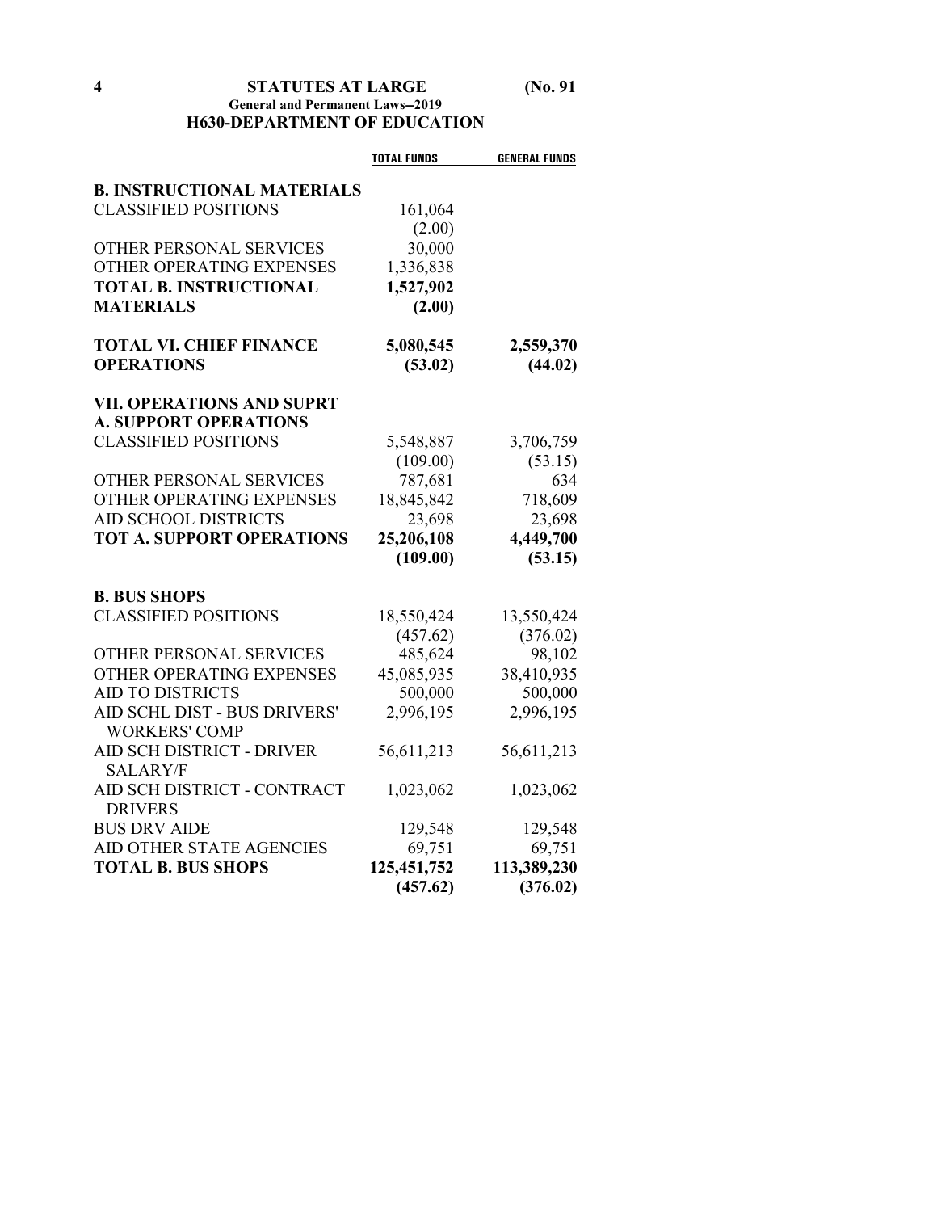## H630-DEPARTMENT OF EDUCATION

| | TOTAL FUNDS | GENERAL FUNDS |
|---|---|---|
| **B. INSTRUCTIONAL MATERIALS** | | |
| CLASSIFIED POSITIONS | 161,064 | |
| | (2.00) | |
| OTHER PERSONAL SERVICES | 30,000 | |
| OTHER OPERATING EXPENSES | 1,336,838 | |
| **TOTAL B. INSTRUCTIONAL MATERIALS** | **1,527,902** | |
| | **(2.00)** | |
| **TOTAL VI. CHIEF FINANCE OPERATIONS** | **5,080,545** | **2,559,370** |
| | **(53.02)** | **(44.02)** |
| **VII. OPERATIONS AND SUPRT** | | |
| **A. SUPPORT OPERATIONS** | | |
| CLASSIFIED POSITIONS | 5,548,887 | 3,706,759 |
| | (109.00) | (53.15) |
| OTHER PERSONAL SERVICES | 787,681 | 634 |
| OTHER OPERATING EXPENSES | 18,845,842 | 718,609 |
| AID SCHOOL DISTRICTS | 23,698 | 23,698 |
| **TOT A. SUPPORT OPERATIONS** | **25,206,108** | **4,449,700** |
| | **(109.00)** | **(53.15)** |
| **B. BUS SHOPS** | | |
| CLASSIFIED POSITIONS | 18,550,424 | 13,550,424 |
| | (457.62) | (376.02) |
| OTHER PERSONAL SERVICES | 485,624 | 98,102 |
| OTHER OPERATING EXPENSES | 45,085,935 | 38,410,935 |
| AID TO DISTRICTS | 500,000 | 500,000 |
| AID SCHL DIST - BUS DRIVERS' WORKERS' COMP | 2,996,195 | 2,996,195 |
| AID SCH DISTRICT - DRIVER SALARY/F | 56,611,213 | 56,611,213 |
| AID SCH DISTRICT - CONTRACT DRIVERS | 1,023,062 | 1,023,062 |
| BUS DRV AIDE | 129,548 | 129,548 |
| AID OTHER STATE AGENCIES | 69,751 | 69,751 |
| **TOTAL B. BUS SHOPS** | **125,451,752** | **113,389,230** |
| | **(457.62)** | **(376.02)** |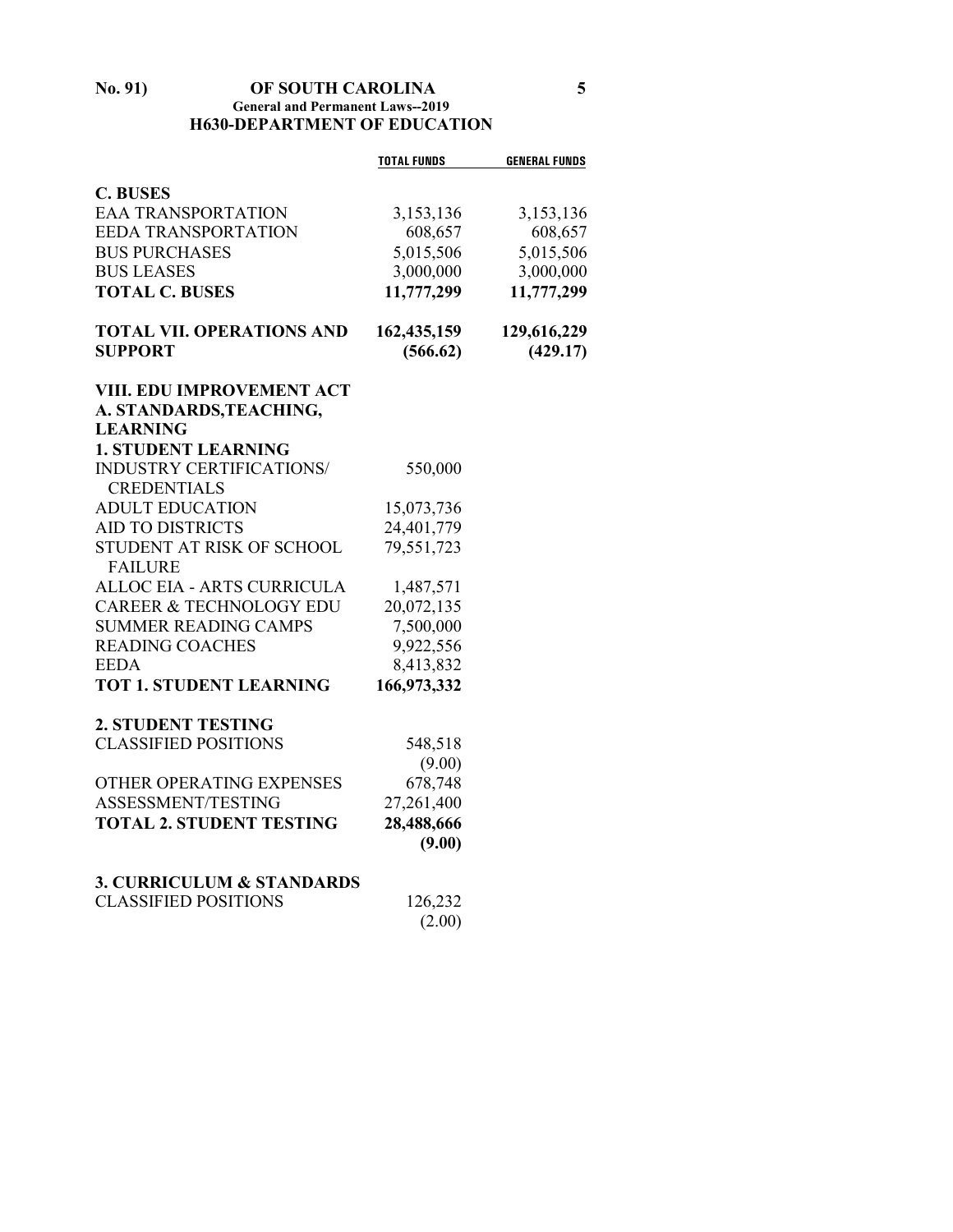| | TOTAL FUNDS | GENERAL FUNDS |
|---|---|---|
| **C. BUSES** | | |
| EAA TRANSPORTATION | 3,153,136 | 3,153,136 |
| EEDA TRANSPORTATION | 608,657 | 608,657 |
| BUS PURCHASES | 5,015,506 | 5,015,506 |
| BUS LEASES | 3,000,000 | 3,000,000 |
| **TOTAL C. BUSES** | **11,777,299** | **11,777,299** |
| **TOTAL VII. OPERATIONS AND SUPPORT** | **162,435,159** | **129,616,229** |
| | **(566.62)** | **(429.17)** |
| **VIII. EDU IMPROVEMENT ACT** | | |
| **A. STANDARDS,TEACHING, LEARNING** | | |
| **1. STUDENT LEARNING** | | |
| INDUSTRY CERTIFICATIONS/ CREDENTIALS | 550,000 | |
| ADULT EDUCATION | 15,073,736 | |
| AID TO DISTRICTS | 24,401,779 | |
| STUDENT AT RISK OF SCHOOL FAILURE | 79,551,723 | |
| ALLOC EIA - ARTS CURRICULA | 1,487,571 | |
| CAREER & TECHNOLOGY EDU | 20,072,135 | |
| SUMMER READING CAMPS | 7,500,000 | |
| READING COACHES | 9,922,556 | |
| EEDA | 8,413,832 | |
| **TOT 1. STUDENT LEARNING** | **166,973,332** | |
| **2. STUDENT TESTING** | | |
| CLASSIFIED POSITIONS | 548,518 | |
| | (9.00) | |
| OTHER OPERATING EXPENSES | 678,748 | |
| ASSESSMENT/TESTING | 27,261,400 | |
| **TOTAL 2. STUDENT TESTING** | **28,488,666** | |
| | **(9.00)** | |
| **3. CURRICULUM & STANDARDS** | | |
| CLASSIFIED POSITIONS | 126,232 | |
| | (2.00) | |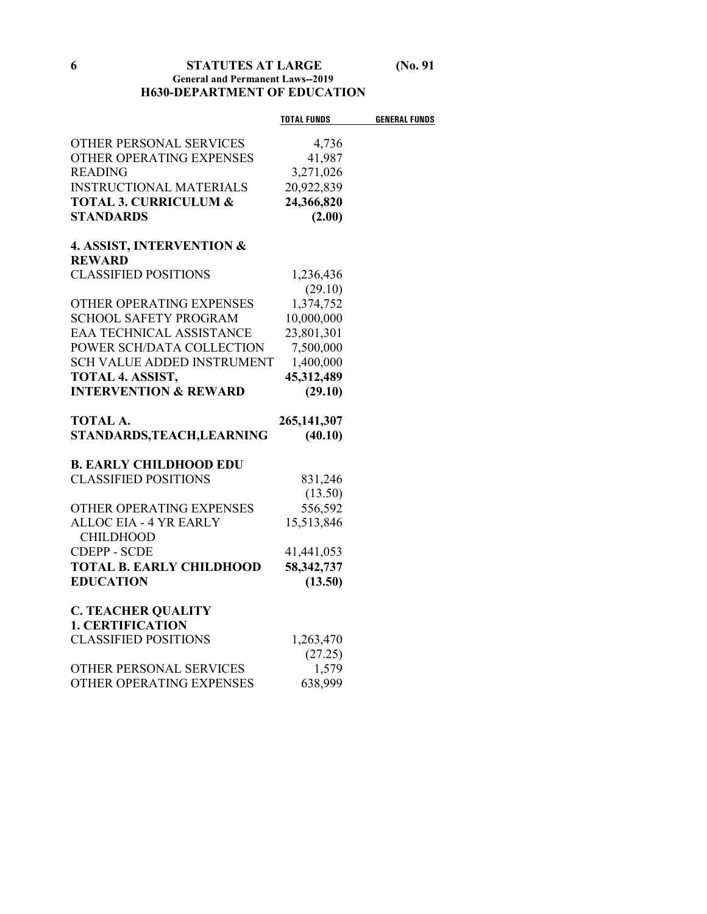**H630-DEPARTMENT OF EDUCATION**

| | TOTAL FUNDS | GENERAL FUNDS |
|---|---|---|
| OTHER PERSONAL SERVICES | 4,736 | |
| OTHER OPERATING EXPENSES | 41,987 | |
| READING | 3,271,026 | |
| INSTRUCTIONAL MATERIALS | 20,922,839 | |
| **TOTAL 3. CURRICULUM & STANDARDS** | **24,366,820** | |
| | **(2.00)** | |
| **4. ASSIST, INTERVENTION & REWARD** | | |
| CLASSIFIED POSITIONS | 1,236,436 | |
| | (29.10) | |
| OTHER OPERATING EXPENSES | 1,374,752 | |
| SCHOOL SAFETY PROGRAM | 10,000,000 | |
| EAA TECHNICAL ASSISTANCE | 23,801,301 | |
| POWER SCH/DATA COLLECTION | 7,500,000 | |
| SCH VALUE ADDED INSTRUMENT | 1,400,000 | |
| **TOTAL 4. ASSIST, INTERVENTION & REWARD** | **45,312,489** | |
| | **(29.10)** | |
| **TOTAL A. STANDARDS,TEACH,LEARNING** | **265,141,307** | |
| | **(40.10)** | |
| **B. EARLY CHILDHOOD EDU** | | |
| CLASSIFIED POSITIONS | 831,246 | |
| | (13.50) | |
| OTHER OPERATING EXPENSES | 556,592 | |
| ALLOC EIA - 4 YR EARLY CHILDHOOD | 15,513,846 | |
| CDEPP - SCDE | 41,441,053 | |
| **TOTAL B. EARLY CHILDHOOD EDUCATION** | **58,342,737** | |
| | **(13.50)** | |
| **C. TEACHER QUALITY** | | |
| **1. CERTIFICATION** | | |
| CLASSIFIED POSITIONS | 1,263,470 | |
| | (27.25) | |
| OTHER PERSONAL SERVICES | 1,579 | |
| OTHER OPERATING EXPENSES | 638,999 | |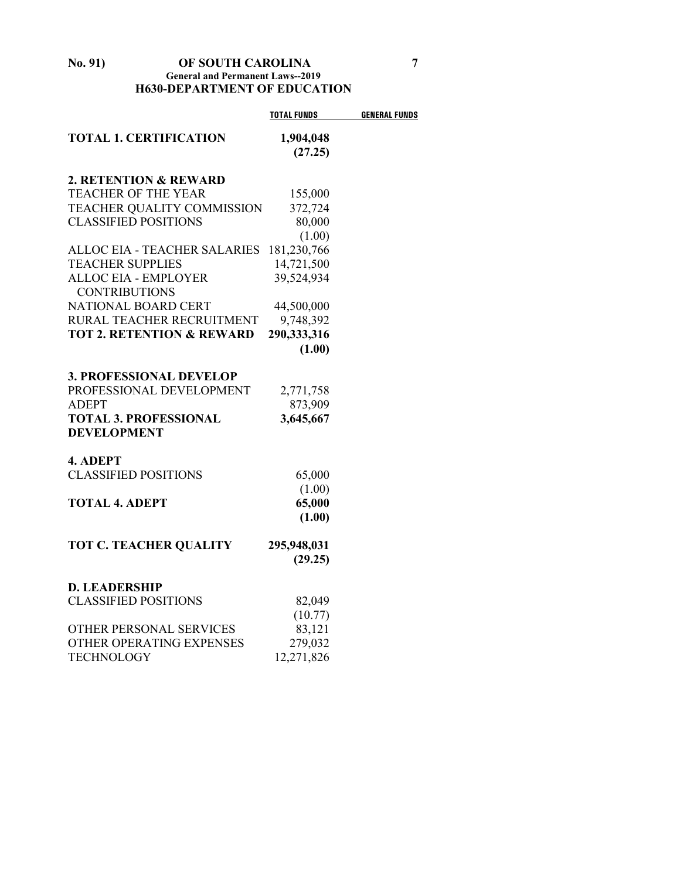| | TOTAL FUNDS | GENERAL FUNDS |
|---|---|---|
| **TOTAL 1. CERTIFICATION** | **1,904,048** | |
| | **(27.25)** | |
| **2. RETENTION & REWARD** | | |
| TEACHER OF THE YEAR | 155,000 | |
| TEACHER QUALITY COMMISSION | 372,724 | |
| CLASSIFIED POSITIONS | 80,000 | |
| | (1.00) | |
| ALLOC EIA - TEACHER SALARIES | 181,230,766 | |
| TEACHER SUPPLIES | 14,721,500 | |
| ALLOC EIA - EMPLOYER CONTRIBUTIONS | 39,524,934 | |
| NATIONAL BOARD CERT | 44,500,000 | |
| RURAL TEACHER RECRUITMENT | 9,748,392 | |
| **TOT 2. RETENTION & REWARD** | **290,333,316** | |
| | **(1.00)** | |
| **3. PROFESSIONAL DEVELOP** | | |
| PROFESSIONAL DEVELOPMENT | 2,771,758 | |
| ADEPT | 873,909 | |
| **TOTAL 3. PROFESSIONAL DEVELOPMENT** | **3,645,667** | |
| **4. ADEPT** | | |
| CLASSIFIED POSITIONS | 65,000 | |
| | (1.00) | |
| **TOTAL 4. ADEPT** | **65,000** | |
| | **(1.00)** | |
| **TOT C. TEACHER QUALITY** | **295,948,031** | |
| | **(29.25)** | |
| **D. LEADERSHIP** | | |
| CLASSIFIED POSITIONS | 82,049 | |
| | (10.77) | |
| OTHER PERSONAL SERVICES | 83,121 | |
| OTHER OPERATING EXPENSES | 279,032 | |
| TECHNOLOGY | 12,271,826 | |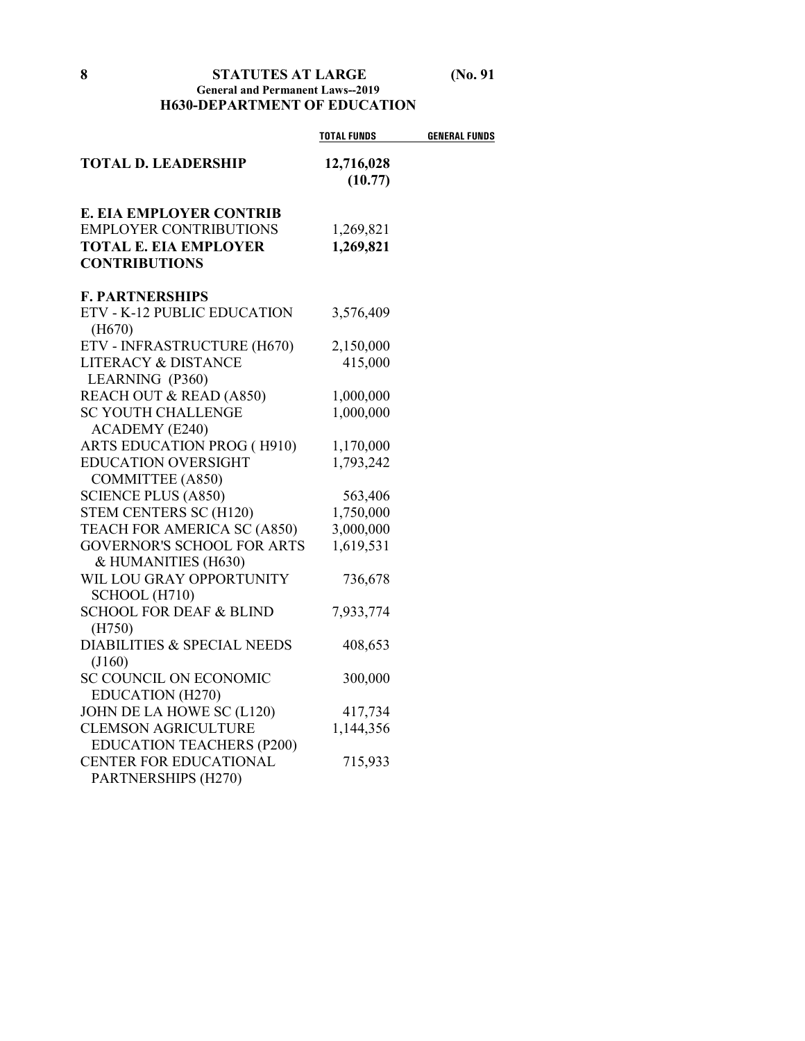| | TOTAL FUNDS | GENERAL FUNDS |
|---|---|---|
| **TOTAL D. LEADERSHIP** | **12,716,028** | |
| | **(10.77)** | |
| **E. EIA EMPLOYER CONTRIB** | | |
| EMPLOYER CONTRIBUTIONS | 1,269,821 | |
| **TOTAL E. EIA EMPLOYER CONTRIBUTIONS** | **1,269,821** | |
| **F. PARTNERSHIPS** | | |
| ETV - K-12 PUBLIC EDUCATION (H670) | 3,576,409 | |
| ETV - INFRASTRUCTURE (H670) | 2,150,000 | |
| LITERACY & DISTANCE LEARNING (P360) | 415,000 | |
| REACH OUT & READ (A850) | 1,000,000 | |
| SC YOUTH CHALLENGE ACADEMY (E240) | 1,000,000 | |
| ARTS EDUCATION PROG ( H910) | 1,170,000 | |
| EDUCATION OVERSIGHT COMMITTEE (A850) | 1,793,242 | |
| SCIENCE PLUS (A850) | 563,406 | |
| STEM CENTERS SC (H120) | 1,750,000 | |
| TEACH FOR AMERICA SC (A850) | 3,000,000 | |
| GOVERNOR'S SCHOOL FOR ARTS & HUMANITIES (H630) | 1,619,531 | |
| WIL LOU GRAY OPPORTUNITY SCHOOL (H710) | 736,678 | |
| SCHOOL FOR DEAF & BLIND (H750) | 7,933,774 | |
| DIABILITIES & SPECIAL NEEDS (J160) | 408,653 | |
| SC COUNCIL ON ECONOMIC EDUCATION (H270) | 300,000 | |
| JOHN DE LA HOWE SC (L120) | 417,734 | |
| CLEMSON AGRICULTURE EDUCATION TEACHERS (P200) | 1,144,356 | |
| CENTER FOR EDUCATIONAL PARTNERSHIPS (H270) | 715,933 | |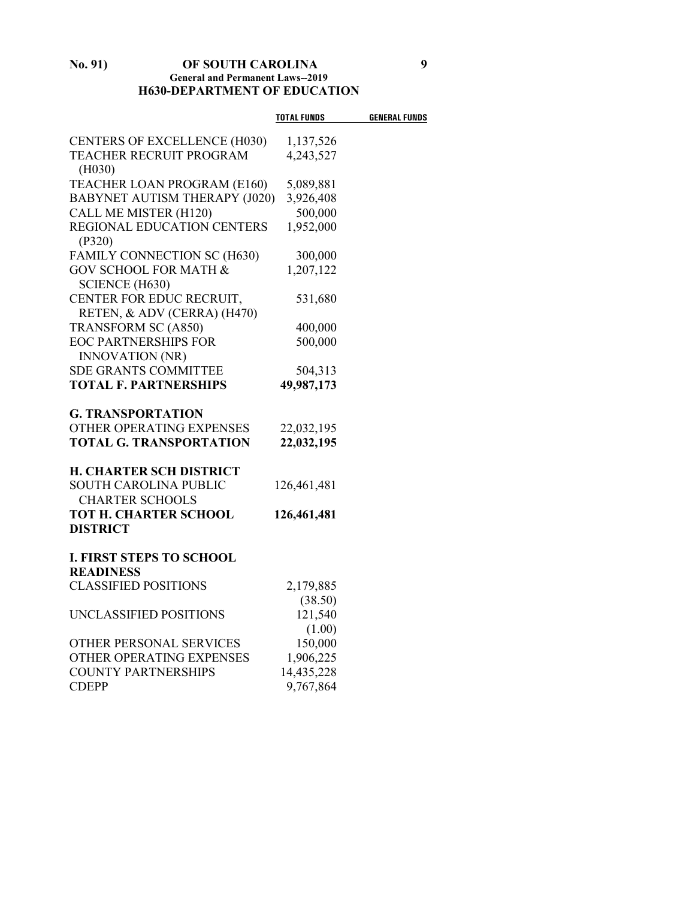| | TOTAL FUNDS | GENERAL FUNDS |
|---|---|---|
| CENTERS OF EXCELLENCE (H030) | 1,137,526 | |
| TEACHER RECRUIT PROGRAM (H030) | 4,243,527 | |
| TEACHER LOAN PROGRAM (E160) | 5,089,881 | |
| BABYNET AUTISM THERAPY (J020) | 3,926,408 | |
| CALL ME MISTER (H120) | 500,000 | |
| REGIONAL EDUCATION CENTERS (P320) | 1,952,000 | |
| FAMILY CONNECTION SC (H630) | 300,000 | |
| GOV SCHOOL FOR MATH & SCIENCE (H630) | 1,207,122 | |
| CENTER FOR EDUC RECRUIT, RETEN, & ADV (CERRA) (H470) | 531,680 | |
| TRANSFORM SC (A850) | 400,000 | |
| EOC PARTNERSHIPS FOR INNOVATION (NR) | 500,000 | |
| SDE GRANTS COMMITTEE | 504,313 | |
| **TOTAL F. PARTNERSHIPS** | **49,987,173** | |
| **G. TRANSPORTATION** | | |
| OTHER OPERATING EXPENSES | 22,032,195 | |
| **TOTAL G. TRANSPORTATION** | **22,032,195** | |
| **H. CHARTER SCH DISTRICT** | | |
| SOUTH CAROLINA PUBLIC CHARTER SCHOOLS | 126,461,481 | |
| **TOT H. CHARTER SCHOOL DISTRICT** | **126,461,481** | |
| **I. FIRST STEPS TO SCHOOL READINESS** | | |
| CLASSIFIED POSITIONS | 2,179,885 (38.50) | |
| UNCLASSIFIED POSITIONS | 121,540 (1.00) | |
| OTHER PERSONAL SERVICES | 150,000 | |
| OTHER OPERATING EXPENSES | 1,906,225 | |
| COUNTY PARTNERSHIPS | 14,435,228 | |
| CDEPP | 9,767,864 | |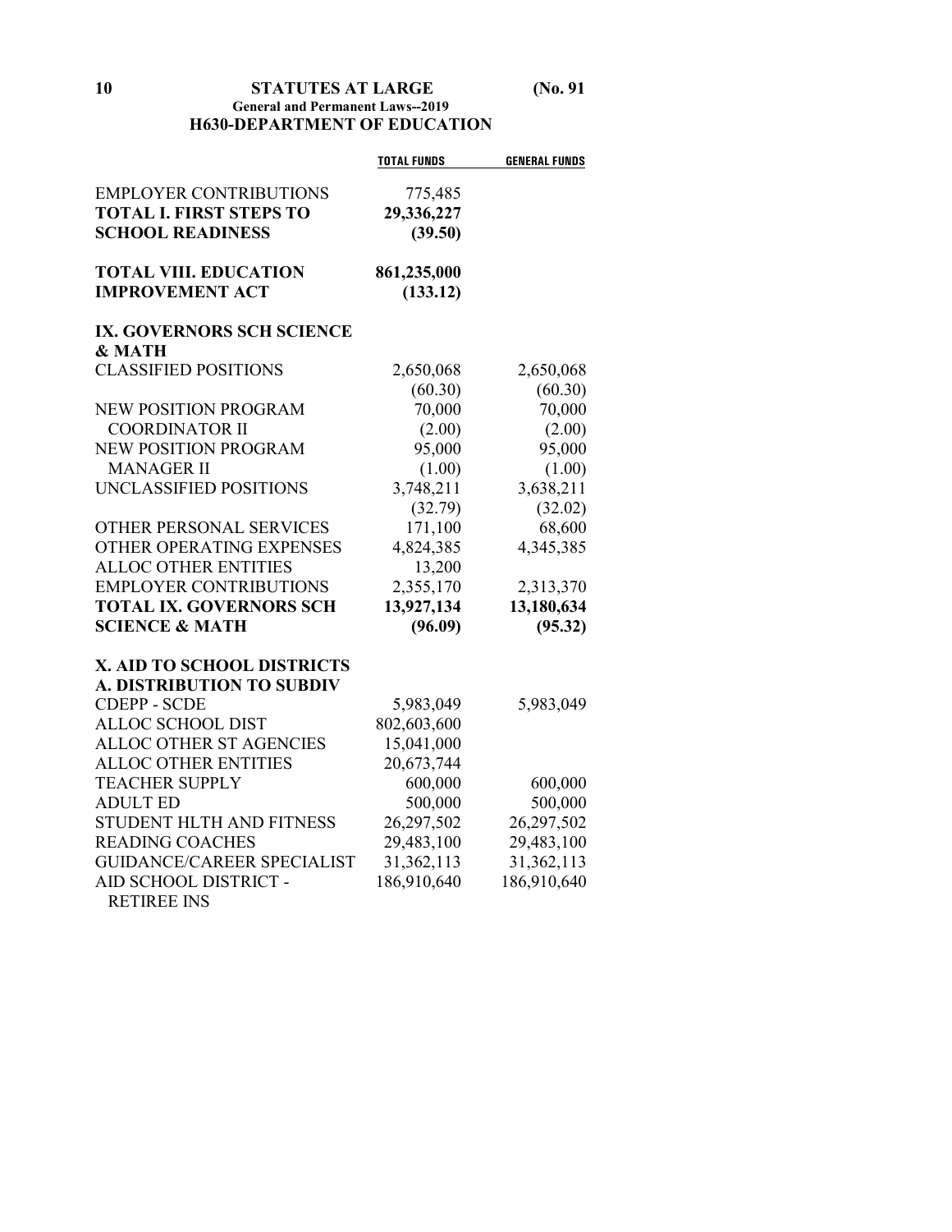**General and Permanent Laws--2019**

**H630-DEPARTMENT OF EDUCATION**

| | TOTAL FUNDS | GENERAL FUNDS |
|---|---|---|
| EMPLOYER CONTRIBUTIONS | 775,485 | |
| **TOTAL I. FIRST STEPS TO SCHOOL READINESS** | **29,336,227** | |
| | **(39.50)** | |
| **TOTAL VIII. EDUCATION IMPROVEMENT ACT** | **861,235,000** | |
| | **(133.12)** | |
| **IX. GOVERNORS SCH SCIENCE & MATH** | | |
| CLASSIFIED POSITIONS | 2,650,068 | 2,650,068 |
| | (60.30) | (60.30) |
| NEW POSITION PROGRAM COORDINATOR II | 70,000 | 70,000 |
| | (2.00) | (2.00) |
| NEW POSITION PROGRAM MANAGER II | 95,000 | 95,000 |
| | (1.00) | (1.00) |
| UNCLASSIFIED POSITIONS | 3,748,211 | 3,638,211 |
| | (32.79) | (32.02) |
| OTHER PERSONAL SERVICES | 171,100 | 68,600 |
| OTHER OPERATING EXPENSES | 4,824,385 | 4,345,385 |
| ALLOC OTHER ENTITIES | 13,200 | |
| EMPLOYER CONTRIBUTIONS | 2,355,170 | 2,313,370 |
| **TOTAL IX. GOVERNORS SCH SCIENCE & MATH** | **13,927,134** | **13,180,634** |
| | **(96.09)** | **(95.32)** |
| **X. AID TO SCHOOL DISTRICTS** | | |
| **A. DISTRIBUTION TO SUBDIV** | | |
| CDEPP - SCDE | 5,983,049 | 5,983,049 |
| ALLOC SCHOOL DIST | 802,603,600 | |
| ALLOC OTHER ST AGENCIES | 15,041,000 | |
| ALLOC OTHER ENTITIES | 20,673,744 | |
| TEACHER SUPPLY | 600,000 | 600,000 |
| ADULT ED | 500,000 | 500,000 |
| STUDENT HLTH AND FITNESS | 26,297,502 | 26,297,502 |
| READING COACHES | 29,483,100 | 29,483,100 |
| GUIDANCE/CAREER SPECIALIST | 31,362,113 | 31,362,113 |
| AID SCHOOL DISTRICT - RETIREE INS | 186,910,640 | 186,910,640 |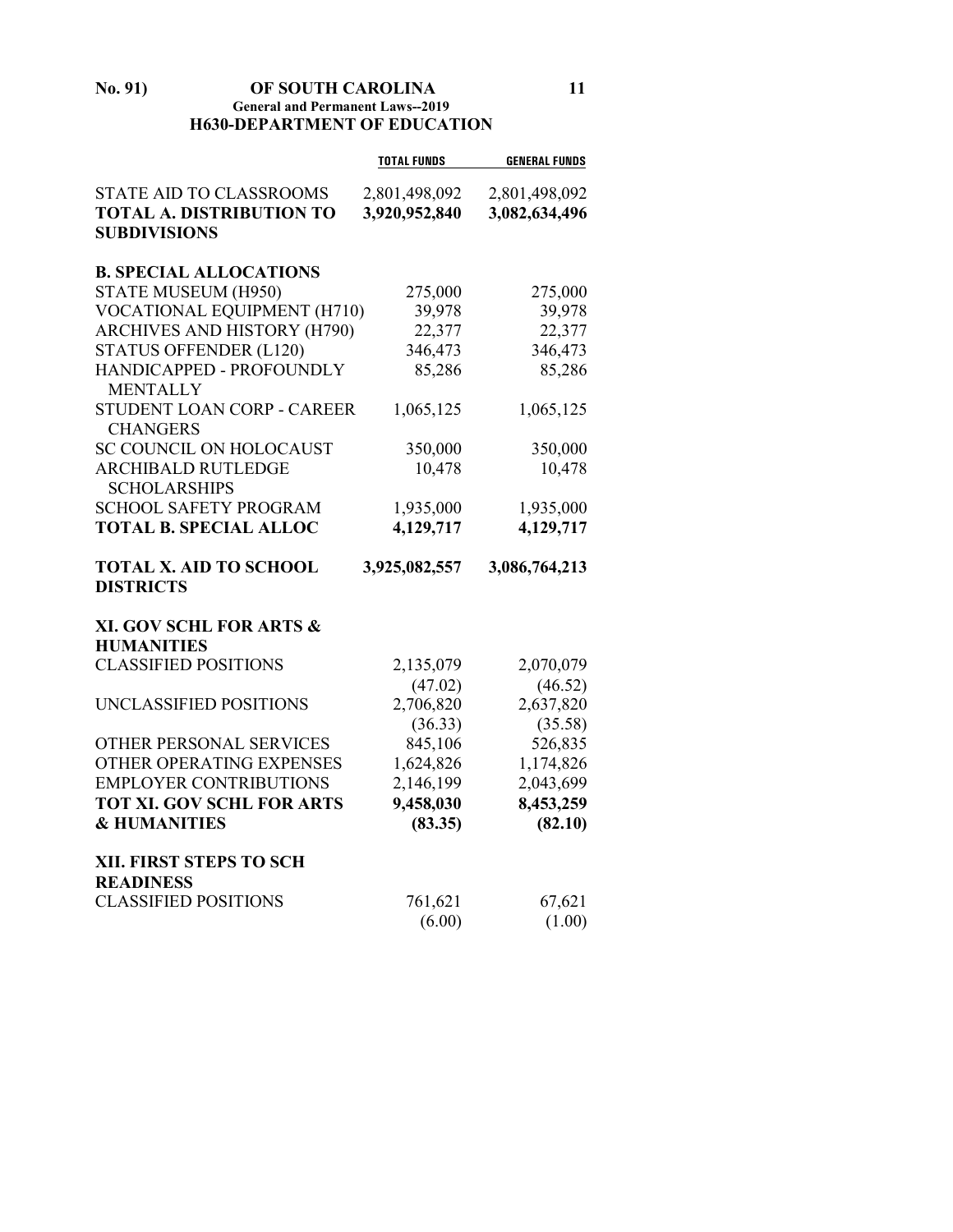| | TOTAL FUNDS | GENERAL FUNDS |
|---|---|---|
| STATE AID TO CLASSROOMS | 2,801,498,092 | 2,801,498,092 |
| **TOTAL A. DISTRIBUTION TO SUBDIVISIONS** | **3,920,952,840** | **3,082,634,496** |
| **B. SPECIAL ALLOCATIONS** | | |
| STATE MUSEUM (H950) | 275,000 | 275,000 |
| VOCATIONAL EQUIPMENT (H710) | 39,978 | 39,978 |
| ARCHIVES AND HISTORY (H790) | 22,377 | 22,377 |
| STATUS OFFENDER (L120) | 346,473 | 346,473 |
| HANDICAPPED - PROFOUNDLY MENTALLY | 85,286 | 85,286 |
| STUDENT LOAN CORP - CAREER CHANGERS | 1,065,125 | 1,065,125 |
| SC COUNCIL ON HOLOCAUST | 350,000 | 350,000 |
| ARCHIBALD RUTLEDGE SCHOLARSHIPS | 10,478 | 10,478 |
| SCHOOL SAFETY PROGRAM | 1,935,000 | 1,935,000 |
| **TOTAL B. SPECIAL ALLOC** | **4,129,717** | **4,129,717** |
| **TOTAL X. AID TO SCHOOL DISTRICTS** | **3,925,082,557** | **3,086,764,213** |
| **XI. GOV SCHL FOR ARTS & HUMANITIES** | | |
| CLASSIFIED POSITIONS | 2,135,079 | 2,070,079 |
| | (47.02) | (46.52) |
| UNCLASSIFIED POSITIONS | 2,706,820 | 2,637,820 |
| | (36.33) | (35.58) |
| OTHER PERSONAL SERVICES | 845,106 | 526,835 |
| OTHER OPERATING EXPENSES | 1,624,826 | 1,174,826 |
| EMPLOYER CONTRIBUTIONS | 2,146,199 | 2,043,699 |
| **TOT XI. GOV SCHL FOR ARTS & HUMANITIES** | **9,458,030** | **8,453,259** |
| | **(83.35)** | **(82.10)** |
| **XII. FIRST STEPS TO SCH READINESS** | | |
| CLASSIFIED POSITIONS | 761,621 | 67,621 |
| | (6.00) | (1.00) |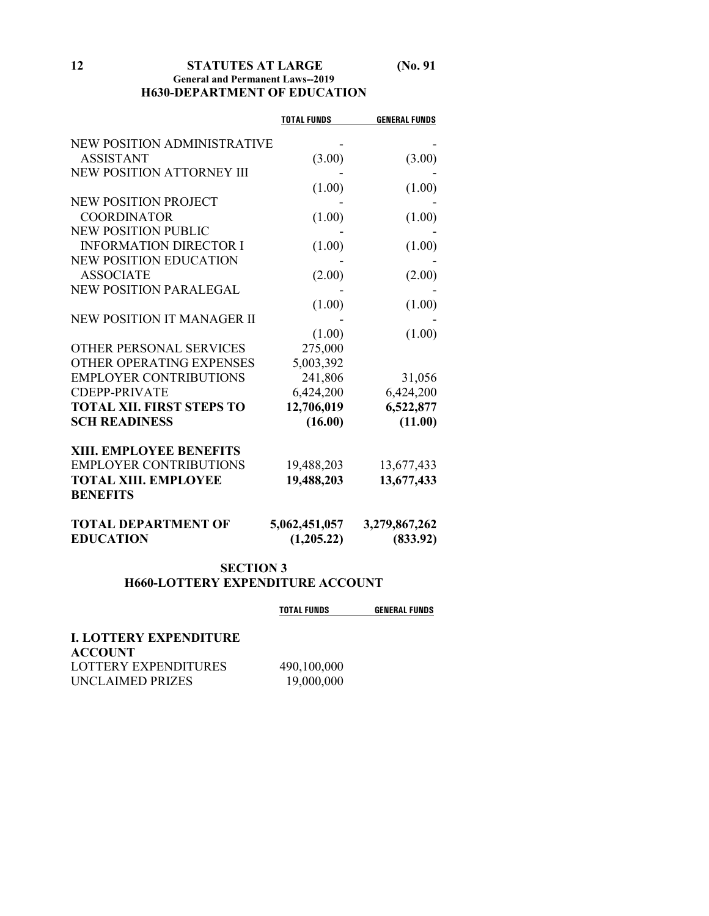## H630-DEPARTMENT OF EDUCATION

| | TOTAL FUNDS | GENERAL FUNDS |
|---|---|---|
| NEW POSITION ADMINISTRATIVE ASSISTANT | - | - |
| | (3.00) | (3.00) |
| NEW POSITION ATTORNEY III | - | - |
| | (1.00) | (1.00) |
| NEW POSITION PROJECT COORDINATOR | - | - |
| | (1.00) | (1.00) |
| NEW POSITION PUBLIC INFORMATION DIRECTOR I | - | - |
| | (1.00) | (1.00) |
| NEW POSITION EDUCATION ASSOCIATE | - | - |
| | (2.00) | (2.00) |
| NEW POSITION PARALEGAL | - | - |
| | (1.00) | (1.00) |
| NEW POSITION IT MANAGER II | - | - |
| | (1.00) | (1.00) |
| OTHER PERSONAL SERVICES | 275,000 | |
| OTHER OPERATING EXPENSES | 5,003,392 | |
| EMPLOYER CONTRIBUTIONS | 241,806 | 31,056 |
| CDEPP-PRIVATE | 6,424,200 | 6,424,200 |
| **TOTAL XII. FIRST STEPS TO SCH READINESS** | **12,706,019** | **6,522,877** |
| | **(16.00)** | **(11.00)** |
| **XIII. EMPLOYEE BENEFITS** | | |
| EMPLOYER CONTRIBUTIONS | 19,488,203 | 13,677,433 |
| **TOTAL XIII. EMPLOYEE BENEFITS** | **19,488,203** | **13,677,433** |
| **TOTAL DEPARTMENT OF EDUCATION** | **5,062,451,057** | **3,279,867,262** |
| | **(1,205.22)** | **(833.92)** |

## SECTION 3
## H660-LOTTERY EXPENDITURE ACCOUNT

| | TOTAL FUNDS | GENERAL FUNDS |
|---|---|---|
| **I. LOTTERY EXPENDITURE ACCOUNT** | | |
| LOTTERY EXPENDITURES | 490,100,000 | |
| UNCLAIMED PRIZES | 19,000,000 | |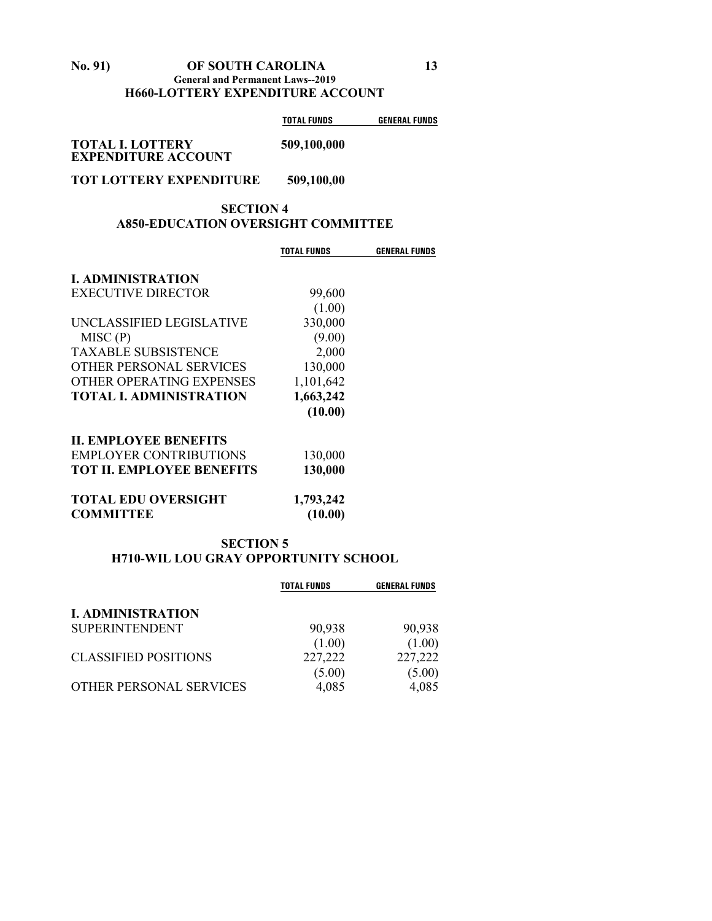## H660-LOTTERY EXPENDITURE ACCOUNT

| | TOTAL FUNDS | GENERAL FUNDS |
|---|---|---|
| **TOTAL I. LOTTERY EXPENDITURE ACCOUNT** | **509,100,000** | |
| **TOT LOTTERY EXPENDITURE** | **509,100,00** | |

## SECTION 4
## A850-EDUCATION OVERSIGHT COMMITTEE

| | TOTAL FUNDS | GENERAL FUNDS |
|---|---|---|
| **I. ADMINISTRATION** | | |
| EXECUTIVE DIRECTOR | 99,600 | |
| | (1.00) | |
| UNCLASSIFIED LEGISLATIVE MISC (P) | 330,000 | |
| | (9.00) | |
| TAXABLE SUBSISTENCE | 2,000 | |
| OTHER PERSONAL SERVICES | 130,000 | |
| OTHER OPERATING EXPENSES | 1,101,642 | |
| **TOTAL I. ADMINISTRATION** | **1,663,242** | |
| | **(10.00)** | |
| **II. EMPLOYEE BENEFITS** | | |
| EMPLOYER CONTRIBUTIONS | 130,000 | |
| **TOT II. EMPLOYEE BENEFITS** | **130,000** | |
| **TOTAL EDU OVERSIGHT COMMITTEE** | **1,793,242** | |
| | **(10.00)** | |

## SECTION 5
## H710-WIL LOU GRAY OPPORTUNITY SCHOOL

| | TOTAL FUNDS | GENERAL FUNDS |
|---|---|---|
| **I. ADMINISTRATION** | | |
| SUPERINTENDENT | 90,938 | 90,938 |
| | (1.00) | (1.00) |
| CLASSIFIED POSITIONS | 227,222 | 227,222 |
| | (5.00) | (5.00) |
| OTHER PERSONAL SERVICES | 4,085 | 4,085 |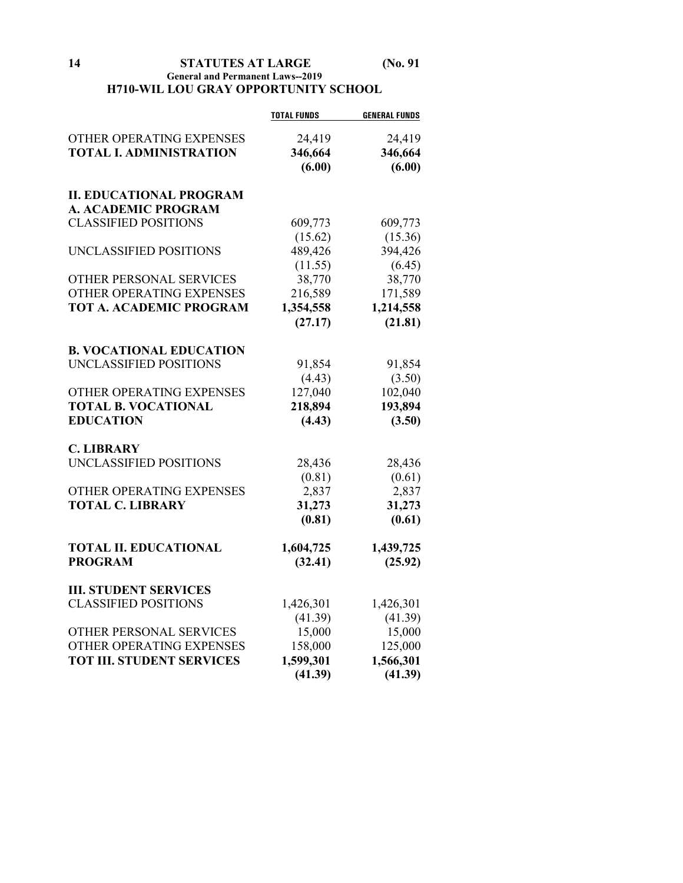## H710-WIL LOU GRAY OPPORTUNITY SCHOOL

| | TOTAL FUNDS | GENERAL FUNDS |
|---|---|---|
| OTHER OPERATING EXPENSES | 24,419 | 24,419 |
| **TOTAL I. ADMINISTRATION** | **346,664** | **346,664** |
| | **(6.00)** | **(6.00)** |
| **II. EDUCATIONAL PROGRAM** | | |
| **A. ACADEMIC PROGRAM** | | |
| CLASSIFIED POSITIONS | 609,773 | 609,773 |
| | (15.62) | (15.36) |
| UNCLASSIFIED POSITIONS | 489,426 | 394,426 |
| | (11.55) | (6.45) |
| OTHER PERSONAL SERVICES | 38,770 | 38,770 |
| OTHER OPERATING EXPENSES | 216,589 | 171,589 |
| **TOT A. ACADEMIC PROGRAM** | **1,354,558** | **1,214,558** |
| | **(27.17)** | **(21.81)** |
| **B. VOCATIONAL EDUCATION** | | |
| UNCLASSIFIED POSITIONS | 91,854 | 91,854 |
| | (4.43) | (3.50) |
| OTHER OPERATING EXPENSES | 127,040 | 102,040 |
| **TOTAL B. VOCATIONAL EDUCATION** | **218,894** | **193,894** |
| | **(4.43)** | **(3.50)** |
| **C. LIBRARY** | | |
| UNCLASSIFIED POSITIONS | 28,436 | 28,436 |
| | (0.81) | (0.61) |
| OTHER OPERATING EXPENSES | 2,837 | 2,837 |
| **TOTAL C. LIBRARY** | **31,273** | **31,273** |
| | **(0.81)** | **(0.61)** |
| **TOTAL II. EDUCATIONAL PROGRAM** | **1,604,725** | **1,439,725** |
| | **(32.41)** | **(25.92)** |
| **III. STUDENT SERVICES** | | |
| CLASSIFIED POSITIONS | 1,426,301 | 1,426,301 |
| | (41.39) | (41.39) |
| OTHER PERSONAL SERVICES | 15,000 | 15,000 |
| OTHER OPERATING EXPENSES | 158,000 | 125,000 |
| **TOT III. STUDENT SERVICES** | **1,599,301** | **1,566,301** |
| | **(41.39)** | **(41.39)** |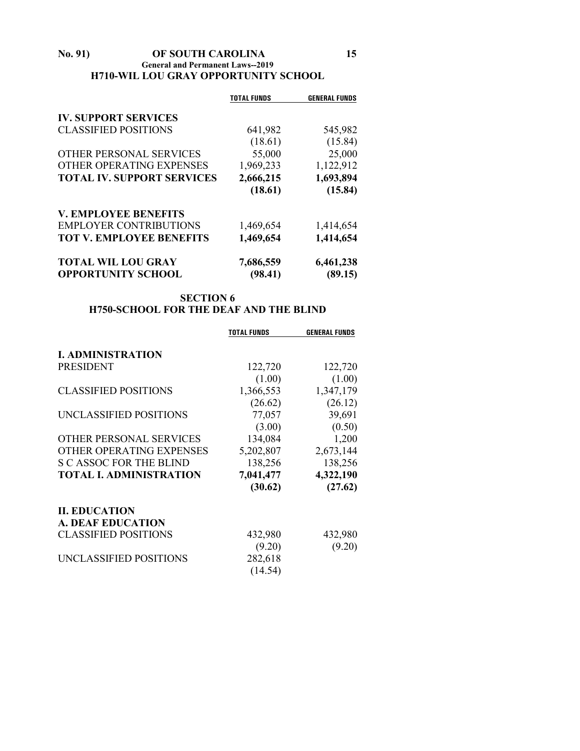## H710-WIL LOU GRAY OPPORTUNITY SCHOOL

| | TOTAL FUNDS | GENERAL FUNDS |
|---|---|---|
| **IV. SUPPORT SERVICES** | | |
| CLASSIFIED POSITIONS | 641,982 | 545,982 |
| | (18.61) | (15.84) |
| OTHER PERSONAL SERVICES | 55,000 | 25,000 |
| OTHER OPERATING EXPENSES | 1,969,233 | 1,122,912 |
| **TOTAL IV. SUPPORT SERVICES** | **2,666,215** | **1,693,894** |
| | **(18.61)** | **(15.84)** |
| **V. EMPLOYEE BENEFITS** | | |
| EMPLOYER CONTRIBUTIONS | 1,469,654 | 1,414,654 |
| **TOT V. EMPLOYEE BENEFITS** | **1,469,654** | **1,414,654** |
| **TOTAL WIL LOU GRAY OPPORTUNITY SCHOOL** | **7,686,559** | **6,461,238** |
| | **(98.41)** | **(89.15)** |

## SECTION 6
## H750-SCHOOL FOR THE DEAF AND THE BLIND

| | TOTAL FUNDS | GENERAL FUNDS |
|---|---|---|
| **I. ADMINISTRATION** | | |
| PRESIDENT | 122,720 | 122,720 |
| | (1.00) | (1.00) |
| CLASSIFIED POSITIONS | 1,366,553 | 1,347,179 |
| | (26.62) | (26.12) |
| UNCLASSIFIED POSITIONS | 77,057 | 39,691 |
| | (3.00) | (0.50) |
| OTHER PERSONAL SERVICES | 134,084 | 1,200 |
| OTHER OPERATING EXPENSES | 5,202,807 | 2,673,144 |
| S C ASSOC FOR THE BLIND | 138,256 | 138,256 |
| **TOTAL I. ADMINISTRATION** | **7,041,477** | **4,322,190** |
| | **(30.62)** | **(27.62)** |
| **II. EDUCATION** | | |
| **A. DEAF EDUCATION** | | |
| CLASSIFIED POSITIONS | 432,980 | 432,980 |
| | (9.20) | (9.20) |
| UNCLASSIFIED POSITIONS | 282,618 | |
| | (14.54) | |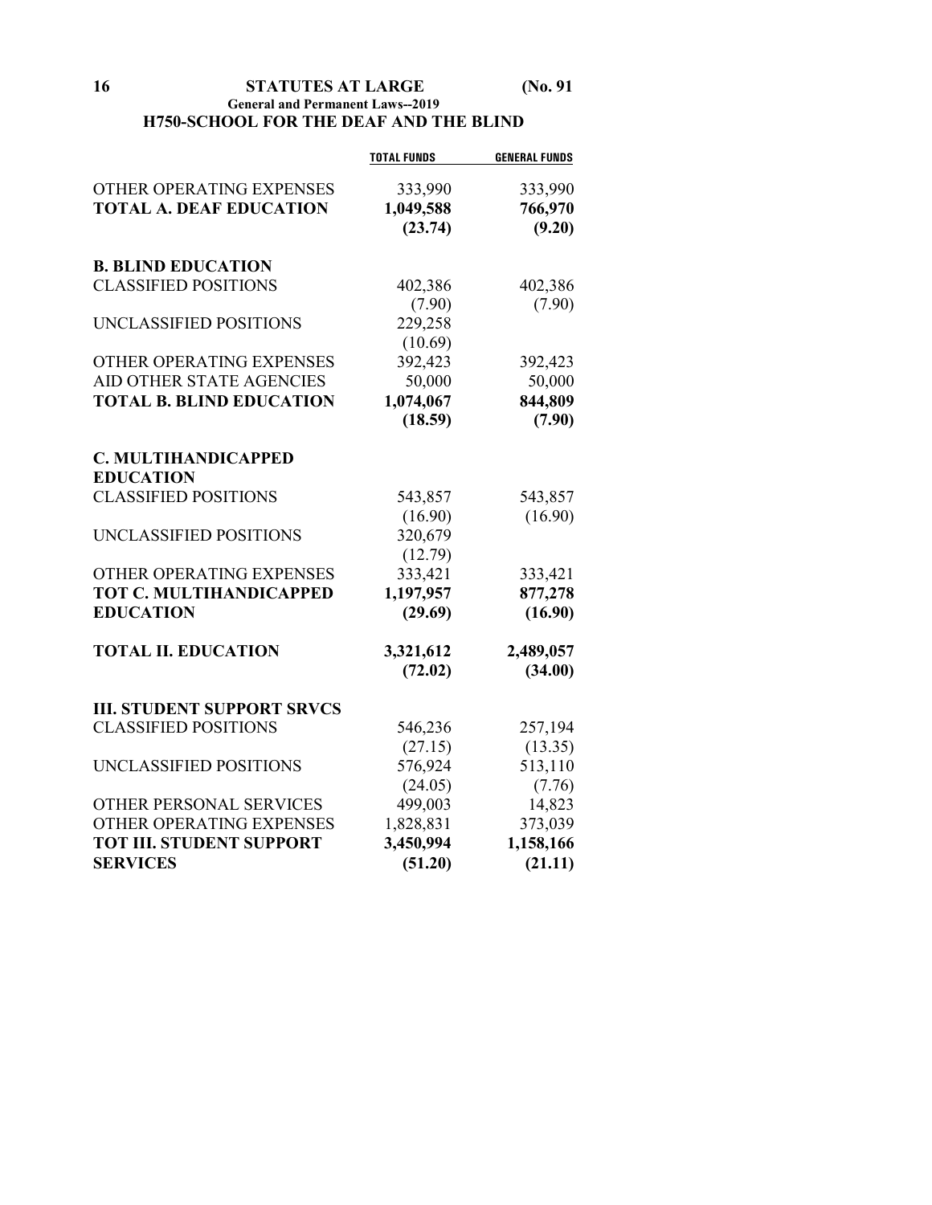## H750-SCHOOL FOR THE DEAF AND THE BLIND

| | TOTAL FUNDS | GENERAL FUNDS |
|---|---|---|
| OTHER OPERATING EXPENSES | 333,990 | 333,990 |
| **TOTAL A. DEAF EDUCATION** | **1,049,588** | **766,970** |
| | **(23.74)** | **(9.20)** |
| **B. BLIND EDUCATION** | | |
| CLASSIFIED POSITIONS | 402,386 | 402,386 |
| | (7.90) | (7.90) |
| UNCLASSIFIED POSITIONS | 229,258 | |
| | (10.69) | |
| OTHER OPERATING EXPENSES | 392,423 | 392,423 |
| AID OTHER STATE AGENCIES | 50,000 | 50,000 |
| **TOTAL B. BLIND EDUCATION** | **1,074,067** | **844,809** |
| | **(18.59)** | **(7.90)** |
| **C. MULTIHANDICAPPED EDUCATION** | | |
| CLASSIFIED POSITIONS | 543,857 | 543,857 |
| | (16.90) | (16.90) |
| UNCLASSIFIED POSITIONS | 320,679 | |
| | (12.79) | |
| OTHER OPERATING EXPENSES | 333,421 | 333,421 |
| **TOT C. MULTIHANDICAPPED EDUCATION** | **1,197,957** | **877,278** |
| | **(29.69)** | **(16.90)** |
| **TOTAL II. EDUCATION** | **3,321,612** | **2,489,057** |
| | **(72.02)** | **(34.00)** |
| **III. STUDENT SUPPORT SRVCS** | | |
| CLASSIFIED POSITIONS | 546,236 | 257,194 |
| | (27.15) | (13.35) |
| UNCLASSIFIED POSITIONS | 576,924 | 513,110 |
| | (24.05) | (7.76) |
| OTHER PERSONAL SERVICES | 499,003 | 14,823 |
| OTHER OPERATING EXPENSES | 1,828,831 | 373,039 |
| **TOT III. STUDENT SUPPORT SERVICES** | **3,450,994** | **1,158,166** |
| | **(51.20)** | **(21.11)** |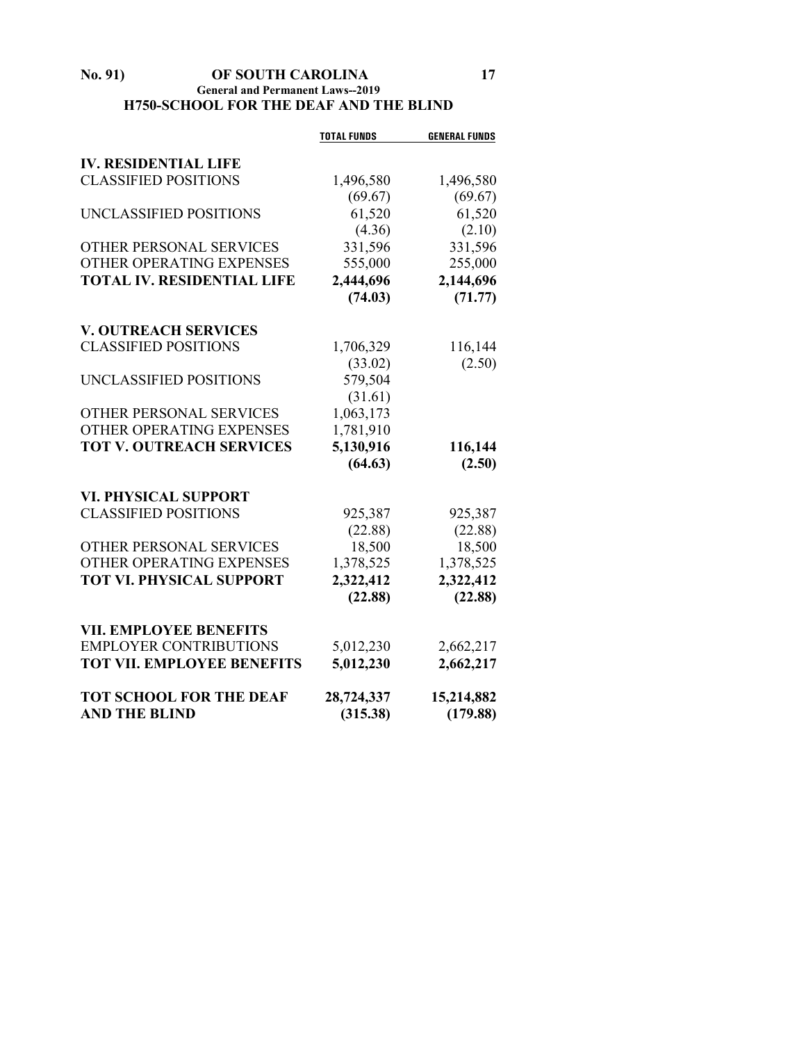## H750-SCHOOL FOR THE DEAF AND THE BLIND

| | TOTAL FUNDS | GENERAL FUNDS |
|---|---|---|
| **IV. RESIDENTIAL LIFE** | | |
| CLASSIFIED POSITIONS | 1,496,580 | 1,496,580 |
| | (69.67) | (69.67) |
| UNCLASSIFIED POSITIONS | 61,520 | 61,520 |
| | (4.36) | (2.10) |
| OTHER PERSONAL SERVICES | 331,596 | 331,596 |
| OTHER OPERATING EXPENSES | 555,000 | 255,000 |
| **TOTAL IV. RESIDENTIAL LIFE** | **2,444,696** | **2,144,696** |
| | **(74.03)** | **(71.77)** |
| **V. OUTREACH SERVICES** | | |
| CLASSIFIED POSITIONS | 1,706,329 | 116,144 |
| | (33.02) | (2.50) |
| UNCLASSIFIED POSITIONS | 579,504 | |
| | (31.61) | |
| OTHER PERSONAL SERVICES | 1,063,173 | |
| OTHER OPERATING EXPENSES | 1,781,910 | |
| **TOT V. OUTREACH SERVICES** | **5,130,916** | **116,144** |
| | **(64.63)** | **(2.50)** |
| **VI. PHYSICAL SUPPORT** | | |
| CLASSIFIED POSITIONS | 925,387 | 925,387 |
| | (22.88) | (22.88) |
| OTHER PERSONAL SERVICES | 18,500 | 18,500 |
| OTHER OPERATING EXPENSES | 1,378,525 | 1,378,525 |
| **TOT VI. PHYSICAL SUPPORT** | **2,322,412** | **2,322,412** |
| | **(22.88)** | **(22.88)** |
| **VII. EMPLOYEE BENEFITS** | | |
| EMPLOYER CONTRIBUTIONS | 5,012,230 | 2,662,217 |
| **TOT VII. EMPLOYEE BENEFITS** | **5,012,230** | **2,662,217** |
| **TOT SCHOOL FOR THE DEAF AND THE BLIND** | **28,724,337** | **15,214,882** |
| | **(315.38)** | **(179.88)** |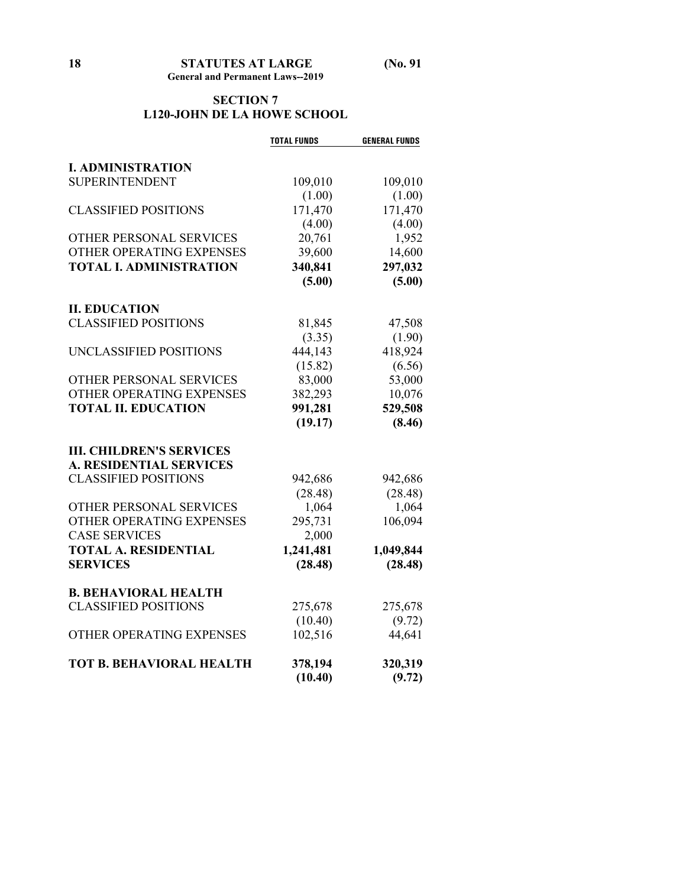## SECTION 7
## L120-JOHN DE LA HOWE SCHOOL

| | TOTAL FUNDS | GENERAL FUNDS |
|---|---|---|
| **I. ADMINISTRATION** | | |
| SUPERINTENDENT | 109,010 | 109,010 |
| | (1.00) | (1.00) |
| CLASSIFIED POSITIONS | 171,470 | 171,470 |
| | (4.00) | (4.00) |
| OTHER PERSONAL SERVICES | 20,761 | 1,952 |
| OTHER OPERATING EXPENSES | 39,600 | 14,600 |
| **TOTAL I. ADMINISTRATION** | **340,841** | **297,032** |
| | **(5.00)** | **(5.00)** |
| **II. EDUCATION** | | |
| CLASSIFIED POSITIONS | 81,845 | 47,508 |
| | (3.35) | (1.90) |
| UNCLASSIFIED POSITIONS | 444,143 | 418,924 |
| | (15.82) | (6.56) |
| OTHER PERSONAL SERVICES | 83,000 | 53,000 |
| OTHER OPERATING EXPENSES | 382,293 | 10,076 |
| **TOTAL II. EDUCATION** | **991,281** | **529,508** |
| | **(19.17)** | **(8.46)** |
| **III. CHILDREN'S SERVICES** | | |
| **A. RESIDENTIAL SERVICES** | | |
| CLASSIFIED POSITIONS | 942,686 | 942,686 |
| | (28.48) | (28.48) |
| OTHER PERSONAL SERVICES | 1,064 | 1,064 |
| OTHER OPERATING EXPENSES | 295,731 | 106,094 |
| CASE SERVICES | 2,000 | |
| **TOTAL A. RESIDENTIAL SERVICES** | **1,241,481** | **1,049,844** |
| | **(28.48)** | **(28.48)** |
| **B. BEHAVIORAL HEALTH** | | |
| CLASSIFIED POSITIONS | 275,678 | 275,678 |
| | (10.40) | (9.72) |
| OTHER OPERATING EXPENSES | 102,516 | 44,641 |
| **TOT B. BEHAVIORAL HEALTH** | **378,194** | **320,319** |
| | **(10.40)** | **(9.72)** |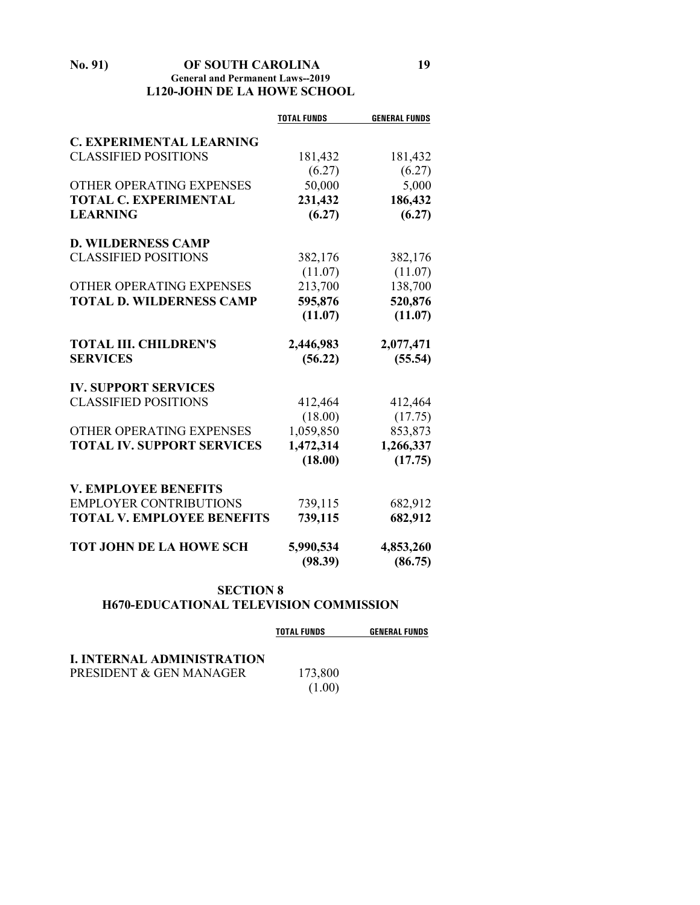## L120-JOHN DE LA HOWE SCHOOL

| | TOTAL FUNDS | GENERAL FUNDS |
|---|---|---|
| **C. EXPERIMENTAL LEARNING** | | |
| CLASSIFIED POSITIONS | 181,432 | 181,432 |
| | (6.27) | (6.27) |
| OTHER OPERATING EXPENSES | 50,000 | 5,000 |
| **TOTAL C. EXPERIMENTAL LEARNING** | **231,432** | **186,432** |
| | **(6.27)** | **(6.27)** |
| **D. WILDERNESS CAMP** | | |
| CLASSIFIED POSITIONS | 382,176 | 382,176 |
| | (11.07) | (11.07) |
| OTHER OPERATING EXPENSES | 213,700 | 138,700 |
| **TOTAL D. WILDERNESS CAMP** | **595,876** | **520,876** |
| | **(11.07)** | **(11.07)** |
| **TOTAL III. CHILDREN'S SERVICES** | **2,446,983** | **2,077,471** |
| | **(56.22)** | **(55.54)** |
| **IV. SUPPORT SERVICES** | | |
| CLASSIFIED POSITIONS | 412,464 | 412,464 |
| | (18.00) | (17.75) |
| OTHER OPERATING EXPENSES | 1,059,850 | 853,873 |
| **TOTAL IV. SUPPORT SERVICES** | **1,472,314** | **1,266,337** |
| | **(18.00)** | **(17.75)** |
| **V. EMPLOYEE BENEFITS** | | |
| EMPLOYER CONTRIBUTIONS | 739,115 | 682,912 |
| **TOTAL V. EMPLOYEE BENEFITS** | **739,115** | **682,912** |
| **TOT JOHN DE LA HOWE SCH** | **5,990,534** | **4,853,260** |
| | **(98.39)** | **(86.75)** |

## SECTION 8
## H670-EDUCATIONAL TELEVISION COMMISSION

| | TOTAL FUNDS | GENERAL FUNDS |
|---|---|---|
| **I. INTERNAL ADMINISTRATION** | | |
| PRESIDENT & GEN MANAGER | 173,800 | |
| | (1.00) | |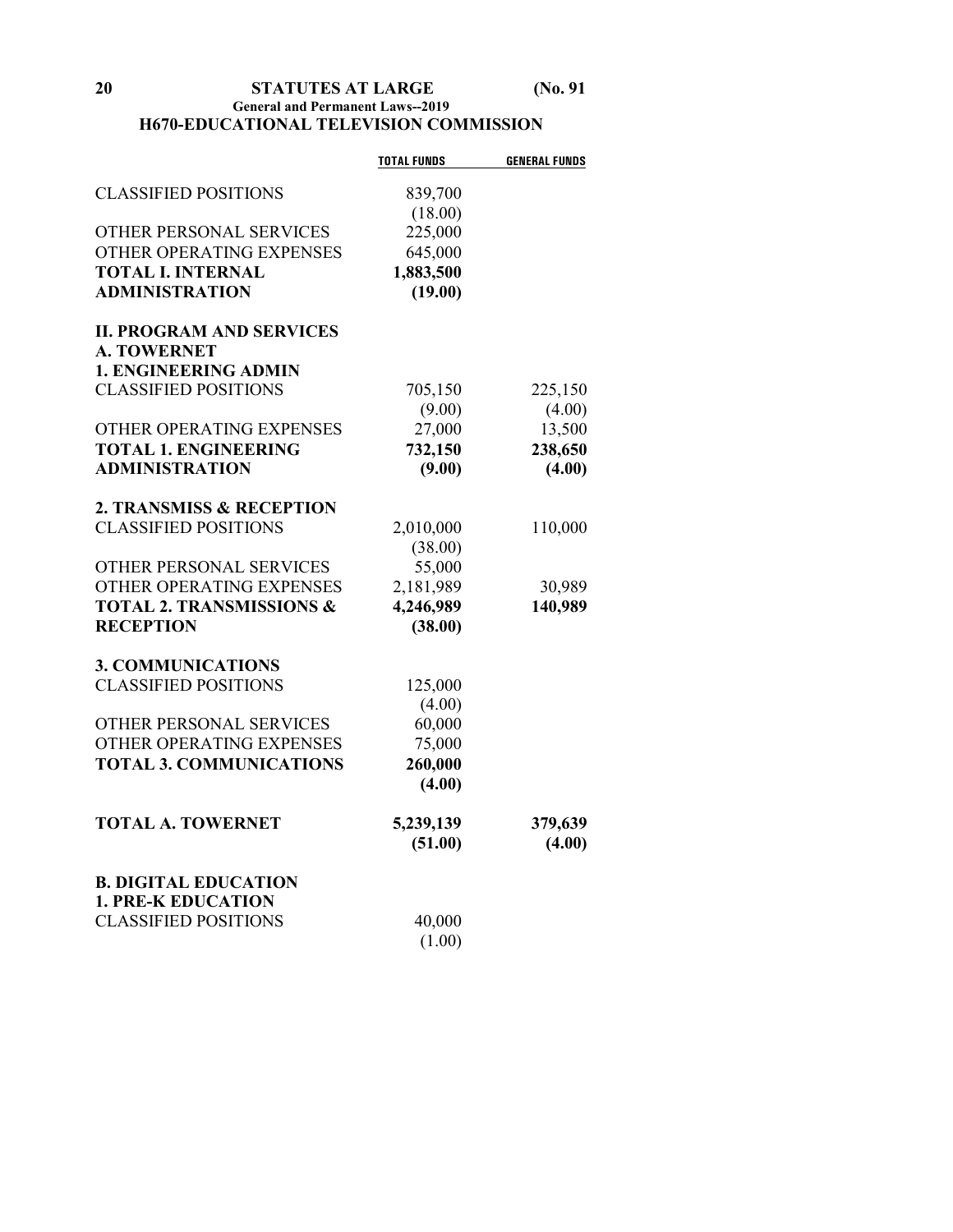## H670-EDUCATIONAL TELEVISION COMMISSION

| | TOTAL FUNDS | GENERAL FUNDS |
|---|---|---|
| CLASSIFIED POSITIONS | 839,700 | |
| | (18.00) | |
| OTHER PERSONAL SERVICES | 225,000 | |
| OTHER OPERATING EXPENSES | 645,000 | |
| **TOTAL I. INTERNAL ADMINISTRATION** | **1,883,500** | |
| | **(19.00)** | |
| **II. PROGRAM AND SERVICES** | | |
| **A. TOWERNET** | | |
| **1. ENGINEERING ADMIN** | | |
| CLASSIFIED POSITIONS | 705,150 | 225,150 |
| | (9.00) | (4.00) |
| OTHER OPERATING EXPENSES | 27,000 | 13,500 |
| **TOTAL 1. ENGINEERING ADMINISTRATION** | **732,150** | **238,650** |
| | **(9.00)** | **(4.00)** |
| **2. TRANSMISS & RECEPTION** | | |
| CLASSIFIED POSITIONS | 2,010,000 | 110,000 |
| | (38.00) | |
| OTHER PERSONAL SERVICES | 55,000 | |
| OTHER OPERATING EXPENSES | 2,181,989 | 30,989 |
| **TOTAL 2. TRANSMISSIONS & RECEPTION** | **4,246,989** | **140,989** |
| | **(38.00)** | |
| **3. COMMUNICATIONS** | | |
| CLASSIFIED POSITIONS | 125,000 | |
| | (4.00) | |
| OTHER PERSONAL SERVICES | 60,000 | |
| OTHER OPERATING EXPENSES | 75,000 | |
| **TOTAL 3. COMMUNICATIONS** | **260,000** | |
| | **(4.00)** | |
| **TOTAL A. TOWERNET** | **5,239,139** | **379,639** |
| | **(51.00)** | **(4.00)** |
| **B. DIGITAL EDUCATION** | | |
| **1. PRE-K EDUCATION** | | |
| CLASSIFIED POSITIONS | 40,000 | |
| | (1.00) | |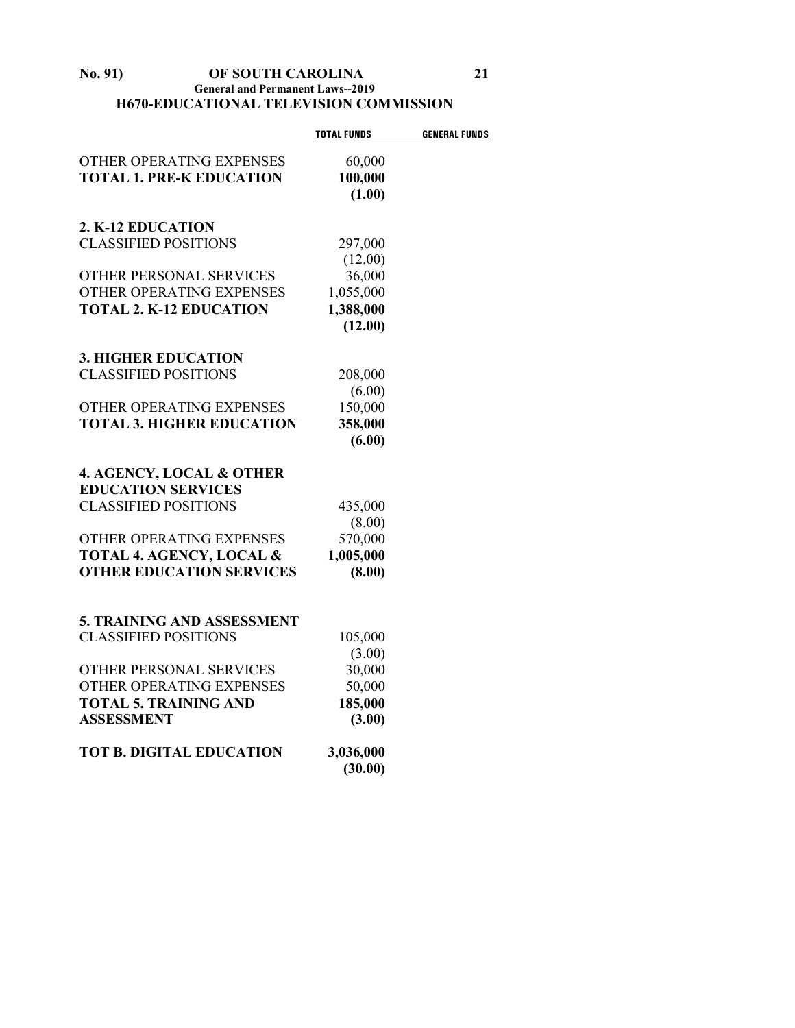## H670-EDUCATIONAL TELEVISION COMMISSION

| | TOTAL FUNDS | GENERAL FUNDS |
|---|---|---|
| OTHER OPERATING EXPENSES | 60,000 | |
| **TOTAL 1. PRE-K EDUCATION** | **100,000** | |
| | **(1.00)** | |
| **2. K-12 EDUCATION** | | |
| CLASSIFIED POSITIONS | 297,000 | |
| | (12.00) | |
| OTHER PERSONAL SERVICES | 36,000 | |
| OTHER OPERATING EXPENSES | 1,055,000 | |
| **TOTAL 2. K-12 EDUCATION** | **1,388,000** | |
| | **(12.00)** | |
| **3. HIGHER EDUCATION** | | |
| CLASSIFIED POSITIONS | 208,000 | |
| | (6.00) | |
| OTHER OPERATING EXPENSES | 150,000 | |
| **TOTAL 3. HIGHER EDUCATION** | **358,000** | |
| | **(6.00)** | |
| **4. AGENCY, LOCAL & OTHER EDUCATION SERVICES** | | |
| CLASSIFIED POSITIONS | 435,000 | |
| | (8.00) | |
| OTHER OPERATING EXPENSES | 570,000 | |
| **TOTAL 4. AGENCY, LOCAL & OTHER EDUCATION SERVICES** | **1,005,000** | |
| | **(8.00)** | |
| **5. TRAINING AND ASSESSMENT** | | |
| CLASSIFIED POSITIONS | 105,000 | |
| | (3.00) | |
| OTHER PERSONAL SERVICES | 30,000 | |
| OTHER OPERATING EXPENSES | 50,000 | |
| **TOTAL 5. TRAINING AND ASSESSMENT** | **185,000** | |
| | **(3.00)** | |
| **TOT B. DIGITAL EDUCATION** | **3,036,000** | |
| | **(30.00)** | |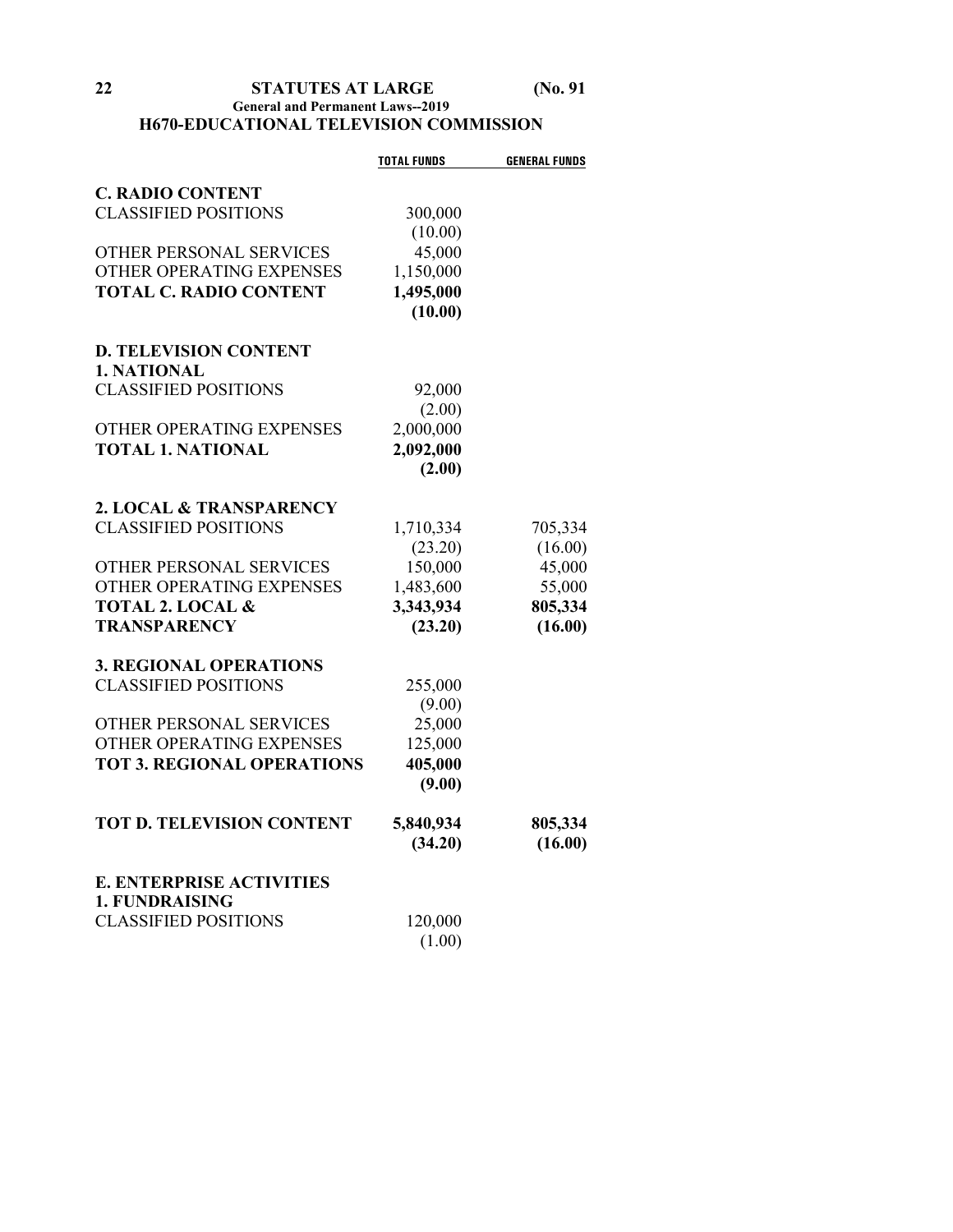**H670-EDUCATIONAL TELEVISION COMMISSION**

| | TOTAL FUNDS | GENERAL FUNDS |
|---|---|---|
| **C. RADIO CONTENT** | | |
| CLASSIFIED POSITIONS | 300,000 | |
| | (10.00) | |
| OTHER PERSONAL SERVICES | 45,000 | |
| OTHER OPERATING EXPENSES | 1,150,000 | |
| **TOTAL C. RADIO CONTENT** | **1,495,000** | |
| | **(10.00)** | |
| **D. TELEVISION CONTENT** | | |
| **1. NATIONAL** | | |
| CLASSIFIED POSITIONS | 92,000 | |
| | (2.00) | |
| OTHER OPERATING EXPENSES | 2,000,000 | |
| **TOTAL 1. NATIONAL** | **2,092,000** | |
| | **(2.00)** | |
| **2. LOCAL & TRANSPARENCY** | | |
| CLASSIFIED POSITIONS | 1,710,334 | 705,334 |
| | (23.20) | (16.00) |
| OTHER PERSONAL SERVICES | 150,000 | 45,000 |
| OTHER OPERATING EXPENSES | 1,483,600 | 55,000 |
| **TOTAL 2. LOCAL & TRANSPARENCY** | **3,343,934** | **805,334** |
| | **(23.20)** | **(16.00)** |
| **3. REGIONAL OPERATIONS** | | |
| CLASSIFIED POSITIONS | 255,000 | |
| | (9.00) | |
| OTHER PERSONAL SERVICES | 25,000 | |
| OTHER OPERATING EXPENSES | 125,000 | |
| **TOT 3. REGIONAL OPERATIONS** | **405,000** | |
| | **(9.00)** | |
| **TOT D. TELEVISION CONTENT** | **5,840,934** | **805,334** |
| | **(34.20)** | **(16.00)** |
| **E. ENTERPRISE ACTIVITIES** | | |
| **1. FUNDRAISING** | | |
| CLASSIFIED POSITIONS | 120,000 | |
| | (1.00) | |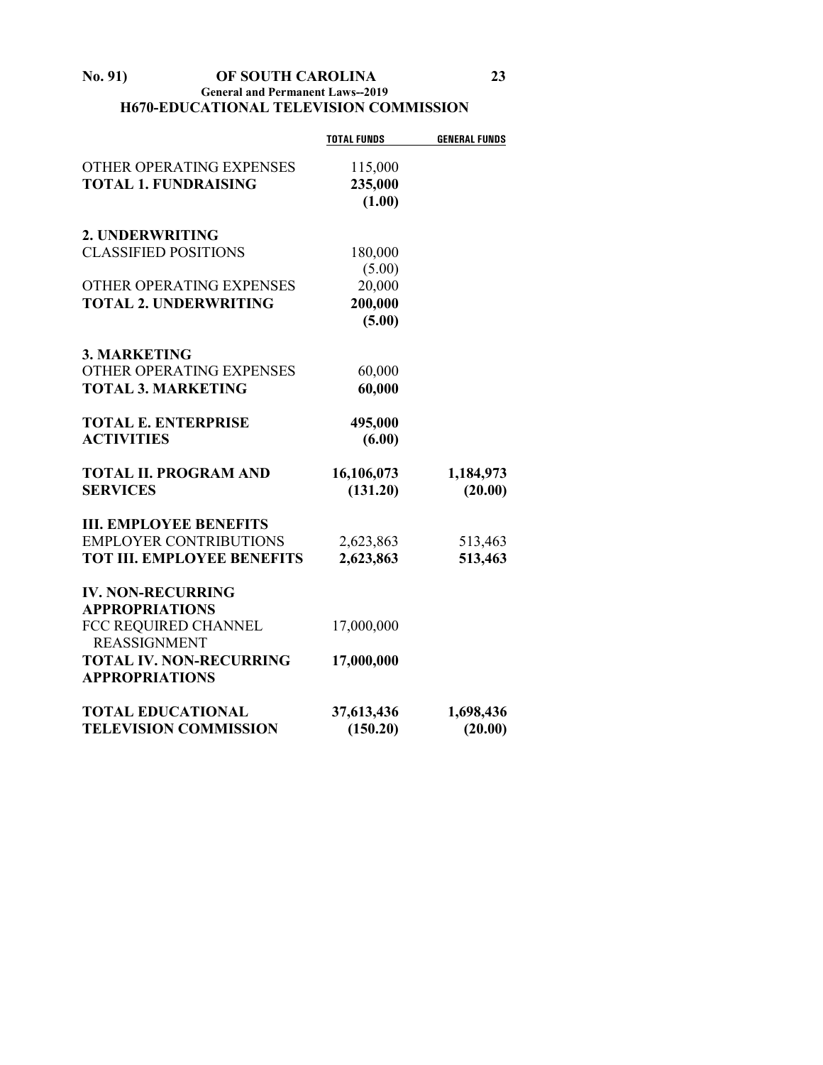## H670-EDUCATIONAL TELEVISION COMMISSION

| | TOTAL FUNDS | GENERAL FUNDS |
|---|---|---|
| OTHER OPERATING EXPENSES | 115,000 | |
| **TOTAL 1. FUNDRAISING** | **235,000** | |
| | **(1.00)** | |
| **2. UNDERWRITING** | | |
| CLASSIFIED POSITIONS | 180,000 | |
| | (5.00) | |
| OTHER OPERATING EXPENSES | 20,000 | |
| **TOTAL 2. UNDERWRITING** | **200,000** | |
| | **(5.00)** | |
| **3. MARKETING** | | |
| OTHER OPERATING EXPENSES | 60,000 | |
| **TOTAL 3. MARKETING** | **60,000** | |
| **TOTAL E. ENTERPRISE ACTIVITIES** | **495,000** | |
| | **(6.00)** | |
| **TOTAL II. PROGRAM AND SERVICES** | **16,106,073** | **1,184,973** |
| | **(131.20)** | **(20.00)** |
| **III. EMPLOYEE BENEFITS** | | |
| EMPLOYER CONTRIBUTIONS | 2,623,863 | 513,463 |
| **TOT III. EMPLOYEE BENEFITS** | **2,623,863** | **513,463** |
| **IV. NON-RECURRING APPROPRIATIONS** | | |
| FCC REQUIRED CHANNEL REASSIGNMENT | 17,000,000 | |
| **TOTAL IV. NON-RECURRING APPROPRIATIONS** | **17,000,000** | |
| **TOTAL EDUCATIONAL TELEVISION COMMISSION** | **37,613,436** | **1,698,436** |
| | **(150.20)** | **(20.00)** |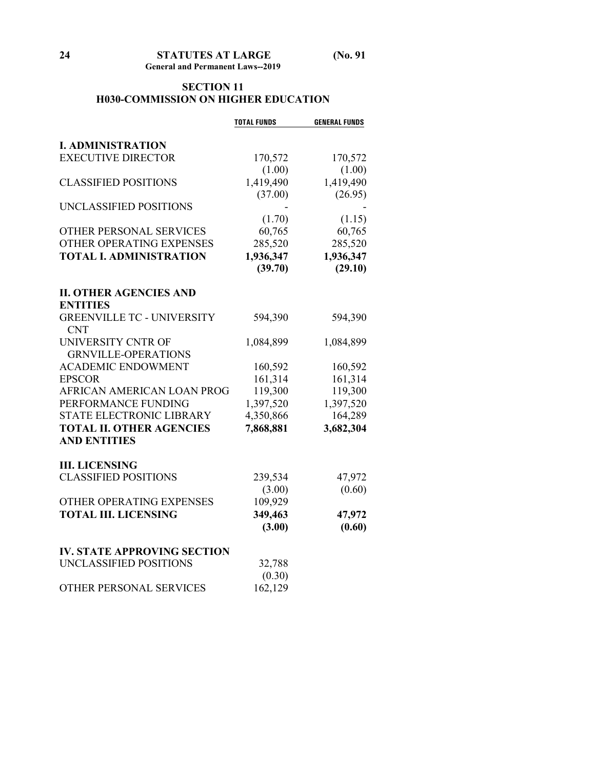## SECTION 11
## H030-COMMISSION ON HIGHER EDUCATION

| | TOTAL FUNDS | GENERAL FUNDS |
|---|---|---|
| **I. ADMINISTRATION** | | |
| EXECUTIVE DIRECTOR | 170,572 | 170,572 |
| | (1.00) | (1.00) |
| CLASSIFIED POSITIONS | 1,419,490 | 1,419,490 |
| | (37.00) | (26.95) |
| UNCLASSIFIED POSITIONS | - | - |
| | (1.70) | (1.15) |
| OTHER PERSONAL SERVICES | 60,765 | 60,765 |
| OTHER OPERATING EXPENSES | 285,520 | 285,520 |
| **TOTAL I. ADMINISTRATION** | **1,936,347** | **1,936,347** |
| | **(39.70)** | **(29.10)** |
| **II. OTHER AGENCIES AND ENTITIES** | | |
| GREENVILLE TC - UNIVERSITY CNT | 594,390 | 594,390 |
| UNIVERSITY CNTR OF GRNVILLE-OPERATIONS | 1,084,899 | 1,084,899 |
| ACADEMIC ENDOWMENT | 160,592 | 160,592 |
| EPSCOR | 161,314 | 161,314 |
| AFRICAN AMERICAN LOAN PROG | 119,300 | 119,300 |
| PERFORMANCE FUNDING | 1,397,520 | 1,397,520 |
| STATE ELECTRONIC LIBRARY | 4,350,866 | 164,289 |
| **TOTAL II. OTHER AGENCIES AND ENTITIES** | **7,868,881** | **3,682,304** |
| **III. LICENSING** | | |
| CLASSIFIED POSITIONS | 239,534 | 47,972 |
| | (3.00) | (0.60) |
| OTHER OPERATING EXPENSES | 109,929 | |
| **TOTAL III. LICENSING** | **349,463** | **47,972** |
| | **(3.00)** | **(0.60)** |
| **IV. STATE APPROVING SECTION** | | |
| UNCLASSIFIED POSITIONS | 32,788 | |
| | (0.30) | |
| OTHER PERSONAL SERVICES | 162,129 | |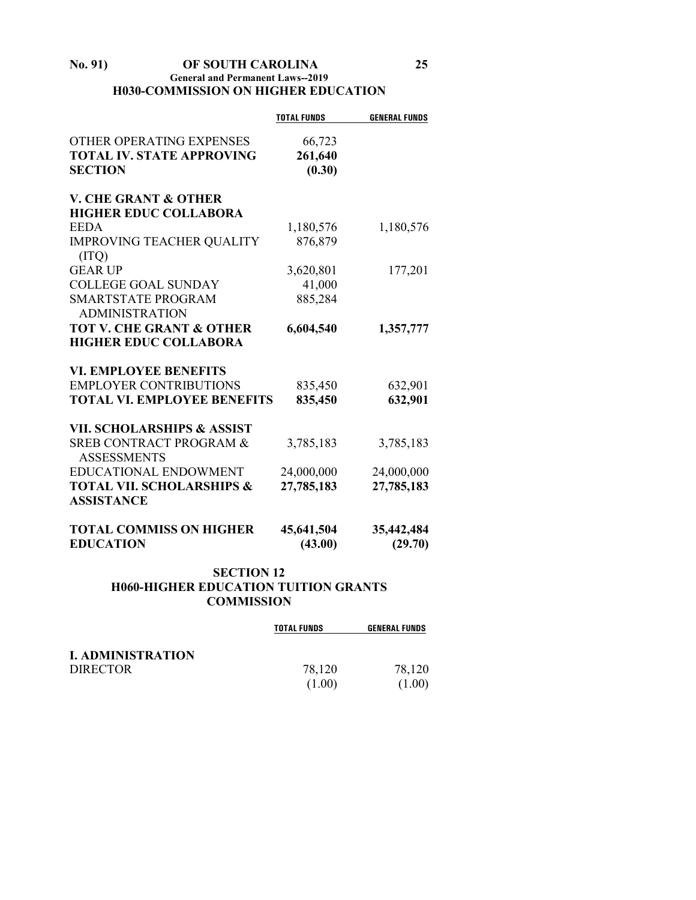### H030-COMMISSION ON HIGHER EDUCATION

| | TOTAL FUNDS | GENERAL FUNDS |
|---|---|---|
| OTHER OPERATING EXPENSES | 66,723 | |
| **TOTAL IV. STATE APPROVING SECTION** | **261,640** | |
| | **(0.30)** | |
| **V. CHE GRANT & OTHER HIGHER EDUC COLLABORA** | | |
| EEDA | 1,180,576 | 1,180,576 |
| IMPROVING TEACHER QUALITY (ITQ) | 876,879 | |
| GEAR UP | 3,620,801 | 177,201 |
| COLLEGE GOAL SUNDAY | 41,000 | |
| SMARTSTATE PROGRAM ADMINISTRATION | 885,284 | |
| **TOT V. CHE GRANT & OTHER HIGHER EDUC COLLABORA** | **6,604,540** | **1,357,777** |
| **VI. EMPLOYEE BENEFITS** | | |
| EMPLOYER CONTRIBUTIONS | 835,450 | 632,901 |
| **TOTAL VI. EMPLOYEE BENEFITS** | **835,450** | **632,901** |
| **VII. SCHOLARSHIPS & ASSIST** | | |
| SREB CONTRACT PROGRAM & ASSESSMENTS | 3,785,183 | 3,785,183 |
| EDUCATIONAL ENDOWMENT | 24,000,000 | 24,000,000 |
| **TOTAL VII. SCHOLARSHIPS & ASSISTANCE** | **27,785,183** | **27,785,183** |
| **TOTAL COMMISS ON HIGHER EDUCATION** | **45,641,504** | **35,442,484** |
| | **(43.00)** | **(29.70)** |

## SECTION 12
## H060-HIGHER EDUCATION TUITION GRANTS COMMISSION

| | TOTAL FUNDS | GENERAL FUNDS |
|---|---|---|
| **I. ADMINISTRATION** | | |
| DIRECTOR | 78,120 | 78,120 |
| | (1.00) | (1.00) |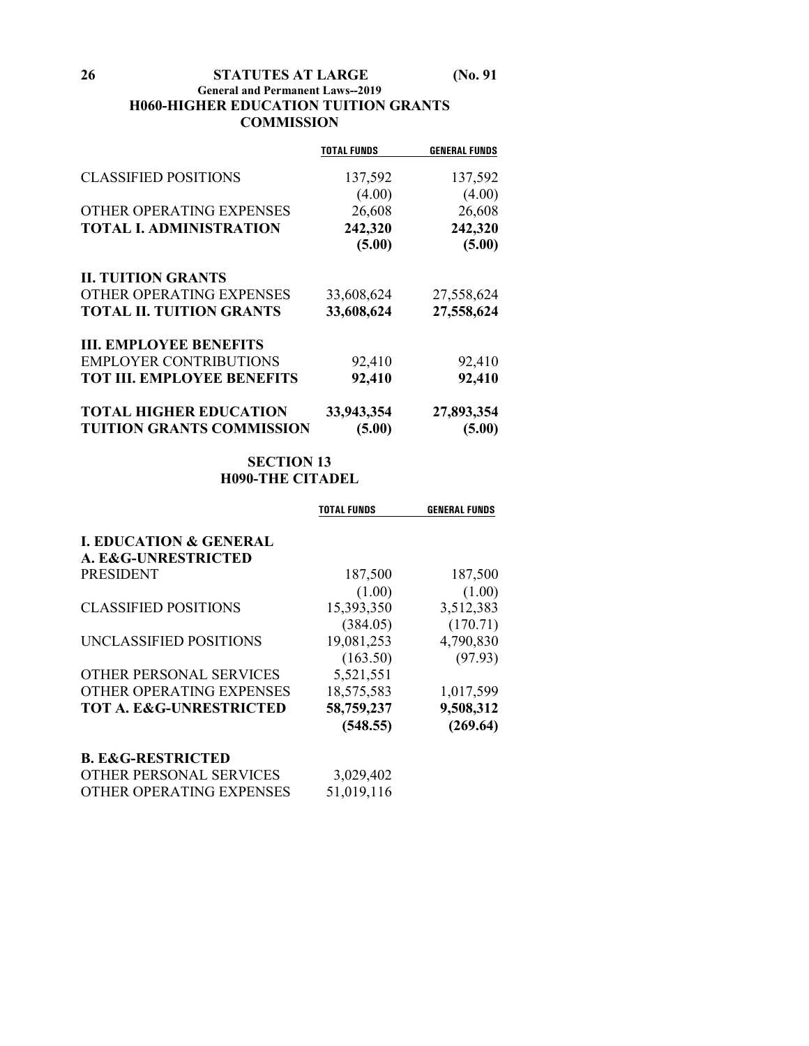## H060-HIGHER EDUCATION TUITION GRANTS COMMISSION

| | TOTAL FUNDS | GENERAL FUNDS |
|---|---|---|
| CLASSIFIED POSITIONS | 137,592 | 137,592 |
| | (4.00) | (4.00) |
| OTHER OPERATING EXPENSES | 26,608 | 26,608 |
| **TOTAL I. ADMINISTRATION** | **242,320** | **242,320** |
| | **(5.00)** | **(5.00)** |
| **II. TUITION GRANTS** | | |
| OTHER OPERATING EXPENSES | 33,608,624 | 27,558,624 |
| **TOTAL II. TUITION GRANTS** | **33,608,624** | **27,558,624** |
| **III. EMPLOYEE BENEFITS** | | |
| EMPLOYER CONTRIBUTIONS | 92,410 | 92,410 |
| **TOT III. EMPLOYEE BENEFITS** | **92,410** | **92,410** |
| **TOTAL HIGHER EDUCATION TUITION GRANTS COMMISSION** | **33,943,354** | **27,893,354** |
| | **(5.00)** | **(5.00)** |

## SECTION 13
## H090-THE CITADEL

| | TOTAL FUNDS | GENERAL FUNDS |
|---|---|---|
| **I. EDUCATION & GENERAL** | | |
| **A. E&G-UNRESTRICTED** | | |
| PRESIDENT | 187,500 | 187,500 |
| | (1.00) | (1.00) |
| CLASSIFIED POSITIONS | 15,393,350 | 3,512,383 |
| | (384.05) | (170.71) |
| UNCLASSIFIED POSITIONS | 19,081,253 | 4,790,830 |
| | (163.50) | (97.93) |
| OTHER PERSONAL SERVICES | 5,521,551 | |
| OTHER OPERATING EXPENSES | 18,575,583 | 1,017,599 |
| **TOT A. E&G-UNRESTRICTED** | **58,759,237** | **9,508,312** |
| | **(548.55)** | **(269.64)** |
| **B. E&G-RESTRICTED** | | |
| OTHER PERSONAL SERVICES | 3,029,402 | |
| OTHER OPERATING EXPENSES | 51,019,116 | |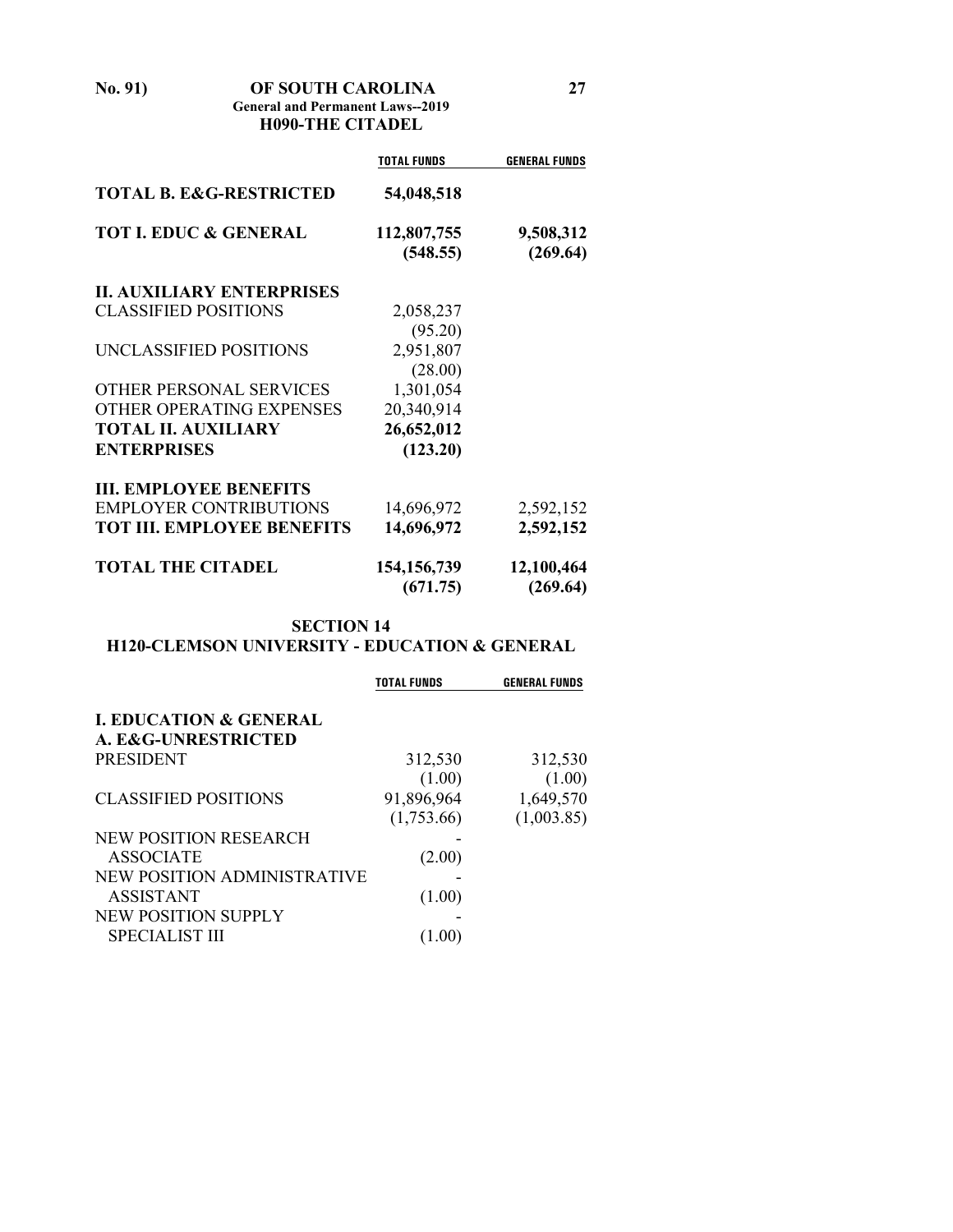## H090-THE CITADEL

| | TOTAL FUNDS | GENERAL FUNDS |
|---|---|---|
| **TOTAL B. E&G-RESTRICTED** | **54,048,518** | |
| **TOT I. EDUC & GENERAL** | **112,807,755** | **9,508,312** |
| | **(548.55)** | **(269.64)** |
| **II. AUXILIARY ENTERPRISES** | | |
| CLASSIFIED POSITIONS | 2,058,237 | |
| | (95.20) | |
| UNCLASSIFIED POSITIONS | 2,951,807 | |
| | (28.00) | |
| OTHER PERSONAL SERVICES | 1,301,054 | |
| OTHER OPERATING EXPENSES | 20,340,914 | |
| **TOTAL II. AUXILIARY ENTERPRISES** | **26,652,012** | |
| | **(123.20)** | |
| **III. EMPLOYEE BENEFITS** | | |
| EMPLOYER CONTRIBUTIONS | 14,696,972 | 2,592,152 |
| **TOT III. EMPLOYEE BENEFITS** | **14,696,972** | **2,592,152** |
| **TOTAL THE CITADEL** | **154,156,739** | **12,100,464** |
| | **(671.75)** | **(269.64)** |

## SECTION 14

## H120-CLEMSON UNIVERSITY - EDUCATION & GENERAL

| | TOTAL FUNDS | GENERAL FUNDS |
|---|---|---|
| **I. EDUCATION & GENERAL** | | |
| **A. E&G-UNRESTRICTED** | | |
| PRESIDENT | 312,530 | 312,530 |
| | (1.00) | (1.00) |
| CLASSIFIED POSITIONS | 91,896,964 | 1,649,570 |
| | (1,753.66) | (1,003.85) |
| NEW POSITION RESEARCH ASSOCIATE | - | |
| | (2.00) | |
| NEW POSITION ADMINISTRATIVE ASSISTANT | - | |
| | (1.00) | |
| NEW POSITION SUPPLY SPECIALIST III | - | |
| | (1.00) | |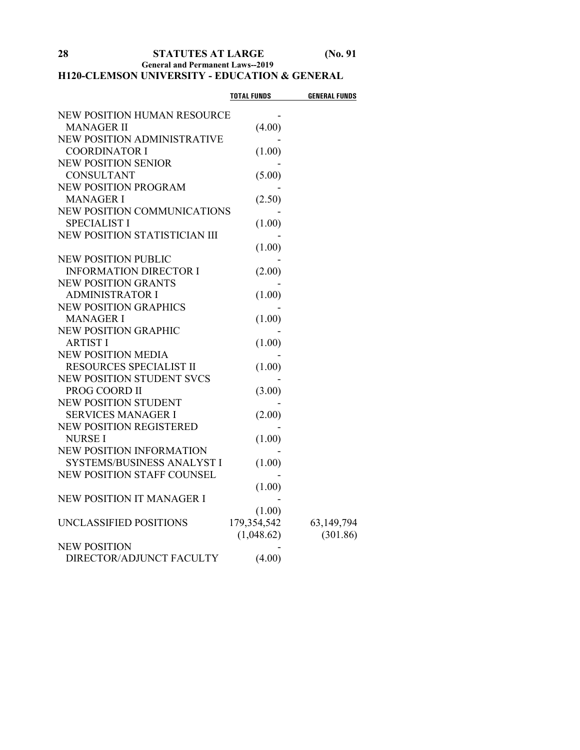## H120-CLEMSON UNIVERSITY - EDUCATION & GENERAL

| | TOTAL FUNDS | GENERAL FUNDS |
|---|---|---|
| NEW POSITION HUMAN RESOURCE MANAGER II | - (4.00) | |
| NEW POSITION ADMINISTRATIVE COORDINATOR I | - (1.00) | |
| NEW POSITION SENIOR CONSULTANT | - (5.00) | |
| NEW POSITION PROGRAM MANAGER I | - (2.50) | |
| NEW POSITION COMMUNICATIONS SPECIALIST I | - (1.00) | |
| NEW POSITION STATISTICIAN III | - (1.00) | |
| NEW POSITION PUBLIC INFORMATION DIRECTOR I | - (2.00) | |
| NEW POSITION GRANTS ADMINISTRATOR I | - (1.00) | |
| NEW POSITION GRAPHICS MANAGER I | - (1.00) | |
| NEW POSITION GRAPHIC ARTIST I | - (1.00) | |
| NEW POSITION MEDIA RESOURCES SPECIALIST II | - (1.00) | |
| NEW POSITION STUDENT SVCS PROG COORD II | - (3.00) | |
| NEW POSITION STUDENT SERVICES MANAGER I | - (2.00) | |
| NEW POSITION REGISTERED NURSE I | - (1.00) | |
| NEW POSITION INFORMATION SYSTEMS/BUSINESS ANALYST I | - (1.00) | |
| NEW POSITION STAFF COUNSEL | - (1.00) | |
| NEW POSITION IT MANAGER I | - (1.00) | |
| UNCLASSIFIED POSITIONS | 179,354,542 (1,048.62) | 63,149,794 (301.86) |
| NEW POSITION DIRECTOR/ADJUNCT FACULTY | - (4.00) | |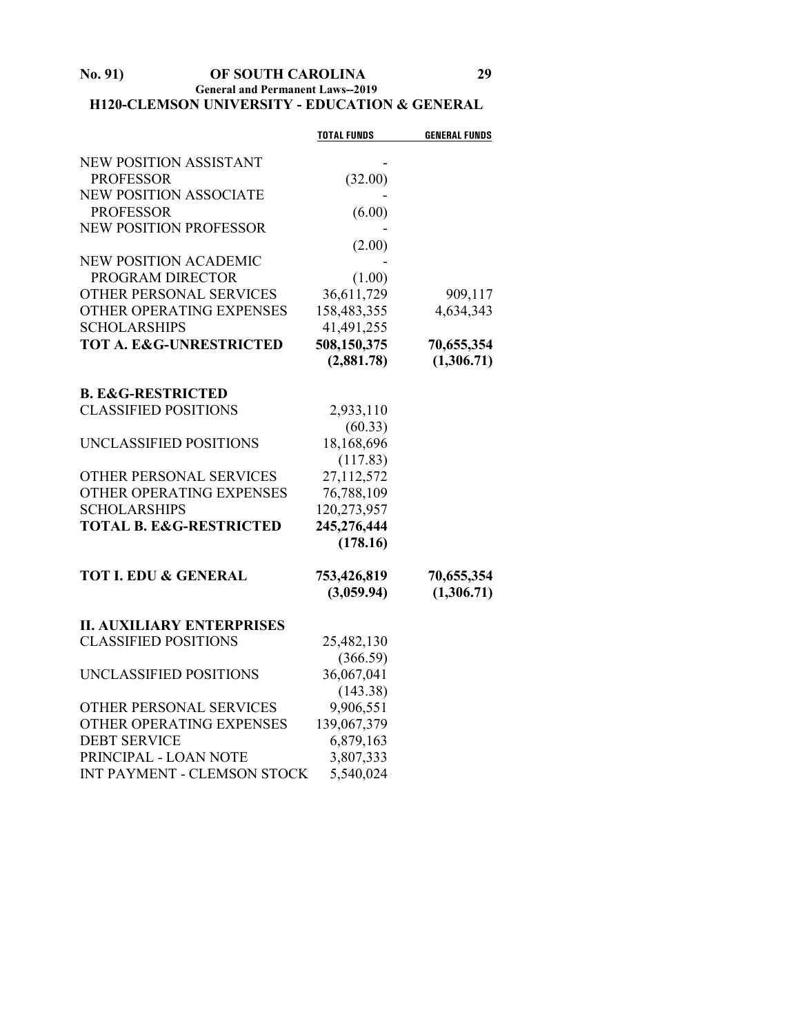## H120-CLEMSON UNIVERSITY - EDUCATION & GENERAL

| | TOTAL FUNDS | GENERAL FUNDS |
|---|---|---|
| NEW POSITION ASSISTANT PROFESSOR | - | |
| | (32.00) | |
| NEW POSITION ASSOCIATE PROFESSOR | - | |
| | (6.00) | |
| NEW POSITION PROFESSOR | - | |
| | (2.00) | |
| NEW POSITION ACADEMIC PROGRAM DIRECTOR | - | |
| | (1.00) | |
| OTHER PERSONAL SERVICES | 36,611,729 | 909,117 |
| OTHER OPERATING EXPENSES | 158,483,355 | 4,634,343 |
| SCHOLARSHIPS | 41,491,255 | |
| **TOT A. E&G-UNRESTRICTED** | **508,150,375** | **70,655,354** |
| | **(2,881.78)** | **(1,306.71)** |
| **B. E&G-RESTRICTED** | | |
| CLASSIFIED POSITIONS | 2,933,110 | |
| | (60.33) | |
| UNCLASSIFIED POSITIONS | 18,168,696 | |
| | (117.83) | |
| OTHER PERSONAL SERVICES | 27,112,572 | |
| OTHER OPERATING EXPENSES | 76,788,109 | |
| SCHOLARSHIPS | 120,273,957 | |
| **TOTAL B. E&G-RESTRICTED** | **245,276,444** | |
| | **(178.16)** | |
| **TOT I. EDU & GENERAL** | **753,426,819** | **70,655,354** |
| | **(3,059.94)** | **(1,306.71)** |
| **II. AUXILIARY ENTERPRISES** | | |
| CLASSIFIED POSITIONS | 25,482,130 | |
| | (366.59) | |
| UNCLASSIFIED POSITIONS | 36,067,041 | |
| | (143.38) | |
| OTHER PERSONAL SERVICES | 9,906,551 | |
| OTHER OPERATING EXPENSES | 139,067,379 | |
| DEBT SERVICE | 6,879,163 | |
| PRINCIPAL - LOAN NOTE | 3,807,333 | |
| INT PAYMENT - CLEMSON STOCK | 5,540,024 | |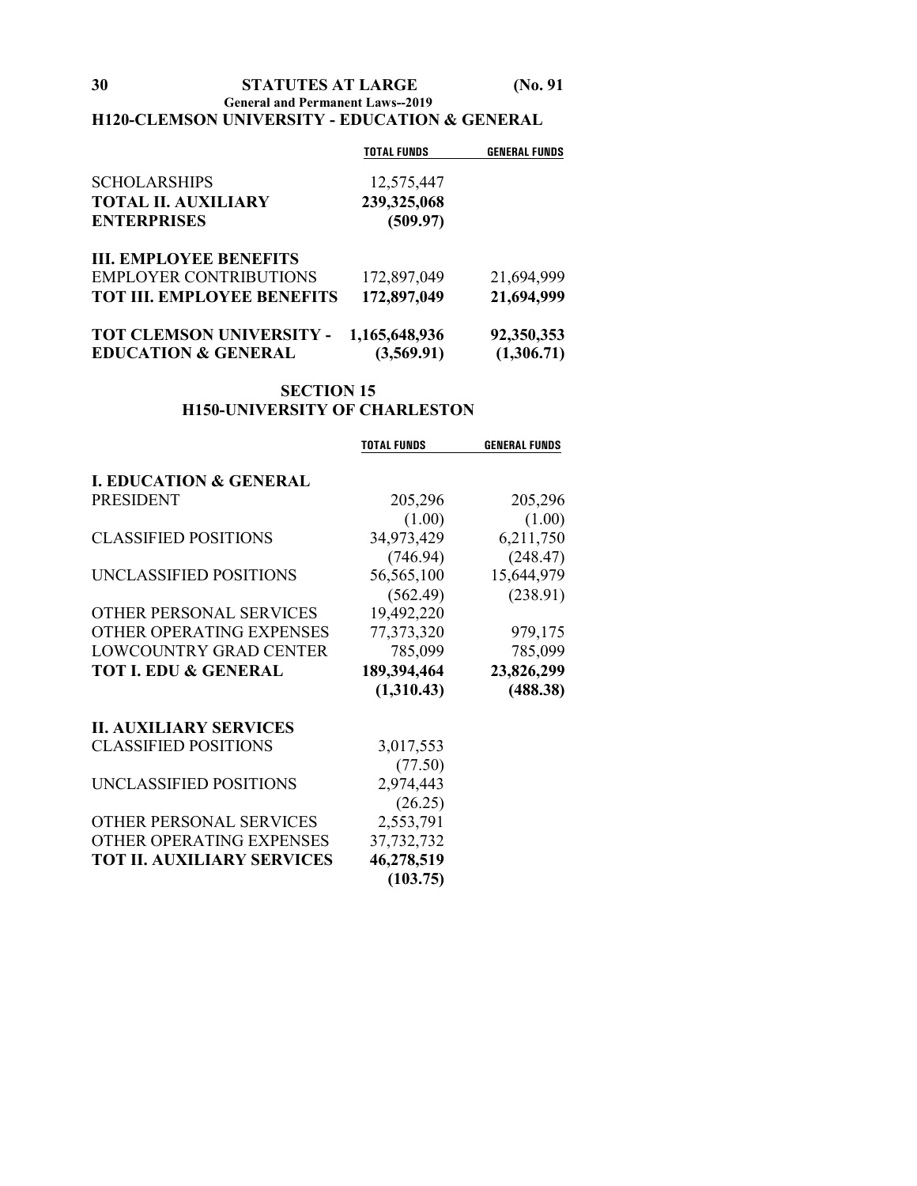**H120-CLEMSON UNIVERSITY - EDUCATION & GENERAL**

| | TOTAL FUNDS | GENERAL FUNDS |
|---|---|---|
| SCHOLARSHIPS | 12,575,447 | |
| **TOTAL II. AUXILIARY ENTERPRISES** | **239,325,068** | |
| | **(509.97)** | |
| **III. EMPLOYEE BENEFITS** | | |
| EMPLOYER CONTRIBUTIONS | 172,897,049 | 21,694,999 |
| **TOT III. EMPLOYEE BENEFITS** | **172,897,049** | **21,694,999** |
| **TOT CLEMSON UNIVERSITY - EDUCATION & GENERAL** | **1,165,648,936** | **92,350,353** |
| | **(3,569.91)** | **(1,306.71)** |

## SECTION 15

## H150-UNIVERSITY OF CHARLESTON

| | TOTAL FUNDS | GENERAL FUNDS |
|---|---|---|
| **I. EDUCATION & GENERAL** | | |
| PRESIDENT | 205,296 | 205,296 |
| | (1.00) | (1.00) |
| CLASSIFIED POSITIONS | 34,973,429 | 6,211,750 |
| | (746.94) | (248.47) |
| UNCLASSIFIED POSITIONS | 56,565,100 | 15,644,979 |
| | (562.49) | (238.91) |
| OTHER PERSONAL SERVICES | 19,492,220 | |
| OTHER OPERATING EXPENSES | 77,373,320 | 979,175 |
| LOWCOUNTRY GRAD CENTER | 785,099 | 785,099 |
| **TOT I. EDU & GENERAL** | **189,394,464** | **23,826,299** |
| | **(1,310.43)** | **(488.38)** |
| **II. AUXILIARY SERVICES** | | |
| CLASSIFIED POSITIONS | 3,017,553 | |
| | (77.50) | |
| UNCLASSIFIED POSITIONS | 2,974,443 | |
| | (26.25) | |
| OTHER PERSONAL SERVICES | 2,553,791 | |
| OTHER OPERATING EXPENSES | 37,732,732 | |
| **TOT II. AUXILIARY SERVICES** | **46,278,519** | |
| | **(103.75)** | |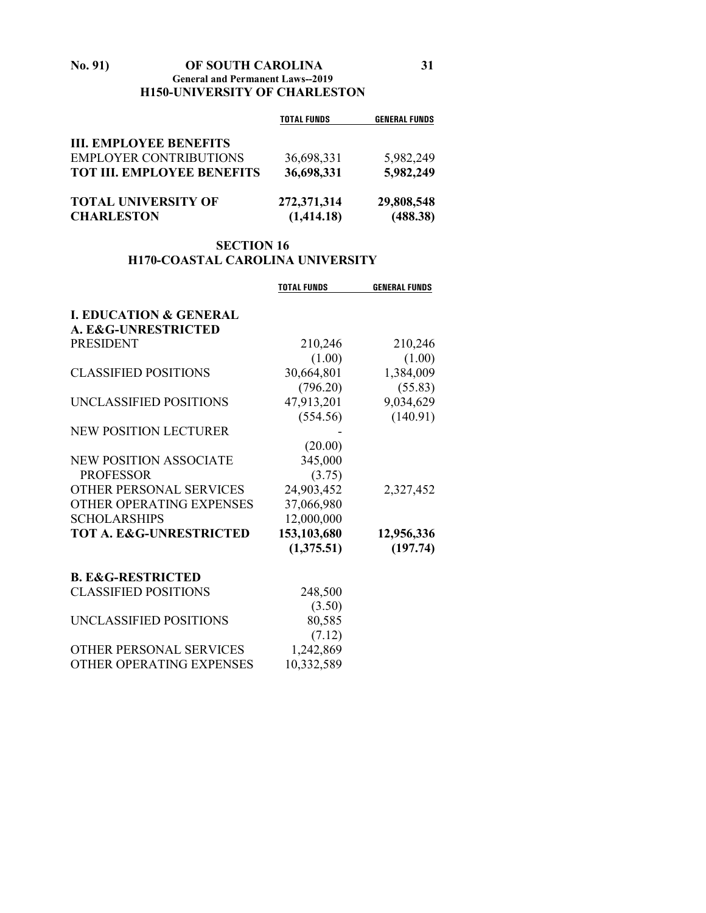## H150-UNIVERSITY OF CHARLESTON

| | TOTAL FUNDS | GENERAL FUNDS |
|---|---|---|
| **III. EMPLOYEE BENEFITS** | | |
| EMPLOYER CONTRIBUTIONS | 36,698,331 | 5,982,249 |
| **TOT III. EMPLOYEE BENEFITS** | **36,698,331** | **5,982,249** |
| | | |
| **TOTAL UNIVERSITY OF CHARLESTON** | **272,371,314** | **29,808,548** |
| | **(1,414.18)** | **(488.38)** |

## SECTION 16

## H170-COASTAL CAROLINA UNIVERSITY

| | TOTAL FUNDS | GENERAL FUNDS |
|---|---|---|
| **I. EDUCATION & GENERAL** | | |
| **A. E&G-UNRESTRICTED** | | |
| PRESIDENT | 210,246 | 210,246 |
| | (1.00) | (1.00) |
| CLASSIFIED POSITIONS | 30,664,801 | 1,384,009 |
| | (796.20) | (55.83) |
| UNCLASSIFIED POSITIONS | 47,913,201 | 9,034,629 |
| | (554.56) | (140.91) |
| NEW POSITION LECTURER | - | |
| | (20.00) | |
| NEW POSITION ASSOCIATE PROFESSOR | 345,000 | |
| | (3.75) | |
| OTHER PERSONAL SERVICES | 24,903,452 | 2,327,452 |
| OTHER OPERATING EXPENSES | 37,066,980 | |
| SCHOLARSHIPS | 12,000,000 | |
| **TOT A. E&G-UNRESTRICTED** | **153,103,680** | **12,956,336** |
| | **(1,375.51)** | **(197.74)** |
| | | |
| **B. E&G-RESTRICTED** | | |
| CLASSIFIED POSITIONS | 248,500 | |
| | (3.50) | |
| UNCLASSIFIED POSITIONS | 80,585 | |
| | (7.12) | |
| OTHER PERSONAL SERVICES | 1,242,869 | |
| OTHER OPERATING EXPENSES | 10,332,589 | |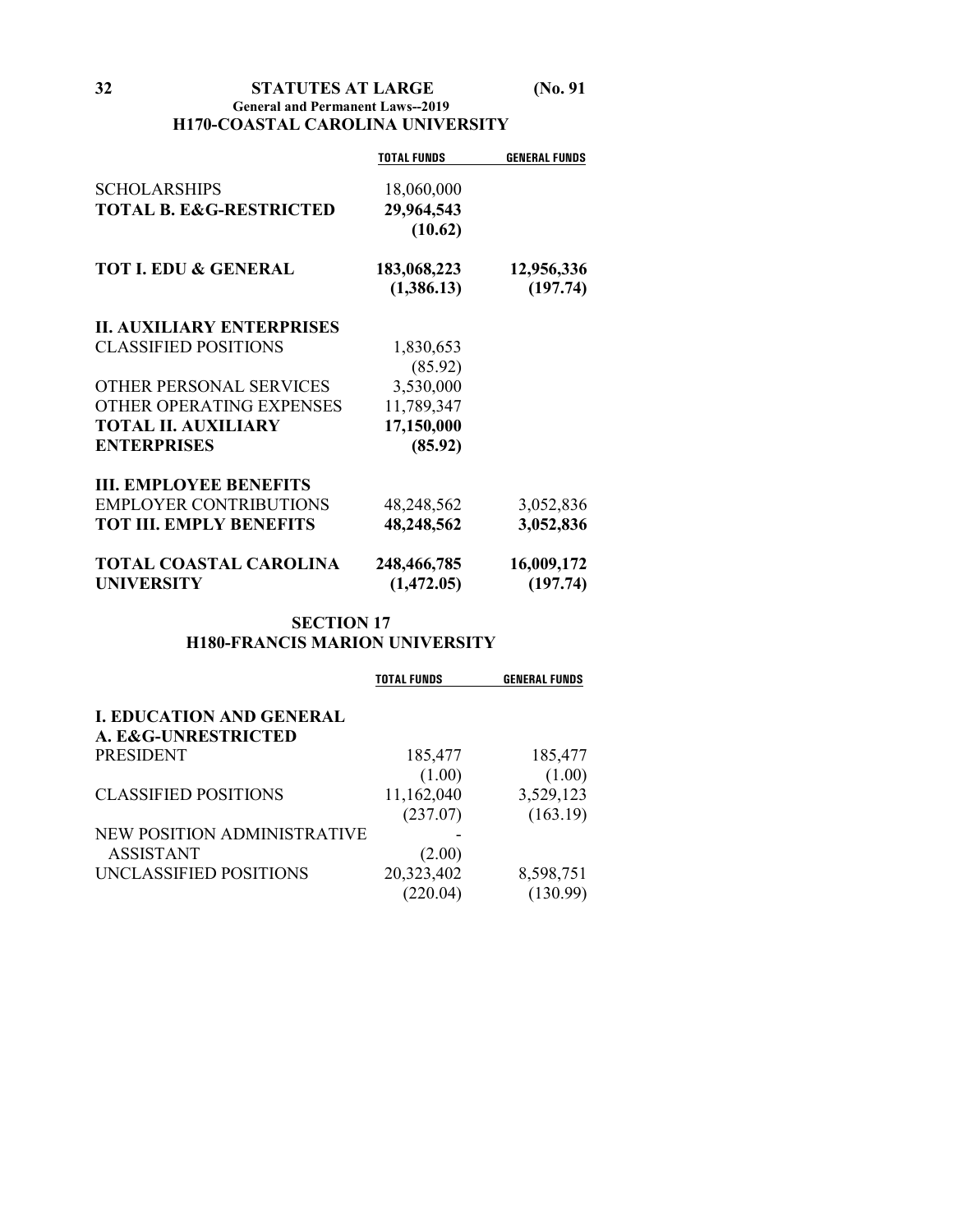**General and Permanent Laws--2019**

## H170-COASTAL CAROLINA UNIVERSITY

| | TOTAL FUNDS | GENERAL FUNDS |
|---|---|---|
| SCHOLARSHIPS | 18,060,000 | |
| **TOTAL B. E&G-RESTRICTED** | **29,964,543** | |
| | **(10.62)** | |
| **TOT I. EDU & GENERAL** | **183,068,223** | **12,956,336** |
| | **(1,386.13)** | **(197.74)** |
| **II. AUXILIARY ENTERPRISES** | | |
| CLASSIFIED POSITIONS | 1,830,653 | |
| | (85.92) | |
| OTHER PERSONAL SERVICES | 3,530,000 | |
| OTHER OPERATING EXPENSES | 11,789,347 | |
| **TOTAL II. AUXILIARY ENTERPRISES** | **17,150,000** | |
| | **(85.92)** | |
| **III. EMPLOYEE BENEFITS** | | |
| EMPLOYER CONTRIBUTIONS | 48,248,562 | 3,052,836 |
| **TOT III. EMPLY BENEFITS** | **48,248,562** | **3,052,836** |
| **TOTAL COASTAL CAROLINA UNIVERSITY** | **248,466,785** | **16,009,172** |
| | **(1,472.05)** | **(197.74)** |

## SECTION 17

## H180-FRANCIS MARION UNIVERSITY

| | TOTAL FUNDS | GENERAL FUNDS |
|---|---|---|
| **I. EDUCATION AND GENERAL** | | |
| **A. E&G-UNRESTRICTED** | | |
| PRESIDENT | 185,477 | 185,477 |
| | (1.00) | (1.00) |
| CLASSIFIED POSITIONS | 11,162,040 | 3,529,123 |
| | (237.07) | (163.19) |
| NEW POSITION ADMINISTRATIVE ASSISTANT | - | |
| | (2.00) | |
| UNCLASSIFIED POSITIONS | 20,323,402 | 8,598,751 |
| | (220.04) | (130.99) |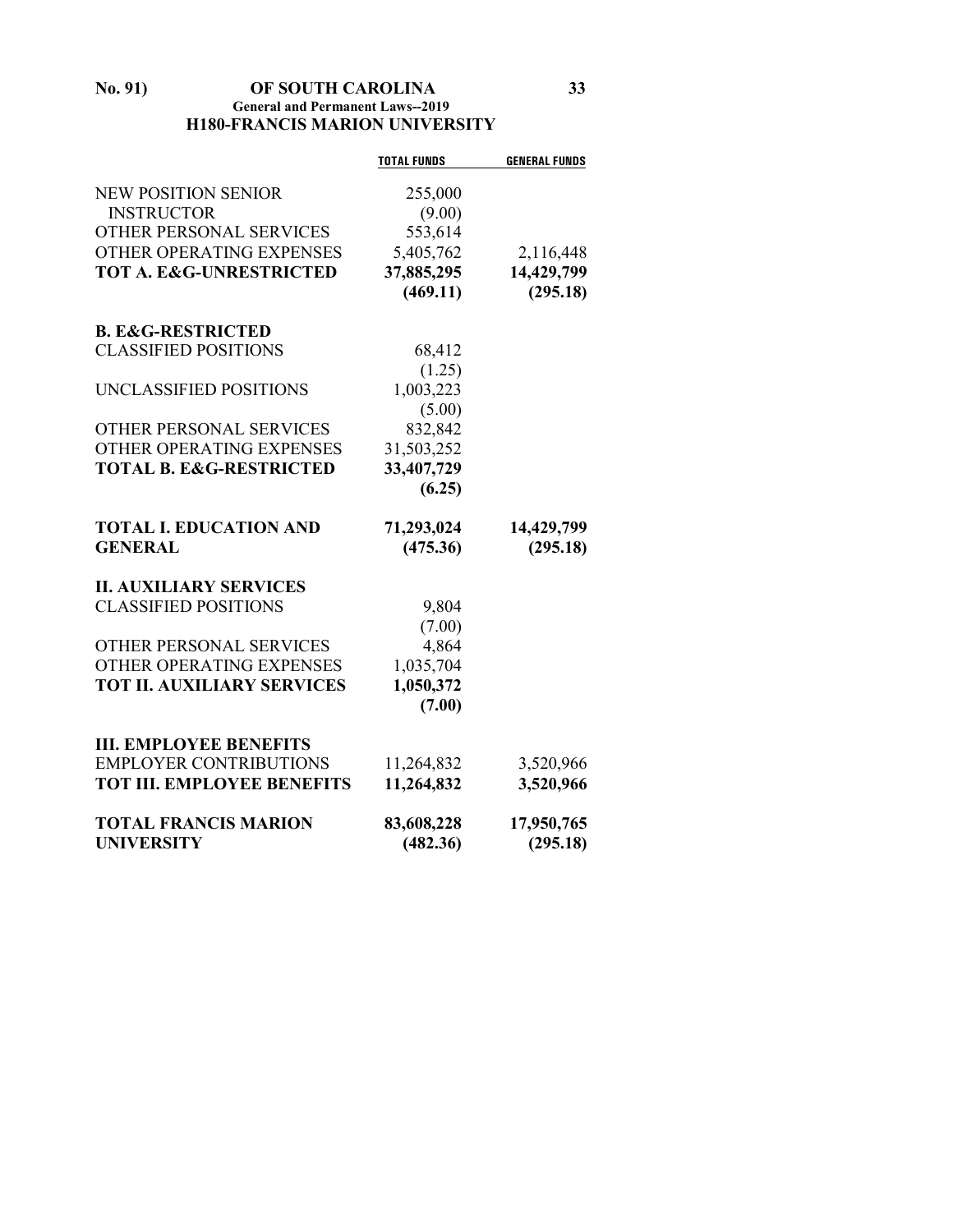## H180-FRANCIS MARION UNIVERSITY

| | TOTAL FUNDS | GENERAL FUNDS |
|---|---|---|
| NEW POSITION SENIOR | 255,000 | |
| INSTRUCTOR | (9.00) | |
| OTHER PERSONAL SERVICES | 553,614 | |
| OTHER OPERATING EXPENSES | 5,405,762 | 2,116,448 |
| **TOT A. E&G-UNRESTRICTED** | **37,885,295** | **14,429,799** |
| | **(469.11)** | **(295.18)** |
| **B. E&G-RESTRICTED** | | |
| CLASSIFIED POSITIONS | 68,412 | |
| | (1.25) | |
| UNCLASSIFIED POSITIONS | 1,003,223 | |
| | (5.00) | |
| OTHER PERSONAL SERVICES | 832,842 | |
| OTHER OPERATING EXPENSES | 31,503,252 | |
| **TOTAL B. E&G-RESTRICTED** | **33,407,729** | |
| | **(6.25)** | |
| **TOTAL I. EDUCATION AND GENERAL** | **71,293,024** | **14,429,799** |
| | **(475.36)** | **(295.18)** |
| **II. AUXILIARY SERVICES** | | |
| CLASSIFIED POSITIONS | 9,804 | |
| | (7.00) | |
| OTHER PERSONAL SERVICES | 4,864 | |
| OTHER OPERATING EXPENSES | 1,035,704 | |
| **TOT II. AUXILIARY SERVICES** | **1,050,372** | |
| | **(7.00)** | |
| **III. EMPLOYEE BENEFITS** | | |
| EMPLOYER CONTRIBUTIONS | 11,264,832 | 3,520,966 |
| **TOT III. EMPLOYEE BENEFITS** | **11,264,832** | **3,520,966** |
| **TOTAL FRANCIS MARION UNIVERSITY** | **83,608,228** | **17,950,765** |
| | **(482.36)** | **(295.18)** |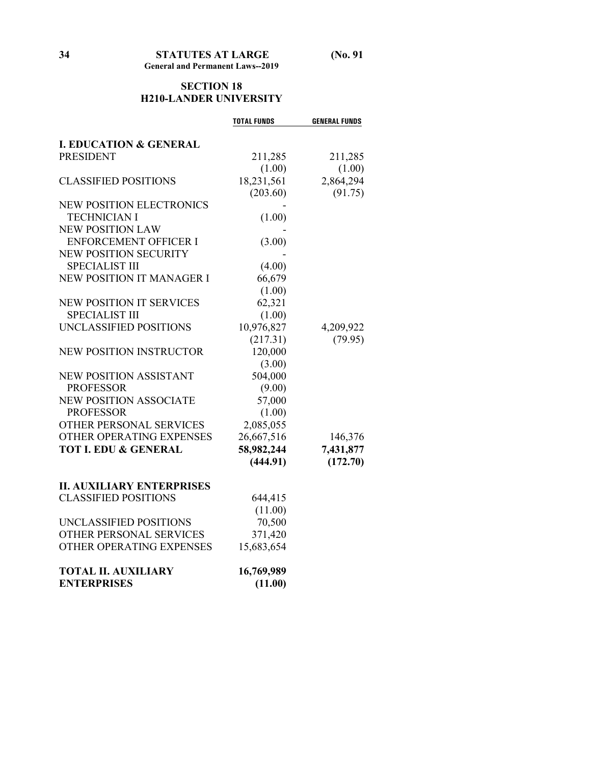## SECTION 18
## H210-LANDER UNIVERSITY

| | TOTAL FUNDS | GENERAL FUNDS |
|---|---|---|
| **I. EDUCATION & GENERAL** | | |
| PRESIDENT | 211,285 | 211,285 |
| | (1.00) | (1.00) |
| CLASSIFIED POSITIONS | 18,231,561 | 2,864,294 |
| | (203.60) | (91.75) |
| NEW POSITION ELECTRONICS TECHNICIAN I | - | |
| | (1.00) | |
| NEW POSITION LAW ENFORCEMENT OFFICER I | - | |
| | (3.00) | |
| NEW POSITION SECURITY SPECIALIST III | - | |
| | (4.00) | |
| NEW POSITION IT MANAGER I | 66,679 | |
| | (1.00) | |
| NEW POSITION IT SERVICES SPECIALIST III | 62,321 | |
| | (1.00) | |
| UNCLASSIFIED POSITIONS | 10,976,827 | 4,209,922 |
| | (217.31) | (79.95) |
| NEW POSITION INSTRUCTOR | 120,000 | |
| | (3.00) | |
| NEW POSITION ASSISTANT PROFESSOR | 504,000 | |
| | (9.00) | |
| NEW POSITION ASSOCIATE PROFESSOR | 57,000 | |
| | (1.00) | |
| OTHER PERSONAL SERVICES | 2,085,055 | |
| OTHER OPERATING EXPENSES | 26,667,516 | 146,376 |
| **TOT I. EDU & GENERAL** | **58,982,244** | **7,431,877** |
| | **(444.91)** | **(172.70)** |
| **II. AUXILIARY ENTERPRISES** | | |
| CLASSIFIED POSITIONS | 644,415 | |
| | (11.00) | |
| UNCLASSIFIED POSITIONS | 70,500 | |
| OTHER PERSONAL SERVICES | 371,420 | |
| OTHER OPERATING EXPENSES | 15,683,654 | |
| **TOTAL II. AUXILIARY ENTERPRISES** | **16,769,989** | |
| | **(11.00)** | |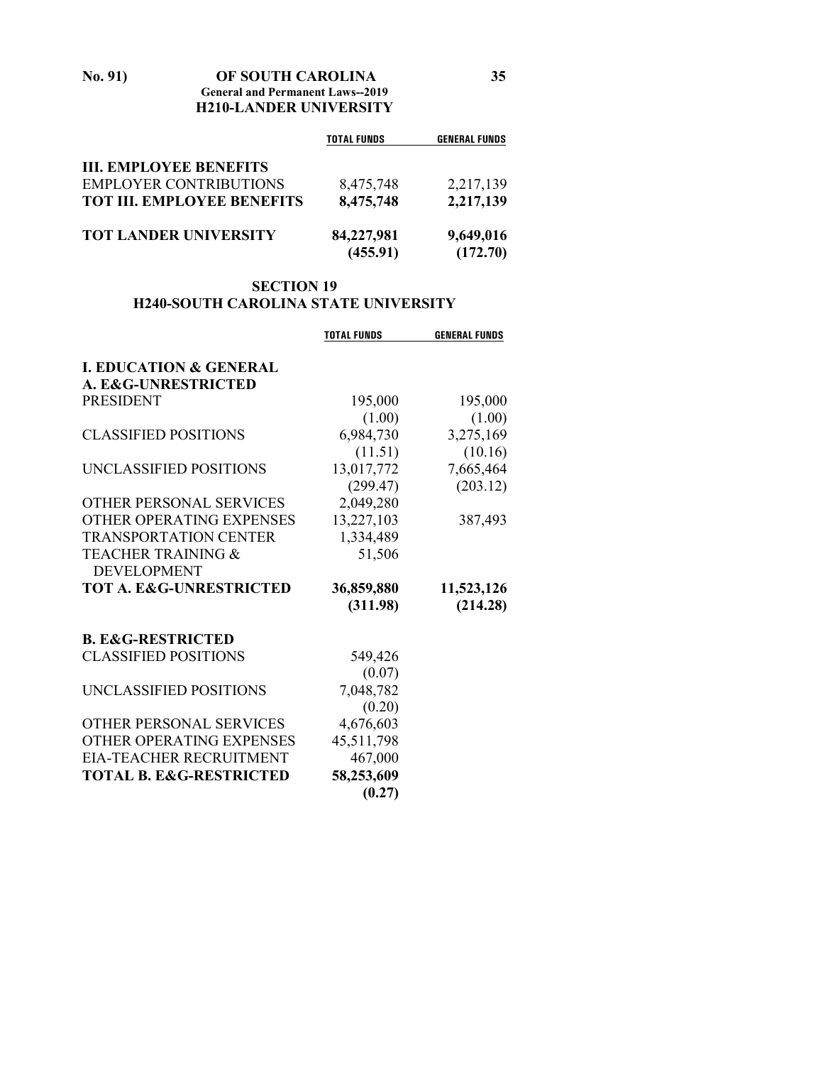## H210-LANDER UNIVERSITY

| | TOTAL FUNDS | GENERAL FUNDS |
|---|---|---|
| **III. EMPLOYEE BENEFITS** | | |
| EMPLOYER CONTRIBUTIONS | 8,475,748 | 2,217,139 |
| **TOT III. EMPLOYEE BENEFITS** | **8,475,748** | **2,217,139** |
| | | |
| **TOT LANDER UNIVERSITY** | **84,227,981** | **9,649,016** |
| | **(455.91)** | **(172.70)** |

## SECTION 19
## H240-SOUTH CAROLINA STATE UNIVERSITY

| | TOTAL FUNDS | GENERAL FUNDS |
|---|---|---|
| **I. EDUCATION & GENERAL** | | |
| **A. E&G-UNRESTRICTED** | | |
| PRESIDENT | 195,000 | 195,000 |
| | (1.00) | (1.00) |
| CLASSIFIED POSITIONS | 6,984,730 | 3,275,169 |
| | (11.51) | (10.16) |
| UNCLASSIFIED POSITIONS | 13,017,772 | 7,665,464 |
| | (299.47) | (203.12) |
| OTHER PERSONAL SERVICES | 2,049,280 | |
| OTHER OPERATING EXPENSES | 13,227,103 | 387,493 |
| TRANSPORTATION CENTER | 1,334,489 | |
| TEACHER TRAINING & DEVELOPMENT | 51,506 | |
| **TOT A. E&G-UNRESTRICTED** | **36,859,880** | **11,523,126** |
| | **(311.98)** | **(214.28)** |
| | | |
| **B. E&G-RESTRICTED** | | |
| CLASSIFIED POSITIONS | 549,426 | |
| | (0.07) | |
| UNCLASSIFIED POSITIONS | 7,048,782 | |
| | (0.20) | |
| OTHER PERSONAL SERVICES | 4,676,603 | |
| OTHER OPERATING EXPENSES | 45,511,798 | |
| EIA-TEACHER RECRUITMENT | 467,000 | |
| **TOTAL B. E&G-RESTRICTED** | **58,253,609** | |
| | **(0.27)** | |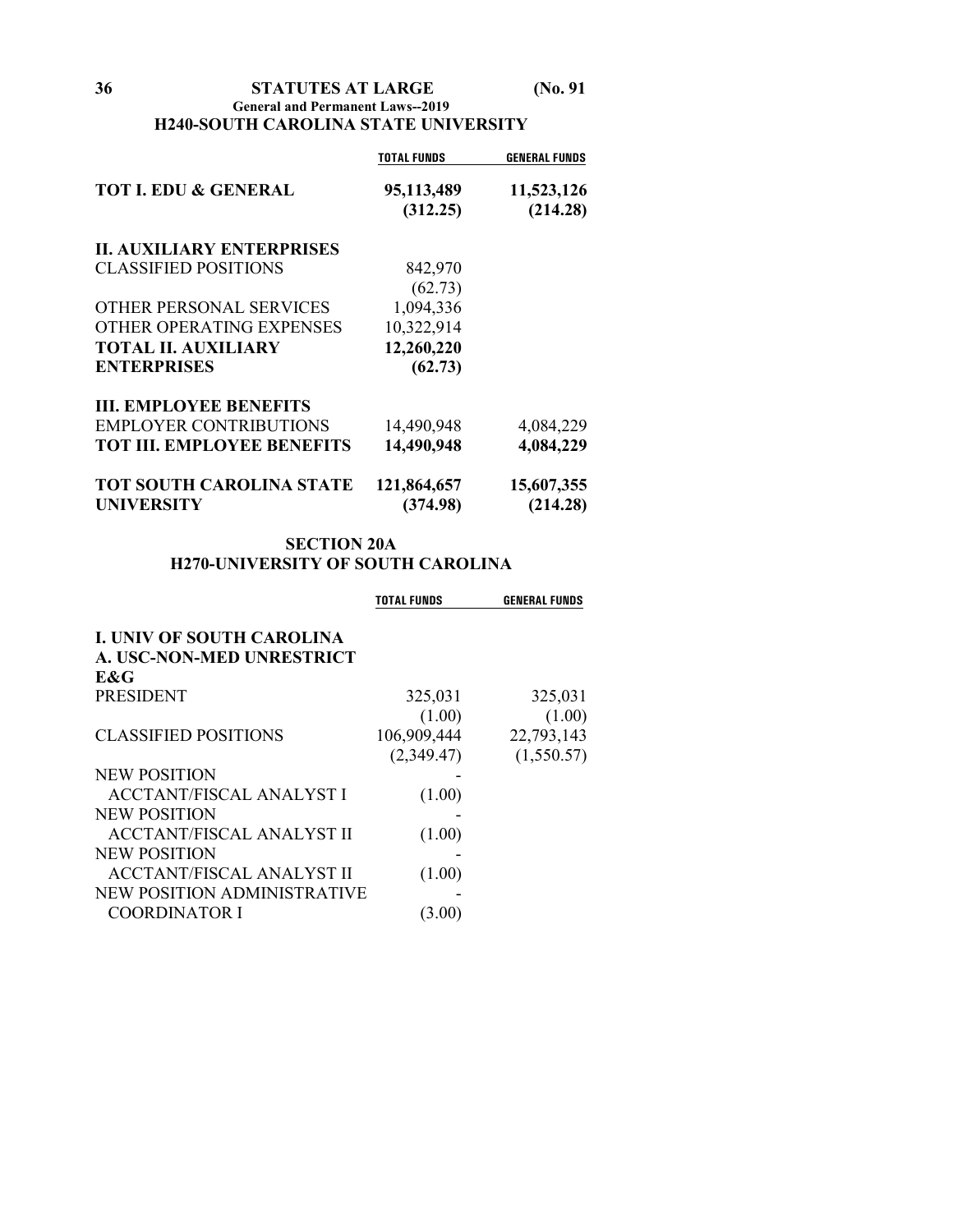### H240-SOUTH CAROLINA STATE UNIVERSITY

| | TOTAL FUNDS | GENERAL FUNDS |
|---|---|---|
| **TOT I. EDU & GENERAL** | **95,113,489** | **11,523,126** |
| | **(312.25)** | **(214.28)** |
| **II. AUXILIARY ENTERPRISES** | | |
| CLASSIFIED POSITIONS | 842,970 | |
| | (62.73) | |
| OTHER PERSONAL SERVICES | 1,094,336 | |
| OTHER OPERATING EXPENSES | 10,322,914 | |
| **TOTAL II. AUXILIARY ENTERPRISES** | **12,260,220** | |
| | **(62.73)** | |
| **III. EMPLOYEE BENEFITS** | | |
| EMPLOYER CONTRIBUTIONS | 14,490,948 | 4,084,229 |
| **TOT III. EMPLOYEE BENEFITS** | **14,490,948** | **4,084,229** |
| **TOT SOUTH CAROLINA STATE UNIVERSITY** | **121,864,657** | **15,607,355** |
| | **(374.98)** | **(214.28)** |

## SECTION 20A
### H270-UNIVERSITY OF SOUTH CAROLINA

| | TOTAL FUNDS | GENERAL FUNDS |
|---|---|---|
| **I. UNIV OF SOUTH CAROLINA** | | |
| **A. USC-NON-MED UNRESTRICT E&G** | | |
| PRESIDENT | 325,031 | 325,031 |
| | (1.00) | (1.00) |
| CLASSIFIED POSITIONS | 106,909,444 | 22,793,143 |
| | (2,349.47) | (1,550.57) |
| NEW POSITION ACCTANT/FISCAL ANALYST I | - | |
| | (1.00) | |
| NEW POSITION ACCTANT/FISCAL ANALYST II | - | |
| | (1.00) | |
| NEW POSITION ACCTANT/FISCAL ANALYST II | - | |
| | (1.00) | |
| NEW POSITION ADMINISTRATIVE COORDINATOR I | - | |
| | (3.00) | |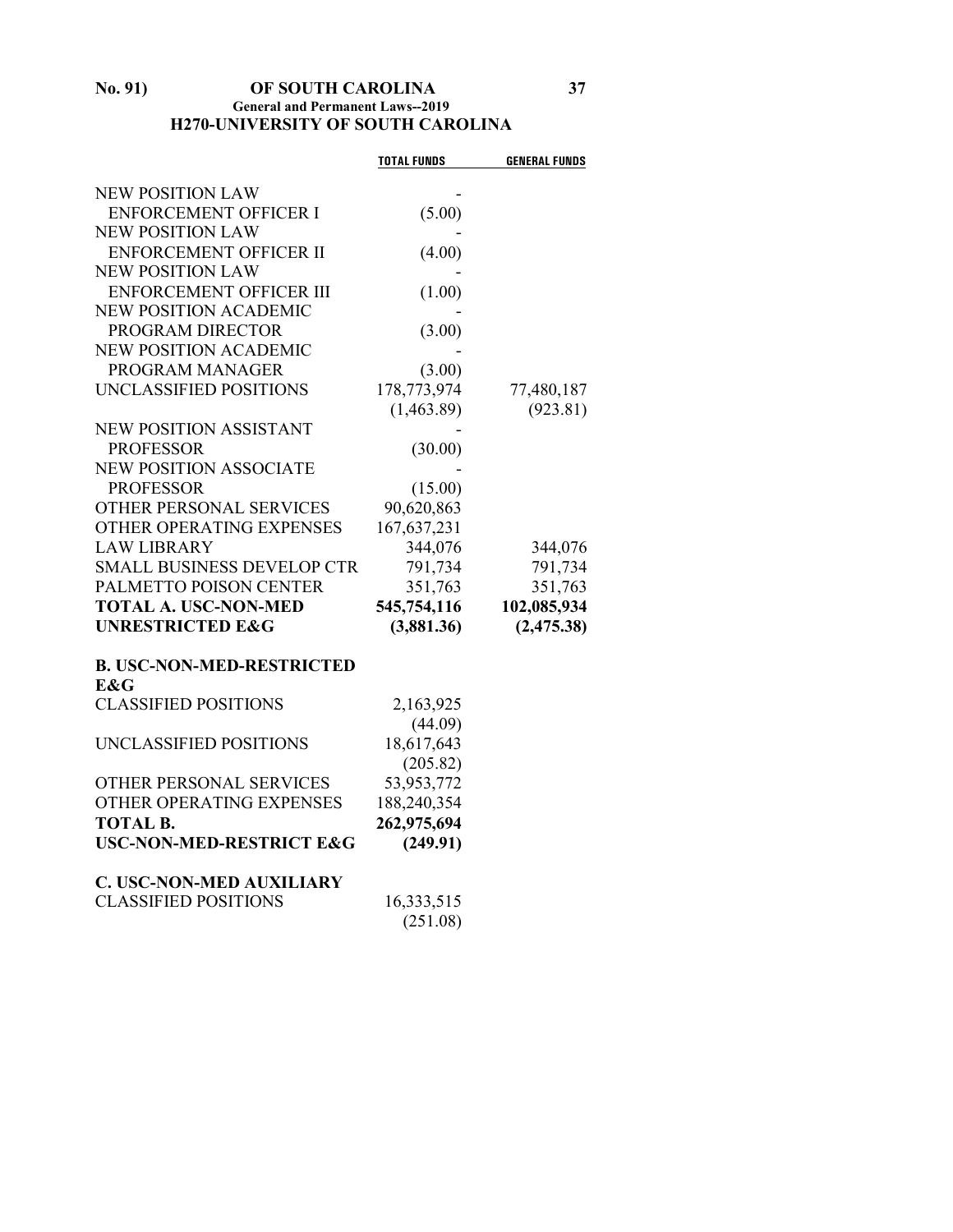| | TOTAL FUNDS | GENERAL FUNDS |
|---|---|---|
| NEW POSITION LAW ENFORCEMENT OFFICER I | - (5.00) | |
| NEW POSITION LAW ENFORCEMENT OFFICER II | - (4.00) | |
| NEW POSITION LAW ENFORCEMENT OFFICER III | - (1.00) | |
| NEW POSITION ACADEMIC PROGRAM DIRECTOR | - (3.00) | |
| NEW POSITION ACADEMIC PROGRAM MANAGER | - (3.00) | |
| UNCLASSIFIED POSITIONS | 178,773,974 (1,463.89) | 77,480,187 (923.81) |
| NEW POSITION ASSISTANT PROFESSOR | - (30.00) | |
| NEW POSITION ASSOCIATE PROFESSOR | - (15.00) | |
| OTHER PERSONAL SERVICES | 90,620,863 | |
| OTHER OPERATING EXPENSES | 167,637,231 | |
| LAW LIBRARY | 344,076 | 344,076 |
| SMALL BUSINESS DEVELOP CTR | 791,734 | 791,734 |
| PALMETTO POISON CENTER | 351,763 | 351,763 |
| **TOTAL A. USC-NON-MED UNRESTRICTED E&G** | **545,754,116 (3,881.36)** | **102,085,934 (2,475.38)** |
| **B. USC-NON-MED-RESTRICTED E&G** | | |
| CLASSIFIED POSITIONS | 2,163,925 (44.09) | |
| UNCLASSIFIED POSITIONS | 18,617,643 (205.82) | |
| OTHER PERSONAL SERVICES | 53,953,772 | |
| OTHER OPERATING EXPENSES | 188,240,354 | |
| **TOTAL B. USC-NON-MED-RESTRICT E&G** | **262,975,694 (249.91)** | |
| **C. USC-NON-MED AUXILIARY** | | |
| CLASSIFIED POSITIONS | 16,333,515 (251.08) | |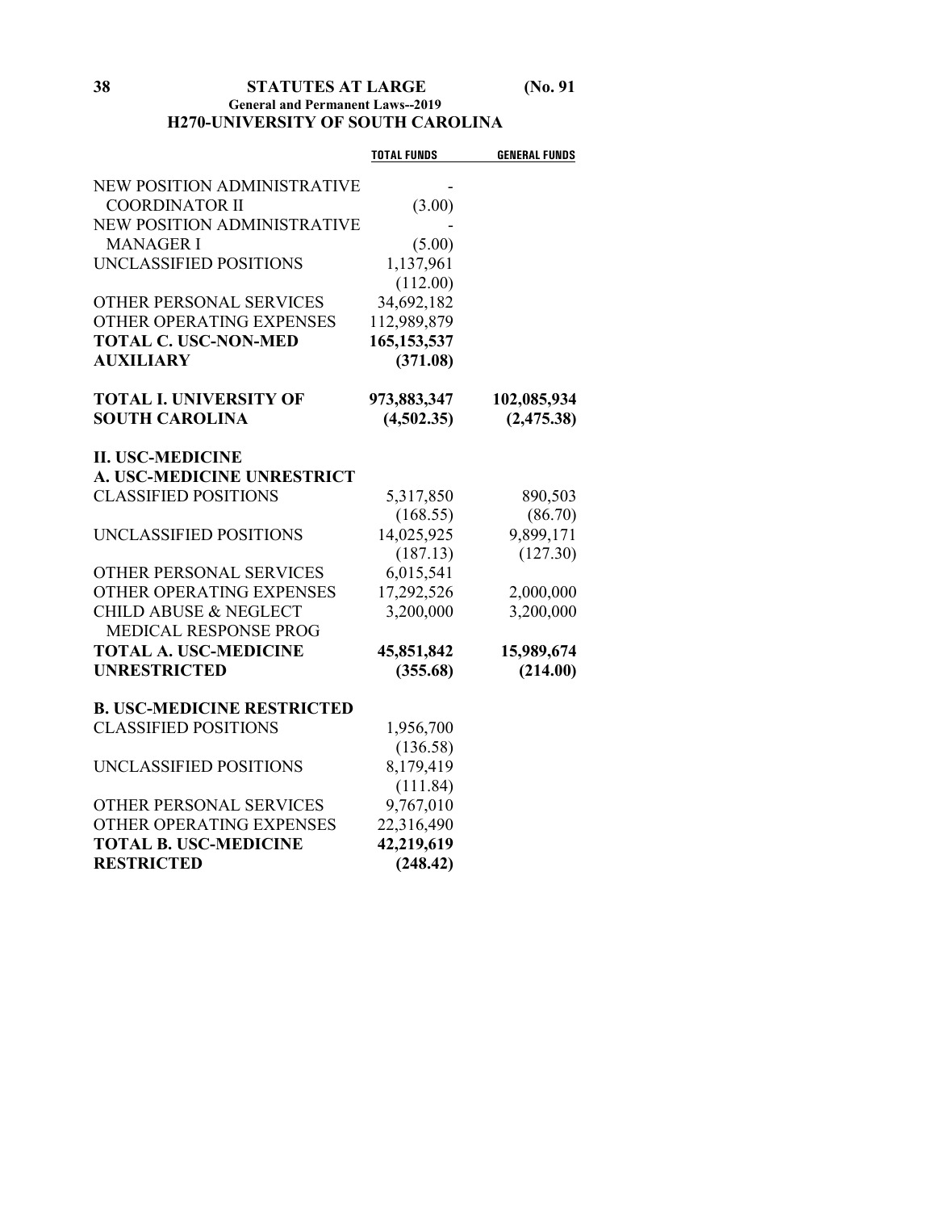# H270-UNIVERSITY OF SOUTH CAROLINA

| | TOTAL FUNDS | GENERAL FUNDS |
|---|---|---|
| NEW POSITION ADMINISTRATIVE COORDINATOR II | - (3.00) | |
| NEW POSITION ADMINISTRATIVE MANAGER I | - (5.00) | |
| UNCLASSIFIED POSITIONS | 1,137,961 (112.00) | |
| OTHER PERSONAL SERVICES | 34,692,182 | |
| OTHER OPERATING EXPENSES | 112,989,879 | |
| **TOTAL C. USC-NON-MED AUXILIARY** | **165,153,537 (371.08)** | |
| **TOTAL I. UNIVERSITY OF SOUTH CAROLINA** | **973,883,347 (4,502.35)** | **102,085,934 (2,475.38)** |
| **II. USC-MEDICINE** | | |
| **A. USC-MEDICINE UNRESTRICT** | | |
| CLASSIFIED POSITIONS | 5,317,850 (168.55) | 890,503 (86.70) |
| UNCLASSIFIED POSITIONS | 14,025,925 (187.13) | 9,899,171 (127.30) |
| OTHER PERSONAL SERVICES | 6,015,541 | |
| OTHER OPERATING EXPENSES | 17,292,526 | 2,000,000 |
| CHILD ABUSE & NEGLECT MEDICAL RESPONSE PROG | 3,200,000 | 3,200,000 |
| **TOTAL A. USC-MEDICINE UNRESTRICTED** | **45,851,842 (355.68)** | **15,989,674 (214.00)** |
| **B. USC-MEDICINE RESTRICTED** | | |
| CLASSIFIED POSITIONS | 1,956,700 (136.58) | |
| UNCLASSIFIED POSITIONS | 8,179,419 (111.84) | |
| OTHER PERSONAL SERVICES | 9,767,010 | |
| OTHER OPERATING EXPENSES | 22,316,490 | |
| **TOTAL B. USC-MEDICINE RESTRICTED** | **42,219,619 (248.42)** | |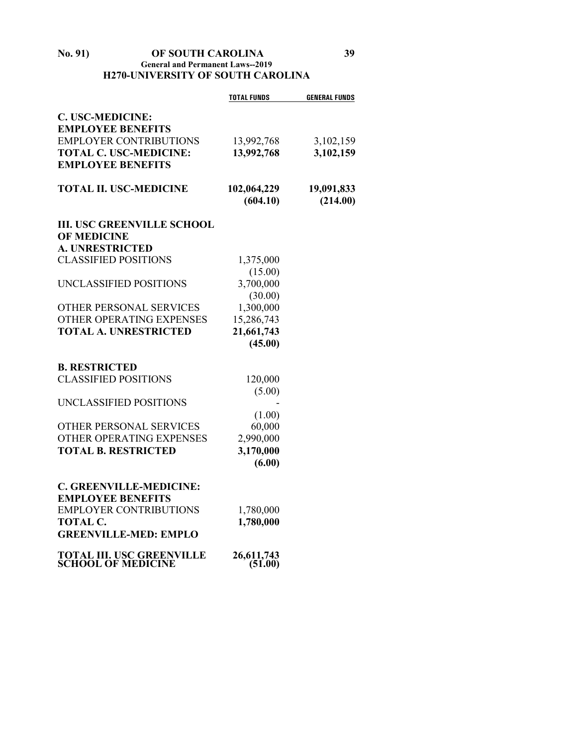| | TOTAL FUNDS | GENERAL FUNDS |
|---|---|---|
| **C. USC-MEDICINE: EMPLOYEE BENEFITS** | | |
| EMPLOYER CONTRIBUTIONS | 13,992,768 | 3,102,159 |
| **TOTAL C. USC-MEDICINE: EMPLOYEE BENEFITS** | **13,992,768** | **3,102,159** |
| | | |
| **TOTAL II. USC-MEDICINE** | **102,064,229** | **19,091,833** |
| | **(604.10)** | **(214.00)** |
| | | |
| **III. USC GREENVILLE SCHOOL OF MEDICINE** | | |
| **A. UNRESTRICTED** | | |
| CLASSIFIED POSITIONS | 1,375,000 | |
| | (15.00) | |
| UNCLASSIFIED POSITIONS | 3,700,000 | |
| | (30.00) | |
| OTHER PERSONAL SERVICES | 1,300,000 | |
| OTHER OPERATING EXPENSES | 15,286,743 | |
| **TOTAL A. UNRESTRICTED** | **21,661,743** | |
| | **(45.00)** | |
| | | |
| **B. RESTRICTED** | | |
| CLASSIFIED POSITIONS | 120,000 | |
| | (5.00) | |
| UNCLASSIFIED POSITIONS | - | |
| | (1.00) | |
| OTHER PERSONAL SERVICES | 60,000 | |
| OTHER OPERATING EXPENSES | 2,990,000 | |
| **TOTAL B. RESTRICTED** | **3,170,000** | |
| | **(6.00)** | |
| | | |
| **C. GREENVILLE-MEDICINE: EMPLOYEE BENEFITS** | | |
| EMPLOYER CONTRIBUTIONS | 1,780,000 | |
| **TOTAL C. GREENVILLE-MED: EMPLO** | **1,780,000** | |
| | | |
| **TOTAL III. USC GREENVILLE SCHOOL OF MEDICINE** | **26,611,743** | |
| | **(51.00)** | |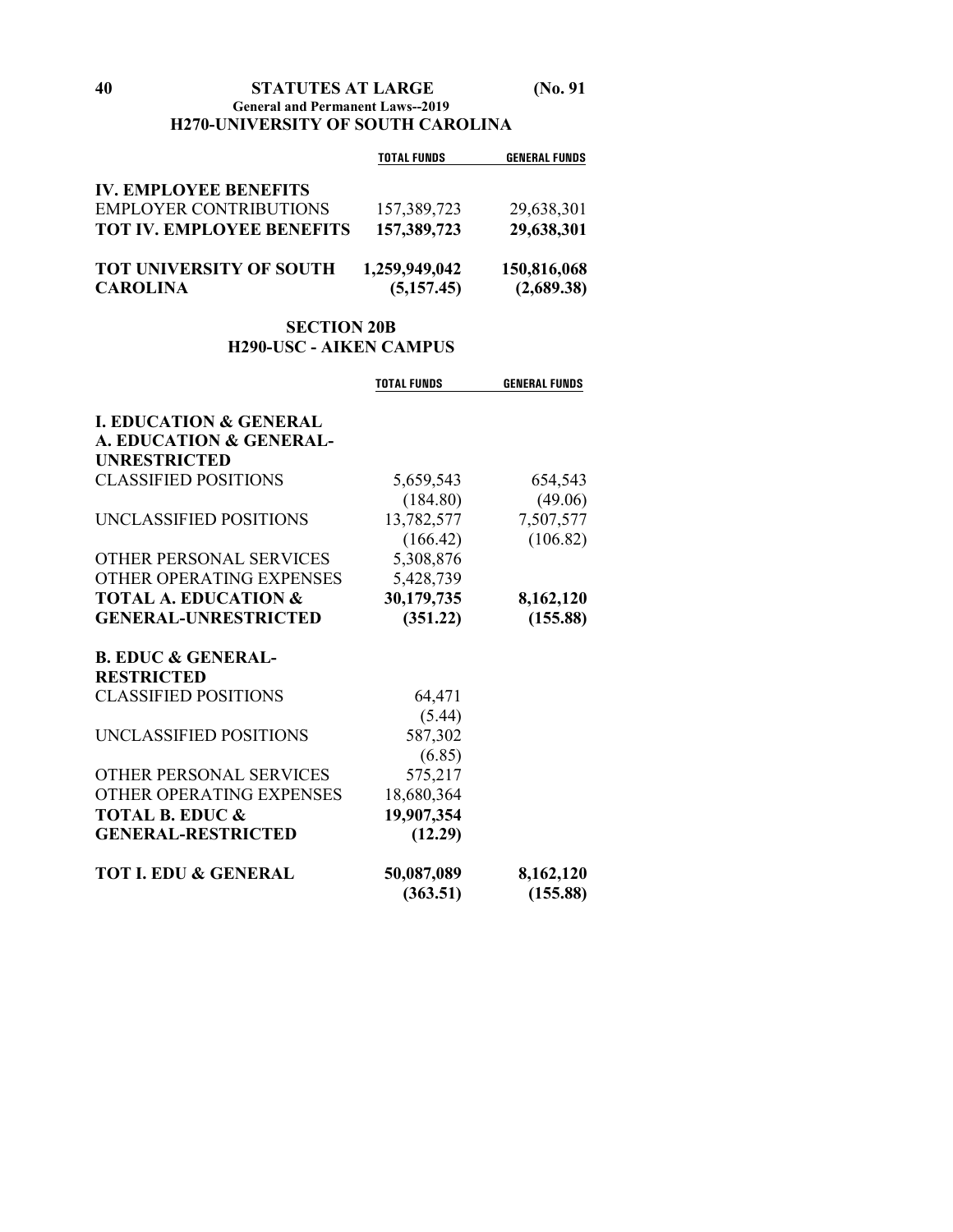**H270-UNIVERSITY OF SOUTH CAROLINA**

| | TOTAL FUNDS | GENERAL FUNDS |
|---|---|---|
| **IV. EMPLOYEE BENEFITS** | | |
| EMPLOYER CONTRIBUTIONS | 157,389,723 | 29,638,301 |
| **TOT IV. EMPLOYEE BENEFITS** | **157,389,723** | **29,638,301** |
| **TOT UNIVERSITY OF SOUTH CAROLINA** | **1,259,949,042** | **150,816,068** |
| | **(5,157.45)** | **(2,689.38)** |

## SECTION 20B

## H290-USC - AIKEN CAMPUS

| | TOTAL FUNDS | GENERAL FUNDS |
|---|---|---|
| **I. EDUCATION & GENERAL** | | |
| **A. EDUCATION & GENERAL-UNRESTRICTED** | | |
| CLASSIFIED POSITIONS | 5,659,543 | 654,543 |
| | (184.80) | (49.06) |
| UNCLASSIFIED POSITIONS | 13,782,577 | 7,507,577 |
| | (166.42) | (106.82) |
| OTHER PERSONAL SERVICES | 5,308,876 | |
| OTHER OPERATING EXPENSES | 5,428,739 | |
| **TOTAL A. EDUCATION & GENERAL-UNRESTRICTED** | **30,179,735** | **8,162,120** |
| | **(351.22)** | **(155.88)** |
| **B. EDUC & GENERAL-RESTRICTED** | | |
| CLASSIFIED POSITIONS | 64,471 | |
| | (5.44) | |
| UNCLASSIFIED POSITIONS | 587,302 | |
| | (6.85) | |
| OTHER PERSONAL SERVICES | 575,217 | |
| OTHER OPERATING EXPENSES | 18,680,364 | |
| **TOTAL B. EDUC & GENERAL-RESTRICTED** | **19,907,354** | |
| | **(12.29)** | |
| **TOT I. EDU & GENERAL** | **50,087,089** | **8,162,120** |
| | **(363.51)** | **(155.88)** |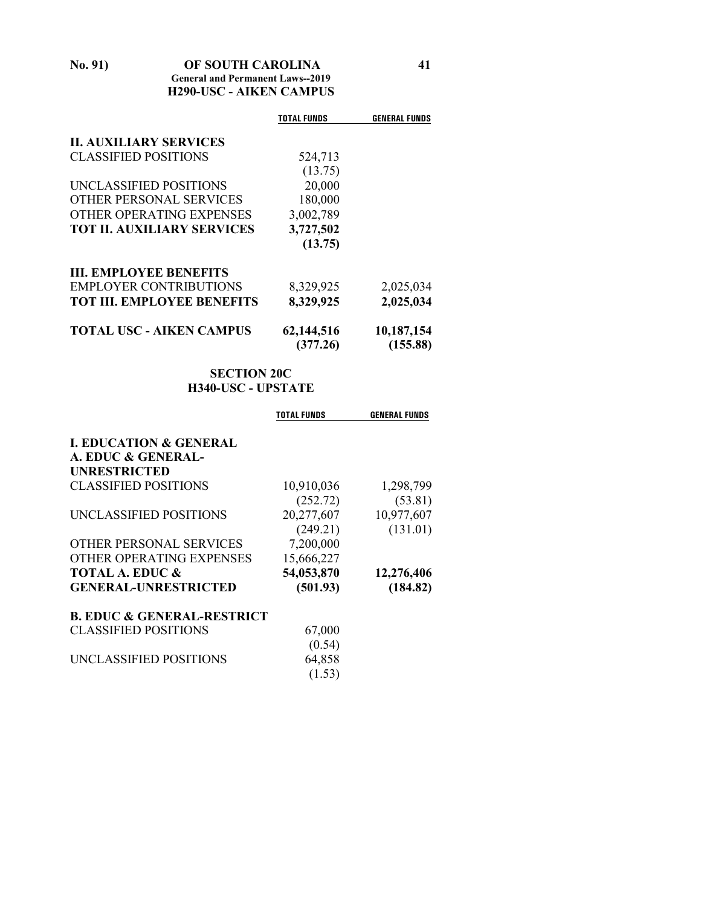## H290-USC - AIKEN CAMPUS

| | TOTAL FUNDS | GENERAL FUNDS |
|---|---|---|
| **II. AUXILIARY SERVICES** | | |
| CLASSIFIED POSITIONS | 524,713 | |
| | (13.75) | |
| UNCLASSIFIED POSITIONS | 20,000 | |
| OTHER PERSONAL SERVICES | 180,000 | |
| OTHER OPERATING EXPENSES | 3,002,789 | |
| **TOT II. AUXILIARY SERVICES** | **3,727,502** | |
| | **(13.75)** | |
| **III. EMPLOYEE BENEFITS** | | |
| EMPLOYER CONTRIBUTIONS | 8,329,925 | 2,025,034 |
| **TOT III. EMPLOYEE BENEFITS** | **8,329,925** | **2,025,034** |
| **TOTAL USC - AIKEN CAMPUS** | **62,144,516** | **10,187,154** |
| | **(377.26)** | **(155.88)** |

## SECTION 20C
## H340-USC - UPSTATE

| | TOTAL FUNDS | GENERAL FUNDS |
|---|---|---|
| **I. EDUCATION & GENERAL** | | |
| **A. EDUC & GENERAL-UNRESTRICTED** | | |
| CLASSIFIED POSITIONS | 10,910,036 | 1,298,799 |
| | (252.72) | (53.81) |
| UNCLASSIFIED POSITIONS | 20,277,607 | 10,977,607 |
| | (249.21) | (131.01) |
| OTHER PERSONAL SERVICES | 7,200,000 | |
| OTHER OPERATING EXPENSES | 15,666,227 | |
| **TOTAL A. EDUC & GENERAL-UNRESTRICTED** | **54,053,870** | **12,276,406** |
| | **(501.93)** | **(184.82)** |
| **B. EDUC & GENERAL-RESTRICT** | | |
| CLASSIFIED POSITIONS | 67,000 | |
| | (0.54) | |
| UNCLASSIFIED POSITIONS | 64,858 | |
| | (1.53) | |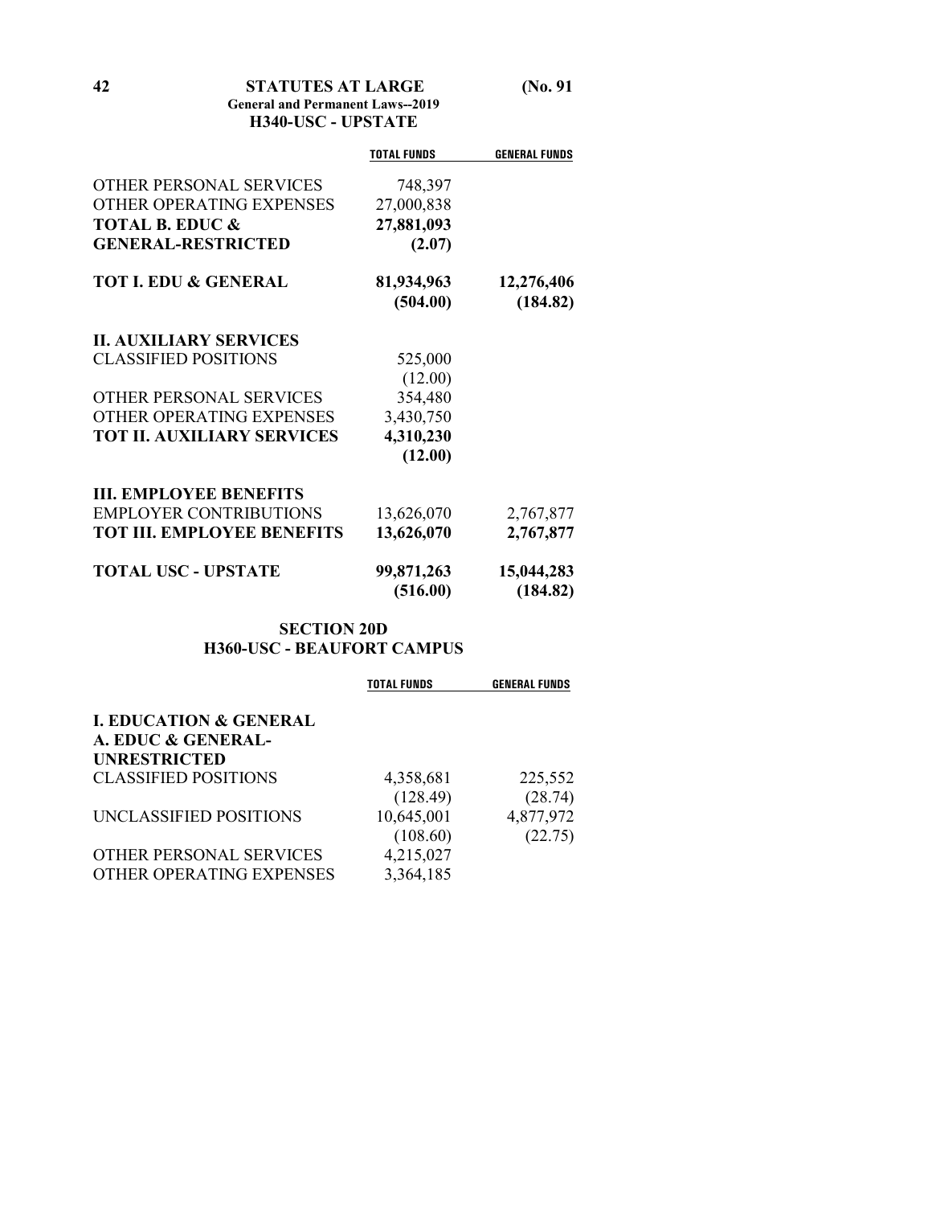### H340-USC - UPSTATE

| | TOTAL FUNDS | GENERAL FUNDS |
|---|---|---|
| OTHER PERSONAL SERVICES | 748,397 | |
| OTHER OPERATING EXPENSES | 27,000,838 | |
| **TOTAL B. EDUC & GENERAL-RESTRICTED** | **27,881,093** | |
| | **(2.07)** | |
| **TOT I. EDU & GENERAL** | **81,934,963** | **12,276,406** |
| | **(504.00)** | **(184.82)** |
| **II. AUXILIARY SERVICES** | | |
| CLASSIFIED POSITIONS | 525,000 | |
| | (12.00) | |
| OTHER PERSONAL SERVICES | 354,480 | |
| OTHER OPERATING EXPENSES | 3,430,750 | |
| **TOT II. AUXILIARY SERVICES** | **4,310,230** | |
| | **(12.00)** | |
| **III. EMPLOYEE BENEFITS** | | |
| EMPLOYER CONTRIBUTIONS | 13,626,070 | 2,767,877 |
| **TOT III. EMPLOYEE BENEFITS** | **13,626,070** | **2,767,877** |
| **TOTAL USC - UPSTATE** | **99,871,263** | **15,044,283** |
| | **(516.00)** | **(184.82)** |

## SECTION 20D
### H360-USC - BEAUFORT CAMPUS

| | TOTAL FUNDS | GENERAL FUNDS |
|---|---|---|
| **I. EDUCATION & GENERAL** | | |
| **A. EDUC & GENERAL-UNRESTRICTED** | | |
| CLASSIFIED POSITIONS | 4,358,681 | 225,552 |
| | (128.49) | (28.74) |
| UNCLASSIFIED POSITIONS | 10,645,001 | 4,877,972 |
| | (108.60) | (22.75) |
| OTHER PERSONAL SERVICES | 4,215,027 | |
| OTHER OPERATING EXPENSES | 3,364,185 | |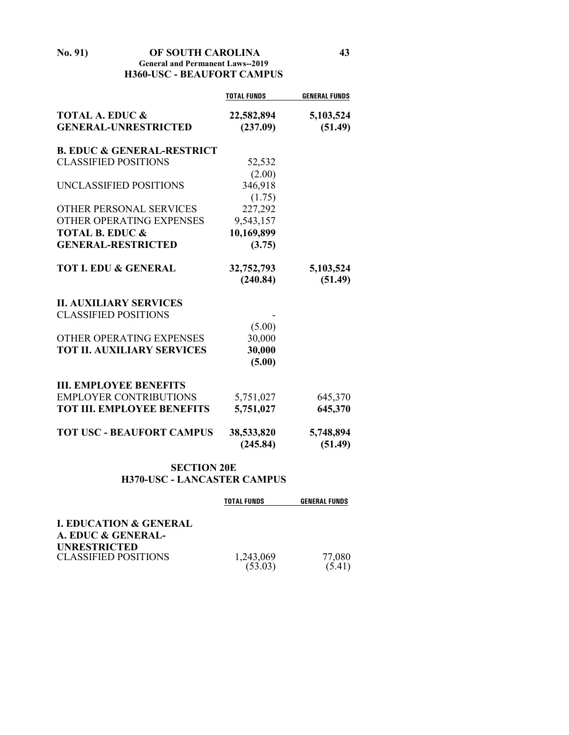### H360-USC - BEAUFORT CAMPUS

| | TOTAL FUNDS | GENERAL FUNDS |
|---|---|---|
| **TOTAL A. EDUC & GENERAL-UNRESTRICTED** | **22,582,894** | **5,103,524** |
| | **(237.09)** | **(51.49)** |
| **B. EDUC & GENERAL-RESTRICT** | | |
| CLASSIFIED POSITIONS | 52,532 | |
| | (2.00) | |
| UNCLASSIFIED POSITIONS | 346,918 | |
| | (1.75) | |
| OTHER PERSONAL SERVICES | 227,292 | |
| OTHER OPERATING EXPENSES | 9,543,157 | |
| **TOTAL B. EDUC & GENERAL-RESTRICTED** | **10,169,899** | |
| | **(3.75)** | |
| **TOT I. EDU & GENERAL** | **32,752,793** | **5,103,524** |
| | **(240.84)** | **(51.49)** |
| **II. AUXILIARY SERVICES** | | |
| CLASSIFIED POSITIONS | - | |
| | (5.00) | |
| OTHER OPERATING EXPENSES | 30,000 | |
| **TOT II. AUXILIARY SERVICES** | **30,000** | |
| | **(5.00)** | |
| **III. EMPLOYEE BENEFITS** | | |
| EMPLOYER CONTRIBUTIONS | 5,751,027 | 645,370 |
| **TOT III. EMPLOYEE BENEFITS** | **5,751,027** | **645,370** |
| **TOT USC - BEAUFORT CAMPUS** | **38,533,820** | **5,748,894** |
| | **(245.84)** | **(51.49)** |

## SECTION 20E

### H370-USC - LANCASTER CAMPUS

| | TOTAL FUNDS | GENERAL FUNDS |
|---|---|---|
| **I. EDUCATION & GENERAL** | | |
| **A. EDUC & GENERAL-UNRESTRICTED** | | |
| CLASSIFIED POSITIONS | 1,243,069 | 77,080 |
| | (53.03) | (5.41) |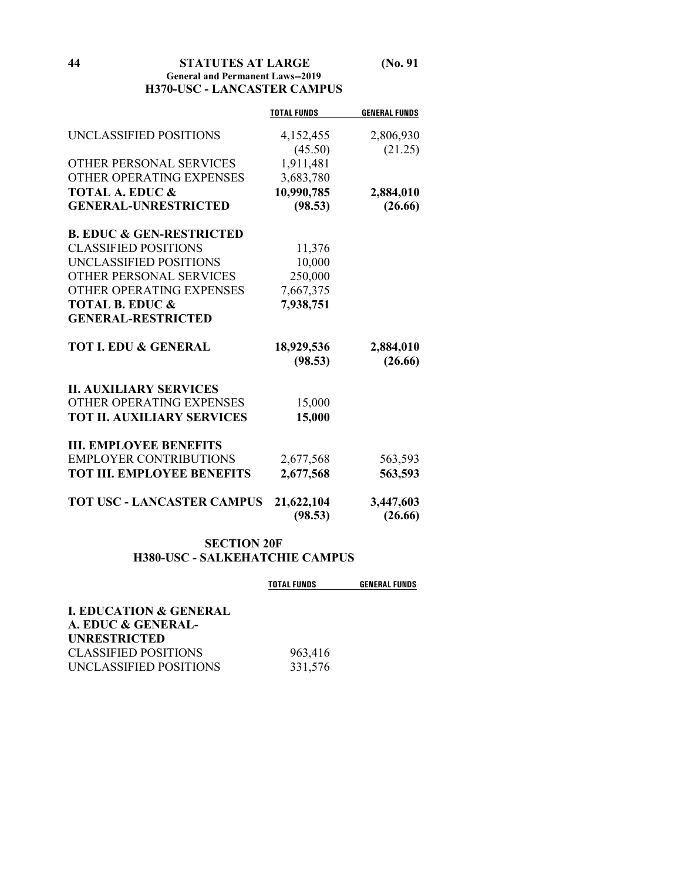### H370-USC - LANCASTER CAMPUS

| | TOTAL FUNDS | GENERAL FUNDS |
|---|---|---|
| UNCLASSIFIED POSITIONS | 4,152,455 | 2,806,930 |
| | (45.50) | (21.25) |
| OTHER PERSONAL SERVICES | 1,911,481 | |
| OTHER OPERATING EXPENSES | 3,683,780 | |
| **TOTAL A. EDUC & GENERAL-UNRESTRICTED** | **10,990,785** | **2,884,010** |
| | **(98.53)** | **(26.66)** |
| **B. EDUC & GEN-RESTRICTED** | | |
| CLASSIFIED POSITIONS | 11,376 | |
| UNCLASSIFIED POSITIONS | 10,000 | |
| OTHER PERSONAL SERVICES | 250,000 | |
| OTHER OPERATING EXPENSES | 7,667,375 | |
| **TOTAL B. EDUC & GENERAL-RESTRICTED** | **7,938,751** | |
| **TOT I. EDU & GENERAL** | **18,929,536** | **2,884,010** |
| | **(98.53)** | **(26.66)** |
| **II. AUXILIARY SERVICES** | | |
| OTHER OPERATING EXPENSES | 15,000 | |
| **TOT II. AUXILIARY SERVICES** | **15,000** | |
| **III. EMPLOYEE BENEFITS** | | |
| EMPLOYER CONTRIBUTIONS | 2,677,568 | 563,593 |
| **TOT III. EMPLOYEE BENEFITS** | **2,677,568** | **563,593** |
| **TOT USC - LANCASTER CAMPUS** | **21,622,104** | **3,447,603** |
| | **(98.53)** | **(26.66)** |

## SECTION 20F
### H380-USC - SALKEHATCHIE CAMPUS

| | TOTAL FUNDS | GENERAL FUNDS |
|---|---|---|
| **I. EDUCATION & GENERAL** | | |
| **A. EDUC & GENERAL-UNRESTRICTED** | | |
| CLASSIFIED POSITIONS | 963,416 | |
| UNCLASSIFIED POSITIONS | 331,576 | |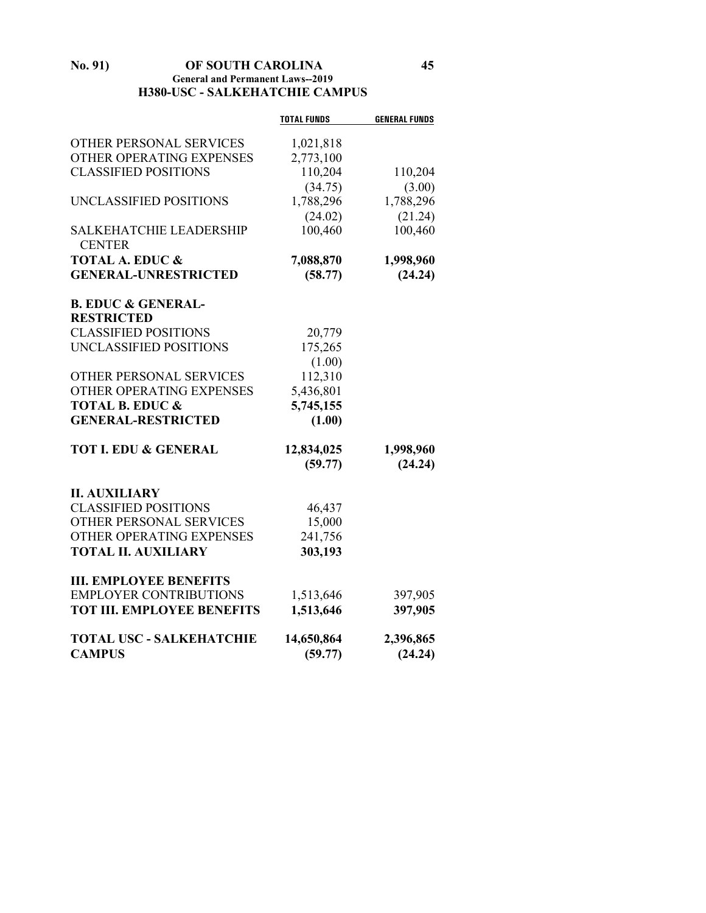## H380-USC - SALKEHATCHIE CAMPUS

| | TOTAL FUNDS | GENERAL FUNDS |
|---|---|---|
| OTHER PERSONAL SERVICES | 1,021,818 | |
| OTHER OPERATING EXPENSES | 2,773,100 | |
| CLASSIFIED POSITIONS | 110,204 | 110,204 |
| | (34.75) | (3.00) |
| UNCLASSIFIED POSITIONS | 1,788,296 | 1,788,296 |
| | (24.02) | (21.24) |
| SALKEHATCHIE LEADERSHIP CENTER | 100,460 | 100,460 |
| **TOTAL A. EDUC & GENERAL-UNRESTRICTED** | **7,088,870** | **1,998,960** |
| | **(58.77)** | **(24.24)** |
| **B. EDUC & GENERAL-RESTRICTED** | | |
| CLASSIFIED POSITIONS | 20,779 | |
| UNCLASSIFIED POSITIONS | 175,265 | |
| | (1.00) | |
| OTHER PERSONAL SERVICES | 112,310 | |
| OTHER OPERATING EXPENSES | 5,436,801 | |
| **TOTAL B. EDUC & GENERAL-RESTRICTED** | **5,745,155** | |
| | **(1.00)** | |
| **TOT I. EDU & GENERAL** | **12,834,025** | **1,998,960** |
| | **(59.77)** | **(24.24)** |
| **II. AUXILIARY** | | |
| CLASSIFIED POSITIONS | 46,437 | |
| OTHER PERSONAL SERVICES | 15,000 | |
| OTHER OPERATING EXPENSES | 241,756 | |
| **TOTAL II. AUXILIARY** | **303,193** | |
| **III. EMPLOYEE BENEFITS** | | |
| EMPLOYER CONTRIBUTIONS | 1,513,646 | 397,905 |
| **TOT III. EMPLOYEE BENEFITS** | **1,513,646** | **397,905** |
| **TOTAL USC - SALKEHATCHIE CAMPUS** | **14,650,864** | **2,396,865** |
| | **(59.77)** | **(24.24)** |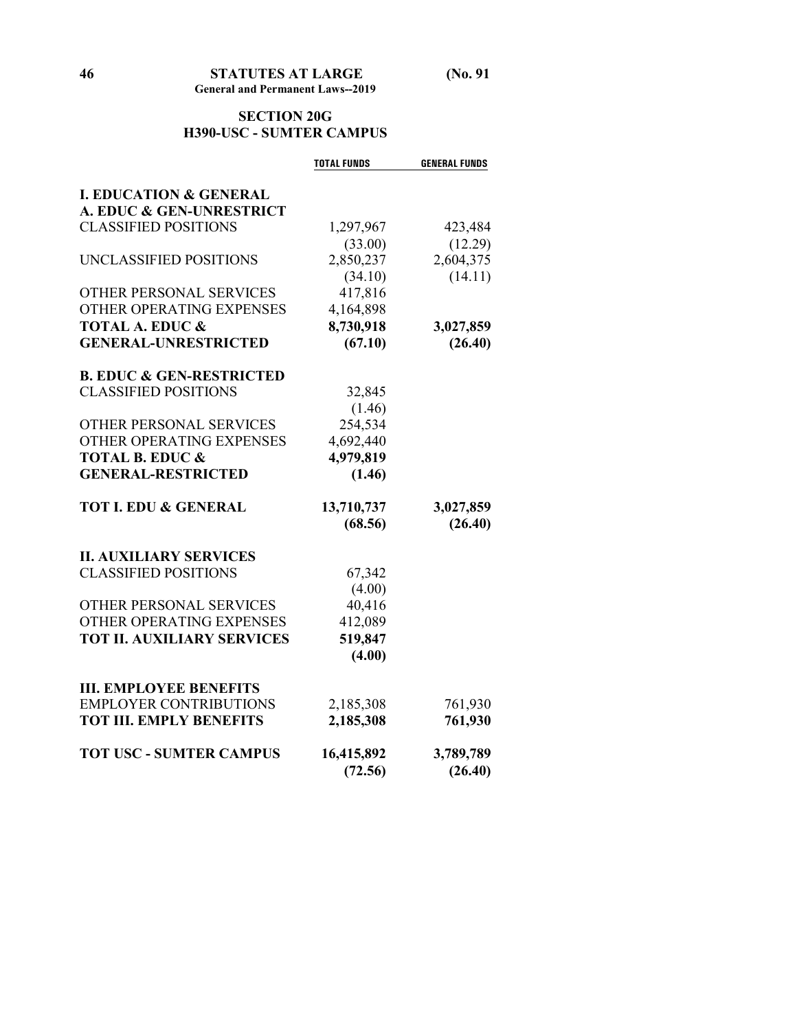## SECTION 20G
## H390-USC - SUMTER CAMPUS

| | TOTAL FUNDS | GENERAL FUNDS |
|---|---|---|
| **I. EDUCATION & GENERAL** | | |
| **A. EDUC & GEN-UNRESTRICT** | | |
| CLASSIFIED POSITIONS | 1,297,967 | 423,484 |
| | (33.00) | (12.29) |
| UNCLASSIFIED POSITIONS | 2,850,237 | 2,604,375 |
| | (34.10) | (14.11) |
| OTHER PERSONAL SERVICES | 417,816 | |
| OTHER OPERATING EXPENSES | 4,164,898 | |
| **TOTAL A. EDUC & GENERAL-UNRESTRICTED** | **8,730,918** | **3,027,859** |
| | **(67.10)** | **(26.40)** |
| **B. EDUC & GEN-RESTRICTED** | | |
| CLASSIFIED POSITIONS | 32,845 | |
| | (1.46) | |
| OTHER PERSONAL SERVICES | 254,534 | |
| OTHER OPERATING EXPENSES | 4,692,440 | |
| **TOTAL B. EDUC & GENERAL-RESTRICTED** | **4,979,819** | |
| | **(1.46)** | |
| **TOT I. EDU & GENERAL** | **13,710,737** | **3,027,859** |
| | **(68.56)** | **(26.40)** |
| **II. AUXILIARY SERVICES** | | |
| CLASSIFIED POSITIONS | 67,342 | |
| | (4.00) | |
| OTHER PERSONAL SERVICES | 40,416 | |
| OTHER OPERATING EXPENSES | 412,089 | |
| **TOT II. AUXILIARY SERVICES** | **519,847** | |
| | **(4.00)** | |
| **III. EMPLOYEE BENEFITS** | | |
| EMPLOYER CONTRIBUTIONS | 2,185,308 | 761,930 |
| **TOT III. EMPLY BENEFITS** | **2,185,308** | **761,930** |
| **TOT USC - SUMTER CAMPUS** | **16,415,892** | **3,789,789** |
| | **(72.56)** | **(26.40)** |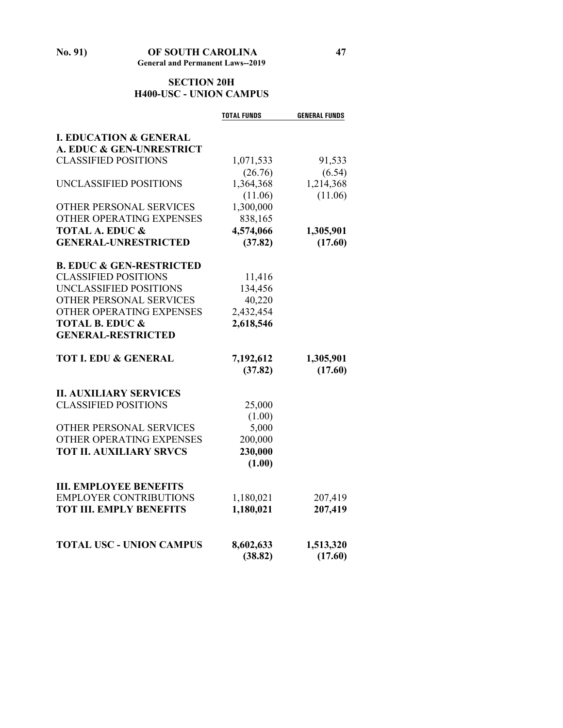## SECTION 20H
## H400-USC - UNION CAMPUS

| | TOTAL FUNDS | GENERAL FUNDS |
|---|---|---|
| **I. EDUCATION & GENERAL** | | |
| **A. EDUC & GEN-UNRESTRICT** | | |
| CLASSIFIED POSITIONS | 1,071,533 | 91,533 |
| | (26.76) | (6.54) |
| UNCLASSIFIED POSITIONS | 1,364,368 | 1,214,368 |
| | (11.06) | (11.06) |
| OTHER PERSONAL SERVICES | 1,300,000 | |
| OTHER OPERATING EXPENSES | 838,165 | |
| **TOTAL A. EDUC & GENERAL-UNRESTRICTED** | **4,574,066** | **1,305,901** |
| | **(37.82)** | **(17.60)** |
| **B. EDUC & GEN-RESTRICTED** | | |
| CLASSIFIED POSITIONS | 11,416 | |
| UNCLASSIFIED POSITIONS | 134,456 | |
| OTHER PERSONAL SERVICES | 40,220 | |
| OTHER OPERATING EXPENSES | 2,432,454 | |
| **TOTAL B. EDUC & GENERAL-RESTRICTED** | **2,618,546** | |
| **TOT I. EDU & GENERAL** | **7,192,612** | **1,305,901** |
| | **(37.82)** | **(17.60)** |
| **II. AUXILIARY SERVICES** | | |
| CLASSIFIED POSITIONS | 25,000 | |
| | (1.00) | |
| OTHER PERSONAL SERVICES | 5,000 | |
| OTHER OPERATING EXPENSES | 200,000 | |
| **TOT II. AUXILIARY SRVCS** | **230,000** | |
| | **(1.00)** | |
| **III. EMPLOYEE BENEFITS** | | |
| EMPLOYER CONTRIBUTIONS | 1,180,021 | 207,419 |
| **TOT III. EMPLY BENEFITS** | **1,180,021** | **207,419** |
| **TOTAL USC - UNION CAMPUS** | **8,602,633** | **1,513,320** |
| | **(38.82)** | **(17.60)** |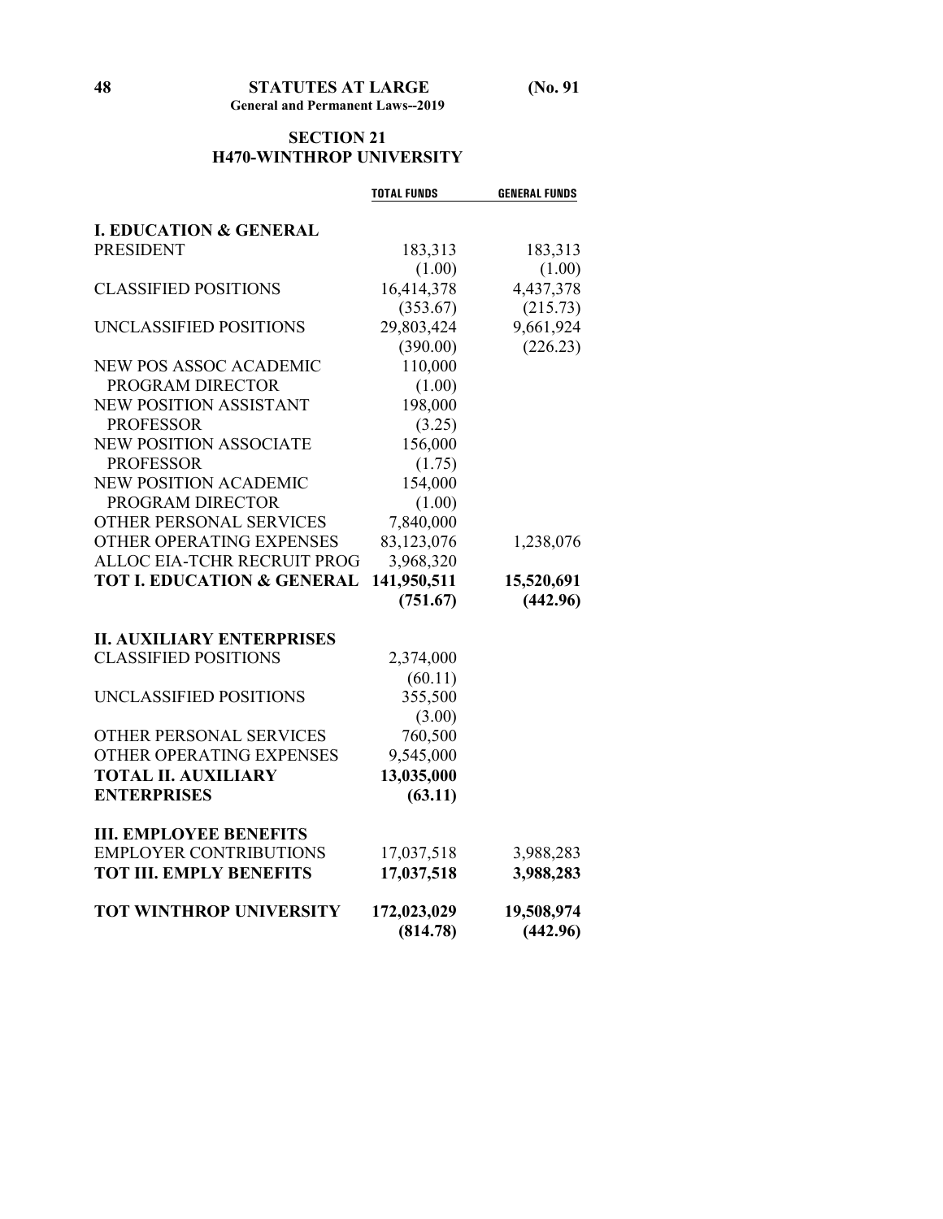## SECTION 21
## H470-WINTHROP UNIVERSITY

| | TOTAL FUNDS | GENERAL FUNDS |
|---|---|---|
| **I. EDUCATION & GENERAL** | | |
| PRESIDENT | 183,313 | 183,313 |
| | (1.00) | (1.00) |
| CLASSIFIED POSITIONS | 16,414,378 | 4,437,378 |
| | (353.67) | (215.73) |
| UNCLASSIFIED POSITIONS | 29,803,424 | 9,661,924 |
| | (390.00) | (226.23) |
| NEW POS ASSOC ACADEMIC PROGRAM DIRECTOR | 110,000 | |
| | (1.00) | |
| NEW POSITION ASSISTANT PROFESSOR | 198,000 | |
| | (3.25) | |
| NEW POSITION ASSOCIATE PROFESSOR | 156,000 | |
| | (1.75) | |
| NEW POSITION ACADEMIC PROGRAM DIRECTOR | 154,000 | |
| | (1.00) | |
| OTHER PERSONAL SERVICES | 7,840,000 | |
| OTHER OPERATING EXPENSES | 83,123,076 | 1,238,076 |
| ALLOC EIA-TCHR RECRUIT PROG | 3,968,320 | |
| **TOT I. EDUCATION & GENERAL** | **141,950,511** | **15,520,691** |
| | **(751.67)** | **(442.96)** |
| **II. AUXILIARY ENTERPRISES** | | |
| CLASSIFIED POSITIONS | 2,374,000 | |
| | (60.11) | |
| UNCLASSIFIED POSITIONS | 355,500 | |
| | (3.00) | |
| OTHER PERSONAL SERVICES | 760,500 | |
| OTHER OPERATING EXPENSES | 9,545,000 | |
| **TOTAL II. AUXILIARY ENTERPRISES** | **13,035,000** | |
| | **(63.11)** | |
| **III. EMPLOYEE BENEFITS** | | |
| EMPLOYER CONTRIBUTIONS | 17,037,518 | 3,988,283 |
| **TOT III. EMPLY BENEFITS** | **17,037,518** | **3,988,283** |
| **TOT WINTHROP UNIVERSITY** | **172,023,029** | **19,508,974** |
| | **(814.78)** | **(442.96)** |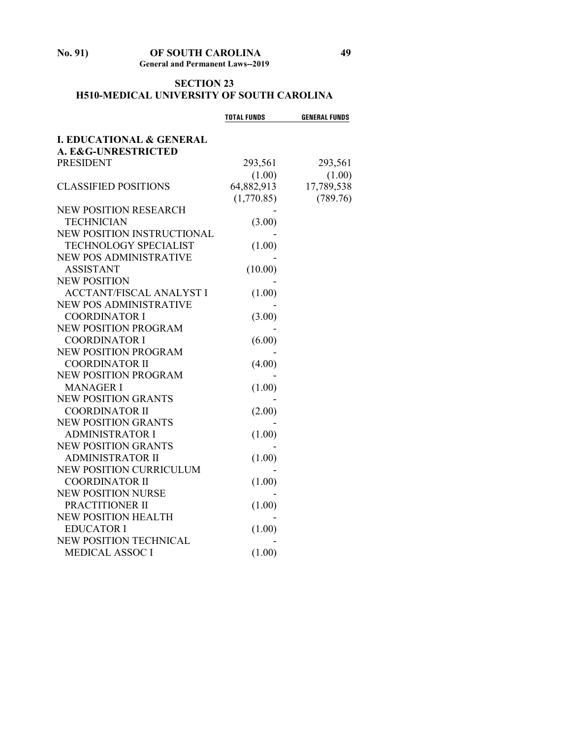## SECTION 23

## H510-MEDICAL UNIVERSITY OF SOUTH CAROLINA

| | TOTAL FUNDS | GENERAL FUNDS |
|---|---|---|
| **I. EDUCATIONAL & GENERAL** | | |
| **A. E&G-UNRESTRICTED** | | |
| PRESIDENT | 293,561 | 293,561 |
| | (1.00) | (1.00) |
| CLASSIFIED POSITIONS | 64,882,913 | 17,789,538 |
| | (1,770.85) | (789.76) |
| NEW POSITION RESEARCH TECHNICIAN | - | |
| | (3.00) | |
| NEW POSITION INSTRUCTIONAL TECHNOLOGY SPECIALIST | - | |
| | (1.00) | |
| NEW POS ADMINISTRATIVE ASSISTANT | - | |
| | (10.00) | |
| NEW POSITION ACCTANT/FISCAL ANALYST I | - | |
| | (1.00) | |
| NEW POS ADMINISTRATIVE COORDINATOR I | - | |
| | (3.00) | |
| NEW POSITION PROGRAM COORDINATOR I | - | |
| | (6.00) | |
| NEW POSITION PROGRAM COORDINATOR II | - | |
| | (4.00) | |
| NEW POSITION PROGRAM MANAGER I | - | |
| | (1.00) | |
| NEW POSITION GRANTS COORDINATOR II | - | |
| | (2.00) | |
| NEW POSITION GRANTS ADMINISTRATOR I | - | |
| | (1.00) | |
| NEW POSITION GRANTS ADMINISTRATOR II | - | |
| | (1.00) | |
| NEW POSITION CURRICULUM COORDINATOR II | - | |
| | (1.00) | |
| NEW POSITION NURSE PRACTITIONER II | - | |
| | (1.00) | |
| NEW POSITION HEALTH EDUCATOR I | - | |
| | (1.00) | |
| NEW POSITION TECHNICAL MEDICAL ASSOC I | - | |
| | (1.00) | |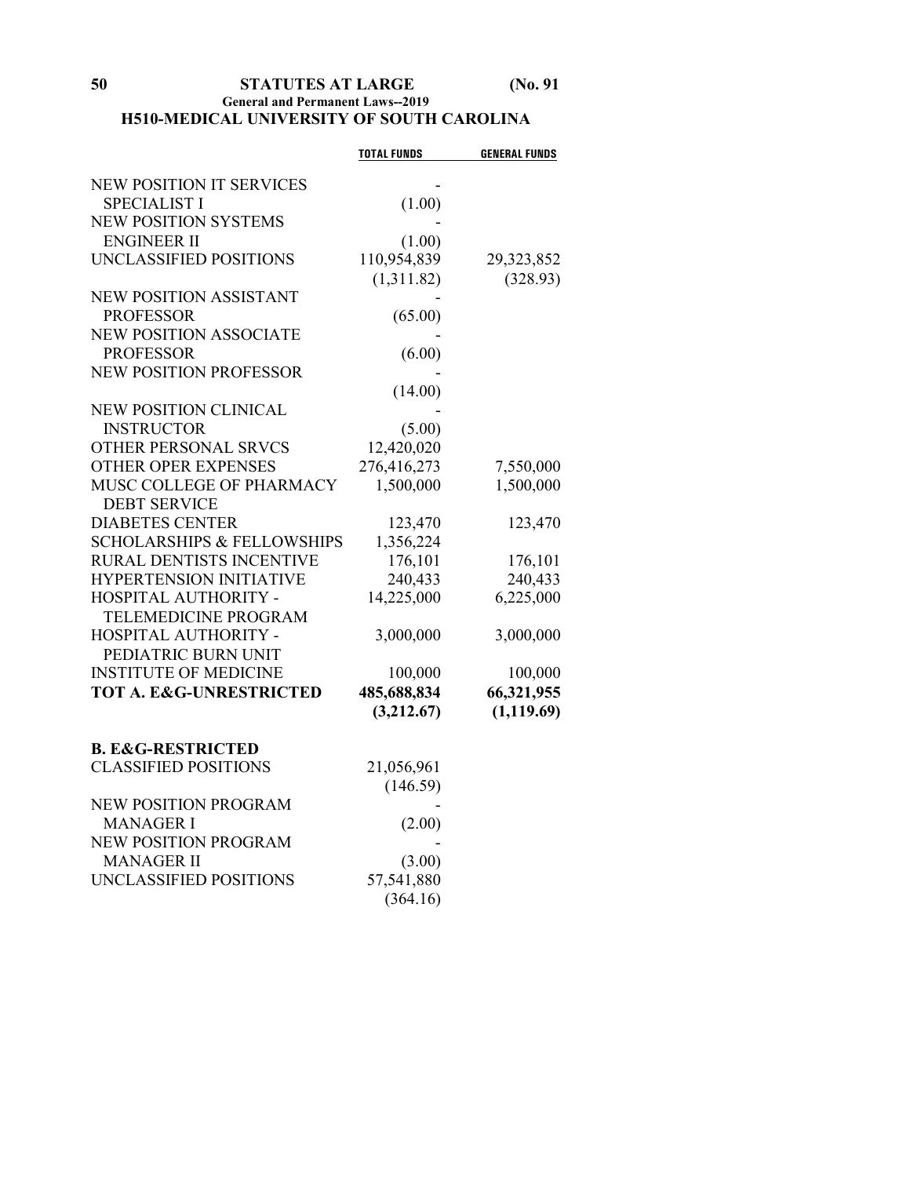## H510-MEDICAL UNIVERSITY OF SOUTH CAROLINA

| | TOTAL FUNDS | GENERAL FUNDS |
|---|---|---|
| NEW POSITION IT SERVICES SPECIALIST I | - (1.00) | |
| NEW POSITION SYSTEMS ENGINEER II | - (1.00) | |
| UNCLASSIFIED POSITIONS | 110,954,839 (1,311.82) | 29,323,852 (328.93) |
| NEW POSITION ASSISTANT PROFESSOR | - (65.00) | |
| NEW POSITION ASSOCIATE PROFESSOR | - (6.00) | |
| NEW POSITION PROFESSOR | - (14.00) | |
| NEW POSITION CLINICAL INSTRUCTOR | - (5.00) | |
| OTHER PERSONAL SRVCS | 12,420,020 | |
| OTHER OPER EXPENSES | 276,416,273 | 7,550,000 |
| MUSC COLLEGE OF PHARMACY DEBT SERVICE | 1,500,000 | 1,500,000 |
| DIABETES CENTER | 123,470 | 123,470 |
| SCHOLARSHIPS & FELLOWSHIPS | 1,356,224 | |
| RURAL DENTISTS INCENTIVE | 176,101 | 176,101 |
| HYPERTENSION INITIATIVE | 240,433 | 240,433 |
| HOSPITAL AUTHORITY - TELEMEDICINE PROGRAM | 14,225,000 | 6,225,000 |
| HOSPITAL AUTHORITY - PEDIATRIC BURN UNIT | 3,000,000 | 3,000,000 |
| INSTITUTE OF MEDICINE | 100,000 | 100,000 |
| **TOT A. E&G-UNRESTRICTED** | **485,688,834 (3,212.67)** | **66,321,955 (1,119.69)** |
| **B. E&G-RESTRICTED** | | |
| CLASSIFIED POSITIONS | 21,056,961 (146.59) | |
| NEW POSITION PROGRAM MANAGER I | - (2.00) | |
| NEW POSITION PROGRAM MANAGER II | - (3.00) | |
| UNCLASSIFIED POSITIONS | 57,541,880 (364.16) | |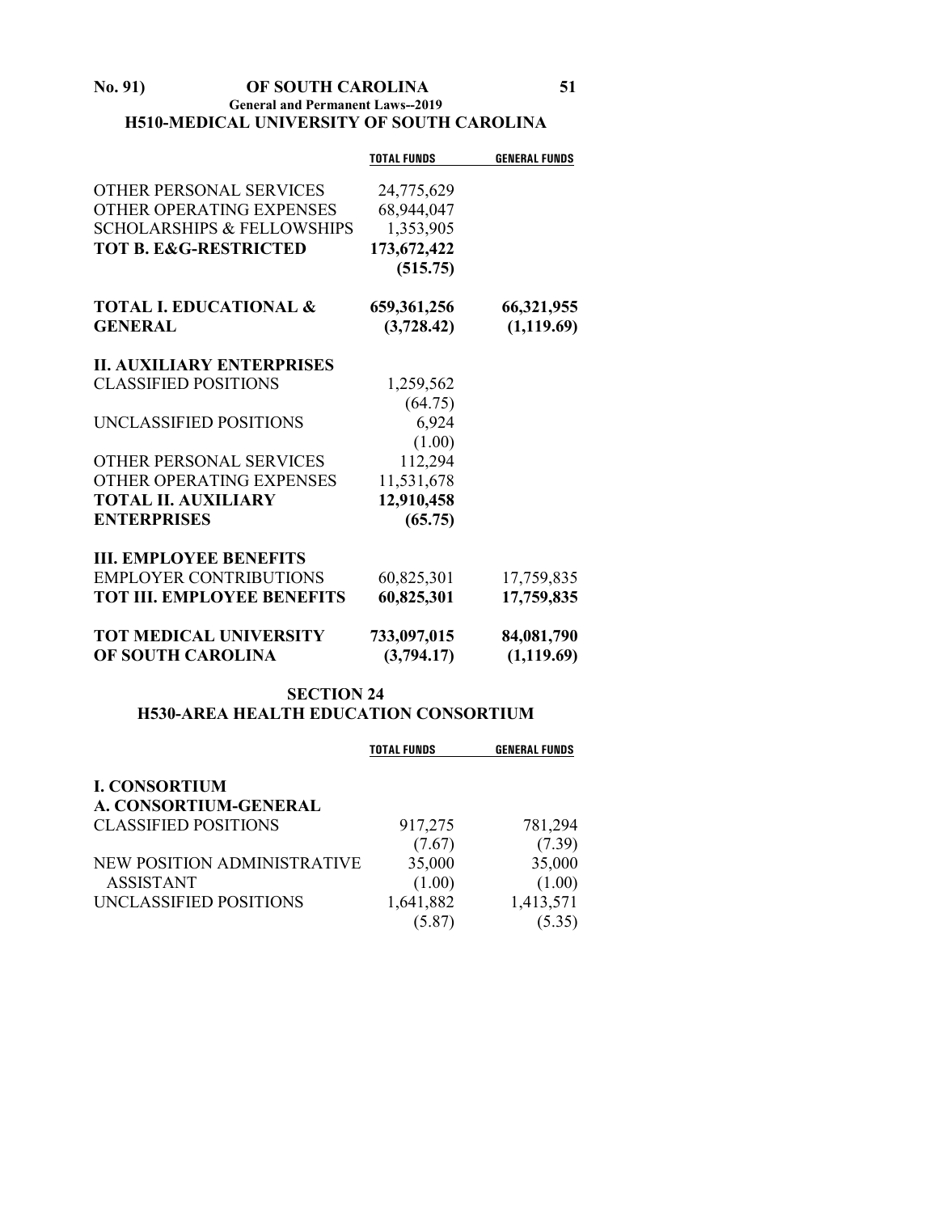## H510-MEDICAL UNIVERSITY OF SOUTH CAROLINA

| | TOTAL FUNDS | GENERAL FUNDS |
|---|---|---|
| OTHER PERSONAL SERVICES | 24,775,629 | |
| OTHER OPERATING EXPENSES | 68,944,047 | |
| SCHOLARSHIPS & FELLOWSHIPS | 1,353,905 | |
| **TOT B. E&G-RESTRICTED** | **173,672,422** | |
| | **(515.75)** | |
| **TOTAL I. EDUCATIONAL & GENERAL** | **659,361,256** | **66,321,955** |
| | **(3,728.42)** | **(1,119.69)** |
| **II. AUXILIARY ENTERPRISES** | | |
| CLASSIFIED POSITIONS | 1,259,562 | |
| | (64.75) | |
| UNCLASSIFIED POSITIONS | 6,924 | |
| | (1.00) | |
| OTHER PERSONAL SERVICES | 112,294 | |
| OTHER OPERATING EXPENSES | 11,531,678 | |
| **TOTAL II. AUXILIARY ENTERPRISES** | **12,910,458** | |
| | **(65.75)** | |
| **III. EMPLOYEE BENEFITS** | | |
| EMPLOYER CONTRIBUTIONS | 60,825,301 | 17,759,835 |
| **TOT III. EMPLOYEE BENEFITS** | **60,825,301** | **17,759,835** |
| **TOT MEDICAL UNIVERSITY OF SOUTH CAROLINA** | **733,097,015** | **84,081,790** |
| | **(3,794.17)** | **(1,119.69)** |

## SECTION 24
## H530-AREA HEALTH EDUCATION CONSORTIUM

| | TOTAL FUNDS | GENERAL FUNDS |
|---|---|---|
| **I. CONSORTIUM** | | |
| **A. CONSORTIUM-GENERAL** | | |
| CLASSIFIED POSITIONS | 917,275 | 781,294 |
| | (7.67) | (7.39) |
| NEW POSITION ADMINISTRATIVE ASSISTANT | 35,000 | 35,000 |
| | (1.00) | (1.00) |
| UNCLASSIFIED POSITIONS | 1,641,882 | 1,413,571 |
| | (5.87) | (5.35) |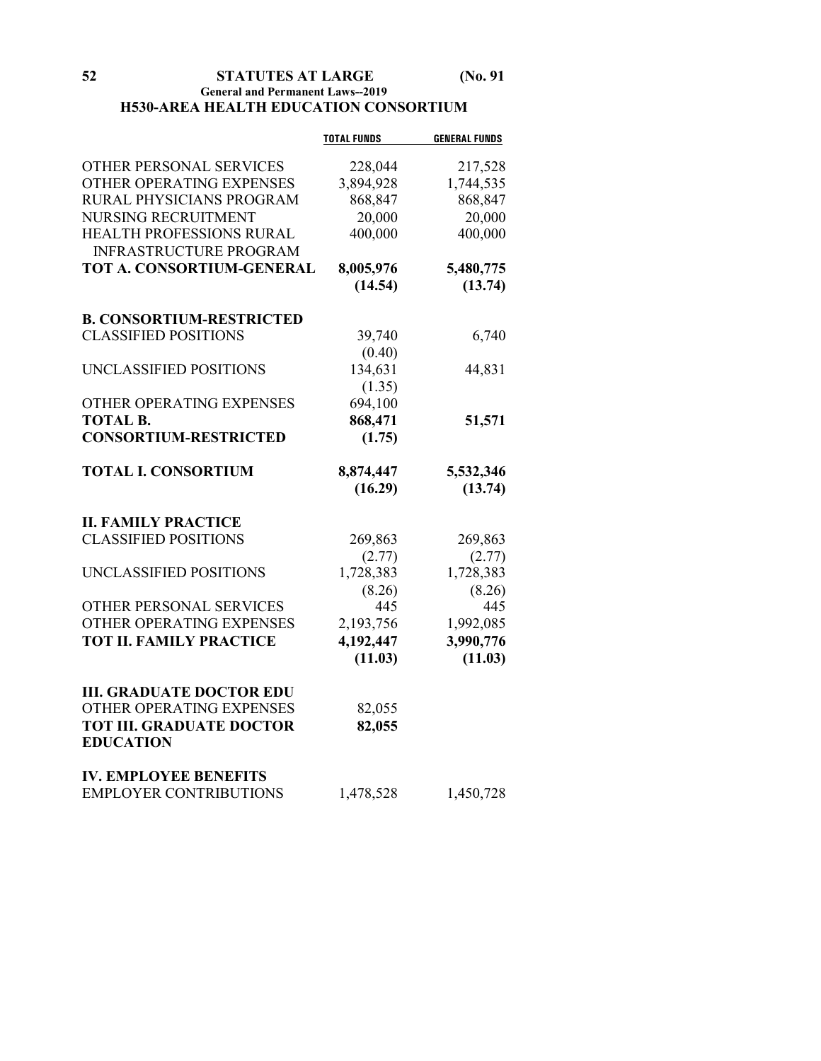## H530-AREA HEALTH EDUCATION CONSORTIUM

| | TOTAL FUNDS | GENERAL FUNDS |
|---|---|---|
| OTHER PERSONAL SERVICES | 228,044 | 217,528 |
| OTHER OPERATING EXPENSES | 3,894,928 | 1,744,535 |
| RURAL PHYSICIANS PROGRAM | 868,847 | 868,847 |
| NURSING RECRUITMENT | 20,000 | 20,000 |
| HEALTH PROFESSIONS RURAL INFRASTRUCTURE PROGRAM | 400,000 | 400,000 |
| **TOT A. CONSORTIUM-GENERAL** | **8,005,976** | **5,480,775** |
| | **(14.54)** | **(13.74)** |
| **B. CONSORTIUM-RESTRICTED** | | |
| CLASSIFIED POSITIONS | 39,740 | 6,740 |
| | (0.40) | |
| UNCLASSIFIED POSITIONS | 134,631 | 44,831 |
| | (1.35) | |
| OTHER OPERATING EXPENSES | 694,100 | |
| **TOTAL B. CONSORTIUM-RESTRICTED** | **868,471** | **51,571** |
| | **(1.75)** | |
| **TOTAL I. CONSORTIUM** | **8,874,447** | **5,532,346** |
| | **(16.29)** | **(13.74)** |
| **II. FAMILY PRACTICE** | | |
| CLASSIFIED POSITIONS | 269,863 | 269,863 |
| | (2.77) | (2.77) |
| UNCLASSIFIED POSITIONS | 1,728,383 | 1,728,383 |
| | (8.26) | (8.26) |
| OTHER PERSONAL SERVICES | 445 | 445 |
| OTHER OPERATING EXPENSES | 2,193,756 | 1,992,085 |
| **TOT II. FAMILY PRACTICE** | **4,192,447** | **3,990,776** |
| | **(11.03)** | **(11.03)** |
| **III. GRADUATE DOCTOR EDU** | | |
| OTHER OPERATING EXPENSES | 82,055 | |
| **TOT III. GRADUATE DOCTOR EDUCATION** | **82,055** | |
| **IV. EMPLOYEE BENEFITS** | | |
| EMPLOYER CONTRIBUTIONS | 1,478,528 | 1,450,728 |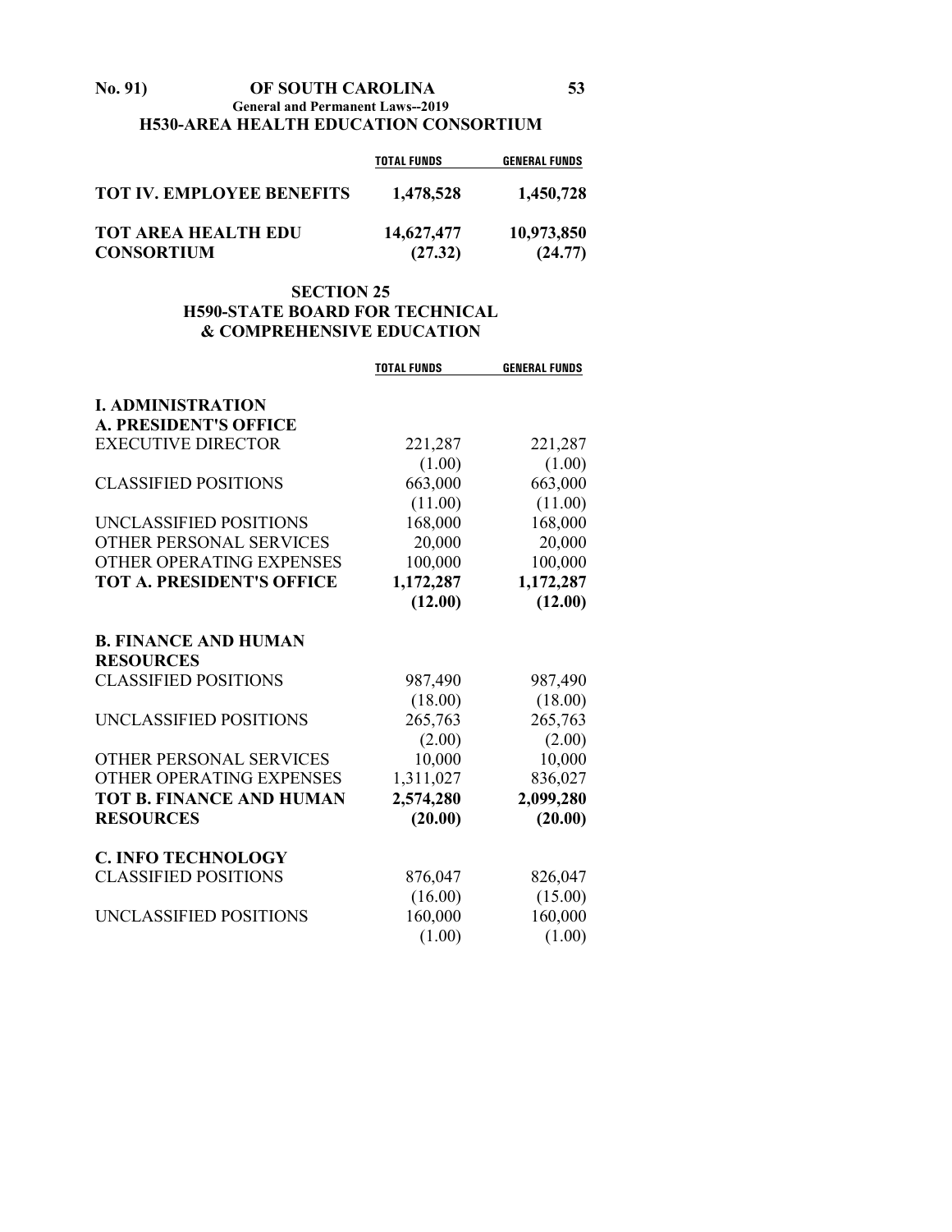H530-AREA HEALTH EDUCATION CONSORTIUM

| | TOTAL FUNDS | GENERAL FUNDS |
|---|---|---|
| **TOT IV. EMPLOYEE BENEFITS** | **1,478,528** | **1,450,728** |
| **TOT AREA HEALTH EDU CONSORTIUM** | **14,627,477** | **10,973,850** |
| | **(27.32)** | **(24.77)** |

## SECTION 25
## H590-STATE BOARD FOR TECHNICAL & COMPREHENSIVE EDUCATION

| | TOTAL FUNDS | GENERAL FUNDS |
|---|---|---|
| **I. ADMINISTRATION** | | |
| **A. PRESIDENT'S OFFICE** | | |
| EXECUTIVE DIRECTOR | 221,287 | 221,287 |
| | (1.00) | (1.00) |
| CLASSIFIED POSITIONS | 663,000 | 663,000 |
| | (11.00) | (11.00) |
| UNCLASSIFIED POSITIONS | 168,000 | 168,000 |
| OTHER PERSONAL SERVICES | 20,000 | 20,000 |
| OTHER OPERATING EXPENSES | 100,000 | 100,000 |
| **TOT A. PRESIDENT'S OFFICE** | **1,172,287** | **1,172,287** |
| | **(12.00)** | **(12.00)** |
| **B. FINANCE AND HUMAN RESOURCES** | | |
| CLASSIFIED POSITIONS | 987,490 | 987,490 |
| | (18.00) | (18.00) |
| UNCLASSIFIED POSITIONS | 265,763 | 265,763 |
| | (2.00) | (2.00) |
| OTHER PERSONAL SERVICES | 10,000 | 10,000 |
| OTHER OPERATING EXPENSES | 1,311,027 | 836,027 |
| **TOT B. FINANCE AND HUMAN RESOURCES** | **2,574,280** | **2,099,280** |
| | **(20.00)** | **(20.00)** |
| **C. INFO TECHNOLOGY** | | |
| CLASSIFIED POSITIONS | 876,047 | 826,047 |
| | (16.00) | (15.00) |
| UNCLASSIFIED POSITIONS | 160,000 | 160,000 |
| | (1.00) | (1.00) |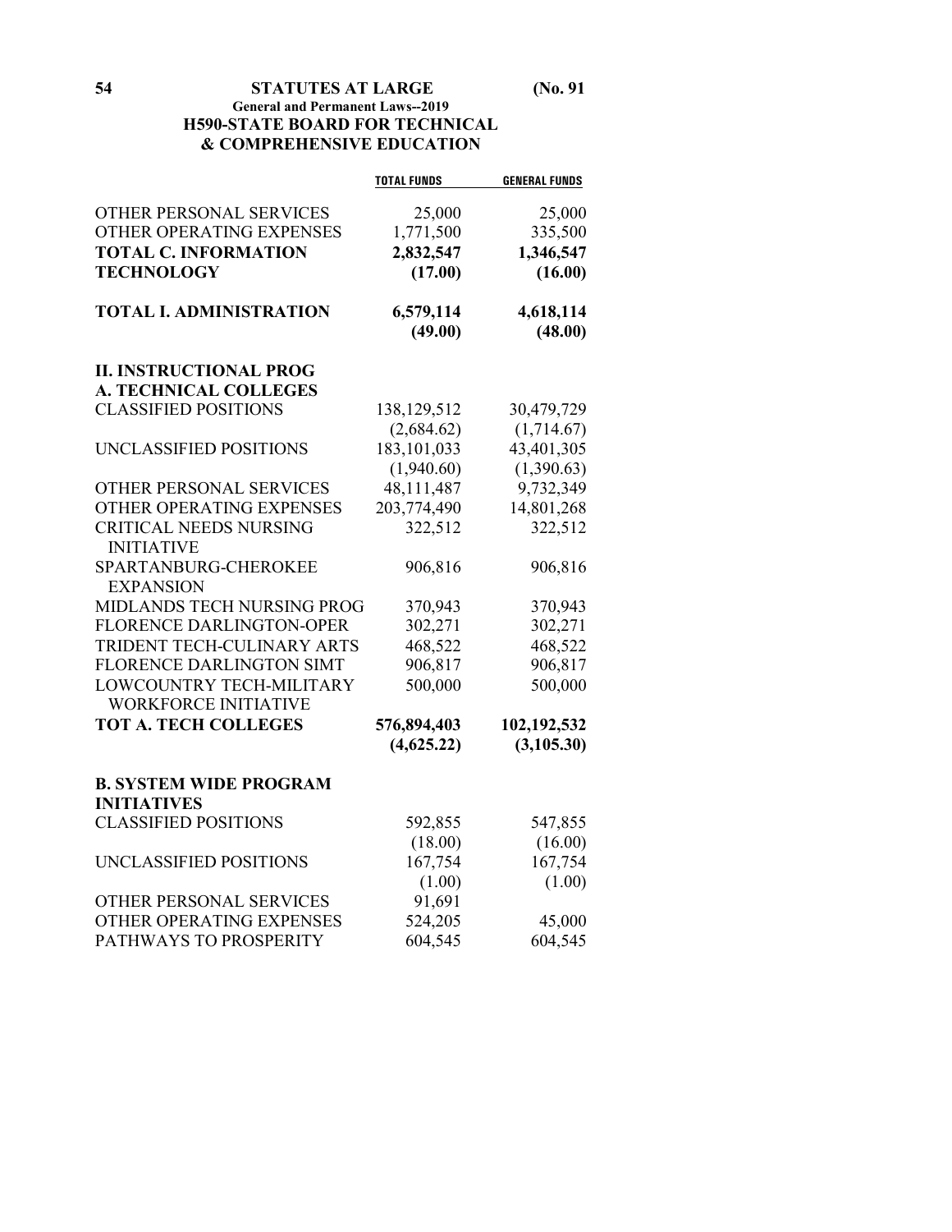## H590-STATE BOARD FOR TECHNICAL & COMPREHENSIVE EDUCATION

| | TOTAL FUNDS | GENERAL FUNDS |
|---|---|---|
| OTHER PERSONAL SERVICES | 25,000 | 25,000 |
| OTHER OPERATING EXPENSES | 1,771,500 | 335,500 |
| **TOTAL C. INFORMATION TECHNOLOGY** | **2,832,547** | **1,346,547** |
| | **(17.00)** | **(16.00)** |
| **TOTAL I. ADMINISTRATION** | **6,579,114** | **4,618,114** |
| | **(49.00)** | **(48.00)** |
| **II. INSTRUCTIONAL PROG** | | |
| **A. TECHNICAL COLLEGES** | | |
| CLASSIFIED POSITIONS | 138,129,512 | 30,479,729 |
| | (2,684.62) | (1,714.67) |
| UNCLASSIFIED POSITIONS | 183,101,033 | 43,401,305 |
| | (1,940.60) | (1,390.63) |
| OTHER PERSONAL SERVICES | 48,111,487 | 9,732,349 |
| OTHER OPERATING EXPENSES | 203,774,490 | 14,801,268 |
| CRITICAL NEEDS NURSING INITIATIVE | 322,512 | 322,512 |
| SPARTANBURG-CHEROKEE EXPANSION | 906,816 | 906,816 |
| MIDLANDS TECH NURSING PROG | 370,943 | 370,943 |
| FLORENCE DARLINGTON-OPER | 302,271 | 302,271 |
| TRIDENT TECH-CULINARY ARTS | 468,522 | 468,522 |
| FLORENCE DARLINGTON SIMT | 906,817 | 906,817 |
| LOWCOUNTRY TECH-MILITARY WORKFORCE INITIATIVE | 500,000 | 500,000 |
| **TOT A. TECH COLLEGES** | **576,894,403** | **102,192,532** |
| | **(4,625.22)** | **(3,105.30)** |
| **B. SYSTEM WIDE PROGRAM INITIATIVES** | | |
| CLASSIFIED POSITIONS | 592,855 | 547,855 |
| | (18.00) | (16.00) |
| UNCLASSIFIED POSITIONS | 167,754 | 167,754 |
| | (1.00) | (1.00) |
| OTHER PERSONAL SERVICES | 91,691 | |
| OTHER OPERATING EXPENSES | 524,205 | 45,000 |
| PATHWAYS TO PROSPERITY | 604,545 | 604,545 |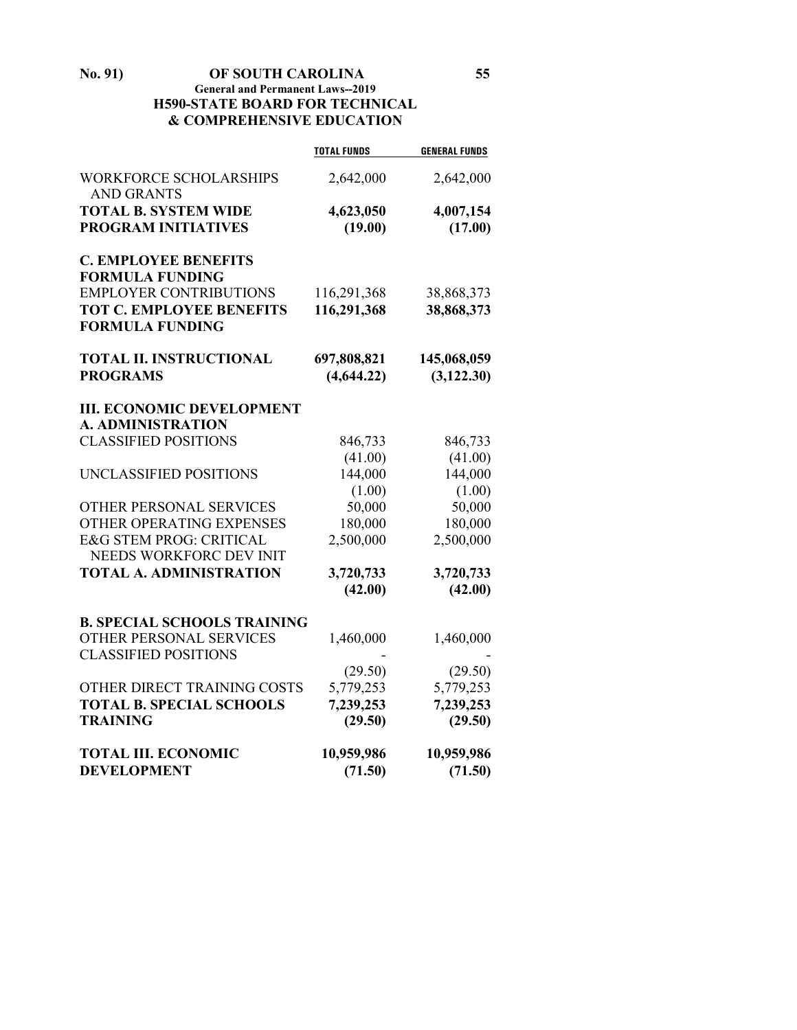| | TOTAL FUNDS | GENERAL FUNDS |
|---|---|---|
| WORKFORCE SCHOLARSHIPS AND GRANTS | 2,642,000 | 2,642,000 |
| **TOTAL B. SYSTEM WIDE PROGRAM INITIATIVES** | **4,623,050** | **4,007,154** |
| | **(19.00)** | **(17.00)** |
| **C. EMPLOYEE BENEFITS FORMULA FUNDING** | | |
| EMPLOYER CONTRIBUTIONS | 116,291,368 | 38,868,373 |
| **TOT C. EMPLOYEE BENEFITS FORMULA FUNDING** | **116,291,368** | **38,868,373** |
| **TOTAL II. INSTRUCTIONAL PROGRAMS** | **697,808,821** | **145,068,059** |
| | **(4,644.22)** | **(3,122.30)** |
| **III. ECONOMIC DEVELOPMENT** | | |
| **A. ADMINISTRATION** | | |
| CLASSIFIED POSITIONS | 846,733 | 846,733 |
| | (41.00) | (41.00) |
| UNCLASSIFIED POSITIONS | 144,000 | 144,000 |
| | (1.00) | (1.00) |
| OTHER PERSONAL SERVICES | 50,000 | 50,000 |
| OTHER OPERATING EXPENSES | 180,000 | 180,000 |
| E&G STEM PROG: CRITICAL NEEDS WORKFORC DEV INIT | 2,500,000 | 2,500,000 |
| **TOTAL A. ADMINISTRATION** | **3,720,733** | **3,720,733** |
| | **(42.00)** | **(42.00)** |
| **B. SPECIAL SCHOOLS TRAINING** | | |
| OTHER PERSONAL SERVICES | 1,460,000 | 1,460,000 |
| CLASSIFIED POSITIONS | - | - |
| | (29.50) | (29.50) |
| OTHER DIRECT TRAINING COSTS | 5,779,253 | 5,779,253 |
| **TOTAL B. SPECIAL SCHOOLS TRAINING** | **7,239,253** | **7,239,253** |
| | **(29.50)** | **(29.50)** |
| **TOTAL III. ECONOMIC DEVELOPMENT** | **10,959,986** | **10,959,986** |
| | **(71.50)** | **(71.50)** |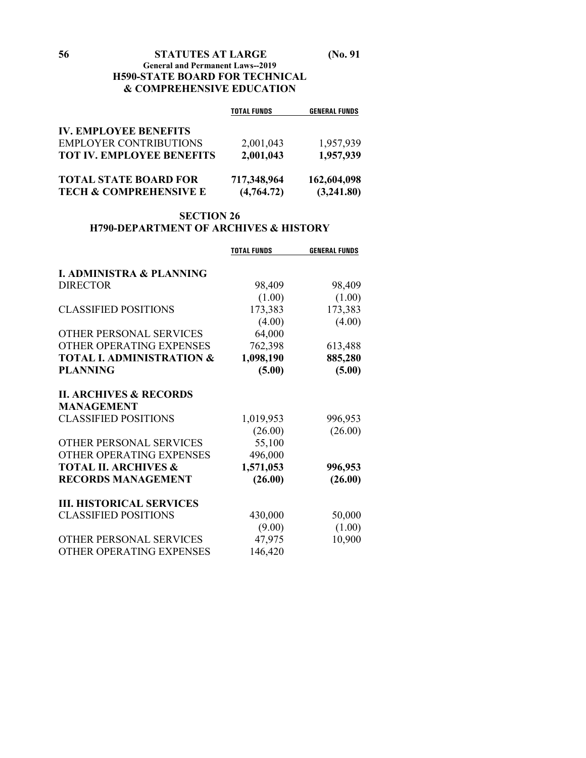**General and Permanent Laws--2019**

**H590-STATE BOARD FOR TECHNICAL & COMPREHENSIVE EDUCATION**

| | TOTAL FUNDS | GENERAL FUNDS |
|---|---|---|
| **IV. EMPLOYEE BENEFITS** | | |
| EMPLOYER CONTRIBUTIONS | 2,001,043 | 1,957,939 |
| **TOT IV. EMPLOYEE BENEFITS** | **2,001,043** | **1,957,939** |
| | | |
| **TOTAL STATE BOARD FOR** | **717,348,964** | **162,604,098** |
| **TECH & COMPREHENSIVE E** | **(4,764.72)** | **(3,241.80)** |

## SECTION 26

## H790-DEPARTMENT OF ARCHIVES & HISTORY

| | TOTAL FUNDS | GENERAL FUNDS |
|---|---|---|
| **I. ADMINISTRA & PLANNING** | | |
| DIRECTOR | 98,409 | 98,409 |
| | (1.00) | (1.00) |
| CLASSIFIED POSITIONS | 173,383 | 173,383 |
| | (4.00) | (4.00) |
| OTHER PERSONAL SERVICES | 64,000 | |
| OTHER OPERATING EXPENSES | 762,398 | 613,488 |
| **TOTAL I. ADMINISTRATION &** | **1,098,190** | **885,280** |
| **PLANNING** | **(5.00)** | **(5.00)** |
| | | |
| **II. ARCHIVES & RECORDS MANAGEMENT** | | |
| CLASSIFIED POSITIONS | 1,019,953 | 996,953 |
| | (26.00) | (26.00) |
| OTHER PERSONAL SERVICES | 55,100 | |
| OTHER OPERATING EXPENSES | 496,000 | |
| **TOTAL II. ARCHIVES &** | **1,571,053** | **996,953** |
| **RECORDS MANAGEMENT** | **(26.00)** | **(26.00)** |
| | | |
| **III. HISTORICAL SERVICES** | | |
| CLASSIFIED POSITIONS | 430,000 | 50,000 |
| | (9.00) | (1.00) |
| OTHER PERSONAL SERVICES | 47,975 | 10,900 |
| OTHER OPERATING EXPENSES | 146,420 | |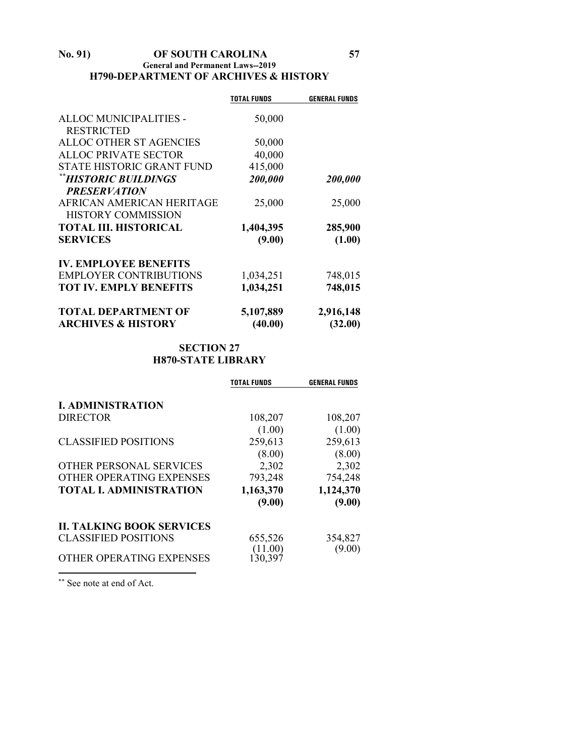### H790-DEPARTMENT OF ARCHIVES & HISTORY

| | TOTAL FUNDS | GENERAL FUNDS |
|---|---|---|
| ALLOC MUNICIPALITIES - RESTRICTED | 50,000 | |
| ALLOC OTHER ST AGENCIES | 50,000 | |
| ALLOC PRIVATE SECTOR | 40,000 | |
| STATE HISTORIC GRANT FUND | 415,000 | |
| [**] ***HISTORIC BUILDINGS PRESERVATION*** | ***200,000*** | ***200,000*** |
| AFRICAN AMERICAN HERITAGE HISTORY COMMISSION | 25,000 | 25,000 |
| **TOTAL III. HISTORICAL SERVICES** | **1,404,395** | **285,900** |
| | **(9.00)** | **(1.00)** |
| **IV. EMPLOYEE BENEFITS** | | |
| EMPLOYER CONTRIBUTIONS | 1,034,251 | 748,015 |
| **TOT IV. EMPLY BENEFITS** | **1,034,251** | **748,015** |
| **TOTAL DEPARTMENT OF ARCHIVES & HISTORY** | **5,107,889** | **2,916,148** |
| | **(40.00)** | **(32.00)** |

## SECTION 27
## H870-STATE LIBRARY

| | TOTAL FUNDS | GENERAL FUNDS |
|---|---|---|
| **I. ADMINISTRATION** | | |
| DIRECTOR | 108,207 | 108,207 |
| | (1.00) | (1.00) |
| CLASSIFIED POSITIONS | 259,613 | 259,613 |
| | (8.00) | (8.00) |
| OTHER PERSONAL SERVICES | 2,302 | 2,302 |
| OTHER OPERATING EXPENSES | 793,248 | 754,248 |
| **TOTAL I. ADMINISTRATION** | **1,163,370** | **1,124,370** |
| | **(9.00)** | **(9.00)** |
| **II. TALKING BOOK SERVICES** | | |
| CLASSIFIED POSITIONS | 655,526 | 354,827 |
| | (11.00) | (9.00) |
| OTHER OPERATING EXPENSES | 130,397 | |

[**] See note at end of Act.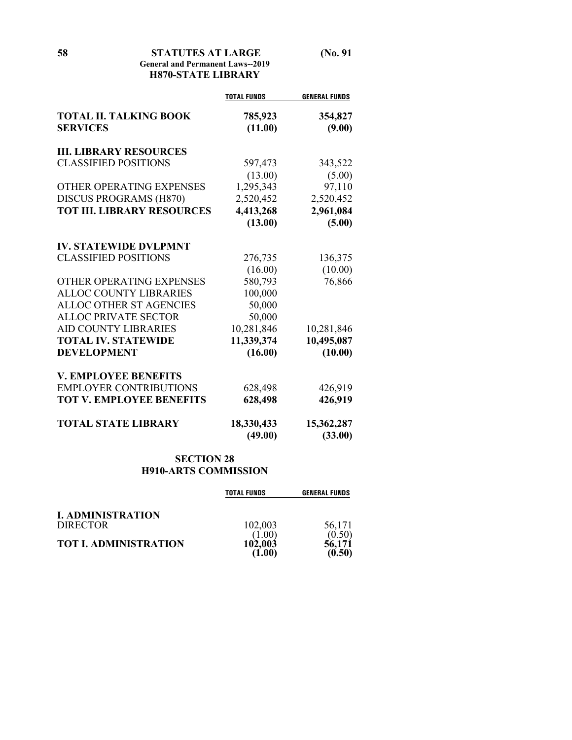## H870-STATE LIBRARY

| | TOTAL FUNDS | GENERAL FUNDS |
|---|---|---|
| **TOTAL II. TALKING BOOK SERVICES** | **785,923** | **354,827** |
| | **(11.00)** | **(9.00)** |
| **III. LIBRARY RESOURCES** | | |
| CLASSIFIED POSITIONS | 597,473 | 343,522 |
| | (13.00) | (5.00) |
| OTHER OPERATING EXPENSES | 1,295,343 | 97,110 |
| DISCUS PROGRAMS (H870) | 2,520,452 | 2,520,452 |
| **TOT III. LIBRARY RESOURCES** | **4,413,268** | **2,961,084** |
| | **(13.00)** | **(5.00)** |
| **IV. STATEWIDE DVLPMNT** | | |
| CLASSIFIED POSITIONS | 276,735 | 136,375 |
| | (16.00) | (10.00) |
| OTHER OPERATING EXPENSES | 580,793 | 76,866 |
| ALLOC COUNTY LIBRARIES | 100,000 | |
| ALLOC OTHER ST AGENCIES | 50,000 | |
| ALLOC PRIVATE SECTOR | 50,000 | |
| AID COUNTY LIBRARIES | 10,281,846 | 10,281,846 |
| **TOTAL IV. STATEWIDE DEVELOPMENT** | **11,339,374** | **10,495,087** |
| | **(16.00)** | **(10.00)** |
| **V. EMPLOYEE BENEFITS** | | |
| EMPLOYER CONTRIBUTIONS | 628,498 | 426,919 |
| **TOT V. EMPLOYEE BENEFITS** | **628,498** | **426,919** |
| **TOTAL STATE LIBRARY** | **18,330,433** | **15,362,287** |
| | **(49.00)** | **(33.00)** |

## SECTION 28
## H910-ARTS COMMISSION

| | TOTAL FUNDS | GENERAL FUNDS |
|---|---|---|
| **I. ADMINISTRATION** | | |
| DIRECTOR | 102,003 | 56,171 |
| | (1.00) | (0.50) |
| **TOT I. ADMINISTRATION** | **102,003** | **56,171** |
| | **(1.00)** | **(0.50)** |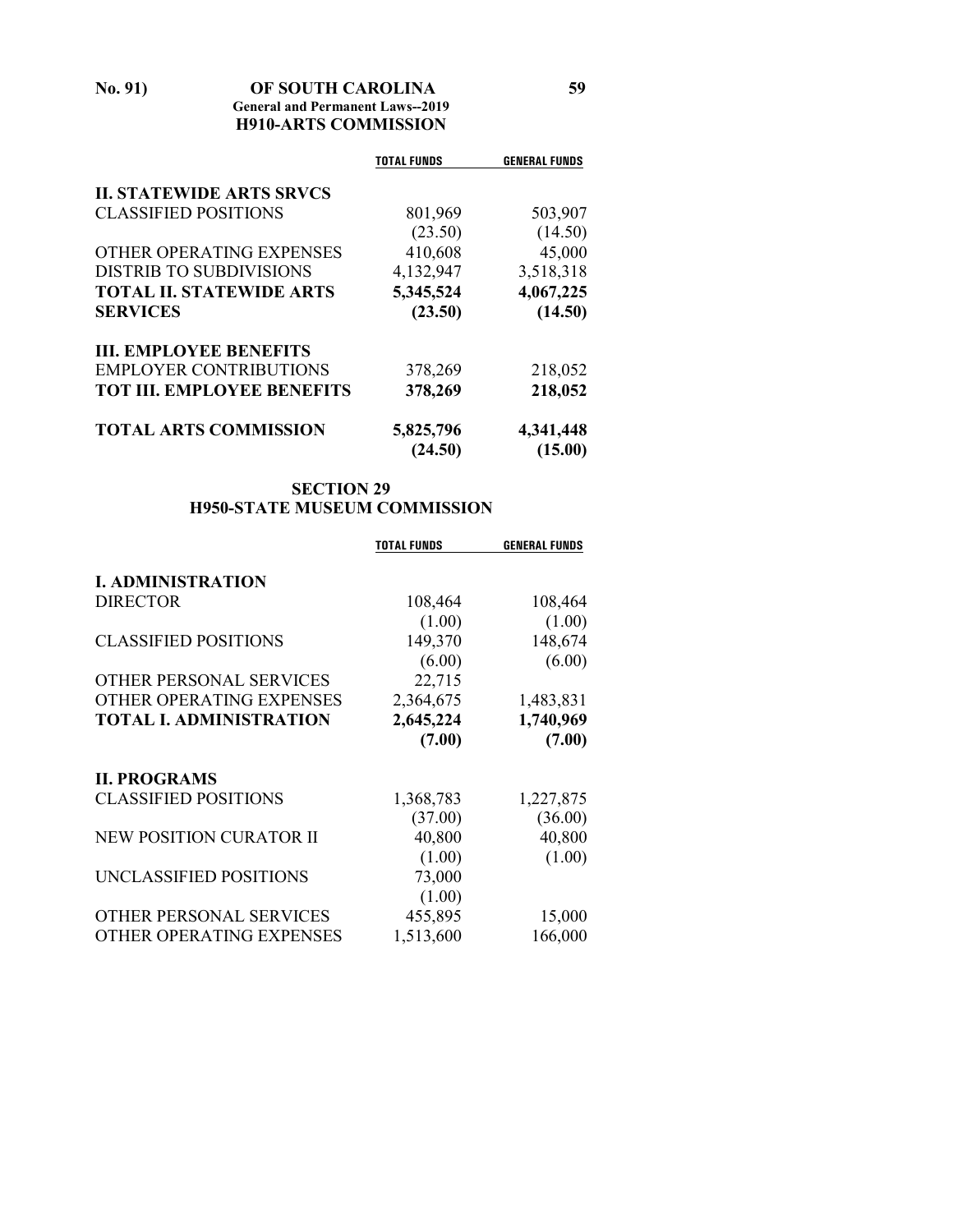## H910-ARTS COMMISSION

| | TOTAL FUNDS | GENERAL FUNDS |
|---|---|---|
| **II. STATEWIDE ARTS SRVCS** | | |
| CLASSIFIED POSITIONS | 801,969 | 503,907 |
| | (23.50) | (14.50) |
| OTHER OPERATING EXPENSES | 410,608 | 45,000 |
| DISTRIB TO SUBDIVISIONS | 4,132,947 | 3,518,318 |
| **TOTAL II. STATEWIDE ARTS SERVICES** | **5,345,524** | **4,067,225** |
| | **(23.50)** | **(14.50)** |
| **III. EMPLOYEE BENEFITS** | | |
| EMPLOYER CONTRIBUTIONS | 378,269 | 218,052 |
| **TOT III. EMPLOYEE BENEFITS** | **378,269** | **218,052** |
| **TOTAL ARTS COMMISSION** | **5,825,796** | **4,341,448** |
| | **(24.50)** | **(15.00)** |

## SECTION 29
## H950-STATE MUSEUM COMMISSION

| | TOTAL FUNDS | GENERAL FUNDS |
|---|---|---|
| **I. ADMINISTRATION** | | |
| DIRECTOR | 108,464 | 108,464 |
| | (1.00) | (1.00) |
| CLASSIFIED POSITIONS | 149,370 | 148,674 |
| | (6.00) | (6.00) |
| OTHER PERSONAL SERVICES | 22,715 | |
| OTHER OPERATING EXPENSES | 2,364,675 | 1,483,831 |
| **TOTAL I. ADMINISTRATION** | **2,645,224** | **1,740,969** |
| | **(7.00)** | **(7.00)** |
| **II. PROGRAMS** | | |
| CLASSIFIED POSITIONS | 1,368,783 | 1,227,875 |
| | (37.00) | (36.00) |
| NEW POSITION CURATOR II | 40,800 | 40,800 |
| | (1.00) | (1.00) |
| UNCLASSIFIED POSITIONS | 73,000 | |
| | (1.00) | |
| OTHER PERSONAL SERVICES | 455,895 | 15,000 |
| OTHER OPERATING EXPENSES | 1,513,600 | 166,000 |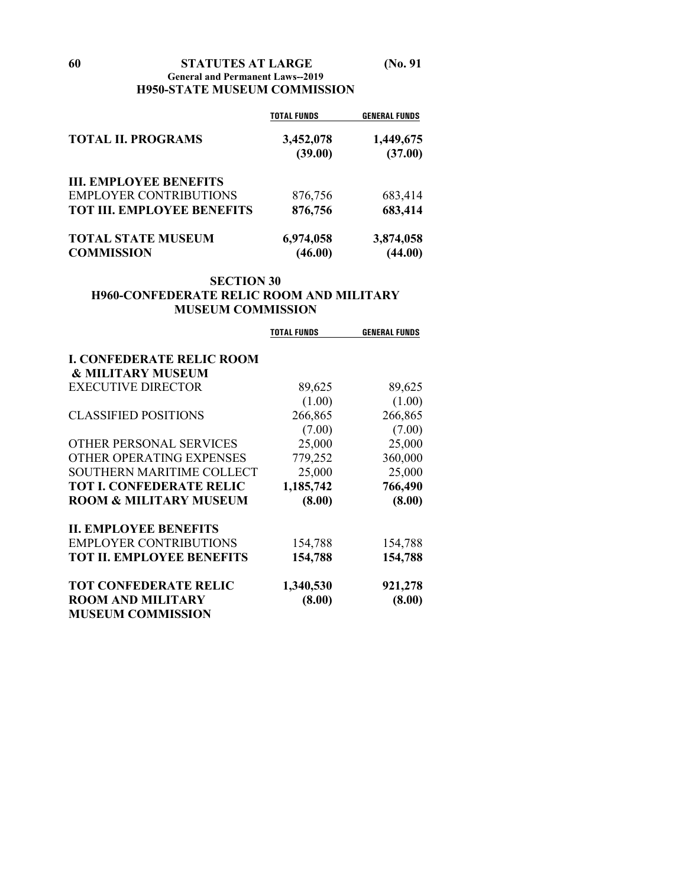## H950-STATE MUSEUM COMMISSION

| | TOTAL FUNDS | GENERAL FUNDS |
|---|---|---|
| **TOTAL II. PROGRAMS** | **3,452,078** | **1,449,675** |
| | **(39.00)** | **(37.00)** |
| **III. EMPLOYEE BENEFITS** | | |
| EMPLOYER CONTRIBUTIONS | 876,756 | 683,414 |
| **TOT III. EMPLOYEE BENEFITS** | **876,756** | **683,414** |
| **TOTAL STATE MUSEUM COMMISSION** | **6,974,058** | **3,874,058** |
| | **(46.00)** | **(44.00)** |

## SECTION 30

## H960-CONFEDERATE RELIC ROOM AND MILITARY MUSEUM COMMISSION

| | TOTAL FUNDS | GENERAL FUNDS |
|---|---|---|
| **I. CONFEDERATE RELIC ROOM & MILITARY MUSEUM** | | |
| EXECUTIVE DIRECTOR | 89,625 | 89,625 |
| | (1.00) | (1.00) |
| CLASSIFIED POSITIONS | 266,865 | 266,865 |
| | (7.00) | (7.00) |
| OTHER PERSONAL SERVICES | 25,000 | 25,000 |
| OTHER OPERATING EXPENSES | 779,252 | 360,000 |
| SOUTHERN MARITIME COLLECT | 25,000 | 25,000 |
| **TOT I. CONFEDERATE RELIC ROOM & MILITARY MUSEUM** | **1,185,742** | **766,490** |
| | **(8.00)** | **(8.00)** |
| **II. EMPLOYEE BENEFITS** | | |
| EMPLOYER CONTRIBUTIONS | 154,788 | 154,788 |
| **TOT II. EMPLOYEE BENEFITS** | **154,788** | **154,788** |
| **TOT CONFEDERATE RELIC ROOM AND MILITARY MUSEUM COMMISSION** | **1,340,530** | **921,278** |
| | **(8.00)** | **(8.00)** |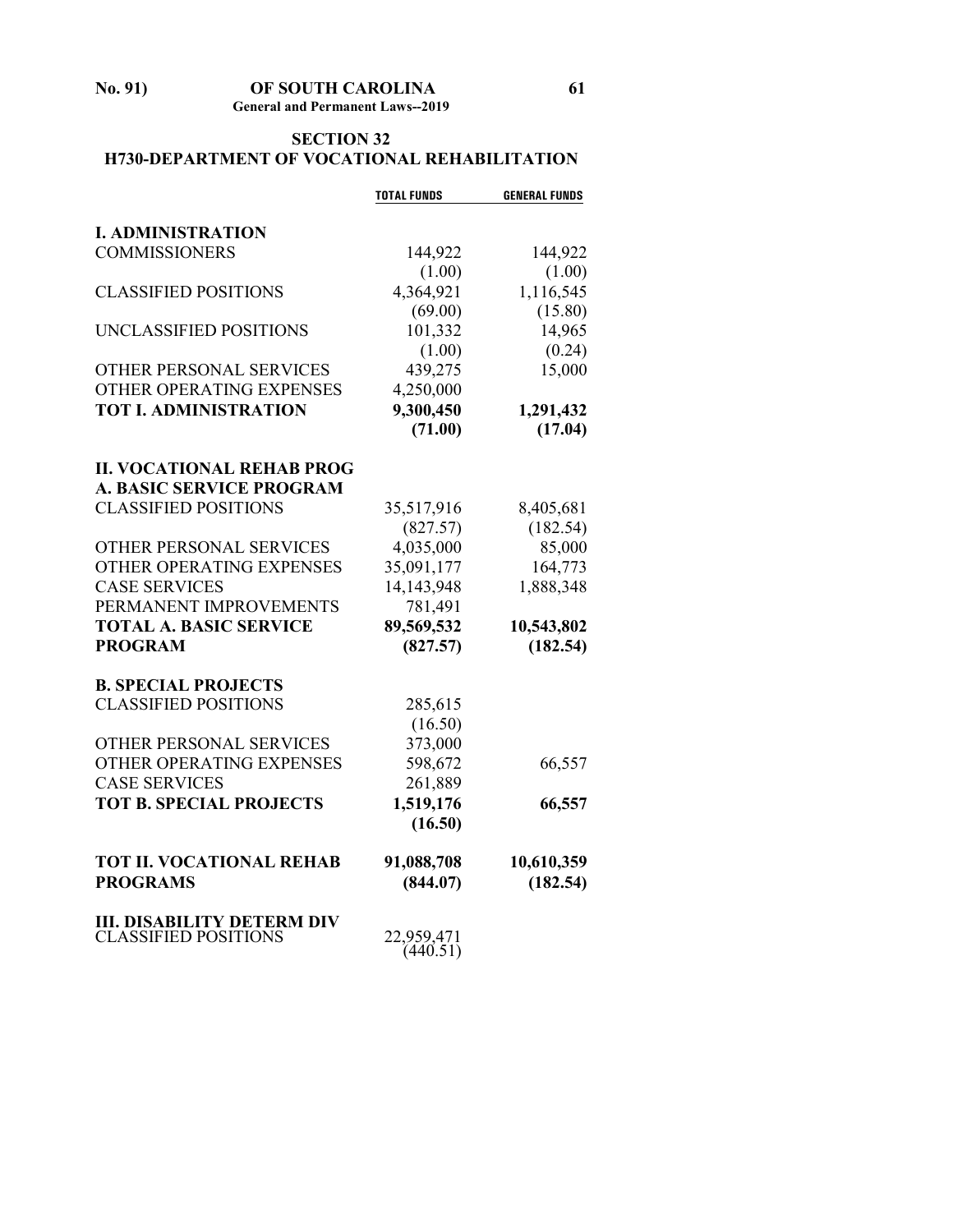## SECTION 32
## H730-DEPARTMENT OF VOCATIONAL REHABILITATION

| | TOTAL FUNDS | GENERAL FUNDS |
|---|---|---|
| **I. ADMINISTRATION** | | |
| COMMISSIONERS | 144,922 | 144,922 |
| | (1.00) | (1.00) |
| CLASSIFIED POSITIONS | 4,364,921 | 1,116,545 |
| | (69.00) | (15.80) |
| UNCLASSIFIED POSITIONS | 101,332 | 14,965 |
| | (1.00) | (0.24) |
| OTHER PERSONAL SERVICES | 439,275 | 15,000 |
| OTHER OPERATING EXPENSES | 4,250,000 | |
| **TOT I. ADMINISTRATION** | **9,300,450** | **1,291,432** |
| | **(71.00)** | **(17.04)** |
| **II. VOCATIONAL REHAB PROG** | | |
| **A. BASIC SERVICE PROGRAM** | | |
| CLASSIFIED POSITIONS | 35,517,916 | 8,405,681 |
| | (827.57) | (182.54) |
| OTHER PERSONAL SERVICES | 4,035,000 | 85,000 |
| OTHER OPERATING EXPENSES | 35,091,177 | 164,773 |
| CASE SERVICES | 14,143,948 | 1,888,348 |
| PERMANENT IMPROVEMENTS | 781,491 | |
| **TOTAL A. BASIC SERVICE PROGRAM** | **89,569,532** | **10,543,802** |
| | **(827.57)** | **(182.54)** |
| **B. SPECIAL PROJECTS** | | |
| CLASSIFIED POSITIONS | 285,615 | |
| | (16.50) | |
| OTHER PERSONAL SERVICES | 373,000 | |
| OTHER OPERATING EXPENSES | 598,672 | 66,557 |
| CASE SERVICES | 261,889 | |
| **TOT B. SPECIAL PROJECTS** | **1,519,176** | **66,557** |
| | **(16.50)** | |
| **TOT II. VOCATIONAL REHAB PROGRAMS** | **91,088,708** | **10,610,359** |
| | **(844.07)** | **(182.54)** |
| **III. DISABILITY DETERM DIV** | | |
| CLASSIFIED POSITIONS | 22,959,471 | |
| | (440.51) | |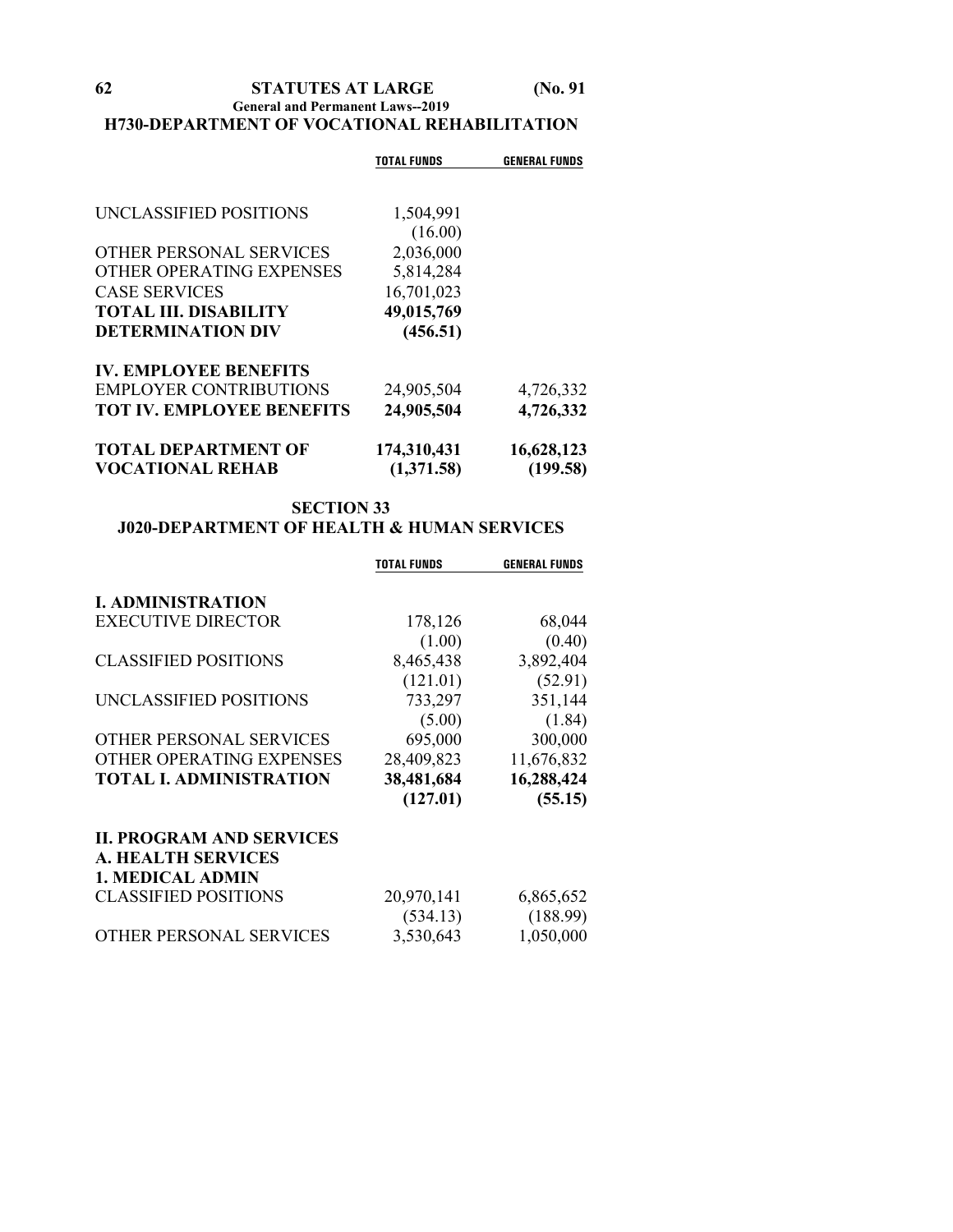## H730-DEPARTMENT OF VOCATIONAL REHABILITATION

| | TOTAL FUNDS | GENERAL FUNDS |
|---|---|---|
| UNCLASSIFIED POSITIONS | 1,504,991 | |
| | (16.00) | |
| OTHER PERSONAL SERVICES | 2,036,000 | |
| OTHER OPERATING EXPENSES | 5,814,284 | |
| CASE SERVICES | 16,701,023 | |
| **TOTAL III. DISABILITY DETERMINATION DIV** | **49,015,769** | |
| | **(456.51)** | |
| **IV. EMPLOYEE BENEFITS** | | |
| EMPLOYER CONTRIBUTIONS | 24,905,504 | 4,726,332 |
| **TOT IV. EMPLOYEE BENEFITS** | **24,905,504** | **4,726,332** |
| **TOTAL DEPARTMENT OF VOCATIONAL REHAB** | **174,310,431** | **16,628,123** |
| | **(1,371.58)** | **(199.58)** |

## SECTION 33
## J020-DEPARTMENT OF HEALTH & HUMAN SERVICES

| | TOTAL FUNDS | GENERAL FUNDS |
|---|---|---|
| **I. ADMINISTRATION** | | |
| EXECUTIVE DIRECTOR | 178,126 | 68,044 |
| | (1.00) | (0.40) |
| CLASSIFIED POSITIONS | 8,465,438 | 3,892,404 |
| | (121.01) | (52.91) |
| UNCLASSIFIED POSITIONS | 733,297 | 351,144 |
| | (5.00) | (1.84) |
| OTHER PERSONAL SERVICES | 695,000 | 300,000 |
| OTHER OPERATING EXPENSES | 28,409,823 | 11,676,832 |
| **TOTAL I. ADMINISTRATION** | **38,481,684** | **16,288,424** |
| | **(127.01)** | **(55.15)** |
| **II. PROGRAM AND SERVICES** | | |
| **A. HEALTH SERVICES** | | |
| **1. MEDICAL ADMIN** | | |
| CLASSIFIED POSITIONS | 20,970,141 | 6,865,652 |
| | (534.13) | (188.99) |
| OTHER PERSONAL SERVICES | 3,530,643 | 1,050,000 |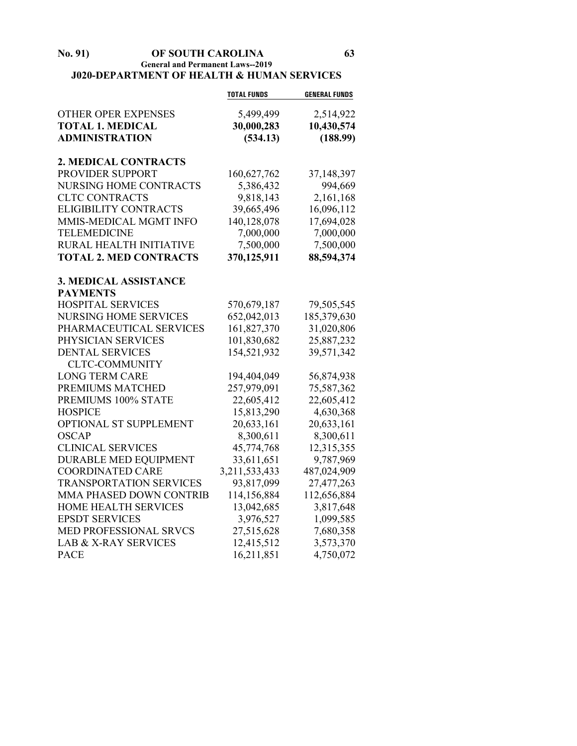## J020-DEPARTMENT OF HEALTH & HUMAN SERVICES

| | TOTAL FUNDS | GENERAL FUNDS |
|---|---|---|
| OTHER OPER EXPENSES | 5,499,499 | 2,514,922 |
| **TOTAL 1. MEDICAL ADMINISTRATION** | **30,000,283** | **10,430,574** |
| | **(534.13)** | **(188.99)** |
| **2. MEDICAL CONTRACTS** | | |
| PROVIDER SUPPORT | 160,627,762 | 37,148,397 |
| NURSING HOME CONTRACTS | 5,386,432 | 994,669 |
| CLTC CONTRACTS | 9,818,143 | 2,161,168 |
| ELIGIBILITY CONTRACTS | 39,665,496 | 16,096,112 |
| MMIS-MEDICAL MGMT INFO | 140,128,078 | 17,694,028 |
| TELEMEDICINE | 7,000,000 | 7,000,000 |
| RURAL HEALTH INITIATIVE | 7,500,000 | 7,500,000 |
| **TOTAL 2. MED CONTRACTS** | **370,125,911** | **88,594,374** |
| **3. MEDICAL ASSISTANCE PAYMENTS** | | |
| HOSPITAL SERVICES | 570,679,187 | 79,505,545 |
| NURSING HOME SERVICES | 652,042,013 | 185,379,630 |
| PHARMACEUTICAL SERVICES | 161,827,370 | 31,020,806 |
| PHYSICIAN SERVICES | 101,830,682 | 25,887,232 |
| DENTAL SERVICES | 154,521,932 | 39,571,342 |
| CLTC-COMMUNITY LONG TERM CARE | 194,404,049 | 56,874,938 |
| PREMIUMS MATCHED | 257,979,091 | 75,587,362 |
| PREMIUMS 100% STATE | 22,605,412 | 22,605,412 |
| HOSPICE | 15,813,290 | 4,630,368 |
| OPTIONAL ST SUPPLEMENT | 20,633,161 | 20,633,161 |
| OSCAP | 8,300,611 | 8,300,611 |
| CLINICAL SERVICES | 45,774,768 | 12,315,355 |
| DURABLE MED EQUIPMENT | 33,611,651 | 9,787,969 |
| COORDINATED CARE | 3,211,533,433 | 487,024,909 |
| TRANSPORTATION SERVICES | 93,817,099 | 27,477,263 |
| MMA PHASED DOWN CONTRIB | 114,156,884 | 112,656,884 |
| HOME HEALTH SERVICES | 13,042,685 | 3,817,648 |
| EPSDT SERVICES | 3,976,527 | 1,099,585 |
| MED PROFESSIONAL SRVCS | 27,515,628 | 7,680,358 |
| LAB & X-RAY SERVICES | 12,415,512 | 3,573,370 |
| PACE | 16,211,851 | 4,750,072 |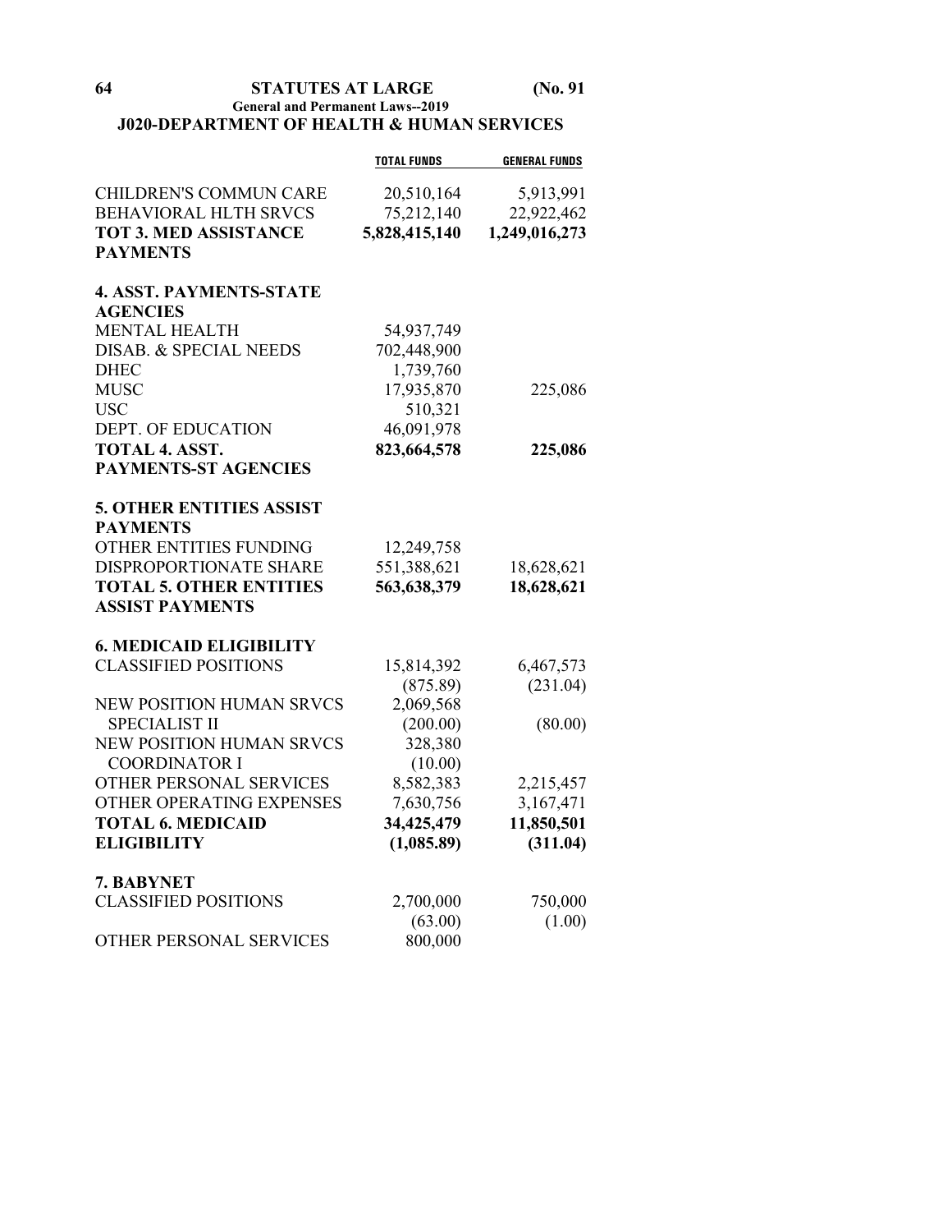## J020-DEPARTMENT OF HEALTH & HUMAN SERVICES

| | TOTAL FUNDS | GENERAL FUNDS |
|---|---|---|
| CHILDREN'S COMMUN CARE | 20,510,164 | 5,913,991 |
| BEHAVIORAL HLTH SRVCS | 75,212,140 | 22,922,462 |
| **TOT 3. MED ASSISTANCE PAYMENTS** | **5,828,415,140** | **1,249,016,273** |
| **4. ASST. PAYMENTS-STATE AGENCIES** | | |
| MENTAL HEALTH | 54,937,749 | |
| DISAB. & SPECIAL NEEDS | 702,448,900 | |
| DHEC | 1,739,760 | |
| MUSC | 17,935,870 | 225,086 |
| USC | 510,321 | |
| DEPT. OF EDUCATION | 46,091,978 | |
| **TOTAL 4. ASST. PAYMENTS-ST AGENCIES** | **823,664,578** | **225,086** |
| **5. OTHER ENTITIES ASSIST PAYMENTS** | | |
| OTHER ENTITIES FUNDING | 12,249,758 | |
| DISPROPORTIONATE SHARE | 551,388,621 | 18,628,621 |
| **TOTAL 5. OTHER ENTITIES ASSIST PAYMENTS** | **563,638,379** | **18,628,621** |
| **6. MEDICAID ELIGIBILITY** | | |
| CLASSIFIED POSITIONS | 15,814,392 | 6,467,573 |
| | (875.89) | (231.04) |
| NEW POSITION HUMAN SRVCS SPECIALIST II | 2,069,568 | |
| | (200.00) | (80.00) |
| NEW POSITION HUMAN SRVCS COORDINATOR I | 328,380 | |
| | (10.00) | |
| OTHER PERSONAL SERVICES | 8,582,383 | 2,215,457 |
| OTHER OPERATING EXPENSES | 7,630,756 | 3,167,471 |
| **TOTAL 6. MEDICAID ELIGIBILITY** | **34,425,479** | **11,850,501** |
| | **(1,085.89)** | **(311.04)** |
| **7. BABYNET** | | |
| CLASSIFIED POSITIONS | 2,700,000 | 750,000 |
| | (63.00) | (1.00) |
| OTHER PERSONAL SERVICES | 800,000 | |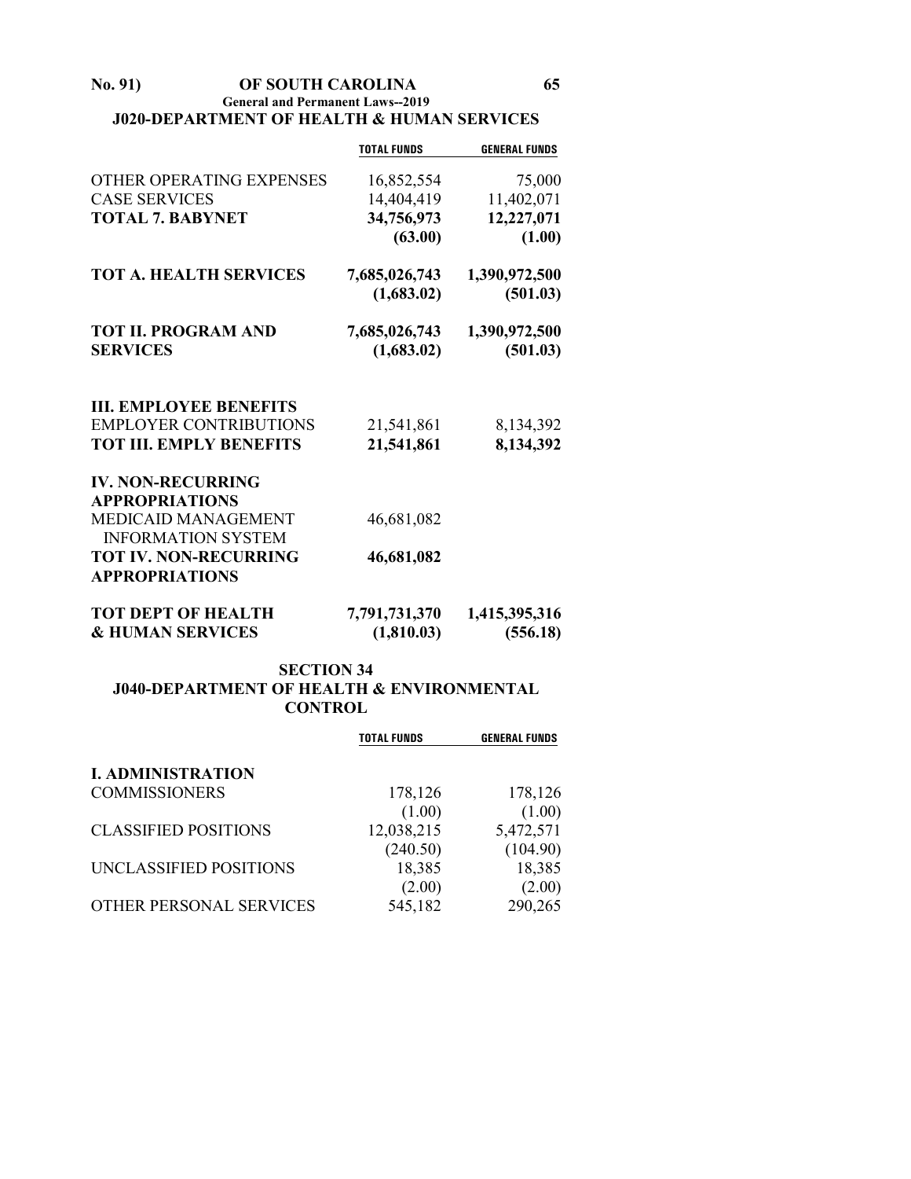**J020-DEPARTMENT OF HEALTH & HUMAN SERVICES**

| | TOTAL FUNDS | GENERAL FUNDS |
|---|---|---|
| OTHER OPERATING EXPENSES | 16,852,554 | 75,000 |
| CASE SERVICES | 14,404,419 | 11,402,071 |
| **TOTAL 7. BABYNET** | **34,756,973** | **12,227,071** |
| | **(63.00)** | **(1.00)** |
| **TOT A. HEALTH SERVICES** | **7,685,026,743** | **1,390,972,500** |
| | **(1,683.02)** | **(501.03)** |
| **TOT II. PROGRAM AND SERVICES** | **7,685,026,743** | **1,390,972,500** |
| | **(1,683.02)** | **(501.03)** |
| **III. EMPLOYEE BENEFITS** | | |
| EMPLOYER CONTRIBUTIONS | 21,541,861 | 8,134,392 |
| **TOT III. EMPLY BENEFITS** | **21,541,861** | **8,134,392** |
| **IV. NON-RECURRING APPROPRIATIONS** | | |
| MEDICAID MANAGEMENT INFORMATION SYSTEM | 46,681,082 | |
| **TOT IV. NON-RECURRING APPROPRIATIONS** | **46,681,082** | |
| **TOT DEPT OF HEALTH & HUMAN SERVICES** | **7,791,731,370** | **1,415,395,316** |
| | **(1,810.03)** | **(556.18)** |

## SECTION 34

## J040-DEPARTMENT OF HEALTH & ENVIRONMENTAL CONTROL

| | TOTAL FUNDS | GENERAL FUNDS |
|---|---|---|
| **I. ADMINISTRATION** | | |
| COMMISSIONERS | 178,126 | 178,126 |
| | (1.00) | (1.00) |
| CLASSIFIED POSITIONS | 12,038,215 | 5,472,571 |
| | (240.50) | (104.90) |
| UNCLASSIFIED POSITIONS | 18,385 | 18,385 |
| | (2.00) | (2.00) |
| OTHER PERSONAL SERVICES | 545,182 | 290,265 |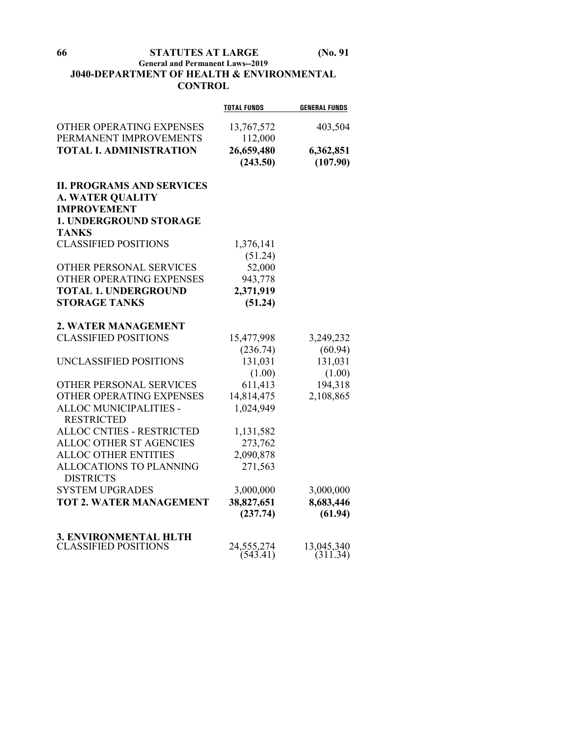## J040-DEPARTMENT OF HEALTH & ENVIRONMENTAL CONTROL

| | TOTAL FUNDS | GENERAL FUNDS |
|---|---|---|
| OTHER OPERATING EXPENSES | 13,767,572 | 403,504 |
| PERMANENT IMPROVEMENTS | 112,000 | |
| **TOTAL I. ADMINISTRATION** | **26,659,480** | **6,362,851** |
| | **(243.50)** | **(107.90)** |
| **II. PROGRAMS AND SERVICES** | | |
| **A. WATER QUALITY IMPROVEMENT** | | |
| **1. UNDERGROUND STORAGE TANKS** | | |
| CLASSIFIED POSITIONS | 1,376,141 | |
| | (51.24) | |
| OTHER PERSONAL SERVICES | 52,000 | |
| OTHER OPERATING EXPENSES | 943,778 | |
| **TOTAL 1. UNDERGROUND STORAGE TANKS** | **2,371,919** | |
| | **(51.24)** | |
| **2. WATER MANAGEMENT** | | |
| CLASSIFIED POSITIONS | 15,477,998 | 3,249,232 |
| | (236.74) | (60.94) |
| UNCLASSIFIED POSITIONS | 131,031 | 131,031 |
| | (1.00) | (1.00) |
| OTHER PERSONAL SERVICES | 611,413 | 194,318 |
| OTHER OPERATING EXPENSES | 14,814,475 | 2,108,865 |
| ALLOC MUNICIPALITIES - RESTRICTED | 1,024,949 | |
| ALLOC CNTIES - RESTRICTED | 1,131,582 | |
| ALLOC OTHER ST AGENCIES | 273,762 | |
| ALLOC OTHER ENTITIES | 2,090,878 | |
| ALLOCATIONS TO PLANNING DISTRICTS | 271,563 | |
| SYSTEM UPGRADES | 3,000,000 | 3,000,000 |
| **TOT 2. WATER MANAGEMENT** | **38,827,651** | **8,683,446** |
| | **(237.74)** | **(61.94)** |
| **3. ENVIRONMENTAL HLTH** | | |
| CLASSIFIED POSITIONS | 24,555,274 | 13,045,340 |
| | (543.41) | (311.34) |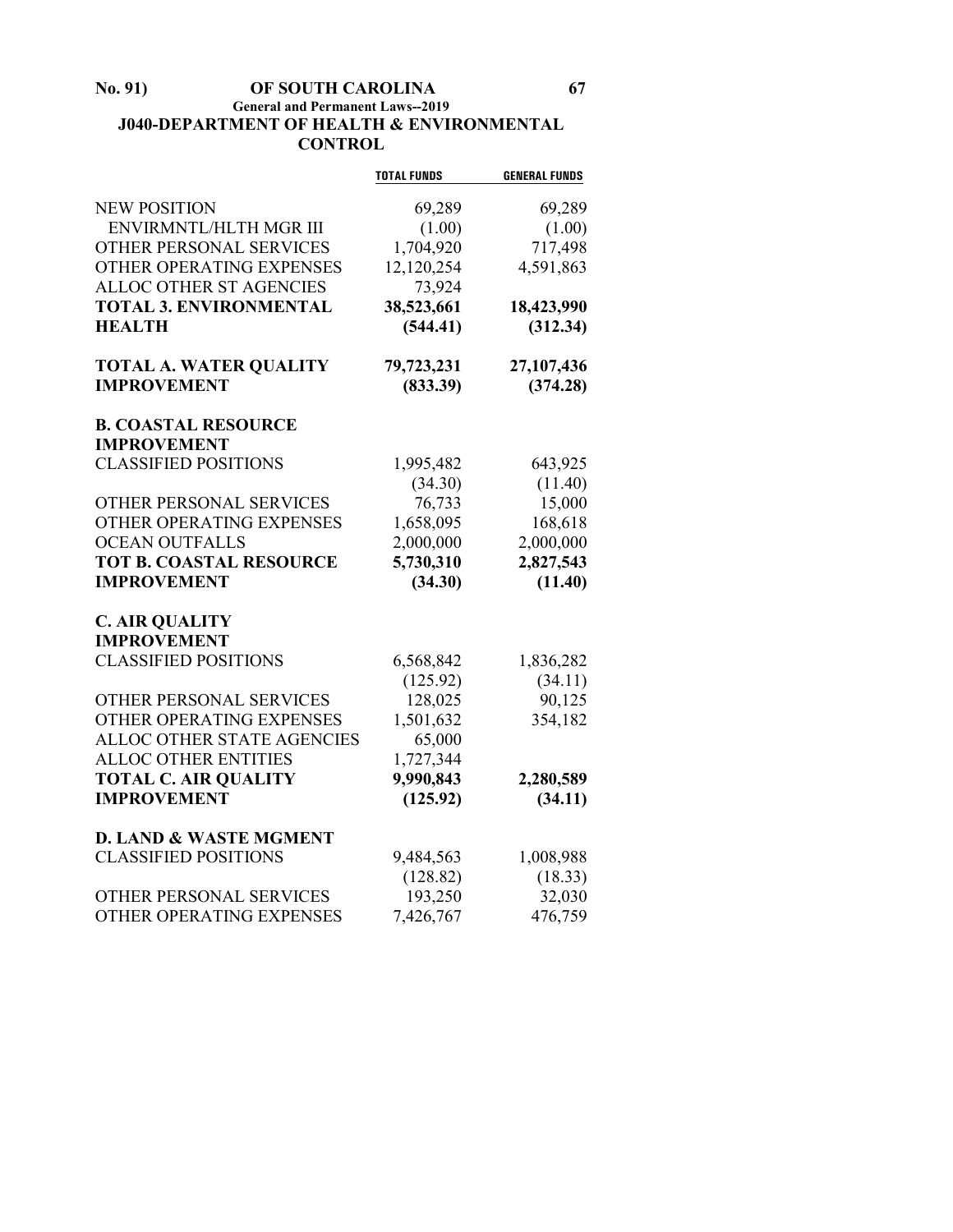## J040-DEPARTMENT OF HEALTH & ENVIRONMENTAL CONTROL

| | TOTAL FUNDS | GENERAL FUNDS |
|---|---|---|
| NEW POSITION | 69,289 | 69,289 |
| ENVIRMNTL/HLTH MGR III | (1.00) | (1.00) |
| OTHER PERSONAL SERVICES | 1,704,920 | 717,498 |
| OTHER OPERATING EXPENSES | 12,120,254 | 4,591,863 |
| ALLOC OTHER ST AGENCIES | 73,924 | |
| **TOTAL 3. ENVIRONMENTAL HEALTH** | **38,523,661** | **18,423,990** |
| | **(544.41)** | **(312.34)** |
| **TOTAL A. WATER QUALITY IMPROVEMENT** | **79,723,231** | **27,107,436** |
| | **(833.39)** | **(374.28)** |
| **B. COASTAL RESOURCE IMPROVEMENT** | | |
| CLASSIFIED POSITIONS | 1,995,482 | 643,925 |
| | (34.30) | (11.40) |
| OTHER PERSONAL SERVICES | 76,733 | 15,000 |
| OTHER OPERATING EXPENSES | 1,658,095 | 168,618 |
| OCEAN OUTFALLS | 2,000,000 | 2,000,000 |
| **TOT B. COASTAL RESOURCE IMPROVEMENT** | **5,730,310** | **2,827,543** |
| | **(34.30)** | **(11.40)** |
| **C. AIR QUALITY IMPROVEMENT** | | |
| CLASSIFIED POSITIONS | 6,568,842 | 1,836,282 |
| | (125.92) | (34.11) |
| OTHER PERSONAL SERVICES | 128,025 | 90,125 |
| OTHER OPERATING EXPENSES | 1,501,632 | 354,182 |
| ALLOC OTHER STATE AGENCIES | 65,000 | |
| ALLOC OTHER ENTITIES | 1,727,344 | |
| **TOTAL C. AIR QUALITY IMPROVEMENT** | **9,990,843** | **2,280,589** |
| | **(125.92)** | **(34.11)** |
| **D. LAND & WASTE MGMENT** | | |
| CLASSIFIED POSITIONS | 9,484,563 | 1,008,988 |
| | (128.82) | (18.33) |
| OTHER PERSONAL SERVICES | 193,250 | 32,030 |
| OTHER OPERATING EXPENSES | 7,426,767 | 476,759 |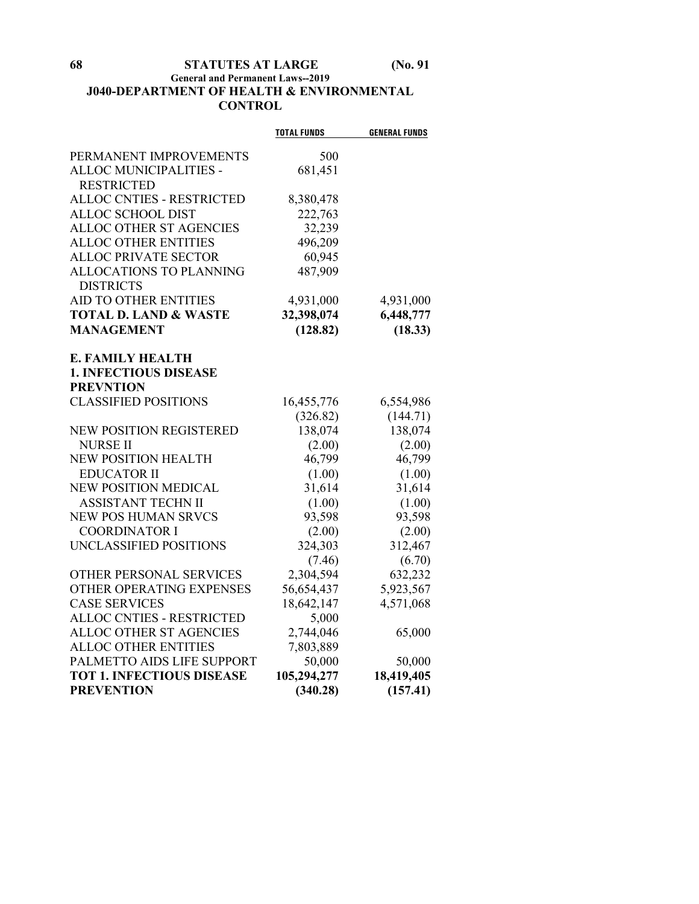# J040-DEPARTMENT OF HEALTH & ENVIRONMENTAL CONTROL

| | TOTAL FUNDS | GENERAL FUNDS |
|---|---|---|
| PERMANENT IMPROVEMENTS | 500 | |
| ALLOC MUNICIPALITIES - RESTRICTED | 681,451 | |
| ALLOC CNTIES - RESTRICTED | 8,380,478 | |
| ALLOC SCHOOL DIST | 222,763 | |
| ALLOC OTHER ST AGENCIES | 32,239 | |
| ALLOC OTHER ENTITIES | 496,209 | |
| ALLOC PRIVATE SECTOR | 60,945 | |
| ALLOCATIONS TO PLANNING DISTRICTS | 487,909 | |
| AID TO OTHER ENTITIES | 4,931,000 | 4,931,000 |
| **TOTAL D. LAND & WASTE MANAGEMENT** | **32,398,074** | **6,448,777** |
| | **(128.82)** | **(18.33)** |
| **E. FAMILY HEALTH** | | |
| **1. INFECTIOUS DISEASE PREVNTION** | | |
| CLASSIFIED POSITIONS | 16,455,776 | 6,554,986 |
| | (326.82) | (144.71) |
| NEW POSITION REGISTERED NURSE II | 138,074 | 138,074 |
| | (2.00) | (2.00) |
| NEW POSITION HEALTH EDUCATOR II | 46,799 | 46,799 |
| | (1.00) | (1.00) |
| NEW POSITION MEDICAL ASSISTANT TECHN II | 31,614 | 31,614 |
| | (1.00) | (1.00) |
| NEW POS HUMAN SRVCS COORDINATOR I | 93,598 | 93,598 |
| | (2.00) | (2.00) |
| UNCLASSIFIED POSITIONS | 324,303 | 312,467 |
| | (7.46) | (6.70) |
| OTHER PERSONAL SERVICES | 2,304,594 | 632,232 |
| OTHER OPERATING EXPENSES | 56,654,437 | 5,923,567 |
| CASE SERVICES | 18,642,147 | 4,571,068 |
| ALLOC CNTIES - RESTRICTED | 5,000 | |
| ALLOC OTHER ST AGENCIES | 2,744,046 | 65,000 |
| ALLOC OTHER ENTITIES | 7,803,889 | |
| PALMETTO AIDS LIFE SUPPORT | 50,000 | 50,000 |
| **TOT 1. INFECTIOUS DISEASE PREVENTION** | **105,294,277** | **18,419,405** |
| | **(340.28)** | **(157.41)** |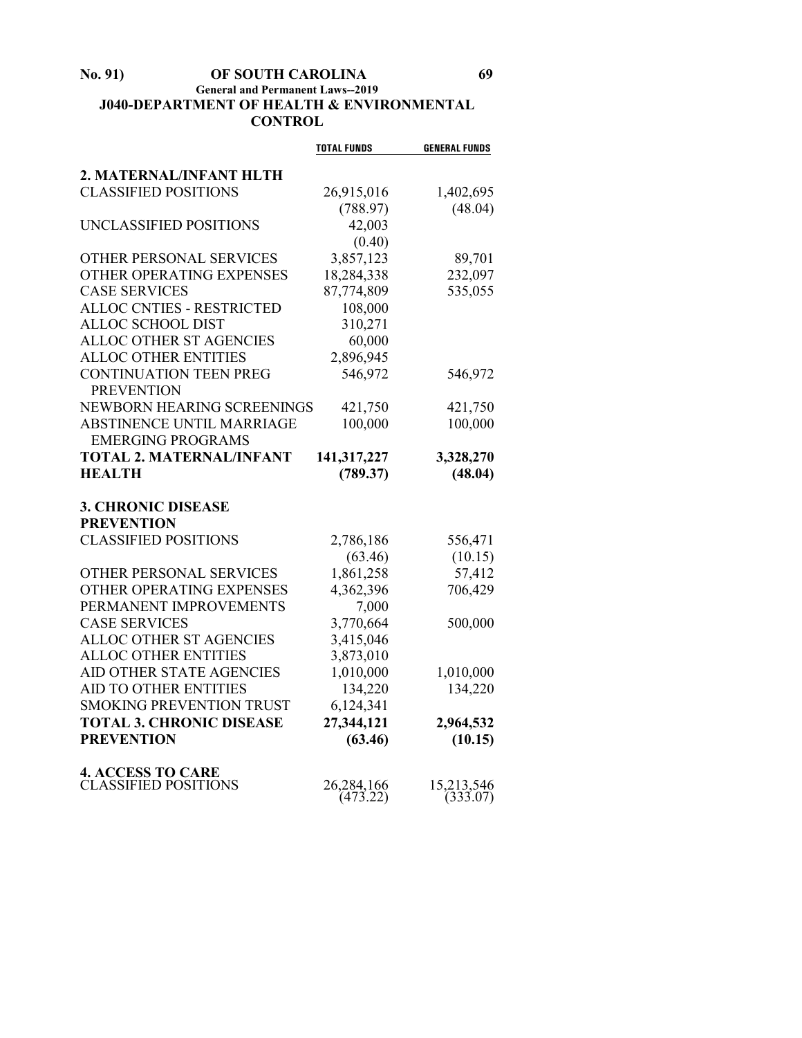## J040-DEPARTMENT OF HEALTH & ENVIRONMENTAL CONTROL

| | TOTAL FUNDS | GENERAL FUNDS |
|---|---|---|
| **2. MATERNAL/INFANT HLTH** | | |
| CLASSIFIED POSITIONS | 26,915,016 | 1,402,695 |
| | (788.97) | (48.04) |
| UNCLASSIFIED POSITIONS | 42,003 | |
| | (0.40) | |
| OTHER PERSONAL SERVICES | 3,857,123 | 89,701 |
| OTHER OPERATING EXPENSES | 18,284,338 | 232,097 |
| CASE SERVICES | 87,774,809 | 535,055 |
| ALLOC CNTIES - RESTRICTED | 108,000 | |
| ALLOC SCHOOL DIST | 310,271 | |
| ALLOC OTHER ST AGENCIES | 60,000 | |
| ALLOC OTHER ENTITIES | 2,896,945 | |
| CONTINUATION TEEN PREG PREVENTION | 546,972 | 546,972 |
| NEWBORN HEARING SCREENINGS | 421,750 | 421,750 |
| ABSTINENCE UNTIL MARRIAGE EMERGING PROGRAMS | 100,000 | 100,000 |
| **TOTAL 2. MATERNAL/INFANT HEALTH** | **141,317,227** | **3,328,270** |
| | **(789.37)** | **(48.04)** |
| **3. CHRONIC DISEASE PREVENTION** | | |
| CLASSIFIED POSITIONS | 2,786,186 | 556,471 |
| | (63.46) | (10.15) |
| OTHER PERSONAL SERVICES | 1,861,258 | 57,412 |
| OTHER OPERATING EXPENSES | 4,362,396 | 706,429 |
| PERMANENT IMPROVEMENTS | 7,000 | |
| CASE SERVICES | 3,770,664 | 500,000 |
| ALLOC OTHER ST AGENCIES | 3,415,046 | |
| ALLOC OTHER ENTITIES | 3,873,010 | |
| AID OTHER STATE AGENCIES | 1,010,000 | 1,010,000 |
| AID TO OTHER ENTITIES | 134,220 | 134,220 |
| SMOKING PREVENTION TRUST | 6,124,341 | |
| **TOTAL 3. CHRONIC DISEASE PREVENTION** | **27,344,121** | **2,964,532** |
| | **(63.46)** | **(10.15)** |
| **4. ACCESS TO CARE** | | |
| CLASSIFIED POSITIONS | 26,284,166 | 15,213,546 |
| | (473.22) | (333.07) |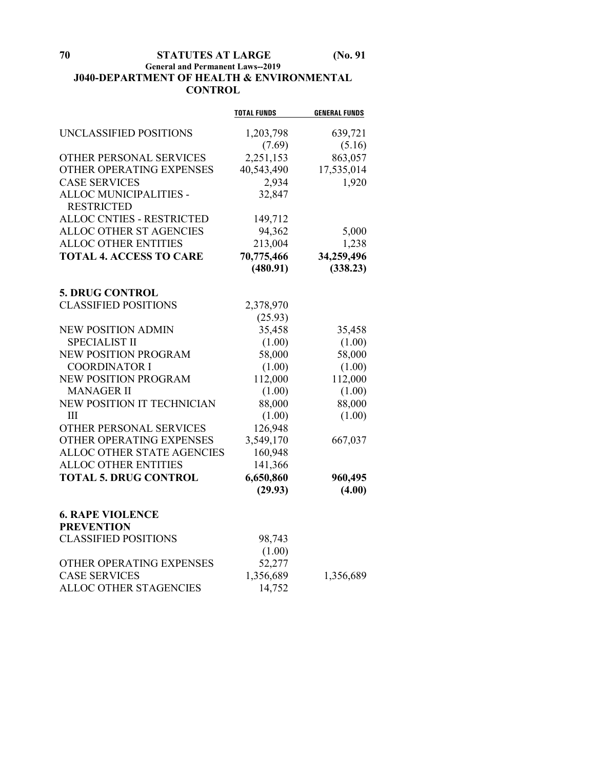## J040-DEPARTMENT OF HEALTH & ENVIRONMENTAL CONTROL

| | TOTAL FUNDS | GENERAL FUNDS |
|---|---|---|
| UNCLASSIFIED POSITIONS | 1,203,798 | 639,721 |
| | (7.69) | (5.16) |
| OTHER PERSONAL SERVICES | 2,251,153 | 863,057 |
| OTHER OPERATING EXPENSES | 40,543,490 | 17,535,014 |
| CASE SERVICES | 2,934 | 1,920 |
| ALLOC MUNICIPALITIES - RESTRICTED | 32,847 | |
| ALLOC CNTIES - RESTRICTED | 149,712 | |
| ALLOC OTHER ST AGENCIES | 94,362 | 5,000 |
| ALLOC OTHER ENTITIES | 213,004 | 1,238 |
| **TOTAL 4. ACCESS TO CARE** | **70,775,466** | **34,259,496** |
| | **(480.91)** | **(338.23)** |
| **5. DRUG CONTROL** | | |
| CLASSIFIED POSITIONS | 2,378,970 | |
| | (25.93) | |
| NEW POSITION ADMIN SPECIALIST II | 35,458 | 35,458 |
| | (1.00) | (1.00) |
| NEW POSITION PROGRAM COORDINATOR I | 58,000 | 58,000 |
| | (1.00) | (1.00) |
| NEW POSITION PROGRAM MANAGER II | 112,000 | 112,000 |
| | (1.00) | (1.00) |
| NEW POSITION IT TECHNICIAN III | 88,000 | 88,000 |
| | (1.00) | (1.00) |
| OTHER PERSONAL SERVICES | 126,948 | |
| OTHER OPERATING EXPENSES | 3,549,170 | 667,037 |
| ALLOC OTHER STATE AGENCIES | 160,948 | |
| ALLOC OTHER ENTITIES | 141,366 | |
| **TOTAL 5. DRUG CONTROL** | **6,650,860** | **960,495** |
| | **(29.93)** | **(4.00)** |
| **6. RAPE VIOLENCE PREVENTION** | | |
| CLASSIFIED POSITIONS | 98,743 | |
| | (1.00) | |
| OTHER OPERATING EXPENSES | 52,277 | |
| CASE SERVICES | 1,356,689 | 1,356,689 |
| ALLOC OTHER STAGENCIES | 14,752 | |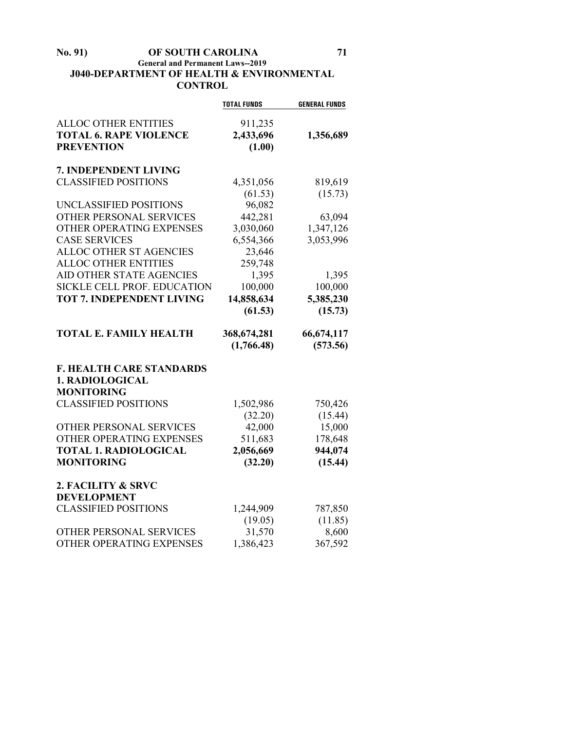## J040-DEPARTMENT OF HEALTH & ENVIRONMENTAL CONTROL

| | TOTAL FUNDS | GENERAL FUNDS |
|---|---|---|
| ALLOC OTHER ENTITIES | 911,235 | |
| **TOTAL 6. RAPE VIOLENCE PREVENTION** | **2,433,696** | **1,356,689** |
| | **(1.00)** | |
| **7. INDEPENDENT LIVING** | | |
| CLASSIFIED POSITIONS | 4,351,056 | 819,619 |
| | (61.53) | (15.73) |
| UNCLASSIFIED POSITIONS | 96,082 | |
| OTHER PERSONAL SERVICES | 442,281 | 63,094 |
| OTHER OPERATING EXPENSES | 3,030,060 | 1,347,126 |
| CASE SERVICES | 6,554,366 | 3,053,996 |
| ALLOC OTHER ST AGENCIES | 23,646 | |
| ALLOC OTHER ENTITIES | 259,748 | |
| AID OTHER STATE AGENCIES | 1,395 | 1,395 |
| SICKLE CELL PROF. EDUCATION | 100,000 | 100,000 |
| **TOT 7. INDEPENDENT LIVING** | **14,858,634** | **5,385,230** |
| | **(61.53)** | **(15.73)** |
| **TOTAL E. FAMILY HEALTH** | **368,674,281** | **66,674,117** |
| | **(1,766.48)** | **(573.56)** |
| **F. HEALTH CARE STANDARDS** | | |
| **1. RADIOLOGICAL MONITORING** | | |
| CLASSIFIED POSITIONS | 1,502,986 | 750,426 |
| | (32.20) | (15.44) |
| OTHER PERSONAL SERVICES | 42,000 | 15,000 |
| OTHER OPERATING EXPENSES | 511,683 | 178,648 |
| **TOTAL 1. RADIOLOGICAL MONITORING** | **2,056,669** | **944,074** |
| | **(32.20)** | **(15.44)** |
| **2. FACILITY & SRVC DEVELOPMENT** | | |
| CLASSIFIED POSITIONS | 1,244,909 | 787,850 |
| | (19.05) | (11.85) |
| OTHER PERSONAL SERVICES | 31,570 | 8,600 |
| OTHER OPERATING EXPENSES | 1,386,423 | 367,592 |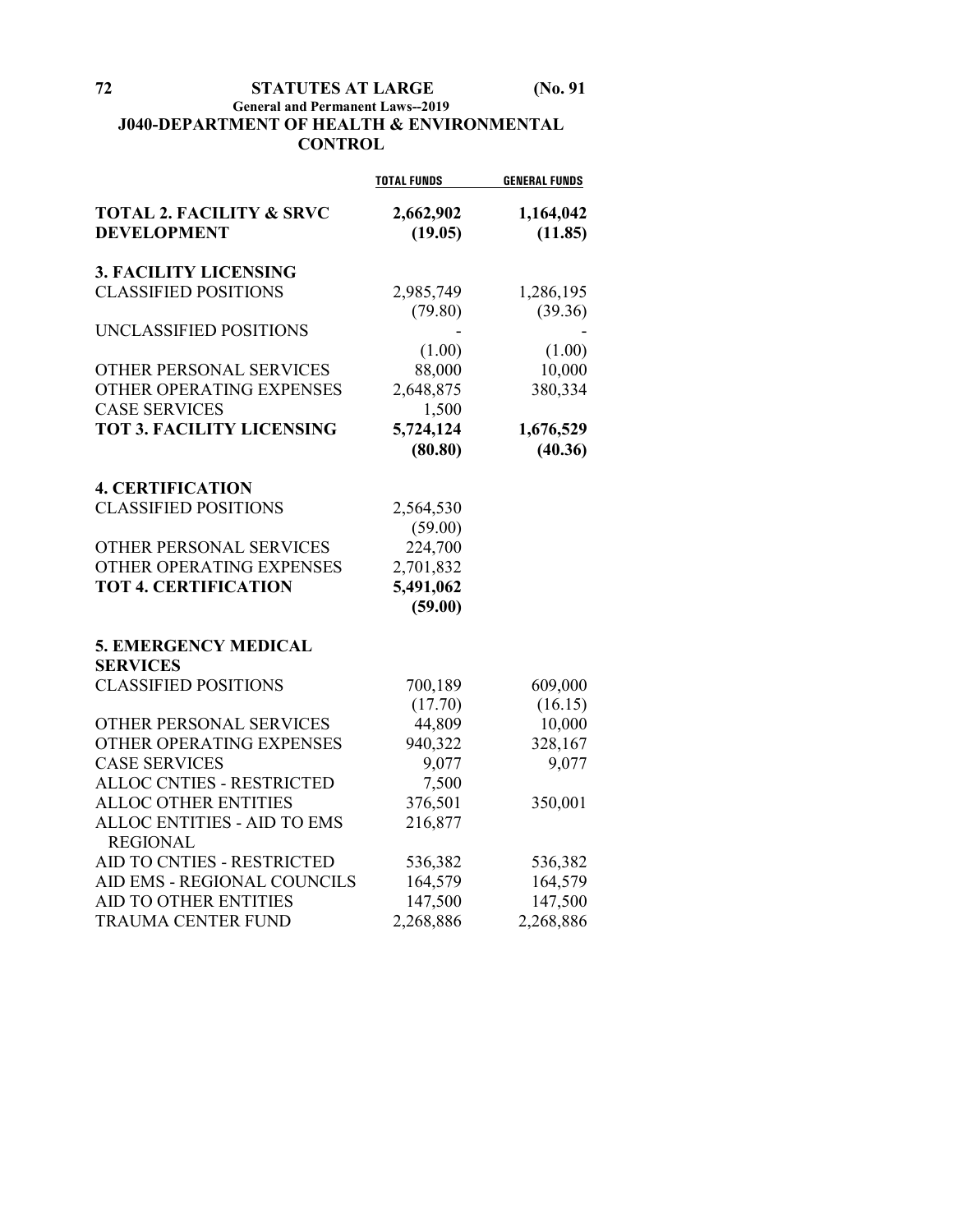## J040-DEPARTMENT OF HEALTH & ENVIRONMENTAL CONTROL

| | TOTAL FUNDS | GENERAL FUNDS |
|---|---|---|
| **TOTAL 2. FACILITY & SRVC DEVELOPMENT** | **2,662,902** | **1,164,042** |
| | **(19.05)** | **(11.85)** |
| **3. FACILITY LICENSING** | | |
| CLASSIFIED POSITIONS | 2,985,749 | 1,286,195 |
| | (79.80) | (39.36) |
| UNCLASSIFIED POSITIONS | - | - |
| | (1.00) | (1.00) |
| OTHER PERSONAL SERVICES | 88,000 | 10,000 |
| OTHER OPERATING EXPENSES | 2,648,875 | 380,334 |
| CASE SERVICES | 1,500 | |
| **TOT 3. FACILITY LICENSING** | **5,724,124** | **1,676,529** |
| | **(80.80)** | **(40.36)** |
| **4. CERTIFICATION** | | |
| CLASSIFIED POSITIONS | 2,564,530 | |
| | (59.00) | |
| OTHER PERSONAL SERVICES | 224,700 | |
| OTHER OPERATING EXPENSES | 2,701,832 | |
| **TOT 4. CERTIFICATION** | **5,491,062** | |
| | **(59.00)** | |
| **5. EMERGENCY MEDICAL SERVICES** | | |
| CLASSIFIED POSITIONS | 700,189 | 609,000 |
| | (17.70) | (16.15) |
| OTHER PERSONAL SERVICES | 44,809 | 10,000 |
| OTHER OPERATING EXPENSES | 940,322 | 328,167 |
| CASE SERVICES | 9,077 | 9,077 |
| ALLOC CNTIES - RESTRICTED | 7,500 | |
| ALLOC OTHER ENTITIES | 376,501 | 350,001 |
| ALLOC ENTITIES - AID TO EMS REGIONAL | 216,877 | |
| AID TO CNTIES - RESTRICTED | 536,382 | 536,382 |
| AID EMS - REGIONAL COUNCILS | 164,579 | 164,579 |
| AID TO OTHER ENTITIES | 147,500 | 147,500 |
| TRAUMA CENTER FUND | 2,268,886 | 2,268,886 |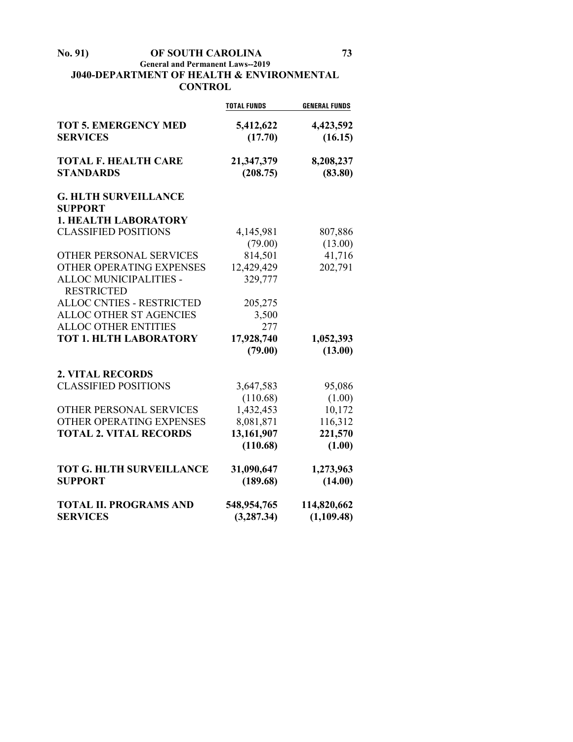## J040-DEPARTMENT OF HEALTH & ENVIRONMENTAL CONTROL

| | TOTAL FUNDS | GENERAL FUNDS |
|---|---|---|
| **TOT 5. EMERGENCY MED SERVICES** | **5,412,622** | **4,423,592** |
| | **(17.70)** | **(16.15)** |
| **TOTAL F. HEALTH CARE STANDARDS** | **21,347,379** | **8,208,237** |
| | **(208.75)** | **(83.80)** |
| **G. HLTH SURVEILLANCE SUPPORT** | | |
| **1. HEALTH LABORATORY** | | |
| CLASSIFIED POSITIONS | 4,145,981 | 807,886 |
| | (79.00) | (13.00) |
| OTHER PERSONAL SERVICES | 814,501 | 41,716 |
| OTHER OPERATING EXPENSES | 12,429,429 | 202,791 |
| ALLOC MUNICIPALITIES - RESTRICTED | 329,777 | |
| ALLOC CNTIES - RESTRICTED | 205,275 | |
| ALLOC OTHER ST AGENCIES | 3,500 | |
| ALLOC OTHER ENTITIES | 277 | |
| **TOT 1. HLTH LABORATORY** | **17,928,740** | **1,052,393** |
| | **(79.00)** | **(13.00)** |
| **2. VITAL RECORDS** | | |
| CLASSIFIED POSITIONS | 3,647,583 | 95,086 |
| | (110.68) | (1.00) |
| OTHER PERSONAL SERVICES | 1,432,453 | 10,172 |
| OTHER OPERATING EXPENSES | 8,081,871 | 116,312 |
| **TOTAL 2. VITAL RECORDS** | **13,161,907** | **221,570** |
| | **(110.68)** | **(1.00)** |
| **TOT G. HLTH SURVEILLANCE SUPPORT** | **31,090,647** | **1,273,963** |
| | **(189.68)** | **(14.00)** |
| **TOTAL II. PROGRAMS AND SERVICES** | **548,954,765** | **114,820,662** |
| | **(3,287.34)** | **(1,109.48)** |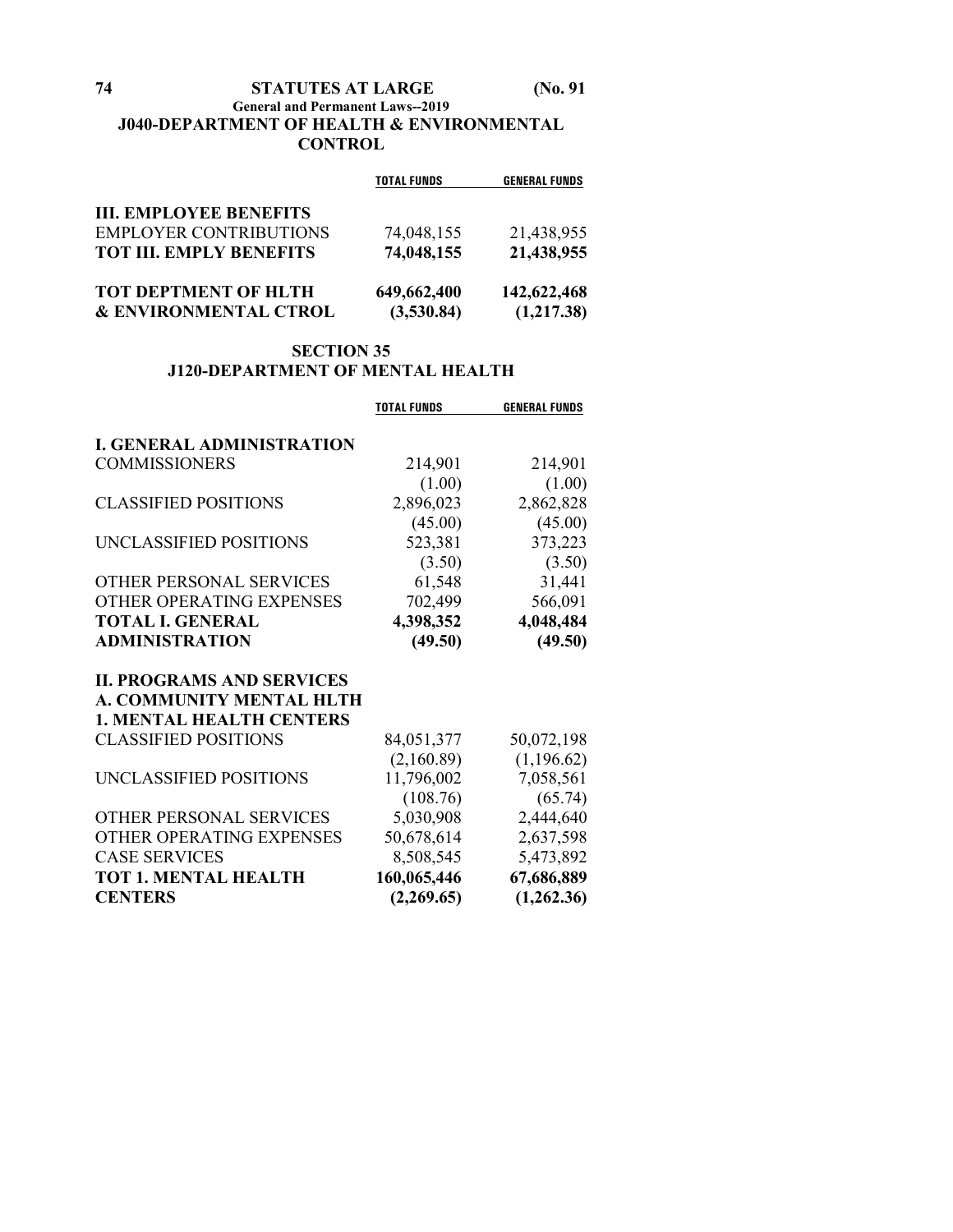### J040-DEPARTMENT OF HEALTH & ENVIRONMENTAL CONTROL

| | TOTAL FUNDS | GENERAL FUNDS |
|---|---|---|
| **III. EMPLOYEE BENEFITS** | | |
| EMPLOYER CONTRIBUTIONS | 74,048,155 | 21,438,955 |
| **TOT III. EMPLY BENEFITS** | **74,048,155** | **21,438,955** |
| | | |
| **TOT DEPTMENT OF HLTH & ENVIRONMENTAL CTROL** | **649,662,400** | **142,622,468** |
| | **(3,530.84)** | **(1,217.38)** |

## SECTION 35

### J120-DEPARTMENT OF MENTAL HEALTH

| | TOTAL FUNDS | GENERAL FUNDS |
|---|---|---|
| **I. GENERAL ADMINISTRATION** | | |
| COMMISSIONERS | 214,901 | 214,901 |
| | (1.00) | (1.00) |
| CLASSIFIED POSITIONS | 2,896,023 | 2,862,828 |
| | (45.00) | (45.00) |
| UNCLASSIFIED POSITIONS | 523,381 | 373,223 |
| | (3.50) | (3.50) |
| OTHER PERSONAL SERVICES | 61,548 | 31,441 |
| OTHER OPERATING EXPENSES | 702,499 | 566,091 |
| **TOTAL I. GENERAL ADMINISTRATION** | **4,398,352** | **4,048,484** |
| | **(49.50)** | **(49.50)** |
| | | |
| **II. PROGRAMS AND SERVICES** | | |
| **A. COMMUNITY MENTAL HLTH** | | |
| **1. MENTAL HEALTH CENTERS** | | |
| CLASSIFIED POSITIONS | 84,051,377 | 50,072,198 |
| | (2,160.89) | (1,196.62) |
| UNCLASSIFIED POSITIONS | 11,796,002 | 7,058,561 |
| | (108.76) | (65.74) |
| OTHER PERSONAL SERVICES | 5,030,908 | 2,444,640 |
| OTHER OPERATING EXPENSES | 50,678,614 | 2,637,598 |
| CASE SERVICES | 8,508,545 | 5,473,892 |
| **TOT 1. MENTAL HEALTH CENTERS** | **160,065,446** | **67,686,889** |
| | **(2,269.65)** | **(1,262.36)** |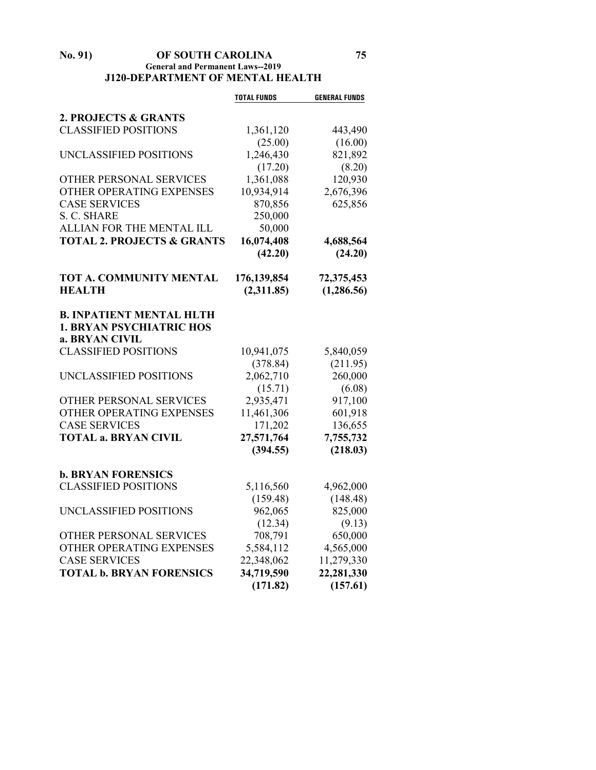**J120-DEPARTMENT OF MENTAL HEALTH**

| | TOTAL FUNDS | GENERAL FUNDS |
|---|---|---|
| **2. PROJECTS & GRANTS** | | |
| CLASSIFIED POSITIONS | 1,361,120 | 443,490 |
| | (25.00) | (16.00) |
| UNCLASSIFIED POSITIONS | 1,246,430 | 821,892 |
| | (17.20) | (8.20) |
| OTHER PERSONAL SERVICES | 1,361,088 | 120,930 |
| OTHER OPERATING EXPENSES | 10,934,914 | 2,676,396 |
| CASE SERVICES | 870,856 | 625,856 |
| S. C. SHARE | 250,000 | |
| ALLIAN FOR THE MENTAL ILL | 50,000 | |
| **TOTAL 2. PROJECTS & GRANTS** | **16,074,408** | **4,688,564** |
| | **(42.20)** | **(24.20)** |
| **TOT A. COMMUNITY MENTAL HEALTH** | **176,139,854** | **72,375,453** |
| | **(2,311.85)** | **(1,286.56)** |
| **B. INPATIENT MENTAL HLTH** | | |
| **1. BRYAN PSYCHIATRIC HOS** | | |
| **a. BRYAN CIVIL** | | |
| CLASSIFIED POSITIONS | 10,941,075 | 5,840,059 |
| | (378.84) | (211.95) |
| UNCLASSIFIED POSITIONS | 2,062,710 | 260,000 |
| | (15.71) | (6.08) |
| OTHER PERSONAL SERVICES | 2,935,471 | 917,100 |
| OTHER OPERATING EXPENSES | 11,461,306 | 601,918 |
| CASE SERVICES | 171,202 | 136,655 |
| **TOTAL a. BRYAN CIVIL** | **27,571,764** | **7,755,732** |
| | **(394.55)** | **(218.03)** |
| **b. BRYAN FORENSICS** | | |
| CLASSIFIED POSITIONS | 5,116,560 | 4,962,000 |
| | (159.48) | (148.48) |
| UNCLASSIFIED POSITIONS | 962,065 | 825,000 |
| | (12.34) | (9.13) |
| OTHER PERSONAL SERVICES | 708,791 | 650,000 |
| OTHER OPERATING EXPENSES | 5,584,112 | 4,565,000 |
| CASE SERVICES | 22,348,062 | 11,279,330 |
| **TOTAL b. BRYAN FORENSICS** | **34,719,590** | **22,281,330** |
| | **(171.82)** | **(157.61)** |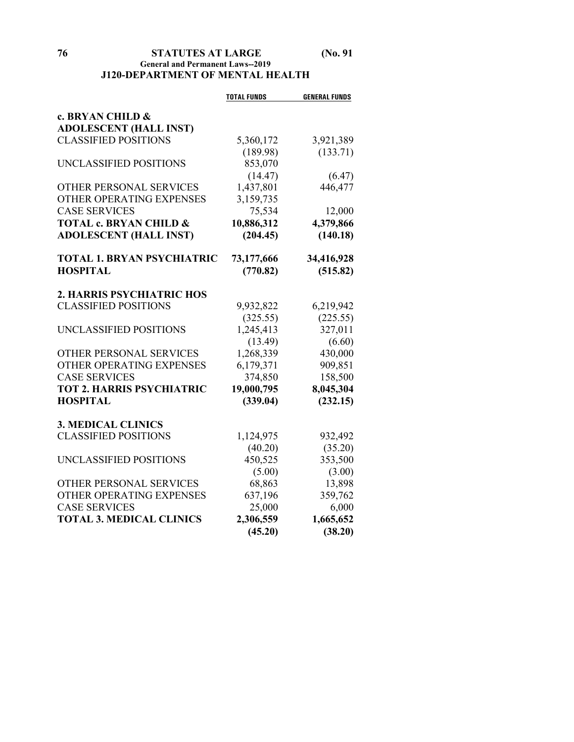## J120-DEPARTMENT OF MENTAL HEALTH

| | TOTAL FUNDS | GENERAL FUNDS |
|---|---|---|
| **c. BRYAN CHILD & ADOLESCENT (HALL INST)** | | |
| CLASSIFIED POSITIONS | 5,360,172 | 3,921,389 |
| | (189.98) | (133.71) |
| UNCLASSIFIED POSITIONS | 853,070 | |
| | (14.47) | (6.47) |
| OTHER PERSONAL SERVICES | 1,437,801 | 446,477 |
| OTHER OPERATING EXPENSES | 3,159,735 | |
| CASE SERVICES | 75,534 | 12,000 |
| **TOTAL c. BRYAN CHILD & ADOLESCENT (HALL INST)** | **10,886,312** | **4,379,866** |
| | **(204.45)** | **(140.18)** |
| **TOTAL 1. BRYAN PSYCHIATRIC HOSPITAL** | **73,177,666** | **34,416,928** |
| | **(770.82)** | **(515.82)** |
| **2. HARRIS PSYCHIATRIC HOS** | | |
| CLASSIFIED POSITIONS | 9,932,822 | 6,219,942 |
| | (325.55) | (225.55) |
| UNCLASSIFIED POSITIONS | 1,245,413 | 327,011 |
| | (13.49) | (6.60) |
| OTHER PERSONAL SERVICES | 1,268,339 | 430,000 |
| OTHER OPERATING EXPENSES | 6,179,371 | 909,851 |
| CASE SERVICES | 374,850 | 158,500 |
| **TOT 2. HARRIS PSYCHIATRIC HOSPITAL** | **19,000,795** | **8,045,304** |
| | **(339.04)** | **(232.15)** |
| **3. MEDICAL CLINICS** | | |
| CLASSIFIED POSITIONS | 1,124,975 | 932,492 |
| | (40.20) | (35.20) |
| UNCLASSIFIED POSITIONS | 450,525 | 353,500 |
| | (5.00) | (3.00) |
| OTHER PERSONAL SERVICES | 68,863 | 13,898 |
| OTHER OPERATING EXPENSES | 637,196 | 359,762 |
| CASE SERVICES | 25,000 | 6,000 |
| **TOTAL 3. MEDICAL CLINICS** | **2,306,559** | **1,665,652** |
| | **(45.20)** | **(38.20)** |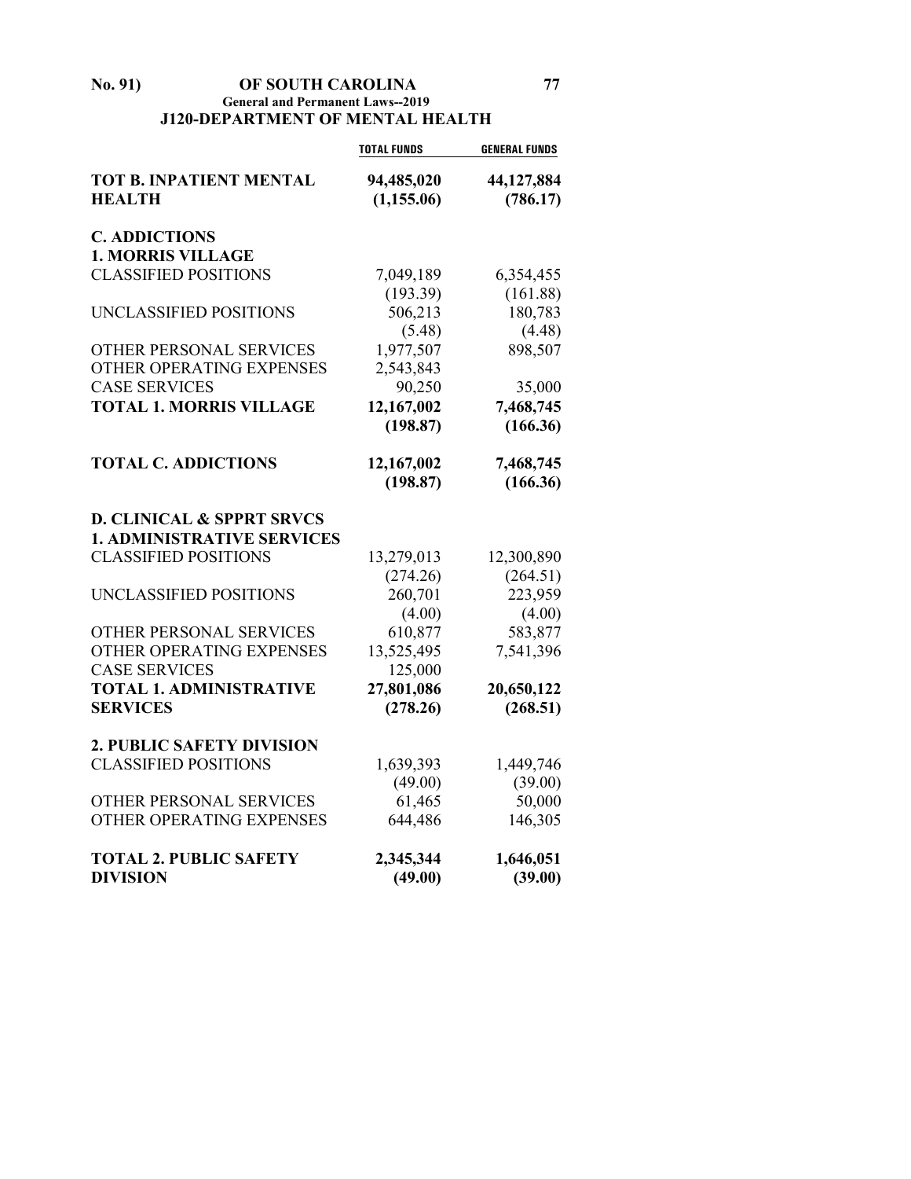## J120-DEPARTMENT OF MENTAL HEALTH

| | TOTAL FUNDS | GENERAL FUNDS |
|---|---|---|
| **TOT B. INPATIENT MENTAL HEALTH** | **94,485,020** | **44,127,884** |
| | **(1,155.06)** | **(786.17)** |
| **C. ADDICTIONS** | | |
| **1. MORRIS VILLAGE** | | |
| CLASSIFIED POSITIONS | 7,049,189 | 6,354,455 |
| | (193.39) | (161.88) |
| UNCLASSIFIED POSITIONS | 506,213 | 180,783 |
| | (5.48) | (4.48) |
| OTHER PERSONAL SERVICES | 1,977,507 | 898,507 |
| OTHER OPERATING EXPENSES | 2,543,843 | |
| CASE SERVICES | 90,250 | 35,000 |
| **TOTAL 1. MORRIS VILLAGE** | **12,167,002** | **7,468,745** |
| | **(198.87)** | **(166.36)** |
| **TOTAL C. ADDICTIONS** | **12,167,002** | **7,468,745** |
| | **(198.87)** | **(166.36)** |
| **D. CLINICAL & SPPRT SRVCS** | | |
| **1. ADMINISTRATIVE SERVICES** | | |
| CLASSIFIED POSITIONS | 13,279,013 | 12,300,890 |
| | (274.26) | (264.51) |
| UNCLASSIFIED POSITIONS | 260,701 | 223,959 |
| | (4.00) | (4.00) |
| OTHER PERSONAL SERVICES | 610,877 | 583,877 |
| OTHER OPERATING EXPENSES | 13,525,495 | 7,541,396 |
| CASE SERVICES | 125,000 | |
| **TOTAL 1. ADMINISTRATIVE SERVICES** | **27,801,086** | **20,650,122** |
| | **(278.26)** | **(268.51)** |
| **2. PUBLIC SAFETY DIVISION** | | |
| CLASSIFIED POSITIONS | 1,639,393 | 1,449,746 |
| | (49.00) | (39.00) |
| OTHER PERSONAL SERVICES | 61,465 | 50,000 |
| OTHER OPERATING EXPENSES | 644,486 | 146,305 |
| **TOTAL 2. PUBLIC SAFETY DIVISION** | **2,345,344** | **1,646,051** |
| | **(49.00)** | **(39.00)** |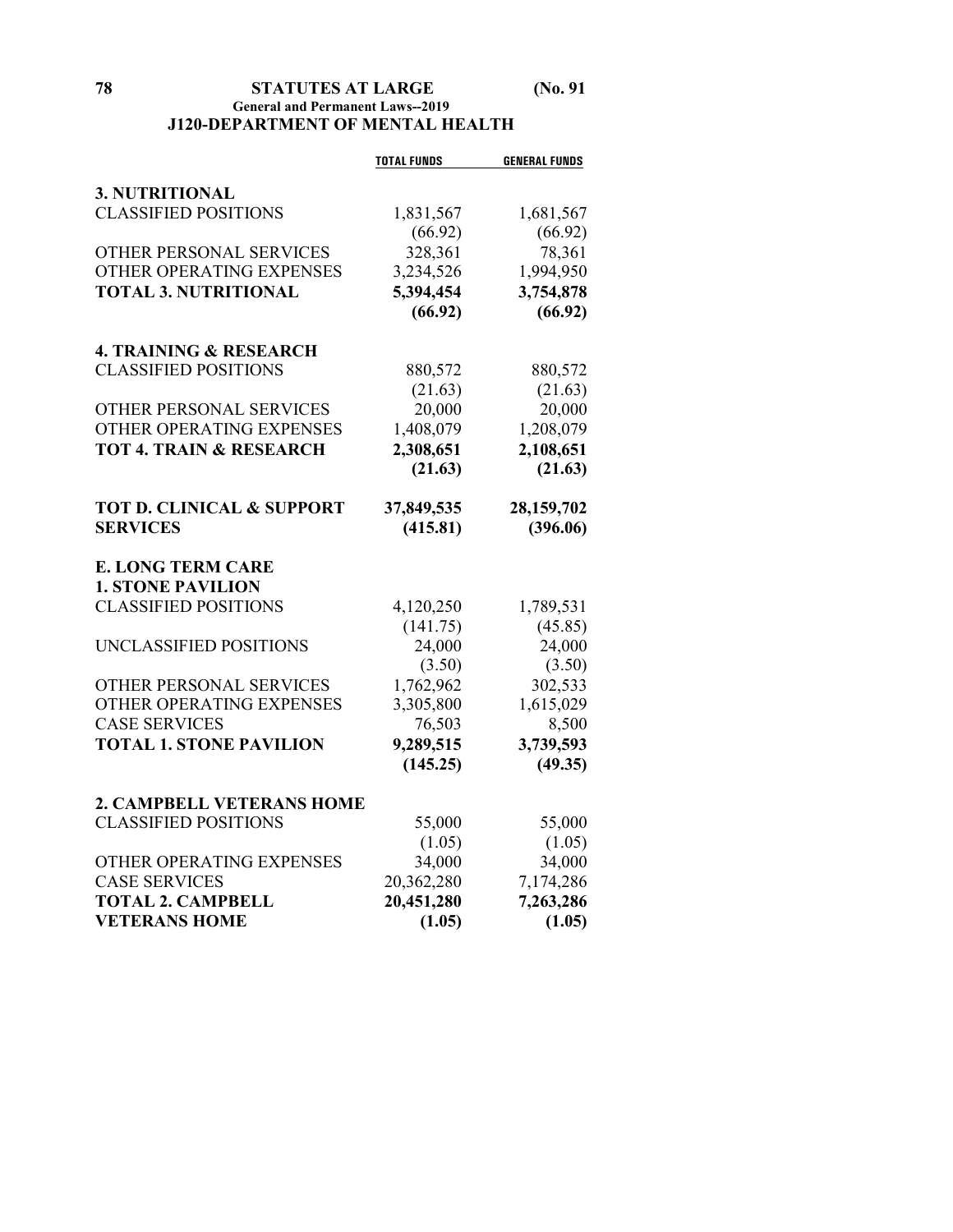| | TOTAL FUNDS | GENERAL FUNDS |
|---|---|---|
| **3. NUTRITIONAL** | | |
| CLASSIFIED POSITIONS | 1,831,567 | 1,681,567 |
| | (66.92) | (66.92) |
| OTHER PERSONAL SERVICES | 328,361 | 78,361 |
| OTHER OPERATING EXPENSES | 3,234,526 | 1,994,950 |
| **TOTAL 3. NUTRITIONAL** | **5,394,454** | **3,754,878** |
| | **(66.92)** | **(66.92)** |
| **4. TRAINING & RESEARCH** | | |
| CLASSIFIED POSITIONS | 880,572 | 880,572 |
| | (21.63) | (21.63) |
| OTHER PERSONAL SERVICES | 20,000 | 20,000 |
| OTHER OPERATING EXPENSES | 1,408,079 | 1,208,079 |
| **TOT 4. TRAIN & RESEARCH** | **2,308,651** | **2,108,651** |
| | **(21.63)** | **(21.63)** |
| **TOT D. CLINICAL & SUPPORT** | **37,849,535** | **28,159,702** |
| **SERVICES** | **(415.81)** | **(396.06)** |
| **E. LONG TERM CARE** | | |
| **1. STONE PAVILION** | | |
| CLASSIFIED POSITIONS | 4,120,250 | 1,789,531 |
| | (141.75) | (45.85) |
| UNCLASSIFIED POSITIONS | 24,000 | 24,000 |
| | (3.50) | (3.50) |
| OTHER PERSONAL SERVICES | 1,762,962 | 302,533 |
| OTHER OPERATING EXPENSES | 3,305,800 | 1,615,029 |
| CASE SERVICES | 76,503 | 8,500 |
| **TOTAL 1. STONE PAVILION** | **9,289,515** | **3,739,593** |
| | **(145.25)** | **(49.35)** |
| **2. CAMPBELL VETERANS HOME** | | |
| CLASSIFIED POSITIONS | 55,000 | 55,000 |
| | (1.05) | (1.05) |
| OTHER OPERATING EXPENSES | 34,000 | 34,000 |
| CASE SERVICES | 20,362,280 | 7,174,286 |
| **TOTAL 2. CAMPBELL** | **20,451,280** | **7,263,286** |
| **VETERANS HOME** | **(1.05)** | **(1.05)** |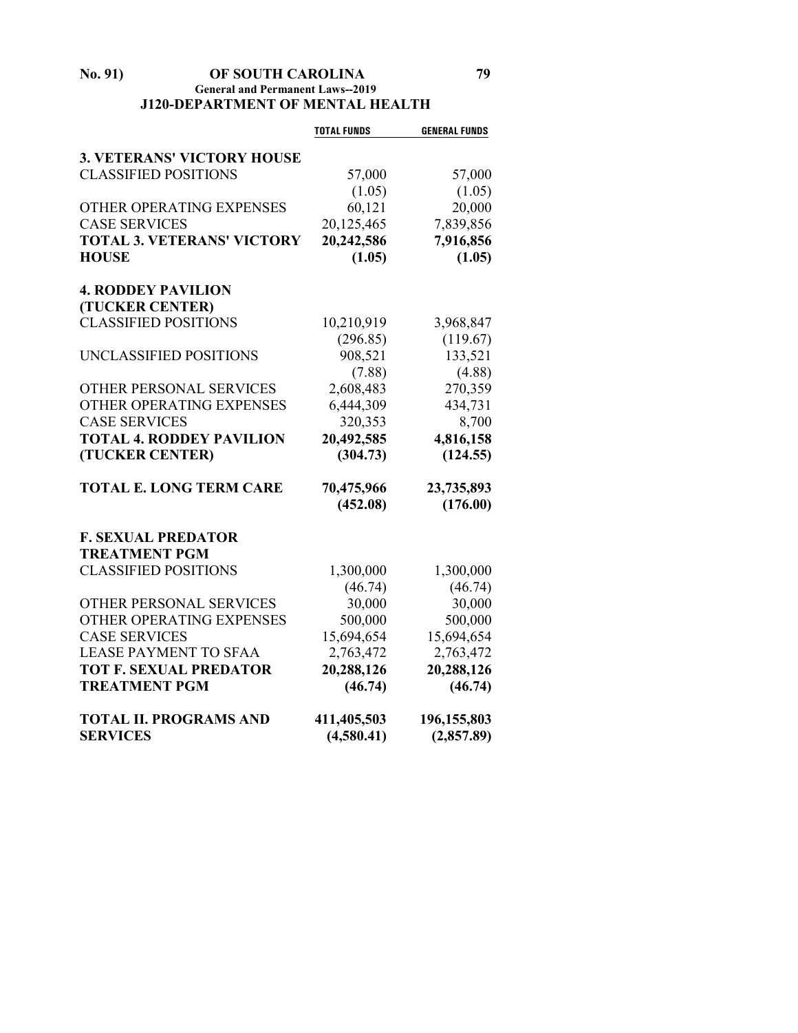## J120-DEPARTMENT OF MENTAL HEALTH

| | TOTAL FUNDS | GENERAL FUNDS |
|---|---|---|
| **3. VETERANS' VICTORY HOUSE** | | |
| CLASSIFIED POSITIONS | 57,000 | 57,000 |
| | (1.05) | (1.05) |
| OTHER OPERATING EXPENSES | 60,121 | 20,000 |
| CASE SERVICES | 20,125,465 | 7,839,856 |
| **TOTAL 3. VETERANS' VICTORY HOUSE** | **20,242,586** | **7,916,856** |
| | **(1.05)** | **(1.05)** |
| **4. RODDEY PAVILION (TUCKER CENTER)** | | |
| CLASSIFIED POSITIONS | 10,210,919 | 3,968,847 |
| | (296.85) | (119.67) |
| UNCLASSIFIED POSITIONS | 908,521 | 133,521 |
| | (7.88) | (4.88) |
| OTHER PERSONAL SERVICES | 2,608,483 | 270,359 |
| OTHER OPERATING EXPENSES | 6,444,309 | 434,731 |
| CASE SERVICES | 320,353 | 8,700 |
| **TOTAL 4. RODDEY PAVILION (TUCKER CENTER)** | **20,492,585** | **4,816,158** |
| | **(304.73)** | **(124.55)** |
| **TOTAL E. LONG TERM CARE** | **70,475,966** | **23,735,893** |
| | **(452.08)** | **(176.00)** |
| **F. SEXUAL PREDATOR TREATMENT PGM** | | |
| CLASSIFIED POSITIONS | 1,300,000 | 1,300,000 |
| | (46.74) | (46.74) |
| OTHER PERSONAL SERVICES | 30,000 | 30,000 |
| OTHER OPERATING EXPENSES | 500,000 | 500,000 |
| CASE SERVICES | 15,694,654 | 15,694,654 |
| LEASE PAYMENT TO SFAA | 2,763,472 | 2,763,472 |
| **TOT F. SEXUAL PREDATOR TREATMENT PGM** | **20,288,126** | **20,288,126** |
| | **(46.74)** | **(46.74)** |
| **TOTAL II. PROGRAMS AND SERVICES** | **411,405,503** | **196,155,803** |
| | **(4,580.41)** | **(2,857.89)** |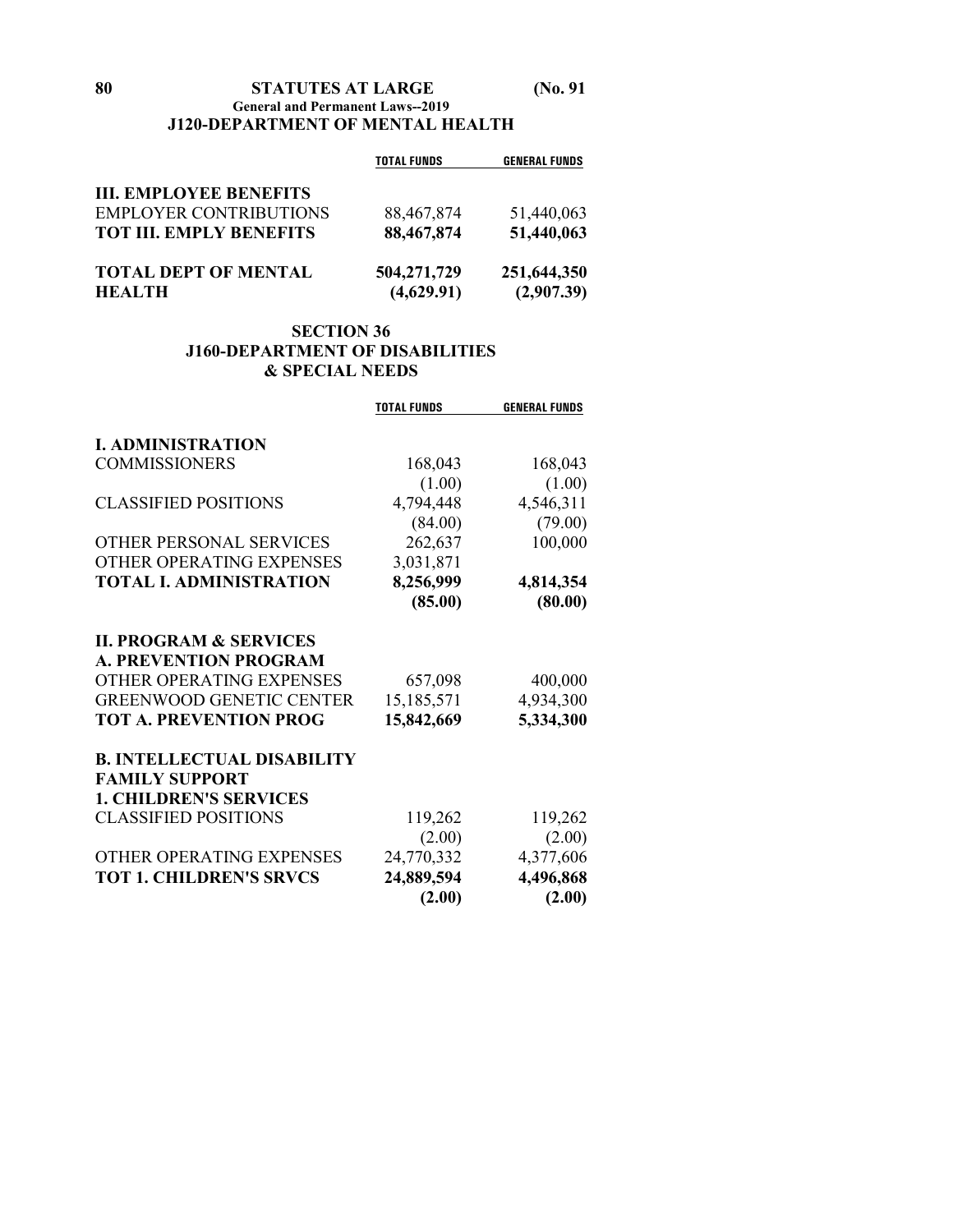## J120-DEPARTMENT OF MENTAL HEALTH

| | TOTAL FUNDS | GENERAL FUNDS |
|---|---|---|
| **III. EMPLOYEE BENEFITS** | | |
| EMPLOYER CONTRIBUTIONS | 88,467,874 | 51,440,063 |
| **TOT III. EMPLY BENEFITS** | **88,467,874** | **51,440,063** |
| **TOTAL DEPT OF MENTAL HEALTH** | **504,271,729** | **251,644,350** |
| | **(4,629.91)** | **(2,907.39)** |

## SECTION 36
## J160-DEPARTMENT OF DISABILITIES & SPECIAL NEEDS

| | TOTAL FUNDS | GENERAL FUNDS |
|---|---|---|
| **I. ADMINISTRATION** | | |
| COMMISSIONERS | 168,043 | 168,043 |
| | (1.00) | (1.00) |
| CLASSIFIED POSITIONS | 4,794,448 | 4,546,311 |
| | (84.00) | (79.00) |
| OTHER PERSONAL SERVICES | 262,637 | 100,000 |
| OTHER OPERATING EXPENSES | 3,031,871 | |
| **TOTAL I. ADMINISTRATION** | **8,256,999** | **4,814,354** |
| | **(85.00)** | **(80.00)** |
| **II. PROGRAM & SERVICES** | | |
| **A. PREVENTION PROGRAM** | | |
| OTHER OPERATING EXPENSES | 657,098 | 400,000 |
| GREENWOOD GENETIC CENTER | 15,185,571 | 4,934,300 |
| **TOT A. PREVENTION PROG** | **15,842,669** | **5,334,300** |
| **B. INTELLECTUAL DISABILITY FAMILY SUPPORT** | | |
| **1. CHILDREN'S SERVICES** | | |
| CLASSIFIED POSITIONS | 119,262 | 119,262 |
| | (2.00) | (2.00) |
| OTHER OPERATING EXPENSES | 24,770,332 | 4,377,606 |
| **TOT 1. CHILDREN'S SRVCS** | **24,889,594** | **4,496,868** |
| | **(2.00)** | **(2.00)** |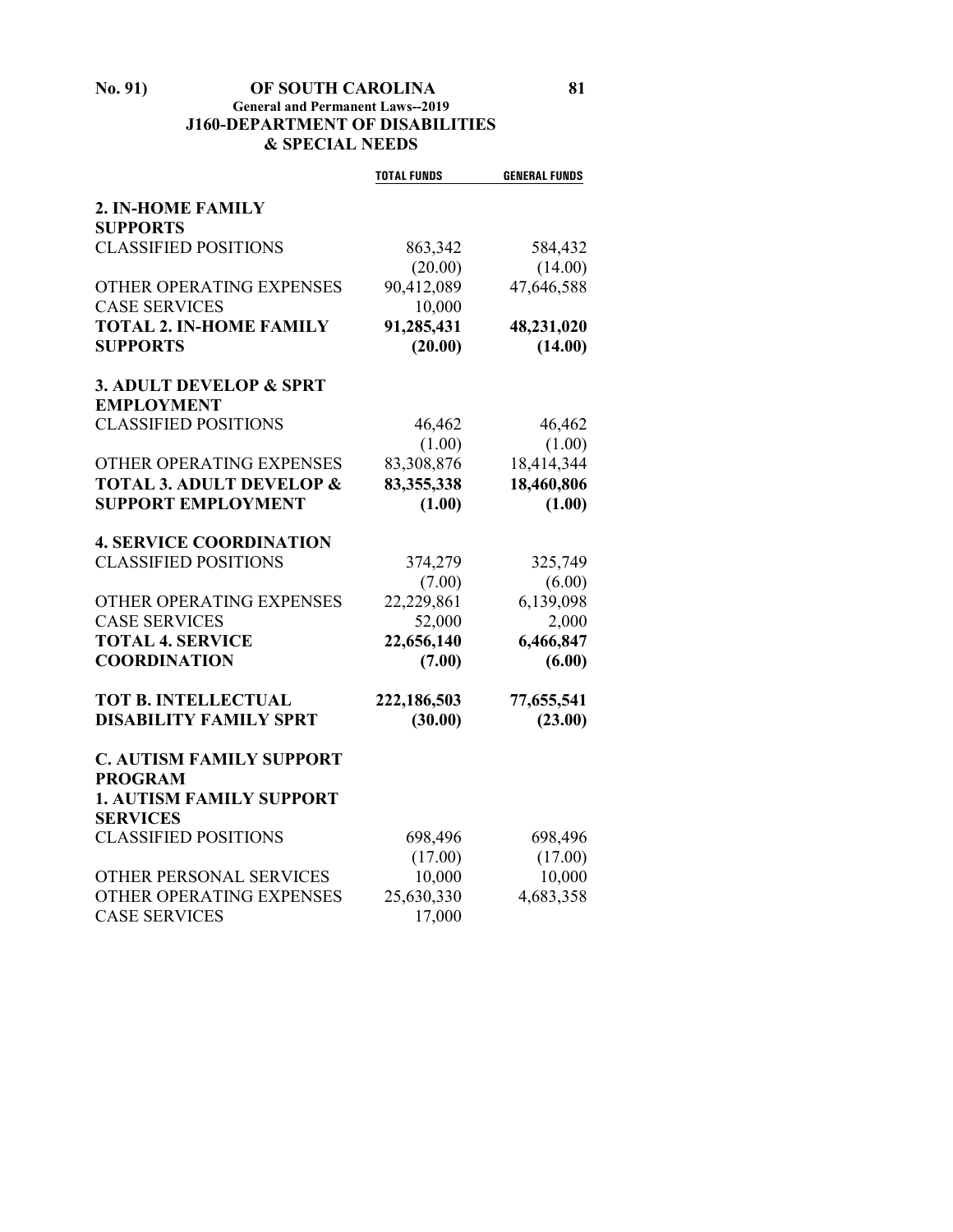## J160-DEPARTMENT OF DISABILITIES & SPECIAL NEEDS

| | TOTAL FUNDS | GENERAL FUNDS |
|---|---|---|
| **2. IN-HOME FAMILY SUPPORTS** | | |
| CLASSIFIED POSITIONS | 863,342 | 584,432 |
| | (20.00) | (14.00) |
| OTHER OPERATING EXPENSES | 90,412,089 | 47,646,588 |
| CASE SERVICES | 10,000 | |
| **TOTAL 2. IN-HOME FAMILY SUPPORTS** | **91,285,431** | **48,231,020** |
| | **(20.00)** | **(14.00)** |
| **3. ADULT DEVELOP & SPRT EMPLOYMENT** | | |
| CLASSIFIED POSITIONS | 46,462 | 46,462 |
| | (1.00) | (1.00) |
| OTHER OPERATING EXPENSES | 83,308,876 | 18,414,344 |
| **TOTAL 3. ADULT DEVELOP & SUPPORT EMPLOYMENT** | **83,355,338** | **18,460,806** |
| | **(1.00)** | **(1.00)** |
| **4. SERVICE COORDINATION** | | |
| CLASSIFIED POSITIONS | 374,279 | 325,749 |
| | (7.00) | (6.00) |
| OTHER OPERATING EXPENSES | 22,229,861 | 6,139,098 |
| CASE SERVICES | 52,000 | 2,000 |
| **TOTAL 4. SERVICE COORDINATION** | **22,656,140** | **6,466,847** |
| | **(7.00)** | **(6.00)** |
| **TOT B. INTELLECTUAL DISABILITY FAMILY SPRT** | **222,186,503** | **77,655,541** |
| | **(30.00)** | **(23.00)** |
| **C. AUTISM FAMILY SUPPORT PROGRAM** | | |
| **1. AUTISM FAMILY SUPPORT SERVICES** | | |
| CLASSIFIED POSITIONS | 698,496 | 698,496 |
| | (17.00) | (17.00) |
| OTHER PERSONAL SERVICES | 10,000 | 10,000 |
| OTHER OPERATING EXPENSES | 25,630,330 | 4,683,358 |
| CASE SERVICES | 17,000 | |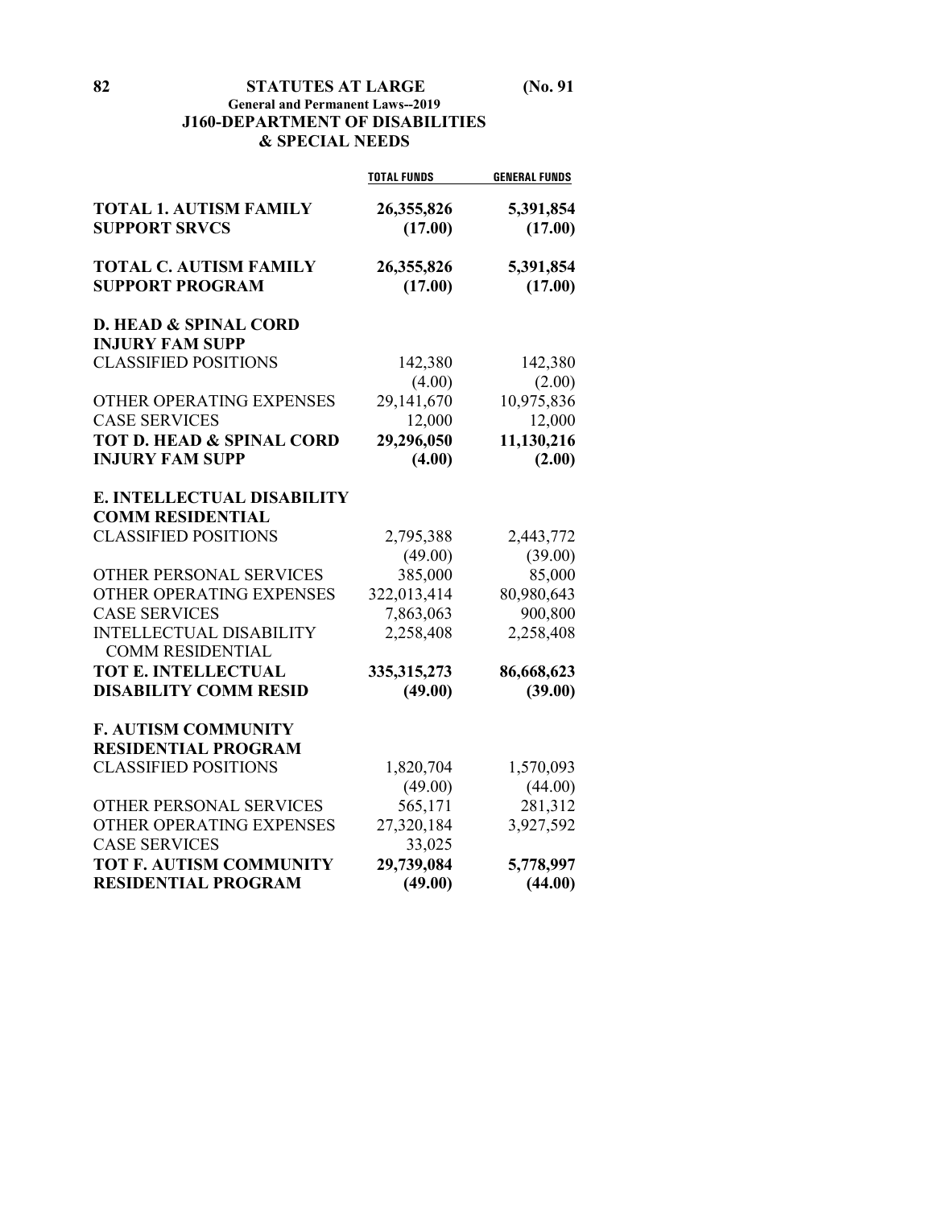## J160-DEPARTMENT OF DISABILITIES & SPECIAL NEEDS

| | TOTAL FUNDS | GENERAL FUNDS |
|---|---|---|
| **TOTAL 1. AUTISM FAMILY SUPPORT SRVCS** | **26,355,826** | **5,391,854** |
| | **(17.00)** | **(17.00)** |
| **TOTAL C. AUTISM FAMILY SUPPORT PROGRAM** | **26,355,826** | **5,391,854** |
| | **(17.00)** | **(17.00)** |
| **D. HEAD & SPINAL CORD INJURY FAM SUPP** | | |
| CLASSIFIED POSITIONS | 142,380 | 142,380 |
| | (4.00) | (2.00) |
| OTHER OPERATING EXPENSES | 29,141,670 | 10,975,836 |
| CASE SERVICES | 12,000 | 12,000 |
| **TOT D. HEAD & SPINAL CORD INJURY FAM SUPP** | **29,296,050** | **11,130,216** |
| | **(4.00)** | **(2.00)** |
| **E. INTELLECTUAL DISABILITY COMM RESIDENTIAL** | | |
| CLASSIFIED POSITIONS | 2,795,388 | 2,443,772 |
| | (49.00) | (39.00) |
| OTHER PERSONAL SERVICES | 385,000 | 85,000 |
| OTHER OPERATING EXPENSES | 322,013,414 | 80,980,643 |
| CASE SERVICES | 7,863,063 | 900,800 |
| INTELLECTUAL DISABILITY COMM RESIDENTIAL | 2,258,408 | 2,258,408 |
| **TOT E. INTELLECTUAL DISABILITY COMM RESID** | **335,315,273** | **86,668,623** |
| | **(49.00)** | **(39.00)** |
| **F. AUTISM COMMUNITY RESIDENTIAL PROGRAM** | | |
| CLASSIFIED POSITIONS | 1,820,704 | 1,570,093 |
| | (49.00) | (44.00) |
| OTHER PERSONAL SERVICES | 565,171 | 281,312 |
| OTHER OPERATING EXPENSES | 27,320,184 | 3,927,592 |
| CASE SERVICES | 33,025 | |
| **TOT F. AUTISM COMMUNITY RESIDENTIAL PROGRAM** | **29,739,084** | **5,778,997** |
| | **(49.00)** | **(44.00)** |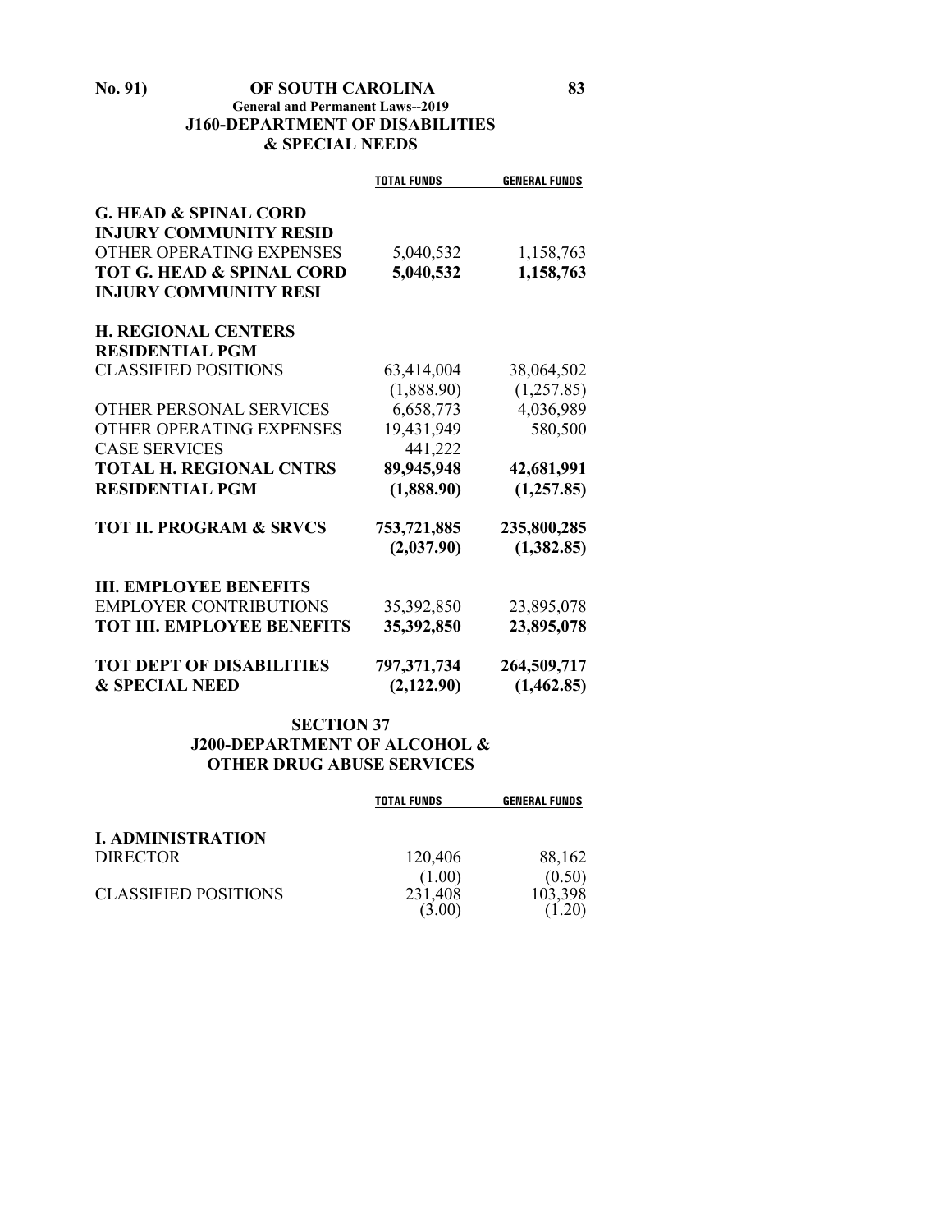## J160-DEPARTMENT OF DISABILITIES & SPECIAL NEEDS

| | TOTAL FUNDS | GENERAL FUNDS |
|---|---|---|
| **G. HEAD & SPINAL CORD INJURY COMMUNITY RESID** | | |
| OTHER OPERATING EXPENSES | 5,040,532 | 1,158,763 |
| **TOT G. HEAD & SPINAL CORD INJURY COMMUNITY RESI** | **5,040,532** | **1,158,763** |
| **H. REGIONAL CENTERS RESIDENTIAL PGM** | | |
| CLASSIFIED POSITIONS | 63,414,004 | 38,064,502 |
| | (1,888.90) | (1,257.85) |
| OTHER PERSONAL SERVICES | 6,658,773 | 4,036,989 |
| OTHER OPERATING EXPENSES | 19,431,949 | 580,500 |
| CASE SERVICES | 441,222 | |
| **TOTAL H. REGIONAL CNTRS RESIDENTIAL PGM** | **89,945,948** | **42,681,991** |
| | **(1,888.90)** | **(1,257.85)** |
| **TOT II. PROGRAM & SRVCS** | **753,721,885** | **235,800,285** |
| | **(2,037.90)** | **(1,382.85)** |
| **III. EMPLOYEE BENEFITS** | | |
| EMPLOYER CONTRIBUTIONS | 35,392,850 | 23,895,078 |
| **TOT III. EMPLOYEE BENEFITS** | **35,392,850** | **23,895,078** |
| **TOT DEPT OF DISABILITIES & SPECIAL NEED** | **797,371,734** | **264,509,717** |
| | **(2,122.90)** | **(1,462.85)** |

## SECTION 37
## J200-DEPARTMENT OF ALCOHOL & OTHER DRUG ABUSE SERVICES

| | TOTAL FUNDS | GENERAL FUNDS |
|---|---|---|
| **I. ADMINISTRATION** | | |
| DIRECTOR | 120,406 | 88,162 |
| | (1.00) | (0.50) |
| CLASSIFIED POSITIONS | 231,408 | 103,398 |
| | (3.00) | (1.20) |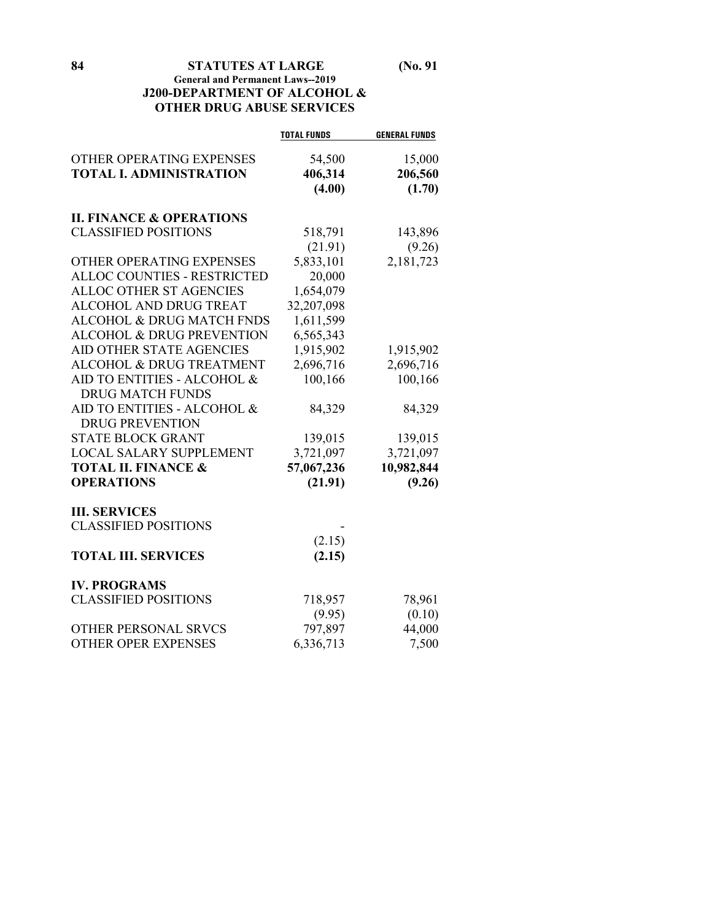## J200-DEPARTMENT OF ALCOHOL & OTHER DRUG ABUSE SERVICES

| | TOTAL FUNDS | GENERAL FUNDS |
|---|---|---|
| OTHER OPERATING EXPENSES | 54,500 | 15,000 |
| **TOTAL I. ADMINISTRATION** | **406,314** | **206,560** |
| | **(4.00)** | **(1.70)** |
| **II. FINANCE & OPERATIONS** | | |
| CLASSIFIED POSITIONS | 518,791 | 143,896 |
| | (21.91) | (9.26) |
| OTHER OPERATING EXPENSES | 5,833,101 | 2,181,723 |
| ALLOC COUNTIES - RESTRICTED | 20,000 | |
| ALLOC OTHER ST AGENCIES | 1,654,079 | |
| ALCOHOL AND DRUG TREAT | 32,207,098 | |
| ALCOHOL & DRUG MATCH FNDS | 1,611,599 | |
| ALCOHOL & DRUG PREVENTION | 6,565,343 | |
| AID OTHER STATE AGENCIES | 1,915,902 | 1,915,902 |
| ALCOHOL & DRUG TREATMENT | 2,696,716 | 2,696,716 |
| AID TO ENTITIES - ALCOHOL & DRUG MATCH FUNDS | 100,166 | 100,166 |
| AID TO ENTITIES - ALCOHOL & DRUG PREVENTION | 84,329 | 84,329 |
| STATE BLOCK GRANT | 139,015 | 139,015 |
| LOCAL SALARY SUPPLEMENT | 3,721,097 | 3,721,097 |
| **TOTAL II. FINANCE & OPERATIONS** | **57,067,236** | **10,982,844** |
| | **(21.91)** | **(9.26)** |
| **III. SERVICES** | | |
| CLASSIFIED POSITIONS | - | |
| | (2.15) | |
| **TOTAL III. SERVICES** | **(2.15)** | |
| **IV. PROGRAMS** | | |
| CLASSIFIED POSITIONS | 718,957 | 78,961 |
| | (9.95) | (0.10) |
| OTHER PERSONAL SRVCS | 797,897 | 44,000 |
| OTHER OPER EXPENSES | 6,336,713 | 7,500 |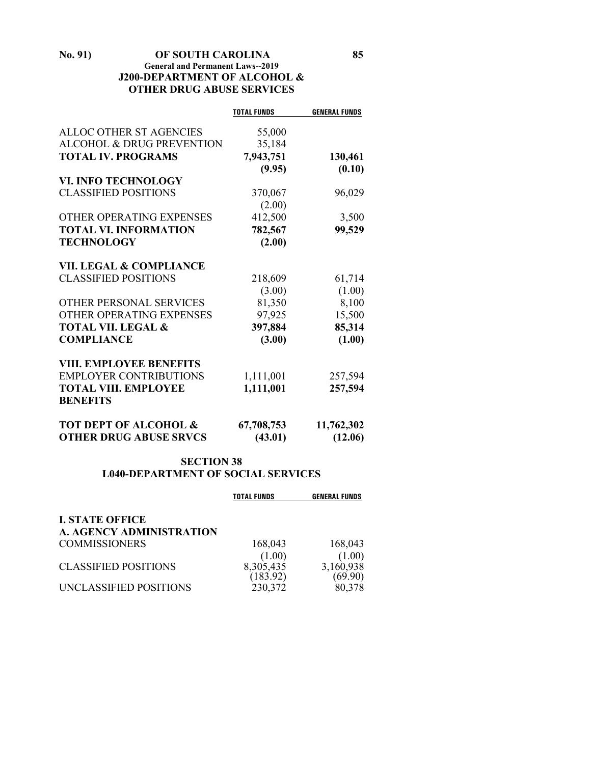## J200-DEPARTMENT OF ALCOHOL & OTHER DRUG ABUSE SERVICES

| | TOTAL FUNDS | GENERAL FUNDS |
|---|---|---|
| ALLOC OTHER ST AGENCIES | 55,000 | |
| ALCOHOL & DRUG PREVENTION | 35,184 | |
| **TOTAL IV. PROGRAMS** | **7,943,751** | **130,461** |
| | **(9.95)** | **(0.10)** |
| **VI. INFO TECHNOLOGY** | | |
| CLASSIFIED POSITIONS | 370,067 | 96,029 |
| | (2.00) | |
| OTHER OPERATING EXPENSES | 412,500 | 3,500 |
| **TOTAL VI. INFORMATION TECHNOLOGY** | **782,567** | **99,529** |
| | **(2.00)** | |
| **VII. LEGAL & COMPLIANCE** | | |
| CLASSIFIED POSITIONS | 218,609 | 61,714 |
| | (3.00) | (1.00) |
| OTHER PERSONAL SERVICES | 81,350 | 8,100 |
| OTHER OPERATING EXPENSES | 97,925 | 15,500 |
| **TOTAL VII. LEGAL & COMPLIANCE** | **397,884** | **85,314** |
| | **(3.00)** | **(1.00)** |
| **VIII. EMPLOYEE BENEFITS** | | |
| EMPLOYER CONTRIBUTIONS | 1,111,001 | 257,594 |
| **TOTAL VIII. EMPLOYEE BENEFITS** | **1,111,001** | **257,594** |
| **TOT DEPT OF ALCOHOL & OTHER DRUG ABUSE SRVCS** | **67,708,753** | **11,762,302** |
| | **(43.01)** | **(12.06)** |

## SECTION 38
## L040-DEPARTMENT OF SOCIAL SERVICES

| | TOTAL FUNDS | GENERAL FUNDS |
|---|---|---|
| **I. STATE OFFICE** | | |
| **A. AGENCY ADMINISTRATION** | | |
| COMMISSIONERS | 168,043 | 168,043 |
| | (1.00) | (1.00) |
| CLASSIFIED POSITIONS | 8,305,435 | 3,160,938 |
| | (183.92) | (69.90) |
| UNCLASSIFIED POSITIONS | 230,372 | 80,378 |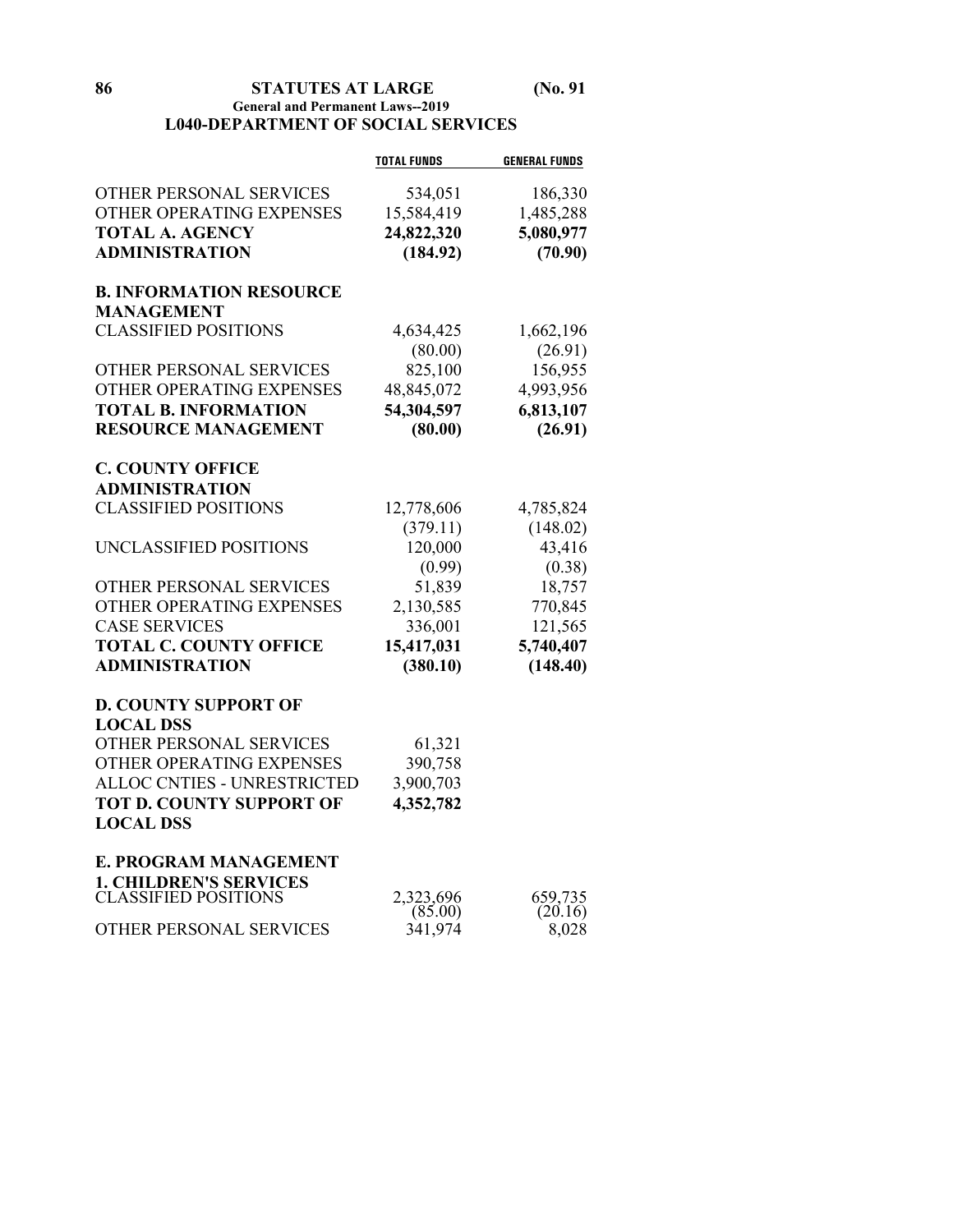## L040-DEPARTMENT OF SOCIAL SERVICES

| | TOTAL FUNDS | GENERAL FUNDS |
|---|---|---|
| OTHER PERSONAL SERVICES | 534,051 | 186,330 |
| OTHER OPERATING EXPENSES | 15,584,419 | 1,485,288 |
| **TOTAL A. AGENCY ADMINISTRATION** | **24,822,320** | **5,080,977** |
| | **(184.92)** | **(70.90)** |
| **B. INFORMATION RESOURCE MANAGEMENT** | | |
| CLASSIFIED POSITIONS | 4,634,425 | 1,662,196 |
| | (80.00) | (26.91) |
| OTHER PERSONAL SERVICES | 825,100 | 156,955 |
| OTHER OPERATING EXPENSES | 48,845,072 | 4,993,956 |
| **TOTAL B. INFORMATION RESOURCE MANAGEMENT** | **54,304,597** | **6,813,107** |
| | **(80.00)** | **(26.91)** |
| **C. COUNTY OFFICE ADMINISTRATION** | | |
| CLASSIFIED POSITIONS | 12,778,606 | 4,785,824 |
| | (379.11) | (148.02) |
| UNCLASSIFIED POSITIONS | 120,000 | 43,416 |
| | (0.99) | (0.38) |
| OTHER PERSONAL SERVICES | 51,839 | 18,757 |
| OTHER OPERATING EXPENSES | 2,130,585 | 770,845 |
| CASE SERVICES | 336,001 | 121,565 |
| **TOTAL C. COUNTY OFFICE ADMINISTRATION** | **15,417,031** | **5,740,407** |
| | **(380.10)** | **(148.40)** |
| **D. COUNTY SUPPORT OF LOCAL DSS** | | |
| OTHER PERSONAL SERVICES | 61,321 | |
| OTHER OPERATING EXPENSES | 390,758 | |
| ALLOC CNTIES - UNRESTRICTED | 3,900,703 | |
| **TOT D. COUNTY SUPPORT OF LOCAL DSS** | **4,352,782** | |
| **E. PROGRAM MANAGEMENT** | | |
| **1. CHILDREN'S SERVICES** | | |
| CLASSIFIED POSITIONS | 2,323,696 | 659,735 |
| | (85.00) | (20.16) |
| OTHER PERSONAL SERVICES | 341,974 | 8,028 |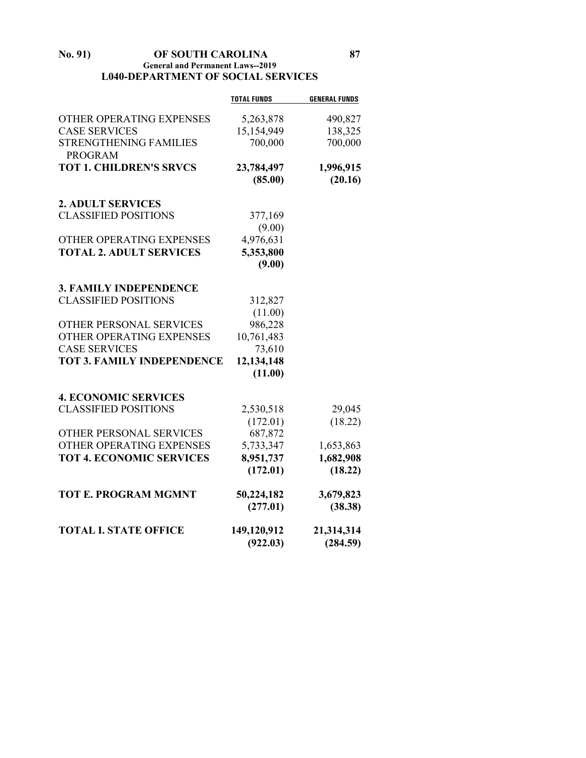## L040-DEPARTMENT OF SOCIAL SERVICES

| | TOTAL FUNDS | GENERAL FUNDS |
|---|---|---|
| OTHER OPERATING EXPENSES | 5,263,878 | 490,827 |
| CASE SERVICES | 15,154,949 | 138,325 |
| STRENGTHENING FAMILIES PROGRAM | 700,000 | 700,000 |
| **TOT 1. CHILDREN'S SRVCS** | **23,784,497** | **1,996,915** |
| | **(85.00)** | **(20.16)** |
| **2. ADULT SERVICES** | | |
| CLASSIFIED POSITIONS | 377,169 | |
| | (9.00) | |
| OTHER OPERATING EXPENSES | 4,976,631 | |
| **TOTAL 2. ADULT SERVICES** | **5,353,800** | |
| | **(9.00)** | |
| **3. FAMILY INDEPENDENCE** | | |
| CLASSIFIED POSITIONS | 312,827 | |
| | (11.00) | |
| OTHER PERSONAL SERVICES | 986,228 | |
| OTHER OPERATING EXPENSES | 10,761,483 | |
| CASE SERVICES | 73,610 | |
| **TOT 3. FAMILY INDEPENDENCE** | **12,134,148** | |
| | **(11.00)** | |
| **4. ECONOMIC SERVICES** | | |
| CLASSIFIED POSITIONS | 2,530,518 | 29,045 |
| | (172.01) | (18.22) |
| OTHER PERSONAL SERVICES | 687,872 | |
| OTHER OPERATING EXPENSES | 5,733,347 | 1,653,863 |
| **TOT 4. ECONOMIC SERVICES** | **8,951,737** | **1,682,908** |
| | **(172.01)** | **(18.22)** |
| **TOT E. PROGRAM MGMNT** | **50,224,182** | **3,679,823** |
| | **(277.01)** | **(38.38)** |
| **TOTAL I. STATE OFFICE** | **149,120,912** | **21,314,314** |
| | **(922.03)** | **(284.59)** |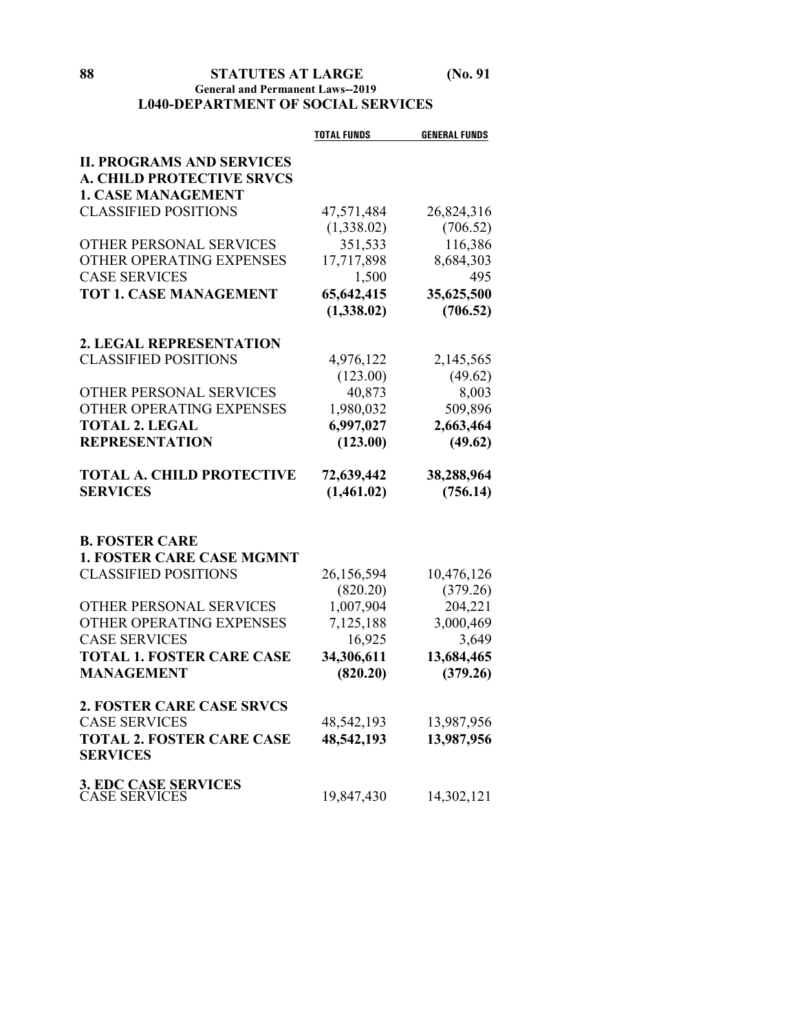### L040-DEPARTMENT OF SOCIAL SERVICES

| | TOTAL FUNDS | GENERAL FUNDS |
|---|---|---|
| **II. PROGRAMS AND SERVICES** | | |
| **A. CHILD PROTECTIVE SRVCS** | | |
| **1. CASE MANAGEMENT** | | |
| CLASSIFIED POSITIONS | 47,571,484 | 26,824,316 |
| | (1,338.02) | (706.52) |
| OTHER PERSONAL SERVICES | 351,533 | 116,386 |
| OTHER OPERATING EXPENSES | 17,717,898 | 8,684,303 |
| CASE SERVICES | 1,500 | 495 |
| **TOT 1. CASE MANAGEMENT** | **65,642,415** | **35,625,500** |
| | **(1,338.02)** | **(706.52)** |
| **2. LEGAL REPRESENTATION** | | |
| CLASSIFIED POSITIONS | 4,976,122 | 2,145,565 |
| | (123.00) | (49.62) |
| OTHER PERSONAL SERVICES | 40,873 | 8,003 |
| OTHER OPERATING EXPENSES | 1,980,032 | 509,896 |
| **TOTAL 2. LEGAL REPRESENTATION** | **6,997,027** | **2,663,464** |
| | **(123.00)** | **(49.62)** |
| **TOTAL A. CHILD PROTECTIVE SERVICES** | **72,639,442** | **38,288,964** |
| | **(1,461.02)** | **(756.14)** |
| **B. FOSTER CARE** | | |
| **1. FOSTER CARE CASE MGMNT** | | |
| CLASSIFIED POSITIONS | 26,156,594 | 10,476,126 |
| | (820.20) | (379.26) |
| OTHER PERSONAL SERVICES | 1,007,904 | 204,221 |
| OTHER OPERATING EXPENSES | 7,125,188 | 3,000,469 |
| CASE SERVICES | 16,925 | 3,649 |
| **TOTAL 1. FOSTER CARE CASE MANAGEMENT** | **34,306,611** | **13,684,465** |
| | **(820.20)** | **(379.26)** |
| **2. FOSTER CARE CASE SRVCS** | | |
| CASE SERVICES | 48,542,193 | 13,987,956 |
| **TOTAL 2. FOSTER CARE CASE SERVICES** | **48,542,193** | **13,987,956** |
| **3. EDC CASE SERVICES** | | |
| CASE SERVICES | 19,847,430 | 14,302,121 |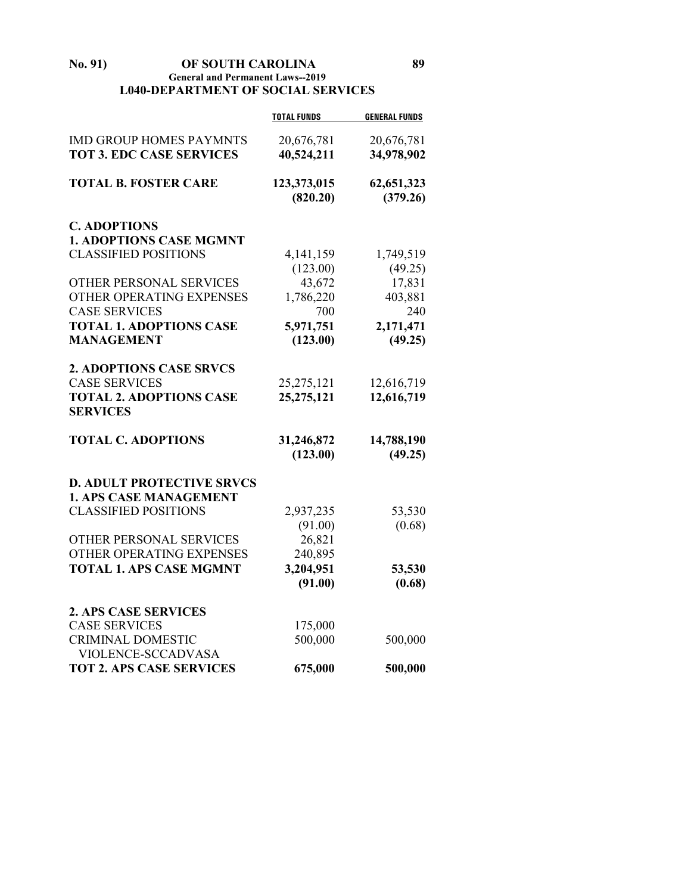## L040-DEPARTMENT OF SOCIAL SERVICES

| | TOTAL FUNDS | GENERAL FUNDS |
|---|---|---|
| IMD GROUP HOMES PAYMNTS | 20,676,781 | 20,676,781 |
| **TOT 3. EDC CASE SERVICES** | **40,524,211** | **34,978,902** |
| | | |
| **TOTAL B. FOSTER CARE** | **123,373,015** | **62,651,323** |
| | **(820.20)** | **(379.26)** |
| | | |
| **C. ADOPTIONS** | | |
| **1. ADOPTIONS CASE MGMNT** | | |
| CLASSIFIED POSITIONS | 4,141,159 | 1,749,519 |
| | (123.00) | (49.25) |
| OTHER PERSONAL SERVICES | 43,672 | 17,831 |
| OTHER OPERATING EXPENSES | 1,786,220 | 403,881 |
| CASE SERVICES | 700 | 240 |
| **TOTAL 1. ADOPTIONS CASE MANAGEMENT** | **5,971,751** | **2,171,471** |
| | **(123.00)** | **(49.25)** |
| | | |
| **2. ADOPTIONS CASE SRVCS** | | |
| CASE SERVICES | 25,275,121 | 12,616,719 |
| **TOTAL 2. ADOPTIONS CASE SERVICES** | **25,275,121** | **12,616,719** |
| | | |
| **TOTAL C. ADOPTIONS** | **31,246,872** | **14,788,190** |
| | **(123.00)** | **(49.25)** |
| | | |
| **D. ADULT PROTECTIVE SRVCS** | | |
| **1. APS CASE MANAGEMENT** | | |
| CLASSIFIED POSITIONS | 2,937,235 | 53,530 |
| | (91.00) | (0.68) |
| OTHER PERSONAL SERVICES | 26,821 | |
| OTHER OPERATING EXPENSES | 240,895 | |
| **TOTAL 1. APS CASE MGMNT** | **3,204,951** | **53,530** |
| | **(91.00)** | **(0.68)** |
| | | |
| **2. APS CASE SERVICES** | | |
| CASE SERVICES | 175,000 | |
| CRIMINAL DOMESTIC VIOLENCE-SCCADVASA | 500,000 | 500,000 |
| **TOT 2. APS CASE SERVICES** | **675,000** | **500,000** |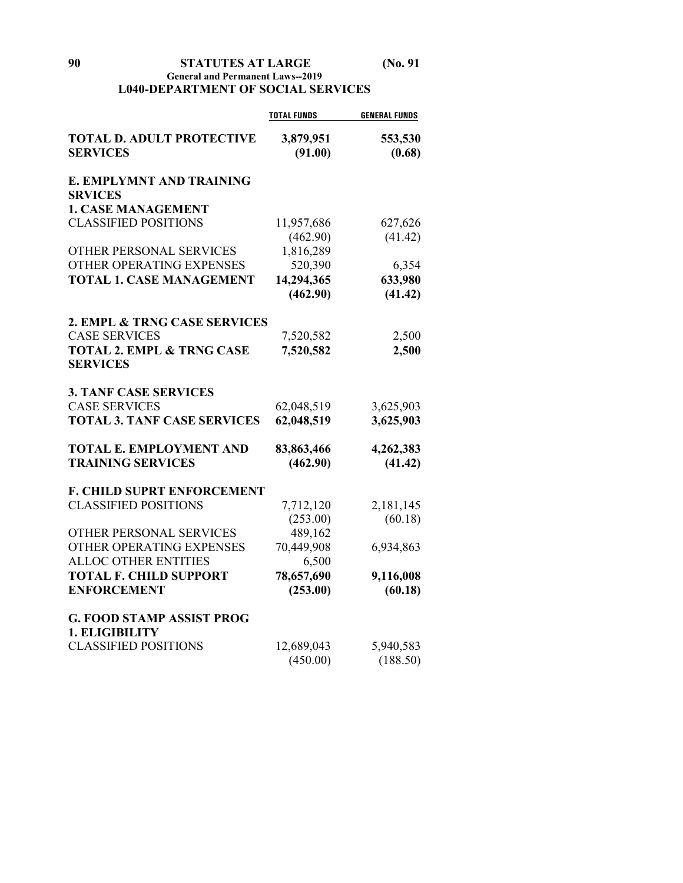**L040-DEPARTMENT OF SOCIAL SERVICES**

| | TOTAL FUNDS | GENERAL FUNDS |
|---|---|---|
| **TOTAL D. ADULT PROTECTIVE SERVICES** | **3,879,951** | **553,530** |
| | **(91.00)** | **(0.68)** |
| **E. EMPLYMNT AND TRAINING SRVICES** | | |
| **1. CASE MANAGEMENT** | | |
| CLASSIFIED POSITIONS | 11,957,686 | 627,626 |
| | (462.90) | (41.42) |
| OTHER PERSONAL SERVICES | 1,816,289 | |
| OTHER OPERATING EXPENSES | 520,390 | 6,354 |
| **TOTAL 1. CASE MANAGEMENT** | **14,294,365** | **633,980** |
| | **(462.90)** | **(41.42)** |
| **2. EMPL & TRNG CASE SERVICES** | | |
| CASE SERVICES | 7,520,582 | 2,500 |
| **TOTAL 2. EMPL & TRNG CASE SERVICES** | **7,520,582** | **2,500** |
| **3. TANF CASE SERVICES** | | |
| CASE SERVICES | 62,048,519 | 3,625,903 |
| **TOTAL 3. TANF CASE SERVICES** | **62,048,519** | **3,625,903** |
| **TOTAL E. EMPLOYMENT AND TRAINING SERVICES** | **83,863,466** | **4,262,383** |
| | **(462.90)** | **(41.42)** |
| **F. CHILD SUPRT ENFORCEMENT** | | |
| CLASSIFIED POSITIONS | 7,712,120 | 2,181,145 |
| | (253.00) | (60.18) |
| OTHER PERSONAL SERVICES | 489,162 | |
| OTHER OPERATING EXPENSES | 70,449,908 | 6,934,863 |
| ALLOC OTHER ENTITIES | 6,500 | |
| **TOTAL F. CHILD SUPPORT ENFORCEMENT** | **78,657,690** | **9,116,008** |
| | **(253.00)** | **(60.18)** |
| **G. FOOD STAMP ASSIST PROG** | | |
| **1. ELIGIBILITY** | | |
| CLASSIFIED POSITIONS | 12,689,043 | 5,940,583 |
| | (450.00) | (188.50) |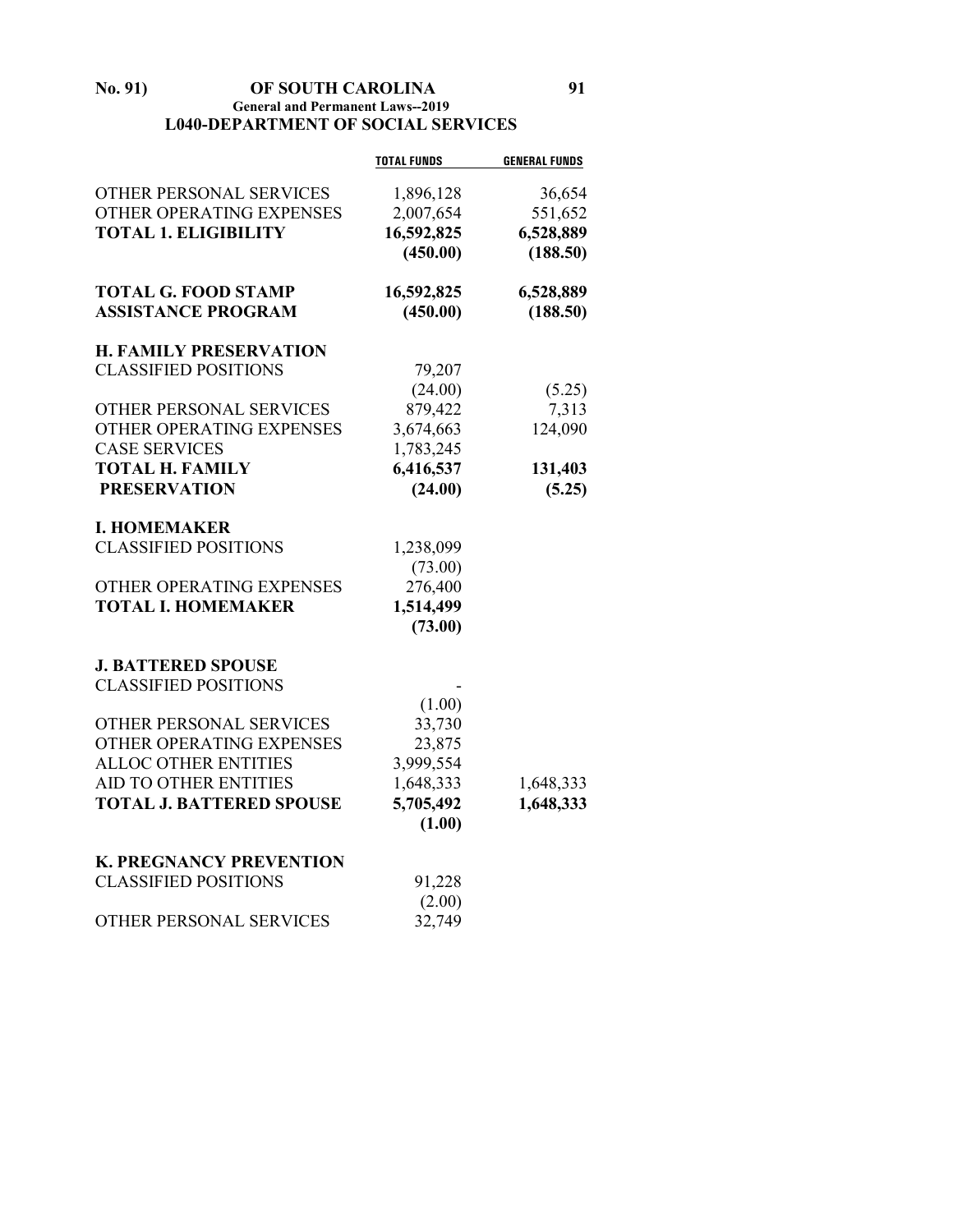## L040-DEPARTMENT OF SOCIAL SERVICES

| | TOTAL FUNDS | GENERAL FUNDS |
|---|---|---|
| OTHER PERSONAL SERVICES | 1,896,128 | 36,654 |
| OTHER OPERATING EXPENSES | 2,007,654 | 551,652 |
| **TOTAL 1. ELIGIBILITY** | **16,592,825** | **6,528,889** |
| | **(450.00)** | **(188.50)** |
| | | |
| **TOTAL G. FOOD STAMP ASSISTANCE PROGRAM** | **16,592,825** | **6,528,889** |
| | **(450.00)** | **(188.50)** |
| | | |
| **H. FAMILY PRESERVATION** | | |
| CLASSIFIED POSITIONS | 79,207 | |
| | (24.00) | (5.25) |
| OTHER PERSONAL SERVICES | 879,422 | 7,313 |
| OTHER OPERATING EXPENSES | 3,674,663 | 124,090 |
| CASE SERVICES | 1,783,245 | |
| **TOTAL H. FAMILY PRESERVATION** | **6,416,537** | **131,403** |
| | **(24.00)** | **(5.25)** |
| | | |
| **I. HOMEMAKER** | | |
| CLASSIFIED POSITIONS | 1,238,099 | |
| | (73.00) | |
| OTHER OPERATING EXPENSES | 276,400 | |
| **TOTAL I. HOMEMAKER** | **1,514,499** | |
| | **(73.00)** | |
| | | |
| **J. BATTERED SPOUSE** | | |
| CLASSIFIED POSITIONS | - | |
| | (1.00) | |
| OTHER PERSONAL SERVICES | 33,730 | |
| OTHER OPERATING EXPENSES | 23,875 | |
| ALLOC OTHER ENTITIES | 3,999,554 | |
| AID TO OTHER ENTITIES | 1,648,333 | 1,648,333 |
| **TOTAL J. BATTERED SPOUSE** | **5,705,492** | **1,648,333** |
| | **(1.00)** | |
| | | |
| **K. PREGNANCY PREVENTION** | | |
| CLASSIFIED POSITIONS | 91,228 | |
| | (2.00) | |
| OTHER PERSONAL SERVICES | 32,749 | |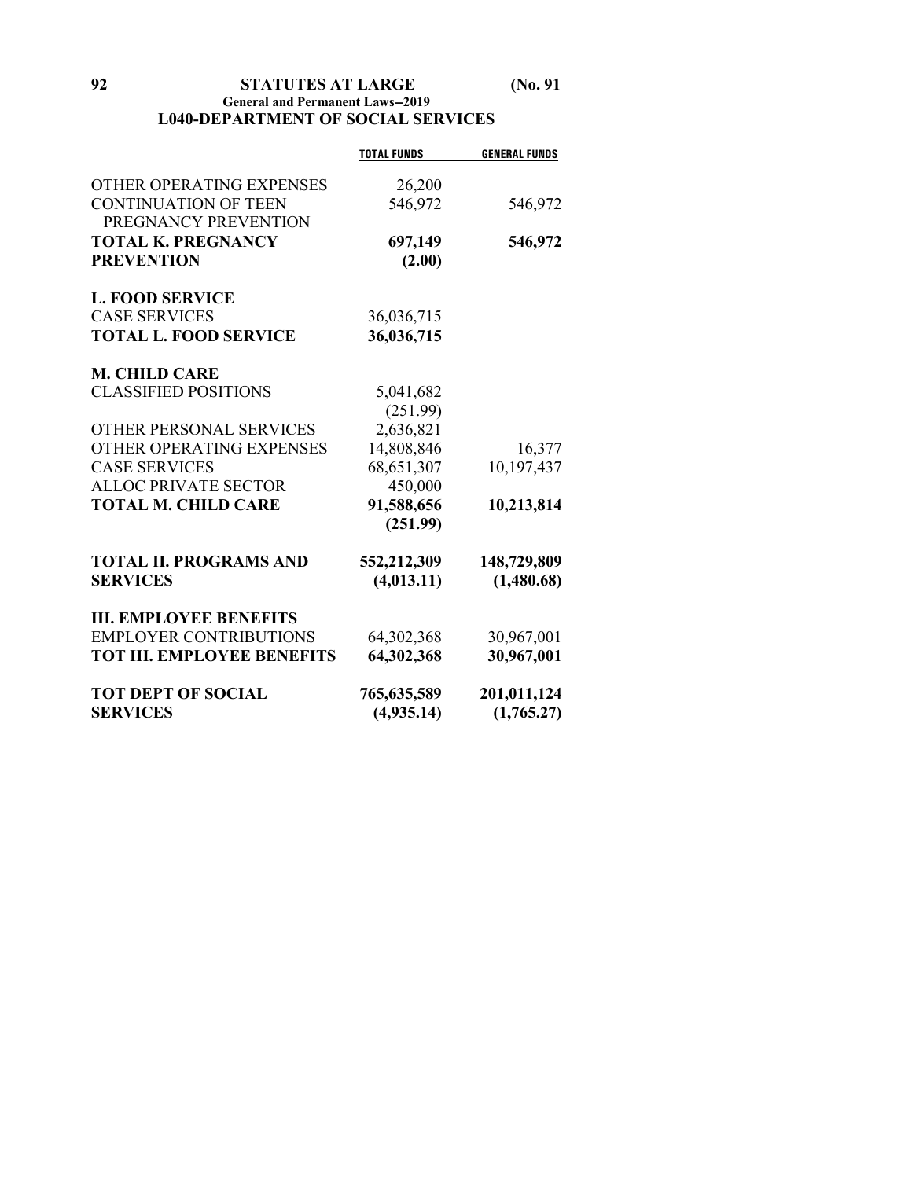## L040-DEPARTMENT OF SOCIAL SERVICES

| | TOTAL FUNDS | GENERAL FUNDS |
|---|---|---|
| OTHER OPERATING EXPENSES | 26,200 | |
| CONTINUATION OF TEEN PREGNANCY PREVENTION | 546,972 | 546,972 |
| **TOTAL K. PREGNANCY PREVENTION** | **697,149** | **546,972** |
| | **(2.00)** | |
| **L. FOOD SERVICE** | | |
| CASE SERVICES | 36,036,715 | |
| **TOTAL L. FOOD SERVICE** | **36,036,715** | |
| **M. CHILD CARE** | | |
| CLASSIFIED POSITIONS | 5,041,682 | |
| | (251.99) | |
| OTHER PERSONAL SERVICES | 2,636,821 | |
| OTHER OPERATING EXPENSES | 14,808,846 | 16,377 |
| CASE SERVICES | 68,651,307 | 10,197,437 |
| ALLOC PRIVATE SECTOR | 450,000 | |
| **TOTAL M. CHILD CARE** | **91,588,656** | **10,213,814** |
| | **(251.99)** | |
| **TOTAL II. PROGRAMS AND SERVICES** | **552,212,309** | **148,729,809** |
| | **(4,013.11)** | **(1,480.68)** |
| **III. EMPLOYEE BENEFITS** | | |
| EMPLOYER CONTRIBUTIONS | 64,302,368 | 30,967,001 |
| **TOT III. EMPLOYEE BENEFITS** | **64,302,368** | **30,967,001** |
| **TOT DEPT OF SOCIAL SERVICES** | **765,635,589** | **201,011,124** |
| | **(4,935.14)** | **(1,765.27)** |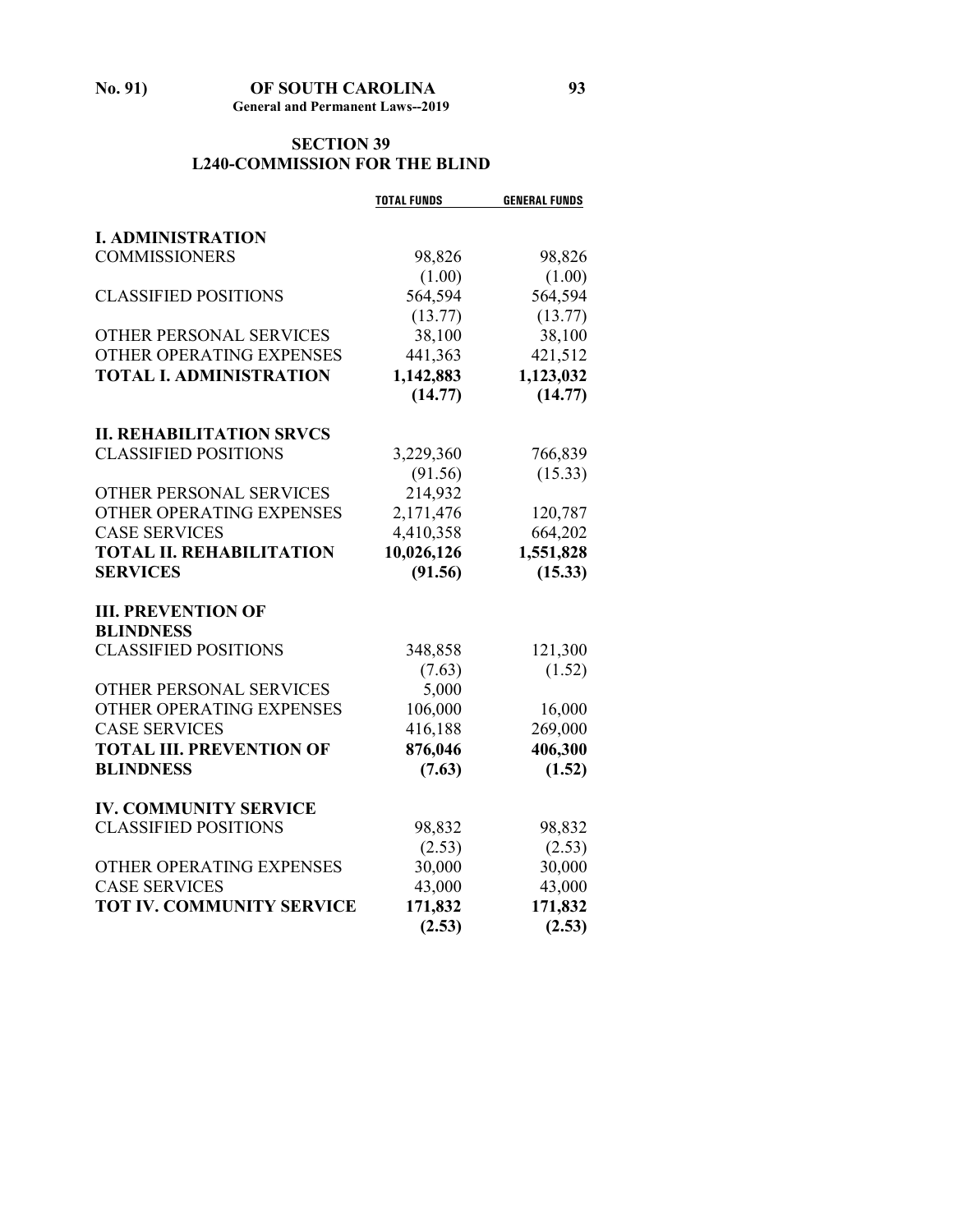## SECTION 39
## L240-COMMISSION FOR THE BLIND

| | TOTAL FUNDS | GENERAL FUNDS |
|---|---|---|
| **I. ADMINISTRATION** | | |
| COMMISSIONERS | 98,826 | 98,826 |
| | (1.00) | (1.00) |
| CLASSIFIED POSITIONS | 564,594 | 564,594 |
| | (13.77) | (13.77) |
| OTHER PERSONAL SERVICES | 38,100 | 38,100 |
| OTHER OPERATING EXPENSES | 441,363 | 421,512 |
| **TOTAL I. ADMINISTRATION** | **1,142,883** | **1,123,032** |
| | **(14.77)** | **(14.77)** |
| **II. REHABILITATION SRVCS** | | |
| CLASSIFIED POSITIONS | 3,229,360 | 766,839 |
| | (91.56) | (15.33) |
| OTHER PERSONAL SERVICES | 214,932 | |
| OTHER OPERATING EXPENSES | 2,171,476 | 120,787 |
| CASE SERVICES | 4,410,358 | 664,202 |
| **TOTAL II. REHABILITATION SERVICES** | **10,026,126** | **1,551,828** |
| | **(91.56)** | **(15.33)** |
| **III. PREVENTION OF BLINDNESS** | | |
| CLASSIFIED POSITIONS | 348,858 | 121,300 |
| | (7.63) | (1.52) |
| OTHER PERSONAL SERVICES | 5,000 | |
| OTHER OPERATING EXPENSES | 106,000 | 16,000 |
| CASE SERVICES | 416,188 | 269,000 |
| **TOTAL III. PREVENTION OF BLINDNESS** | **876,046** | **406,300** |
| | **(7.63)** | **(1.52)** |
| **IV. COMMUNITY SERVICE** | | |
| CLASSIFIED POSITIONS | 98,832 | 98,832 |
| | (2.53) | (2.53) |
| OTHER OPERATING EXPENSES | 30,000 | 30,000 |
| CASE SERVICES | 43,000 | 43,000 |
| **TOT IV. COMMUNITY SERVICE** | **171,832** | **171,832** |
| | **(2.53)** | **(2.53)** |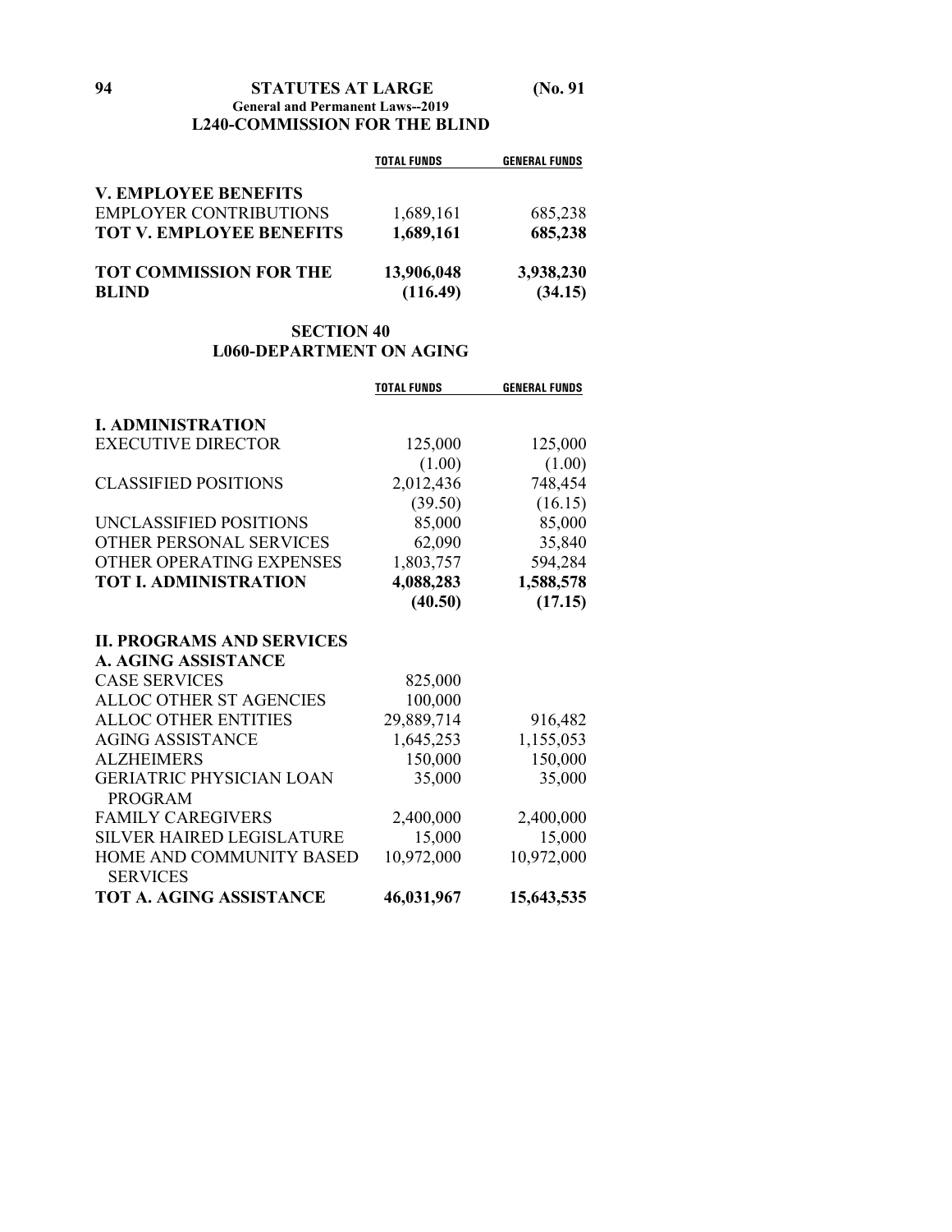## L240-COMMISSION FOR THE BLIND

| | TOTAL FUNDS | GENERAL FUNDS |
|---|---|---|
| **V. EMPLOYEE BENEFITS** | | |
| EMPLOYER CONTRIBUTIONS | 1,689,161 | 685,238 |
| **TOT V. EMPLOYEE BENEFITS** | **1,689,161** | **685,238** |
| **TOT COMMISSION FOR THE BLIND** | **13,906,048** | **3,938,230** |
| | **(116.49)** | **(34.15)** |

## SECTION 40
## L060-DEPARTMENT ON AGING

| | TOTAL FUNDS | GENERAL FUNDS |
|---|---|---|
| **I. ADMINISTRATION** | | |
| EXECUTIVE DIRECTOR | 125,000 | 125,000 |
| | (1.00) | (1.00) |
| CLASSIFIED POSITIONS | 2,012,436 | 748,454 |
| | (39.50) | (16.15) |
| UNCLASSIFIED POSITIONS | 85,000 | 85,000 |
| OTHER PERSONAL SERVICES | 62,090 | 35,840 |
| OTHER OPERATING EXPENSES | 1,803,757 | 594,284 |
| **TOT I. ADMINISTRATION** | **4,088,283** | **1,588,578** |
| | **(40.50)** | **(17.15)** |
| **II. PROGRAMS AND SERVICES** | | |
| **A. AGING ASSISTANCE** | | |
| CASE SERVICES | 825,000 | |
| ALLOC OTHER ST AGENCIES | 100,000 | |
| ALLOC OTHER ENTITIES | 29,889,714 | 916,482 |
| AGING ASSISTANCE | 1,645,253 | 1,155,053 |
| ALZHEIMERS | 150,000 | 150,000 |
| GERIATRIC PHYSICIAN LOAN PROGRAM | 35,000 | 35,000 |
| FAMILY CAREGIVERS | 2,400,000 | 2,400,000 |
| SILVER HAIRED LEGISLATURE | 15,000 | 15,000 |
| HOME AND COMMUNITY BASED SERVICES | 10,972,000 | 10,972,000 |
| **TOT A. AGING ASSISTANCE** | **46,031,967** | **15,643,535** |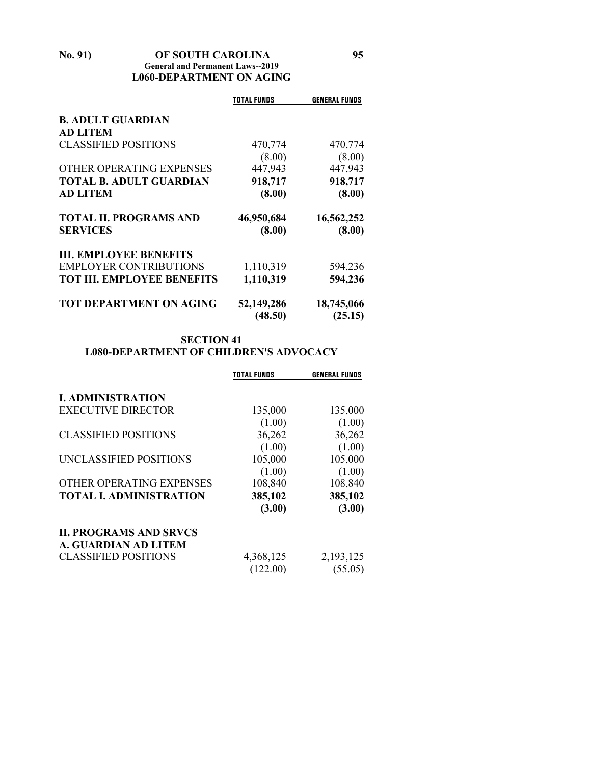## L060-DEPARTMENT ON AGING

| | TOTAL FUNDS | GENERAL FUNDS |
|---|---|---|
| **B. ADULT GUARDIAN AD LITEM** | | |
| CLASSIFIED POSITIONS | 470,774 | 470,774 |
| | (8.00) | (8.00) |
| OTHER OPERATING EXPENSES | 447,943 | 447,943 |
| **TOTAL B. ADULT GUARDIAN AD LITEM** | **918,717** | **918,717** |
| | **(8.00)** | **(8.00)** |
| **TOTAL II. PROGRAMS AND SERVICES** | **46,950,684** | **16,562,252** |
| | **(8.00)** | **(8.00)** |
| **III. EMPLOYEE BENEFITS** | | |
| EMPLOYER CONTRIBUTIONS | 1,110,319 | 594,236 |
| **TOT III. EMPLOYEE BENEFITS** | **1,110,319** | **594,236** |
| **TOT DEPARTMENT ON AGING** | **52,149,286** | **18,745,066** |
| | **(48.50)** | **(25.15)** |

## SECTION 41
## L080-DEPARTMENT OF CHILDREN'S ADVOCACY

| | TOTAL FUNDS | GENERAL FUNDS |
|---|---|---|
| **I. ADMINISTRATION** | | |
| EXECUTIVE DIRECTOR | 135,000 | 135,000 |
| | (1.00) | (1.00) |
| CLASSIFIED POSITIONS | 36,262 | 36,262 |
| | (1.00) | (1.00) |
| UNCLASSIFIED POSITIONS | 105,000 | 105,000 |
| | (1.00) | (1.00) |
| OTHER OPERATING EXPENSES | 108,840 | 108,840 |
| **TOTAL I. ADMINISTRATION** | **385,102** | **385,102** |
| | **(3.00)** | **(3.00)** |
| **II. PROGRAMS AND SRVCS** | | |
| **A. GUARDIAN AD LITEM** | | |
| CLASSIFIED POSITIONS | 4,368,125 | 2,193,125 |
| | (122.00) | (55.05) |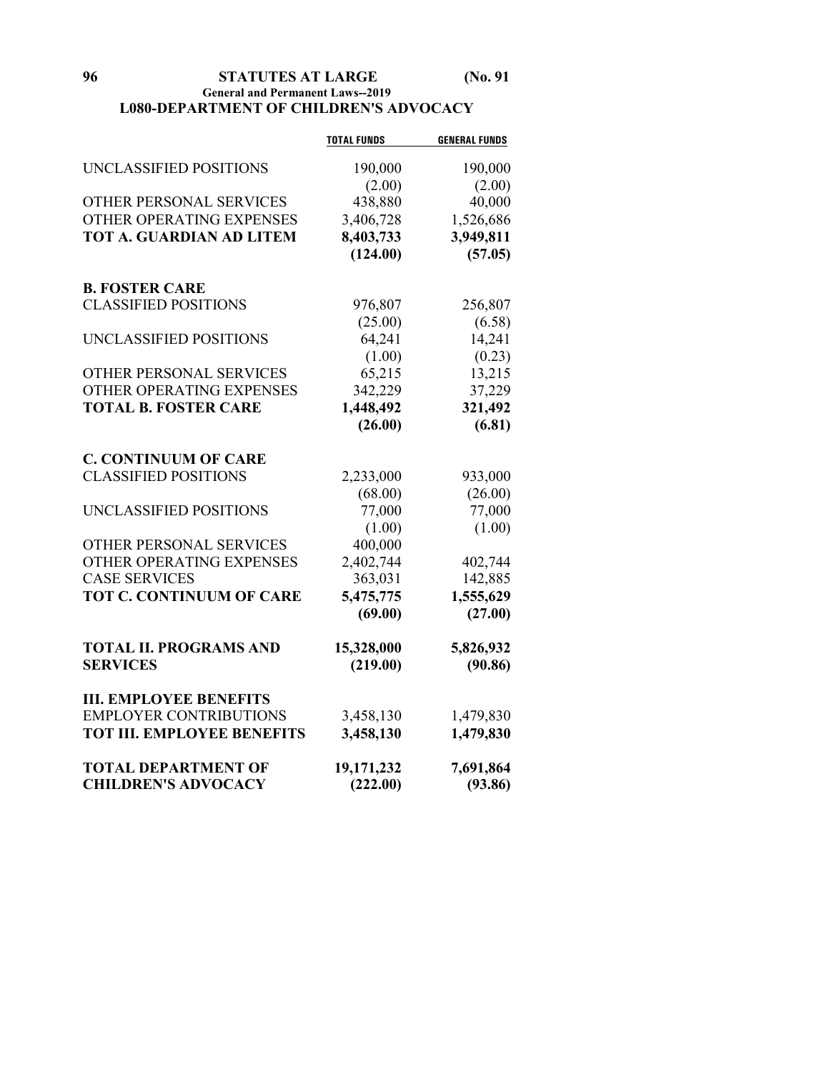## L080-DEPARTMENT OF CHILDREN'S ADVOCACY

| | TOTAL FUNDS | GENERAL FUNDS |
|---|---|---|
| UNCLASSIFIED POSITIONS | 190,000 | 190,000 |
| | (2.00) | (2.00) |
| OTHER PERSONAL SERVICES | 438,880 | 40,000 |
| OTHER OPERATING EXPENSES | 3,406,728 | 1,526,686 |
| **TOT A. GUARDIAN AD LITEM** | **8,403,733** | **3,949,811** |
| | **(124.00)** | **(57.05)** |
| **B. FOSTER CARE** | | |
| CLASSIFIED POSITIONS | 976,807 | 256,807 |
| | (25.00) | (6.58) |
| UNCLASSIFIED POSITIONS | 64,241 | 14,241 |
| | (1.00) | (0.23) |
| OTHER PERSONAL SERVICES | 65,215 | 13,215 |
| OTHER OPERATING EXPENSES | 342,229 | 37,229 |
| **TOTAL B. FOSTER CARE** | **1,448,492** | **321,492** |
| | **(26.00)** | **(6.81)** |
| **C. CONTINUUM OF CARE** | | |
| CLASSIFIED POSITIONS | 2,233,000 | 933,000 |
| | (68.00) | (26.00) |
| UNCLASSIFIED POSITIONS | 77,000 | 77,000 |
| | (1.00) | (1.00) |
| OTHER PERSONAL SERVICES | 400,000 | |
| OTHER OPERATING EXPENSES | 2,402,744 | 402,744 |
| CASE SERVICES | 363,031 | 142,885 |
| **TOT C. CONTINUUM OF CARE** | **5,475,775** | **1,555,629** |
| | **(69.00)** | **(27.00)** |
| **TOTAL II. PROGRAMS AND SERVICES** | **15,328,000** | **5,826,932** |
| | **(219.00)** | **(90.86)** |
| **III. EMPLOYEE BENEFITS** | | |
| EMPLOYER CONTRIBUTIONS | 3,458,130 | 1,479,830 |
| **TOT III. EMPLOYEE BENEFITS** | **3,458,130** | **1,479,830** |
| **TOTAL DEPARTMENT OF CHILDREN'S ADVOCACY** | **19,171,232** | **7,691,864** |
| | **(222.00)** | **(93.86)** |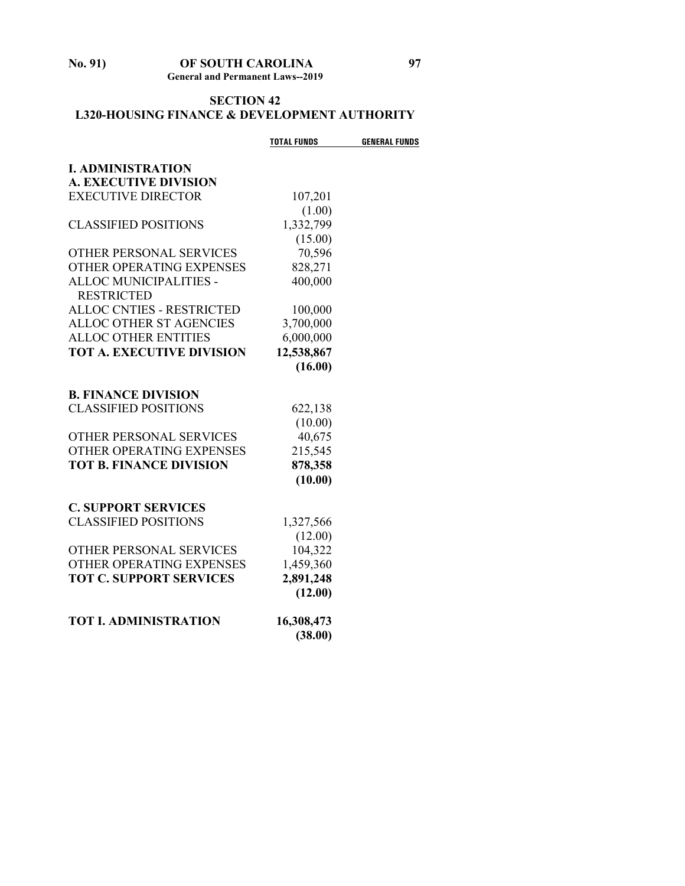## SECTION 42
## L320-HOUSING FINANCE & DEVELOPMENT AUTHORITY

| | TOTAL FUNDS | GENERAL FUNDS |
|---|---|---|
| **I. ADMINISTRATION** | | |
| **A. EXECUTIVE DIVISION** | | |
| EXECUTIVE DIRECTOR | 107,201 | |
| | (1.00) | |
| CLASSIFIED POSITIONS | 1,332,799 | |
| | (15.00) | |
| OTHER PERSONAL SERVICES | 70,596 | |
| OTHER OPERATING EXPENSES | 828,271 | |
| ALLOC MUNICIPALITIES - RESTRICTED | 400,000 | |
| ALLOC CNTIES - RESTRICTED | 100,000 | |
| ALLOC OTHER ST AGENCIES | 3,700,000 | |
| ALLOC OTHER ENTITIES | 6,000,000 | |
| **TOT A. EXECUTIVE DIVISION** | **12,538,867** | |
| | **(16.00)** | |
| **B. FINANCE DIVISION** | | |
| CLASSIFIED POSITIONS | 622,138 | |
| | (10.00) | |
| OTHER PERSONAL SERVICES | 40,675 | |
| OTHER OPERATING EXPENSES | 215,545 | |
| **TOT B. FINANCE DIVISION** | **878,358** | |
| | **(10.00)** | |
| **C. SUPPORT SERVICES** | | |
| CLASSIFIED POSITIONS | 1,327,566 | |
| | (12.00) | |
| OTHER PERSONAL SERVICES | 104,322 | |
| OTHER OPERATING EXPENSES | 1,459,360 | |
| **TOT C. SUPPORT SERVICES** | **2,891,248** | |
| | **(12.00)** | |
| **TOT I. ADMINISTRATION** | **16,308,473** | |
| | **(38.00)** | |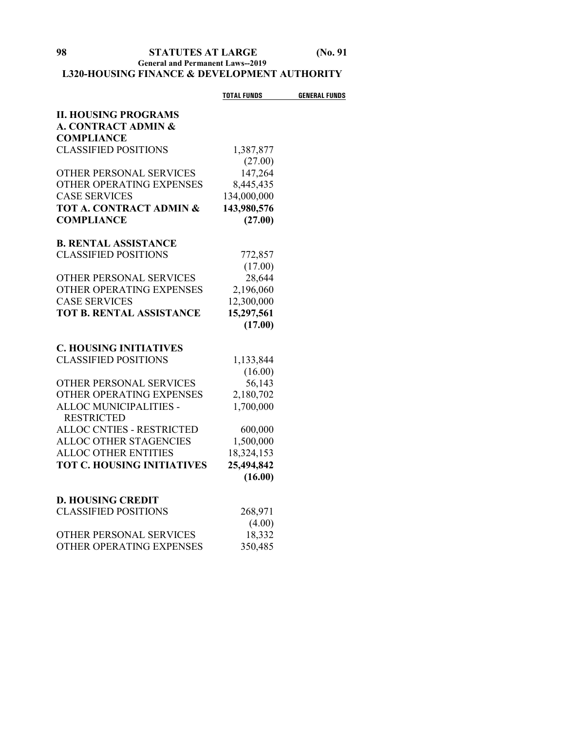## L320-HOUSING FINANCE & DEVELOPMENT AUTHORITY

| | TOTAL FUNDS | GENERAL FUNDS |
|---|---|---|
| **II. HOUSING PROGRAMS** | | |
| **A. CONTRACT ADMIN & COMPLIANCE** | | |
| CLASSIFIED POSITIONS | 1,387,877 | |
| | (27.00) | |
| OTHER PERSONAL SERVICES | 147,264 | |
| OTHER OPERATING EXPENSES | 8,445,435 | |
| CASE SERVICES | 134,000,000 | |
| **TOT A. CONTRACT ADMIN & COMPLIANCE** | **143,980,576** | |
| | **(27.00)** | |
| **B. RENTAL ASSISTANCE** | | |
| CLASSIFIED POSITIONS | 772,857 | |
| | (17.00) | |
| OTHER PERSONAL SERVICES | 28,644 | |
| OTHER OPERATING EXPENSES | 2,196,060 | |
| CASE SERVICES | 12,300,000 | |
| **TOT B. RENTAL ASSISTANCE** | **15,297,561** | |
| | **(17.00)** | |
| **C. HOUSING INITIATIVES** | | |
| CLASSIFIED POSITIONS | 1,133,844 | |
| | (16.00) | |
| OTHER PERSONAL SERVICES | 56,143 | |
| OTHER OPERATING EXPENSES | 2,180,702 | |
| ALLOC MUNICIPALITIES - RESTRICTED | 1,700,000 | |
| ALLOC CNTIES - RESTRICTED | 600,000 | |
| ALLOC OTHER STAGENCIES | 1,500,000 | |
| ALLOC OTHER ENTITIES | 18,324,153 | |
| **TOT C. HOUSING INITIATIVES** | **25,494,842** | |
| | **(16.00)** | |
| **D. HOUSING CREDIT** | | |
| CLASSIFIED POSITIONS | 268,971 | |
| | (4.00) | |
| OTHER PERSONAL SERVICES | 18,332 | |
| OTHER OPERATING EXPENSES | 350,485 | |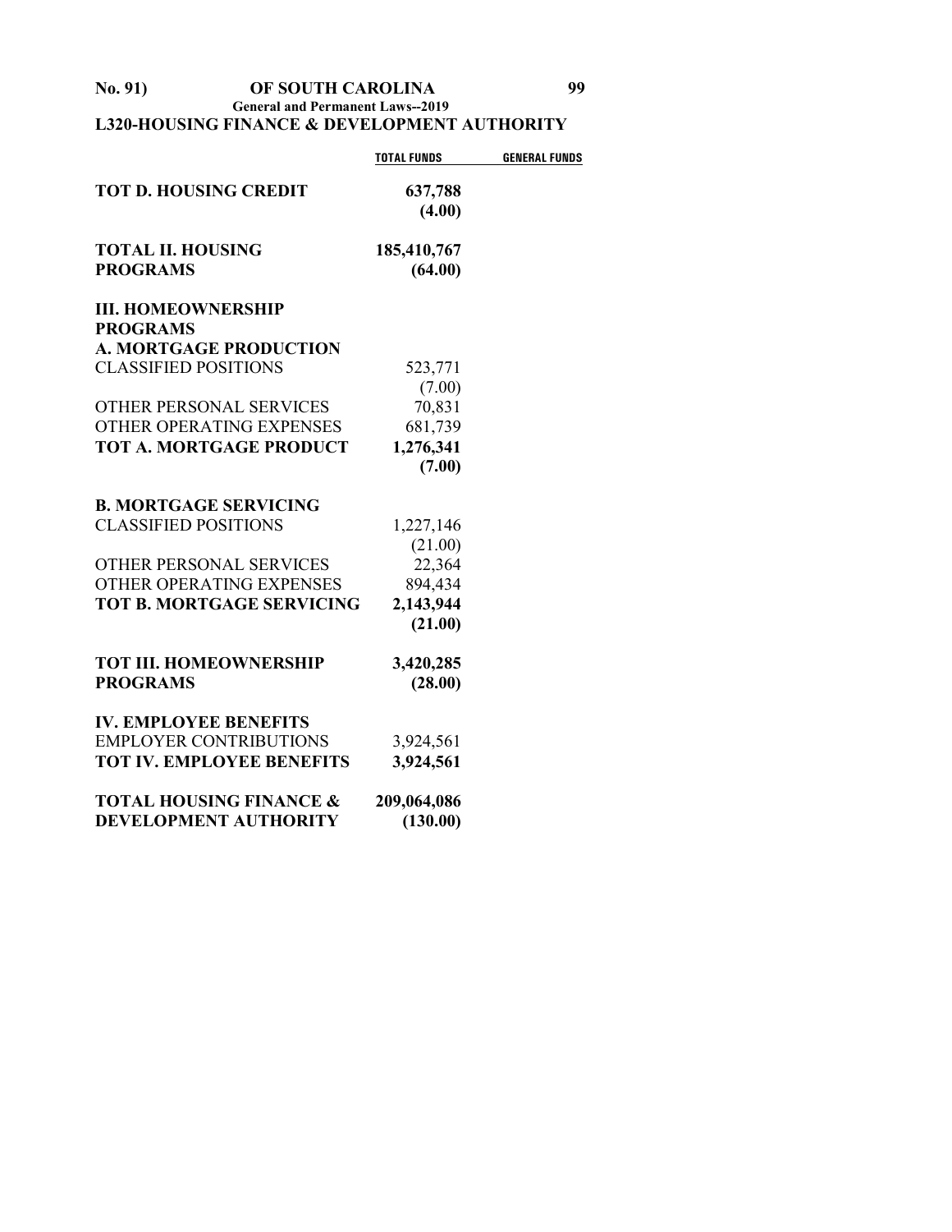## L320-HOUSING FINANCE & DEVELOPMENT AUTHORITY

| | TOTAL FUNDS | GENERAL FUNDS |
|---|---|---|
| **TOT D. HOUSING CREDIT** | **637,788** | |
| | **(4.00)** | |
| **TOTAL II. HOUSING PROGRAMS** | **185,410,767** | |
| | **(64.00)** | |
| **III. HOMEOWNERSHIP PROGRAMS** | | |
| **A. MORTGAGE PRODUCTION** | | |
| CLASSIFIED POSITIONS | 523,771 | |
| | (7.00) | |
| OTHER PERSONAL SERVICES | 70,831 | |
| OTHER OPERATING EXPENSES | 681,739 | |
| **TOT A. MORTGAGE PRODUCT** | **1,276,341** | |
| | **(7.00)** | |
| **B. MORTGAGE SERVICING** | | |
| CLASSIFIED POSITIONS | 1,227,146 | |
| | (21.00) | |
| OTHER PERSONAL SERVICES | 22,364 | |
| OTHER OPERATING EXPENSES | 894,434 | |
| **TOT B. MORTGAGE SERVICING** | **2,143,944** | |
| | **(21.00)** | |
| **TOT III. HOMEOWNERSHIP PROGRAMS** | **3,420,285** | |
| | **(28.00)** | |
| **IV. EMPLOYEE BENEFITS** | | |
| EMPLOYER CONTRIBUTIONS | 3,924,561 | |
| **TOT IV. EMPLOYEE BENEFITS** | **3,924,561** | |
| **TOTAL HOUSING FINANCE & DEVELOPMENT AUTHORITY** | **209,064,086** | |
| | **(130.00)** | |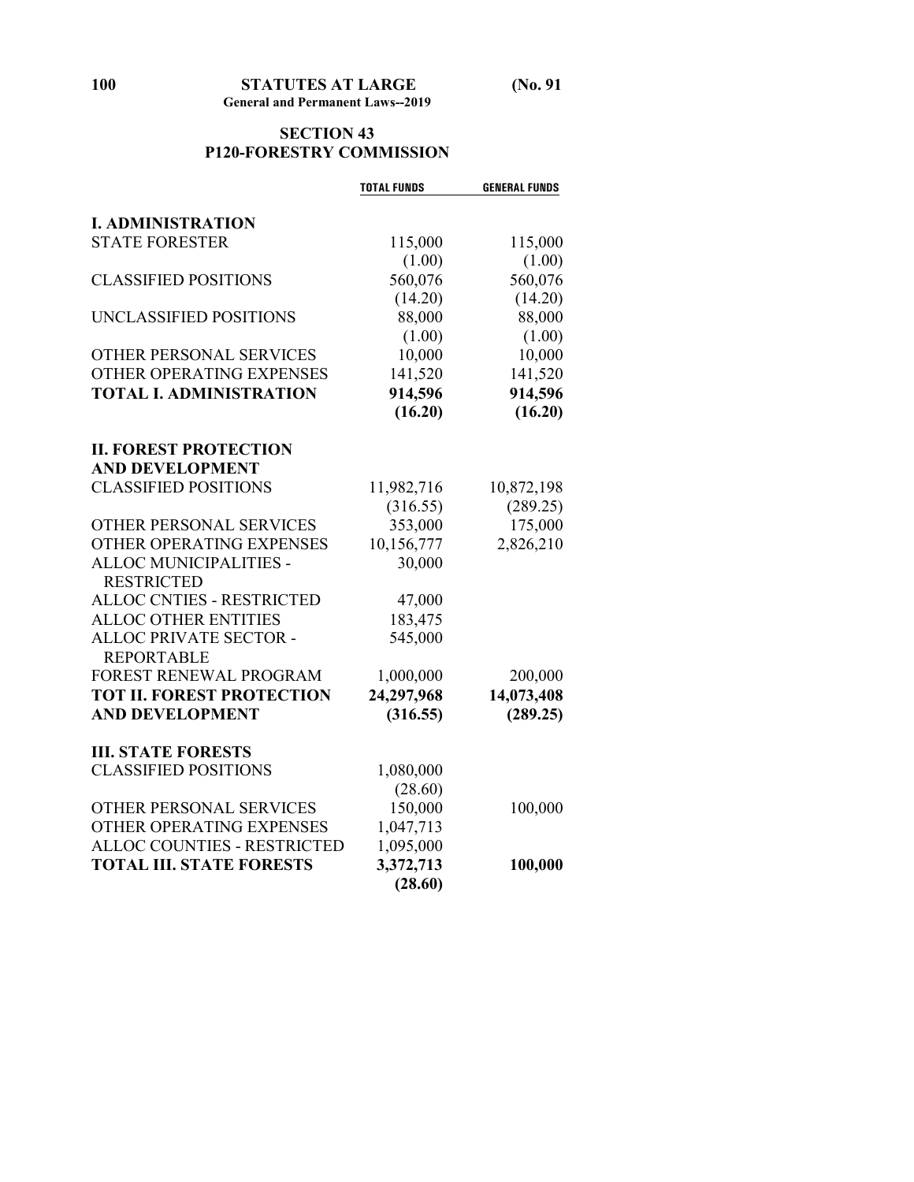## SECTION 43
## P120-FORESTRY COMMISSION

| | TOTAL FUNDS | GENERAL FUNDS |
|---|---|---|
| **I. ADMINISTRATION** | | |
| STATE FORESTER | 115,000 | 115,000 |
| | (1.00) | (1.00) |
| CLASSIFIED POSITIONS | 560,076 | 560,076 |
| | (14.20) | (14.20) |
| UNCLASSIFIED POSITIONS | 88,000 | 88,000 |
| | (1.00) | (1.00) |
| OTHER PERSONAL SERVICES | 10,000 | 10,000 |
| OTHER OPERATING EXPENSES | 141,520 | 141,520 |
| **TOTAL I. ADMINISTRATION** | **914,596** | **914,596** |
| | **(16.20)** | **(16.20)** |
| **II. FOREST PROTECTION AND DEVELOPMENT** | | |
| CLASSIFIED POSITIONS | 11,982,716 | 10,872,198 |
| | (316.55) | (289.25) |
| OTHER PERSONAL SERVICES | 353,000 | 175,000 |
| OTHER OPERATING EXPENSES | 10,156,777 | 2,826,210 |
| ALLOC MUNICIPALITIES - RESTRICTED | 30,000 | |
| ALLOC CNTIES - RESTRICTED | 47,000 | |
| ALLOC OTHER ENTITIES | 183,475 | |
| ALLOC PRIVATE SECTOR - REPORTABLE | 545,000 | |
| FOREST RENEWAL PROGRAM | 1,000,000 | 200,000 |
| **TOT II. FOREST PROTECTION AND DEVELOPMENT** | **24,297,968** | **14,073,408** |
| | **(316.55)** | **(289.25)** |
| **III. STATE FORESTS** | | |
| CLASSIFIED POSITIONS | 1,080,000 | |
| | (28.60) | |
| OTHER PERSONAL SERVICES | 150,000 | 100,000 |
| OTHER OPERATING EXPENSES | 1,047,713 | |
| ALLOC COUNTIES - RESTRICTED | 1,095,000 | |
| **TOTAL III. STATE FORESTS** | **3,372,713** | **100,000** |
| | **(28.60)** | |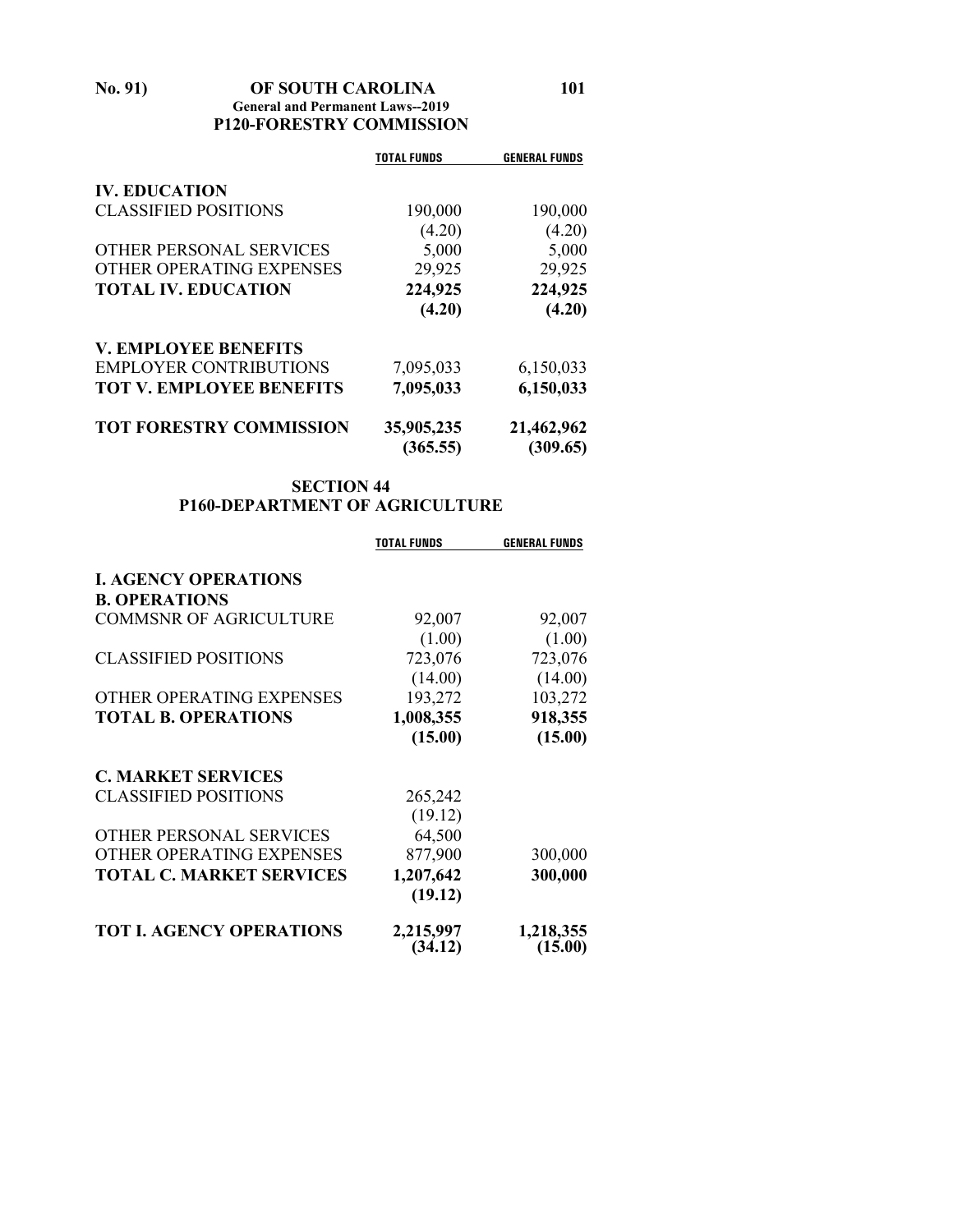## P120-FORESTRY COMMISSION

| | TOTAL FUNDS | GENERAL FUNDS |
|---|---|---|
| **IV. EDUCATION** | | |
| CLASSIFIED POSITIONS | 190,000 | 190,000 |
| | (4.20) | (4.20) |
| OTHER PERSONAL SERVICES | 5,000 | 5,000 |
| OTHER OPERATING EXPENSES | 29,925 | 29,925 |
| **TOTAL IV. EDUCATION** | **224,925** | **224,925** |
| | **(4.20)** | **(4.20)** |
| **V. EMPLOYEE BENEFITS** | | |
| EMPLOYER CONTRIBUTIONS | 7,095,033 | 6,150,033 |
| **TOT V. EMPLOYEE BENEFITS** | **7,095,033** | **6,150,033** |
| **TOT FORESTRY COMMISSION** | **35,905,235** | **21,462,962** |
| | **(365.55)** | **(309.65)** |

## SECTION 44
## P160-DEPARTMENT OF AGRICULTURE

| | TOTAL FUNDS | GENERAL FUNDS |
|---|---|---|
| **I. AGENCY OPERATIONS** | | |
| **B. OPERATIONS** | | |
| COMMSNR OF AGRICULTURE | 92,007 | 92,007 |
| | (1.00) | (1.00) |
| CLASSIFIED POSITIONS | 723,076 | 723,076 |
| | (14.00) | (14.00) |
| OTHER OPERATING EXPENSES | 193,272 | 103,272 |
| **TOTAL B. OPERATIONS** | **1,008,355** | **918,355** |
| | **(15.00)** | **(15.00)** |
| **C. MARKET SERVICES** | | |
| CLASSIFIED POSITIONS | 265,242 | |
| | (19.12) | |
| OTHER PERSONAL SERVICES | 64,500 | |
| OTHER OPERATING EXPENSES | 877,900 | 300,000 |
| **TOTAL C. MARKET SERVICES** | **1,207,642** | **300,000** |
| | **(19.12)** | |
| **TOT I. AGENCY OPERATIONS** | **2,215,997** | **1,218,355** |
| | **(34.12)** | **(15.00)** |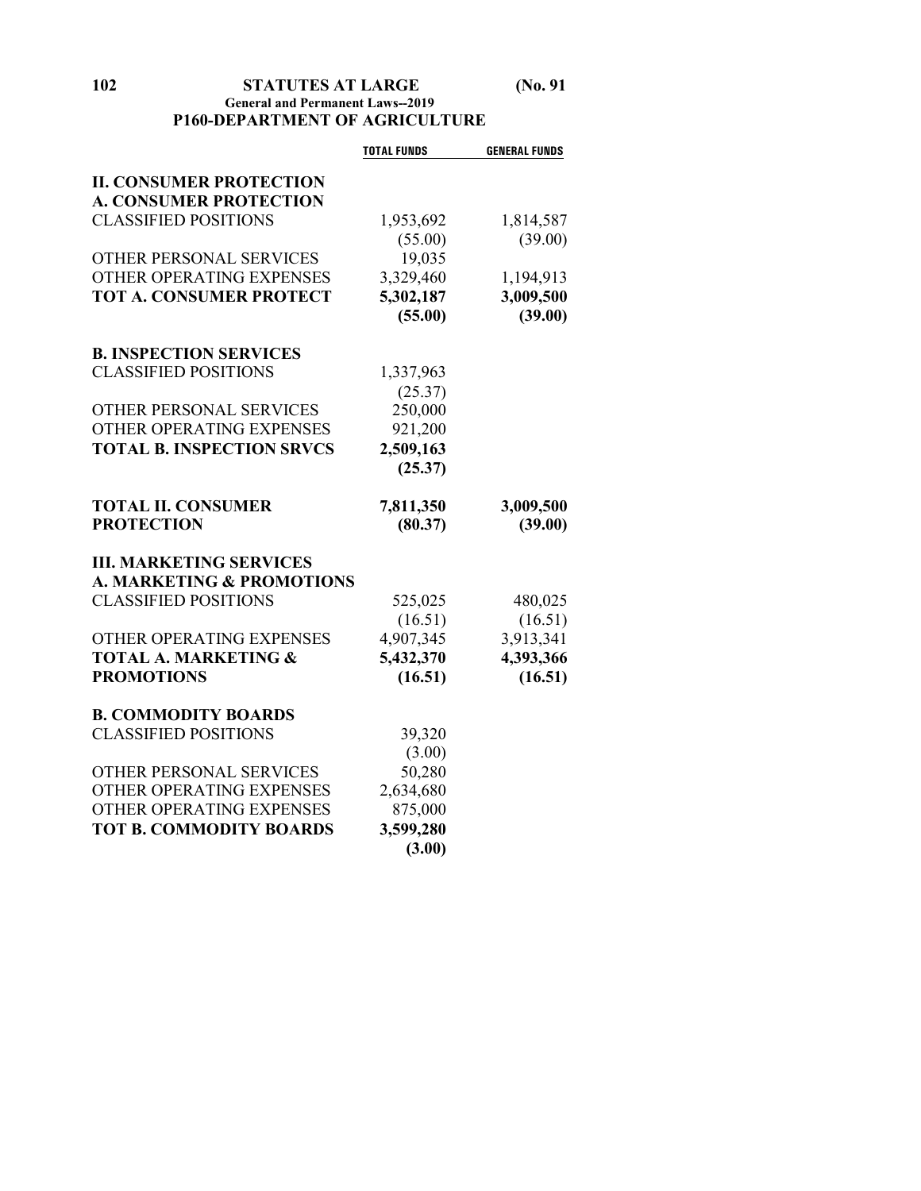## P160-DEPARTMENT OF AGRICULTURE

| | TOTAL FUNDS | GENERAL FUNDS |
|---|---|---|
| **II. CONSUMER PROTECTION** | | |
| **A. CONSUMER PROTECTION** | | |
| CLASSIFIED POSITIONS | 1,953,692 | 1,814,587 |
| | (55.00) | (39.00) |
| OTHER PERSONAL SERVICES | 19,035 | |
| OTHER OPERATING EXPENSES | 3,329,460 | 1,194,913 |
| **TOT A. CONSUMER PROTECT** | **5,302,187** | **3,009,500** |
| | **(55.00)** | **(39.00)** |
| **B. INSPECTION SERVICES** | | |
| CLASSIFIED POSITIONS | 1,337,963 | |
| | (25.37) | |
| OTHER PERSONAL SERVICES | 250,000 | |
| OTHER OPERATING EXPENSES | 921,200 | |
| **TOTAL B. INSPECTION SRVCS** | **2,509,163** | |
| | **(25.37)** | |
| **TOTAL II. CONSUMER PROTECTION** | **7,811,350** | **3,009,500** |
| | **(80.37)** | **(39.00)** |
| **III. MARKETING SERVICES** | | |
| **A. MARKETING & PROMOTIONS** | | |
| CLASSIFIED POSITIONS | 525,025 | 480,025 |
| | (16.51) | (16.51) |
| OTHER OPERATING EXPENSES | 4,907,345 | 3,913,341 |
| **TOTAL A. MARKETING & PROMOTIONS** | **5,432,370** | **4,393,366** |
| | **(16.51)** | **(16.51)** |
| **B. COMMODITY BOARDS** | | |
| CLASSIFIED POSITIONS | 39,320 | |
| | (3.00) | |
| OTHER PERSONAL SERVICES | 50,280 | |
| OTHER OPERATING EXPENSES | 2,634,680 | |
| OTHER OPERATING EXPENSES | 875,000 | |
| **TOT B. COMMODITY BOARDS** | **3,599,280** | |
| | **(3.00)** | |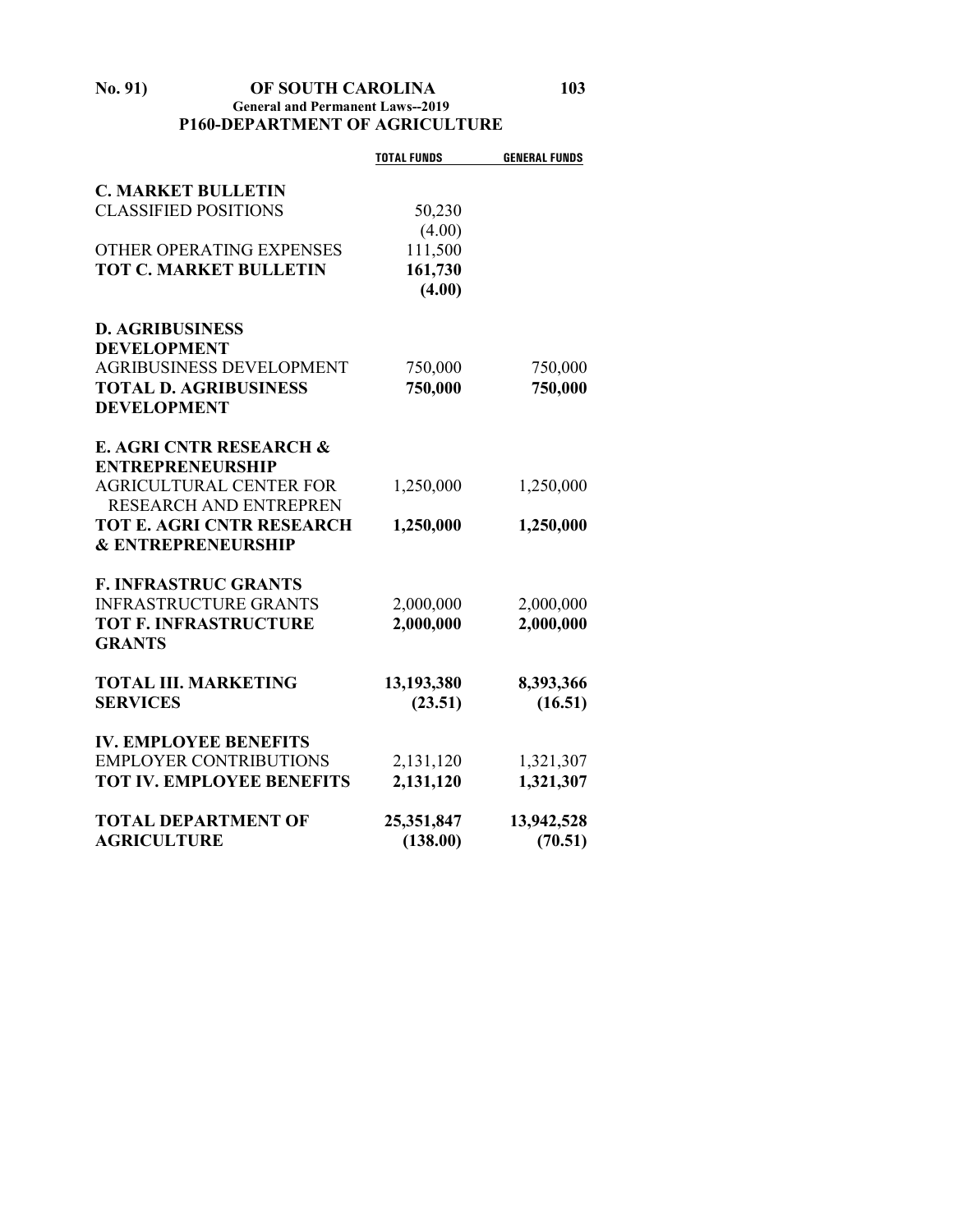## P160-DEPARTMENT OF AGRICULTURE

| | TOTAL FUNDS | GENERAL FUNDS |
|---|---|---|
| **C. MARKET BULLETIN** | | |
| CLASSIFIED POSITIONS | 50,230 | |
| | (4.00) | |
| OTHER OPERATING EXPENSES | 111,500 | |
| **TOT C. MARKET BULLETIN** | **161,730** | |
| | **(4.00)** | |
| **D. AGRIBUSINESS DEVELOPMENT** | | |
| AGRIBUSINESS DEVELOPMENT | 750,000 | 750,000 |
| **TOTAL D. AGRIBUSINESS DEVELOPMENT** | **750,000** | **750,000** |
| **E. AGRI CNTR RESEARCH & ENTREPRENEURSHIP** | | |
| AGRICULTURAL CENTER FOR RESEARCH AND ENTREPREN | 1,250,000 | 1,250,000 |
| **TOT E. AGRI CNTR RESEARCH & ENTREPRENEURSHIP** | **1,250,000** | **1,250,000** |
| **F. INFRASTRUC GRANTS** | | |
| INFRASTRUCTURE GRANTS | 2,000,000 | 2,000,000 |
| **TOT F. INFRASTRUCTURE GRANTS** | **2,000,000** | **2,000,000** |
| **TOTAL III. MARKETING SERVICES** | **13,193,380** | **8,393,366** |
| | **(23.51)** | **(16.51)** |
| **IV. EMPLOYEE BENEFITS** | | |
| EMPLOYER CONTRIBUTIONS | 2,131,120 | 1,321,307 |
| **TOT IV. EMPLOYEE BENEFITS** | **2,131,120** | **1,321,307** |
| **TOTAL DEPARTMENT OF AGRICULTURE** | **25,351,847** | **13,942,528** |
| | **(138.00)** | **(70.51)** |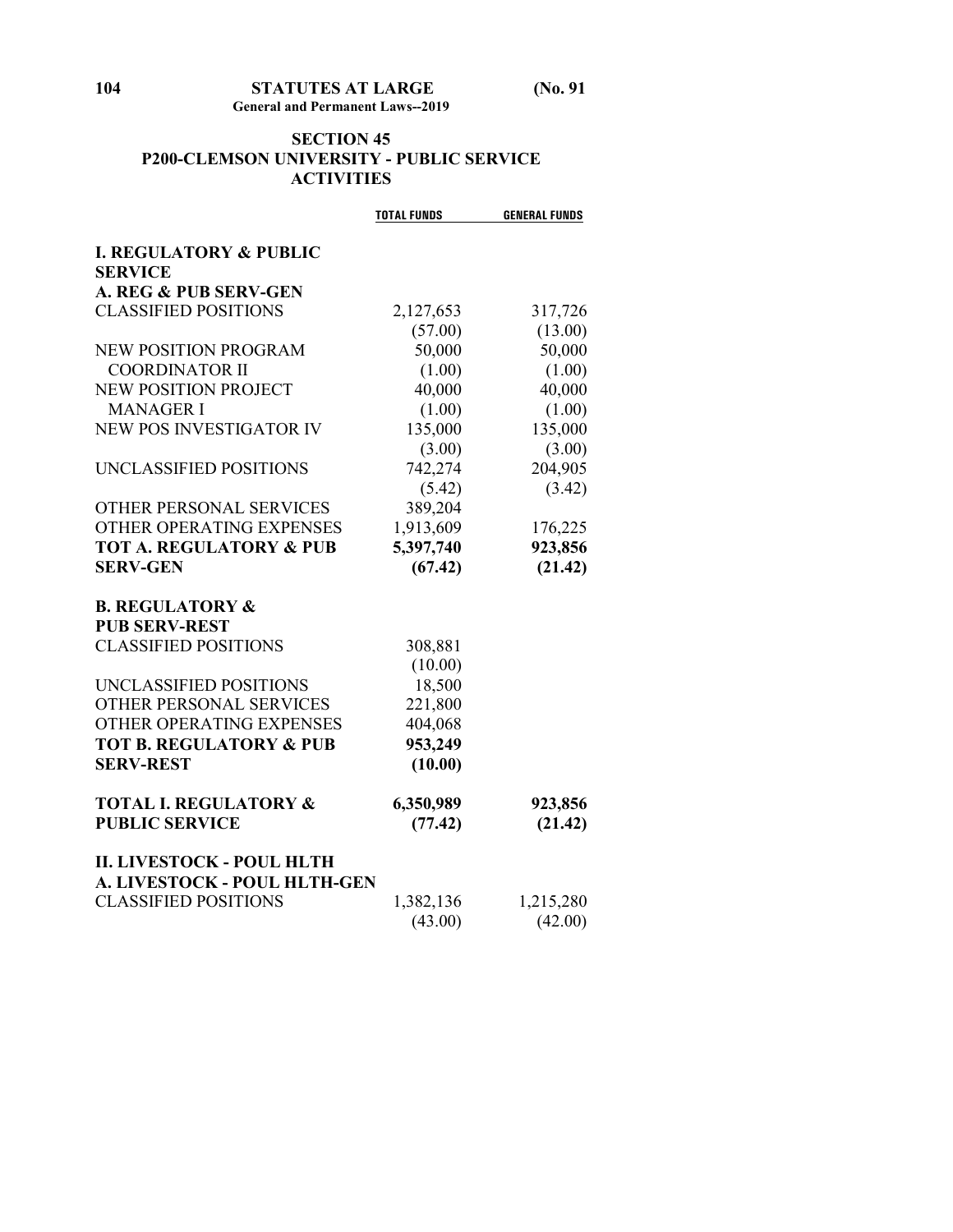## SECTION 45
## P200-CLEMSON UNIVERSITY - PUBLIC SERVICE ACTIVITIES

| | TOTAL FUNDS | GENERAL FUNDS |
|---|---|---|
| **I. REGULATORY & PUBLIC SERVICE** | | |
| **A. REG & PUB SERV-GEN** | | |
| CLASSIFIED POSITIONS | 2,127,653 | 317,726 |
| | (57.00) | (13.00) |
| NEW POSITION PROGRAM COORDINATOR II | 50,000 | 50,000 |
| | (1.00) | (1.00) |
| NEW POSITION PROJECT MANAGER I | 40,000 | 40,000 |
| | (1.00) | (1.00) |
| NEW POS INVESTIGATOR IV | 135,000 | 135,000 |
| | (3.00) | (3.00) |
| UNCLASSIFIED POSITIONS | 742,274 | 204,905 |
| | (5.42) | (3.42) |
| OTHER PERSONAL SERVICES | 389,204 | |
| OTHER OPERATING EXPENSES | 1,913,609 | 176,225 |
| **TOT A. REGULATORY & PUB SERV-GEN** | **5,397,740** | **923,856** |
| | **(67.42)** | **(21.42)** |
| **B. REGULATORY & PUB SERV-REST** | | |
| CLASSIFIED POSITIONS | 308,881 | |
| | (10.00) | |
| UNCLASSIFIED POSITIONS | 18,500 | |
| OTHER PERSONAL SERVICES | 221,800 | |
| OTHER OPERATING EXPENSES | 404,068 | |
| **TOT B. REGULATORY & PUB SERV-REST** | **953,249** | |
| | **(10.00)** | |
| **TOTAL I. REGULATORY & PUBLIC SERVICE** | **6,350,989** | **923,856** |
| | **(77.42)** | **(21.42)** |
| **II. LIVESTOCK - POUL HLTH** | | |
| **A. LIVESTOCK - POUL HLTH-GEN** | | |
| CLASSIFIED POSITIONS | 1,382,136 | 1,215,280 |
| | (43.00) | (42.00) |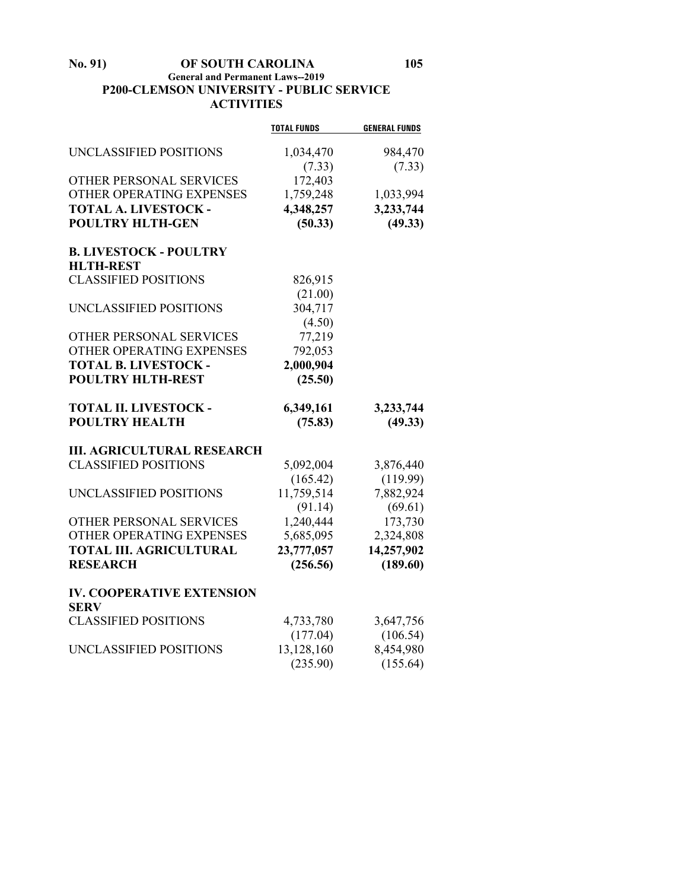**P200-CLEMSON UNIVERSITY - PUBLIC SERVICE ACTIVITIES**

| | TOTAL FUNDS | GENERAL FUNDS |
|---|---|---|
| UNCLASSIFIED POSITIONS | 1,034,470 | 984,470 |
| | (7.33) | (7.33) |
| OTHER PERSONAL SERVICES | 172,403 | |
| OTHER OPERATING EXPENSES | 1,759,248 | 1,033,994 |
| **TOTAL A. LIVESTOCK - POULTRY HLTH-GEN** | **4,348,257** | **3,233,744** |
| | **(50.33)** | **(49.33)** |
| **B. LIVESTOCK - POULTRY HLTH-REST** | | |
| CLASSIFIED POSITIONS | 826,915 | |
| | (21.00) | |
| UNCLASSIFIED POSITIONS | 304,717 | |
| | (4.50) | |
| OTHER PERSONAL SERVICES | 77,219 | |
| OTHER OPERATING EXPENSES | 792,053 | |
| **TOTAL B. LIVESTOCK - POULTRY HLTH-REST** | **2,000,904** | |
| | **(25.50)** | |
| **TOTAL II. LIVESTOCK - POULTRY HEALTH** | **6,349,161** | **3,233,744** |
| | **(75.83)** | **(49.33)** |
| **III. AGRICULTURAL RESEARCH** | | |
| CLASSIFIED POSITIONS | 5,092,004 | 3,876,440 |
| | (165.42) | (119.99) |
| UNCLASSIFIED POSITIONS | 11,759,514 | 7,882,924 |
| | (91.14) | (69.61) |
| OTHER PERSONAL SERVICES | 1,240,444 | 173,730 |
| OTHER OPERATING EXPENSES | 5,685,095 | 2,324,808 |
| **TOTAL III. AGRICULTURAL RESEARCH** | **23,777,057** | **14,257,902** |
| | **(256.56)** | **(189.60)** |
| **IV. COOPERATIVE EXTENSION SERV** | | |
| CLASSIFIED POSITIONS | 4,733,780 | 3,647,756 |
| | (177.04) | (106.54) |
| UNCLASSIFIED POSITIONS | 13,128,160 | 8,454,980 |
| | (235.90) | (155.64) |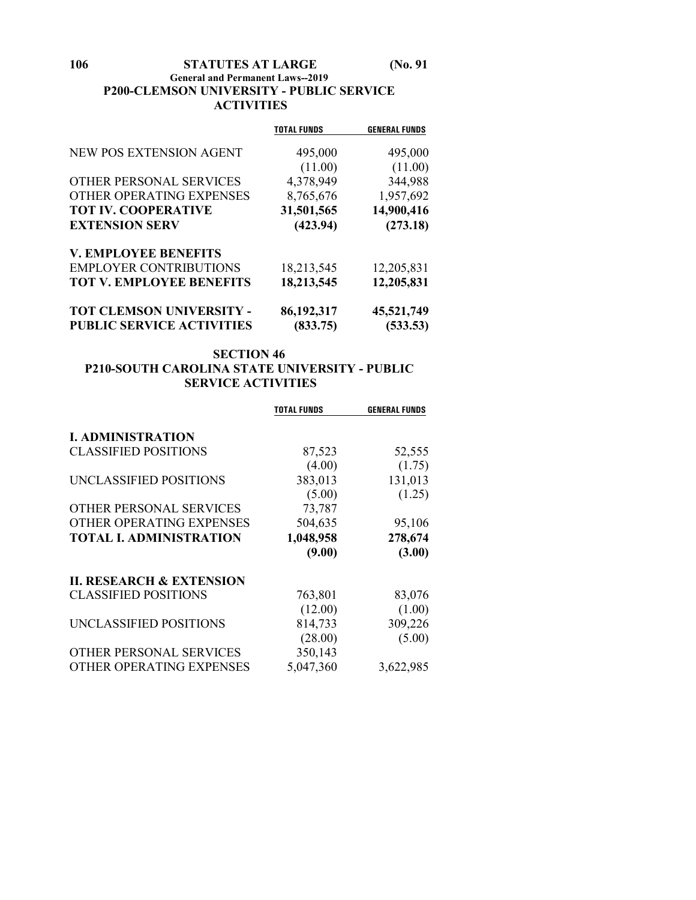## P200-CLEMSON UNIVERSITY - PUBLIC SERVICE ACTIVITIES

| | TOTAL FUNDS | GENERAL FUNDS |
|---|---|---|
| NEW POS EXTENSION AGENT | 495,000 | 495,000 |
| | (11.00) | (11.00) |
| OTHER PERSONAL SERVICES | 4,378,949 | 344,988 |
| OTHER OPERATING EXPENSES | 8,765,676 | 1,957,692 |
| **TOT IV. COOPERATIVE EXTENSION SERV** | **31,501,565** | **14,900,416** |
| | **(423.94)** | **(273.18)** |
| **V. EMPLOYEE BENEFITS** | | |
| EMPLOYER CONTRIBUTIONS | 18,213,545 | 12,205,831 |
| **TOT V. EMPLOYEE BENEFITS** | **18,213,545** | **12,205,831** |
| **TOT CLEMSON UNIVERSITY - PUBLIC SERVICE ACTIVITIES** | **86,192,317** | **45,521,749** |
| | **(833.75)** | **(533.53)** |

## SECTION 46

## P210-SOUTH CAROLINA STATE UNIVERSITY - PUBLIC SERVICE ACTIVITIES

| | TOTAL FUNDS | GENERAL FUNDS |
|---|---|---|
| **I. ADMINISTRATION** | | |
| CLASSIFIED POSITIONS | 87,523 | 52,555 |
| | (4.00) | (1.75) |
| UNCLASSIFIED POSITIONS | 383,013 | 131,013 |
| | (5.00) | (1.25) |
| OTHER PERSONAL SERVICES | 73,787 | |
| OTHER OPERATING EXPENSES | 504,635 | 95,106 |
| **TOTAL I. ADMINISTRATION** | **1,048,958** | **278,674** |
| | **(9.00)** | **(3.00)** |
| **II. RESEARCH & EXTENSION** | | |
| CLASSIFIED POSITIONS | 763,801 | 83,076 |
| | (12.00) | (1.00) |
| UNCLASSIFIED POSITIONS | 814,733 | 309,226 |
| | (28.00) | (5.00) |
| OTHER PERSONAL SERVICES | 350,143 | |
| OTHER OPERATING EXPENSES | 5,047,360 | 3,622,985 |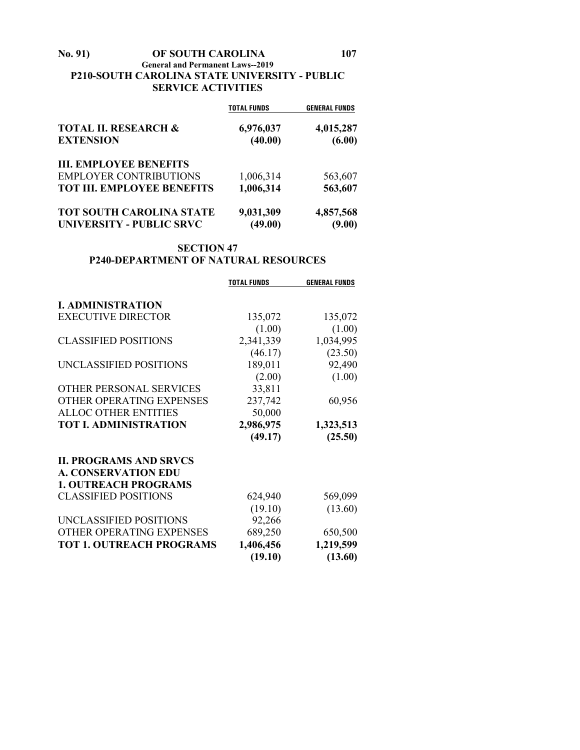## P210-SOUTH CAROLINA STATE UNIVERSITY - PUBLIC SERVICE ACTIVITIES

| | TOTAL FUNDS | GENERAL FUNDS |
|---|---|---|
| **TOTAL II. RESEARCH & EXTENSION** | **6,976,037** | **4,015,287** |
| | **(40.00)** | **(6.00)** |
| **III. EMPLOYEE BENEFITS** | | |
| EMPLOYER CONTRIBUTIONS | 1,006,314 | 563,607 |
| **TOT III. EMPLOYEE BENEFITS** | **1,006,314** | **563,607** |
| **TOT SOUTH CAROLINA STATE UNIVERSITY - PUBLIC SRVC** | **9,031,309** | **4,857,568** |
| | **(49.00)** | **(9.00)** |

## SECTION 47
## P240-DEPARTMENT OF NATURAL RESOURCES

| | TOTAL FUNDS | GENERAL FUNDS |
|---|---|---|
| **I. ADMINISTRATION** | | |
| EXECUTIVE DIRECTOR | 135,072 | 135,072 |
| | (1.00) | (1.00) |
| CLASSIFIED POSITIONS | 2,341,339 | 1,034,995 |
| | (46.17) | (23.50) |
| UNCLASSIFIED POSITIONS | 189,011 | 92,490 |
| | (2.00) | (1.00) |
| OTHER PERSONAL SERVICES | 33,811 | |
| OTHER OPERATING EXPENSES | 237,742 | 60,956 |
| ALLOC OTHER ENTITIES | 50,000 | |
| **TOT I. ADMINISTRATION** | **2,986,975** | **1,323,513** |
| | **(49.17)** | **(25.50)** |
| **II. PROGRAMS AND SRVCS** | | |
| **A. CONSERVATION EDU** | | |
| **1. OUTREACH PROGRAMS** | | |
| CLASSIFIED POSITIONS | 624,940 | 569,099 |
| | (19.10) | (13.60) |
| UNCLASSIFIED POSITIONS | 92,266 | |
| OTHER OPERATING EXPENSES | 689,250 | 650,500 |
| **TOT 1. OUTREACH PROGRAMS** | **1,406,456** | **1,219,599** |
| | **(19.10)** | **(13.60)** |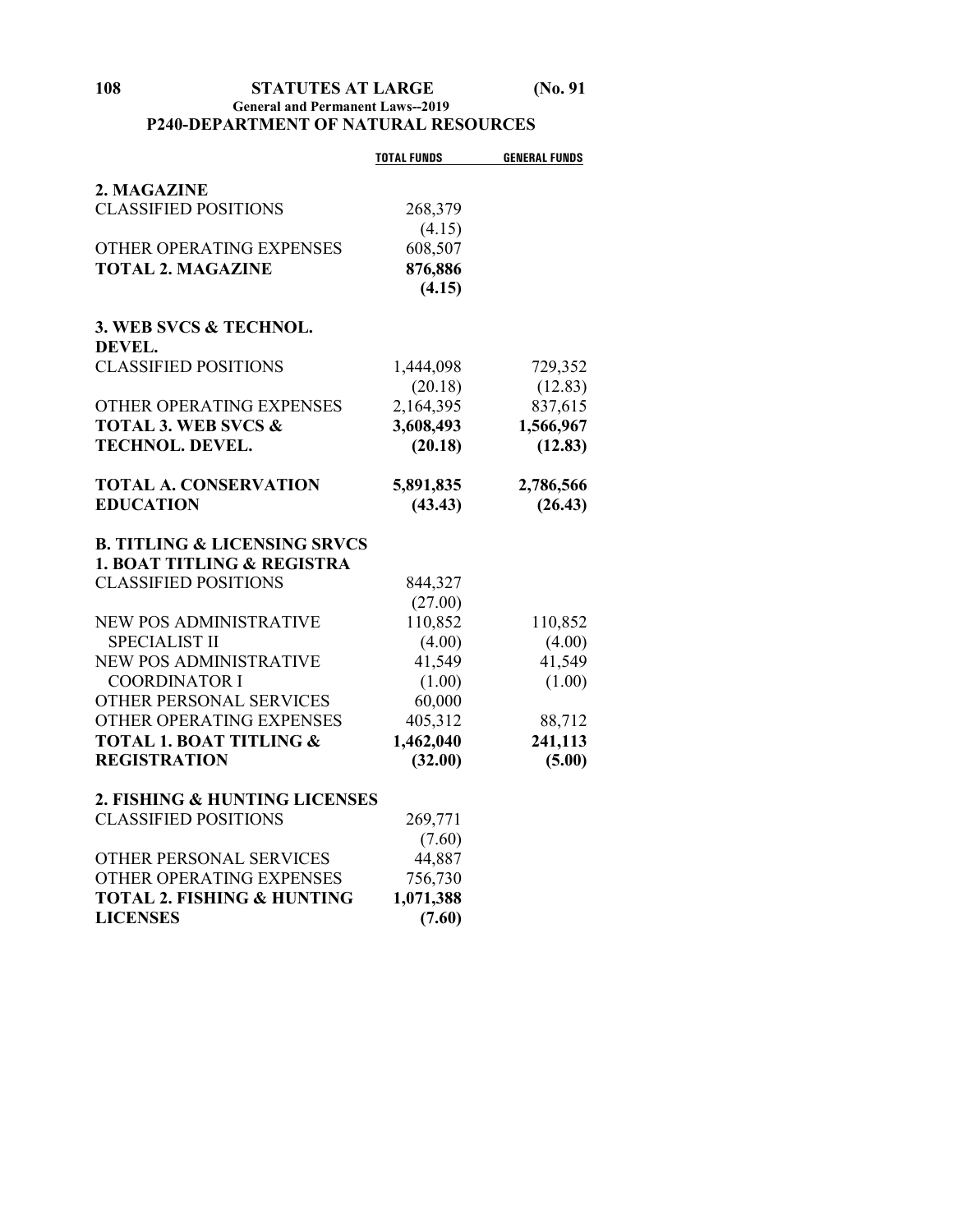## P240-DEPARTMENT OF NATURAL RESOURCES

| | TOTAL FUNDS | GENERAL FUNDS |
|---|---|---|
| **2. MAGAZINE** | | |
| CLASSIFIED POSITIONS | 268,379 | |
| | (4.15) | |
| OTHER OPERATING EXPENSES | 608,507 | |
| **TOTAL 2. MAGAZINE** | **876,886** | |
| | **(4.15)** | |
| **3. WEB SVCS & TECHNOL. DEVEL.** | | |
| CLASSIFIED POSITIONS | 1,444,098 | 729,352 |
| | (20.18) | (12.83) |
| OTHER OPERATING EXPENSES | 2,164,395 | 837,615 |
| **TOTAL 3. WEB SVCS & TECHNOL. DEVEL.** | **3,608,493** | **1,566,967** |
| | **(20.18)** | **(12.83)** |
| **TOTAL A. CONSERVATION EDUCATION** | **5,891,835** | **2,786,566** |
| | **(43.43)** | **(26.43)** |
| **B. TITLING & LICENSING SRVCS** | | |
| **1. BOAT TITLING & REGISTRA** | | |
| CLASSIFIED POSITIONS | 844,327 | |
| | (27.00) | |
| NEW POS ADMINISTRATIVE SPECIALIST II | 110,852 | 110,852 |
| | (4.00) | (4.00) |
| NEW POS ADMINISTRATIVE COORDINATOR I | 41,549 | 41,549 |
| | (1.00) | (1.00) |
| OTHER PERSONAL SERVICES | 60,000 | |
| OTHER OPERATING EXPENSES | 405,312 | 88,712 |
| **TOTAL 1. BOAT TITLING & REGISTRATION** | **1,462,040** | **241,113** |
| | **(32.00)** | **(5.00)** |
| **2. FISHING & HUNTING LICENSES** | | |
| CLASSIFIED POSITIONS | 269,771 | |
| | (7.60) | |
| OTHER PERSONAL SERVICES | 44,887 | |
| OTHER OPERATING EXPENSES | 756,730 | |
| **TOTAL 2. FISHING & HUNTING LICENSES** | **1,071,388** | |
| | **(7.60)** | |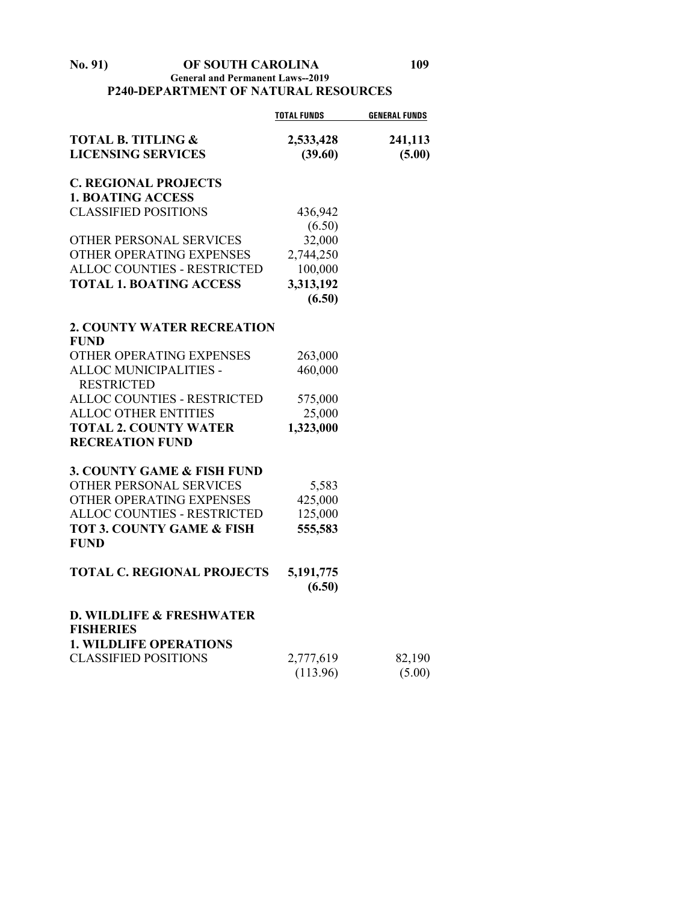| | TOTAL FUNDS | GENERAL FUNDS |
|---|---|---|
| **TOTAL B. TITLING & LICENSING SERVICES** | **2,533,428** | **241,113** |
| | **(39.60)** | **(5.00)** |
| **C. REGIONAL PROJECTS** | | |
| **1. BOATING ACCESS** | | |
| CLASSIFIED POSITIONS | 436,942 | |
| | (6.50) | |
| OTHER PERSONAL SERVICES | 32,000 | |
| OTHER OPERATING EXPENSES | 2,744,250 | |
| ALLOC COUNTIES - RESTRICTED | 100,000 | |
| **TOTAL 1. BOATING ACCESS** | **3,313,192** | |
| | **(6.50)** | |
| **2. COUNTY WATER RECREATION FUND** | | |
| OTHER OPERATING EXPENSES | 263,000 | |
| ALLOC MUNICIPALITIES - RESTRICTED | 460,000 | |
| ALLOC COUNTIES - RESTRICTED | 575,000 | |
| ALLOC OTHER ENTITIES | 25,000 | |
| **TOTAL 2. COUNTY WATER RECREATION FUND** | **1,323,000** | |
| **3. COUNTY GAME & FISH FUND** | | |
| OTHER PERSONAL SERVICES | 5,583 | |
| OTHER OPERATING EXPENSES | 425,000 | |
| ALLOC COUNTIES - RESTRICTED | 125,000 | |
| **TOT 3. COUNTY GAME & FISH FUND** | **555,583** | |
| **TOTAL C. REGIONAL PROJECTS** | **5,191,775** | |
| | **(6.50)** | |
| **D. WILDLIFE & FRESHWATER FISHERIES** | | |
| **1. WILDLIFE OPERATIONS** | | |
| CLASSIFIED POSITIONS | 2,777,619 | 82,190 |
| | (113.96) | (5.00) |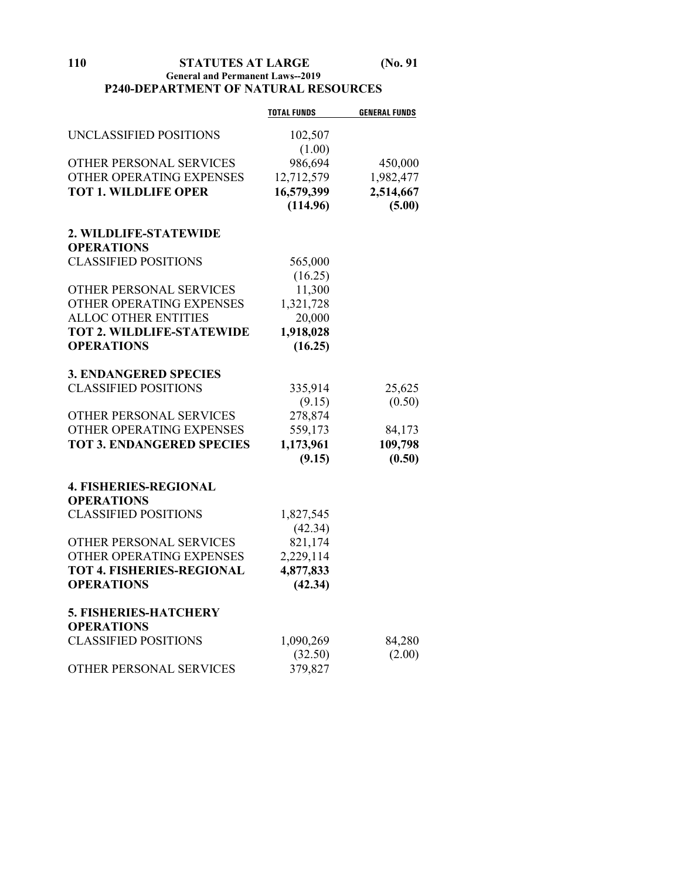**P240-DEPARTMENT OF NATURAL RESOURCES**

| | TOTAL FUNDS | GENERAL FUNDS |
|---|---|---|
| UNCLASSIFIED POSITIONS | 102,507 | |
| | (1.00) | |
| OTHER PERSONAL SERVICES | 986,694 | 450,000 |
| OTHER OPERATING EXPENSES | 12,712,579 | 1,982,477 |
| **TOT 1. WILDLIFE OPER** | **16,579,399** | **2,514,667** |
| | **(114.96)** | **(5.00)** |
| **2. WILDLIFE-STATEWIDE OPERATIONS** | | |
| CLASSIFIED POSITIONS | 565,000 | |
| | (16.25) | |
| OTHER PERSONAL SERVICES | 11,300 | |
| OTHER OPERATING EXPENSES | 1,321,728 | |
| ALLOC OTHER ENTITIES | 20,000 | |
| **TOT 2. WILDLIFE-STATEWIDE OPERATIONS** | **1,918,028** | |
| | **(16.25)** | |
| **3. ENDANGERED SPECIES** | | |
| CLASSIFIED POSITIONS | 335,914 | 25,625 |
| | (9.15) | (0.50) |
| OTHER PERSONAL SERVICES | 278,874 | |
| OTHER OPERATING EXPENSES | 559,173 | 84,173 |
| **TOT 3. ENDANGERED SPECIES** | **1,173,961** | **109,798** |
| | **(9.15)** | **(0.50)** |
| **4. FISHERIES-REGIONAL OPERATIONS** | | |
| CLASSIFIED POSITIONS | 1,827,545 | |
| | (42.34) | |
| OTHER PERSONAL SERVICES | 821,174 | |
| OTHER OPERATING EXPENSES | 2,229,114 | |
| **TOT 4. FISHERIES-REGIONAL OPERATIONS** | **4,877,833** | |
| | **(42.34)** | |
| **5. FISHERIES-HATCHERY OPERATIONS** | | |
| CLASSIFIED POSITIONS | 1,090,269 | 84,280 |
| | (32.50) | (2.00) |
| OTHER PERSONAL SERVICES | 379,827 | |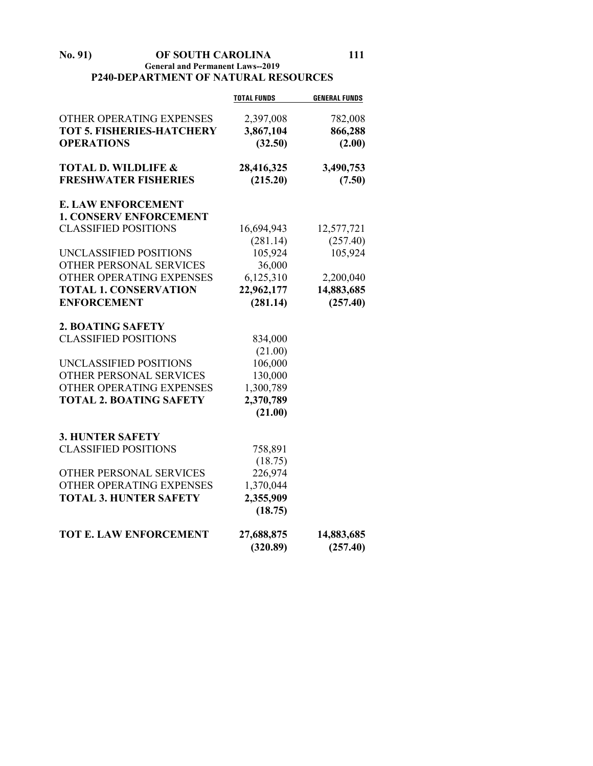**P240-DEPARTMENT OF NATURAL RESOURCES**

| | TOTAL FUNDS | GENERAL FUNDS |
|---|---|---|
| OTHER OPERATING EXPENSES | 2,397,008 | 782,008 |
| **TOT 5. FISHERIES-HATCHERY OPERATIONS** | **3,867,104** | **866,288** |
| | **(32.50)** | **(2.00)** |
| **TOTAL D. WILDLIFE & FRESHWATER FISHERIES** | **28,416,325** | **3,490,753** |
| | **(215.20)** | **(7.50)** |
| **E. LAW ENFORCEMENT** | | |
| **1. CONSERV ENFORCEMENT** | | |
| CLASSIFIED POSITIONS | 16,694,943 | 12,577,721 |
| | (281.14) | (257.40) |
| UNCLASSIFIED POSITIONS | 105,924 | 105,924 |
| OTHER PERSONAL SERVICES | 36,000 | |
| OTHER OPERATING EXPENSES | 6,125,310 | 2,200,040 |
| **TOTAL 1. CONSERVATION ENFORCEMENT** | **22,962,177** | **14,883,685** |
| | **(281.14)** | **(257.40)** |
| **2. BOATING SAFETY** | | |
| CLASSIFIED POSITIONS | 834,000 | |
| | (21.00) | |
| UNCLASSIFIED POSITIONS | 106,000 | |
| OTHER PERSONAL SERVICES | 130,000 | |
| OTHER OPERATING EXPENSES | 1,300,789 | |
| **TOTAL 2. BOATING SAFETY** | **2,370,789** | |
| | **(21.00)** | |
| **3. HUNTER SAFETY** | | |
| CLASSIFIED POSITIONS | 758,891 | |
| | (18.75) | |
| OTHER PERSONAL SERVICES | 226,974 | |
| OTHER OPERATING EXPENSES | 1,370,044 | |
| **TOTAL 3. HUNTER SAFETY** | **2,355,909** | |
| | **(18.75)** | |
| **TOT E. LAW ENFORCEMENT** | **27,688,875** | **14,883,685** |
| | **(320.89)** | **(257.40)** |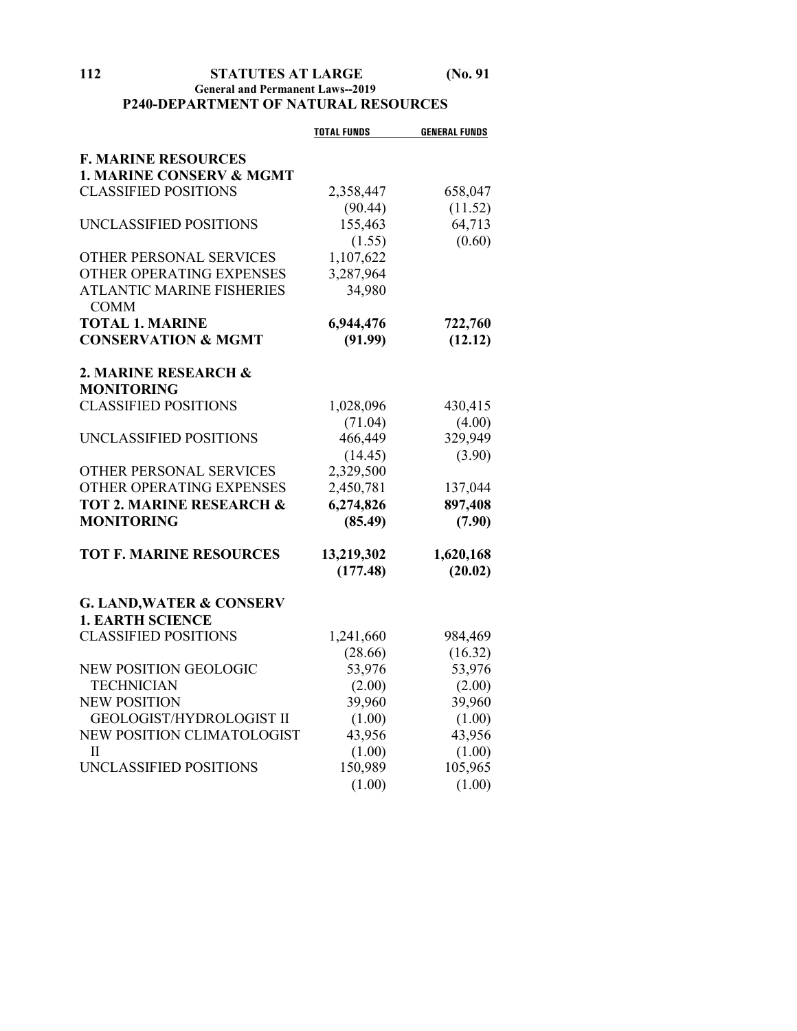**General and Permanent Laws--2019**

**P240-DEPARTMENT OF NATURAL RESOURCES**

| | TOTAL FUNDS | GENERAL FUNDS |
|---|---|---|
| **F. MARINE RESOURCES** | | |
| **1. MARINE CONSERV & MGMT** | | |
| CLASSIFIED POSITIONS | 2,358,447 | 658,047 |
| | (90.44) | (11.52) |
| UNCLASSIFIED POSITIONS | 155,463 | 64,713 |
| | (1.55) | (0.60) |
| OTHER PERSONAL SERVICES | 1,107,622 | |
| OTHER OPERATING EXPENSES | 3,287,964 | |
| ATLANTIC MARINE FISHERIES COMM | 34,980 | |
| **TOTAL 1. MARINE CONSERVATION & MGMT** | **6,944,476** | **722,760** |
| | **(91.99)** | **(12.12)** |
| **2. MARINE RESEARCH & MONITORING** | | |
| CLASSIFIED POSITIONS | 1,028,096 | 430,415 |
| | (71.04) | (4.00) |
| UNCLASSIFIED POSITIONS | 466,449 | 329,949 |
| | (14.45) | (3.90) |
| OTHER PERSONAL SERVICES | 2,329,500 | |
| OTHER OPERATING EXPENSES | 2,450,781 | 137,044 |
| **TOT 2. MARINE RESEARCH & MONITORING** | **6,274,826** | **897,408** |
| | **(85.49)** | **(7.90)** |
| **TOT F. MARINE RESOURCES** | **13,219,302** | **1,620,168** |
| | **(177.48)** | **(20.02)** |
| **G. LAND,WATER & CONSERV** | | |
| **1. EARTH SCIENCE** | | |
| CLASSIFIED POSITIONS | 1,241,660 | 984,469 |
| | (28.66) | (16.32) |
| NEW POSITION GEOLOGIC TECHNICIAN | 53,976 | 53,976 |
| | (2.00) | (2.00) |
| NEW POSITION GEOLOGIST/HYDROLOGIST II | 39,960 | 39,960 |
| | (1.00) | (1.00) |
| NEW POSITION CLIMATOLOGIST II | 43,956 | 43,956 |
| | (1.00) | (1.00) |
| UNCLASSIFIED POSITIONS | 150,989 | 105,965 |
| | (1.00) | (1.00) |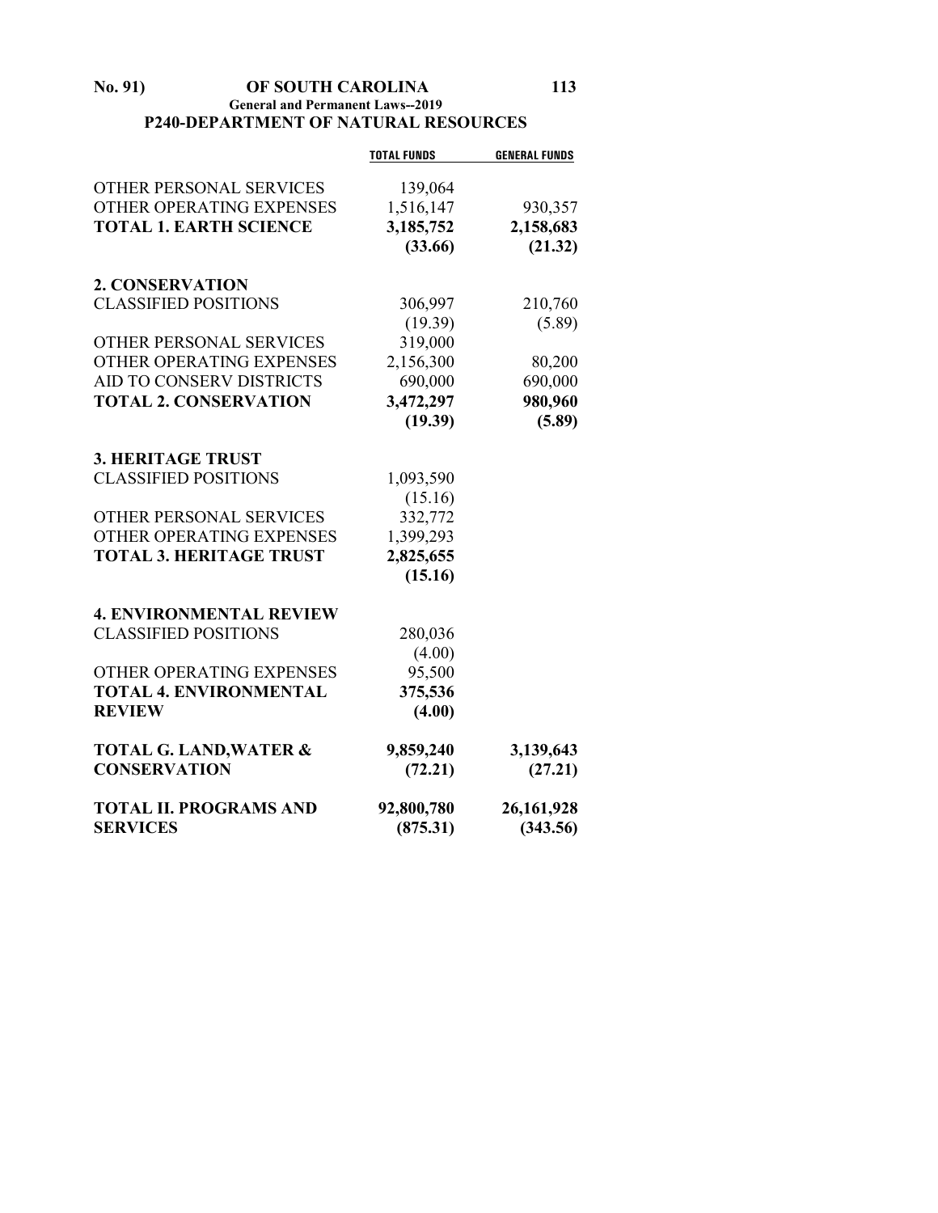## P240-DEPARTMENT OF NATURAL RESOURCES

| | TOTAL FUNDS | GENERAL FUNDS |
|---|---|---|
| OTHER PERSONAL SERVICES | 139,064 | |
| OTHER OPERATING EXPENSES | 1,516,147 | 930,357 |
| **TOTAL 1. EARTH SCIENCE** | **3,185,752** | **2,158,683** |
| | **(33.66)** | **(21.32)** |
| **2. CONSERVATION** | | |
| CLASSIFIED POSITIONS | 306,997 | 210,760 |
| | (19.39) | (5.89) |
| OTHER PERSONAL SERVICES | 319,000 | |
| OTHER OPERATING EXPENSES | 2,156,300 | 80,200 |
| AID TO CONSERV DISTRICTS | 690,000 | 690,000 |
| **TOTAL 2. CONSERVATION** | **3,472,297** | **980,960** |
| | **(19.39)** | **(5.89)** |
| **3. HERITAGE TRUST** | | |
| CLASSIFIED POSITIONS | 1,093,590 | |
| | (15.16) | |
| OTHER PERSONAL SERVICES | 332,772 | |
| OTHER OPERATING EXPENSES | 1,399,293 | |
| **TOTAL 3. HERITAGE TRUST** | **2,825,655** | |
| | **(15.16)** | |
| **4. ENVIRONMENTAL REVIEW** | | |
| CLASSIFIED POSITIONS | 280,036 | |
| | (4.00) | |
| OTHER OPERATING EXPENSES | 95,500 | |
| **TOTAL 4. ENVIRONMENTAL REVIEW** | **375,536** | |
| | **(4.00)** | |
| **TOTAL G. LAND,WATER & CONSERVATION** | **9,859,240** | **3,139,643** |
| | **(72.21)** | **(27.21)** |
| **TOTAL II. PROGRAMS AND SERVICES** | **92,800,780** | **26,161,928** |
| | **(875.31)** | **(343.56)** |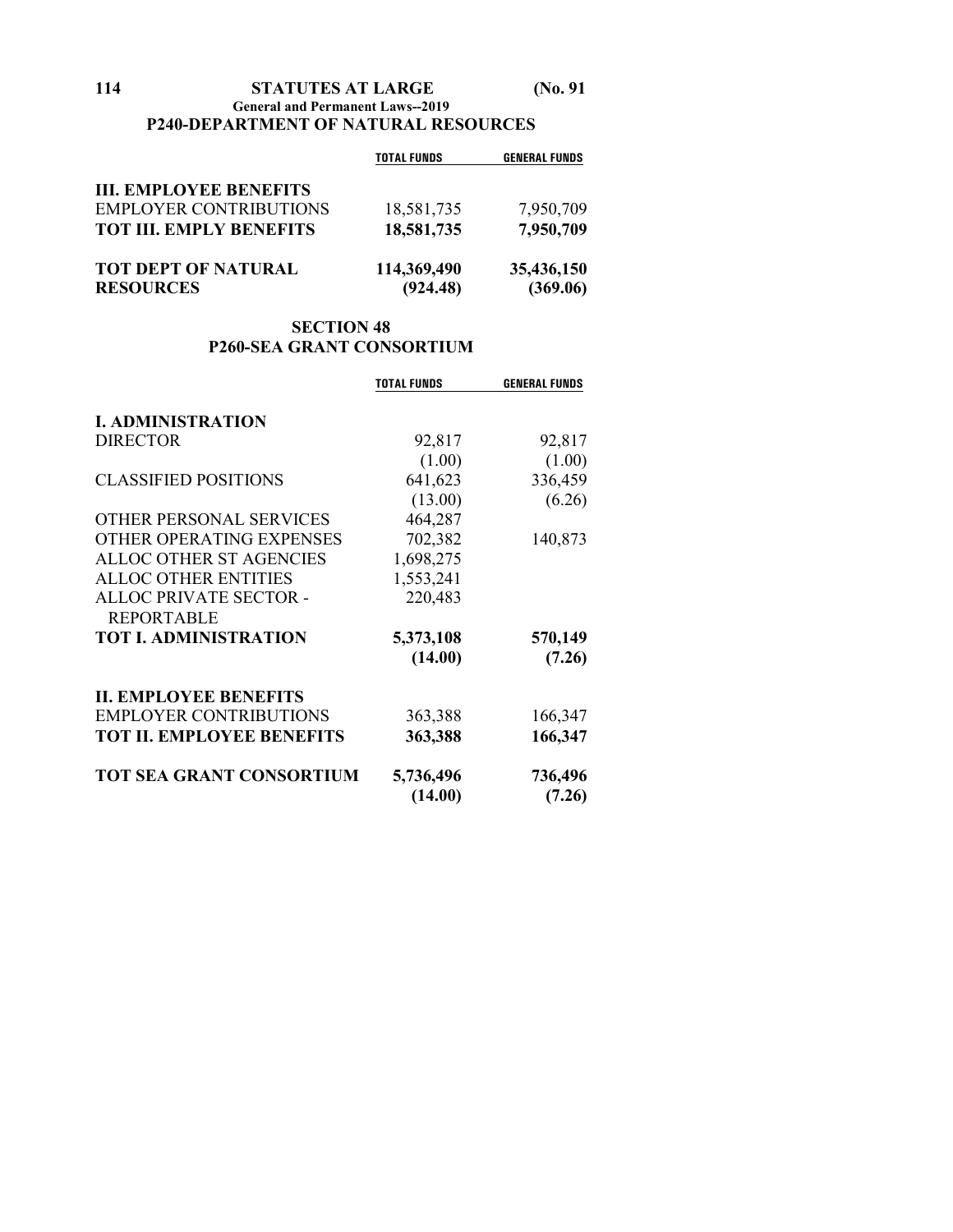### P240-DEPARTMENT OF NATURAL RESOURCES

| | TOTAL FUNDS | GENERAL FUNDS |
|---|---|---|
| **III. EMPLOYEE BENEFITS** | | |
| EMPLOYER CONTRIBUTIONS | 18,581,735 | 7,950,709 |
| **TOT III. EMPLY BENEFITS** | **18,581,735** | **7,950,709** |
| **TOT DEPT OF NATURAL RESOURCES** | **114,369,490** | **35,436,150** |
| | **(924.48)** | **(369.06)** |

## SECTION 48
## P260-SEA GRANT CONSORTIUM

| | TOTAL FUNDS | GENERAL FUNDS |
|---|---|---|
| **I. ADMINISTRATION** | | |
| DIRECTOR | 92,817 | 92,817 |
| | (1.00) | (1.00) |
| CLASSIFIED POSITIONS | 641,623 | 336,459 |
| | (13.00) | (6.26) |
| OTHER PERSONAL SERVICES | 464,287 | |
| OTHER OPERATING EXPENSES | 702,382 | 140,873 |
| ALLOC OTHER ST AGENCIES | 1,698,275 | |
| ALLOC OTHER ENTITIES | 1,553,241 | |
| ALLOC PRIVATE SECTOR - REPORTABLE | 220,483 | |
| **TOT I. ADMINISTRATION** | **5,373,108** | **570,149** |
| | **(14.00)** | **(7.26)** |
| **II. EMPLOYEE BENEFITS** | | |
| EMPLOYER CONTRIBUTIONS | 363,388 | 166,347 |
| **TOT II. EMPLOYEE BENEFITS** | **363,388** | **166,347** |
| **TOT SEA GRANT CONSORTIUM** | **5,736,496** | **736,496** |
| | **(14.00)** | **(7.26)** |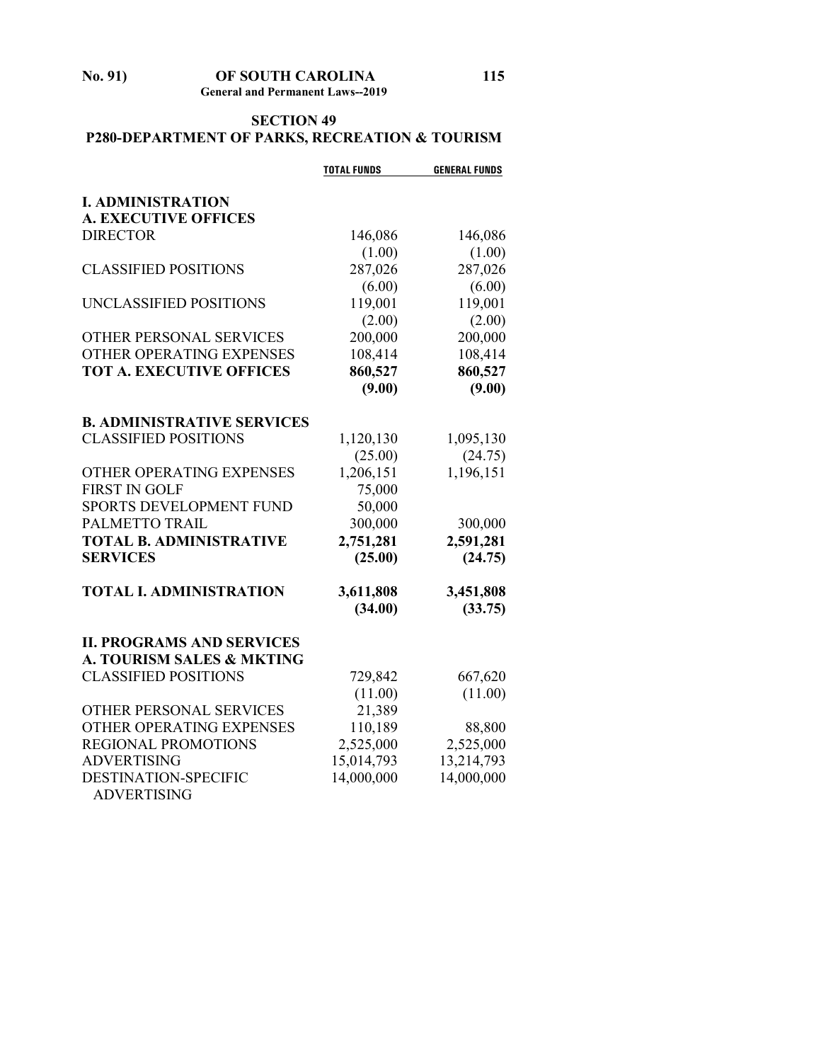## SECTION 49

## P280-DEPARTMENT OF PARKS, RECREATION & TOURISM

| | TOTAL FUNDS | GENERAL FUNDS |
|---|---|---|
| **I. ADMINISTRATION** | | |
| **A. EXECUTIVE OFFICES** | | |
| DIRECTOR | 146,086 | 146,086 |
| | (1.00) | (1.00) |
| CLASSIFIED POSITIONS | 287,026 | 287,026 |
| | (6.00) | (6.00) |
| UNCLASSIFIED POSITIONS | 119,001 | 119,001 |
| | (2.00) | (2.00) |
| OTHER PERSONAL SERVICES | 200,000 | 200,000 |
| OTHER OPERATING EXPENSES | 108,414 | 108,414 |
| **TOT A. EXECUTIVE OFFICES** | **860,527** | **860,527** |
| | **(9.00)** | **(9.00)** |
| **B. ADMINISTRATIVE SERVICES** | | |
| CLASSIFIED POSITIONS | 1,120,130 | 1,095,130 |
| | (25.00) | (24.75) |
| OTHER OPERATING EXPENSES | 1,206,151 | 1,196,151 |
| FIRST IN GOLF | 75,000 | |
| SPORTS DEVELOPMENT FUND | 50,000 | |
| PALMETTO TRAIL | 300,000 | 300,000 |
| **TOTAL B. ADMINISTRATIVE SERVICES** | **2,751,281** | **2,591,281** |
| | **(25.00)** | **(24.75)** |
| **TOTAL I. ADMINISTRATION** | **3,611,808** | **3,451,808** |
| | **(34.00)** | **(33.75)** |
| **II. PROGRAMS AND SERVICES** | | |
| **A. TOURISM SALES & MKTING** | | |
| CLASSIFIED POSITIONS | 729,842 | 667,620 |
| | (11.00) | (11.00) |
| OTHER PERSONAL SERVICES | 21,389 | |
| OTHER OPERATING EXPENSES | 110,189 | 88,800 |
| REGIONAL PROMOTIONS | 2,525,000 | 2,525,000 |
| ADVERTISING | 15,014,793 | 13,214,793 |
| DESTINATION-SPECIFIC ADVERTISING | 14,000,000 | 14,000,000 |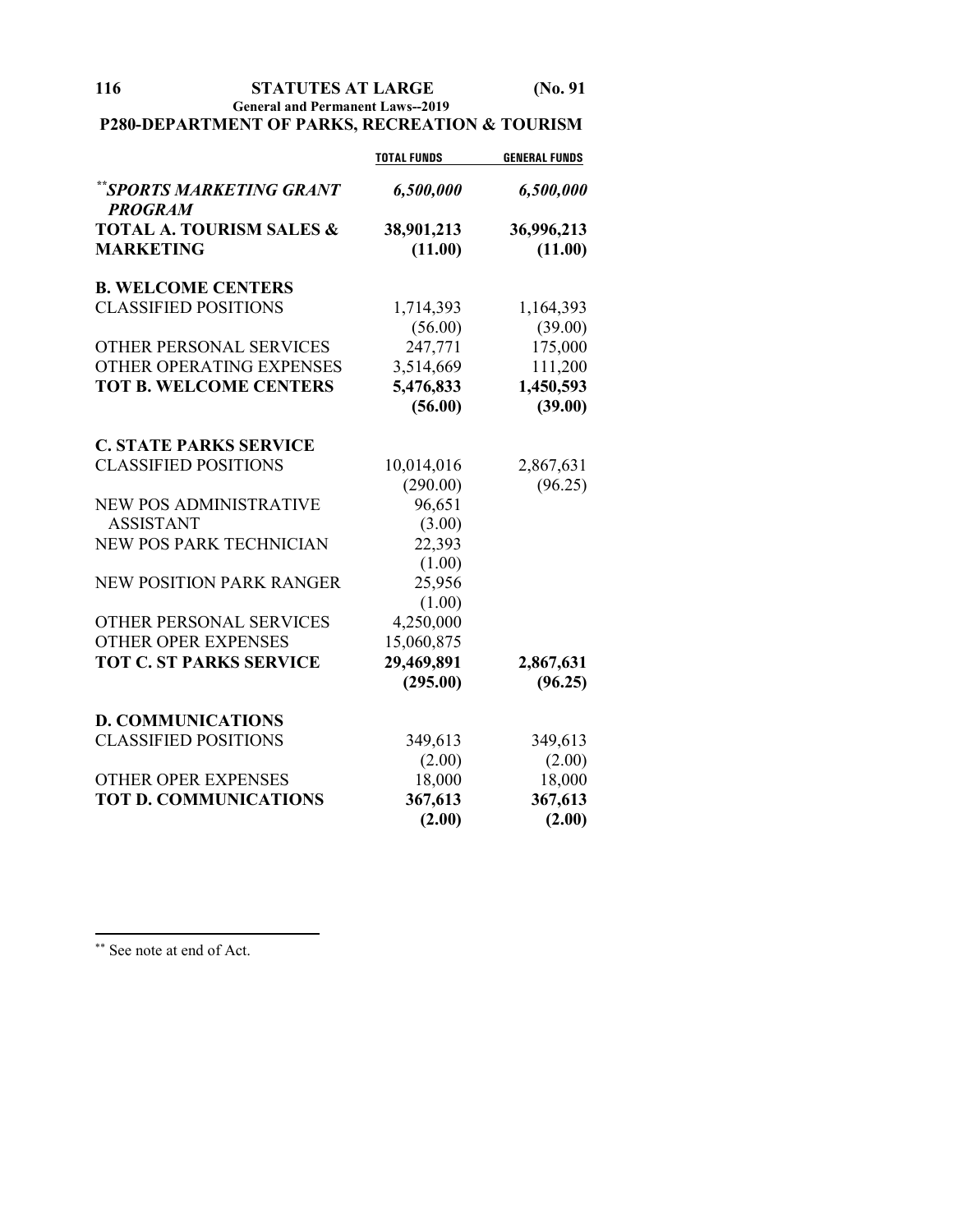## P280-DEPARTMENT OF PARKS, RECREATION & TOURISM

| | TOTAL FUNDS | GENERAL FUNDS |
|---|---|---|
| ***SPORTS MARKETING GRANT PROGRAM** [**] | ***6,500,000*** | ***6,500,000*** |
| **TOTAL A. TOURISM SALES & MARKETING** | **38,901,213** | **36,996,213** |
| | **(11.00)** | **(11.00)** |
| **B. WELCOME CENTERS** | | |
| CLASSIFIED POSITIONS | 1,714,393 | 1,164,393 |
| | (56.00) | (39.00) |
| OTHER PERSONAL SERVICES | 247,771 | 175,000 |
| OTHER OPERATING EXPENSES | 3,514,669 | 111,200 |
| **TOT B. WELCOME CENTERS** | **5,476,833** | **1,450,593** |
| | **(56.00)** | **(39.00)** |
| **C. STATE PARKS SERVICE** | | |
| CLASSIFIED POSITIONS | 10,014,016 | 2,867,631 |
| | (290.00) | (96.25) |
| NEW POS ADMINISTRATIVE ASSISTANT | 96,651 | |
| | (3.00) | |
| NEW POS PARK TECHNICIAN | 22,393 | |
| | (1.00) | |
| NEW POSITION PARK RANGER | 25,956 | |
| | (1.00) | |
| OTHER PERSONAL SERVICES | 4,250,000 | |
| OTHER OPER EXPENSES | 15,060,875 | |
| **TOT C. ST PARKS SERVICE** | **29,469,891** | **2,867,631** |
| | **(295.00)** | **(96.25)** |
| **D. COMMUNICATIONS** | | |
| CLASSIFIED POSITIONS | 349,613 | 349,613 |
| | (2.00) | (2.00) |
| OTHER OPER EXPENSES | 18,000 | 18,000 |
| **TOT D. COMMUNICATIONS** | **367,613** | **367,613** |
| | **(2.00)** | **(2.00)** |

[**] See note at end of Act.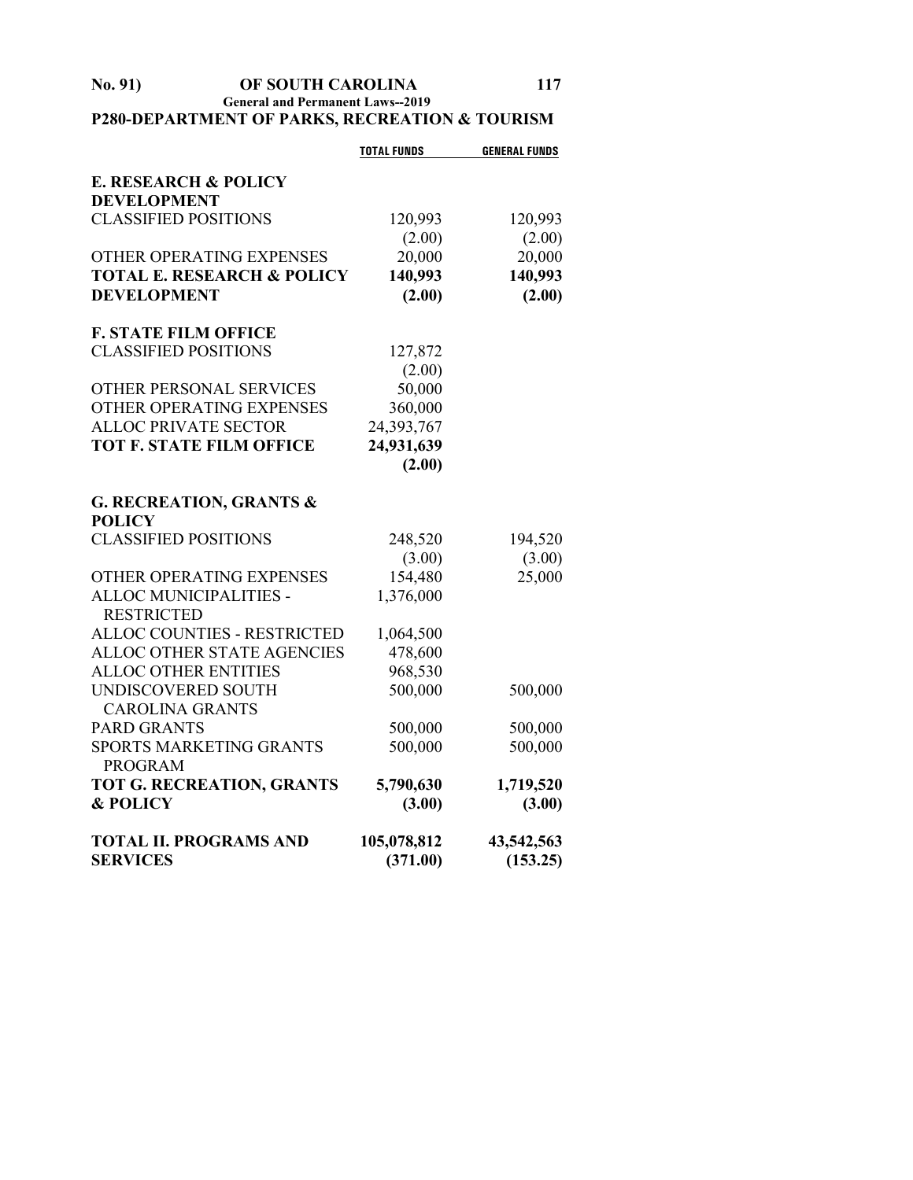## P280-DEPARTMENT OF PARKS, RECREATION & TOURISM

| | TOTAL FUNDS | GENERAL FUNDS |
|---|---|---|
| **E. RESEARCH & POLICY DEVELOPMENT** | | |
| CLASSIFIED POSITIONS | 120,993 | 120,993 |
| | (2.00) | (2.00) |
| OTHER OPERATING EXPENSES | 20,000 | 20,000 |
| **TOTAL E. RESEARCH & POLICY DEVELOPMENT** | **140,993** | **140,993** |
| | **(2.00)** | **(2.00)** |
| **F. STATE FILM OFFICE** | | |
| CLASSIFIED POSITIONS | 127,872 | |
| | (2.00) | |
| OTHER PERSONAL SERVICES | 50,000 | |
| OTHER OPERATING EXPENSES | 360,000 | |
| ALLOC PRIVATE SECTOR | 24,393,767 | |
| **TOT F. STATE FILM OFFICE** | **24,931,639** | |
| | **(2.00)** | |
| **G. RECREATION, GRANTS & POLICY** | | |
| CLASSIFIED POSITIONS | 248,520 | 194,520 |
| | (3.00) | (3.00) |
| OTHER OPERATING EXPENSES | 154,480 | 25,000 |
| ALLOC MUNICIPALITIES - RESTRICTED | 1,376,000 | |
| ALLOC COUNTIES - RESTRICTED | 1,064,500 | |
| ALLOC OTHER STATE AGENCIES | 478,600 | |
| ALLOC OTHER ENTITIES | 968,530 | |
| UNDISCOVERED SOUTH CAROLINA GRANTS | 500,000 | 500,000 |
| PARD GRANTS | 500,000 | 500,000 |
| SPORTS MARKETING GRANTS PROGRAM | 500,000 | 500,000 |
| **TOT G. RECREATION, GRANTS & POLICY** | **5,790,630** | **1,719,520** |
| | **(3.00)** | **(3.00)** |
| **TOTAL II. PROGRAMS AND SERVICES** | **105,078,812** | **43,542,563** |
| | **(371.00)** | **(153.25)** |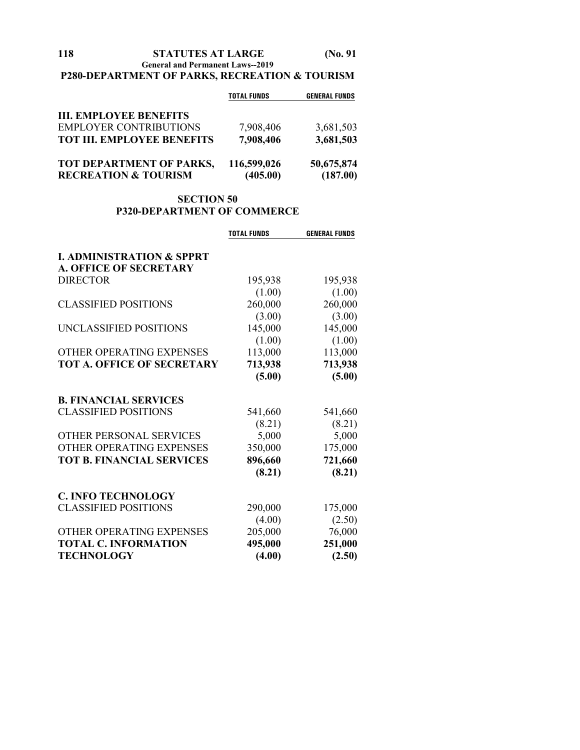**P280-DEPARTMENT OF PARKS, RECREATION & TOURISM**

| | TOTAL FUNDS | GENERAL FUNDS |
|---|---|---|
| **III. EMPLOYEE BENEFITS** | | |
| EMPLOYER CONTRIBUTIONS | 7,908,406 | 3,681,503 |
| **TOT III. EMPLOYEE BENEFITS** | **7,908,406** | **3,681,503** |
| **TOT DEPARTMENT OF PARKS, RECREATION & TOURISM** | **116,599,026** | **50,675,874** |
| | **(405.00)** | **(187.00)** |

## SECTION 50
## P320-DEPARTMENT OF COMMERCE

| | TOTAL FUNDS | GENERAL FUNDS |
|---|---|---|
| **I. ADMINISTRATION & SPPRT** | | |
| **A. OFFICE OF SECRETARY** | | |
| DIRECTOR | 195,938 | 195,938 |
| | (1.00) | (1.00) |
| CLASSIFIED POSITIONS | 260,000 | 260,000 |
| | (3.00) | (3.00) |
| UNCLASSIFIED POSITIONS | 145,000 | 145,000 |
| | (1.00) | (1.00) |
| OTHER OPERATING EXPENSES | 113,000 | 113,000 |
| **TOT A. OFFICE OF SECRETARY** | **713,938** | **713,938** |
| | **(5.00)** | **(5.00)** |
| **B. FINANCIAL SERVICES** | | |
| CLASSIFIED POSITIONS | 541,660 | 541,660 |
| | (8.21) | (8.21) |
| OTHER PERSONAL SERVICES | 5,000 | 5,000 |
| OTHER OPERATING EXPENSES | 350,000 | 175,000 |
| **TOT B. FINANCIAL SERVICES** | **896,660** | **721,660** |
| | **(8.21)** | **(8.21)** |
| **C. INFO TECHNOLOGY** | | |
| CLASSIFIED POSITIONS | 290,000 | 175,000 |
| | (4.00) | (2.50) |
| OTHER OPERATING EXPENSES | 205,000 | 76,000 |
| **TOTAL C. INFORMATION TECHNOLOGY** | **495,000** | **251,000** |
| | **(4.00)** | **(2.50)** |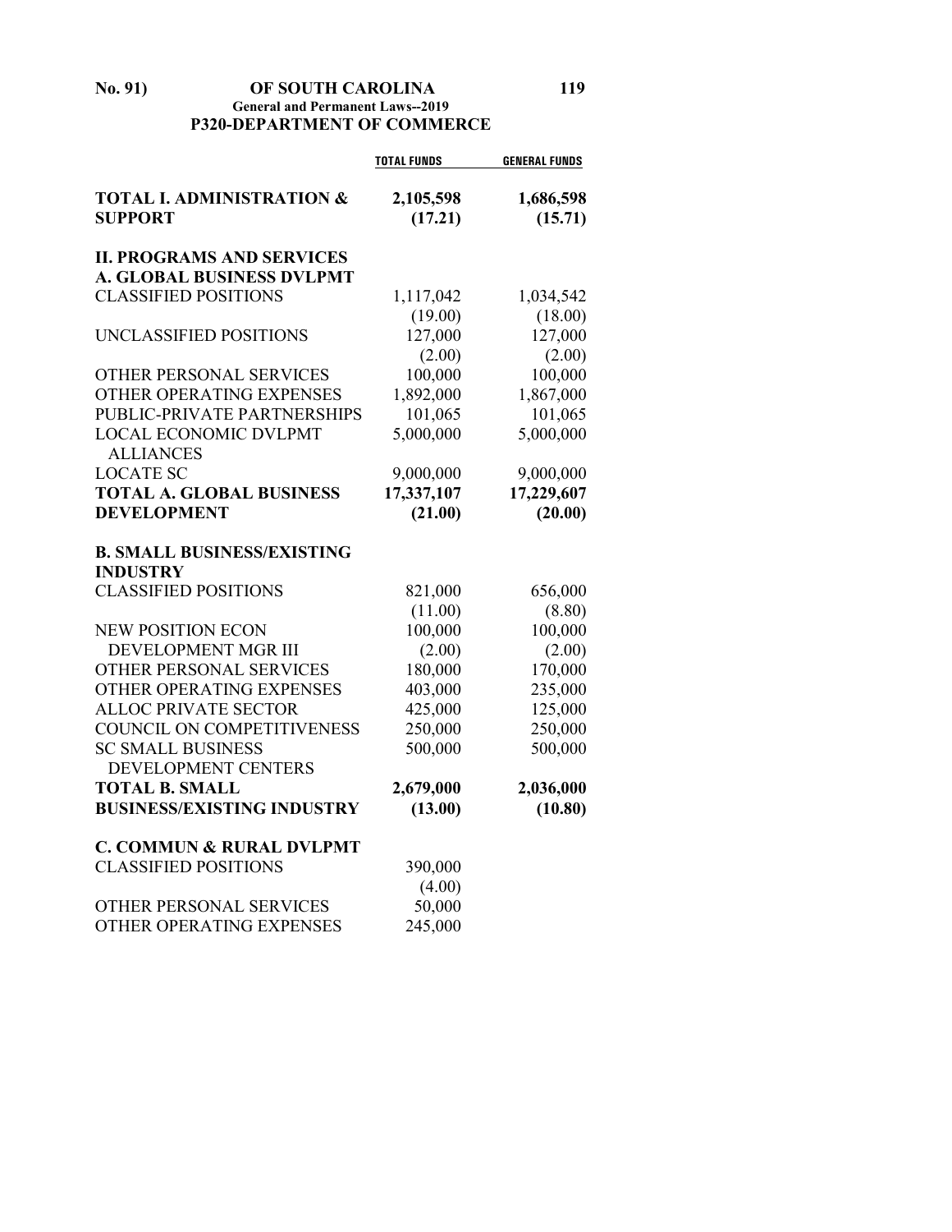## P320-DEPARTMENT OF COMMERCE

| | TOTAL FUNDS | GENERAL FUNDS |
|---|---|---|
| **TOTAL I. ADMINISTRATION & SUPPORT** | **2,105,598** | **1,686,598** |
| | **(17.21)** | **(15.71)** |
| **II. PROGRAMS AND SERVICES** | | |
| **A. GLOBAL BUSINESS DVLPMT** | | |
| CLASSIFIED POSITIONS | 1,117,042 | 1,034,542 |
| | (19.00) | (18.00) |
| UNCLASSIFIED POSITIONS | 127,000 | 127,000 |
| | (2.00) | (2.00) |
| OTHER PERSONAL SERVICES | 100,000 | 100,000 |
| OTHER OPERATING EXPENSES | 1,892,000 | 1,867,000 |
| PUBLIC-PRIVATE PARTNERSHIPS | 101,065 | 101,065 |
| LOCAL ECONOMIC DVLPMT ALLIANCES | 5,000,000 | 5,000,000 |
| LOCATE SC | 9,000,000 | 9,000,000 |
| **TOTAL A. GLOBAL BUSINESS DEVELOPMENT** | **17,337,107** | **17,229,607** |
| | **(21.00)** | **(20.00)** |
| **B. SMALL BUSINESS/EXISTING INDUSTRY** | | |
| CLASSIFIED POSITIONS | 821,000 | 656,000 |
| | (11.00) | (8.80) |
| NEW POSITION ECON DEVELOPMENT MGR III | 100,000 | 100,000 |
| | (2.00) | (2.00) |
| OTHER PERSONAL SERVICES | 180,000 | 170,000 |
| OTHER OPERATING EXPENSES | 403,000 | 235,000 |
| ALLOC PRIVATE SECTOR | 425,000 | 125,000 |
| COUNCIL ON COMPETITIVENESS | 250,000 | 250,000 |
| SC SMALL BUSINESS DEVELOPMENT CENTERS | 500,000 | 500,000 |
| **TOTAL B. SMALL BUSINESS/EXISTING INDUSTRY** | **2,679,000** | **2,036,000** |
| | **(13.00)** | **(10.80)** |
| **C. COMMUN & RURAL DVLPMT** | | |
| CLASSIFIED POSITIONS | 390,000 | |
| | (4.00) | |
| OTHER PERSONAL SERVICES | 50,000 | |
| OTHER OPERATING EXPENSES | 245,000 | |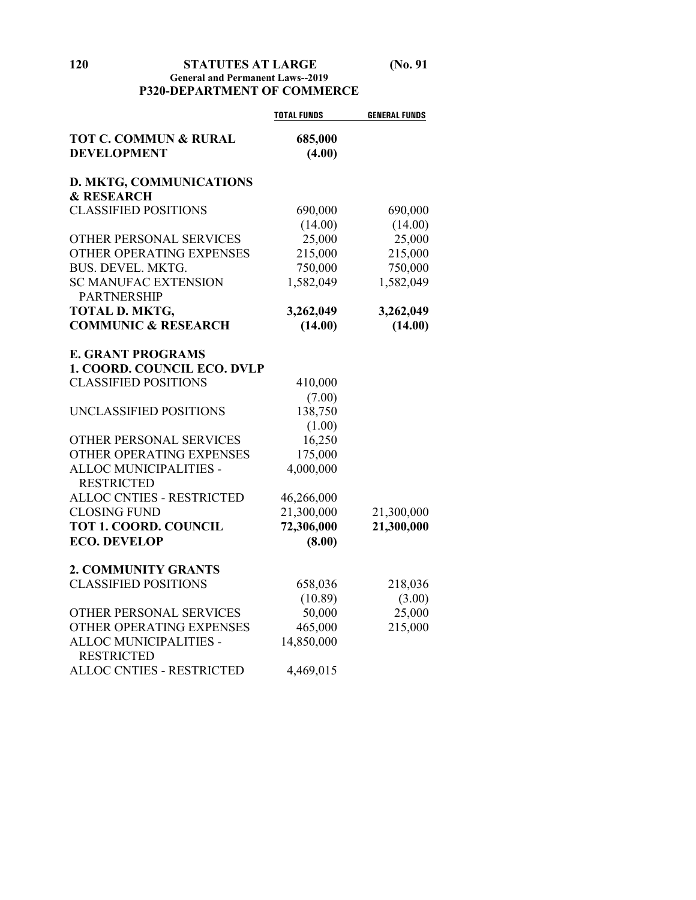## P320-DEPARTMENT OF COMMERCE

| | TOTAL FUNDS | GENERAL FUNDS |
|---|---|---|
| **TOT C. COMMUN & RURAL DEVELOPMENT** | **685,000** | |
| | **(4.00)** | |
| **D. MKTG, COMMUNICATIONS & RESEARCH** | | |
| CLASSIFIED POSITIONS | 690,000 | 690,000 |
| | (14.00) | (14.00) |
| OTHER PERSONAL SERVICES | 25,000 | 25,000 |
| OTHER OPERATING EXPENSES | 215,000 | 215,000 |
| BUS. DEVEL. MKTG. | 750,000 | 750,000 |
| SC MANUFAC EXTENSION PARTNERSHIP | 1,582,049 | 1,582,049 |
| **TOTAL D. MKTG, COMMUNIC & RESEARCH** | **3,262,049** | **3,262,049** |
| | **(14.00)** | **(14.00)** |
| **E. GRANT PROGRAMS** | | |
| **1. COORD. COUNCIL ECO. DVLP** | | |
| CLASSIFIED POSITIONS | 410,000 | |
| | (7.00) | |
| UNCLASSIFIED POSITIONS | 138,750 | |
| | (1.00) | |
| OTHER PERSONAL SERVICES | 16,250 | |
| OTHER OPERATING EXPENSES | 175,000 | |
| ALLOC MUNICIPALITIES - RESTRICTED | 4,000,000 | |
| ALLOC CNTIES - RESTRICTED | 46,266,000 | |
| CLOSING FUND | 21,300,000 | 21,300,000 |
| **TOT 1. COORD. COUNCIL ECO. DEVELOP** | **72,306,000** | **21,300,000** |
| | **(8.00)** | |
| **2. COMMUNITY GRANTS** | | |
| CLASSIFIED POSITIONS | 658,036 | 218,036 |
| | (10.89) | (3.00) |
| OTHER PERSONAL SERVICES | 50,000 | 25,000 |
| OTHER OPERATING EXPENSES | 465,000 | 215,000 |
| ALLOC MUNICIPALITIES - RESTRICTED | 14,850,000 | |
| ALLOC CNTIES - RESTRICTED | 4,469,015 | |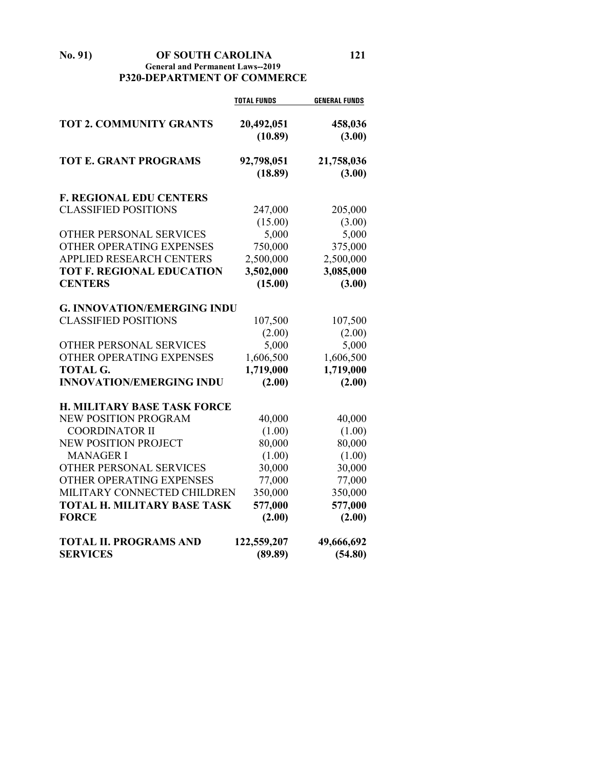## P320-DEPARTMENT OF COMMERCE

| | TOTAL FUNDS | GENERAL FUNDS |
|---|---|---|
| **TOT 2. COMMUNITY GRANTS** | **20,492,051** | **458,036** |
| | **(10.89)** | **(3.00)** |
| **TOT E. GRANT PROGRAMS** | **92,798,051** | **21,758,036** |
| | **(18.89)** | **(3.00)** |
| **F. REGIONAL EDU CENTERS** | | |
| CLASSIFIED POSITIONS | 247,000 | 205,000 |
| | (15.00) | (3.00) |
| OTHER PERSONAL SERVICES | 5,000 | 5,000 |
| OTHER OPERATING EXPENSES | 750,000 | 375,000 |
| APPLIED RESEARCH CENTERS | 2,500,000 | 2,500,000 |
| **TOT F. REGIONAL EDUCATION CENTERS** | **3,502,000** | **3,085,000** |
| | **(15.00)** | **(3.00)** |
| **G. INNOVATION/EMERGING INDU** | | |
| CLASSIFIED POSITIONS | 107,500 | 107,500 |
| | (2.00) | (2.00) |
| OTHER PERSONAL SERVICES | 5,000 | 5,000 |
| OTHER OPERATING EXPENSES | 1,606,500 | 1,606,500 |
| **TOTAL G. INNOVATION/EMERGING INDU** | **1,719,000** | **1,719,000** |
| | **(2.00)** | **(2.00)** |
| **H. MILITARY BASE TASK FORCE** | | |
| NEW POSITION PROGRAM COORDINATOR II | 40,000 | 40,000 |
| | (1.00) | (1.00) |
| NEW POSITION PROJECT MANAGER I | 80,000 | 80,000 |
| | (1.00) | (1.00) |
| OTHER PERSONAL SERVICES | 30,000 | 30,000 |
| OTHER OPERATING EXPENSES | 77,000 | 77,000 |
| MILITARY CONNECTED CHILDREN | 350,000 | 350,000 |
| **TOTAL H. MILITARY BASE TASK FORCE** | **577,000** | **577,000** |
| | **(2.00)** | **(2.00)** |
| **TOTAL II. PROGRAMS AND SERVICES** | **122,559,207** | **49,666,692** |
| | **(89.89)** | **(54.80)** |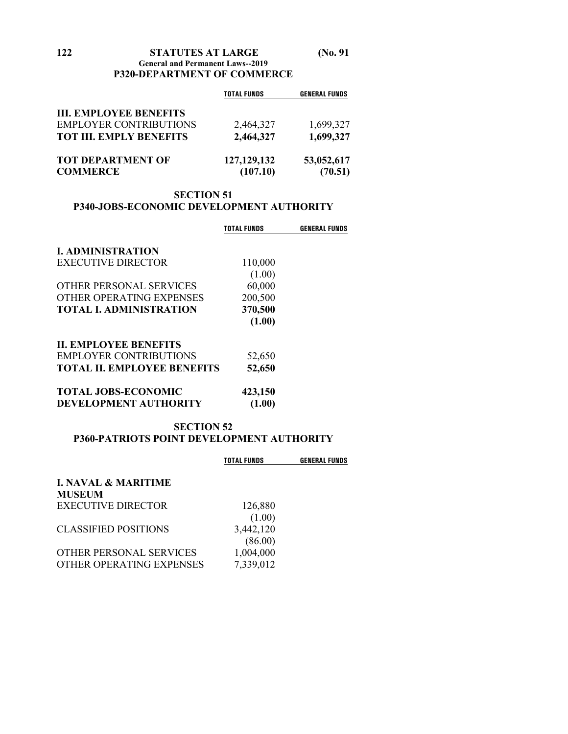**P320-DEPARTMENT OF COMMERCE**

| | TOTAL FUNDS | GENERAL FUNDS |
|---|---|---|
| **III. EMPLOYEE BENEFITS** | | |
| EMPLOYER CONTRIBUTIONS | 2,464,327 | 1,699,327 |
| **TOT III. EMPLY BENEFITS** | **2,464,327** | **1,699,327** |
| **TOT DEPARTMENT OF COMMERCE** | **127,129,132** | **53,052,617** |
| | **(107.10)** | **(70.51)** |

## SECTION 51
## P340-JOBS-ECONOMIC DEVELOPMENT AUTHORITY

| | TOTAL FUNDS | GENERAL FUNDS |
|---|---|---|
| **I. ADMINISTRATION** | | |
| EXECUTIVE DIRECTOR | 110,000 | |
| | (1.00) | |
| OTHER PERSONAL SERVICES | 60,000 | |
| OTHER OPERATING EXPENSES | 200,500 | |
| **TOTAL I. ADMINISTRATION** | **370,500** | |
| | **(1.00)** | |
| **II. EMPLOYEE BENEFITS** | | |
| EMPLOYER CONTRIBUTIONS | 52,650 | |
| **TOTAL II. EMPLOYEE BENEFITS** | **52,650** | |
| **TOTAL JOBS-ECONOMIC DEVELOPMENT AUTHORITY** | **423,150** | |
| | **(1.00)** | |

## SECTION 52
## P360-PATRIOTS POINT DEVELOPMENT AUTHORITY

| | TOTAL FUNDS | GENERAL FUNDS |
|---|---|---|
| **I. NAVAL & MARITIME MUSEUM** | | |
| EXECUTIVE DIRECTOR | 126,880 | |
| | (1.00) | |
| CLASSIFIED POSITIONS | 3,442,120 | |
| | (86.00) | |
| OTHER PERSONAL SERVICES | 1,004,000 | |
| OTHER OPERATING EXPENSES | 7,339,012 | |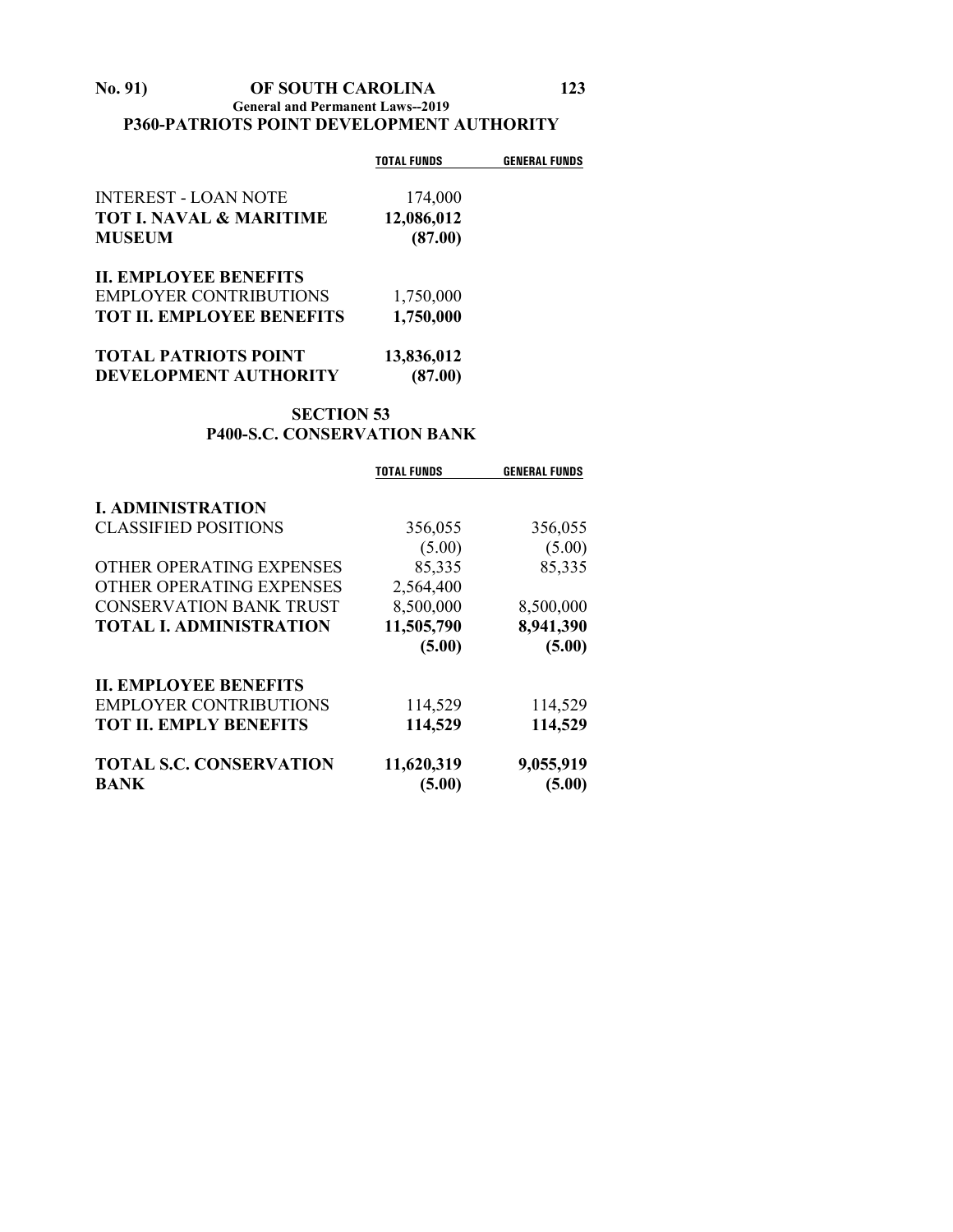## P360-PATRIOTS POINT DEVELOPMENT AUTHORITY

| | TOTAL FUNDS | GENERAL FUNDS |
|---|---|---|
| INTEREST - LOAN NOTE | 174,000 | |
| **TOT I. NAVAL & MARITIME MUSEUM** | **12,086,012** | |
| | **(87.00)** | |
| **II. EMPLOYEE BENEFITS** | | |
| EMPLOYER CONTRIBUTIONS | 1,750,000 | |
| **TOT II. EMPLOYEE BENEFITS** | **1,750,000** | |
| **TOTAL PATRIOTS POINT DEVELOPMENT AUTHORITY** | **13,836,012** | |
| | **(87.00)** | |

## SECTION 53
## P400-S.C. CONSERVATION BANK

| | TOTAL FUNDS | GENERAL FUNDS |
|---|---|---|
| **I. ADMINISTRATION** | | |
| CLASSIFIED POSITIONS | 356,055 | 356,055 |
| | (5.00) | (5.00) |
| OTHER OPERATING EXPENSES | 85,335 | 85,335 |
| OTHER OPERATING EXPENSES | 2,564,400 | |
| CONSERVATION BANK TRUST | 8,500,000 | 8,500,000 |
| **TOTAL I. ADMINISTRATION** | **11,505,790** | **8,941,390** |
| | **(5.00)** | **(5.00)** |
| **II. EMPLOYEE BENEFITS** | | |
| EMPLOYER CONTRIBUTIONS | 114,529 | 114,529 |
| **TOT II. EMPLY BENEFITS** | **114,529** | **114,529** |
| **TOTAL S.C. CONSERVATION BANK** | **11,620,319** | **9,055,919** |
| | **(5.00)** | **(5.00)** |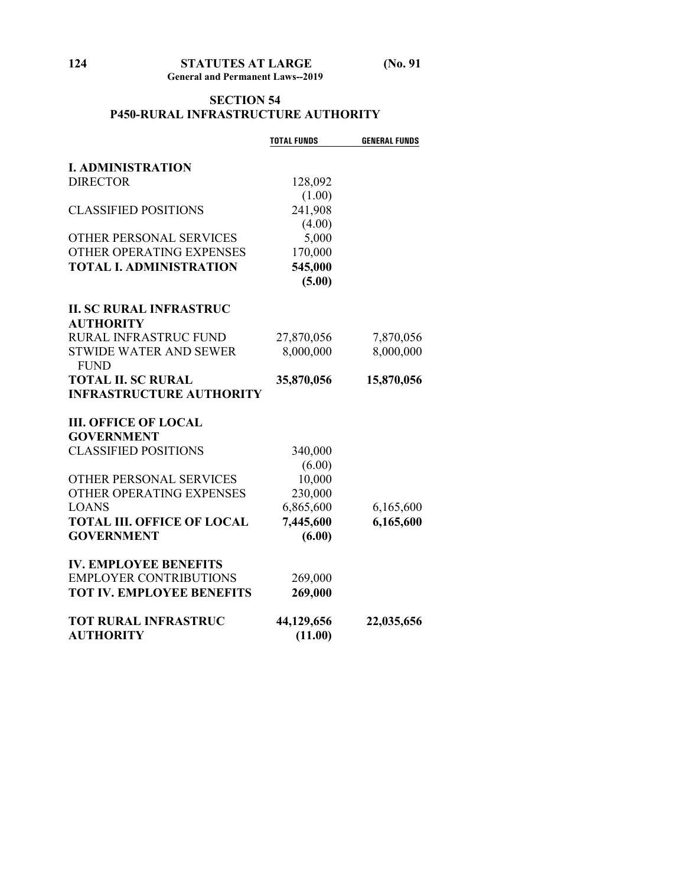## SECTION 54
## P450-RURAL INFRASTRUCTURE AUTHORITY

| | TOTAL FUNDS | GENERAL FUNDS |
|---|---|---|
| **I. ADMINISTRATION** | | |
| DIRECTOR | 128,092 | |
| | (1.00) | |
| CLASSIFIED POSITIONS | 241,908 | |
| | (4.00) | |
| OTHER PERSONAL SERVICES | 5,000 | |
| OTHER OPERATING EXPENSES | 170,000 | |
| **TOTAL I. ADMINISTRATION** | **545,000** | |
| | **(5.00)** | |
| **II. SC RURAL INFRASTRUC AUTHORITY** | | |
| RURAL INFRASTRUC FUND | 27,870,056 | 7,870,056 |
| STWIDE WATER AND SEWER FUND | 8,000,000 | 8,000,000 |
| **TOTAL II. SC RURAL INFRASTRUCTURE AUTHORITY** | **35,870,056** | **15,870,056** |
| **III. OFFICE OF LOCAL GOVERNMENT** | | |
| CLASSIFIED POSITIONS | 340,000 | |
| | (6.00) | |
| OTHER PERSONAL SERVICES | 10,000 | |
| OTHER OPERATING EXPENSES | 230,000 | |
| LOANS | 6,865,600 | 6,165,600 |
| **TOTAL III. OFFICE OF LOCAL GOVERNMENT** | **7,445,600** | **6,165,600** |
| | **(6.00)** | |
| **IV. EMPLOYEE BENEFITS** | | |
| EMPLOYER CONTRIBUTIONS | 269,000 | |
| **TOT IV. EMPLOYEE BENEFITS** | **269,000** | |
| **TOT RURAL INFRASTRUC AUTHORITY** | **44,129,656** | **22,035,656** |
| | **(11.00)** | |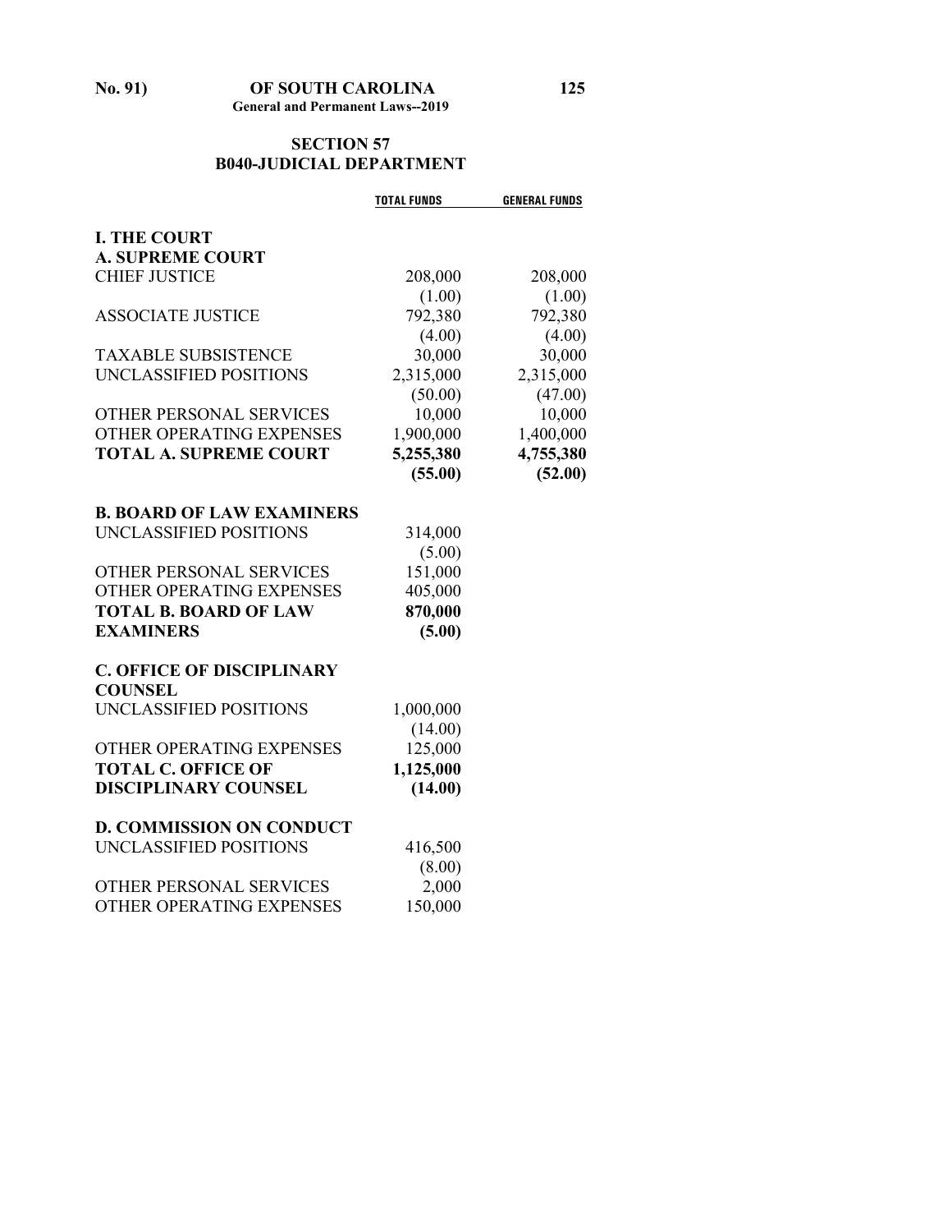## SECTION 57
## B040-JUDICIAL DEPARTMENT

| | TOTAL FUNDS | GENERAL FUNDS |
|---|---|---|
| **I. THE COURT** | | |
| **A. SUPREME COURT** | | |
| CHIEF JUSTICE | 208,000 | 208,000 |
| | (1.00) | (1.00) |
| ASSOCIATE JUSTICE | 792,380 | 792,380 |
| | (4.00) | (4.00) |
| TAXABLE SUBSISTENCE | 30,000 | 30,000 |
| UNCLASSIFIED POSITIONS | 2,315,000 | 2,315,000 |
| | (50.00) | (47.00) |
| OTHER PERSONAL SERVICES | 10,000 | 10,000 |
| OTHER OPERATING EXPENSES | 1,900,000 | 1,400,000 |
| **TOTAL A. SUPREME COURT** | **5,255,380** | **4,755,380** |
| | **(55.00)** | **(52.00)** |
| **B. BOARD OF LAW EXAMINERS** | | |
| UNCLASSIFIED POSITIONS | 314,000 | |
| | (5.00) | |
| OTHER PERSONAL SERVICES | 151,000 | |
| OTHER OPERATING EXPENSES | 405,000 | |
| **TOTAL B. BOARD OF LAW EXAMINERS** | **870,000** | |
| | **(5.00)** | |
| **C. OFFICE OF DISCIPLINARY COUNSEL** | | |
| UNCLASSIFIED POSITIONS | 1,000,000 | |
| | (14.00) | |
| OTHER OPERATING EXPENSES | 125,000 | |
| **TOTAL C. OFFICE OF DISCIPLINARY COUNSEL** | **1,125,000** | |
| | **(14.00)** | |
| **D. COMMISSION ON CONDUCT** | | |
| UNCLASSIFIED POSITIONS | 416,500 | |
| | (8.00) | |
| OTHER PERSONAL SERVICES | 2,000 | |
| OTHER OPERATING EXPENSES | 150,000 | |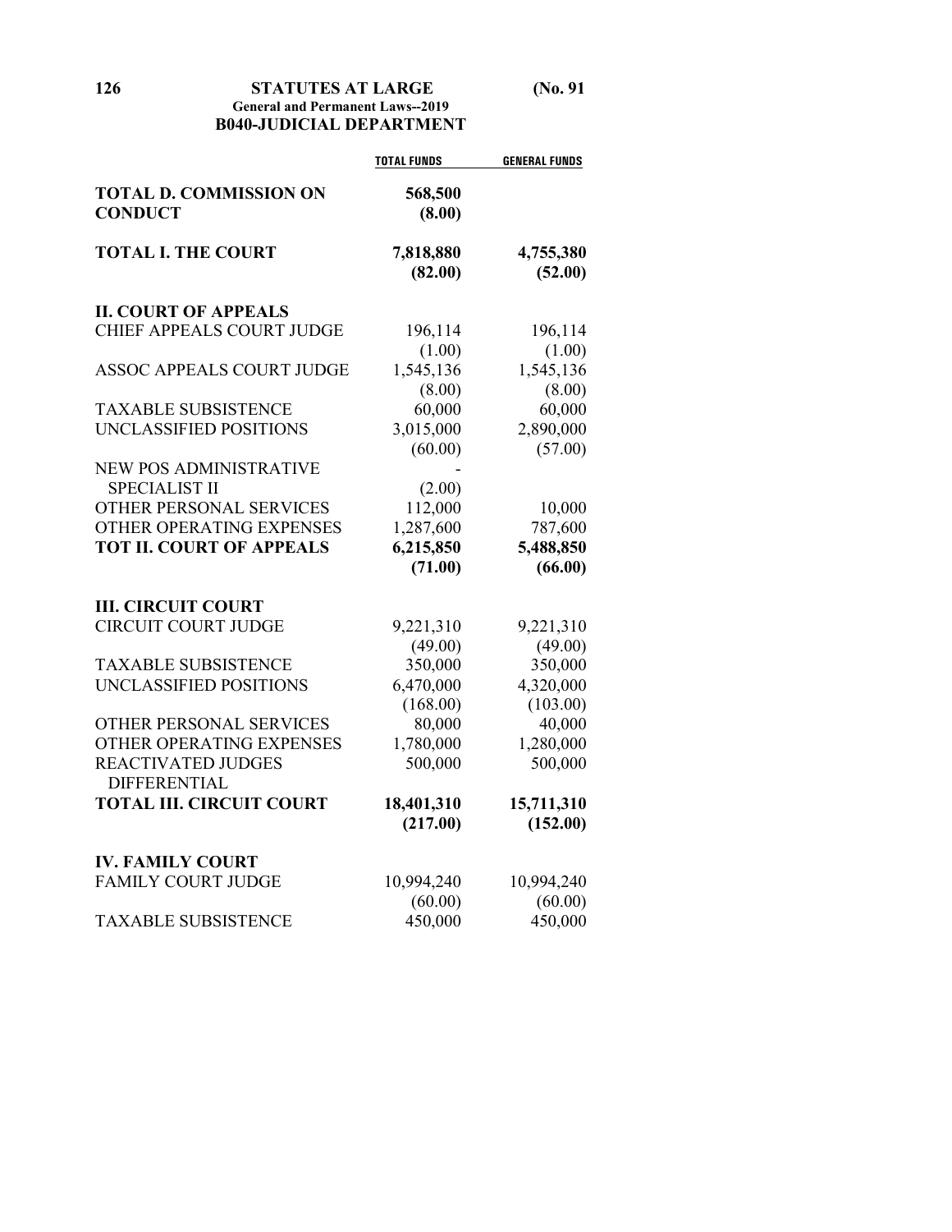## B040-JUDICIAL DEPARTMENT

| | TOTAL FUNDS | GENERAL FUNDS |
|---|---|---|
| **TOTAL D. COMMISSION ON CONDUCT** | **568,500** | |
| | **(8.00)** | |
| **TOTAL I. THE COURT** | **7,818,880** | **4,755,380** |
| | **(82.00)** | **(52.00)** |
| **II. COURT OF APPEALS** | | |
| CHIEF APPEALS COURT JUDGE | 196,114 | 196,114 |
| | (1.00) | (1.00) |
| ASSOC APPEALS COURT JUDGE | 1,545,136 | 1,545,136 |
| | (8.00) | (8.00) |
| TAXABLE SUBSISTENCE | 60,000 | 60,000 |
| UNCLASSIFIED POSITIONS | 3,015,000 | 2,890,000 |
| | (60.00) | (57.00) |
| NEW POS ADMINISTRATIVE SPECIALIST II | - | |
| | (2.00) | |
| OTHER PERSONAL SERVICES | 112,000 | 10,000 |
| OTHER OPERATING EXPENSES | 1,287,600 | 787,600 |
| **TOT II. COURT OF APPEALS** | **6,215,850** | **5,488,850** |
| | **(71.00)** | **(66.00)** |
| **III. CIRCUIT COURT** | | |
| CIRCUIT COURT JUDGE | 9,221,310 | 9,221,310 |
| | (49.00) | (49.00) |
| TAXABLE SUBSISTENCE | 350,000 | 350,000 |
| UNCLASSIFIED POSITIONS | 6,470,000 | 4,320,000 |
| | (168.00) | (103.00) |
| OTHER PERSONAL SERVICES | 80,000 | 40,000 |
| OTHER OPERATING EXPENSES | 1,780,000 | 1,280,000 |
| REACTIVATED JUDGES DIFFERENTIAL | 500,000 | 500,000 |
| **TOTAL III. CIRCUIT COURT** | **18,401,310** | **15,711,310** |
| | **(217.00)** | **(152.00)** |
| **IV. FAMILY COURT** | | |
| FAMILY COURT JUDGE | 10,994,240 | 10,994,240 |
| | (60.00) | (60.00) |
| TAXABLE SUBSISTENCE | 450,000 | 450,000 |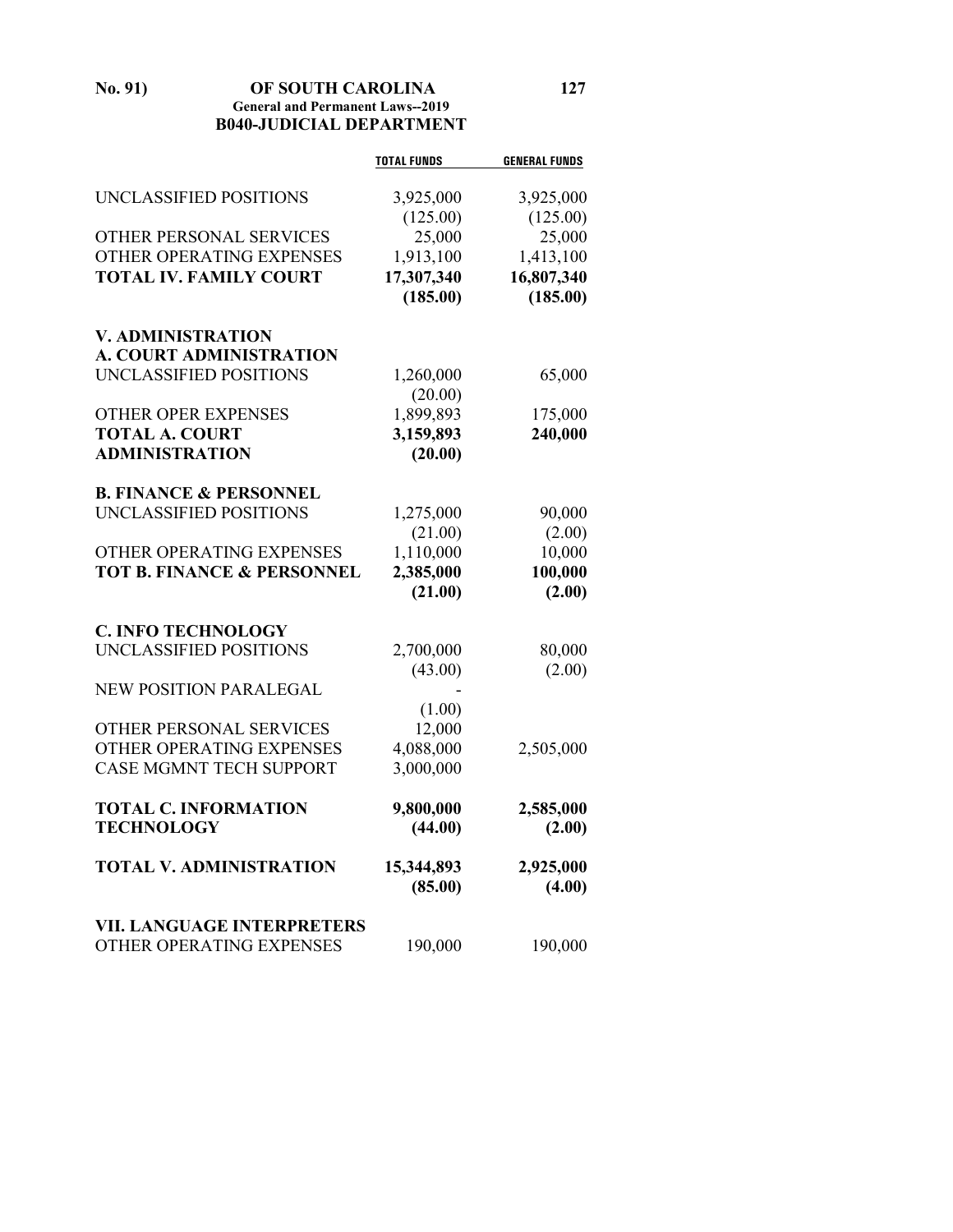| | TOTAL FUNDS | GENERAL FUNDS |
|---|---|---|
| UNCLASSIFIED POSITIONS | 3,925,000 | 3,925,000 |
| | (125.00) | (125.00) |
| OTHER PERSONAL SERVICES | 25,000 | 25,000 |
| OTHER OPERATING EXPENSES | 1,913,100 | 1,413,100 |
| **TOTAL IV. FAMILY COURT** | **17,307,340** | **16,807,340** |
| | **(185.00)** | **(185.00)** |
| **V. ADMINISTRATION** | | |
| **A. COURT ADMINISTRATION** | | |
| UNCLASSIFIED POSITIONS | 1,260,000 | 65,000 |
| | (20.00) | |
| OTHER OPER EXPENSES | 1,899,893 | 175,000 |
| **TOTAL A. COURT ADMINISTRATION** | **3,159,893** | **240,000** |
| | **(20.00)** | |
| **B. FINANCE & PERSONNEL** | | |
| UNCLASSIFIED POSITIONS | 1,275,000 | 90,000 |
| | (21.00) | (2.00) |
| OTHER OPERATING EXPENSES | 1,110,000 | 10,000 |
| **TOT B. FINANCE & PERSONNEL** | **2,385,000** | **100,000** |
| | **(21.00)** | **(2.00)** |
| **C. INFO TECHNOLOGY** | | |
| UNCLASSIFIED POSITIONS | 2,700,000 | 80,000 |
| | (43.00) | (2.00) |
| NEW POSITION PARALEGAL | - | |
| | (1.00) | |
| OTHER PERSONAL SERVICES | 12,000 | |
| OTHER OPERATING EXPENSES | 4,088,000 | 2,505,000 |
| CASE MGMNT TECH SUPPORT | 3,000,000 | |
| **TOTAL C. INFORMATION TECHNOLOGY** | **9,800,000** | **2,585,000** |
| | **(44.00)** | **(2.00)** |
| **TOTAL V. ADMINISTRATION** | **15,344,893** | **2,925,000** |
| | **(85.00)** | **(4.00)** |
| **VII. LANGUAGE INTERPRETERS** | | |
| OTHER OPERATING EXPENSES | 190,000 | 190,000 |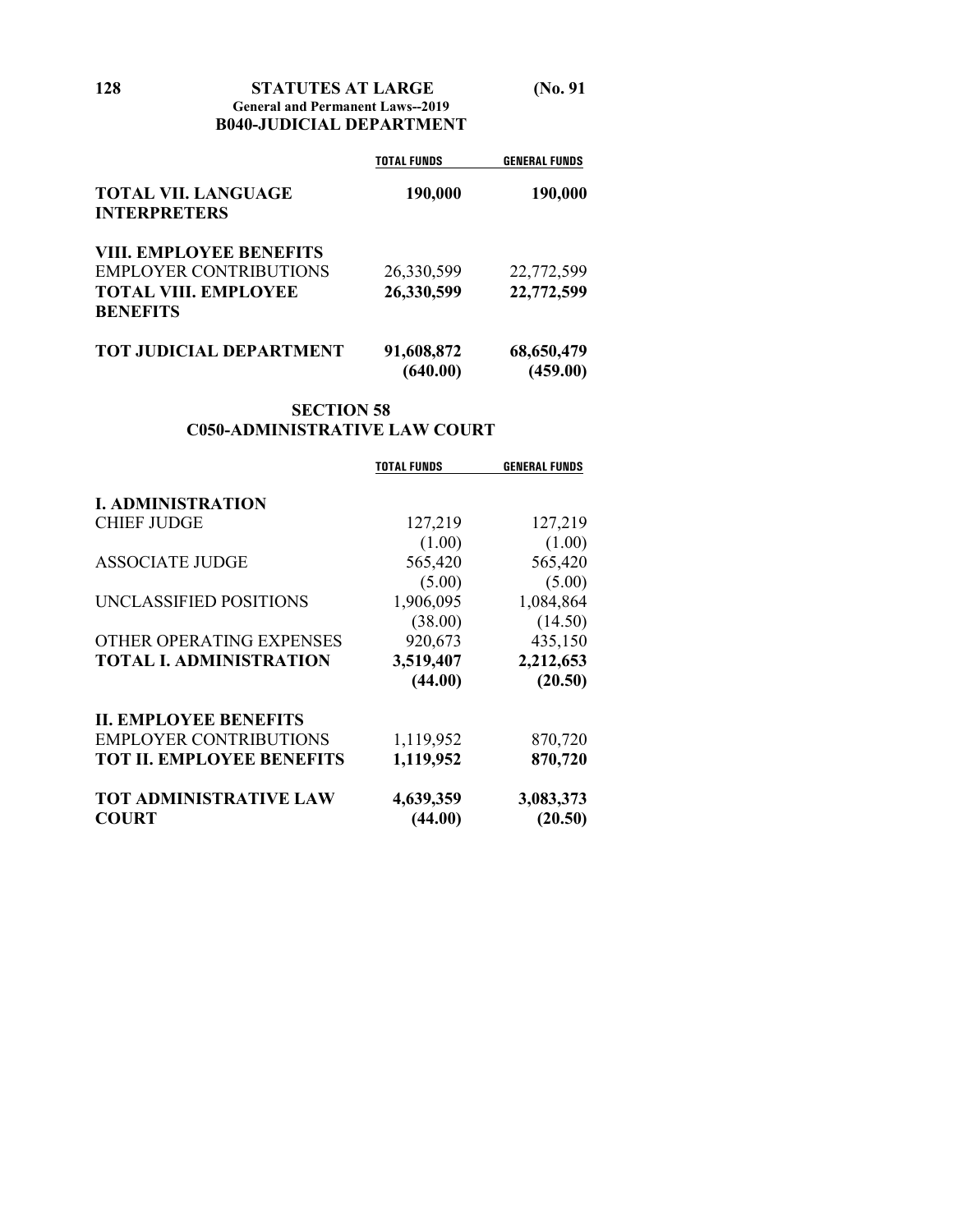## B040-JUDICIAL DEPARTMENT

| | TOTAL FUNDS | GENERAL FUNDS |
|---|---|---|
| **TOTAL VII. LANGUAGE INTERPRETERS** | **190,000** | **190,000** |
| **VIII. EMPLOYEE BENEFITS** | | |
| EMPLOYER CONTRIBUTIONS | 26,330,599 | 22,772,599 |
| **TOTAL VIII. EMPLOYEE BENEFITS** | **26,330,599** | **22,772,599** |
| **TOT JUDICIAL DEPARTMENT** | **91,608,872** | **68,650,479** |
| | **(640.00)** | **(459.00)** |

## SECTION 58
## C050-ADMINISTRATIVE LAW COURT

| | TOTAL FUNDS | GENERAL FUNDS |
|---|---|---|
| **I. ADMINISTRATION** | | |
| CHIEF JUDGE | 127,219 | 127,219 |
| | (1.00) | (1.00) |
| ASSOCIATE JUDGE | 565,420 | 565,420 |
| | (5.00) | (5.00) |
| UNCLASSIFIED POSITIONS | 1,906,095 | 1,084,864 |
| | (38.00) | (14.50) |
| OTHER OPERATING EXPENSES | 920,673 | 435,150 |
| **TOTAL I. ADMINISTRATION** | **3,519,407** | **2,212,653** |
| | **(44.00)** | **(20.50)** |
| **II. EMPLOYEE BENEFITS** | | |
| EMPLOYER CONTRIBUTIONS | 1,119,952 | 870,720 |
| **TOT II. EMPLOYEE BENEFITS** | **1,119,952** | **870,720** |
| **TOT ADMINISTRATIVE LAW COURT** | **4,639,359** | **3,083,373** |
| | **(44.00)** | **(20.50)** |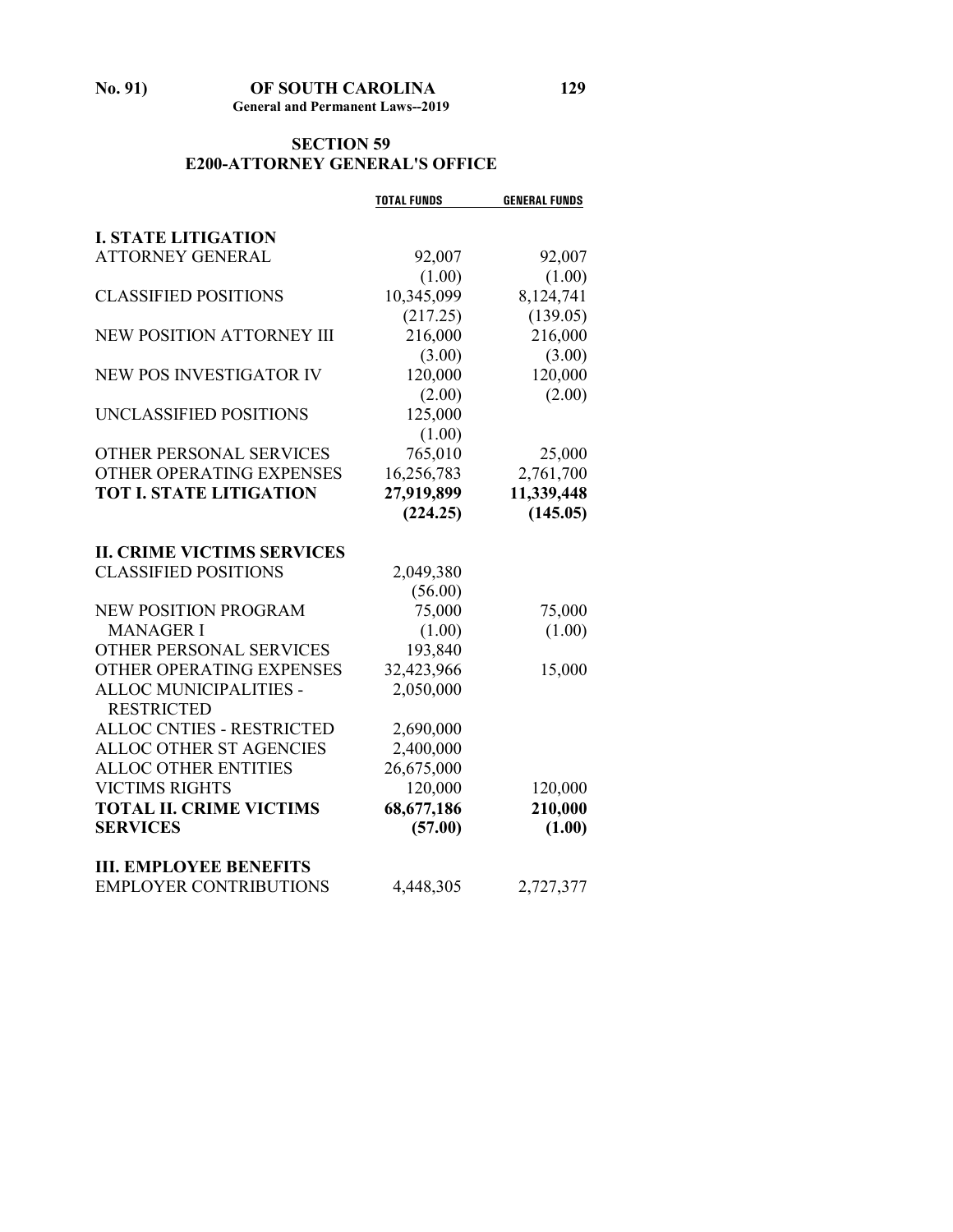## SECTION 59
## E200-ATTORNEY GENERAL'S OFFICE

| | TOTAL FUNDS | GENERAL FUNDS |
|---|---|---|
| **I. STATE LITIGATION** | | |
| ATTORNEY GENERAL | 92,007 | 92,007 |
| | (1.00) | (1.00) |
| CLASSIFIED POSITIONS | 10,345,099 | 8,124,741 |
| | (217.25) | (139.05) |
| NEW POSITION ATTORNEY III | 216,000 | 216,000 |
| | (3.00) | (3.00) |
| NEW POS INVESTIGATOR IV | 120,000 | 120,000 |
| | (2.00) | (2.00) |
| UNCLASSIFIED POSITIONS | 125,000 | |
| | (1.00) | |
| OTHER PERSONAL SERVICES | 765,010 | 25,000 |
| OTHER OPERATING EXPENSES | 16,256,783 | 2,761,700 |
| **TOT I. STATE LITIGATION** | **27,919,899** | **11,339,448** |
| | **(224.25)** | **(145.05)** |
| **II. CRIME VICTIMS SERVICES** | | |
| CLASSIFIED POSITIONS | 2,049,380 | |
| | (56.00) | |
| NEW POSITION PROGRAM MANAGER I | 75,000 | 75,000 |
| | (1.00) | (1.00) |
| OTHER PERSONAL SERVICES | 193,840 | |
| OTHER OPERATING EXPENSES | 32,423,966 | 15,000 |
| ALLOC MUNICIPALITIES - RESTRICTED | 2,050,000 | |
| ALLOC CNTIES - RESTRICTED | 2,690,000 | |
| ALLOC OTHER ST AGENCIES | 2,400,000 | |
| ALLOC OTHER ENTITIES | 26,675,000 | |
| VICTIMS RIGHTS | 120,000 | 120,000 |
| **TOTAL II. CRIME VICTIMS SERVICES** | **68,677,186** | **210,000** |
| | **(57.00)** | **(1.00)** |
| **III. EMPLOYEE BENEFITS** | | |
| EMPLOYER CONTRIBUTIONS | 4,448,305 | 2,727,377 |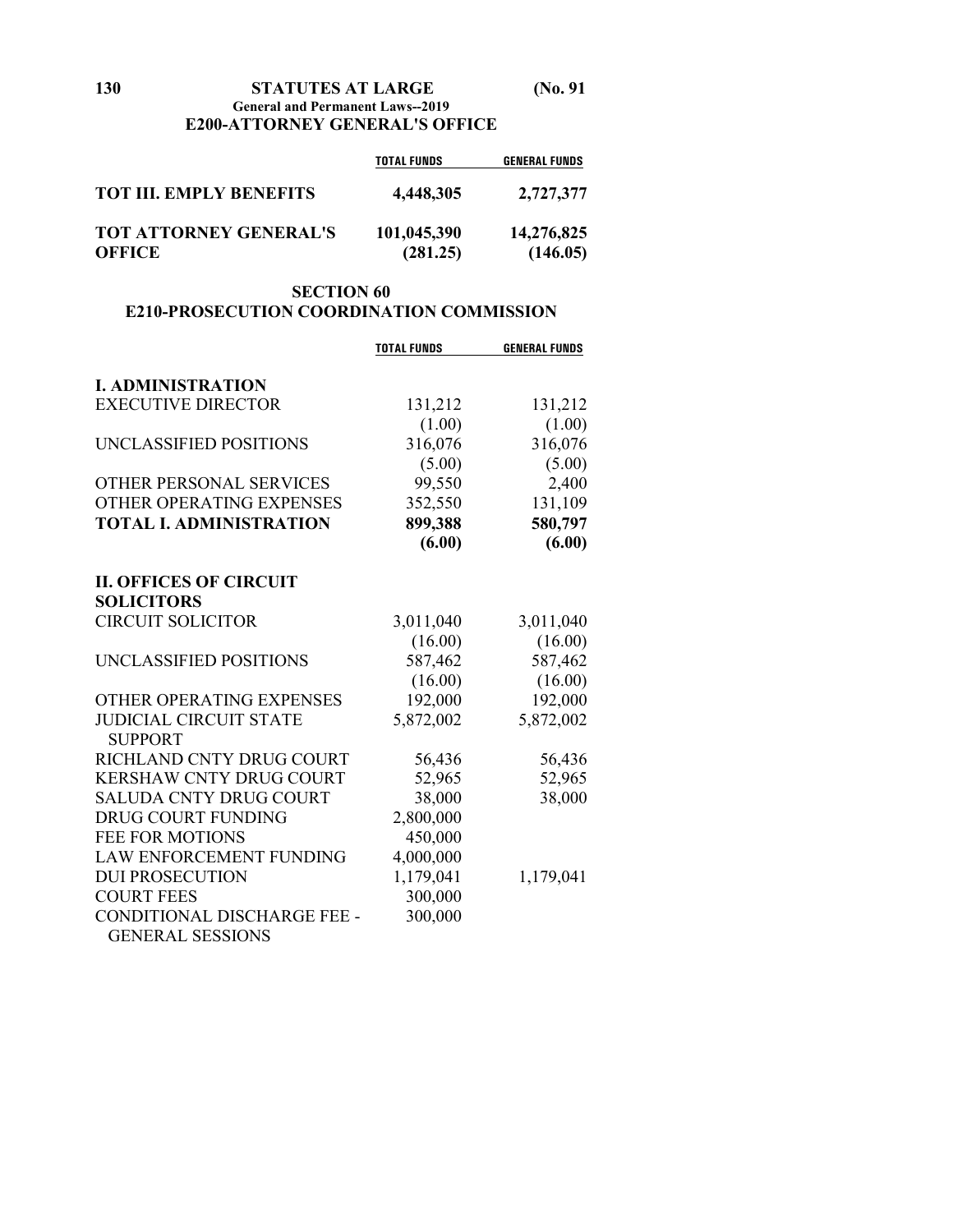## E200-ATTORNEY GENERAL'S OFFICE

| | TOTAL FUNDS | GENERAL FUNDS |
|---|---|---|
| **TOT III. EMPLY BENEFITS** | **4,448,305** | **2,727,377** |
| **TOT ATTORNEY GENERAL'S OFFICE** | **101,045,390** | **14,276,825** |
| | **(281.25)** | **(146.05)** |

## SECTION 60
## E210-PROSECUTION COORDINATION COMMISSION

| | TOTAL FUNDS | GENERAL FUNDS |
|---|---|---|
| **I. ADMINISTRATION** | | |
| EXECUTIVE DIRECTOR | 131,212 | 131,212 |
| | (1.00) | (1.00) |
| UNCLASSIFIED POSITIONS | 316,076 | 316,076 |
| | (5.00) | (5.00) |
| OTHER PERSONAL SERVICES | 99,550 | 2,400 |
| OTHER OPERATING EXPENSES | 352,550 | 131,109 |
| **TOTAL I. ADMINISTRATION** | **899,388** | **580,797** |
| | **(6.00)** | **(6.00)** |
| **II. OFFICES OF CIRCUIT SOLICITORS** | | |
| CIRCUIT SOLICITOR | 3,011,040 | 3,011,040 |
| | (16.00) | (16.00) |
| UNCLASSIFIED POSITIONS | 587,462 | 587,462 |
| | (16.00) | (16.00) |
| OTHER OPERATING EXPENSES | 192,000 | 192,000 |
| JUDICIAL CIRCUIT STATE SUPPORT | 5,872,002 | 5,872,002 |
| RICHLAND CNTY DRUG COURT | 56,436 | 56,436 |
| KERSHAW CNTY DRUG COURT | 52,965 | 52,965 |
| SALUDA CNTY DRUG COURT | 38,000 | 38,000 |
| DRUG COURT FUNDING | 2,800,000 | |
| FEE FOR MOTIONS | 450,000 | |
| LAW ENFORCEMENT FUNDING | 4,000,000 | |
| DUI PROSECUTION | 1,179,041 | 1,179,041 |
| COURT FEES | 300,000 | |
| CONDITIONAL DISCHARGE FEE - GENERAL SESSIONS | 300,000 | |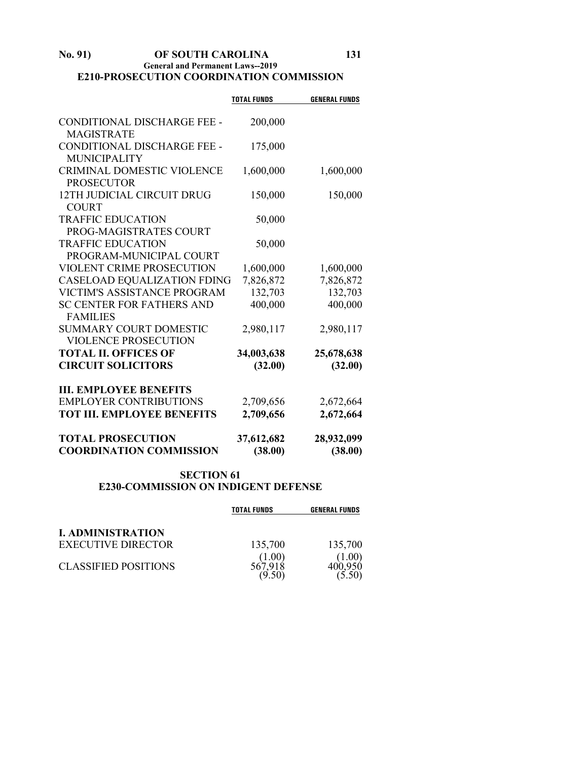## E210-PROSECUTION COORDINATION COMMISSION

| | TOTAL FUNDS | GENERAL FUNDS |
|---|---|---|
| CONDITIONAL DISCHARGE FEE - MAGISTRATE | 200,000 | |
| CONDITIONAL DISCHARGE FEE - MUNICIPALITY | 175,000 | |
| CRIMINAL DOMESTIC VIOLENCE PROSECUTOR | 1,600,000 | 1,600,000 |
| 12TH JUDICIAL CIRCUIT DRUG COURT | 150,000 | 150,000 |
| TRAFFIC EDUCATION PROG-MAGISTRATES COURT | 50,000 | |
| TRAFFIC EDUCATION PROGRAM-MUNICIPAL COURT | 50,000 | |
| VIOLENT CRIME PROSECUTION | 1,600,000 | 1,600,000 |
| CASELOAD EQUALIZATION FDING | 7,826,872 | 7,826,872 |
| VICTIM'S ASSISTANCE PROGRAM | 132,703 | 132,703 |
| SC CENTER FOR FATHERS AND FAMILIES | 400,000 | 400,000 |
| SUMMARY COURT DOMESTIC VIOLENCE PROSECUTION | 2,980,117 | 2,980,117 |
| **TOTAL II. OFFICES OF CIRCUIT SOLICITORS** | **34,003,638** | **25,678,638** |
| | **(32.00)** | **(32.00)** |
| **III. EMPLOYEE BENEFITS** | | |
| EMPLOYER CONTRIBUTIONS | 2,709,656 | 2,672,664 |
| **TOT III. EMPLOYEE BENEFITS** | **2,709,656** | **2,672,664** |
| **TOTAL PROSECUTION COORDINATION COMMISSION** | **37,612,682** | **28,932,099** |
| | **(38.00)** | **(38.00)** |

### SECTION 61
### E230-COMMISSION ON INDIGENT DEFENSE

| | TOTAL FUNDS | GENERAL FUNDS |
|---|---|---|
| **I. ADMINISTRATION** | | |
| EXECUTIVE DIRECTOR | 135,700 | 135,700 |
| | (1.00) | (1.00) |
| CLASSIFIED POSITIONS | 567,918 | 400,950 |
| | (9.50) | (5.50) |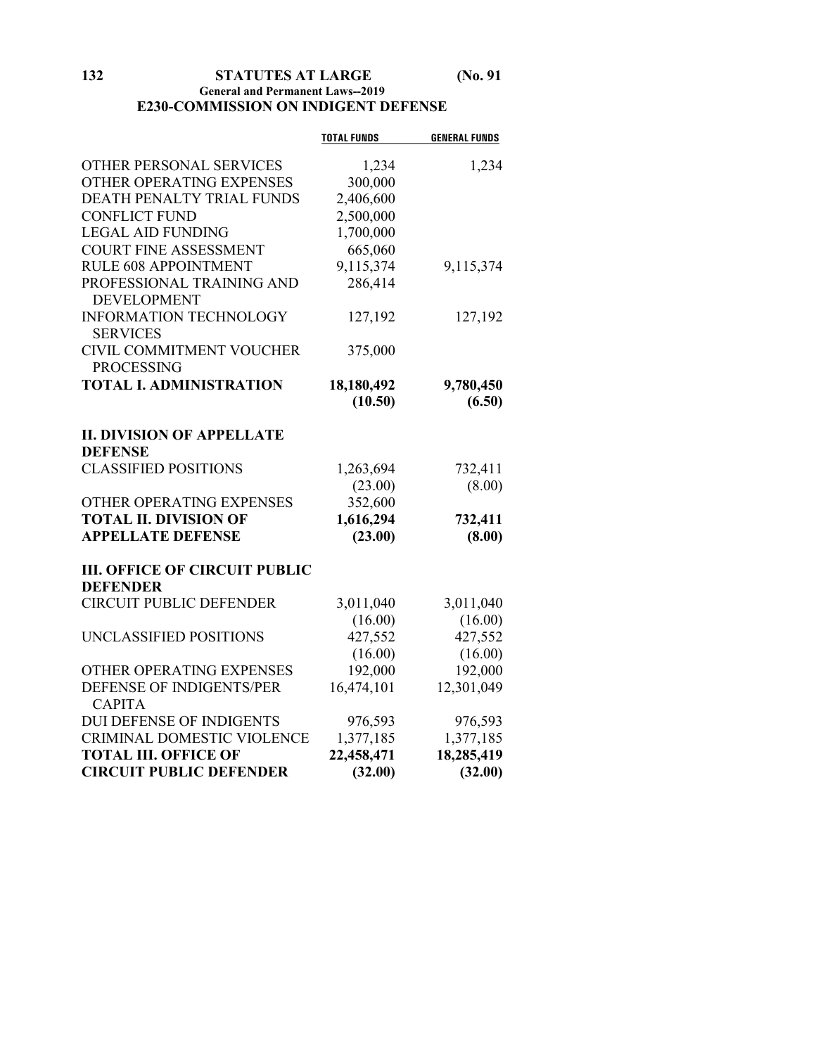## E230-COMMISSION ON INDIGENT DEFENSE

| | TOTAL FUNDS | GENERAL FUNDS |
|---|---|---|
| OTHER PERSONAL SERVICES | 1,234 | 1,234 |
| OTHER OPERATING EXPENSES | 300,000 | |
| DEATH PENALTY TRIAL FUNDS | 2,406,600 | |
| CONFLICT FUND | 2,500,000 | |
| LEGAL AID FUNDING | 1,700,000 | |
| COURT FINE ASSESSMENT | 665,060 | |
| RULE 608 APPOINTMENT | 9,115,374 | 9,115,374 |
| PROFESSIONAL TRAINING AND DEVELOPMENT | 286,414 | |
| INFORMATION TECHNOLOGY SERVICES | 127,192 | 127,192 |
| CIVIL COMMITMENT VOUCHER PROCESSING | 375,000 | |
| **TOTAL I. ADMINISTRATION** | **18,180,492** | **9,780,450** |
| | **(10.50)** | **(6.50)** |
| **II. DIVISION OF APPELLATE DEFENSE** | | |
| CLASSIFIED POSITIONS | 1,263,694 | 732,411 |
| | (23.00) | (8.00) |
| OTHER OPERATING EXPENSES | 352,600 | |
| **TOTAL II. DIVISION OF APPELLATE DEFENSE** | **1,616,294** | **732,411** |
| | **(23.00)** | **(8.00)** |
| **III. OFFICE OF CIRCUIT PUBLIC DEFENDER** | | |
| CIRCUIT PUBLIC DEFENDER | 3,011,040 | 3,011,040 |
| | (16.00) | (16.00) |
| UNCLASSIFIED POSITIONS | 427,552 | 427,552 |
| | (16.00) | (16.00) |
| OTHER OPERATING EXPENSES | 192,000 | 192,000 |
| DEFENSE OF INDIGENTS/PER CAPITA | 16,474,101 | 12,301,049 |
| DUI DEFENSE OF INDIGENTS | 976,593 | 976,593 |
| CRIMINAL DOMESTIC VIOLENCE | 1,377,185 | 1,377,185 |
| **TOTAL III. OFFICE OF CIRCUIT PUBLIC DEFENDER** | **22,458,471** | **18,285,419** |
| | **(32.00)** | **(32.00)** |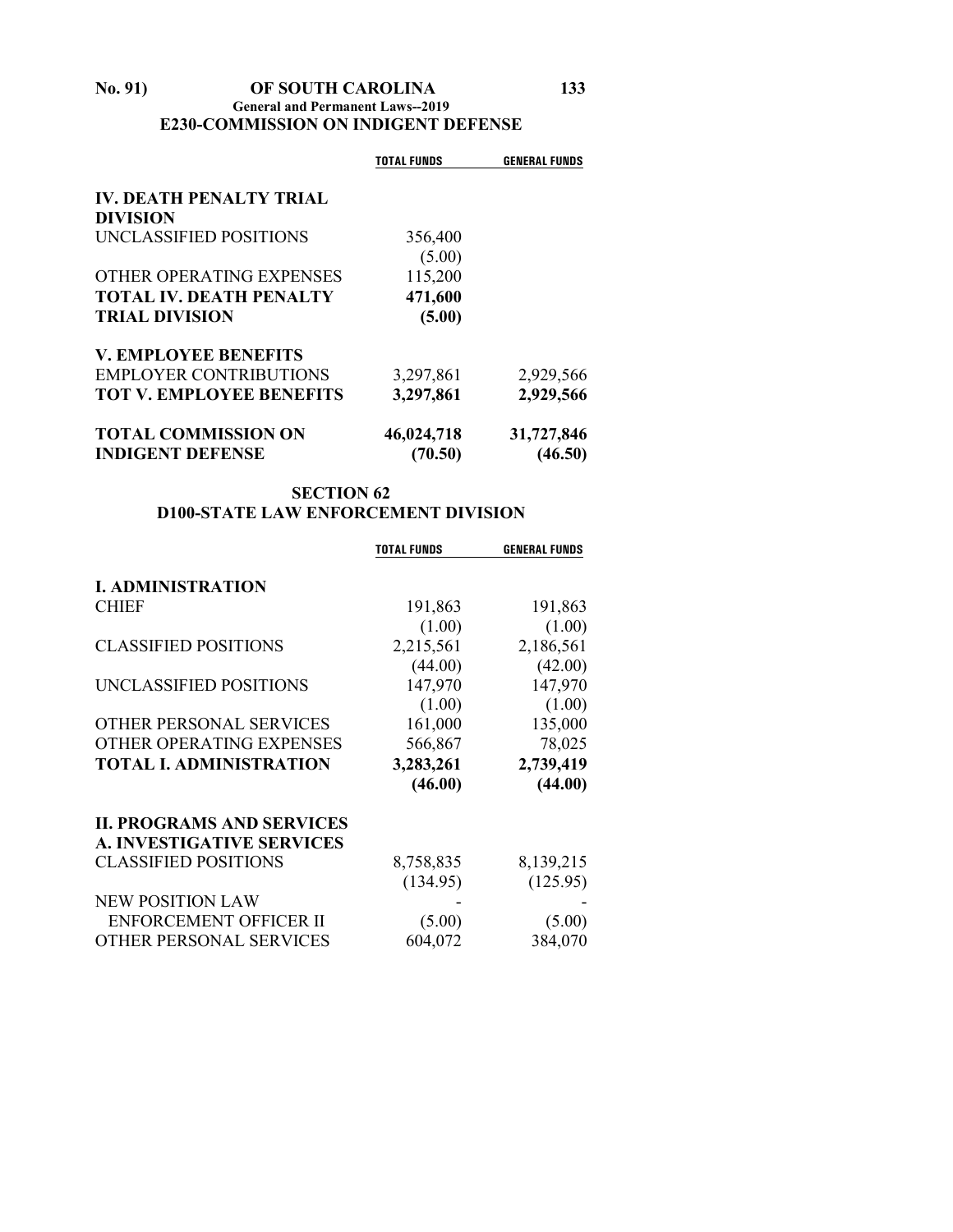**E230-COMMISSION ON INDIGENT DEFENSE**

| | TOTAL FUNDS | GENERAL FUNDS |
|---|---|---|
| **IV. DEATH PENALTY TRIAL DIVISION** | | |
| UNCLASSIFIED POSITIONS | 356,400 | |
| | (5.00) | |
| OTHER OPERATING EXPENSES | 115,200 | |
| **TOTAL IV. DEATH PENALTY TRIAL DIVISION** | **471,600** | |
| | **(5.00)** | |
| **V. EMPLOYEE BENEFITS** | | |
| EMPLOYER CONTRIBUTIONS | 3,297,861 | 2,929,566 |
| **TOT V. EMPLOYEE BENEFITS** | **3,297,861** | **2,929,566** |
| **TOTAL COMMISSION ON INDIGENT DEFENSE** | **46,024,718** | **31,727,846** |
| | **(70.50)** | **(46.50)** |

## SECTION 62
## D100-STATE LAW ENFORCEMENT DIVISION

| | TOTAL FUNDS | GENERAL FUNDS |
|---|---|---|
| **I. ADMINISTRATION** | | |
| CHIEF | 191,863 | 191,863 |
| | (1.00) | (1.00) |
| CLASSIFIED POSITIONS | 2,215,561 | 2,186,561 |
| | (44.00) | (42.00) |
| UNCLASSIFIED POSITIONS | 147,970 | 147,970 |
| | (1.00) | (1.00) |
| OTHER PERSONAL SERVICES | 161,000 | 135,000 |
| OTHER OPERATING EXPENSES | 566,867 | 78,025 |
| **TOTAL I. ADMINISTRATION** | **3,283,261** | **2,739,419** |
| | **(46.00)** | **(44.00)** |
| **II. PROGRAMS AND SERVICES** | | |
| **A. INVESTIGATIVE SERVICES** | | |
| CLASSIFIED POSITIONS | 8,758,835 | 8,139,215 |
| | (134.95) | (125.95) |
| NEW POSITION LAW ENFORCEMENT OFFICER II | - | - |
| | (5.00) | (5.00) |
| OTHER PERSONAL SERVICES | 604,072 | 384,070 |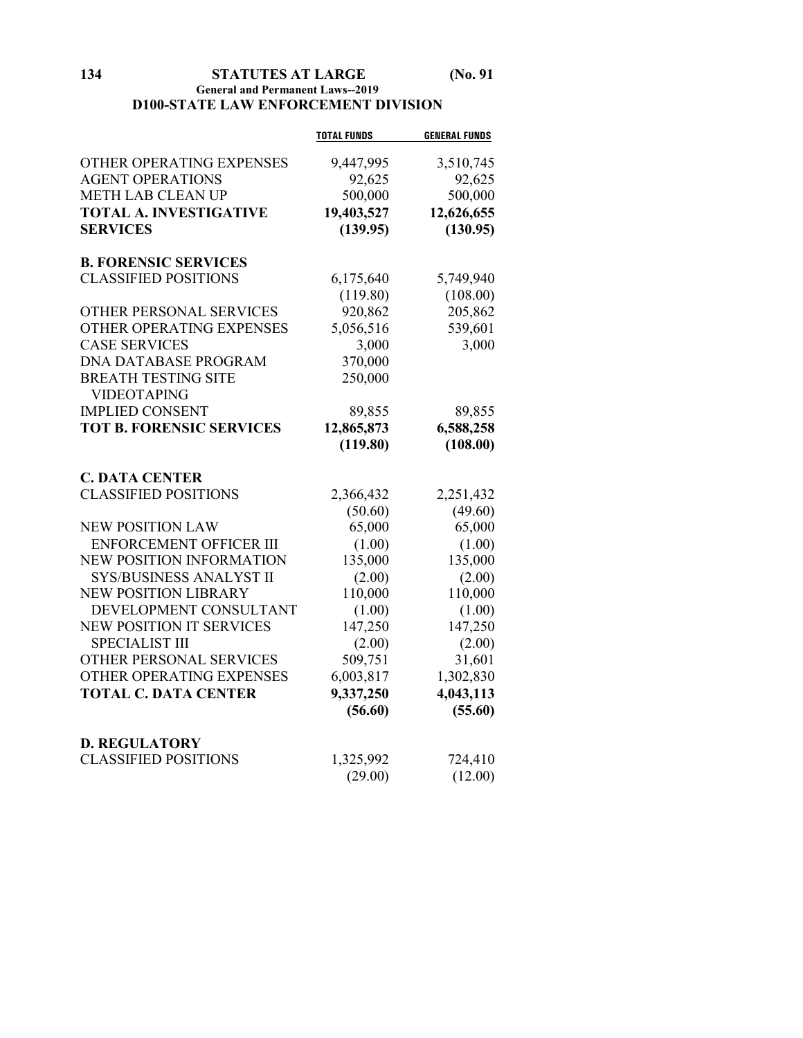## D100-STATE LAW ENFORCEMENT DIVISION

| | TOTAL FUNDS | GENERAL FUNDS |
|---|---|---|
| OTHER OPERATING EXPENSES | 9,447,995 | 3,510,745 |
| AGENT OPERATIONS | 92,625 | 92,625 |
| METH LAB CLEAN UP | 500,000 | 500,000 |
| **TOTAL A. INVESTIGATIVE SERVICES** | **19,403,527** | **12,626,655** |
| | **(139.95)** | **(130.95)** |
| **B. FORENSIC SERVICES** | | |
| CLASSIFIED POSITIONS | 6,175,640 | 5,749,940 |
| | (119.80) | (108.00) |
| OTHER PERSONAL SERVICES | 920,862 | 205,862 |
| OTHER OPERATING EXPENSES | 5,056,516 | 539,601 |
| CASE SERVICES | 3,000 | 3,000 |
| DNA DATABASE PROGRAM | 370,000 | |
| BREATH TESTING SITE VIDEOTAPING | 250,000 | |
| IMPLIED CONSENT | 89,855 | 89,855 |
| **TOT B. FORENSIC SERVICES** | **12,865,873** | **6,588,258** |
| | **(119.80)** | **(108.00)** |
| **C. DATA CENTER** | | |
| CLASSIFIED POSITIONS | 2,366,432 | 2,251,432 |
| | (50.60) | (49.60) |
| NEW POSITION LAW ENFORCEMENT OFFICER III | 65,000 | 65,000 |
| | (1.00) | (1.00) |
| NEW POSITION INFORMATION SYS/BUSINESS ANALYST II | 135,000 | 135,000 |
| | (2.00) | (2.00) |
| NEW POSITION LIBRARY DEVELOPMENT CONSULTANT | 110,000 | 110,000 |
| | (1.00) | (1.00) |
| NEW POSITION IT SERVICES SPECIALIST III | 147,250 | 147,250 |
| | (2.00) | (2.00) |
| OTHER PERSONAL SERVICES | 509,751 | 31,601 |
| OTHER OPERATING EXPENSES | 6,003,817 | 1,302,830 |
| **TOTAL C. DATA CENTER** | **9,337,250** | **4,043,113** |
| | **(56.60)** | **(55.60)** |
| **D. REGULATORY** | | |
| CLASSIFIED POSITIONS | 1,325,992 | 724,410 |
| | (29.00) | (12.00) |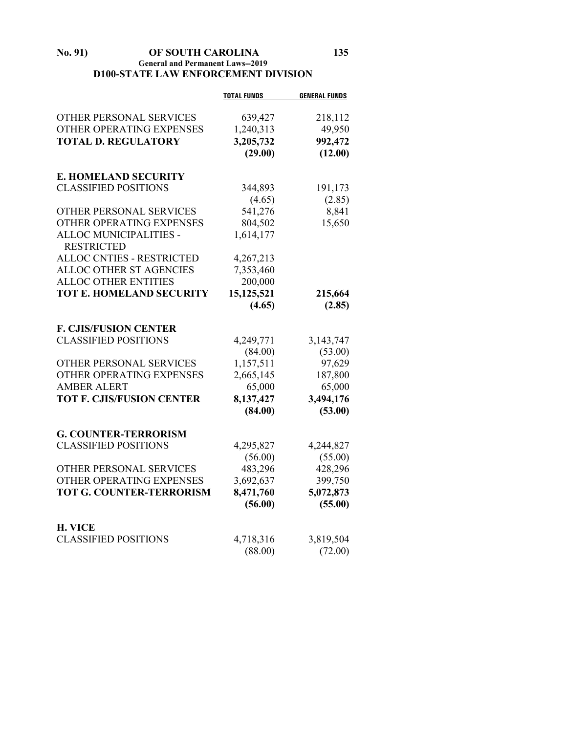## D100-STATE LAW ENFORCEMENT DIVISION

| | TOTAL FUNDS | GENERAL FUNDS |
|---|---|---|
| OTHER PERSONAL SERVICES | 639,427 | 218,112 |
| OTHER OPERATING EXPENSES | 1,240,313 | 49,950 |
| **TOTAL D. REGULATORY** | **3,205,732** | **992,472** |
| | **(29.00)** | **(12.00)** |
| **E. HOMELAND SECURITY** | | |
| CLASSIFIED POSITIONS | 344,893 | 191,173 |
| | (4.65) | (2.85) |
| OTHER PERSONAL SERVICES | 541,276 | 8,841 |
| OTHER OPERATING EXPENSES | 804,502 | 15,650 |
| ALLOC MUNICIPALITIES - RESTRICTED | 1,614,177 | |
| ALLOC CNTIES - RESTRICTED | 4,267,213 | |
| ALLOC OTHER ST AGENCIES | 7,353,460 | |
| ALLOC OTHER ENTITIES | 200,000 | |
| **TOT E. HOMELAND SECURITY** | **15,125,521** | **215,664** |
| | **(4.65)** | **(2.85)** |
| **F. CJIS/FUSION CENTER** | | |
| CLASSIFIED POSITIONS | 4,249,771 | 3,143,747 |
| | (84.00) | (53.00) |
| OTHER PERSONAL SERVICES | 1,157,511 | 97,629 |
| OTHER OPERATING EXPENSES | 2,665,145 | 187,800 |
| AMBER ALERT | 65,000 | 65,000 |
| **TOT F. CJIS/FUSION CENTER** | **8,137,427** | **3,494,176** |
| | **(84.00)** | **(53.00)** |
| **G. COUNTER-TERRORISM** | | |
| CLASSIFIED POSITIONS | 4,295,827 | 4,244,827 |
| | (56.00) | (55.00) |
| OTHER PERSONAL SERVICES | 483,296 | 428,296 |
| OTHER OPERATING EXPENSES | 3,692,637 | 399,750 |
| **TOT G. COUNTER-TERRORISM** | **8,471,760** | **5,072,873** |
| | **(56.00)** | **(55.00)** |
| **H. VICE** | | |
| CLASSIFIED POSITIONS | 4,718,316 | 3,819,504 |
| | (88.00) | (72.00) |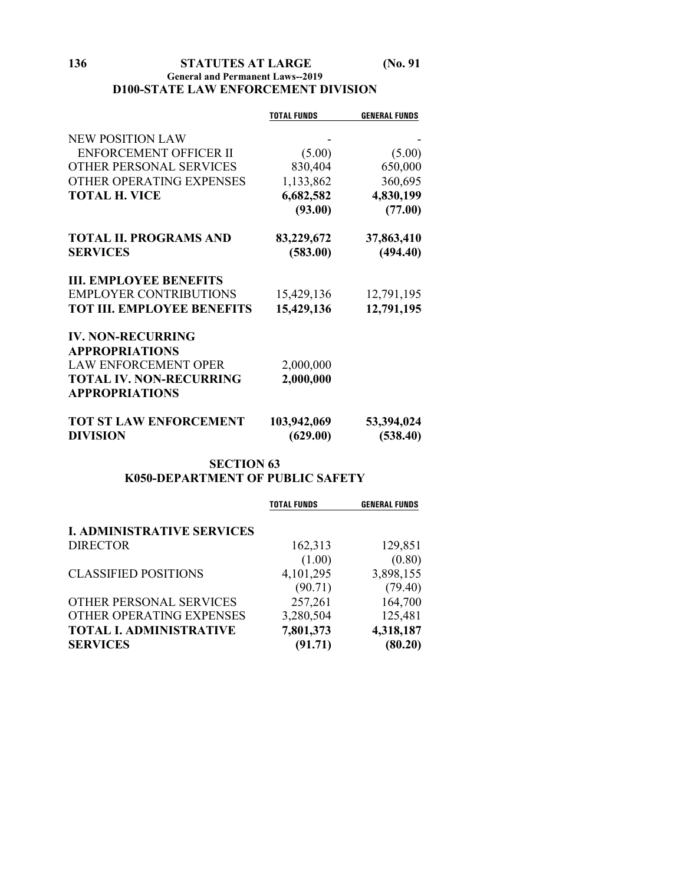**General and Permanent Laws--2019**

## D100-STATE LAW ENFORCEMENT DIVISION

| | TOTAL FUNDS | GENERAL FUNDS |
|---|---|---|
| NEW POSITION LAW | - | - |
| ENFORCEMENT OFFICER II | (5.00) | (5.00) |
| OTHER PERSONAL SERVICES | 830,404 | 650,000 |
| OTHER OPERATING EXPENSES | 1,133,862 | 360,695 |
| **TOTAL H. VICE** | **6,682,582** | **4,830,199** |
| | **(93.00)** | **(77.00)** |
| **TOTAL II. PROGRAMS AND SERVICES** | **83,229,672** | **37,863,410** |
| | **(583.00)** | **(494.40)** |
| **III. EMPLOYEE BENEFITS** | | |
| EMPLOYER CONTRIBUTIONS | 15,429,136 | 12,791,195 |
| **TOT III. EMPLOYEE BENEFITS** | **15,429,136** | **12,791,195** |
| **IV. NON-RECURRING APPROPRIATIONS** | | |
| LAW ENFORCEMENT OPER | 2,000,000 | |
| **TOTAL IV. NON-RECURRING APPROPRIATIONS** | **2,000,000** | |
| **TOT ST LAW ENFORCEMENT DIVISION** | **103,942,069** | **53,394,024** |
| | **(629.00)** | **(538.40)** |

## SECTION 63
## K050-DEPARTMENT OF PUBLIC SAFETY

| | TOTAL FUNDS | GENERAL FUNDS |
|---|---|---|
| **I. ADMINISTRATIVE SERVICES** | | |
| DIRECTOR | 162,313 | 129,851 |
| | (1.00) | (0.80) |
| CLASSIFIED POSITIONS | 4,101,295 | 3,898,155 |
| | (90.71) | (79.40) |
| OTHER PERSONAL SERVICES | 257,261 | 164,700 |
| OTHER OPERATING EXPENSES | 3,280,504 | 125,481 |
| **TOTAL I. ADMINISTRATIVE SERVICES** | **7,801,373** | **4,318,187** |
| | **(91.71)** | **(80.20)** |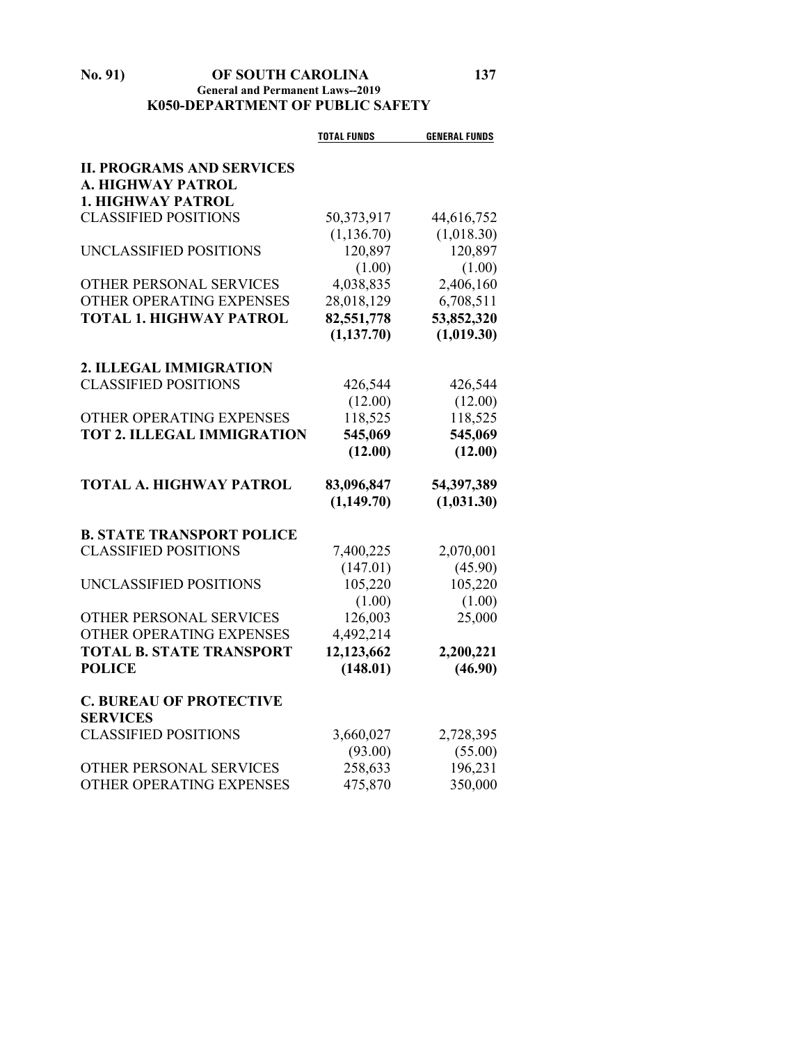## K050-DEPARTMENT OF PUBLIC SAFETY

| | TOTAL FUNDS | GENERAL FUNDS |
|---|---|---|
| **II. PROGRAMS AND SERVICES** | | |
| **A. HIGHWAY PATROL** | | |
| **1. HIGHWAY PATROL** | | |
| CLASSIFIED POSITIONS | 50,373,917 | 44,616,752 |
| | (1,136.70) | (1,018.30) |
| UNCLASSIFIED POSITIONS | 120,897 | 120,897 |
| | (1.00) | (1.00) |
| OTHER PERSONAL SERVICES | 4,038,835 | 2,406,160 |
| OTHER OPERATING EXPENSES | 28,018,129 | 6,708,511 |
| **TOTAL 1. HIGHWAY PATROL** | **82,551,778** | **53,852,320** |
| | **(1,137.70)** | **(1,019.30)** |
| **2. ILLEGAL IMMIGRATION** | | |
| CLASSIFIED POSITIONS | 426,544 | 426,544 |
| | (12.00) | (12.00) |
| OTHER OPERATING EXPENSES | 118,525 | 118,525 |
| **TOT 2. ILLEGAL IMMIGRATION** | **545,069** | **545,069** |
| | **(12.00)** | **(12.00)** |
| **TOTAL A. HIGHWAY PATROL** | **83,096,847** | **54,397,389** |
| | **(1,149.70)** | **(1,031.30)** |
| **B. STATE TRANSPORT POLICE** | | |
| CLASSIFIED POSITIONS | 7,400,225 | 2,070,001 |
| | (147.01) | (45.90) |
| UNCLASSIFIED POSITIONS | 105,220 | 105,220 |
| | (1.00) | (1.00) |
| OTHER PERSONAL SERVICES | 126,003 | 25,000 |
| OTHER OPERATING EXPENSES | 4,492,214 | |
| **TOTAL B. STATE TRANSPORT POLICE** | **12,123,662** | **2,200,221** |
| | **(148.01)** | **(46.90)** |
| **C. BUREAU OF PROTECTIVE SERVICES** | | |
| CLASSIFIED POSITIONS | 3,660,027 | 2,728,395 |
| | (93.00) | (55.00) |
| OTHER PERSONAL SERVICES | 258,633 | 196,231 |
| OTHER OPERATING EXPENSES | 475,870 | 350,000 |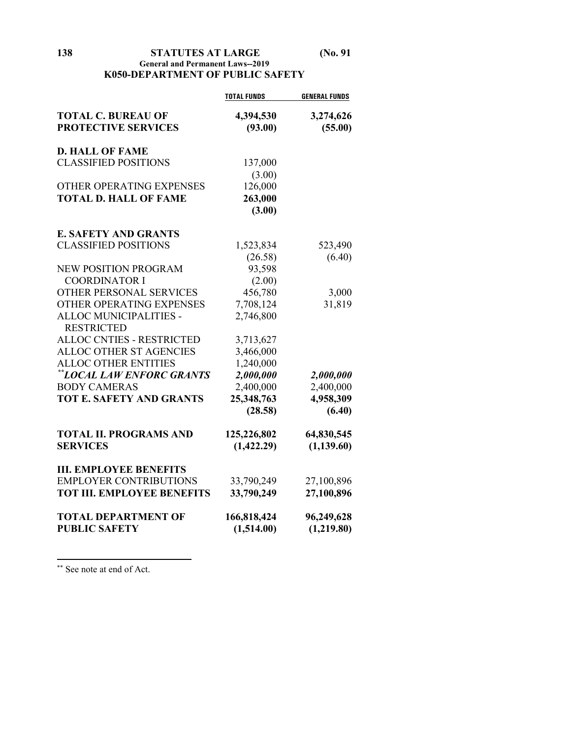**General and Permanent Laws--2019**

**K050-DEPARTMENT OF PUBLIC SAFETY**

| | TOTAL FUNDS | GENERAL FUNDS |
|---|---|---|
| **TOTAL C. BUREAU OF PROTECTIVE SERVICES** | **4,394,530** | **3,274,626** |
| | **(93.00)** | **(55.00)** |
| **D. HALL OF FAME** | | |
| CLASSIFIED POSITIONS | 137,000 | |
| | (3.00) | |
| OTHER OPERATING EXPENSES | 126,000 | |
| **TOTAL D. HALL OF FAME** | **263,000** | |
| | **(3.00)** | |
| **E. SAFETY AND GRANTS** | | |
| CLASSIFIED POSITIONS | 1,523,834 | 523,490 |
| | (26.58) | (6.40) |
| NEW POSITION PROGRAM COORDINATOR I | 93,598 | |
| | (2.00) | |
| OTHER PERSONAL SERVICES | 456,780 | 3,000 |
| OTHER OPERATING EXPENSES | 7,708,124 | 31,819 |
| ALLOC MUNICIPALITIES - RESTRICTED | 2,746,800 | |
| ALLOC CNTIES - RESTRICTED | 3,713,627 | |
| ALLOC OTHER ST AGENCIES | 3,466,000 | |
| ALLOC OTHER ENTITIES | 1,240,000 | |
| ***\*\*LOCAL LAW ENFORC GRANTS*** | ***2,000,000*** | ***2,000,000*** |
| BODY CAMERAS | 2,400,000 | 2,400,000 |
| **TOT E. SAFETY AND GRANTS** | **25,348,763** | **4,958,309** |
| | **(28.58)** | **(6.40)** |
| **TOTAL II. PROGRAMS AND SERVICES** | **125,226,802** | **64,830,545** |
| | **(1,422.29)** | **(1,139.60)** |
| **III. EMPLOYEE BENEFITS** | | |
| EMPLOYER CONTRIBUTIONS | 33,790,249 | 27,100,896 |
| **TOT III. EMPLOYEE BENEFITS** | **33,790,249** | **27,100,896** |
| **TOTAL DEPARTMENT OF PUBLIC SAFETY** | **166,818,424** | **96,249,628** |
| | **(1,514.00)** | **(1,219.80)** |

---

** See note at end of Act.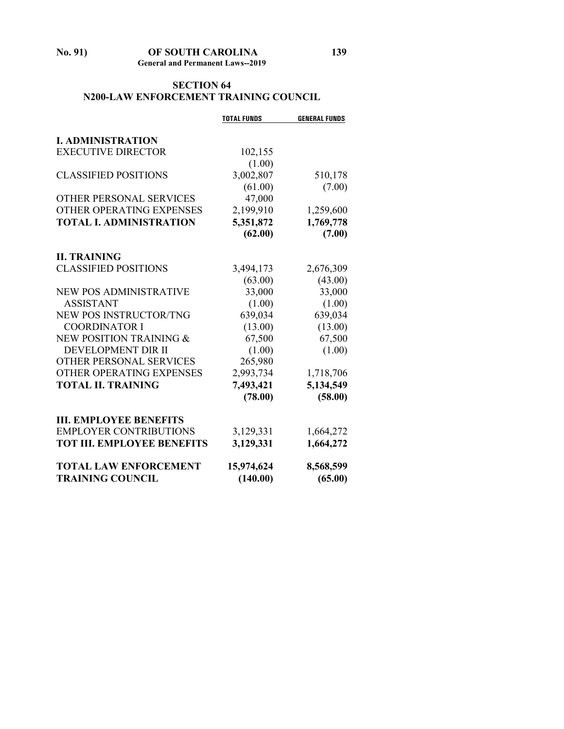## SECTION 64
## N200-LAW ENFORCEMENT TRAINING COUNCIL

| | TOTAL FUNDS | GENERAL FUNDS |
|---|---|---|
| **I. ADMINISTRATION** | | |
| EXECUTIVE DIRECTOR | 102,155 | |
| | (1.00) | |
| CLASSIFIED POSITIONS | 3,002,807 | 510,178 |
| | (61.00) | (7.00) |
| OTHER PERSONAL SERVICES | 47,000 | |
| OTHER OPERATING EXPENSES | 2,199,910 | 1,259,600 |
| **TOTAL I. ADMINISTRATION** | **5,351,872** | **1,769,778** |
| | **(62.00)** | **(7.00)** |
| **II. TRAINING** | | |
| CLASSIFIED POSITIONS | 3,494,173 | 2,676,309 |
| | (63.00) | (43.00) |
| NEW POS ADMINISTRATIVE ASSISTANT | 33,000 | 33,000 |
| | (1.00) | (1.00) |
| NEW POS INSTRUCTOR/TNG COORDINATOR I | 639,034 | 639,034 |
| | (13.00) | (13.00) |
| NEW POSITION TRAINING & DEVELOPMENT DIR II | 67,500 | 67,500 |
| | (1.00) | (1.00) |
| OTHER PERSONAL SERVICES | 265,980 | |
| OTHER OPERATING EXPENSES | 2,993,734 | 1,718,706 |
| **TOTAL II. TRAINING** | **7,493,421** | **5,134,549** |
| | **(78.00)** | **(58.00)** |
| **III. EMPLOYEE BENEFITS** | | |
| EMPLOYER CONTRIBUTIONS | 3,129,331 | 1,664,272 |
| **TOT III. EMPLOYEE BENEFITS** | **3,129,331** | **1,664,272** |
| **TOTAL LAW ENFORCEMENT TRAINING COUNCIL** | **15,974,624** | **8,568,599** |
| | **(140.00)** | **(65.00)** |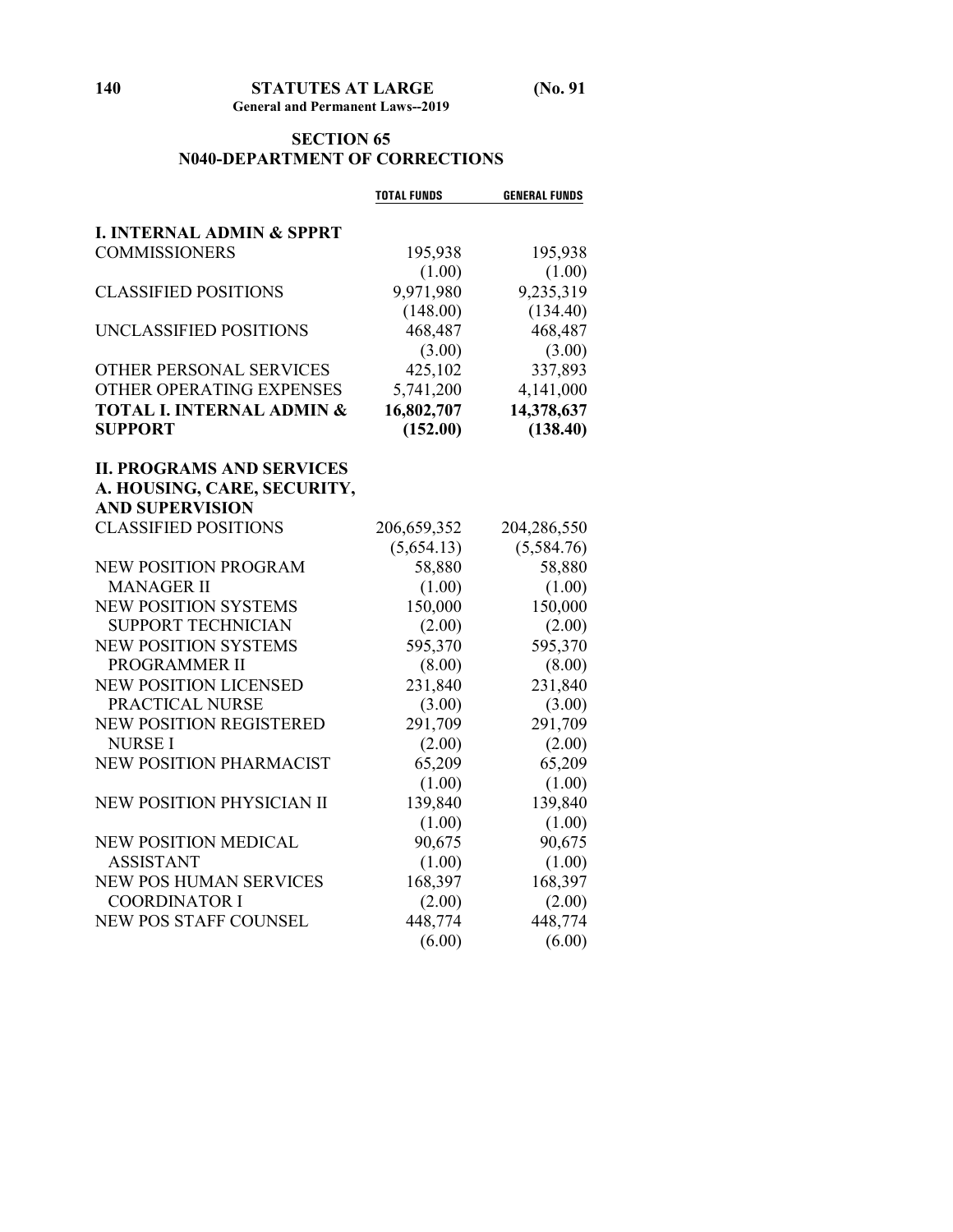## SECTION 65
## N040-DEPARTMENT OF CORRECTIONS

| | TOTAL FUNDS | GENERAL FUNDS |
|---|---|---|
| **I. INTERNAL ADMIN & SPPRT** | | |
| COMMISSIONERS | 195,938 | 195,938 |
| | (1.00) | (1.00) |
| CLASSIFIED POSITIONS | 9,971,980 | 9,235,319 |
| | (148.00) | (134.40) |
| UNCLASSIFIED POSITIONS | 468,487 | 468,487 |
| | (3.00) | (3.00) |
| OTHER PERSONAL SERVICES | 425,102 | 337,893 |
| OTHER OPERATING EXPENSES | 5,741,200 | 4,141,000 |
| **TOTAL I. INTERNAL ADMIN & SUPPORT** | **16,802,707** | **14,378,637** |
| | **(152.00)** | **(138.40)** |
| **II. PROGRAMS AND SERVICES** | | |
| **A. HOUSING, CARE, SECURITY, AND SUPERVISION** | | |
| CLASSIFIED POSITIONS | 206,659,352 | 204,286,550 |
| | (5,654.13) | (5,584.76) |
| NEW POSITION PROGRAM MANAGER II | 58,880 | 58,880 |
| | (1.00) | (1.00) |
| NEW POSITION SYSTEMS SUPPORT TECHNICIAN | 150,000 | 150,000 |
| | (2.00) | (2.00) |
| NEW POSITION SYSTEMS PROGRAMMER II | 595,370 | 595,370 |
| | (8.00) | (8.00) |
| NEW POSITION LICENSED PRACTICAL NURSE | 231,840 | 231,840 |
| | (3.00) | (3.00) |
| NEW POSITION REGISTERED NURSE I | 291,709 | 291,709 |
| | (2.00) | (2.00) |
| NEW POSITION PHARMACIST | 65,209 | 65,209 |
| | (1.00) | (1.00) |
| NEW POSITION PHYSICIAN II | 139,840 | 139,840 |
| | (1.00) | (1.00) |
| NEW POSITION MEDICAL ASSISTANT | 90,675 | 90,675 |
| | (1.00) | (1.00) |
| NEW POS HUMAN SERVICES COORDINATOR I | 168,397 | 168,397 |
| | (2.00) | (2.00) |
| NEW POS STAFF COUNSEL | 448,774 | 448,774 |
| | (6.00) | (6.00) |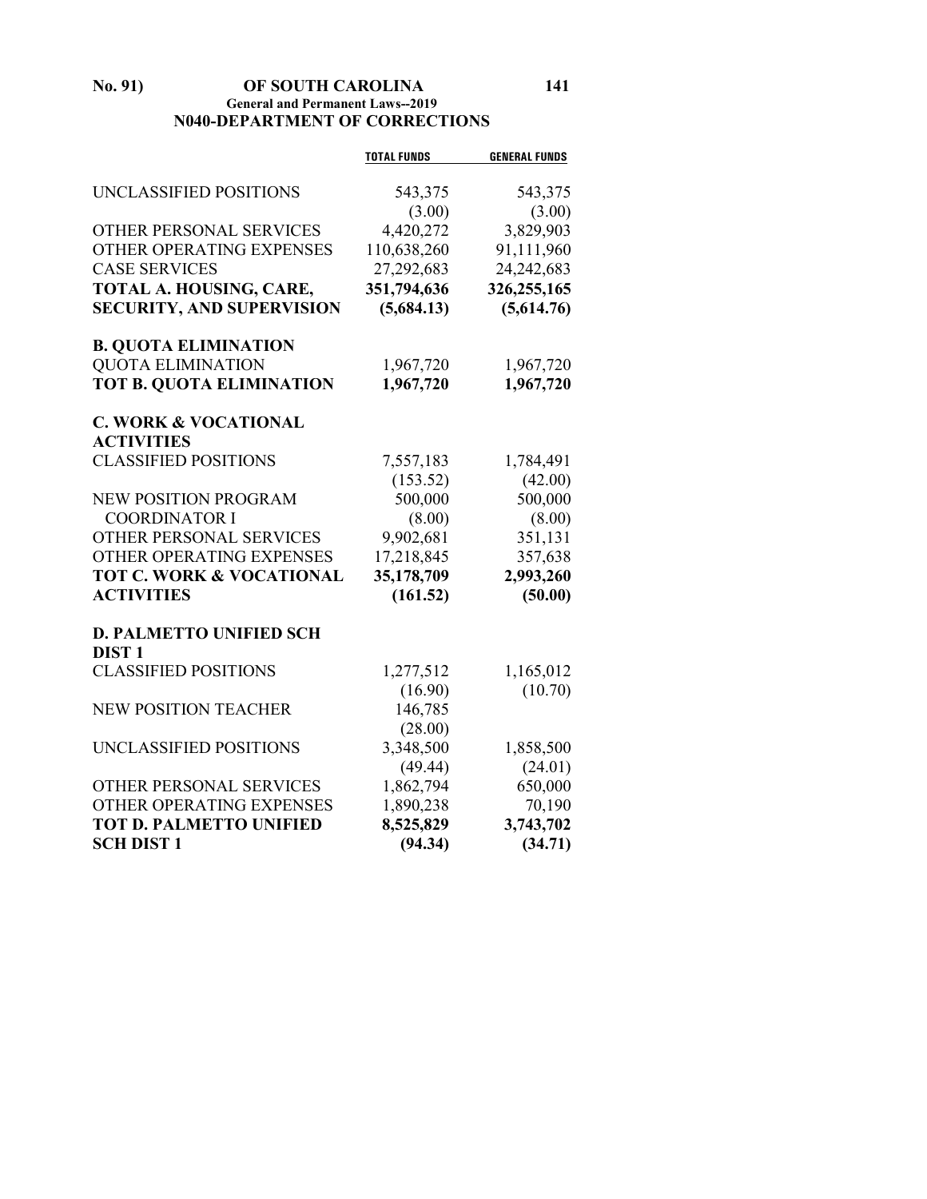## N040-DEPARTMENT OF CORRECTIONS

| | TOTAL FUNDS | GENERAL FUNDS |
|---|---|---|
| UNCLASSIFIED POSITIONS | 543,375 | 543,375 |
| | (3.00) | (3.00) |
| OTHER PERSONAL SERVICES | 4,420,272 | 3,829,903 |
| OTHER OPERATING EXPENSES | 110,638,260 | 91,111,960 |
| CASE SERVICES | 27,292,683 | 24,242,683 |
| **TOTAL A. HOUSING, CARE, SECURITY, AND SUPERVISION** | **351,794,636** | **326,255,165** |
| | **(5,684.13)** | **(5,614.76)** |
| **B. QUOTA ELIMINATION** | | |
| QUOTA ELIMINATION | 1,967,720 | 1,967,720 |
| **TOT B. QUOTA ELIMINATION** | **1,967,720** | **1,967,720** |
| **C. WORK & VOCATIONAL ACTIVITIES** | | |
| CLASSIFIED POSITIONS | 7,557,183 | 1,784,491 |
| | (153.52) | (42.00) |
| NEW POSITION PROGRAM COORDINATOR I | 500,000 | 500,000 |
| | (8.00) | (8.00) |
| OTHER PERSONAL SERVICES | 9,902,681 | 351,131 |
| OTHER OPERATING EXPENSES | 17,218,845 | 357,638 |
| **TOT C. WORK & VOCATIONAL ACTIVITIES** | **35,178,709** | **2,993,260** |
| | **(161.52)** | **(50.00)** |
| **D. PALMETTO UNIFIED SCH DIST 1** | | |
| CLASSIFIED POSITIONS | 1,277,512 | 1,165,012 |
| | (16.90) | (10.70) |
| NEW POSITION TEACHER | 146,785 | |
| | (28.00) | |
| UNCLASSIFIED POSITIONS | 3,348,500 | 1,858,500 |
| | (49.44) | (24.01) |
| OTHER PERSONAL SERVICES | 1,862,794 | 650,000 |
| OTHER OPERATING EXPENSES | 1,890,238 | 70,190 |
| **TOT D. PALMETTO UNIFIED SCH DIST 1** | **8,525,829** | **3,743,702** |
| | **(94.34)** | **(34.71)** |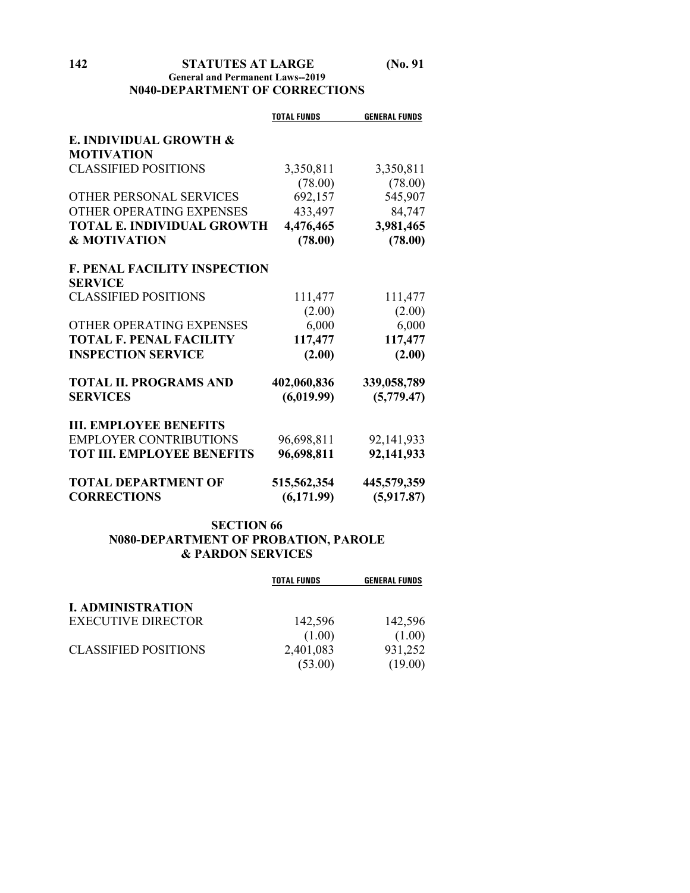## N040-DEPARTMENT OF CORRECTIONS

| | TOTAL FUNDS | GENERAL FUNDS |
|---|---|---|
| **E. INDIVIDUAL GROWTH & MOTIVATION** | | |
| CLASSIFIED POSITIONS | 3,350,811 | 3,350,811 |
| | (78.00) | (78.00) |
| OTHER PERSONAL SERVICES | 692,157 | 545,907 |
| OTHER OPERATING EXPENSES | 433,497 | 84,747 |
| **TOTAL E. INDIVIDUAL GROWTH & MOTIVATION** | **4,476,465** | **3,981,465** |
| | **(78.00)** | **(78.00)** |
| **F. PENAL FACILITY INSPECTION SERVICE** | | |
| CLASSIFIED POSITIONS | 111,477 | 111,477 |
| | (2.00) | (2.00) |
| OTHER OPERATING EXPENSES | 6,000 | 6,000 |
| **TOTAL F. PENAL FACILITY INSPECTION SERVICE** | **117,477** | **117,477** |
| | **(2.00)** | **(2.00)** |
| **TOTAL II. PROGRAMS AND SERVICES** | **402,060,836** | **339,058,789** |
| | **(6,019.99)** | **(5,779.47)** |
| **III. EMPLOYEE BENEFITS** | | |
| EMPLOYER CONTRIBUTIONS | 96,698,811 | 92,141,933 |
| **TOT III. EMPLOYEE BENEFITS** | **96,698,811** | **92,141,933** |
| **TOTAL DEPARTMENT OF CORRECTIONS** | **515,562,354** | **445,579,359** |
| | **(6,171.99)** | **(5,917.87)** |

## SECTION 66
## N080-DEPARTMENT OF PROBATION, PAROLE & PARDON SERVICES

| | TOTAL FUNDS | GENERAL FUNDS |
|---|---|---|
| **I. ADMINISTRATION** | | |
| EXECUTIVE DIRECTOR | 142,596 | 142,596 |
| | (1.00) | (1.00) |
| CLASSIFIED POSITIONS | 2,401,083 | 931,252 |
| | (53.00) | (19.00) |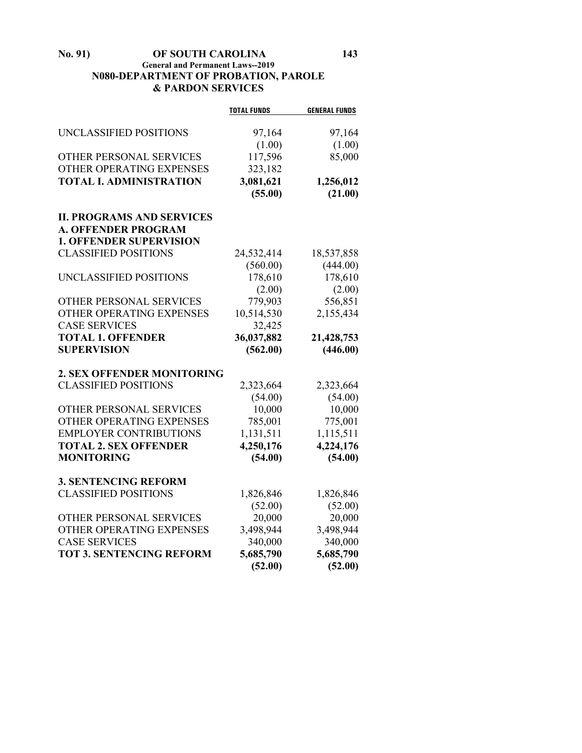## N080-DEPARTMENT OF PROBATION, PAROLE & PARDON SERVICES

| | TOTAL FUNDS | GENERAL FUNDS |
|---|---|---|
| UNCLASSIFIED POSITIONS | 97,164 | 97,164 |
| | (1.00) | (1.00) |
| OTHER PERSONAL SERVICES | 117,596 | 85,000 |
| OTHER OPERATING EXPENSES | 323,182 | |
| **TOTAL I. ADMINISTRATION** | **3,081,621** | **1,256,012** |
| | **(55.00)** | **(21.00)** |
| **II. PROGRAMS AND SERVICES** | | |
| **A. OFFENDER PROGRAM** | | |
| **1. OFFENDER SUPERVISION** | | |
| CLASSIFIED POSITIONS | 24,532,414 | 18,537,858 |
| | (560.00) | (444.00) |
| UNCLASSIFIED POSITIONS | 178,610 | 178,610 |
| | (2.00) | (2.00) |
| OTHER PERSONAL SERVICES | 779,903 | 556,851 |
| OTHER OPERATING EXPENSES | 10,514,530 | 2,155,434 |
| CASE SERVICES | 32,425 | |
| **TOTAL 1. OFFENDER SUPERVISION** | **36,037,882** | **21,428,753** |
| | **(562.00)** | **(446.00)** |
| **2. SEX OFFENDER MONITORING** | | |
| CLASSIFIED POSITIONS | 2,323,664 | 2,323,664 |
| | (54.00) | (54.00) |
| OTHER PERSONAL SERVICES | 10,000 | 10,000 |
| OTHER OPERATING EXPENSES | 785,001 | 775,001 |
| EMPLOYER CONTRIBUTIONS | 1,131,511 | 1,115,511 |
| **TOTAL 2. SEX OFFENDER MONITORING** | **4,250,176** | **4,224,176** |
| | **(54.00)** | **(54.00)** |
| **3. SENTENCING REFORM** | | |
| CLASSIFIED POSITIONS | 1,826,846 | 1,826,846 |
| | (52.00) | (52.00) |
| OTHER PERSONAL SERVICES | 20,000 | 20,000 |
| OTHER OPERATING EXPENSES | 3,498,944 | 3,498,944 |
| CASE SERVICES | 340,000 | 340,000 |
| **TOT 3. SENTENCING REFORM** | **5,685,790** | **5,685,790** |
| | **(52.00)** | **(52.00)** |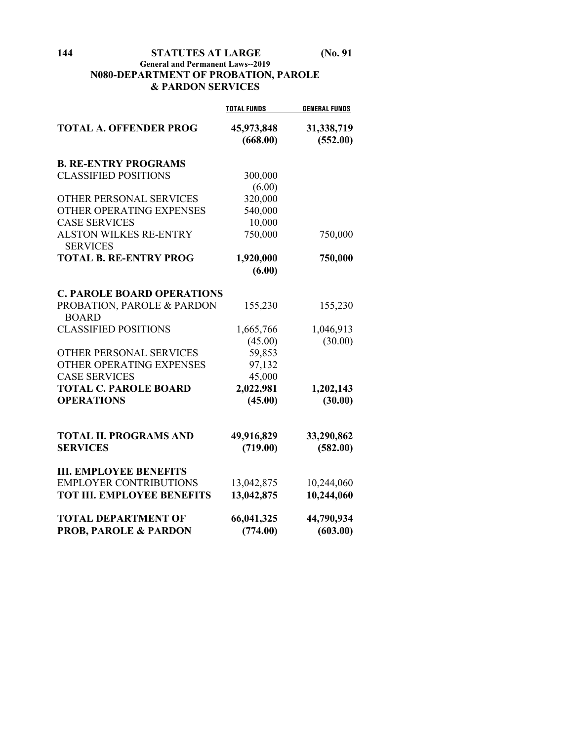**General and Permanent Laws--2019**

## N080-DEPARTMENT OF PROBATION, PAROLE & PARDON SERVICES

| | TOTAL FUNDS | GENERAL FUNDS |
|---|---|---|
| **TOTAL A. OFFENDER PROG** | **45,973,848** | **31,338,719** |
| | **(668.00)** | **(552.00)** |
| **B. RE-ENTRY PROGRAMS** | | |
| CLASSIFIED POSITIONS | 300,000 | |
| | (6.00) | |
| OTHER PERSONAL SERVICES | 320,000 | |
| OTHER OPERATING EXPENSES | 540,000 | |
| CASE SERVICES | 10,000 | |
| ALSTON WILKES RE-ENTRY SERVICES | 750,000 | 750,000 |
| **TOTAL B. RE-ENTRY PROG** | **1,920,000** | **750,000** |
| | **(6.00)** | |
| **C. PAROLE BOARD OPERATIONS** | | |
| PROBATION, PAROLE & PARDON BOARD | 155,230 | 155,230 |
| CLASSIFIED POSITIONS | 1,665,766 | 1,046,913 |
| | (45.00) | (30.00) |
| OTHER PERSONAL SERVICES | 59,853 | |
| OTHER OPERATING EXPENSES | 97,132 | |
| CASE SERVICES | 45,000 | |
| **TOTAL C. PAROLE BOARD OPERATIONS** | **2,022,981** | **1,202,143** |
| | **(45.00)** | **(30.00)** |
| **TOTAL II. PROGRAMS AND SERVICES** | **49,916,829** | **33,290,862** |
| | **(719.00)** | **(582.00)** |
| **III. EMPLOYEE BENEFITS** | | |
| EMPLOYER CONTRIBUTIONS | 13,042,875 | 10,244,060 |
| **TOT III. EMPLOYEE BENEFITS** | **13,042,875** | **10,244,060** |
| **TOTAL DEPARTMENT OF PROB, PAROLE & PARDON** | **66,041,325** | **44,790,934** |
| | **(774.00)** | **(603.00)** |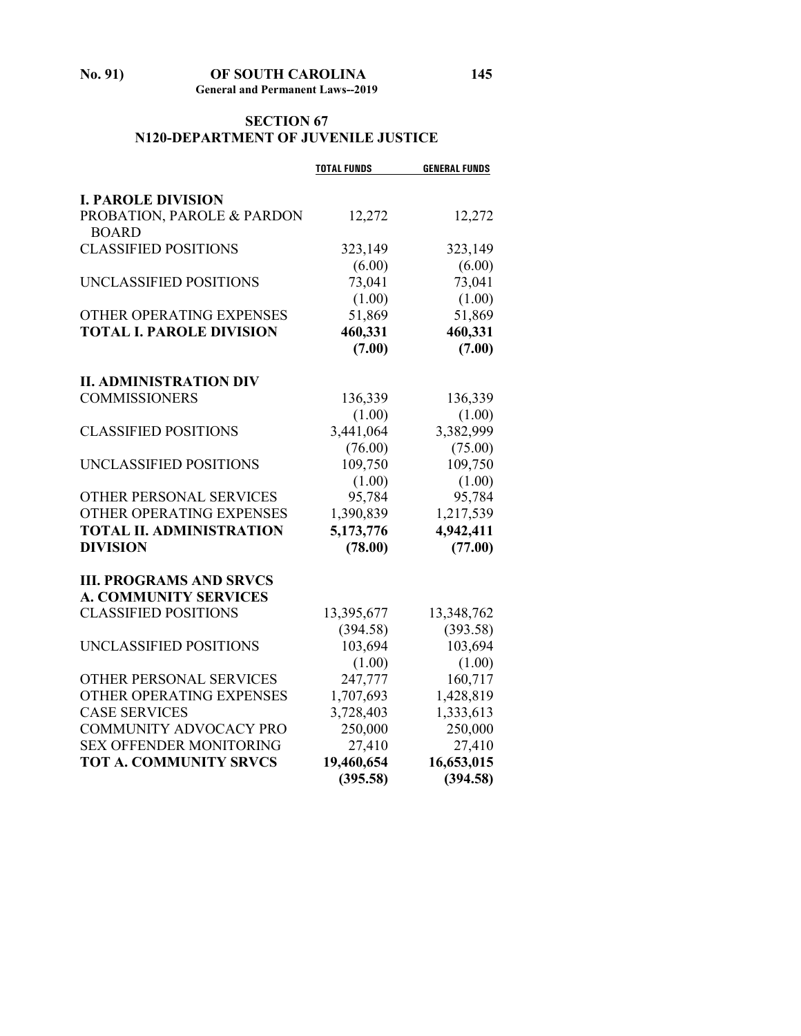## SECTION 67
## N120-DEPARTMENT OF JUVENILE JUSTICE

| | TOTAL FUNDS | GENERAL FUNDS |
|---|---|---|
| **I. PAROLE DIVISION** | | |
| PROBATION, PAROLE & PARDON BOARD | 12,272 | 12,272 |
| CLASSIFIED POSITIONS | 323,149 | 323,149 |
| | (6.00) | (6.00) |
| UNCLASSIFIED POSITIONS | 73,041 | 73,041 |
| | (1.00) | (1.00) |
| OTHER OPERATING EXPENSES | 51,869 | 51,869 |
| **TOTAL I. PAROLE DIVISION** | **460,331** | **460,331** |
| | **(7.00)** | **(7.00)** |
| **II. ADMINISTRATION DIV** | | |
| COMMISSIONERS | 136,339 | 136,339 |
| | (1.00) | (1.00) |
| CLASSIFIED POSITIONS | 3,441,064 | 3,382,999 |
| | (76.00) | (75.00) |
| UNCLASSIFIED POSITIONS | 109,750 | 109,750 |
| | (1.00) | (1.00) |
| OTHER PERSONAL SERVICES | 95,784 | 95,784 |
| OTHER OPERATING EXPENSES | 1,390,839 | 1,217,539 |
| **TOTAL II. ADMINISTRATION DIVISION** | **5,173,776** | **4,942,411** |
| | **(78.00)** | **(77.00)** |
| **III. PROGRAMS AND SRVCS** | | |
| **A. COMMUNITY SERVICES** | | |
| CLASSIFIED POSITIONS | 13,395,677 | 13,348,762 |
| | (394.58) | (393.58) |
| UNCLASSIFIED POSITIONS | 103,694 | 103,694 |
| | (1.00) | (1.00) |
| OTHER PERSONAL SERVICES | 247,777 | 160,717 |
| OTHER OPERATING EXPENSES | 1,707,693 | 1,428,819 |
| CASE SERVICES | 3,728,403 | 1,333,613 |
| COMMUNITY ADVOCACY PRO | 250,000 | 250,000 |
| SEX OFFENDER MONITORING | 27,410 | 27,410 |
| **TOT A. COMMUNITY SRVCS** | **19,460,654** | **16,653,015** |
| | **(395.58)** | **(394.58)** |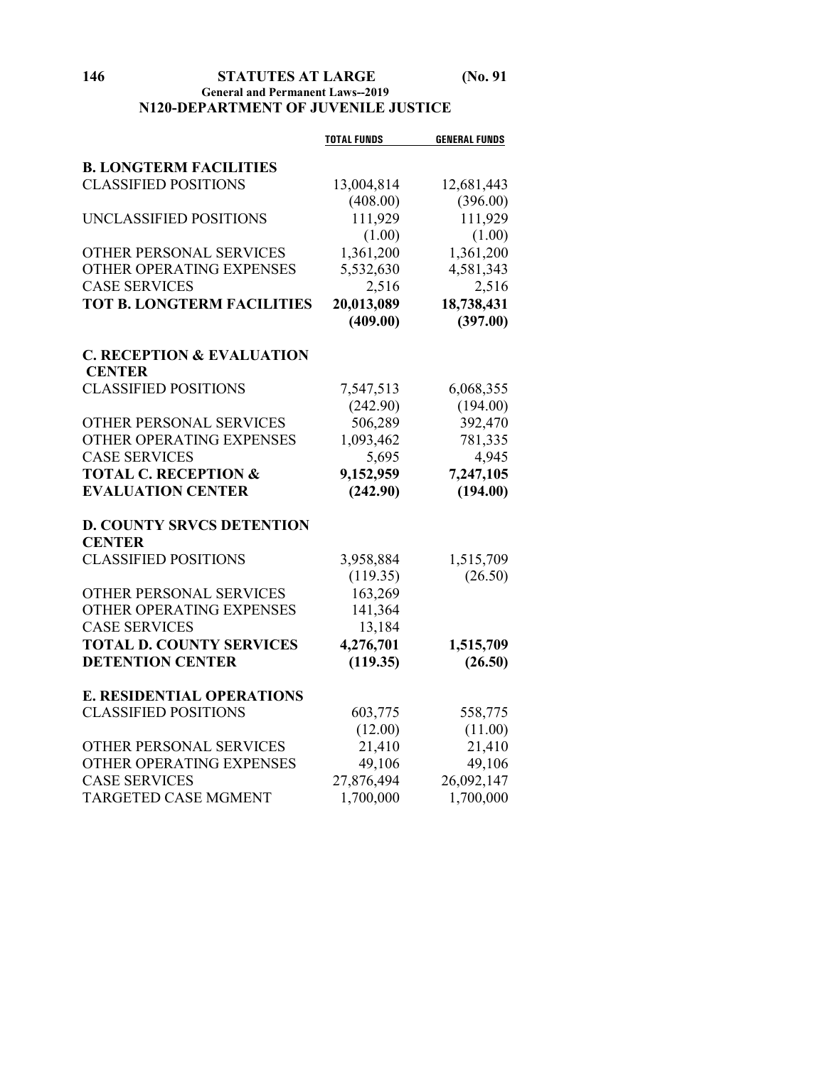## N120-DEPARTMENT OF JUVENILE JUSTICE

| | TOTAL FUNDS | GENERAL FUNDS |
|---|---|---|
| **B. LONGTERM FACILITIES** | | |
| CLASSIFIED POSITIONS | 13,004,814 | 12,681,443 |
| | (408.00) | (396.00) |
| UNCLASSIFIED POSITIONS | 111,929 | 111,929 |
| | (1.00) | (1.00) |
| OTHER PERSONAL SERVICES | 1,361,200 | 1,361,200 |
| OTHER OPERATING EXPENSES | 5,532,630 | 4,581,343 |
| CASE SERVICES | 2,516 | 2,516 |
| **TOT B. LONGTERM FACILITIES** | **20,013,089** | **18,738,431** |
| | **(409.00)** | **(397.00)** |
| **C. RECEPTION & EVALUATION CENTER** | | |
| CLASSIFIED POSITIONS | 7,547,513 | 6,068,355 |
| | (242.90) | (194.00) |
| OTHER PERSONAL SERVICES | 506,289 | 392,470 |
| OTHER OPERATING EXPENSES | 1,093,462 | 781,335 |
| CASE SERVICES | 5,695 | 4,945 |
| **TOTAL C. RECEPTION & EVALUATION CENTER** | **9,152,959** | **7,247,105** |
| | **(242.90)** | **(194.00)** |
| **D. COUNTY SRVCS DETENTION CENTER** | | |
| CLASSIFIED POSITIONS | 3,958,884 | 1,515,709 |
| | (119.35) | (26.50) |
| OTHER PERSONAL SERVICES | 163,269 | |
| OTHER OPERATING EXPENSES | 141,364 | |
| CASE SERVICES | 13,184 | |
| **TOTAL D. COUNTY SERVICES DETENTION CENTER** | **4,276,701** | **1,515,709** |
| | **(119.35)** | **(26.50)** |
| **E. RESIDENTIAL OPERATIONS** | | |
| CLASSIFIED POSITIONS | 603,775 | 558,775 |
| | (12.00) | (11.00) |
| OTHER PERSONAL SERVICES | 21,410 | 21,410 |
| OTHER OPERATING EXPENSES | 49,106 | 49,106 |
| CASE SERVICES | 27,876,494 | 26,092,147 |
| TARGETED CASE MGMENT | 1,700,000 | 1,700,000 |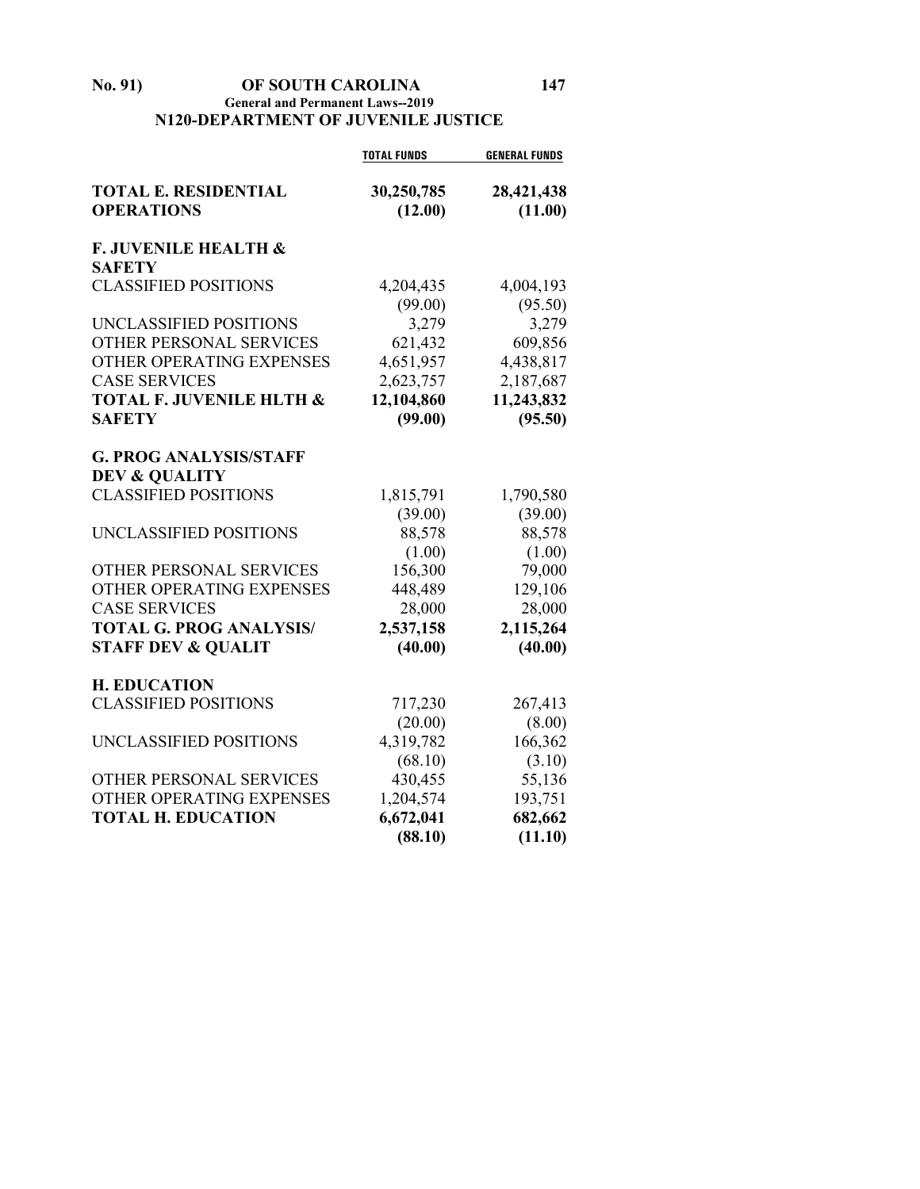## N120-DEPARTMENT OF JUVENILE JUSTICE

| | TOTAL FUNDS | GENERAL FUNDS |
|---|---|---|
| **TOTAL E. RESIDENTIAL OPERATIONS** | **30,250,785** | **28,421,438** |
| | **(12.00)** | **(11.00)** |
| **F. JUVENILE HEALTH & SAFETY** | | |
| CLASSIFIED POSITIONS | 4,204,435 | 4,004,193 |
| | (99.00) | (95.50) |
| UNCLASSIFIED POSITIONS | 3,279 | 3,279 |
| OTHER PERSONAL SERVICES | 621,432 | 609,856 |
| OTHER OPERATING EXPENSES | 4,651,957 | 4,438,817 |
| CASE SERVICES | 2,623,757 | 2,187,687 |
| **TOTAL F. JUVENILE HLTH & SAFETY** | **12,104,860** | **11,243,832** |
| | **(99.00)** | **(95.50)** |
| **G. PROG ANALYSIS/STAFF DEV & QUALITY** | | |
| CLASSIFIED POSITIONS | 1,815,791 | 1,790,580 |
| | (39.00) | (39.00) |
| UNCLASSIFIED POSITIONS | 88,578 | 88,578 |
| | (1.00) | (1.00) |
| OTHER PERSONAL SERVICES | 156,300 | 79,000 |
| OTHER OPERATING EXPENSES | 448,489 | 129,106 |
| CASE SERVICES | 28,000 | 28,000 |
| **TOTAL G. PROG ANALYSIS/ STAFF DEV & QUALIT** | **2,537,158** | **2,115,264** |
| | **(40.00)** | **(40.00)** |
| **H. EDUCATION** | | |
| CLASSIFIED POSITIONS | 717,230 | 267,413 |
| | (20.00) | (8.00) |
| UNCLASSIFIED POSITIONS | 4,319,782 | 166,362 |
| | (68.10) | (3.10) |
| OTHER PERSONAL SERVICES | 430,455 | 55,136 |
| OTHER OPERATING EXPENSES | 1,204,574 | 193,751 |
| **TOTAL H. EDUCATION** | **6,672,041** | **682,662** |
| | **(88.10)** | **(11.10)** |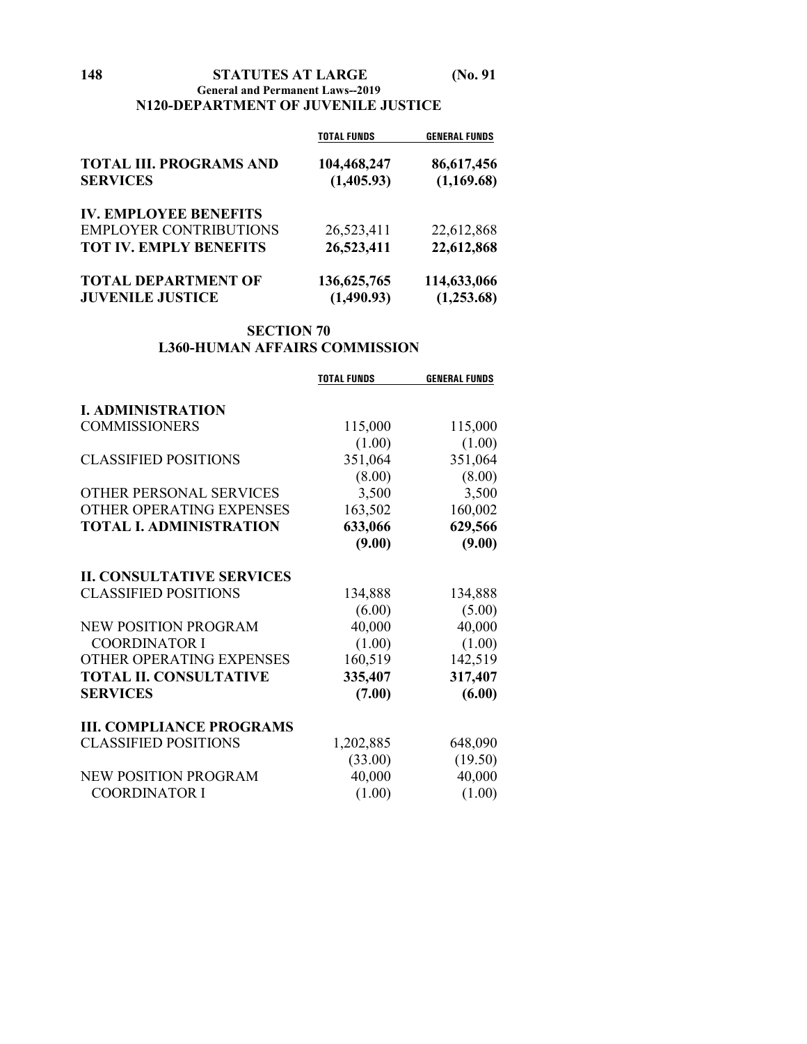## N120-DEPARTMENT OF JUVENILE JUSTICE

| | TOTAL FUNDS | GENERAL FUNDS |
|---|---|---|
| **TOTAL III. PROGRAMS AND SERVICES** | **104,468,247** | **86,617,456** |
| | **(1,405.93)** | **(1,169.68)** |
| **IV. EMPLOYEE BENEFITS** | | |
| EMPLOYER CONTRIBUTIONS | 26,523,411 | 22,612,868 |
| **TOT IV. EMPLY BENEFITS** | **26,523,411** | **22,612,868** |
| **TOTAL DEPARTMENT OF JUVENILE JUSTICE** | **136,625,765** | **114,633,066** |
| | **(1,490.93)** | **(1,253.68)** |

## SECTION 70
## L360-HUMAN AFFAIRS COMMISSION

| | TOTAL FUNDS | GENERAL FUNDS |
|---|---|---|
| **I. ADMINISTRATION** | | |
| COMMISSIONERS | 115,000 | 115,000 |
| | (1.00) | (1.00) |
| CLASSIFIED POSITIONS | 351,064 | 351,064 |
| | (8.00) | (8.00) |
| OTHER PERSONAL SERVICES | 3,500 | 3,500 |
| OTHER OPERATING EXPENSES | 163,502 | 160,002 |
| **TOTAL I. ADMINISTRATION** | **633,066** | **629,566** |
| | **(9.00)** | **(9.00)** |
| **II. CONSULTATIVE SERVICES** | | |
| CLASSIFIED POSITIONS | 134,888 | 134,888 |
| | (6.00) | (5.00) |
| NEW POSITION PROGRAM COORDINATOR I | 40,000 | 40,000 |
| | (1.00) | (1.00) |
| OTHER OPERATING EXPENSES | 160,519 | 142,519 |
| **TOTAL II. CONSULTATIVE SERVICES** | **335,407** | **317,407** |
| | **(7.00)** | **(6.00)** |
| **III. COMPLIANCE PROGRAMS** | | |
| CLASSIFIED POSITIONS | 1,202,885 | 648,090 |
| | (33.00) | (19.50) |
| NEW POSITION PROGRAM COORDINATOR I | 40,000 | 40,000 |
| | (1.00) | (1.00) |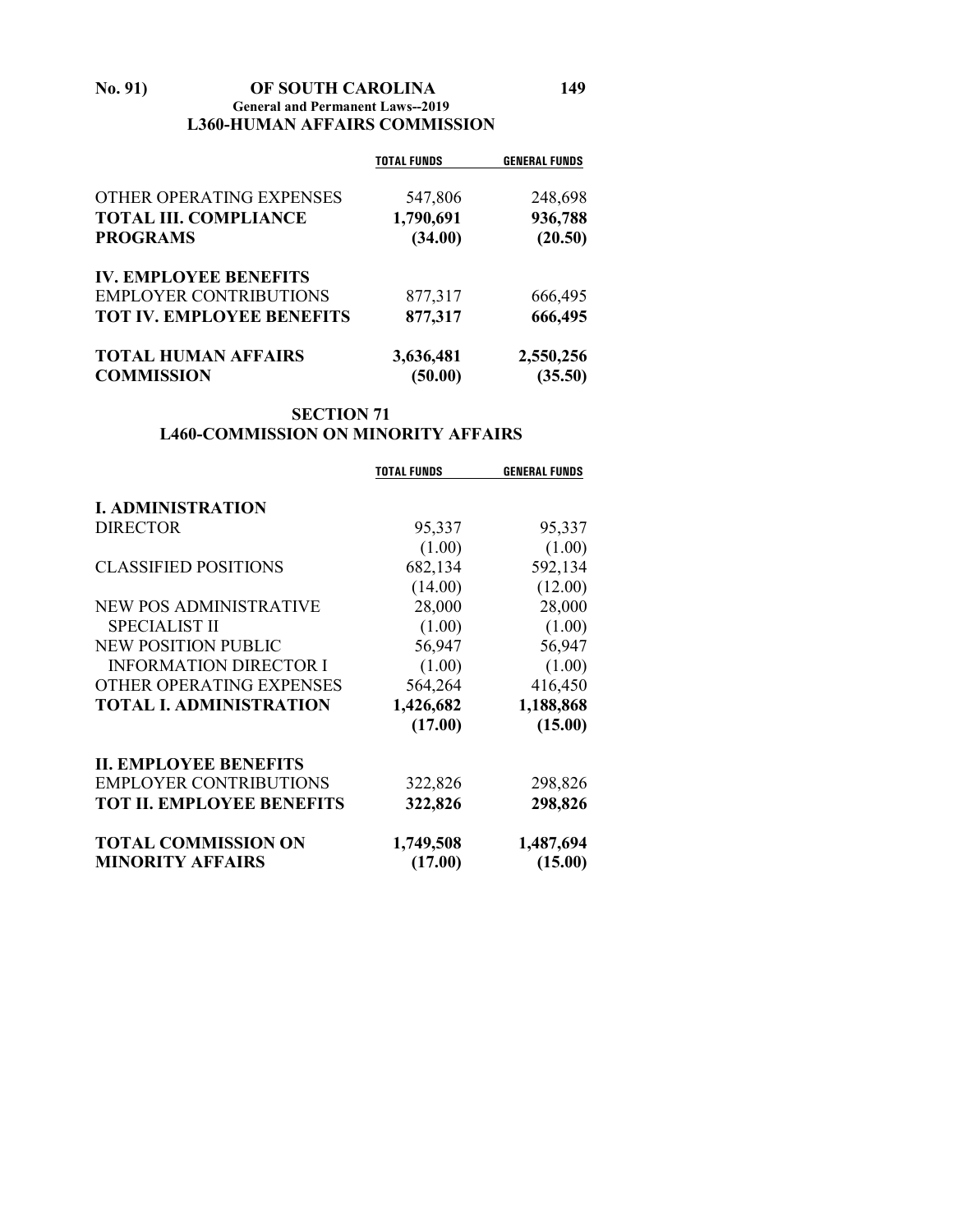## L360-HUMAN AFFAIRS COMMISSION

| | TOTAL FUNDS | GENERAL FUNDS |
|---|---|---|
| OTHER OPERATING EXPENSES | 547,806 | 248,698 |
| **TOTAL III. COMPLIANCE PROGRAMS** | **1,790,691** | **936,788** |
| | **(34.00)** | **(20.50)** |
| **IV. EMPLOYEE BENEFITS** | | |
| EMPLOYER CONTRIBUTIONS | 877,317 | 666,495 |
| **TOT IV. EMPLOYEE BENEFITS** | **877,317** | **666,495** |
| **TOTAL HUMAN AFFAIRS COMMISSION** | **3,636,481** | **2,550,256** |
| | **(50.00)** | **(35.50)** |

## SECTION 71
## L460-COMMISSION ON MINORITY AFFAIRS

| | TOTAL FUNDS | GENERAL FUNDS |
|---|---|---|
| **I. ADMINISTRATION** | | |
| DIRECTOR | 95,337 | 95,337 |
| | (1.00) | (1.00) |
| CLASSIFIED POSITIONS | 682,134 | 592,134 |
| | (14.00) | (12.00) |
| NEW POS ADMINISTRATIVE SPECIALIST II | 28,000 | 28,000 |
| | (1.00) | (1.00) |
| NEW POSITION PUBLIC INFORMATION DIRECTOR I | 56,947 | 56,947 |
| | (1.00) | (1.00) |
| OTHER OPERATING EXPENSES | 564,264 | 416,450 |
| **TOTAL I. ADMINISTRATION** | **1,426,682** | **1,188,868** |
| | **(17.00)** | **(15.00)** |
| **II. EMPLOYEE BENEFITS** | | |
| EMPLOYER CONTRIBUTIONS | 322,826 | 298,826 |
| **TOT II. EMPLOYEE BENEFITS** | **322,826** | **298,826** |
| **TOTAL COMMISSION ON MINORITY AFFAIRS** | **1,749,508** | **1,487,694** |
| | **(17.00)** | **(15.00)** |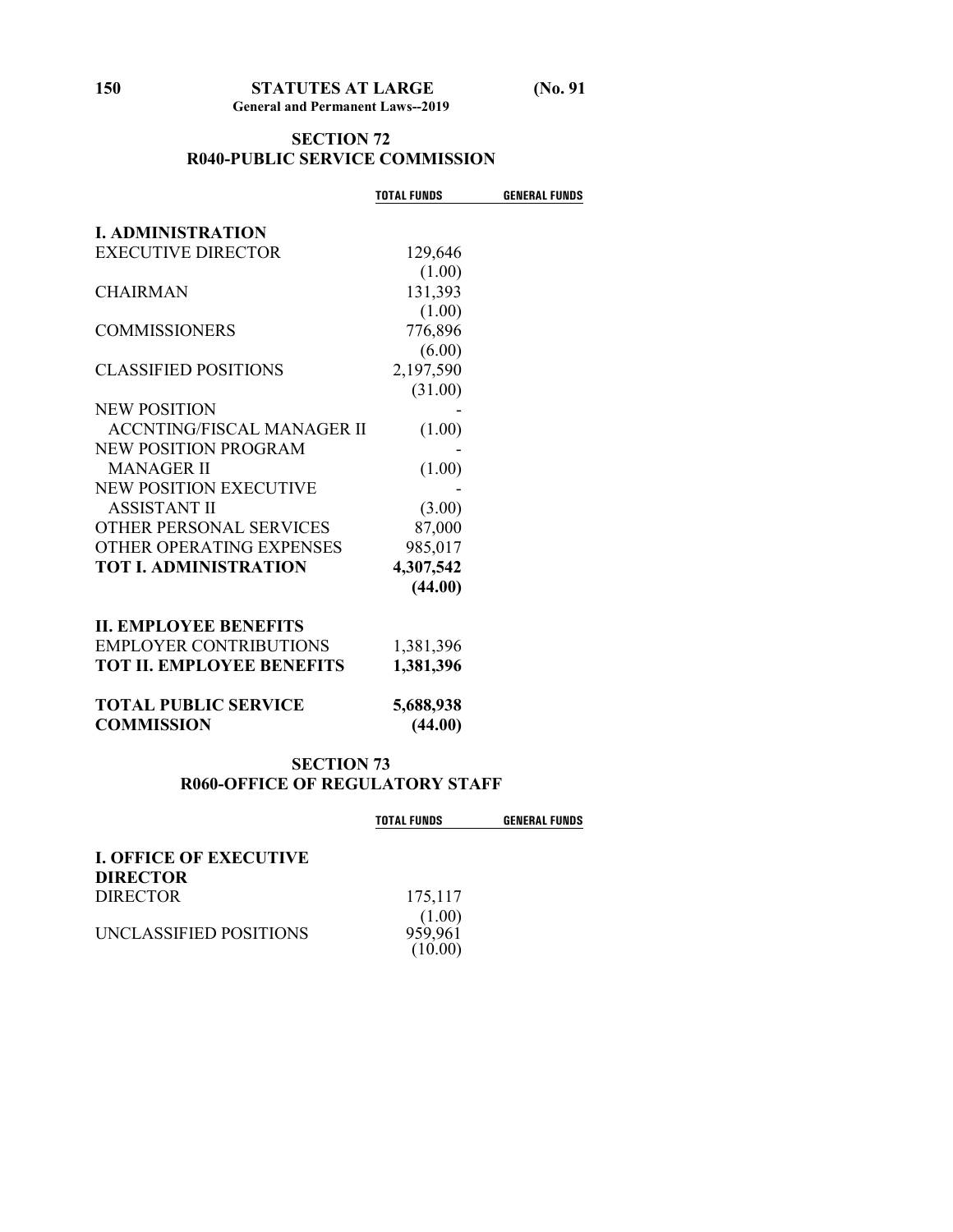## SECTION 72
## R040-PUBLIC SERVICE COMMISSION

| | TOTAL FUNDS | GENERAL FUNDS |
|---|---|---|
| **I. ADMINISTRATION** | | |
| EXECUTIVE DIRECTOR | 129,646 | |
| | (1.00) | |
| CHAIRMAN | 131,393 | |
| | (1.00) | |
| COMMISSIONERS | 776,896 | |
| | (6.00) | |
| CLASSIFIED POSITIONS | 2,197,590 | |
| | (31.00) | |
| NEW POSITION | - | |
| ACCNTING/FISCAL MANAGER II | (1.00) | |
| NEW POSITION PROGRAM | - | |
| MANAGER II | (1.00) | |
| NEW POSITION EXECUTIVE | - | |
| ASSISTANT II | (3.00) | |
| OTHER PERSONAL SERVICES | 87,000 | |
| OTHER OPERATING EXPENSES | 985,017 | |
| **TOT I. ADMINISTRATION** | **4,307,542** | |
| | **(44.00)** | |
| **II. EMPLOYEE BENEFITS** | | |
| EMPLOYER CONTRIBUTIONS | 1,381,396 | |
| **TOT II. EMPLOYEE BENEFITS** | **1,381,396** | |
| **TOTAL PUBLIC SERVICE COMMISSION** | **5,688,938** | |
| | **(44.00)** | |

## SECTION 73
## R060-OFFICE OF REGULATORY STAFF

| | TOTAL FUNDS | GENERAL FUNDS |
|---|---|---|
| **I. OFFICE OF EXECUTIVE DIRECTOR** | | |
| DIRECTOR | 175,117 | |
| | (1.00) | |
| UNCLASSIFIED POSITIONS | 959,961 | |
| | (10.00) | |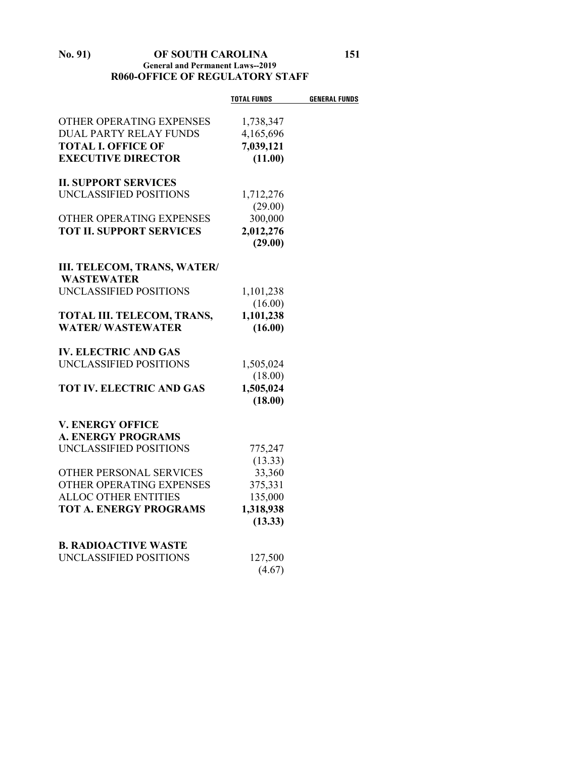## R060-OFFICE OF REGULATORY STAFF

| | TOTAL FUNDS | GENERAL FUNDS |
|---|---|---|
| OTHER OPERATING EXPENSES | 1,738,347 | |
| DUAL PARTY RELAY FUNDS | 4,165,696 | |
| **TOTAL I. OFFICE OF EXECUTIVE DIRECTOR** | **7,039,121** | |
| | **(11.00)** | |
| **II. SUPPORT SERVICES** | | |
| UNCLASSIFIED POSITIONS | 1,712,276 | |
| | (29.00) | |
| OTHER OPERATING EXPENSES | 300,000 | |
| **TOT II. SUPPORT SERVICES** | **2,012,276** | |
| | **(29.00)** | |
| **III. TELECOM, TRANS, WATER/ WASTEWATER** | | |
| UNCLASSIFIED POSITIONS | 1,101,238 | |
| | (16.00) | |
| **TOTAL III. TELECOM, TRANS, WATER/ WASTEWATER** | **1,101,238** | |
| | **(16.00)** | |
| **IV. ELECTRIC AND GAS** | | |
| UNCLASSIFIED POSITIONS | 1,505,024 | |
| | (18.00) | |
| **TOT IV. ELECTRIC AND GAS** | **1,505,024** | |
| | **(18.00)** | |
| **V. ENERGY OFFICE** | | |
| **A. ENERGY PROGRAMS** | | |
| UNCLASSIFIED POSITIONS | 775,247 | |
| | (13.33) | |
| OTHER PERSONAL SERVICES | 33,360 | |
| OTHER OPERATING EXPENSES | 375,331 | |
| ALLOC OTHER ENTITIES | 135,000 | |
| **TOT A. ENERGY PROGRAMS** | **1,318,938** | |
| | **(13.33)** | |
| **B. RADIOACTIVE WASTE** | | |
| UNCLASSIFIED POSITIONS | 127,500 | |
| | (4.67) | |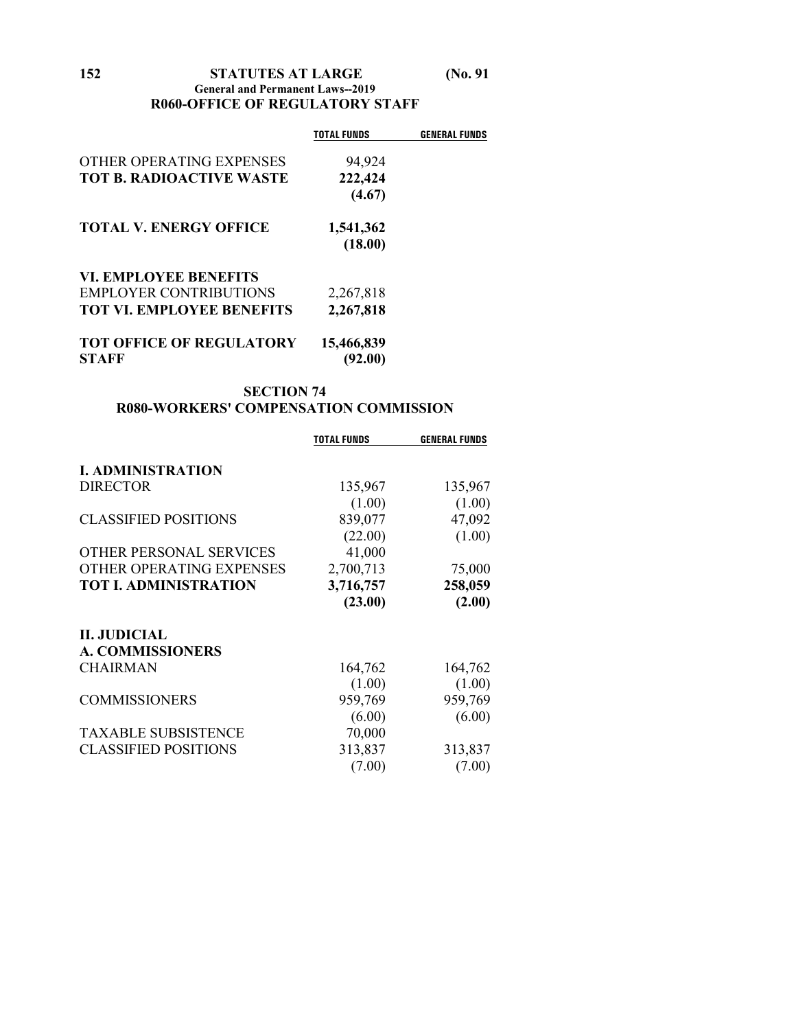**R060-OFFICE OF REGULATORY STAFF**

| | TOTAL FUNDS | GENERAL FUNDS |
|---|---|---|
| OTHER OPERATING EXPENSES | 94,924 | |
| **TOT B. RADIOACTIVE WASTE** | **222,424** | |
| | **(4.67)** | |
| **TOTAL V. ENERGY OFFICE** | **1,541,362** | |
| | **(18.00)** | |
| **VI. EMPLOYEE BENEFITS** | | |
| EMPLOYER CONTRIBUTIONS | 2,267,818 | |
| **TOT VI. EMPLOYEE BENEFITS** | **2,267,818** | |
| **TOT OFFICE OF REGULATORY STAFF** | **15,466,839** | |
| | **(92.00)** | |

## SECTION 74

## R080-WORKERS' COMPENSATION COMMISSION

| | TOTAL FUNDS | GENERAL FUNDS |
|---|---|---|
| **I. ADMINISTRATION** | | |
| DIRECTOR | 135,967 | 135,967 |
| | (1.00) | (1.00) |
| CLASSIFIED POSITIONS | 839,077 | 47,092 |
| | (22.00) | (1.00) |
| OTHER PERSONAL SERVICES | 41,000 | |
| OTHER OPERATING EXPENSES | 2,700,713 | 75,000 |
| **TOT I. ADMINISTRATION** | **3,716,757** | **258,059** |
| | **(23.00)** | **(2.00)** |
| **II. JUDICIAL** | | |
| **A. COMMISSIONERS** | | |
| CHAIRMAN | 164,762 | 164,762 |
| | (1.00) | (1.00) |
| COMMISSIONERS | 959,769 | 959,769 |
| | (6.00) | (6.00) |
| TAXABLE SUBSISTENCE | 70,000 | |
| CLASSIFIED POSITIONS | 313,837 | 313,837 |
| | (7.00) | (7.00) |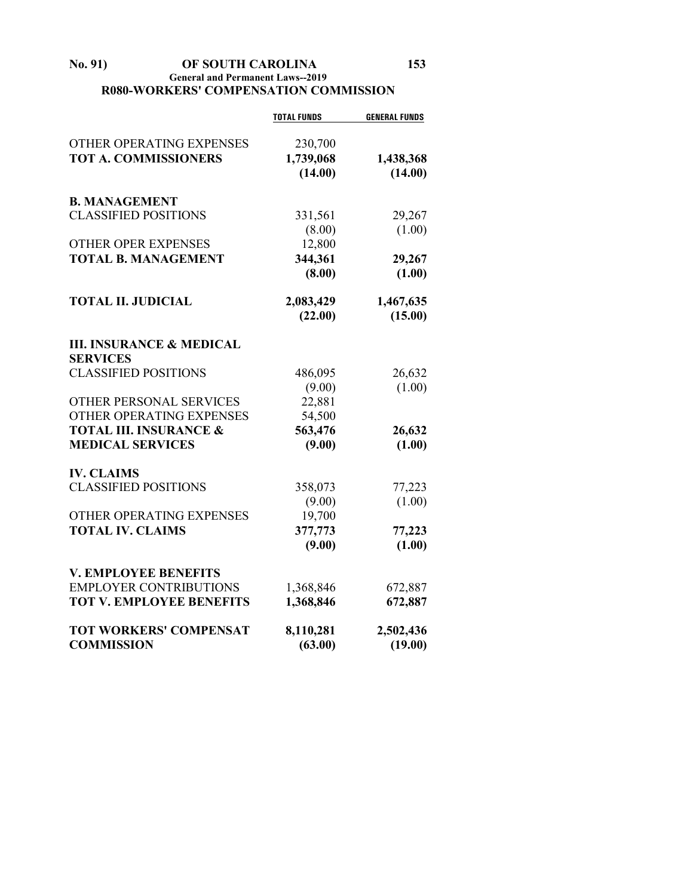## R080-WORKERS' COMPENSATION COMMISSION

| | TOTAL FUNDS | GENERAL FUNDS |
|---|---|---|
| OTHER OPERATING EXPENSES | 230,700 | |
| **TOT A. COMMISSIONERS** | **1,739,068** | **1,438,368** |
| | **(14.00)** | **(14.00)** |
| **B. MANAGEMENT** | | |
| CLASSIFIED POSITIONS | 331,561 | 29,267 |
| | (8.00) | (1.00) |
| OTHER OPER EXPENSES | 12,800 | |
| **TOTAL B. MANAGEMENT** | **344,361** | **29,267** |
| | **(8.00)** | **(1.00)** |
| **TOTAL II. JUDICIAL** | **2,083,429** | **1,467,635** |
| | **(22.00)** | **(15.00)** |
| **III. INSURANCE & MEDICAL SERVICES** | | |
| CLASSIFIED POSITIONS | 486,095 | 26,632 |
| | (9.00) | (1.00) |
| OTHER PERSONAL SERVICES | 22,881 | |
| OTHER OPERATING EXPENSES | 54,500 | |
| **TOTAL III. INSURANCE & MEDICAL SERVICES** | **563,476** | **26,632** |
| | **(9.00)** | **(1.00)** |
| **IV. CLAIMS** | | |
| CLASSIFIED POSITIONS | 358,073 | 77,223 |
| | (9.00) | (1.00) |
| OTHER OPERATING EXPENSES | 19,700 | |
| **TOTAL IV. CLAIMS** | **377,773** | **77,223** |
| | **(9.00)** | **(1.00)** |
| **V. EMPLOYEE BENEFITS** | | |
| EMPLOYER CONTRIBUTIONS | 1,368,846 | 672,887 |
| **TOT V. EMPLOYEE BENEFITS** | **1,368,846** | **672,887** |
| **TOT WORKERS' COMPENSAT COMMISSION** | **8,110,281** | **2,502,436** |
| | **(63.00)** | **(19.00)** |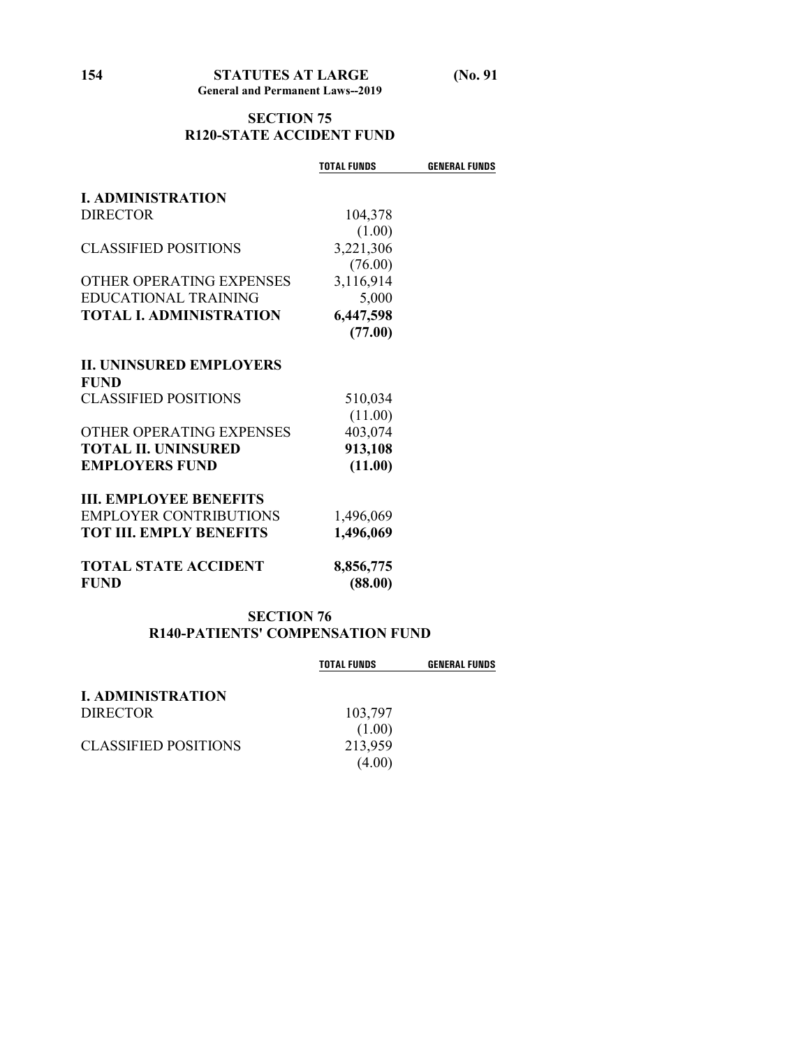## SECTION 75
## R120-STATE ACCIDENT FUND

| | TOTAL FUNDS | GENERAL FUNDS |
|---|---|---|
| **I. ADMINISTRATION** | | |
| DIRECTOR | 104,378 | |
| | (1.00) | |
| CLASSIFIED POSITIONS | 3,221,306 | |
| | (76.00) | |
| OTHER OPERATING EXPENSES | 3,116,914 | |
| EDUCATIONAL TRAINING | 5,000 | |
| **TOTAL I. ADMINISTRATION** | **6,447,598** | |
| | **(77.00)** | |
| **II. UNINSURED EMPLOYERS FUND** | | |
| CLASSIFIED POSITIONS | 510,034 | |
| | (11.00) | |
| OTHER OPERATING EXPENSES | 403,074 | |
| **TOTAL II. UNINSURED EMPLOYERS FUND** | **913,108** | |
| | **(11.00)** | |
| **III. EMPLOYEE BENEFITS** | | |
| EMPLOYER CONTRIBUTIONS | 1,496,069 | |
| **TOT III. EMPLY BENEFITS** | **1,496,069** | |
| **TOTAL STATE ACCIDENT FUND** | **8,856,775** | |
| | **(88.00)** | |

## SECTION 76
## R140-PATIENTS' COMPENSATION FUND

| | TOTAL FUNDS | GENERAL FUNDS |
|---|---|---|
| **I. ADMINISTRATION** | | |
| DIRECTOR | 103,797 | |
| | (1.00) | |
| CLASSIFIED POSITIONS | 213,959 | |
| | (4.00) | |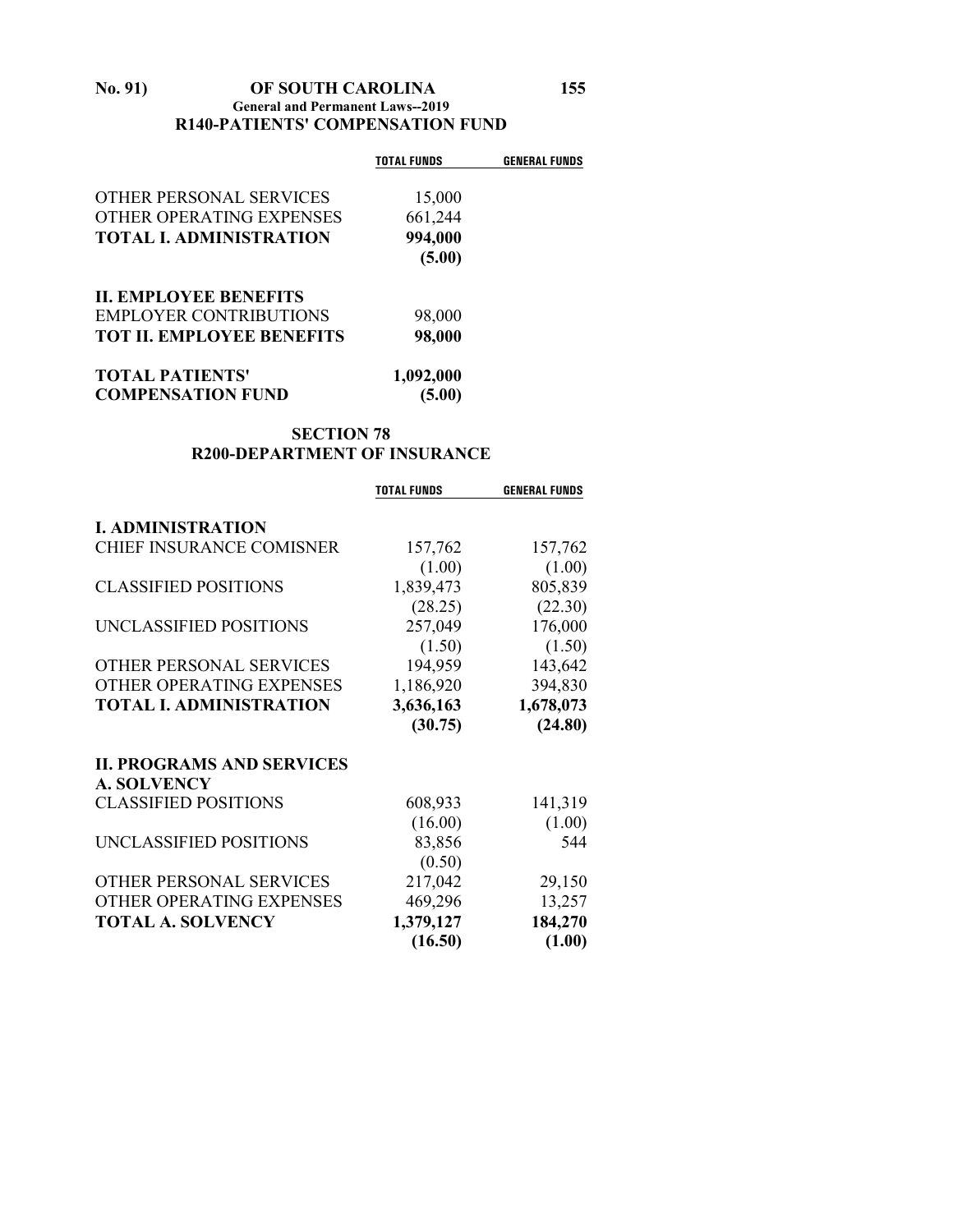## R140-PATIENTS' COMPENSATION FUND

| | TOTAL FUNDS | GENERAL FUNDS |
|---|---|---|
| OTHER PERSONAL SERVICES | 15,000 | |
| OTHER OPERATING EXPENSES | 661,244 | |
| **TOTAL I. ADMINISTRATION** | **994,000** | |
| | **(5.00)** | |
| **II. EMPLOYEE BENEFITS** | | |
| EMPLOYER CONTRIBUTIONS | 98,000 | |
| **TOT II. EMPLOYEE BENEFITS** | **98,000** | |
| **TOTAL PATIENTS' COMPENSATION FUND** | **1,092,000** | |
| | **(5.00)** | |

## SECTION 78

## R200-DEPARTMENT OF INSURANCE

| | TOTAL FUNDS | GENERAL FUNDS |
|---|---|---|
| **I. ADMINISTRATION** | | |
| CHIEF INSURANCE COMISNER | 157,762 | 157,762 |
| | (1.00) | (1.00) |
| CLASSIFIED POSITIONS | 1,839,473 | 805,839 |
| | (28.25) | (22.30) |
| UNCLASSIFIED POSITIONS | 257,049 | 176,000 |
| | (1.50) | (1.50) |
| OTHER PERSONAL SERVICES | 194,959 | 143,642 |
| OTHER OPERATING EXPENSES | 1,186,920 | 394,830 |
| **TOTAL I. ADMINISTRATION** | **3,636,163** | **1,678,073** |
| | **(30.75)** | **(24.80)** |
| **II. PROGRAMS AND SERVICES** | | |
| **A. SOLVENCY** | | |
| CLASSIFIED POSITIONS | 608,933 | 141,319 |
| | (16.00) | (1.00) |
| UNCLASSIFIED POSITIONS | 83,856 | 544 |
| | (0.50) | |
| OTHER PERSONAL SERVICES | 217,042 | 29,150 |
| OTHER OPERATING EXPENSES | 469,296 | 13,257 |
| **TOTAL A. SOLVENCY** | **1,379,127** | **184,270** |
| | **(16.50)** | **(1.00)** |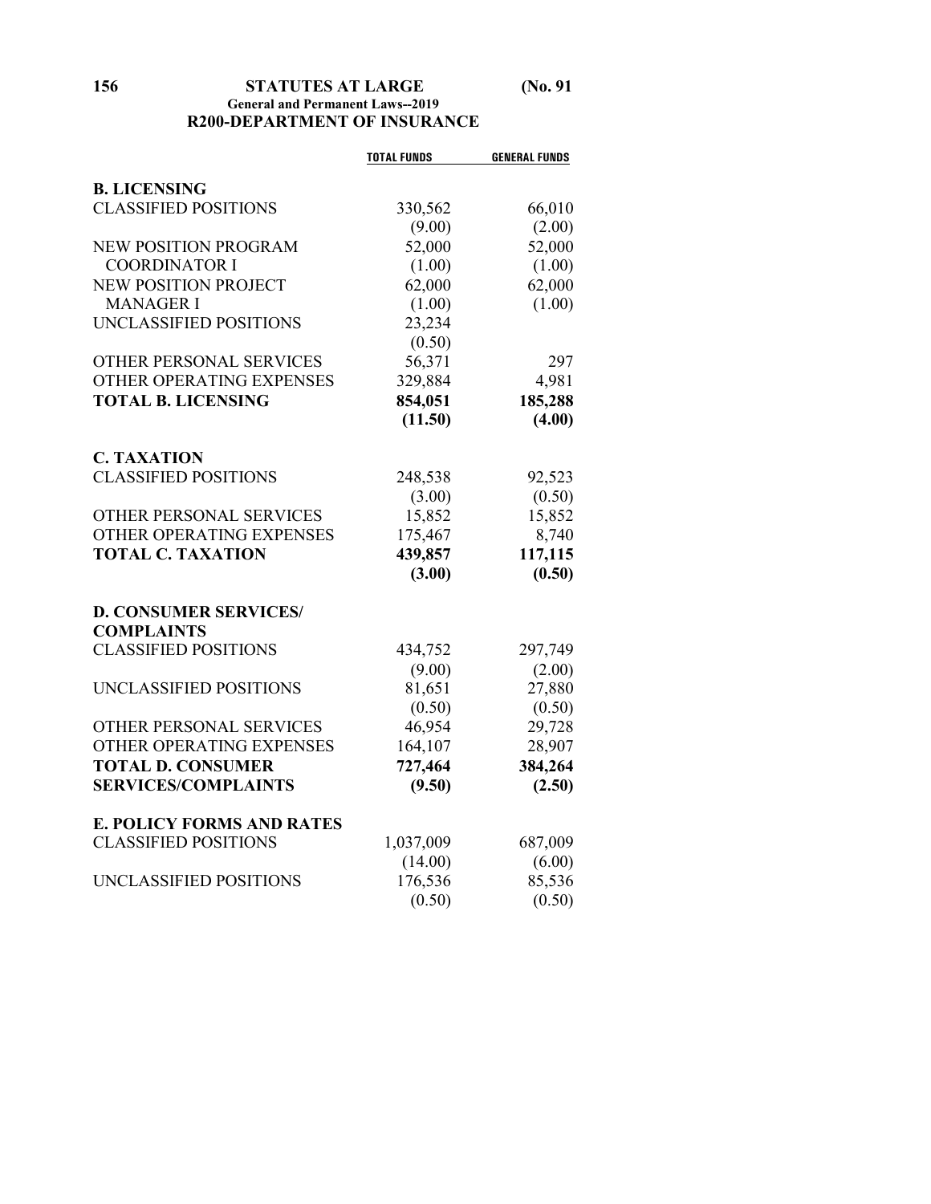## R200-DEPARTMENT OF INSURANCE

| | TOTAL FUNDS | GENERAL FUNDS |
|---|---|---|
| **B. LICENSING** | | |
| CLASSIFIED POSITIONS | 330,562 | 66,010 |
| | (9.00) | (2.00) |
| NEW POSITION PROGRAM COORDINATOR I | 52,000 | 52,000 |
| | (1.00) | (1.00) |
| NEW POSITION PROJECT MANAGER I | 62,000 | 62,000 |
| | (1.00) | (1.00) |
| UNCLASSIFIED POSITIONS | 23,234 | |
| | (0.50) | |
| OTHER PERSONAL SERVICES | 56,371 | 297 |
| OTHER OPERATING EXPENSES | 329,884 | 4,981 |
| **TOTAL B. LICENSING** | **854,051** | **185,288** |
| | **(11.50)** | **(4.00)** |
| **C. TAXATION** | | |
| CLASSIFIED POSITIONS | 248,538 | 92,523 |
| | (3.00) | (0.50) |
| OTHER PERSONAL SERVICES | 15,852 | 15,852 |
| OTHER OPERATING EXPENSES | 175,467 | 8,740 |
| **TOTAL C. TAXATION** | **439,857** | **117,115** |
| | **(3.00)** | **(0.50)** |
| **D. CONSUMER SERVICES/ COMPLAINTS** | | |
| CLASSIFIED POSITIONS | 434,752 | 297,749 |
| | (9.00) | (2.00) |
| UNCLASSIFIED POSITIONS | 81,651 | 27,880 |
| | (0.50) | (0.50) |
| OTHER PERSONAL SERVICES | 46,954 | 29,728 |
| OTHER OPERATING EXPENSES | 164,107 | 28,907 |
| **TOTAL D. CONSUMER SERVICES/COMPLAINTS** | **727,464** | **384,264** |
| | **(9.50)** | **(2.50)** |
| **E. POLICY FORMS AND RATES** | | |
| CLASSIFIED POSITIONS | 1,037,009 | 687,009 |
| | (14.00) | (6.00) |
| UNCLASSIFIED POSITIONS | 176,536 | 85,536 |
| | (0.50) | (0.50) |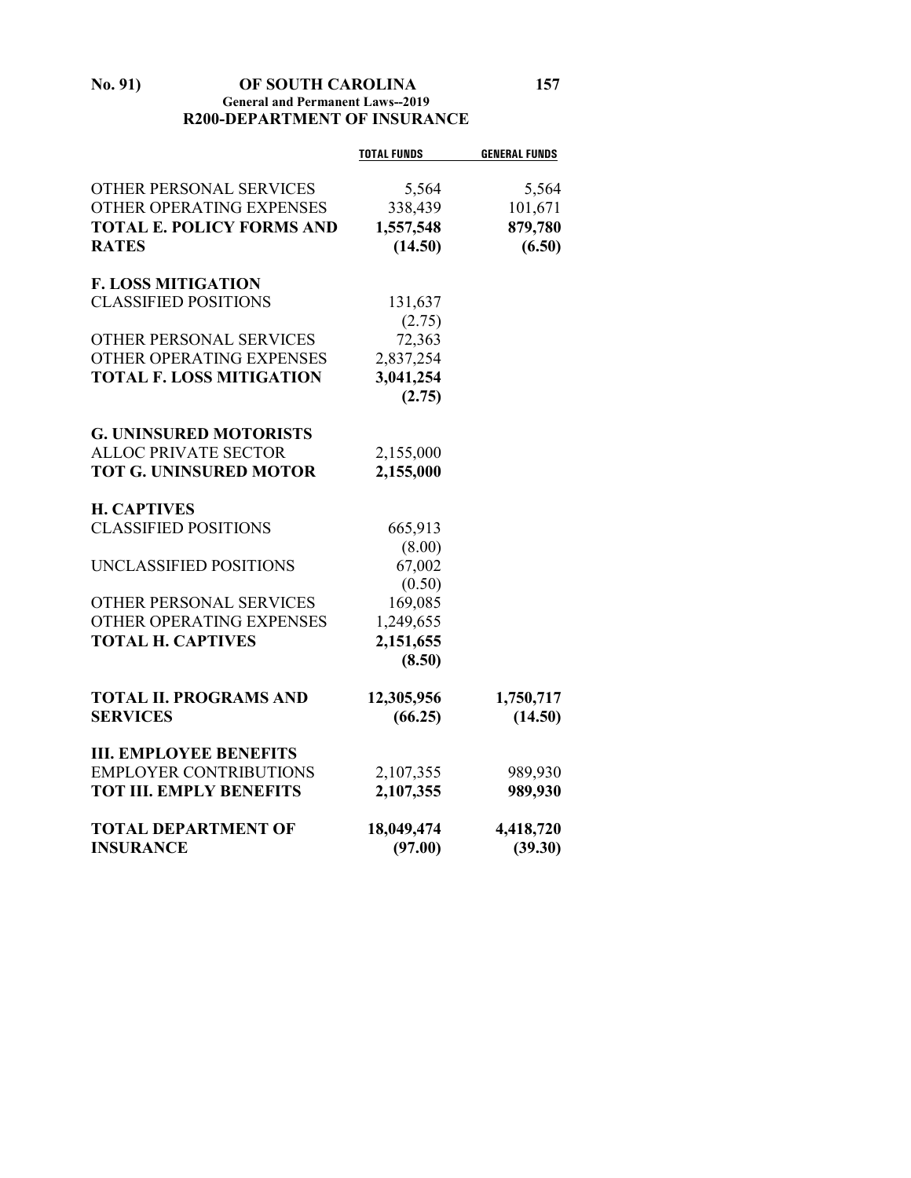## R200-DEPARTMENT OF INSURANCE

| | TOTAL FUNDS | GENERAL FUNDS |
|---|---|---|
| OTHER PERSONAL SERVICES | 5,564 | 5,564 |
| OTHER OPERATING EXPENSES | 338,439 | 101,671 |
| **TOTAL E. POLICY FORMS AND RATES** | **1,557,548** | **879,780** |
| | **(14.50)** | **(6.50)** |
| **F. LOSS MITIGATION** | | |
| CLASSIFIED POSITIONS | 131,637 | |
| | (2.75) | |
| OTHER PERSONAL SERVICES | 72,363 | |
| OTHER OPERATING EXPENSES | 2,837,254 | |
| **TOTAL F. LOSS MITIGATION** | **3,041,254** | |
| | **(2.75)** | |
| **G. UNINSURED MOTORISTS** | | |
| ALLOC PRIVATE SECTOR | 2,155,000 | |
| **TOT G. UNINSURED MOTOR** | **2,155,000** | |
| **H. CAPTIVES** | | |
| CLASSIFIED POSITIONS | 665,913 | |
| | (8.00) | |
| UNCLASSIFIED POSITIONS | 67,002 | |
| | (0.50) | |
| OTHER PERSONAL SERVICES | 169,085 | |
| OTHER OPERATING EXPENSES | 1,249,655 | |
| **TOTAL H. CAPTIVES** | **2,151,655** | |
| | **(8.50)** | |
| **TOTAL II. PROGRAMS AND SERVICES** | **12,305,956** | **1,750,717** |
| | **(66.25)** | **(14.50)** |
| **III. EMPLOYEE BENEFITS** | | |
| EMPLOYER CONTRIBUTIONS | 2,107,355 | 989,930 |
| **TOT III. EMPLY BENEFITS** | **2,107,355** | **989,930** |
| **TOTAL DEPARTMENT OF INSURANCE** | **18,049,474** | **4,418,720** |
| | **(97.00)** | **(39.30)** |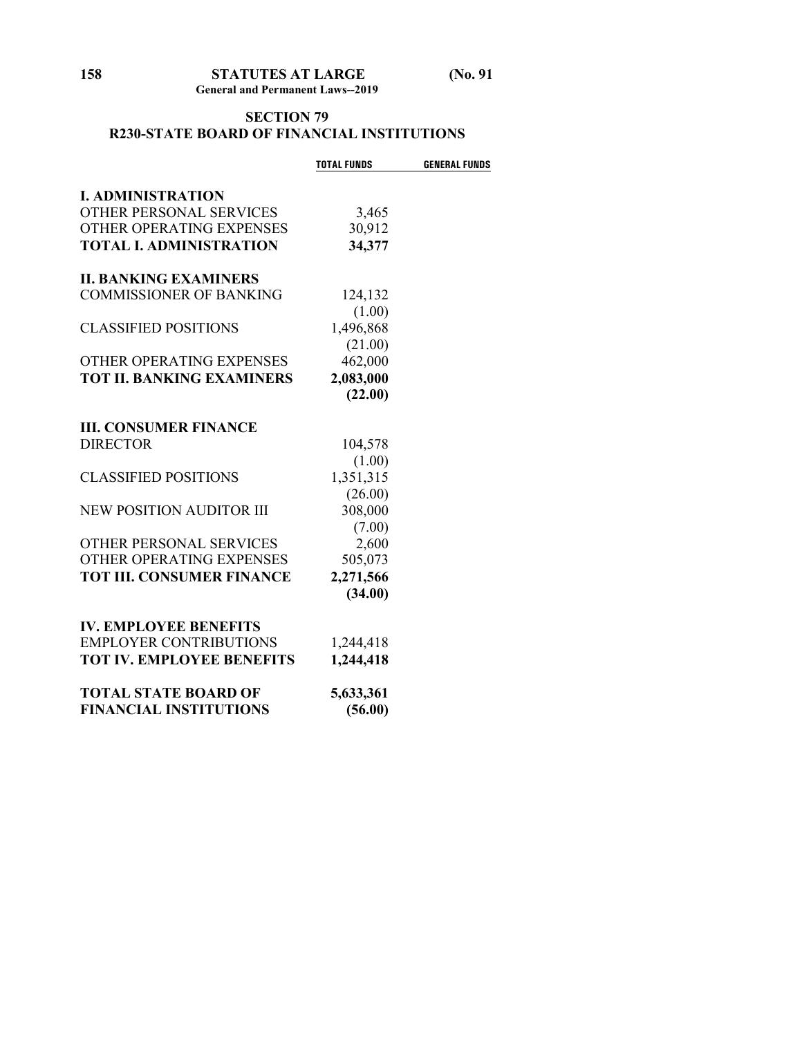## SECTION 79
## R230-STATE BOARD OF FINANCIAL INSTITUTIONS

| | TOTAL FUNDS | GENERAL FUNDS |
|---|---|---|
| **I. ADMINISTRATION** | | |
| OTHER PERSONAL SERVICES | 3,465 | |
| OTHER OPERATING EXPENSES | 30,912 | |
| **TOTAL I. ADMINISTRATION** | **34,377** | |
| **II. BANKING EXAMINERS** | | |
| COMMISSIONER OF BANKING | 124,132 | |
| | (1.00) | |
| CLASSIFIED POSITIONS | 1,496,868 | |
| | (21.00) | |
| OTHER OPERATING EXPENSES | 462,000 | |
| **TOT II. BANKING EXAMINERS** | **2,083,000** | |
| | **(22.00)** | |
| **III. CONSUMER FINANCE** | | |
| DIRECTOR | 104,578 | |
| | (1.00) | |
| CLASSIFIED POSITIONS | 1,351,315 | |
| | (26.00) | |
| NEW POSITION AUDITOR III | 308,000 | |
| | (7.00) | |
| OTHER PERSONAL SERVICES | 2,600 | |
| OTHER OPERATING EXPENSES | 505,073 | |
| **TOT III. CONSUMER FINANCE** | **2,271,566** | |
| | **(34.00)** | |
| **IV. EMPLOYEE BENEFITS** | | |
| EMPLOYER CONTRIBUTIONS | 1,244,418 | |
| **TOT IV. EMPLOYEE BENEFITS** | **1,244,418** | |
| **TOTAL STATE BOARD OF FINANCIAL INSTITUTIONS** | **5,633,361** | |
| | **(56.00)** | |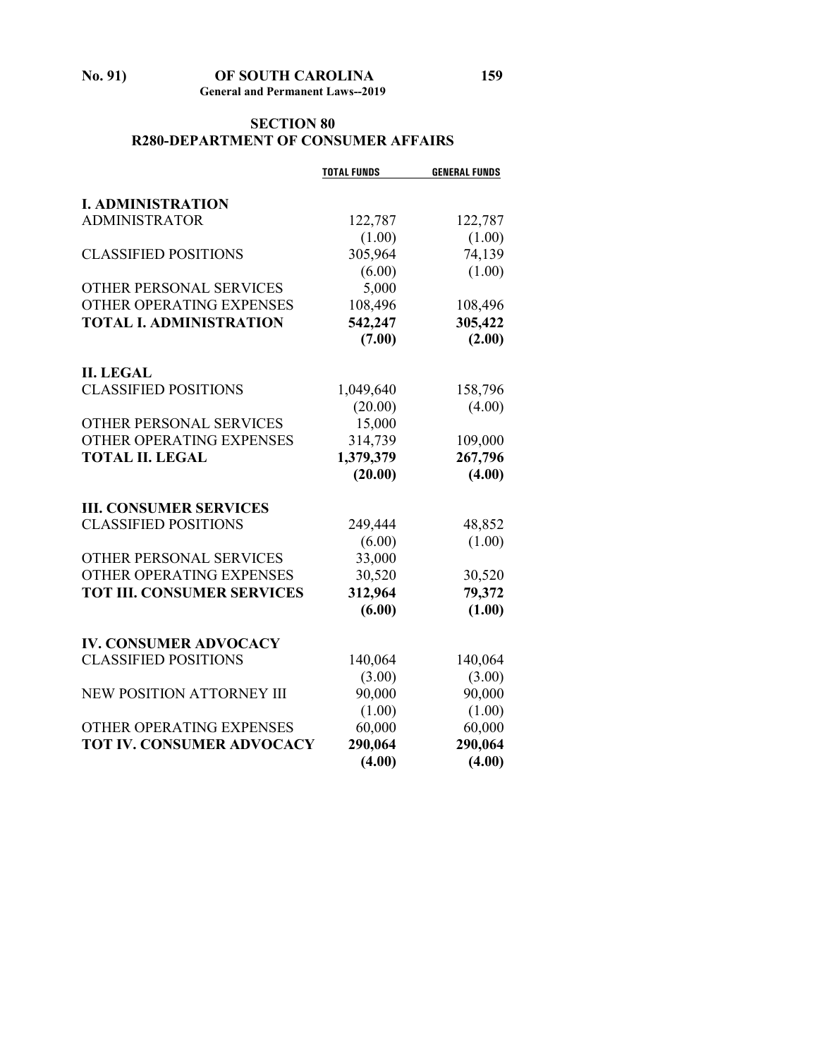## SECTION 80
## R280-DEPARTMENT OF CONSUMER AFFAIRS

| | TOTAL FUNDS | GENERAL FUNDS |
|---|---|---|
| **I. ADMINISTRATION** | | |
| ADMINISTRATOR | 122,787 | 122,787 |
| | (1.00) | (1.00) |
| CLASSIFIED POSITIONS | 305,964 | 74,139 |
| | (6.00) | (1.00) |
| OTHER PERSONAL SERVICES | 5,000 | |
| OTHER OPERATING EXPENSES | 108,496 | 108,496 |
| **TOTAL I. ADMINISTRATION** | **542,247** | **305,422** |
| | **(7.00)** | **(2.00)** |
| **II. LEGAL** | | |
| CLASSIFIED POSITIONS | 1,049,640 | 158,796 |
| | (20.00) | (4.00) |
| OTHER PERSONAL SERVICES | 15,000 | |
| OTHER OPERATING EXPENSES | 314,739 | 109,000 |
| **TOTAL II. LEGAL** | **1,379,379** | **267,796** |
| | **(20.00)** | **(4.00)** |
| **III. CONSUMER SERVICES** | | |
| CLASSIFIED POSITIONS | 249,444 | 48,852 |
| | (6.00) | (1.00) |
| OTHER PERSONAL SERVICES | 33,000 | |
| OTHER OPERATING EXPENSES | 30,520 | 30,520 |
| **TOT III. CONSUMER SERVICES** | **312,964** | **79,372** |
| | **(6.00)** | **(1.00)** |
| **IV. CONSUMER ADVOCACY** | | |
| CLASSIFIED POSITIONS | 140,064 | 140,064 |
| | (3.00) | (3.00) |
| NEW POSITION ATTORNEY III | 90,000 | 90,000 |
| | (1.00) | (1.00) |
| OTHER OPERATING EXPENSES | 60,000 | 60,000 |
| **TOT IV. CONSUMER ADVOCACY** | **290,064** | **290,064** |
| | **(4.00)** | **(4.00)** |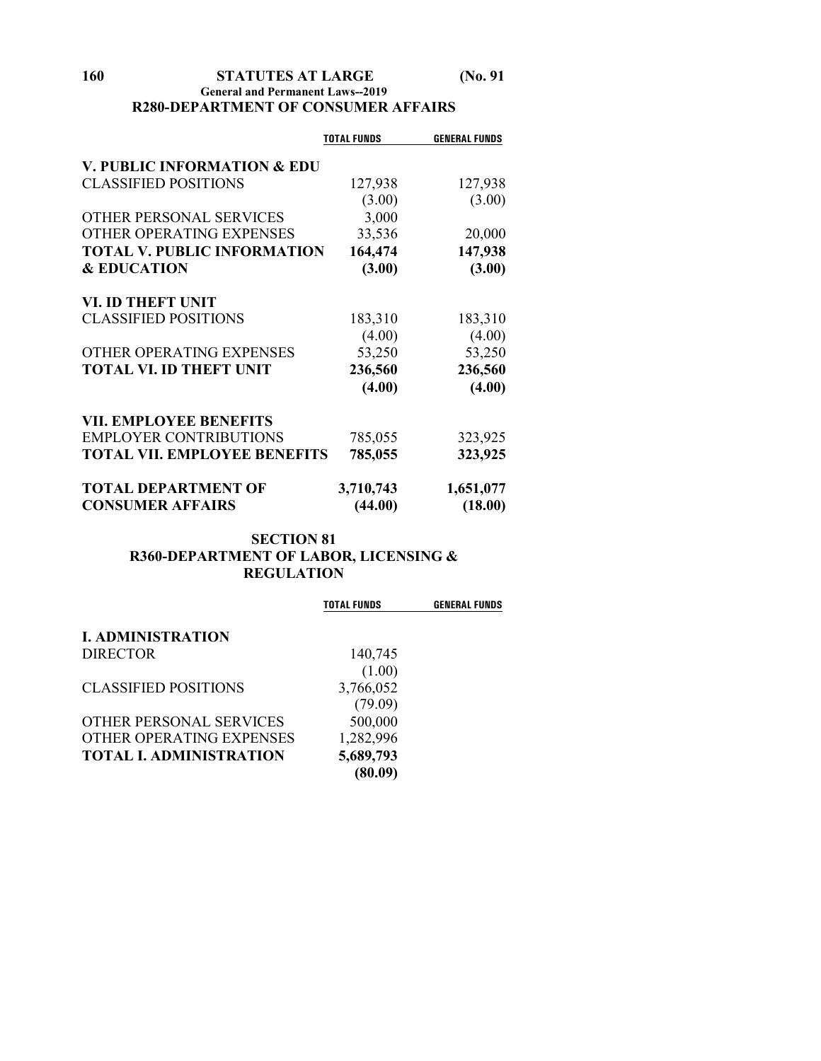## R280-DEPARTMENT OF CONSUMER AFFAIRS

| | TOTAL FUNDS | GENERAL FUNDS |
|---|---|---|
| **V. PUBLIC INFORMATION & EDU** | | |
| CLASSIFIED POSITIONS | 127,938 | 127,938 |
| | (3.00) | (3.00) |
| OTHER PERSONAL SERVICES | 3,000 | |
| OTHER OPERATING EXPENSES | 33,536 | 20,000 |
| **TOTAL V. PUBLIC INFORMATION & EDUCATION** | **164,474** | **147,938** |
| | **(3.00)** | **(3.00)** |
| **VI. ID THEFT UNIT** | | |
| CLASSIFIED POSITIONS | 183,310 | 183,310 |
| | (4.00) | (4.00) |
| OTHER OPERATING EXPENSES | 53,250 | 53,250 |
| **TOTAL VI. ID THEFT UNIT** | **236,560** | **236,560** |
| | **(4.00)** | **(4.00)** |
| **VII. EMPLOYEE BENEFITS** | | |
| EMPLOYER CONTRIBUTIONS | 785,055 | 323,925 |
| **TOTAL VII. EMPLOYEE BENEFITS** | **785,055** | **323,925** |
| **TOTAL DEPARTMENT OF CONSUMER AFFAIRS** | **3,710,743** | **1,651,077** |
| | **(44.00)** | **(18.00)** |

## SECTION 81
## R360-DEPARTMENT OF LABOR, LICENSING & REGULATION

| | TOTAL FUNDS | GENERAL FUNDS |
|---|---|---|
| **I. ADMINISTRATION** | | |
| DIRECTOR | 140,745 | |
| | (1.00) | |
| CLASSIFIED POSITIONS | 3,766,052 | |
| | (79.09) | |
| OTHER PERSONAL SERVICES | 500,000 | |
| OTHER OPERATING EXPENSES | 1,282,996 | |
| **TOTAL I. ADMINISTRATION** | **5,689,793** | |
| | **(80.09)** | |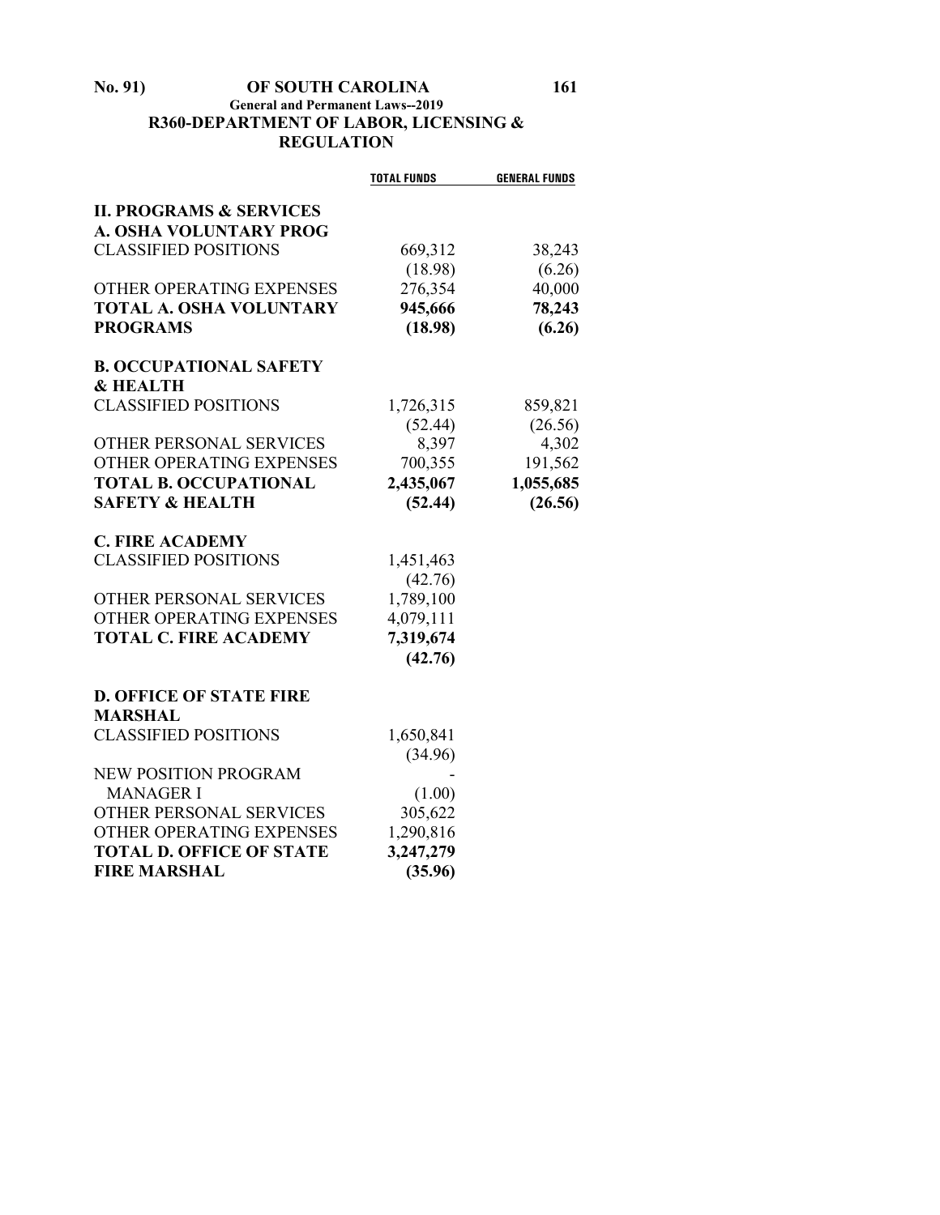## R360-DEPARTMENT OF LABOR, LICENSING & REGULATION

| | TOTAL FUNDS | GENERAL FUNDS |
|---|---|---|
| **II. PROGRAMS & SERVICES** | | |
| **A. OSHA VOLUNTARY PROG** | | |
| CLASSIFIED POSITIONS | 669,312 | 38,243 |
| | (18.98) | (6.26) |
| OTHER OPERATING EXPENSES | 276,354 | 40,000 |
| **TOTAL A. OSHA VOLUNTARY PROGRAMS** | **945,666** | **78,243** |
| | **(18.98)** | **(6.26)** |
| **B. OCCUPATIONAL SAFETY & HEALTH** | | |
| CLASSIFIED POSITIONS | 1,726,315 | 859,821 |
| | (52.44) | (26.56) |
| OTHER PERSONAL SERVICES | 8,397 | 4,302 |
| OTHER OPERATING EXPENSES | 700,355 | 191,562 |
| **TOTAL B. OCCUPATIONAL SAFETY & HEALTH** | **2,435,067** | **1,055,685** |
| | **(52.44)** | **(26.56)** |
| **C. FIRE ACADEMY** | | |
| CLASSIFIED POSITIONS | 1,451,463 | |
| | (42.76) | |
| OTHER PERSONAL SERVICES | 1,789,100 | |
| OTHER OPERATING EXPENSES | 4,079,111 | |
| **TOTAL C. FIRE ACADEMY** | **7,319,674** | |
| | **(42.76)** | |
| **D. OFFICE OF STATE FIRE MARSHAL** | | |
| CLASSIFIED POSITIONS | 1,650,841 | |
| | (34.96) | |
| NEW POSITION PROGRAM MANAGER I | - | |
| | (1.00) | |
| OTHER PERSONAL SERVICES | 305,622 | |
| OTHER OPERATING EXPENSES | 1,290,816 | |
| **TOTAL D. OFFICE OF STATE FIRE MARSHAL** | **3,247,279** | |
| | **(35.96)** | |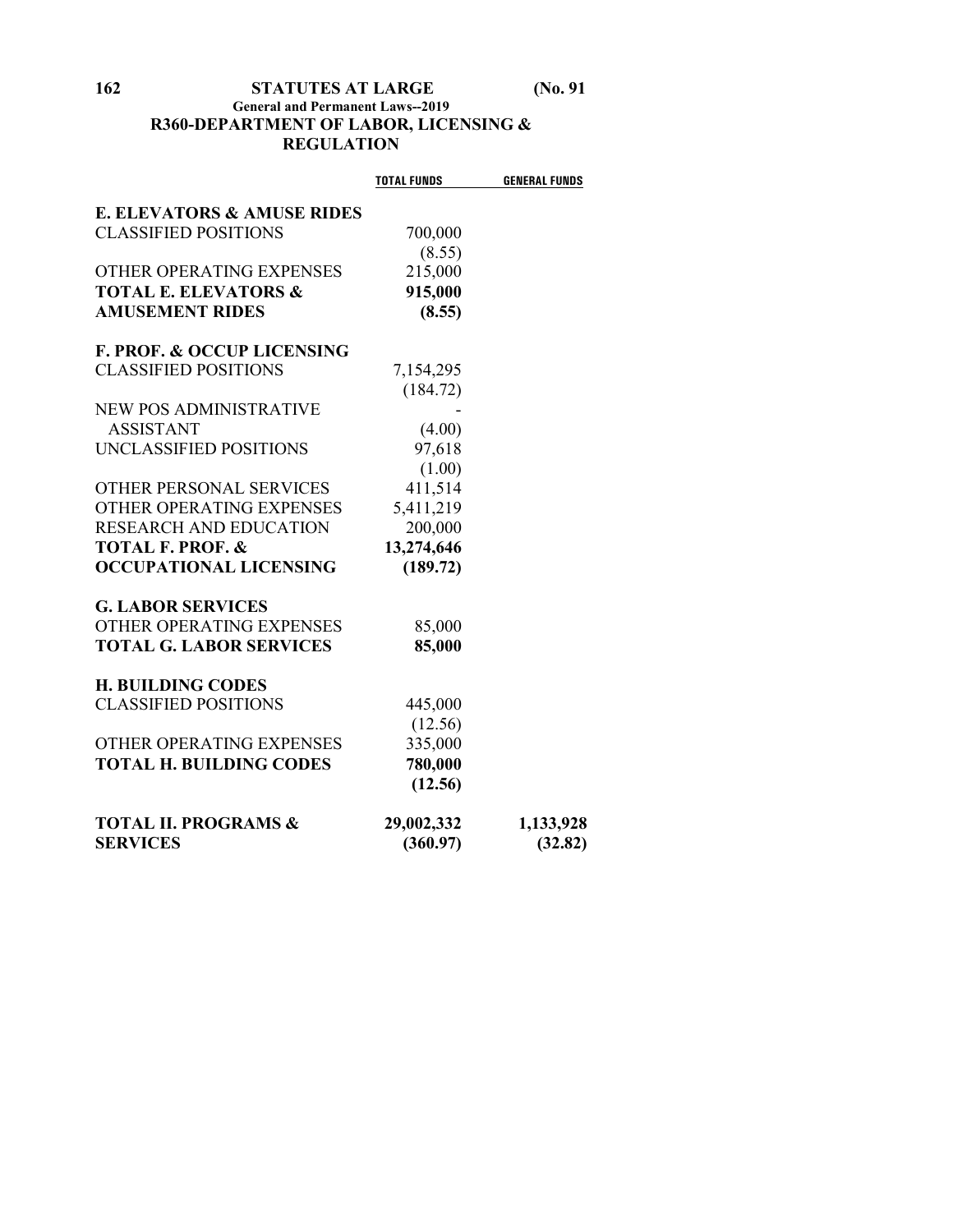**R360-DEPARTMENT OF LABOR, LICENSING & REGULATION**

| | TOTAL FUNDS | GENERAL FUNDS |
|---|---|---|
| **E. ELEVATORS & AMUSE RIDES** | | |
| CLASSIFIED POSITIONS | 700,000 | |
| | (8.55) | |
| OTHER OPERATING EXPENSES | 215,000 | |
| **TOTAL E. ELEVATORS & AMUSEMENT RIDES** | **915,000** | |
| | **(8.55)** | |
| **F. PROF. & OCCUP LICENSING** | | |
| CLASSIFIED POSITIONS | 7,154,295 | |
| | (184.72) | |
| NEW POS ADMINISTRATIVE ASSISTANT | - | |
| | (4.00) | |
| UNCLASSIFIED POSITIONS | 97,618 | |
| | (1.00) | |
| OTHER PERSONAL SERVICES | 411,514 | |
| OTHER OPERATING EXPENSES | 5,411,219 | |
| RESEARCH AND EDUCATION | 200,000 | |
| **TOTAL F. PROF. & OCCUPATIONAL LICENSING** | **13,274,646** | |
| | **(189.72)** | |
| **G. LABOR SERVICES** | | |
| OTHER OPERATING EXPENSES | 85,000 | |
| **TOTAL G. LABOR SERVICES** | **85,000** | |
| **H. BUILDING CODES** | | |
| CLASSIFIED POSITIONS | 445,000 | |
| | (12.56) | |
| OTHER OPERATING EXPENSES | 335,000 | |
| **TOTAL H. BUILDING CODES** | **780,000** | |
| | **(12.56)** | |
| **TOTAL II. PROGRAMS & SERVICES** | **29,002,332** | **1,133,928** |
| | **(360.97)** | **(32.82)** |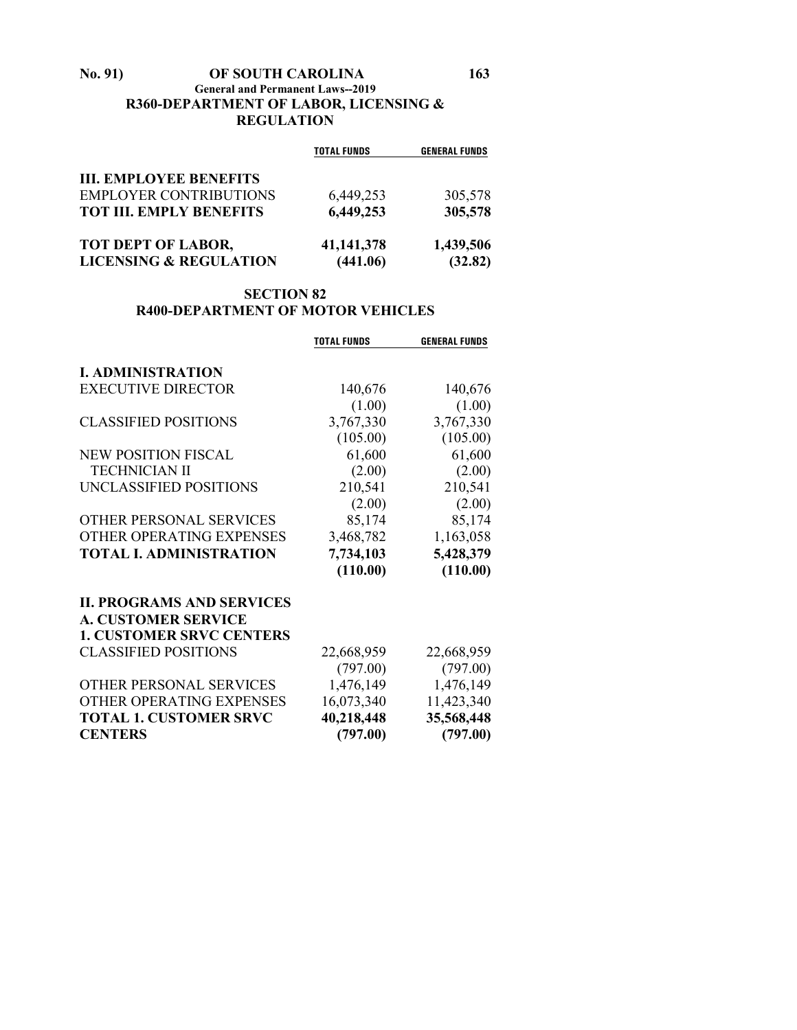**R360-DEPARTMENT OF LABOR, LICENSING & REGULATION**

| | TOTAL FUNDS | GENERAL FUNDS |
|---|---|---|
| **III. EMPLOYEE BENEFITS** | | |
| EMPLOYER CONTRIBUTIONS | 6,449,253 | 305,578 |
| **TOT III. EMPLY BENEFITS** | **6,449,253** | **305,578** |
| **TOT DEPT OF LABOR, LICENSING & REGULATION** | **41,141,378** | **1,439,506** |
| | **(441.06)** | **(32.82)** |

## SECTION 82
## R400-DEPARTMENT OF MOTOR VEHICLES

| | TOTAL FUNDS | GENERAL FUNDS |
|---|---|---|
| **I. ADMINISTRATION** | | |
| EXECUTIVE DIRECTOR | 140,676 | 140,676 |
| | (1.00) | (1.00) |
| CLASSIFIED POSITIONS | 3,767,330 | 3,767,330 |
| | (105.00) | (105.00) |
| NEW POSITION FISCAL TECHNICIAN II | 61,600 | 61,600 |
| | (2.00) | (2.00) |
| UNCLASSIFIED POSITIONS | 210,541 | 210,541 |
| | (2.00) | (2.00) |
| OTHER PERSONAL SERVICES | 85,174 | 85,174 |
| OTHER OPERATING EXPENSES | 3,468,782 | 1,163,058 |
| **TOTAL I. ADMINISTRATION** | **7,734,103** | **5,428,379** |
| | **(110.00)** | **(110.00)** |
| **II. PROGRAMS AND SERVICES** | | |
| **A. CUSTOMER SERVICE** | | |
| **1. CUSTOMER SRVC CENTERS** | | |
| CLASSIFIED POSITIONS | 22,668,959 | 22,668,959 |
| | (797.00) | (797.00) |
| OTHER PERSONAL SERVICES | 1,476,149 | 1,476,149 |
| OTHER OPERATING EXPENSES | 16,073,340 | 11,423,340 |
| **TOTAL 1. CUSTOMER SRVC CENTERS** | **40,218,448** | **35,568,448** |
| | **(797.00)** | **(797.00)** |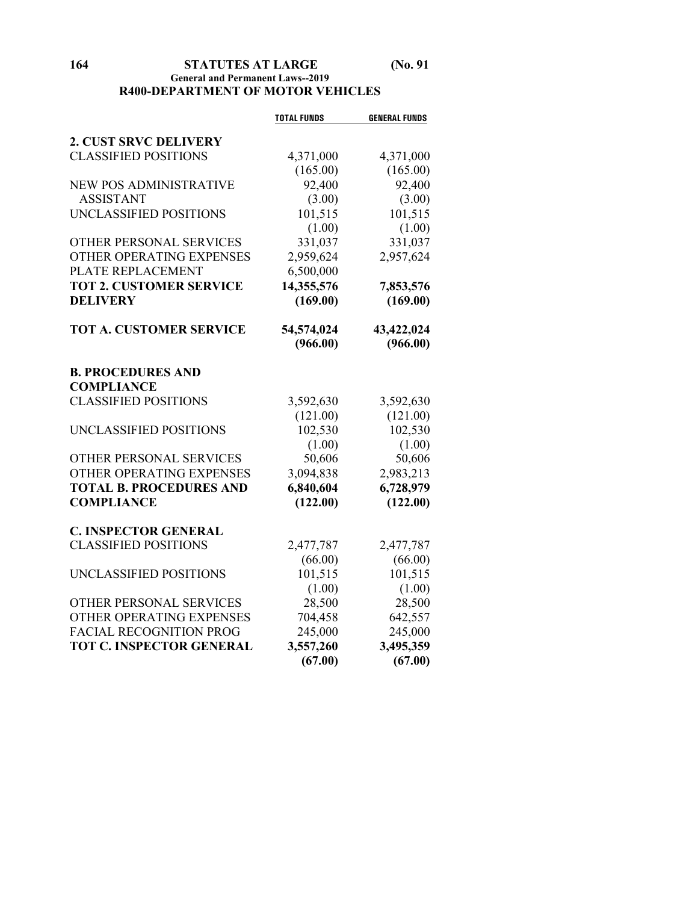## R400-DEPARTMENT OF MOTOR VEHICLES

| | TOTAL FUNDS | GENERAL FUNDS |
|---|---|---|
| **2. CUST SRVC DELIVERY** | | |
| CLASSIFIED POSITIONS | 4,371,000 | 4,371,000 |
| | (165.00) | (165.00) |
| NEW POS ADMINISTRATIVE ASSISTANT | 92,400 | 92,400 |
| | (3.00) | (3.00) |
| UNCLASSIFIED POSITIONS | 101,515 | 101,515 |
| | (1.00) | (1.00) |
| OTHER PERSONAL SERVICES | 331,037 | 331,037 |
| OTHER OPERATING EXPENSES | 2,959,624 | 2,957,624 |
| PLATE REPLACEMENT | 6,500,000 | |
| **TOT 2. CUSTOMER SERVICE DELIVERY** | **14,355,576** | **7,853,576** |
| | **(169.00)** | **(169.00)** |
| **TOT A. CUSTOMER SERVICE** | **54,574,024** | **43,422,024** |
| | **(966.00)** | **(966.00)** |
| **B. PROCEDURES AND COMPLIANCE** | | |
| CLASSIFIED POSITIONS | 3,592,630 | 3,592,630 |
| | (121.00) | (121.00) |
| UNCLASSIFIED POSITIONS | 102,530 | 102,530 |
| | (1.00) | (1.00) |
| OTHER PERSONAL SERVICES | 50,606 | 50,606 |
| OTHER OPERATING EXPENSES | 3,094,838 | 2,983,213 |
| **TOTAL B. PROCEDURES AND COMPLIANCE** | **6,840,604** | **6,728,979** |
| | **(122.00)** | **(122.00)** |
| **C. INSPECTOR GENERAL** | | |
| CLASSIFIED POSITIONS | 2,477,787 | 2,477,787 |
| | (66.00) | (66.00) |
| UNCLASSIFIED POSITIONS | 101,515 | 101,515 |
| | (1.00) | (1.00) |
| OTHER PERSONAL SERVICES | 28,500 | 28,500 |
| OTHER OPERATING EXPENSES | 704,458 | 642,557 |
| FACIAL RECOGNITION PROG | 245,000 | 245,000 |
| **TOT C. INSPECTOR GENERAL** | **3,557,260** | **3,495,359** |
| | **(67.00)** | **(67.00)** |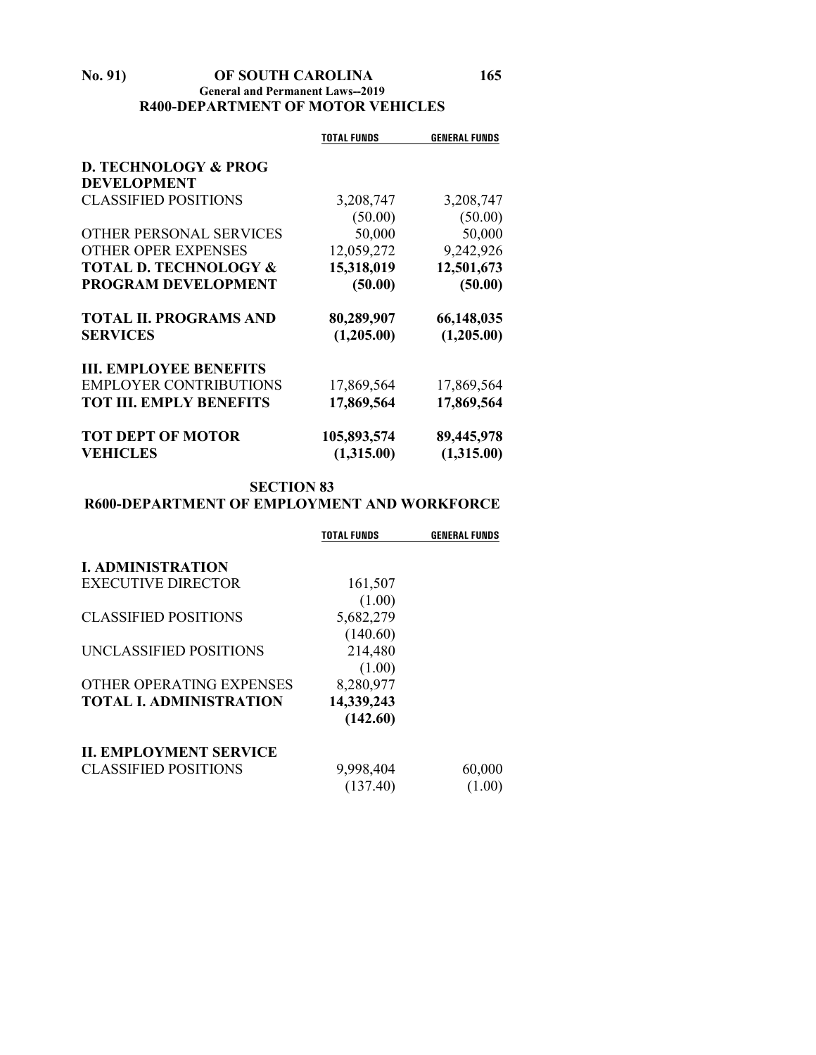## R400-DEPARTMENT OF MOTOR VEHICLES

| | TOTAL FUNDS | GENERAL FUNDS |
|---|---|---|
| **D. TECHNOLOGY & PROG DEVELOPMENT** | | |
| CLASSIFIED POSITIONS | 3,208,747 | 3,208,747 |
| | (50.00) | (50.00) |
| OTHER PERSONAL SERVICES | 50,000 | 50,000 |
| OTHER OPER EXPENSES | 12,059,272 | 9,242,926 |
| **TOTAL D. TECHNOLOGY & PROGRAM DEVELOPMENT** | **15,318,019** | **12,501,673** |
| | **(50.00)** | **(50.00)** |
| **TOTAL II. PROGRAMS AND SERVICES** | **80,289,907** | **66,148,035** |
| | **(1,205.00)** | **(1,205.00)** |
| **III. EMPLOYEE BENEFITS** | | |
| EMPLOYER CONTRIBUTIONS | 17,869,564 | 17,869,564 |
| **TOT III. EMPLY BENEFITS** | **17,869,564** | **17,869,564** |
| **TOT DEPT OF MOTOR VEHICLES** | **105,893,574** | **89,445,978** |
| | **(1,315.00)** | **(1,315.00)** |

## SECTION 83
## R600-DEPARTMENT OF EMPLOYMENT AND WORKFORCE

| | TOTAL FUNDS | GENERAL FUNDS |
|---|---|---|
| **I. ADMINISTRATION** | | |
| EXECUTIVE DIRECTOR | 161,507 | |
| | (1.00) | |
| CLASSIFIED POSITIONS | 5,682,279 | |
| | (140.60) | |
| UNCLASSIFIED POSITIONS | 214,480 | |
| | (1.00) | |
| OTHER OPERATING EXPENSES | 8,280,977 | |
| **TOTAL I. ADMINISTRATION** | **14,339,243** | |
| | **(142.60)** | |
| **II. EMPLOYMENT SERVICE** | | |
| CLASSIFIED POSITIONS | 9,998,404 | 60,000 |
| | (137.40) | (1.00) |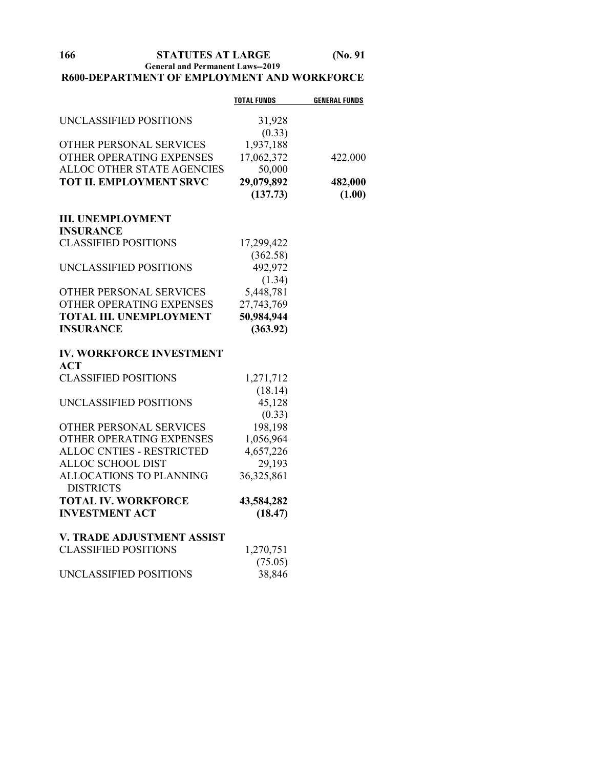## R600-DEPARTMENT OF EMPLOYMENT AND WORKFORCE

| | TOTAL FUNDS | GENERAL FUNDS |
|---|---|---|
| UNCLASSIFIED POSITIONS | 31,928 | |
| | (0.33) | |
| OTHER PERSONAL SERVICES | 1,937,188 | |
| OTHER OPERATING EXPENSES | 17,062,372 | 422,000 |
| ALLOC OTHER STATE AGENCIES | 50,000 | |
| **TOT II. EMPLOYMENT SRVC** | **29,079,892** | **482,000** |
| | **(137.73)** | **(1.00)** |
| **III. UNEMPLOYMENT INSURANCE** | | |
| CLASSIFIED POSITIONS | 17,299,422 | |
| | (362.58) | |
| UNCLASSIFIED POSITIONS | 492,972 | |
| | (1.34) | |
| OTHER PERSONAL SERVICES | 5,448,781 | |
| OTHER OPERATING EXPENSES | 27,743,769 | |
| **TOTAL III. UNEMPLOYMENT INSURANCE** | **50,984,944** | |
| | **(363.92)** | |
| **IV. WORKFORCE INVESTMENT ACT** | | |
| CLASSIFIED POSITIONS | 1,271,712 | |
| | (18.14) | |
| UNCLASSIFIED POSITIONS | 45,128 | |
| | (0.33) | |
| OTHER PERSONAL SERVICES | 198,198 | |
| OTHER OPERATING EXPENSES | 1,056,964 | |
| ALLOC CNTIES - RESTRICTED | 4,657,226 | |
| ALLOC SCHOOL DIST | 29,193 | |
| ALLOCATIONS TO PLANNING DISTRICTS | 36,325,861 | |
| **TOTAL IV. WORKFORCE INVESTMENT ACT** | **43,584,282** | |
| | **(18.47)** | |
| **V. TRADE ADJUSTMENT ASSIST** | | |
| CLASSIFIED POSITIONS | 1,270,751 | |
| | (75.05) | |
| UNCLASSIFIED POSITIONS | 38,846 | |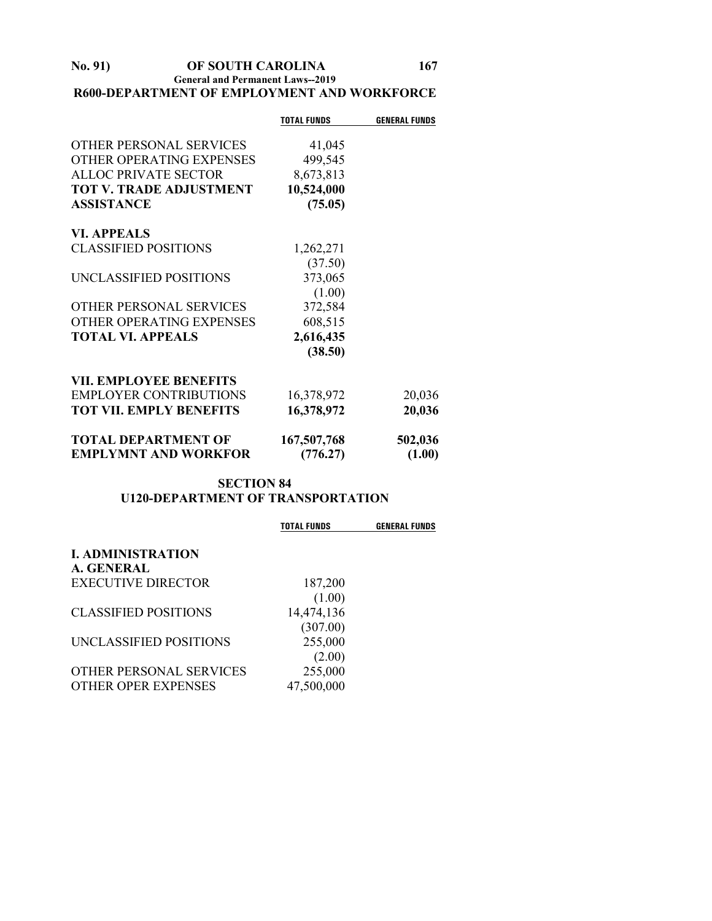## R600-DEPARTMENT OF EMPLOYMENT AND WORKFORCE

| | TOTAL FUNDS | GENERAL FUNDS |
|---|---|---|
| OTHER PERSONAL SERVICES | 41,045 | |
| OTHER OPERATING EXPENSES | 499,545 | |
| ALLOC PRIVATE SECTOR | 8,673,813 | |
| **TOT V. TRADE ADJUSTMENT ASSISTANCE** | **10,524,000** | |
| | **(75.05)** | |
| **VI. APPEALS** | | |
| CLASSIFIED POSITIONS | 1,262,271 | |
| | (37.50) | |
| UNCLASSIFIED POSITIONS | 373,065 | |
| | (1.00) | |
| OTHER PERSONAL SERVICES | 372,584 | |
| OTHER OPERATING EXPENSES | 608,515 | |
| **TOTAL VI. APPEALS** | **2,616,435** | |
| | **(38.50)** | |
| **VII. EMPLOYEE BENEFITS** | | |
| EMPLOYER CONTRIBUTIONS | 16,378,972 | 20,036 |
| **TOT VII. EMPLY BENEFITS** | **16,378,972** | **20,036** |
| **TOTAL DEPARTMENT OF EMPLYMNT AND WORKFOR** | **167,507,768** | **502,036** |
| | **(776.27)** | **(1.00)** |

## SECTION 84

## U120-DEPARTMENT OF TRANSPORTATION

| | TOTAL FUNDS | GENERAL FUNDS |
|---|---|---|
| **I. ADMINISTRATION** | | |
| **A. GENERAL** | | |
| EXECUTIVE DIRECTOR | 187,200 | |
| | (1.00) | |
| CLASSIFIED POSITIONS | 14,474,136 | |
| | (307.00) | |
| UNCLASSIFIED POSITIONS | 255,000 | |
| | (2.00) | |
| OTHER PERSONAL SERVICES | 255,000 | |
| OTHER OPER EXPENSES | 47,500,000 | |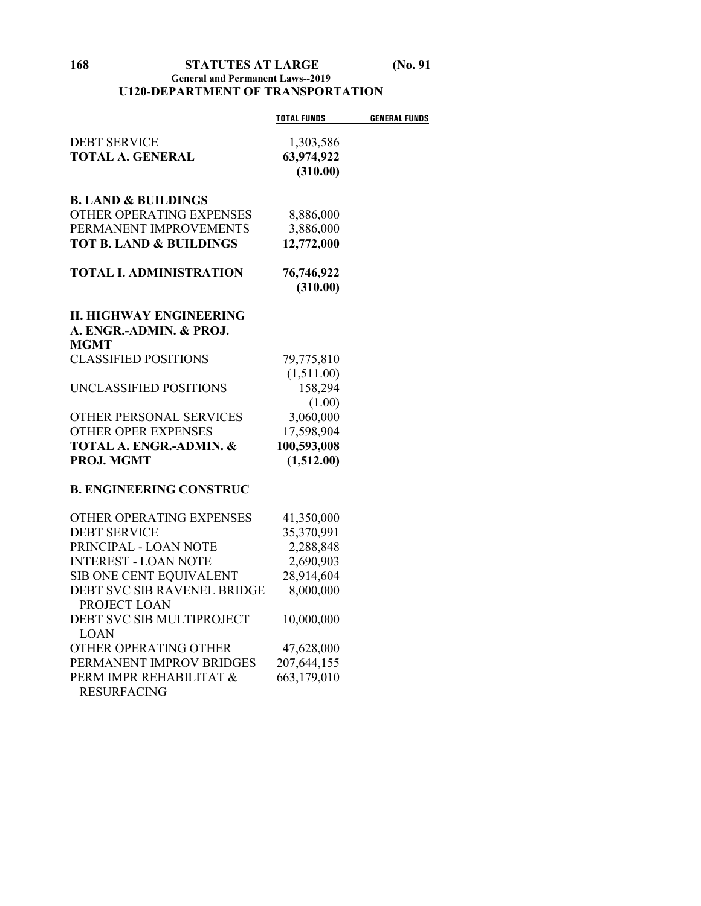## U120-DEPARTMENT OF TRANSPORTATION

| | TOTAL FUNDS | GENERAL FUNDS |
|---|---|---|
| DEBT SERVICE | 1,303,586 | |
| **TOTAL A. GENERAL** | **63,974,922** | |
| | **(310.00)** | |
| **B. LAND & BUILDINGS** | | |
| OTHER OPERATING EXPENSES | 8,886,000 | |
| PERMANENT IMPROVEMENTS | 3,886,000 | |
| **TOT B. LAND & BUILDINGS** | **12,772,000** | |
| **TOTAL I. ADMINISTRATION** | **76,746,922** | |
| | **(310.00)** | |
| **II. HIGHWAY ENGINEERING** | | |
| **A. ENGR.-ADMIN. & PROJ. MGMT** | | |
| CLASSIFIED POSITIONS | 79,775,810 | |
| | (1,511.00) | |
| UNCLASSIFIED POSITIONS | 158,294 | |
| | (1.00) | |
| OTHER PERSONAL SERVICES | 3,060,000 | |
| OTHER OPER EXPENSES | 17,598,904 | |
| **TOTAL A. ENGR.-ADMIN. & PROJ. MGMT** | **100,593,008** | |
| | **(1,512.00)** | |
| **B. ENGINEERING CONSTRUC** | | |
| OTHER OPERATING EXPENSES | 41,350,000 | |
| DEBT SERVICE | 35,370,991 | |
| PRINCIPAL - LOAN NOTE | 2,288,848 | |
| INTEREST - LOAN NOTE | 2,690,903 | |
| SIB ONE CENT EQUIVALENT | 28,914,604 | |
| DEBT SVC SIB RAVENEL BRIDGE PROJECT LOAN | 8,000,000 | |
| DEBT SVC SIB MULTIPROJECT LOAN | 10,000,000 | |
| OTHER OPERATING OTHER | 47,628,000 | |
| PERMANENT IMPROV BRIDGES | 207,644,155 | |
| PERM IMPR REHABILITAT & RESURFACING | 663,179,010 | |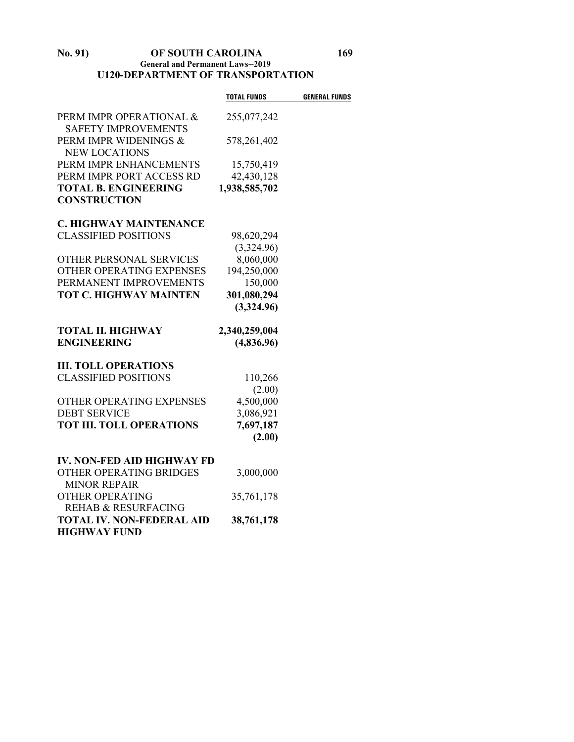## U120-DEPARTMENT OF TRANSPORTATION

| | TOTAL FUNDS | GENERAL FUNDS |
|---|---|---|
| PERM IMPR OPERATIONAL & SAFETY IMPROVEMENTS | 255,077,242 | |
| PERM IMPR WIDENINGS & NEW LOCATIONS | 578,261,402 | |
| PERM IMPR ENHANCEMENTS | 15,750,419 | |
| PERM IMPR PORT ACCESS RD | 42,430,128 | |
| **TOTAL B. ENGINEERING CONSTRUCTION** | **1,938,585,702** | |
| | | |
| **C. HIGHWAY MAINTENANCE** | | |
| CLASSIFIED POSITIONS | 98,620,294 | |
| | (3,324.96) | |
| OTHER PERSONAL SERVICES | 8,060,000 | |
| OTHER OPERATING EXPENSES | 194,250,000 | |
| PERMANENT IMPROVEMENTS | 150,000 | |
| **TOT C. HIGHWAY MAINTEN** | **301,080,294** | |
| | **(3,324.96)** | |
| | | |
| **TOTAL II. HIGHWAY ENGINEERING** | **2,340,259,004** | |
| | **(4,836.96)** | |
| | | |
| **III. TOLL OPERATIONS** | | |
| CLASSIFIED POSITIONS | 110,266 | |
| | (2.00) | |
| OTHER OPERATING EXPENSES | 4,500,000 | |
| DEBT SERVICE | 3,086,921 | |
| **TOT III. TOLL OPERATIONS** | **7,697,187** | |
| | **(2.00)** | |
| | | |
| **IV. NON-FED AID HIGHWAY FD** | | |
| OTHER OPERATING BRIDGES MINOR REPAIR | 3,000,000 | |
| OTHER OPERATING REHAB & RESURFACING | 35,761,178 | |
| **TOTAL IV. NON-FEDERAL AID HIGHWAY FUND** | **38,761,178** | |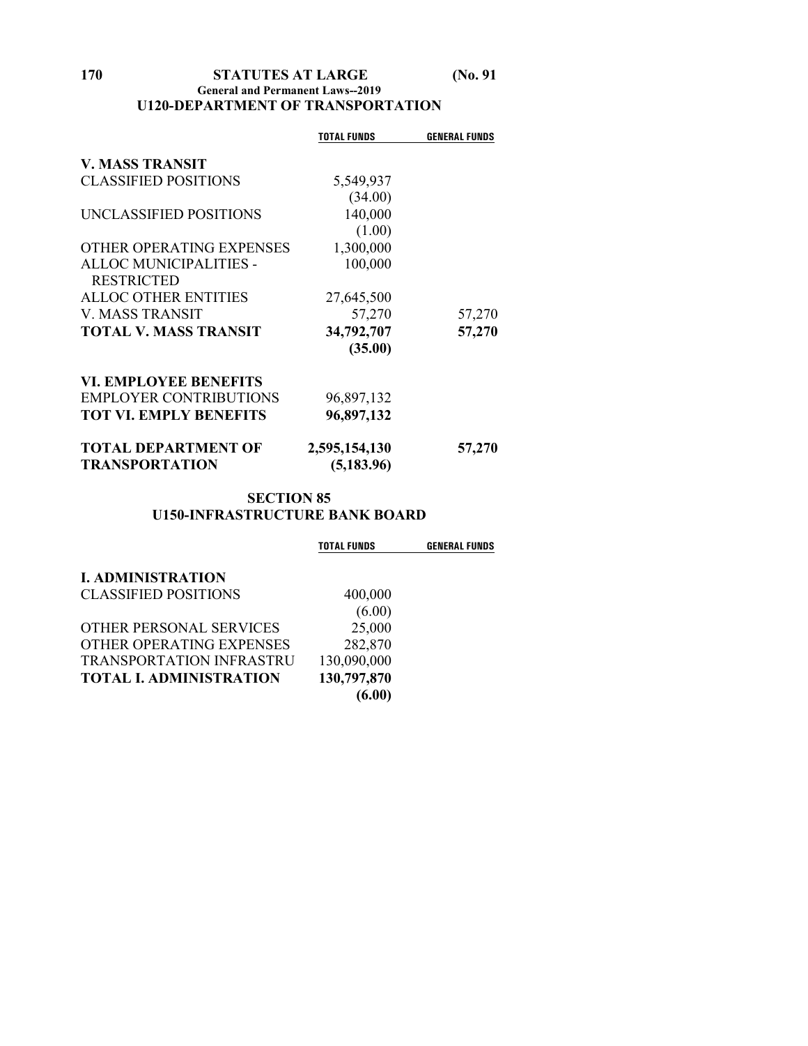## U120-DEPARTMENT OF TRANSPORTATION

| | TOTAL FUNDS | GENERAL FUNDS |
|---|---|---|
| **V. MASS TRANSIT** | | |
| CLASSIFIED POSITIONS | 5,549,937 | |
| | (34.00) | |
| UNCLASSIFIED POSITIONS | 140,000 | |
| | (1.00) | |
| OTHER OPERATING EXPENSES | 1,300,000 | |
| ALLOC MUNICIPALITIES - RESTRICTED | 100,000 | |
| ALLOC OTHER ENTITIES | 27,645,500 | |
| V. MASS TRANSIT | 57,270 | 57,270 |
| **TOTAL V. MASS TRANSIT** | **34,792,707** | **57,270** |
| | **(35.00)** | |
| **VI. EMPLOYEE BENEFITS** | | |
| EMPLOYER CONTRIBUTIONS | 96,897,132 | |
| **TOT VI. EMPLY BENEFITS** | **96,897,132** | |
| **TOTAL DEPARTMENT OF TRANSPORTATION** | **2,595,154,130** | **57,270** |
| | **(5,183.96)** | |

## SECTION 85
## U150-INFRASTRUCTURE BANK BOARD

| | TOTAL FUNDS | GENERAL FUNDS |
|---|---|---|
| **I. ADMINISTRATION** | | |
| CLASSIFIED POSITIONS | 400,000 | |
| | (6.00) | |
| OTHER PERSONAL SERVICES | 25,000 | |
| OTHER OPERATING EXPENSES | 282,870 | |
| TRANSPORTATION INFRASTRU | 130,090,000 | |
| **TOTAL I. ADMINISTRATION** | **130,797,870** | |
| | **(6.00)** | |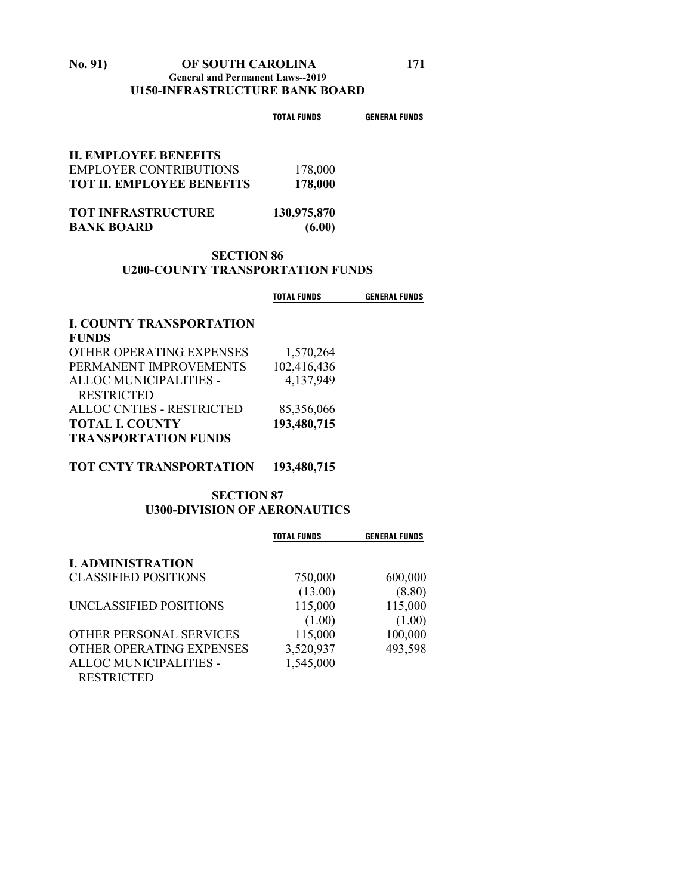U150-INFRASTRUCTURE BANK BOARD

| | TOTAL FUNDS | GENERAL FUNDS |
|---|---|---|
| **II. EMPLOYEE BENEFITS** | | |
| EMPLOYER CONTRIBUTIONS | 178,000 | |
| **TOT II. EMPLOYEE BENEFITS** | **178,000** | |
| **TOT INFRASTRUCTURE BANK BOARD** | **130,975,870** | |
| | **(6.00)** | |

## SECTION 86
## U200-COUNTY TRANSPORTATION FUNDS

| | TOTAL FUNDS | GENERAL FUNDS |
|---|---|---|
| **I. COUNTY TRANSPORTATION FUNDS** | | |
| OTHER OPERATING EXPENSES | 1,570,264 | |
| PERMANENT IMPROVEMENTS | 102,416,436 | |
| ALLOC MUNICIPALITIES - RESTRICTED | 4,137,949 | |
| ALLOC CNTIES - RESTRICTED | 85,356,066 | |
| **TOTAL I. COUNTY TRANSPORTATION FUNDS** | **193,480,715** | |
| **TOT CNTY TRANSPORTATION** | **193,480,715** | |

## SECTION 87
## U300-DIVISION OF AERONAUTICS

| | TOTAL FUNDS | GENERAL FUNDS |
|---|---|---|
| **I. ADMINISTRATION** | | |
| CLASSIFIED POSITIONS | 750,000 | 600,000 |
| | (13.00) | (8.80) |
| UNCLASSIFIED POSITIONS | 115,000 | 115,000 |
| | (1.00) | (1.00) |
| OTHER PERSONAL SERVICES | 115,000 | 100,000 |
| OTHER OPERATING EXPENSES | 3,520,937 | 493,598 |
| ALLOC MUNICIPALITIES - RESTRICTED | 1,545,000 | |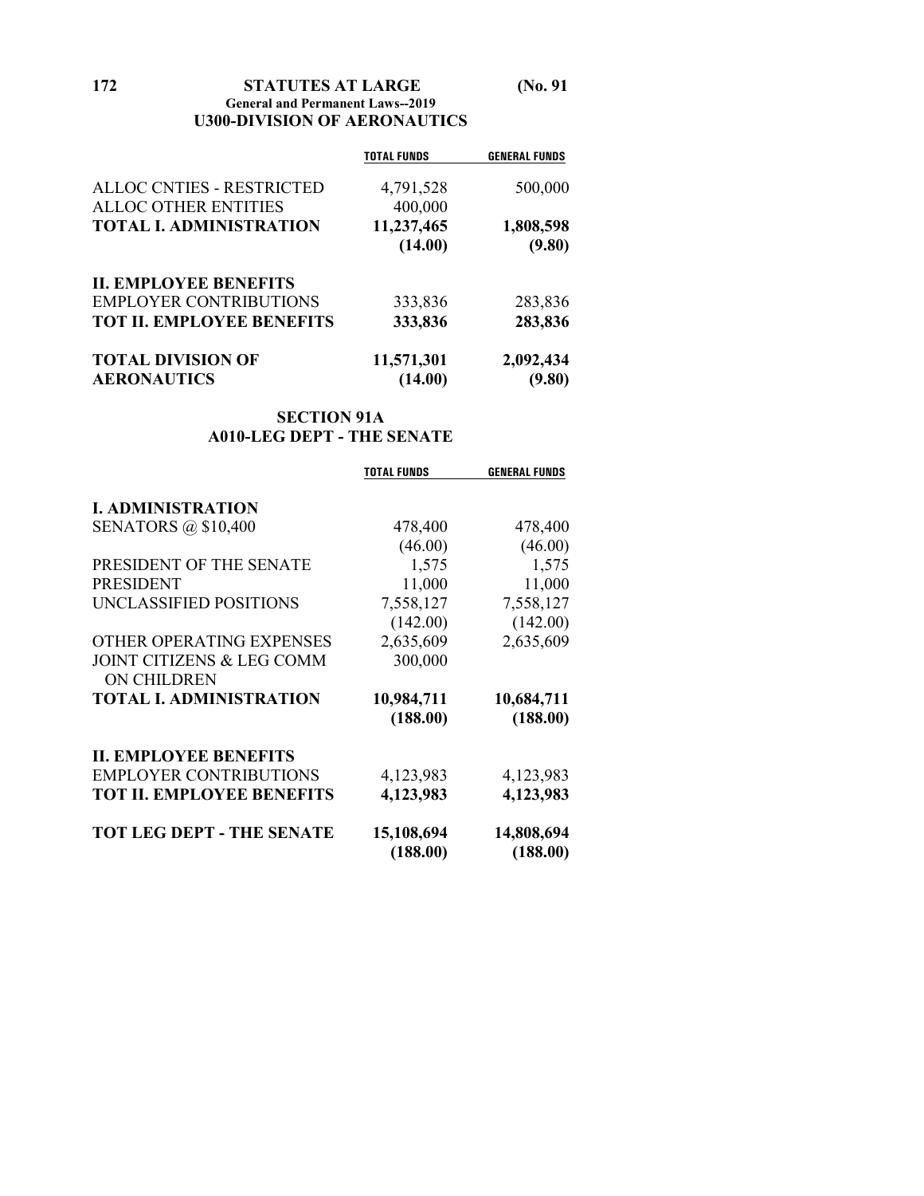### U300-DIVISION OF AERONAUTICS

| | TOTAL FUNDS | GENERAL FUNDS |
|---|---|---|
| ALLOC CNTIES - RESTRICTED | 4,791,528 | 500,000 |
| ALLOC OTHER ENTITIES | 400,000 | |
| **TOTAL I. ADMINISTRATION** | **11,237,465** | **1,808,598** |
| | **(14.00)** | **(9.80)** |
| **II. EMPLOYEE BENEFITS** | | |
| EMPLOYER CONTRIBUTIONS | 333,836 | 283,836 |
| **TOT II. EMPLOYEE BENEFITS** | **333,836** | **283,836** |
| **TOTAL DIVISION OF AERONAUTICS** | **11,571,301** | **2,092,434** |
| | **(14.00)** | **(9.80)** |

## SECTION 91A

### A010-LEG DEPT - THE SENATE

| | TOTAL FUNDS | GENERAL FUNDS |
|---|---|---|
| **I. ADMINISTRATION** | | |
| SENATORS @ $10,400 | 478,400 | 478,400 |
| | (46.00) | (46.00) |
| PRESIDENT OF THE SENATE | 1,575 | 1,575 |
| PRESIDENT | 11,000 | 11,000 |
| UNCLASSIFIED POSITIONS | 7,558,127 | 7,558,127 |
| | (142.00) | (142.00) |
| OTHER OPERATING EXPENSES | 2,635,609 | 2,635,609 |
| JOINT CITIZENS & LEG COMM ON CHILDREN | 300,000 | |
| **TOTAL I. ADMINISTRATION** | **10,984,711** | **10,684,711** |
| | **(188.00)** | **(188.00)** |
| **II. EMPLOYEE BENEFITS** | | |
| EMPLOYER CONTRIBUTIONS | 4,123,983 | 4,123,983 |
| **TOT II. EMPLOYEE BENEFITS** | **4,123,983** | **4,123,983** |
| **TOT LEG DEPT - THE SENATE** | **15,108,694** | **14,808,694** |
| | **(188.00)** | **(188.00)** |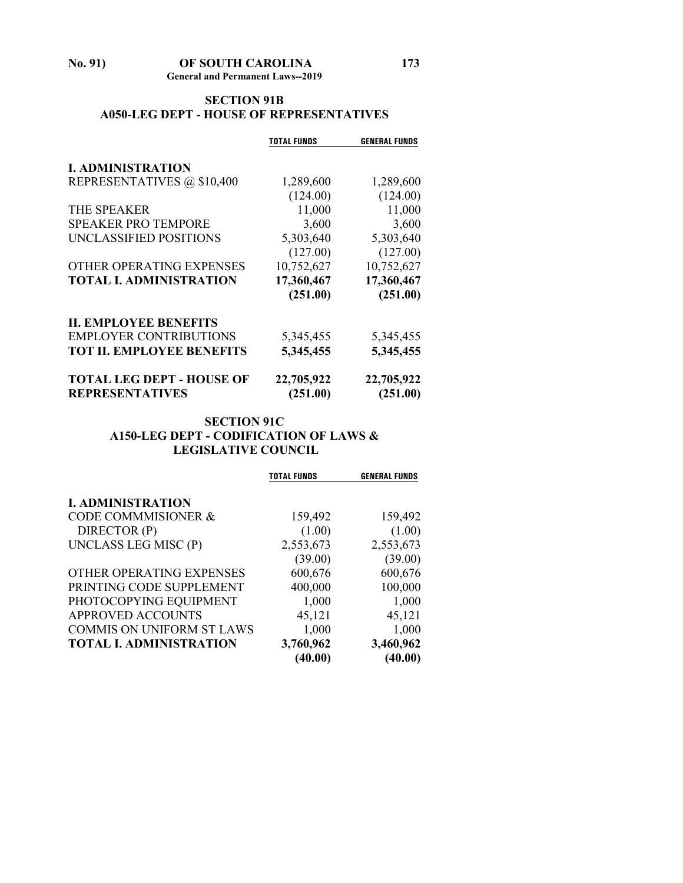## SECTION 91B
## A050-LEG DEPT - HOUSE OF REPRESENTATIVES

| | TOTAL FUNDS | GENERAL FUNDS |
|---|---|---|
| **I. ADMINISTRATION** | | |
| REPRESENTATIVES @ $10,400 | 1,289,600 | 1,289,600 |
| | (124.00) | (124.00) |
| THE SPEAKER | 11,000 | 11,000 |
| SPEAKER PRO TEMPORE | 3,600 | 3,600 |
| UNCLASSIFIED POSITIONS | 5,303,640 | 5,303,640 |
| | (127.00) | (127.00) |
| OTHER OPERATING EXPENSES | 10,752,627 | 10,752,627 |
| **TOTAL I. ADMINISTRATION** | **17,360,467** | **17,360,467** |
| | **(251.00)** | **(251.00)** |
| **II. EMPLOYEE BENEFITS** | | |
| EMPLOYER CONTRIBUTIONS | 5,345,455 | 5,345,455 |
| **TOT II. EMPLOYEE BENEFITS** | **5,345,455** | **5,345,455** |
| **TOTAL LEG DEPT - HOUSE OF REPRESENTATIVES** | **22,705,922** | **22,705,922** |
| | **(251.00)** | **(251.00)** |

## SECTION 91C
## A150-LEG DEPT - CODIFICATION OF LAWS & LEGISLATIVE COUNCIL

| | TOTAL FUNDS | GENERAL FUNDS |
|---|---|---|
| **I. ADMINISTRATION** | | |
| CODE COMMMISIONER & DIRECTOR (P) | 159,492 | 159,492 |
| | (1.00) | (1.00) |
| UNCLASS LEG MISC (P) | 2,553,673 | 2,553,673 |
| | (39.00) | (39.00) |
| OTHER OPERATING EXPENSES | 600,676 | 600,676 |
| PRINTING CODE SUPPLEMENT | 400,000 | 100,000 |
| PHOTOCOPYING EQUIPMENT | 1,000 | 1,000 |
| APPROVED ACCOUNTS | 45,121 | 45,121 |
| COMMIS ON UNIFORM ST LAWS | 1,000 | 1,000 |
| **TOTAL I. ADMINISTRATION** | **3,760,962** | **3,460,962** |
| | **(40.00)** | **(40.00)** |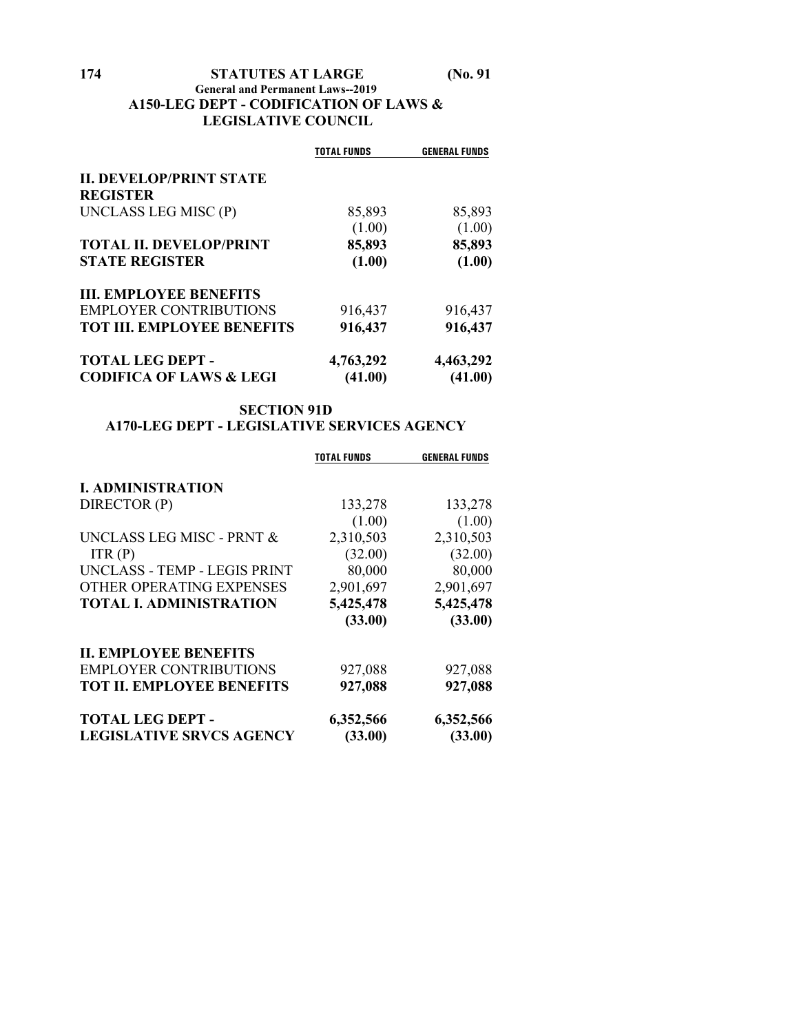**A150-LEG DEPT - CODIFICATION OF LAWS & LEGISLATIVE COUNCIL**

| | TOTAL FUNDS | GENERAL FUNDS |
|---|---|---|
| **II. DEVELOP/PRINT STATE REGISTER** | | |
| UNCLASS LEG MISC (P) | 85,893 | 85,893 |
| | (1.00) | (1.00) |
| **TOTAL II. DEVELOP/PRINT STATE REGISTER** | **85,893** | **85,893** |
| | **(1.00)** | **(1.00)** |
| **III. EMPLOYEE BENEFITS** | | |
| EMPLOYER CONTRIBUTIONS | 916,437 | 916,437 |
| **TOT III. EMPLOYEE BENEFITS** | **916,437** | **916,437** |
| **TOTAL LEG DEPT - CODIFICA OF LAWS & LEGI** | **4,763,292** | **4,463,292** |
| | **(41.00)** | **(41.00)** |

## SECTION 91D

### A170-LEG DEPT - LEGISLATIVE SERVICES AGENCY

| | TOTAL FUNDS | GENERAL FUNDS |
|---|---|---|
| **I. ADMINISTRATION** | | |
| DIRECTOR (P) | 133,278 | 133,278 |
| | (1.00) | (1.00) |
| UNCLASS LEG MISC - PRNT & ITR (P) | 2,310,503 | 2,310,503 |
| | (32.00) | (32.00) |
| UNCLASS - TEMP - LEGIS PRINT | 80,000 | 80,000 |
| OTHER OPERATING EXPENSES | 2,901,697 | 2,901,697 |
| **TOTAL I. ADMINISTRATION** | **5,425,478** | **5,425,478** |
| | **(33.00)** | **(33.00)** |
| **II. EMPLOYEE BENEFITS** | | |
| EMPLOYER CONTRIBUTIONS | 927,088 | 927,088 |
| **TOT II. EMPLOYEE BENEFITS** | **927,088** | **927,088** |
| **TOTAL LEG DEPT - LEGISLATIVE SRVCS AGENCY** | **6,352,566** | **6,352,566** |
| | **(33.00)** | **(33.00)** |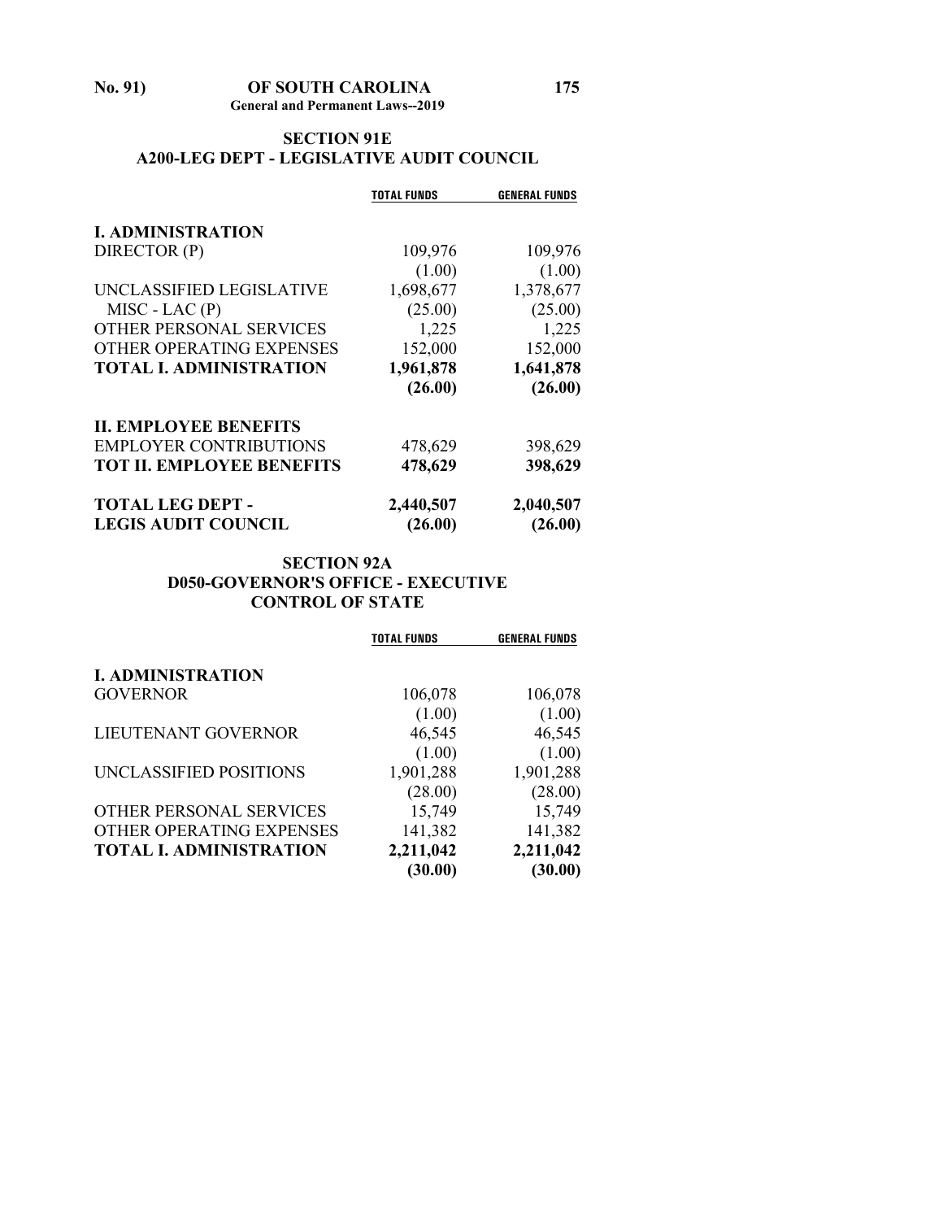## SECTION 91E
## A200-LEG DEPT - LEGISLATIVE AUDIT COUNCIL

| | TOTAL FUNDS | GENERAL FUNDS |
|---|---|---|
| **I. ADMINISTRATION** | | |
| DIRECTOR (P) | 109,976 | 109,976 |
| | (1.00) | (1.00) |
| UNCLASSIFIED LEGISLATIVE MISC - LAC (P) | 1,698,677 | 1,378,677 |
| | (25.00) | (25.00) |
| OTHER PERSONAL SERVICES | 1,225 | 1,225 |
| OTHER OPERATING EXPENSES | 152,000 | 152,000 |
| **TOTAL I. ADMINISTRATION** | **1,961,878** | **1,641,878** |
| | **(26.00)** | **(26.00)** |
| **II. EMPLOYEE BENEFITS** | | |
| EMPLOYER CONTRIBUTIONS | 478,629 | 398,629 |
| **TOT II. EMPLOYEE BENEFITS** | **478,629** | **398,629** |
| **TOTAL LEG DEPT - LEGIS AUDIT COUNCIL** | **2,440,507** | **2,040,507** |
| | **(26.00)** | **(26.00)** |

## SECTION 92A
## D050-GOVERNOR'S OFFICE - EXECUTIVE CONTROL OF STATE

| | TOTAL FUNDS | GENERAL FUNDS |
|---|---|---|
| **I. ADMINISTRATION** | | |
| GOVERNOR | 106,078 | 106,078 |
| | (1.00) | (1.00) |
| LIEUTENANT GOVERNOR | 46,545 | 46,545 |
| | (1.00) | (1.00) |
| UNCLASSIFIED POSITIONS | 1,901,288 | 1,901,288 |
| | (28.00) | (28.00) |
| OTHER PERSONAL SERVICES | 15,749 | 15,749 |
| OTHER OPERATING EXPENSES | 141,382 | 141,382 |
| **TOTAL I. ADMINISTRATION** | **2,211,042** | **2,211,042** |
| | **(30.00)** | **(30.00)** |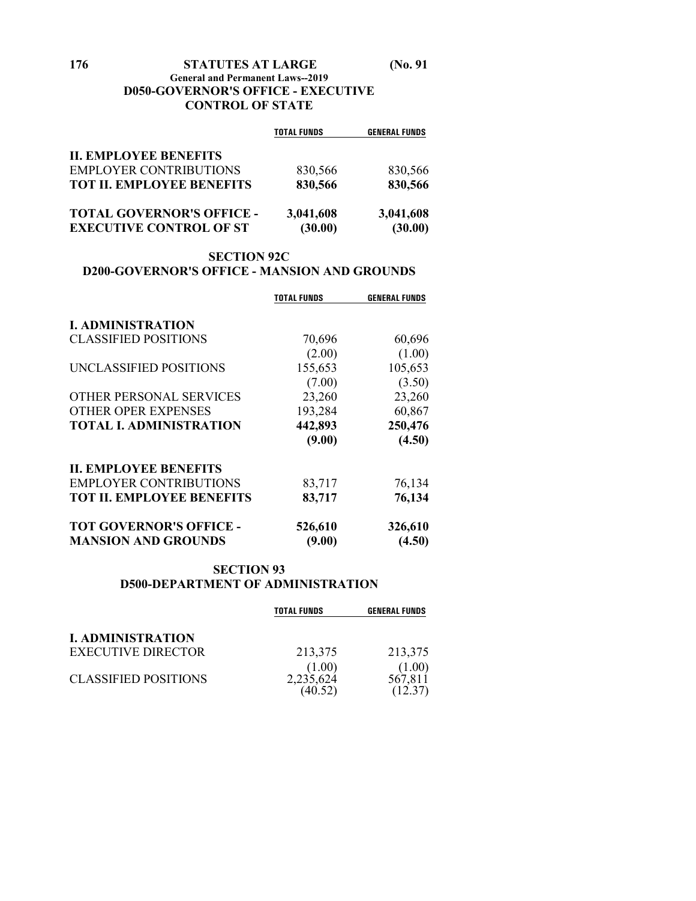**D050-GOVERNOR'S OFFICE - EXECUTIVE CONTROL OF STATE**

| | TOTAL FUNDS | GENERAL FUNDS |
|---|---|---|
| **II. EMPLOYEE BENEFITS** | | |
| EMPLOYER CONTRIBUTIONS | 830,566 | 830,566 |
| **TOT II. EMPLOYEE BENEFITS** | **830,566** | **830,566** |
| **TOTAL GOVERNOR'S OFFICE - EXECUTIVE CONTROL OF ST** | **3,041,608** | **3,041,608** |
| | **(30.00)** | **(30.00)** |

## SECTION 92C

### D200-GOVERNOR'S OFFICE - MANSION AND GROUNDS

| | TOTAL FUNDS | GENERAL FUNDS |
|---|---|---|
| **I. ADMINISTRATION** | | |
| CLASSIFIED POSITIONS | 70,696 | 60,696 |
| | (2.00) | (1.00) |
| UNCLASSIFIED POSITIONS | 155,653 | 105,653 |
| | (7.00) | (3.50) |
| OTHER PERSONAL SERVICES | 23,260 | 23,260 |
| OTHER OPER EXPENSES | 193,284 | 60,867 |
| **TOTAL I. ADMINISTRATION** | **442,893** | **250,476** |
| | **(9.00)** | **(4.50)** |
| **II. EMPLOYEE BENEFITS** | | |
| EMPLOYER CONTRIBUTIONS | 83,717 | 76,134 |
| **TOT II. EMPLOYEE BENEFITS** | **83,717** | **76,134** |
| **TOT GOVERNOR'S OFFICE - MANSION AND GROUNDS** | **526,610** | **326,610** |
| | **(9.00)** | **(4.50)** |

## SECTION 93

### D500-DEPARTMENT OF ADMINISTRATION

| | TOTAL FUNDS | GENERAL FUNDS |
|---|---|---|
| **I. ADMINISTRATION** | | |
| EXECUTIVE DIRECTOR | 213,375 | 213,375 |
| | (1.00) | (1.00) |
| CLASSIFIED POSITIONS | 2,235,624 | 567,811 |
| | (40.52) | (12.37) |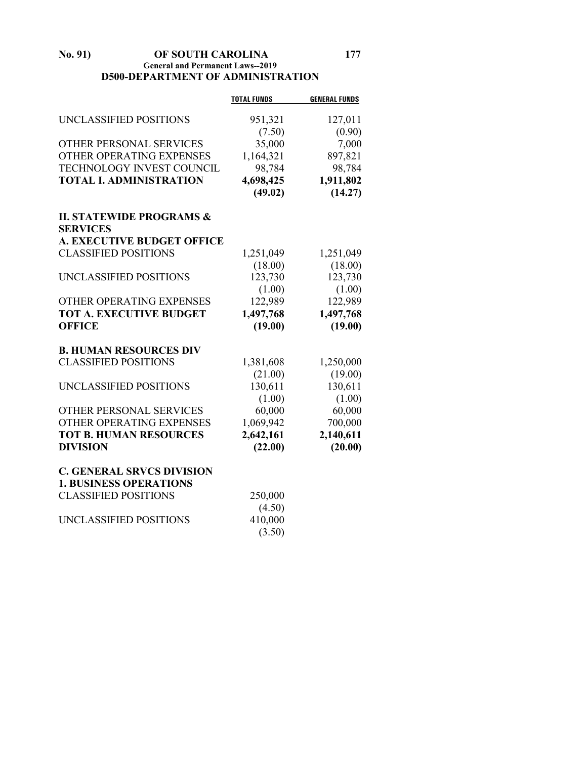## D500-DEPARTMENT OF ADMINISTRATION

| | TOTAL FUNDS | GENERAL FUNDS |
|---|---|---|
| UNCLASSIFIED POSITIONS | 951,321 | 127,011 |
| | (7.50) | (0.90) |
| OTHER PERSONAL SERVICES | 35,000 | 7,000 |
| OTHER OPERATING EXPENSES | 1,164,321 | 897,821 |
| TECHNOLOGY INVEST COUNCIL | 98,784 | 98,784 |
| **TOTAL I. ADMINISTRATION** | **4,698,425** | **1,911,802** |
| | **(49.02)** | **(14.27)** |
| **II. STATEWIDE PROGRAMS & SERVICES** | | |
| **A. EXECUTIVE BUDGET OFFICE** | | |
| CLASSIFIED POSITIONS | 1,251,049 | 1,251,049 |
| | (18.00) | (18.00) |
| UNCLASSIFIED POSITIONS | 123,730 | 123,730 |
| | (1.00) | (1.00) |
| OTHER OPERATING EXPENSES | 122,989 | 122,989 |
| **TOT A. EXECUTIVE BUDGET OFFICE** | **1,497,768** | **1,497,768** |
| | **(19.00)** | **(19.00)** |
| **B. HUMAN RESOURCES DIV** | | |
| CLASSIFIED POSITIONS | 1,381,608 | 1,250,000 |
| | (21.00) | (19.00) |
| UNCLASSIFIED POSITIONS | 130,611 | 130,611 |
| | (1.00) | (1.00) |
| OTHER PERSONAL SERVICES | 60,000 | 60,000 |
| OTHER OPERATING EXPENSES | 1,069,942 | 700,000 |
| **TOT B. HUMAN RESOURCES DIVISION** | **2,642,161** | **2,140,611** |
| | **(22.00)** | **(20.00)** |
| **C. GENERAL SRVCS DIVISION** | | |
| **1. BUSINESS OPERATIONS** | | |
| CLASSIFIED POSITIONS | 250,000 | |
| | (4.50) | |
| UNCLASSIFIED POSITIONS | 410,000 | |
| | (3.50) | |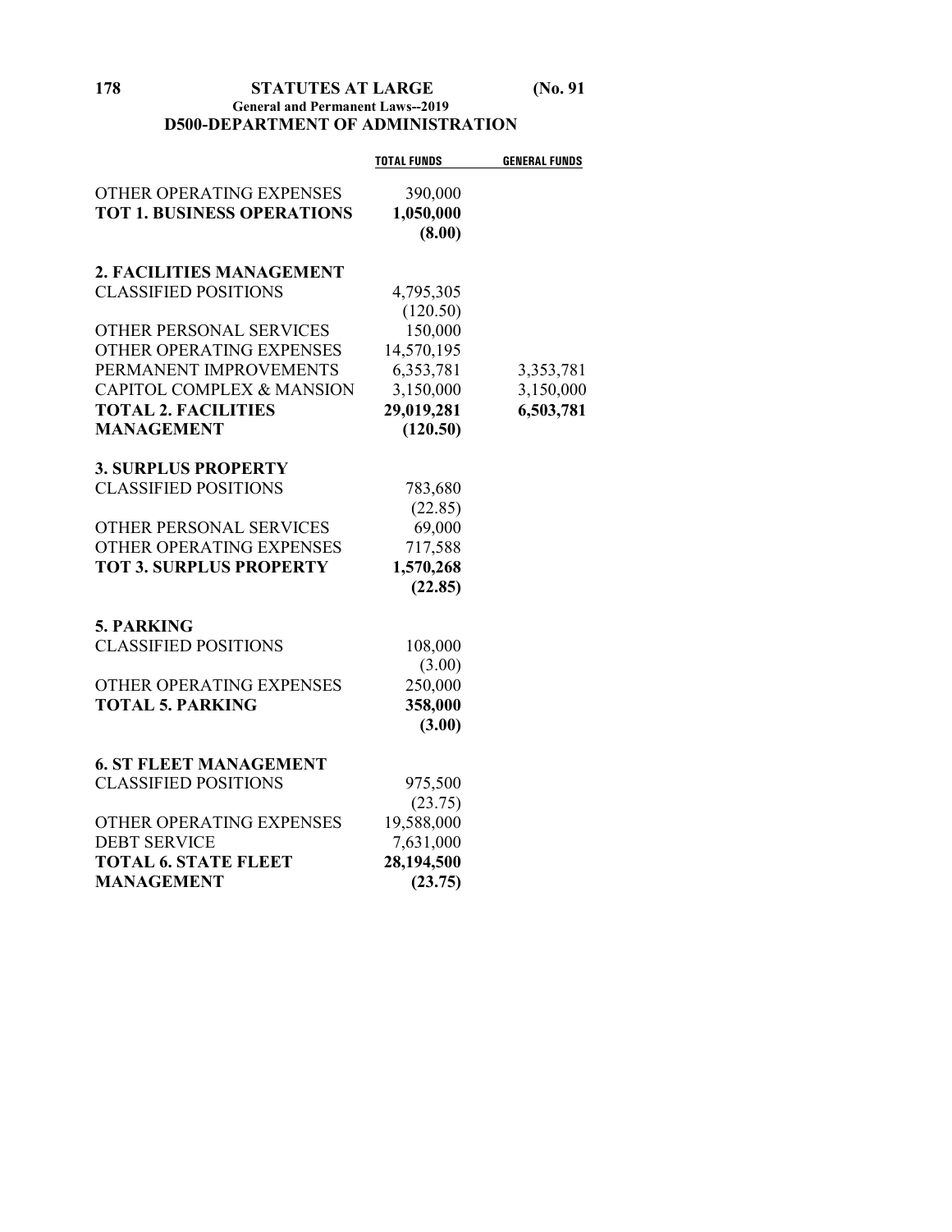**D500-DEPARTMENT OF ADMINISTRATION**

| | TOTAL FUNDS | GENERAL FUNDS |
|---|---|---|
| OTHER OPERATING EXPENSES | 390,000 | |
| **TOT 1. BUSINESS OPERATIONS** | **1,050,000** | |
| | **(8.00)** | |
| **2. FACILITIES MANAGEMENT** | | |
| CLASSIFIED POSITIONS | 4,795,305 | |
| | (120.50) | |
| OTHER PERSONAL SERVICES | 150,000 | |
| OTHER OPERATING EXPENSES | 14,570,195 | |
| PERMANENT IMPROVEMENTS | 6,353,781 | 3,353,781 |
| CAPITOL COMPLEX & MANSION | 3,150,000 | 3,150,000 |
| **TOTAL 2. FACILITIES MANAGEMENT** | **29,019,281** | **6,503,781** |
| | **(120.50)** | |
| **3. SURPLUS PROPERTY** | | |
| CLASSIFIED POSITIONS | 783,680 | |
| | (22.85) | |
| OTHER PERSONAL SERVICES | 69,000 | |
| OTHER OPERATING EXPENSES | 717,588 | |
| **TOT 3. SURPLUS PROPERTY** | **1,570,268** | |
| | **(22.85)** | |
| **5. PARKING** | | |
| CLASSIFIED POSITIONS | 108,000 | |
| | (3.00) | |
| OTHER OPERATING EXPENSES | 250,000 | |
| **TOTAL 5. PARKING** | **358,000** | |
| | **(3.00)** | |
| **6. ST FLEET MANAGEMENT** | | |
| CLASSIFIED POSITIONS | 975,500 | |
| | (23.75) | |
| OTHER OPERATING EXPENSES | 19,588,000 | |
| DEBT SERVICE | 7,631,000 | |
| **TOTAL 6. STATE FLEET MANAGEMENT** | **28,194,500** | |
| | **(23.75)** | |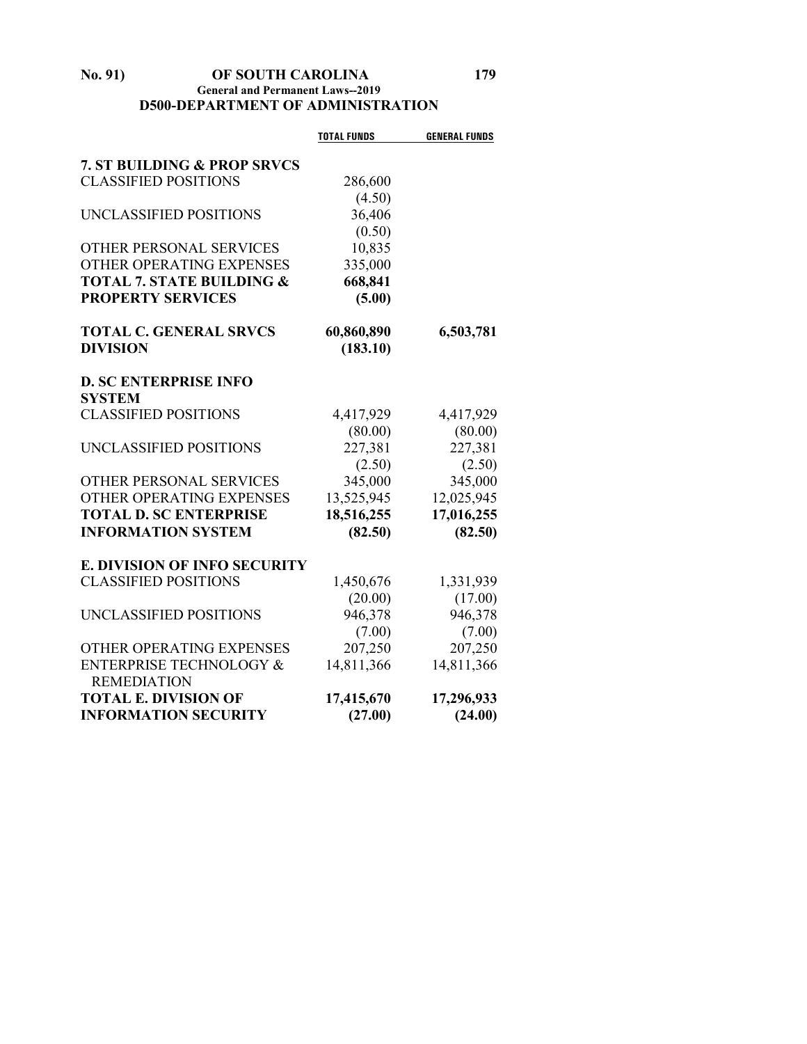## D500-DEPARTMENT OF ADMINISTRATION

| | TOTAL FUNDS | GENERAL FUNDS |
|---|---|---|
| **7. ST BUILDING & PROP SRVCS** | | |
| CLASSIFIED POSITIONS | 286,600 | |
| | (4.50) | |
| UNCLASSIFIED POSITIONS | 36,406 | |
| | (0.50) | |
| OTHER PERSONAL SERVICES | 10,835 | |
| OTHER OPERATING EXPENSES | 335,000 | |
| **TOTAL 7. STATE BUILDING & PROPERTY SERVICES** | **668,841** | |
| | **(5.00)** | |
| **TOTAL C. GENERAL SRVCS DIVISION** | **60,860,890** | **6,503,781** |
| | **(183.10)** | |
| **D. SC ENTERPRISE INFO SYSTEM** | | |
| CLASSIFIED POSITIONS | 4,417,929 | 4,417,929 |
| | (80.00) | (80.00) |
| UNCLASSIFIED POSITIONS | 227,381 | 227,381 |
| | (2.50) | (2.50) |
| OTHER PERSONAL SERVICES | 345,000 | 345,000 |
| OTHER OPERATING EXPENSES | 13,525,945 | 12,025,945 |
| **TOTAL D. SC ENTERPRISE INFORMATION SYSTEM** | **18,516,255** | **17,016,255** |
| | **(82.50)** | **(82.50)** |
| **E. DIVISION OF INFO SECURITY** | | |
| CLASSIFIED POSITIONS | 1,450,676 | 1,331,939 |
| | (20.00) | (17.00) |
| UNCLASSIFIED POSITIONS | 946,378 | 946,378 |
| | (7.00) | (7.00) |
| OTHER OPERATING EXPENSES | 207,250 | 207,250 |
| ENTERPRISE TECHNOLOGY & REMEDIATION | 14,811,366 | 14,811,366 |
| **TOTAL E. DIVISION OF INFORMATION SECURITY** | **17,415,670** | **17,296,933** |
| | **(27.00)** | **(24.00)** |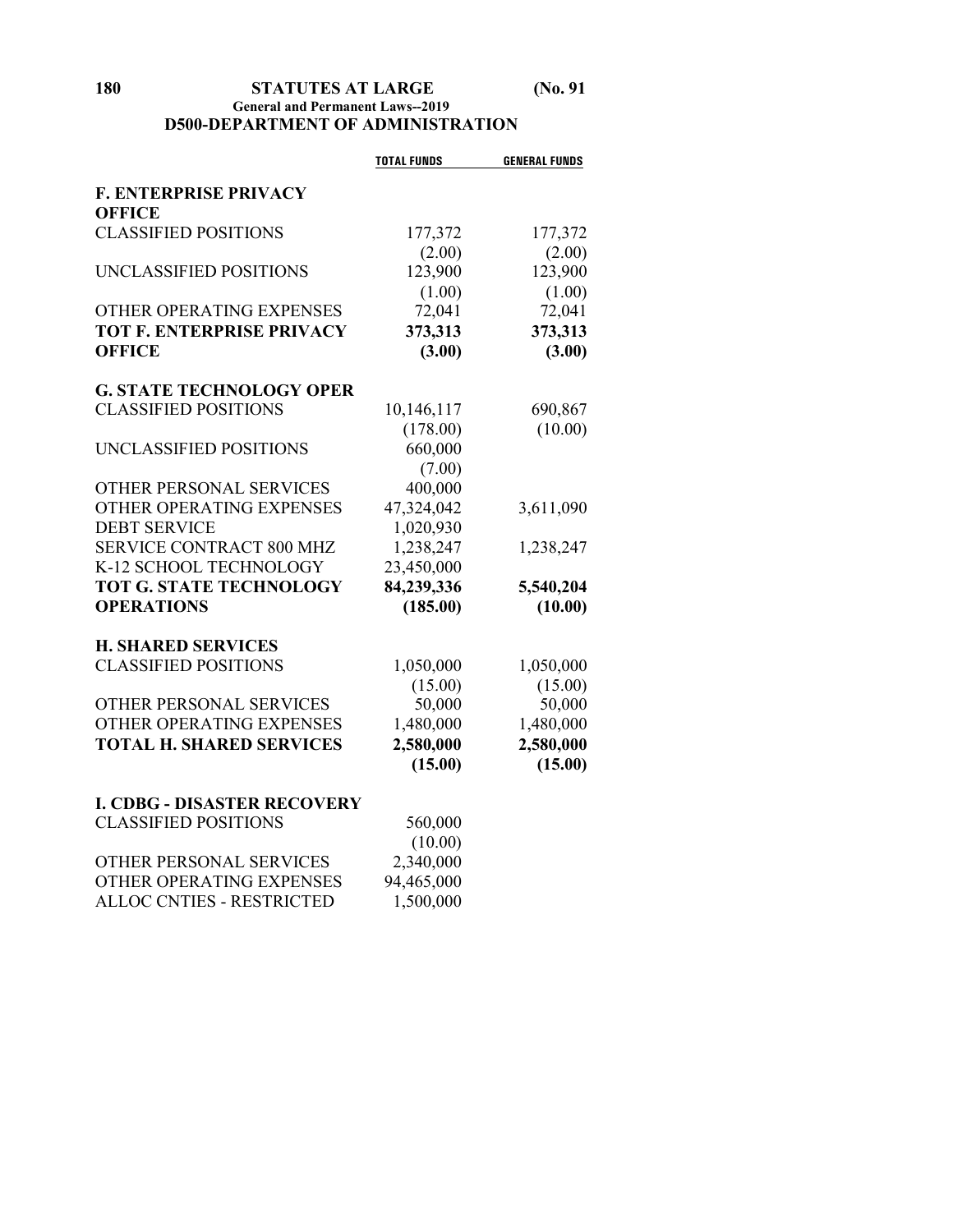## D500-DEPARTMENT OF ADMINISTRATION

| | TOTAL FUNDS | GENERAL FUNDS |
|---|---|---|
| **F. ENTERPRISE PRIVACY OFFICE** | | |
| CLASSIFIED POSITIONS | 177,372 | 177,372 |
| | (2.00) | (2.00) |
| UNCLASSIFIED POSITIONS | 123,900 | 123,900 |
| | (1.00) | (1.00) |
| OTHER OPERATING EXPENSES | 72,041 | 72,041 |
| **TOT F. ENTERPRISE PRIVACY OFFICE** | **373,313** | **373,313** |
| | **(3.00)** | **(3.00)** |
| **G. STATE TECHNOLOGY OPER** | | |
| CLASSIFIED POSITIONS | 10,146,117 | 690,867 |
| | (178.00) | (10.00) |
| UNCLASSIFIED POSITIONS | 660,000 | |
| | (7.00) | |
| OTHER PERSONAL SERVICES | 400,000 | |
| OTHER OPERATING EXPENSES | 47,324,042 | 3,611,090 |
| DEBT SERVICE | 1,020,930 | |
| SERVICE CONTRACT 800 MHZ | 1,238,247 | 1,238,247 |
| K-12 SCHOOL TECHNOLOGY | 23,450,000 | |
| **TOT G. STATE TECHNOLOGY OPERATIONS** | **84,239,336** | **5,540,204** |
| | **(185.00)** | **(10.00)** |
| **H. SHARED SERVICES** | | |
| CLASSIFIED POSITIONS | 1,050,000 | 1,050,000 |
| | (15.00) | (15.00) |
| OTHER PERSONAL SERVICES | 50,000 | 50,000 |
| OTHER OPERATING EXPENSES | 1,480,000 | 1,480,000 |
| **TOTAL H. SHARED SERVICES** | **2,580,000** | **2,580,000** |
| | **(15.00)** | **(15.00)** |
| **I. CDBG - DISASTER RECOVERY** | | |
| CLASSIFIED POSITIONS | 560,000 | |
| | (10.00) | |
| OTHER PERSONAL SERVICES | 2,340,000 | |
| OTHER OPERATING EXPENSES | 94,465,000 | |
| ALLOC CNTIES - RESTRICTED | 1,500,000 | |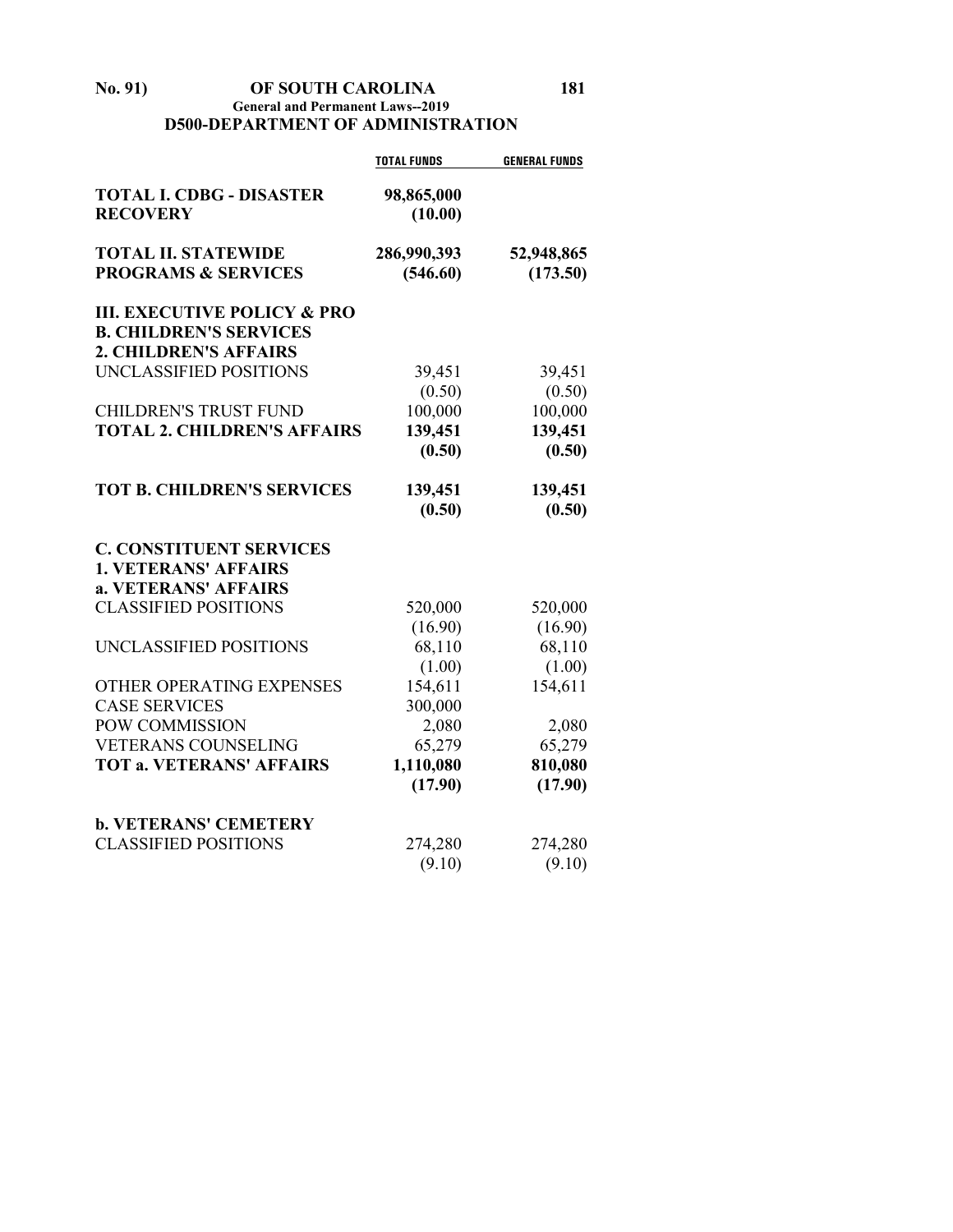## D500-DEPARTMENT OF ADMINISTRATION

| | TOTAL FUNDS | GENERAL FUNDS |
|---|---|---|
| **TOTAL I. CDBG - DISASTER RECOVERY** | **98,865,000** | |
| | **(10.00)** | |
| **TOTAL II. STATEWIDE PROGRAMS & SERVICES** | **286,990,393** | **52,948,865** |
| | **(546.60)** | **(173.50)** |
| **III. EXECUTIVE POLICY & PRO** | | |
| **B. CHILDREN'S SERVICES** | | |
| **2. CHILDREN'S AFFAIRS** | | |
| UNCLASSIFIED POSITIONS | 39,451 | 39,451 |
| | (0.50) | (0.50) |
| CHILDREN'S TRUST FUND | 100,000 | 100,000 |
| **TOTAL 2. CHILDREN'S AFFAIRS** | **139,451** | **139,451** |
| | **(0.50)** | **(0.50)** |
| **TOT B. CHILDREN'S SERVICES** | **139,451** | **139,451** |
| | **(0.50)** | **(0.50)** |
| **C. CONSTITUENT SERVICES** | | |
| **1. VETERANS' AFFAIRS** | | |
| **a. VETERANS' AFFAIRS** | | |
| CLASSIFIED POSITIONS | 520,000 | 520,000 |
| | (16.90) | (16.90) |
| UNCLASSIFIED POSITIONS | 68,110 | 68,110 |
| | (1.00) | (1.00) |
| OTHER OPERATING EXPENSES | 154,611 | 154,611 |
| CASE SERVICES | 300,000 | |
| POW COMMISSION | 2,080 | 2,080 |
| VETERANS COUNSELING | 65,279 | 65,279 |
| **TOT a. VETERANS' AFFAIRS** | **1,110,080** | **810,080** |
| | **(17.90)** | **(17.90)** |
| **b. VETERANS' CEMETERY** | | |
| CLASSIFIED POSITIONS | 274,280 | 274,280 |
| | (9.10) | (9.10) |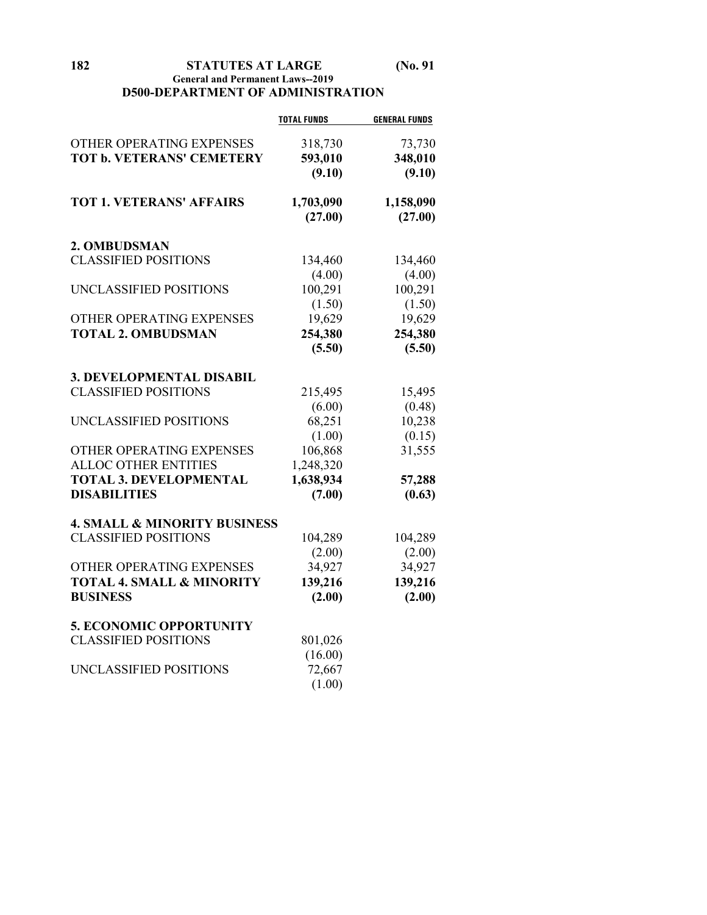## D500-DEPARTMENT OF ADMINISTRATION

| | TOTAL FUNDS | GENERAL FUNDS |
|---|---|---|
| OTHER OPERATING EXPENSES | 318,730 | 73,730 |
| **TOT b. VETERANS' CEMETERY** | **593,010** | **348,010** |
| | **(9.10)** | **(9.10)** |
| **TOT 1. VETERANS' AFFAIRS** | **1,703,090** | **1,158,090** |
| | **(27.00)** | **(27.00)** |
| **2. OMBUDSMAN** | | |
| CLASSIFIED POSITIONS | 134,460 | 134,460 |
| | (4.00) | (4.00) |
| UNCLASSIFIED POSITIONS | 100,291 | 100,291 |
| | (1.50) | (1.50) |
| OTHER OPERATING EXPENSES | 19,629 | 19,629 |
| **TOTAL 2. OMBUDSMAN** | **254,380** | **254,380** |
| | **(5.50)** | **(5.50)** |
| **3. DEVELOPMENTAL DISABIL** | | |
| CLASSIFIED POSITIONS | 215,495 | 15,495 |
| | (6.00) | (0.48) |
| UNCLASSIFIED POSITIONS | 68,251 | 10,238 |
| | (1.00) | (0.15) |
| OTHER OPERATING EXPENSES | 106,868 | 31,555 |
| ALLOC OTHER ENTITIES | 1,248,320 | |
| **TOTAL 3. DEVELOPMENTAL DISABILITIES** | **1,638,934** | **57,288** |
| | **(7.00)** | **(0.63)** |
| **4. SMALL & MINORITY BUSINESS** | | |
| CLASSIFIED POSITIONS | 104,289 | 104,289 |
| | (2.00) | (2.00) |
| OTHER OPERATING EXPENSES | 34,927 | 34,927 |
| **TOTAL 4. SMALL & MINORITY BUSINESS** | **139,216** | **139,216** |
| | **(2.00)** | **(2.00)** |
| **5. ECONOMIC OPPORTUNITY** | | |
| CLASSIFIED POSITIONS | 801,026 | |
| | (16.00) | |
| UNCLASSIFIED POSITIONS | 72,667 | |
| | (1.00) | |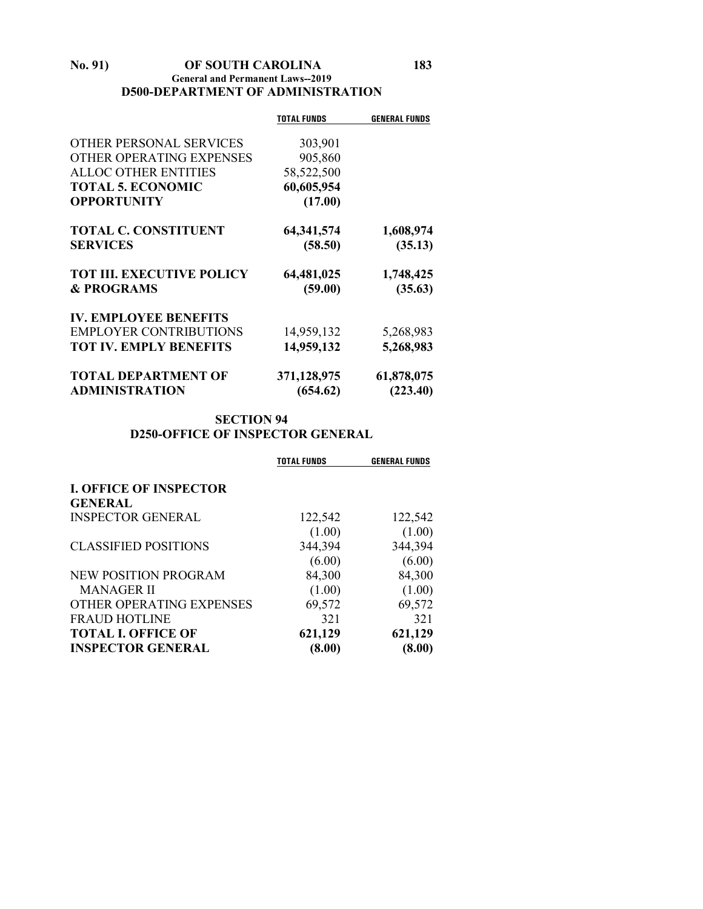## D500-DEPARTMENT OF ADMINISTRATION

| | TOTAL FUNDS | GENERAL FUNDS |
|---|---|---|
| OTHER PERSONAL SERVICES | 303,901 | |
| OTHER OPERATING EXPENSES | 905,860 | |
| ALLOC OTHER ENTITIES | 58,522,500 | |
| **TOTAL 5. ECONOMIC OPPORTUNITY** | **60,605,954** | |
| | **(17.00)** | |
| **TOTAL C. CONSTITUENT SERVICES** | **64,341,574** | **1,608,974** |
| | **(58.50)** | **(35.13)** |
| **TOT III. EXECUTIVE POLICY & PROGRAMS** | **64,481,025** | **1,748,425** |
| | **(59.00)** | **(35.63)** |
| **IV. EMPLOYEE BENEFITS** | | |
| EMPLOYER CONTRIBUTIONS | 14,959,132 | 5,268,983 |
| **TOT IV. EMPLY BENEFITS** | **14,959,132** | **5,268,983** |
| **TOTAL DEPARTMENT OF ADMINISTRATION** | **371,128,975** | **61,878,075** |
| | **(654.62)** | **(223.40)** |

## SECTION 94
## D250-OFFICE OF INSPECTOR GENERAL

| | TOTAL FUNDS | GENERAL FUNDS |
|---|---|---|
| **I. OFFICE OF INSPECTOR GENERAL** | | |
| INSPECTOR GENERAL | 122,542 | 122,542 |
| | (1.00) | (1.00) |
| CLASSIFIED POSITIONS | 344,394 | 344,394 |
| | (6.00) | (6.00) |
| NEW POSITION PROGRAM MANAGER II | 84,300 | 84,300 |
| | (1.00) | (1.00) |
| OTHER OPERATING EXPENSES | 69,572 | 69,572 |
| FRAUD HOTLINE | 321 | 321 |
| **TOTAL I. OFFICE OF INSPECTOR GENERAL** | **621,129** | **621,129** |
| | **(8.00)** | **(8.00)** |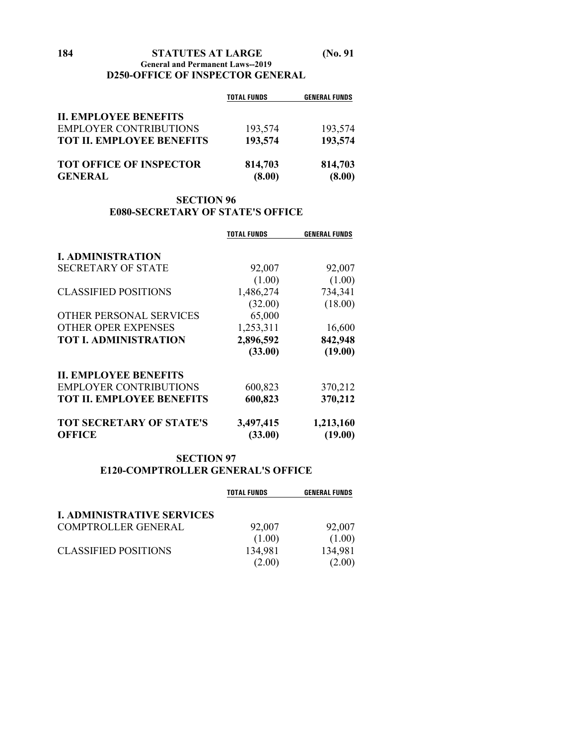**D250-OFFICE OF INSPECTOR GENERAL**

| | TOTAL FUNDS | GENERAL FUNDS |
|---|---|---|
| **II. EMPLOYEE BENEFITS** | | |
| EMPLOYER CONTRIBUTIONS | 193,574 | 193,574 |
| **TOT II. EMPLOYEE BENEFITS** | **193,574** | **193,574** |
| **TOT OFFICE OF INSPECTOR GENERAL** | **814,703** | **814,703** |
| | **(8.00)** | **(8.00)** |

## SECTION 96
## E080-SECRETARY OF STATE'S OFFICE

| | TOTAL FUNDS | GENERAL FUNDS |
|---|---|---|
| **I. ADMINISTRATION** | | |
| SECRETARY OF STATE | 92,007 | 92,007 |
| | (1.00) | (1.00) |
| CLASSIFIED POSITIONS | 1,486,274 | 734,341 |
| | (32.00) | (18.00) |
| OTHER PERSONAL SERVICES | 65,000 | |
| OTHER OPER EXPENSES | 1,253,311 | 16,600 |
| **TOT I. ADMINISTRATION** | **2,896,592** | **842,948** |
| | **(33.00)** | **(19.00)** |
| **II. EMPLOYEE BENEFITS** | | |
| EMPLOYER CONTRIBUTIONS | 600,823 | 370,212 |
| **TOT II. EMPLOYEE BENEFITS** | **600,823** | **370,212** |
| **TOT SECRETARY OF STATE'S OFFICE** | **3,497,415** | **1,213,160** |
| | **(33.00)** | **(19.00)** |

## SECTION 97
## E120-COMPTROLLER GENERAL'S OFFICE

| | TOTAL FUNDS | GENERAL FUNDS |
|---|---|---|
| **I. ADMINISTRATIVE SERVICES** | | |
| COMPTROLLER GENERAL | 92,007 | 92,007 |
| | (1.00) | (1.00) |
| CLASSIFIED POSITIONS | 134,981 | 134,981 |
| | (2.00) | (2.00) |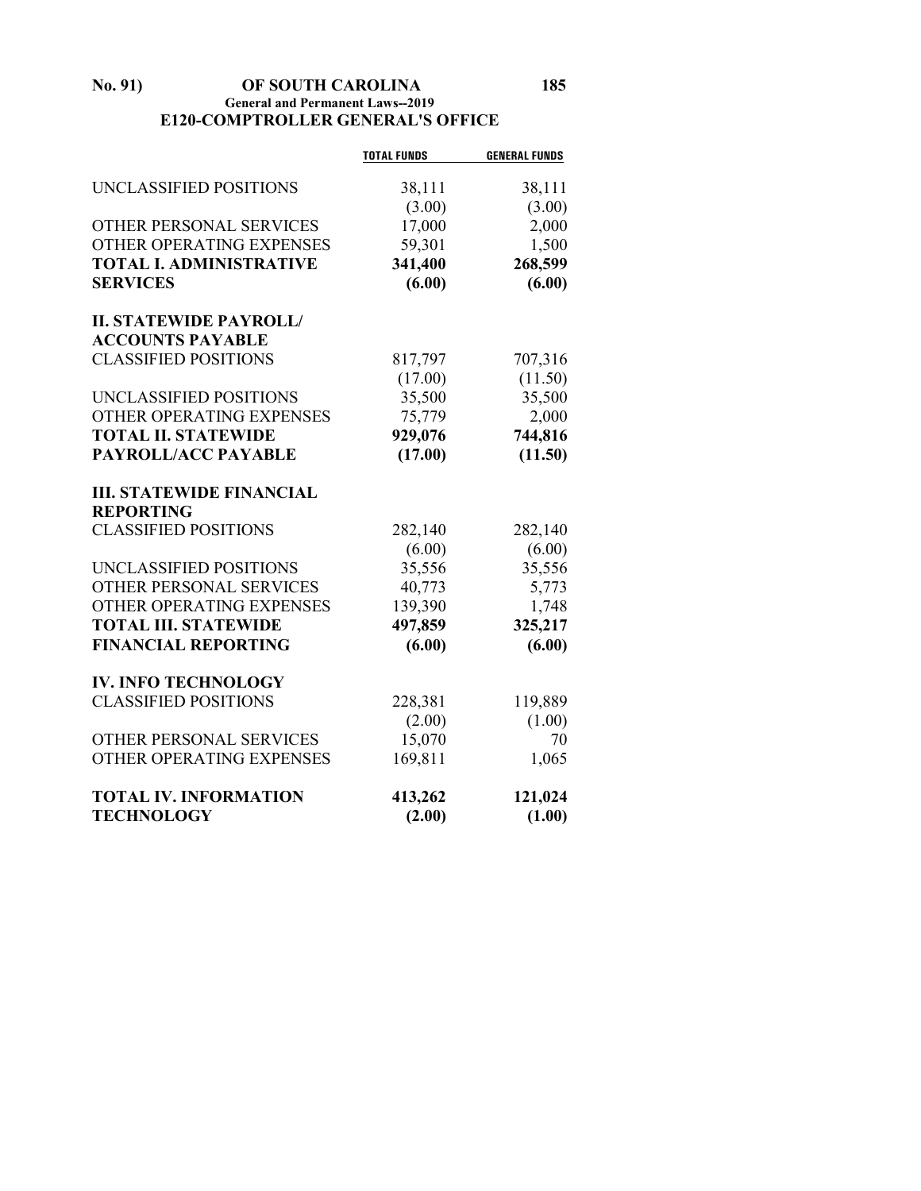## E120-COMPTROLLER GENERAL'S OFFICE

| | TOTAL FUNDS | GENERAL FUNDS |
|---|---|---|
| UNCLASSIFIED POSITIONS | 38,111 | 38,111 |
| | (3.00) | (3.00) |
| OTHER PERSONAL SERVICES | 17,000 | 2,000 |
| OTHER OPERATING EXPENSES | 59,301 | 1,500 |
| **TOTAL I. ADMINISTRATIVE SERVICES** | **341,400** | **268,599** |
| | **(6.00)** | **(6.00)** |
| **II. STATEWIDE PAYROLL/ ACCOUNTS PAYABLE** | | |
| CLASSIFIED POSITIONS | 817,797 | 707,316 |
| | (17.00) | (11.50) |
| UNCLASSIFIED POSITIONS | 35,500 | 35,500 |
| OTHER OPERATING EXPENSES | 75,779 | 2,000 |
| **TOTAL II. STATEWIDE PAYROLL/ACC PAYABLE** | **929,076** | **744,816** |
| | **(17.00)** | **(11.50)** |
| **III. STATEWIDE FINANCIAL REPORTING** | | |
| CLASSIFIED POSITIONS | 282,140 | 282,140 |
| | (6.00) | (6.00) |
| UNCLASSIFIED POSITIONS | 35,556 | 35,556 |
| OTHER PERSONAL SERVICES | 40,773 | 5,773 |
| OTHER OPERATING EXPENSES | 139,390 | 1,748 |
| **TOTAL III. STATEWIDE FINANCIAL REPORTING** | **497,859** | **325,217** |
| | **(6.00)** | **(6.00)** |
| **IV. INFO TECHNOLOGY** | | |
| CLASSIFIED POSITIONS | 228,381 | 119,889 |
| | (2.00) | (1.00) |
| OTHER PERSONAL SERVICES | 15,070 | 70 |
| OTHER OPERATING EXPENSES | 169,811 | 1,065 |
| **TOTAL IV. INFORMATION TECHNOLOGY** | **413,262** | **121,024** |
| | **(2.00)** | **(1.00)** |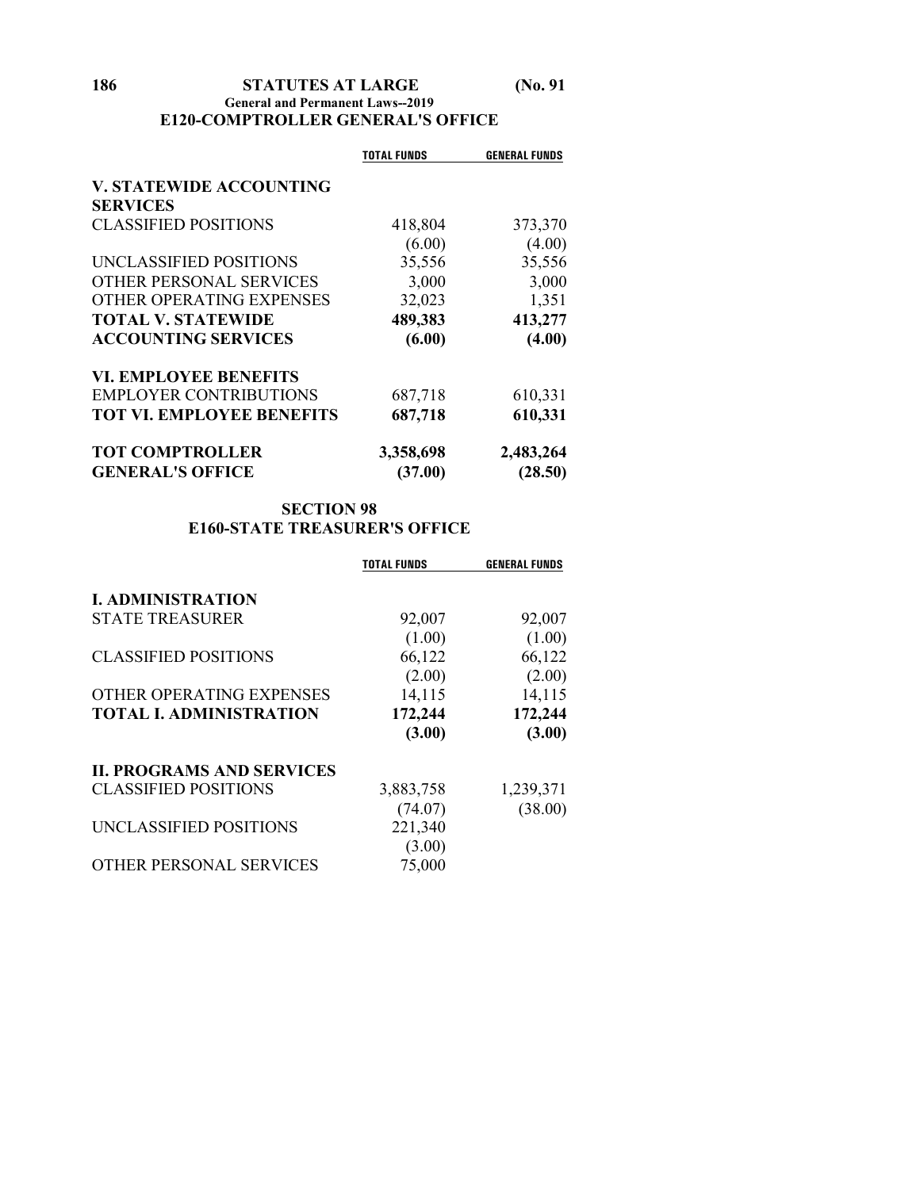## E120-COMPTROLLER GENERAL'S OFFICE

| | TOTAL FUNDS | GENERAL FUNDS |
|---|---|---|
| **V. STATEWIDE ACCOUNTING SERVICES** | | |
| CLASSIFIED POSITIONS | 418,804 | 373,370 |
| | (6.00) | (4.00) |
| UNCLASSIFIED POSITIONS | 35,556 | 35,556 |
| OTHER PERSONAL SERVICES | 3,000 | 3,000 |
| OTHER OPERATING EXPENSES | 32,023 | 1,351 |
| **TOTAL V. STATEWIDE ACCOUNTING SERVICES** | **489,383** | **413,277** |
| | **(6.00)** | **(4.00)** |
| **VI. EMPLOYEE BENEFITS** | | |
| EMPLOYER CONTRIBUTIONS | 687,718 | 610,331 |
| **TOT VI. EMPLOYEE BENEFITS** | **687,718** | **610,331** |
| **TOT COMPTROLLER GENERAL'S OFFICE** | **3,358,698** | **2,483,264** |
| | **(37.00)** | **(28.50)** |

## SECTION 98
## E160-STATE TREASURER'S OFFICE

| | TOTAL FUNDS | GENERAL FUNDS |
|---|---|---|
| **I. ADMINISTRATION** | | |
| STATE TREASURER | 92,007 | 92,007 |
| | (1.00) | (1.00) |
| CLASSIFIED POSITIONS | 66,122 | 66,122 |
| | (2.00) | (2.00) |
| OTHER OPERATING EXPENSES | 14,115 | 14,115 |
| **TOTAL I. ADMINISTRATION** | **172,244** | **172,244** |
| | **(3.00)** | **(3.00)** |
| **II. PROGRAMS AND SERVICES** | | |
| CLASSIFIED POSITIONS | 3,883,758 | 1,239,371 |
| | (74.07) | (38.00) |
| UNCLASSIFIED POSITIONS | 221,340 | |
| | (3.00) | |
| OTHER PERSONAL SERVICES | 75,000 | |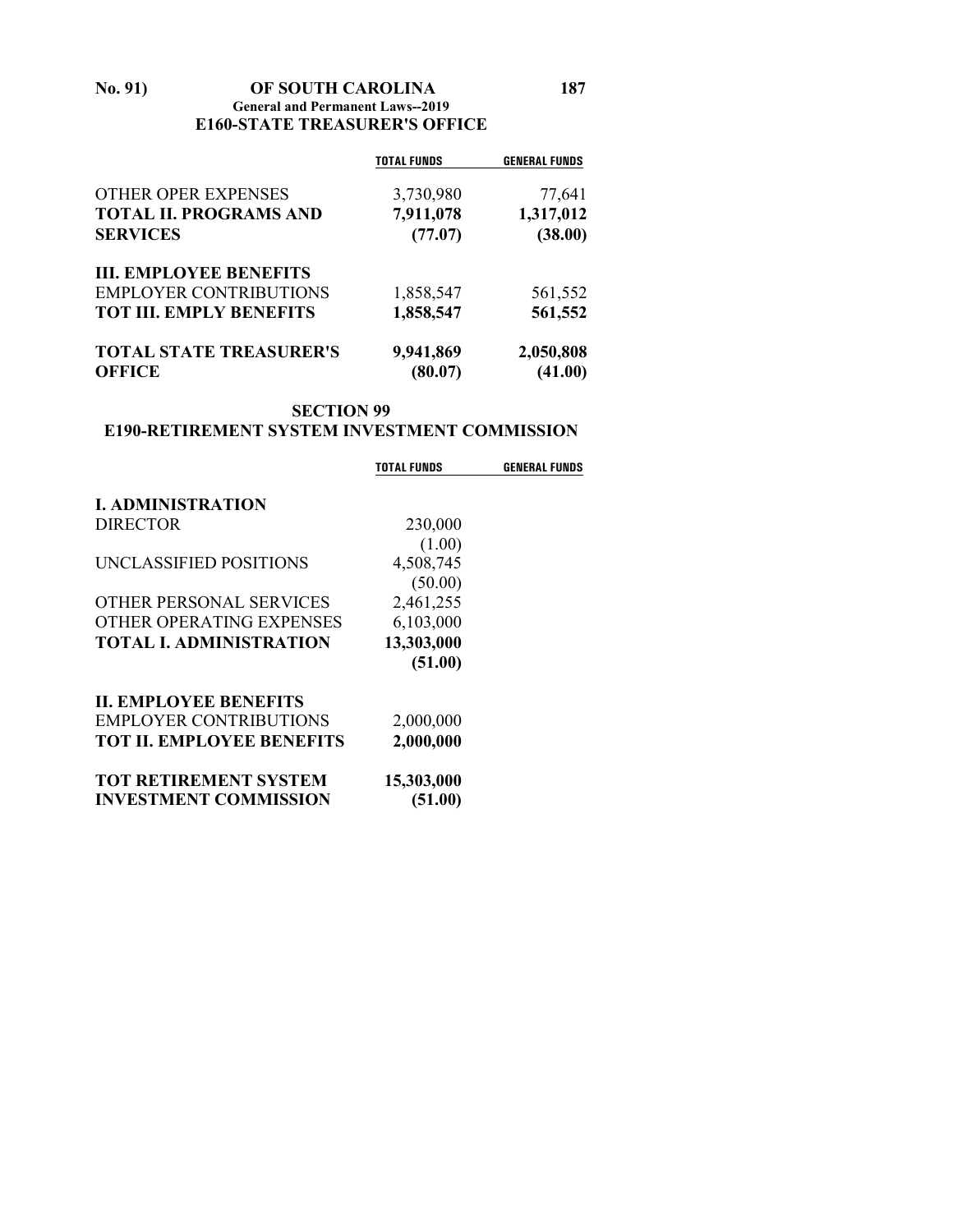## E160-STATE TREASURER'S OFFICE

| | TOTAL FUNDS | GENERAL FUNDS |
|---|---|---|
| OTHER OPER EXPENSES | 3,730,980 | 77,641 |
| **TOTAL II. PROGRAMS AND SERVICES** | **7,911,078** | **1,317,012** |
| | **(77.07)** | **(38.00)** |
| **III. EMPLOYEE BENEFITS** | | |
| EMPLOYER CONTRIBUTIONS | 1,858,547 | 561,552 |
| **TOT III. EMPLY BENEFITS** | **1,858,547** | **561,552** |
| **TOTAL STATE TREASURER'S OFFICE** | **9,941,869** | **2,050,808** |
| | **(80.07)** | **(41.00)** |

## SECTION 99

## E190-RETIREMENT SYSTEM INVESTMENT COMMISSION

| | TOTAL FUNDS | GENERAL FUNDS |
|---|---|---|
| **I. ADMINISTRATION** | | |
| DIRECTOR | 230,000 | |
| | (1.00) | |
| UNCLASSIFIED POSITIONS | 4,508,745 | |
| | (50.00) | |
| OTHER PERSONAL SERVICES | 2,461,255 | |
| OTHER OPERATING EXPENSES | 6,103,000 | |
| **TOTAL I. ADMINISTRATION** | **13,303,000** | |
| | **(51.00)** | |
| **II. EMPLOYEE BENEFITS** | | |
| EMPLOYER CONTRIBUTIONS | 2,000,000 | |
| **TOT II. EMPLOYEE BENEFITS** | **2,000,000** | |
| **TOT RETIREMENT SYSTEM INVESTMENT COMMISSION** | **15,303,000** | |
| | **(51.00)** | |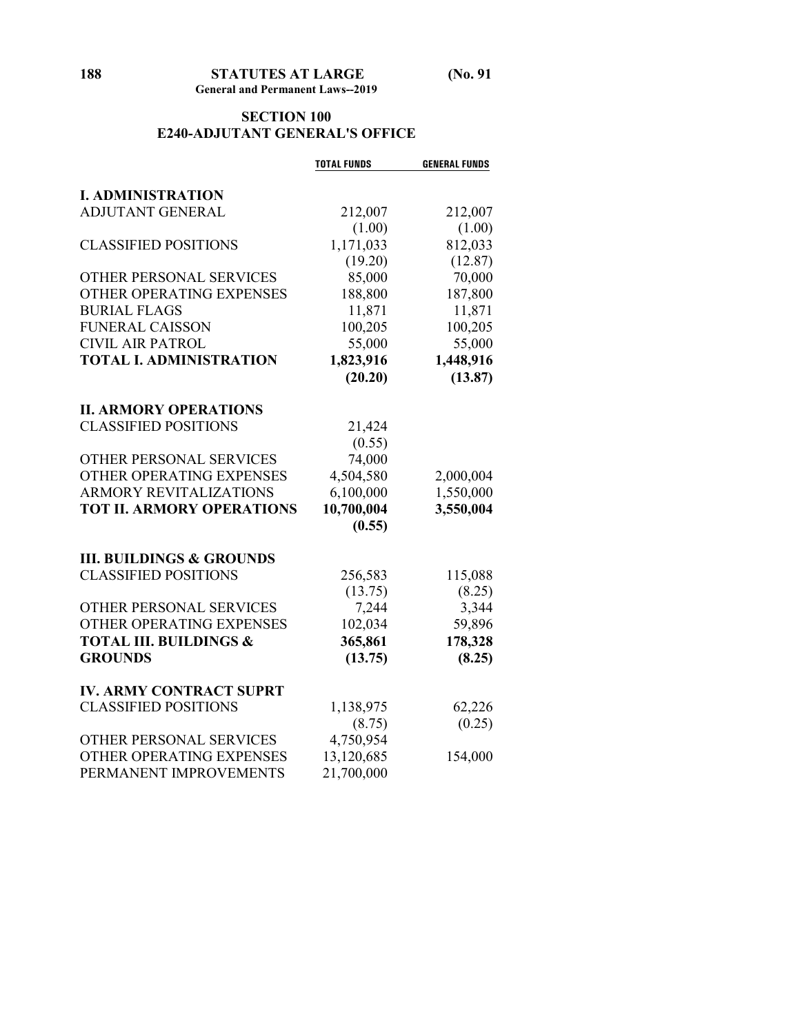## SECTION 100
## E240-ADJUTANT GENERAL'S OFFICE

| | TOTAL FUNDS | GENERAL FUNDS |
|---|---|---|
| **I. ADMINISTRATION** | | |
| ADJUTANT GENERAL | 212,007 | 212,007 |
| | (1.00) | (1.00) |
| CLASSIFIED POSITIONS | 1,171,033 | 812,033 |
| | (19.20) | (12.87) |
| OTHER PERSONAL SERVICES | 85,000 | 70,000 |
| OTHER OPERATING EXPENSES | 188,800 | 187,800 |
| BURIAL FLAGS | 11,871 | 11,871 |
| FUNERAL CAISSON | 100,205 | 100,205 |
| CIVIL AIR PATROL | 55,000 | 55,000 |
| **TOTAL I. ADMINISTRATION** | **1,823,916** | **1,448,916** |
| | **(20.20)** | **(13.87)** |
| **II. ARMORY OPERATIONS** | | |
| CLASSIFIED POSITIONS | 21,424 | |
| | (0.55) | |
| OTHER PERSONAL SERVICES | 74,000 | |
| OTHER OPERATING EXPENSES | 4,504,580 | 2,000,004 |
| ARMORY REVITALIZATIONS | 6,100,000 | 1,550,000 |
| **TOT II. ARMORY OPERATIONS** | **10,700,004** | **3,550,004** |
| | **(0.55)** | |
| **III. BUILDINGS & GROUNDS** | | |
| CLASSIFIED POSITIONS | 256,583 | 115,088 |
| | (13.75) | (8.25) |
| OTHER PERSONAL SERVICES | 7,244 | 3,344 |
| OTHER OPERATING EXPENSES | 102,034 | 59,896 |
| **TOTAL III. BUILDINGS & GROUNDS** | **365,861** | **178,328** |
| | **(13.75)** | **(8.25)** |
| **IV. ARMY CONTRACT SUPRT** | | |
| CLASSIFIED POSITIONS | 1,138,975 | 62,226 |
| | (8.75) | (0.25) |
| OTHER PERSONAL SERVICES | 4,750,954 | |
| OTHER OPERATING EXPENSES | 13,120,685 | 154,000 |
| PERMANENT IMPROVEMENTS | 21,700,000 | |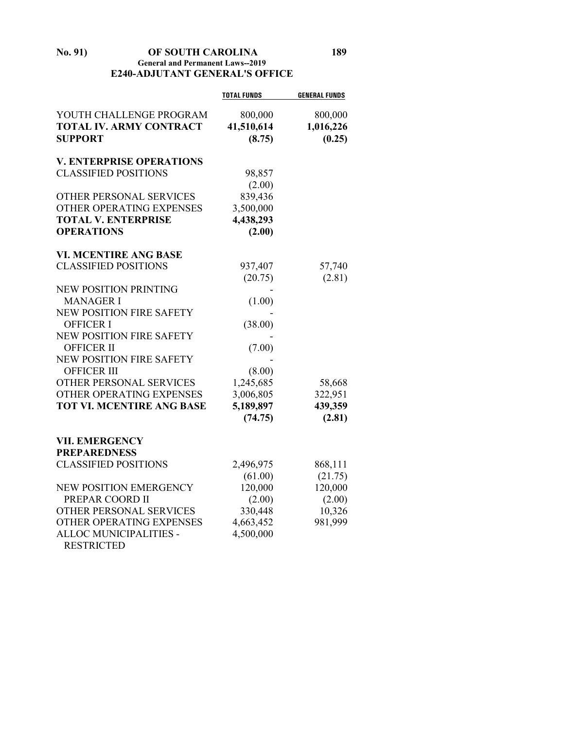## E240-ADJUTANT GENERAL'S OFFICE

| | TOTAL FUNDS | GENERAL FUNDS |
|---|---|---|
| YOUTH CHALLENGE PROGRAM | 800,000 | 800,000 |
| **TOTAL IV. ARMY CONTRACT SUPPORT** | **41,510,614** | **1,016,226** |
| | **(8.75)** | **(0.25)** |
| **V. ENTERPRISE OPERATIONS** | | |
| CLASSIFIED POSITIONS | 98,857 | |
| | (2.00) | |
| OTHER PERSONAL SERVICES | 839,436 | |
| OTHER OPERATING EXPENSES | 3,500,000 | |
| **TOTAL V. ENTERPRISE OPERATIONS** | **4,438,293** | |
| | **(2.00)** | |
| **VI. MCENTIRE ANG BASE** | | |
| CLASSIFIED POSITIONS | 937,407 | 57,740 |
| | (20.75) | (2.81) |
| NEW POSITION PRINTING MANAGER I | - | |
| | (1.00) | |
| NEW POSITION FIRE SAFETY OFFICER I | - | |
| | (38.00) | |
| NEW POSITION FIRE SAFETY OFFICER II | - | |
| | (7.00) | |
| NEW POSITION FIRE SAFETY OFFICER III | - | |
| | (8.00) | |
| OTHER PERSONAL SERVICES | 1,245,685 | 58,668 |
| OTHER OPERATING EXPENSES | 3,006,805 | 322,951 |
| **TOT VI. MCENTIRE ANG BASE** | **5,189,897** | **439,359** |
| | **(74.75)** | **(2.81)** |
| **VII. EMERGENCY PREPAREDNESS** | | |
| CLASSIFIED POSITIONS | 2,496,975 | 868,111 |
| | (61.00) | (21.75) |
| NEW POSITION EMERGENCY PREPAR COORD II | 120,000 | 120,000 |
| | (2.00) | (2.00) |
| OTHER PERSONAL SERVICES | 330,448 | 10,326 |
| OTHER OPERATING EXPENSES | 4,663,452 | 981,999 |
| ALLOC MUNICIPALITIES - RESTRICTED | 4,500,000 | |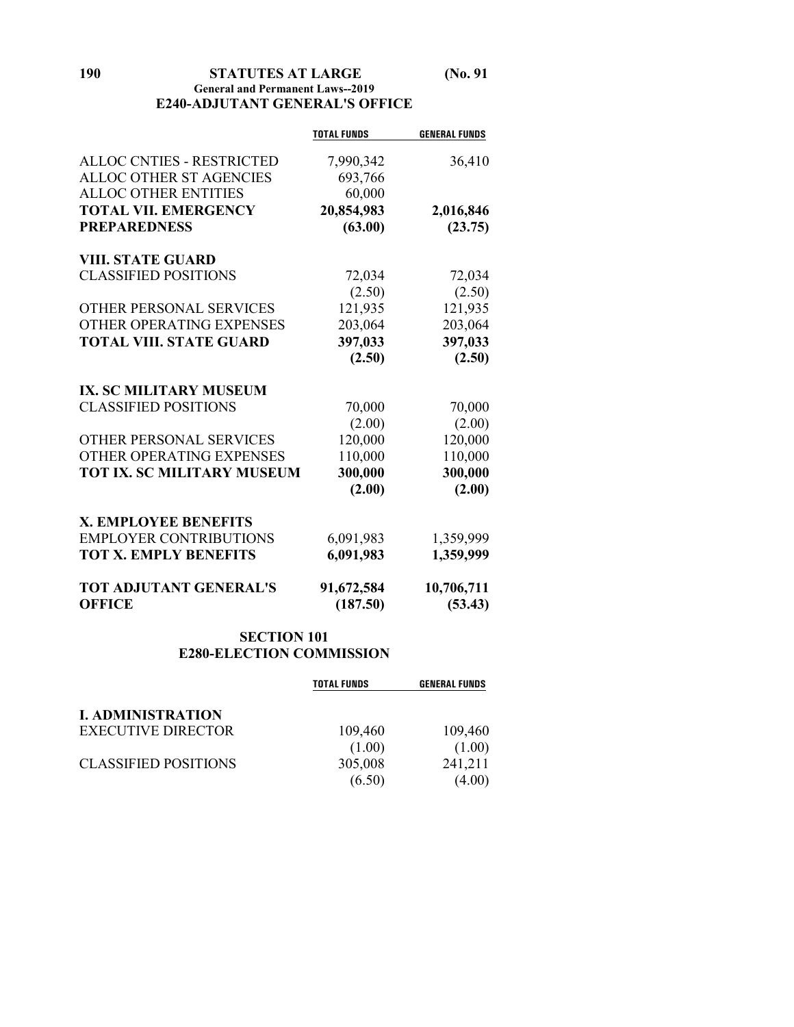**E240-ADJUTANT GENERAL'S OFFICE**

| | TOTAL FUNDS | GENERAL FUNDS |
|---|---|---|
| ALLOC CNTIES - RESTRICTED | 7,990,342 | 36,410 |
| ALLOC OTHER ST AGENCIES | 693,766 | |
| ALLOC OTHER ENTITIES | 60,000 | |
| **TOTAL VII. EMERGENCY PREPAREDNESS** | **20,854,983** | **2,016,846** |
| | **(63.00)** | **(23.75)** |
| **VIII. STATE GUARD** | | |
| CLASSIFIED POSITIONS | 72,034 | 72,034 |
| | (2.50) | (2.50) |
| OTHER PERSONAL SERVICES | 121,935 | 121,935 |
| OTHER OPERATING EXPENSES | 203,064 | 203,064 |
| **TOTAL VIII. STATE GUARD** | **397,033** | **397,033** |
| | **(2.50)** | **(2.50)** |
| **IX. SC MILITARY MUSEUM** | | |
| CLASSIFIED POSITIONS | 70,000 | 70,000 |
| | (2.00) | (2.00) |
| OTHER PERSONAL SERVICES | 120,000 | 120,000 |
| OTHER OPERATING EXPENSES | 110,000 | 110,000 |
| **TOT IX. SC MILITARY MUSEUM** | **300,000** | **300,000** |
| | **(2.00)** | **(2.00)** |
| **X. EMPLOYEE BENEFITS** | | |
| EMPLOYER CONTRIBUTIONS | 6,091,983 | 1,359,999 |
| **TOT X. EMPLY BENEFITS** | **6,091,983** | **1,359,999** |
| **TOT ADJUTANT GENERAL'S OFFICE** | **91,672,584** | **10,706,711** |
| | **(187.50)** | **(53.43)** |

## SECTION 101
## E280-ELECTION COMMISSION

| | TOTAL FUNDS | GENERAL FUNDS |
|---|---|---|
| **I. ADMINISTRATION** | | |
| EXECUTIVE DIRECTOR | 109,460 | 109,460 |
| | (1.00) | (1.00) |
| CLASSIFIED POSITIONS | 305,008 | 241,211 |
| | (6.50) | (4.00) |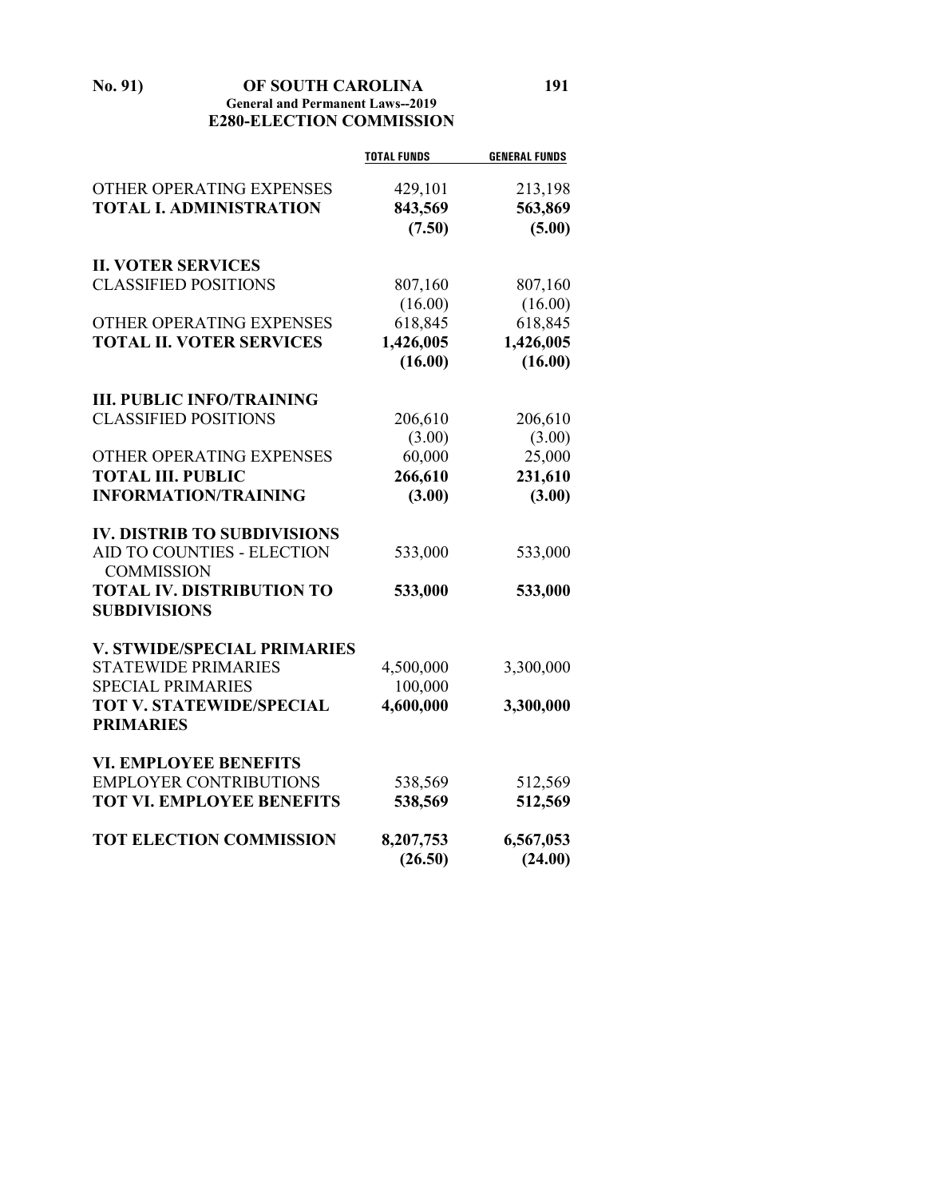## E280-ELECTION COMMISSION

| | TOTAL FUNDS | GENERAL FUNDS |
|---|---|---|
| OTHER OPERATING EXPENSES | 429,101 | 213,198 |
| **TOTAL I. ADMINISTRATION** | **843,569** | **563,869** |
| | **(7.50)** | **(5.00)** |
| **II. VOTER SERVICES** | | |
| CLASSIFIED POSITIONS | 807,160 | 807,160 |
| | (16.00) | (16.00) |
| OTHER OPERATING EXPENSES | 618,845 | 618,845 |
| **TOTAL II. VOTER SERVICES** | **1,426,005** | **1,426,005** |
| | **(16.00)** | **(16.00)** |
| **III. PUBLIC INFO/TRAINING** | | |
| CLASSIFIED POSITIONS | 206,610 | 206,610 |
| | (3.00) | (3.00) |
| OTHER OPERATING EXPENSES | 60,000 | 25,000 |
| **TOTAL III. PUBLIC INFORMATION/TRAINING** | **266,610** | **231,610** |
| | **(3.00)** | **(3.00)** |
| **IV. DISTRIB TO SUBDIVISIONS** | | |
| AID TO COUNTIES - ELECTION COMMISSION | 533,000 | 533,000 |
| **TOTAL IV. DISTRIBUTION TO SUBDIVISIONS** | **533,000** | **533,000** |
| **V. STWIDE/SPECIAL PRIMARIES** | | |
| STATEWIDE PRIMARIES | 4,500,000 | 3,300,000 |
| SPECIAL PRIMARIES | 100,000 | |
| **TOT V. STATEWIDE/SPECIAL PRIMARIES** | **4,600,000** | **3,300,000** |
| **VI. EMPLOYEE BENEFITS** | | |
| EMPLOYER CONTRIBUTIONS | 538,569 | 512,569 |
| **TOT VI. EMPLOYEE BENEFITS** | **538,569** | **512,569** |
| **TOT ELECTION COMMISSION** | **8,207,753** | **6,567,053** |
| | **(26.50)** | **(24.00)** |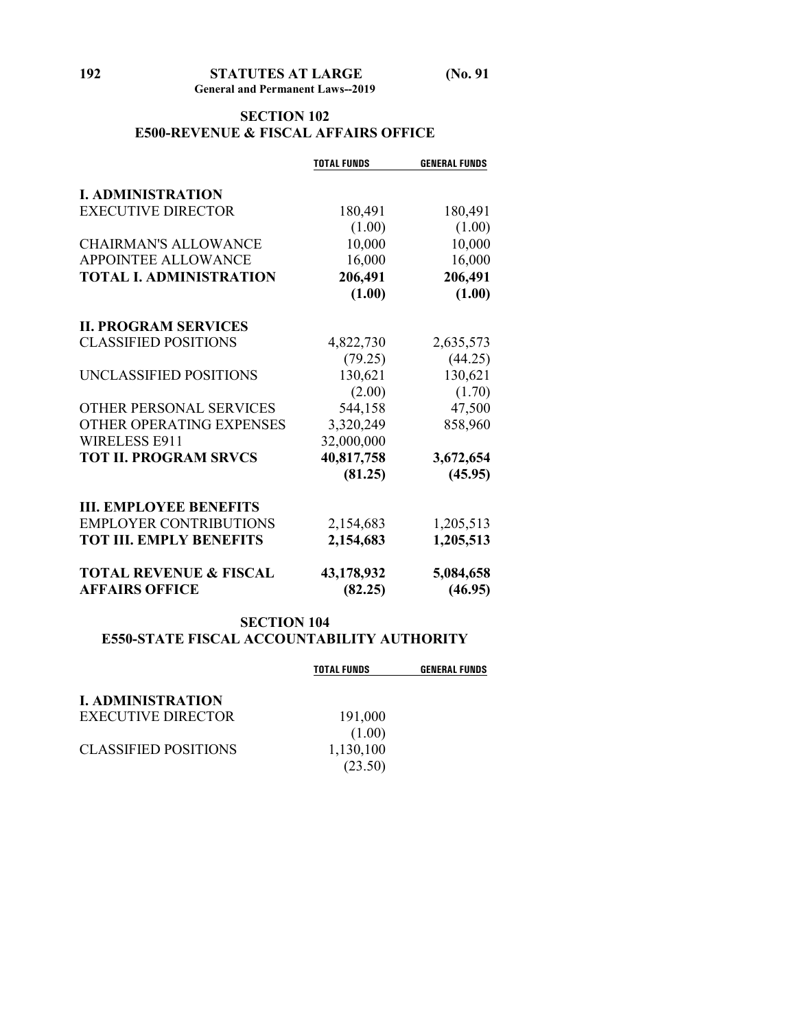## SECTION 102
## E500-REVENUE & FISCAL AFFAIRS OFFICE

| | TOTAL FUNDS | GENERAL FUNDS |
|---|---|---|
| **I. ADMINISTRATION** | | |
| EXECUTIVE DIRECTOR | 180,491 | 180,491 |
| | (1.00) | (1.00) |
| CHAIRMAN'S ALLOWANCE | 10,000 | 10,000 |
| APPOINTEE ALLOWANCE | 16,000 | 16,000 |
| **TOTAL I. ADMINISTRATION** | **206,491** | **206,491** |
| | **(1.00)** | **(1.00)** |
| **II. PROGRAM SERVICES** | | |
| CLASSIFIED POSITIONS | 4,822,730 | 2,635,573 |
| | (79.25) | (44.25) |
| UNCLASSIFIED POSITIONS | 130,621 | 130,621 |
| | (2.00) | (1.70) |
| OTHER PERSONAL SERVICES | 544,158 | 47,500 |
| OTHER OPERATING EXPENSES | 3,320,249 | 858,960 |
| WIRELESS E911 | 32,000,000 | |
| **TOT II. PROGRAM SRVCS** | **40,817,758** | **3,672,654** |
| | **(81.25)** | **(45.95)** |
| **III. EMPLOYEE BENEFITS** | | |
| EMPLOYER CONTRIBUTIONS | 2,154,683 | 1,205,513 |
| **TOT III. EMPLY BENEFITS** | **2,154,683** | **1,205,513** |
| **TOTAL REVENUE & FISCAL AFFAIRS OFFICE** | **43,178,932** | **5,084,658** |
| | **(82.25)** | **(46.95)** |

## SECTION 104
## E550-STATE FISCAL ACCOUNTABILITY AUTHORITY

| | TOTAL FUNDS | GENERAL FUNDS |
|---|---|---|
| **I. ADMINISTRATION** | | |
| EXECUTIVE DIRECTOR | 191,000 | |
| | (1.00) | |
| CLASSIFIED POSITIONS | 1,130,100 | |
| | (23.50) | |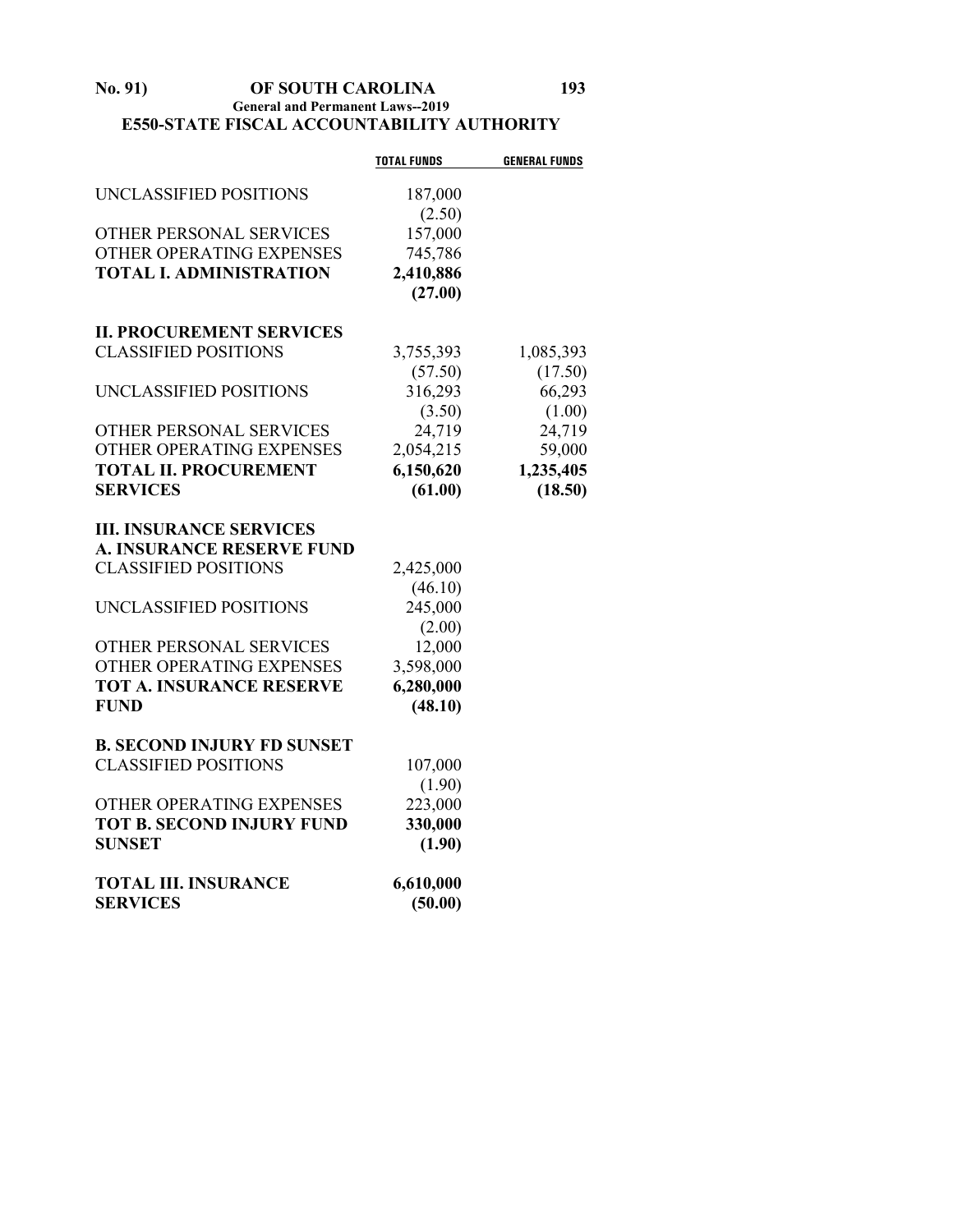## E550-STATE FISCAL ACCOUNTABILITY AUTHORITY

| | TOTAL FUNDS | GENERAL FUNDS |
|---|---|---|
| UNCLASSIFIED POSITIONS | 187,000 | |
| | (2.50) | |
| OTHER PERSONAL SERVICES | 157,000 | |
| OTHER OPERATING EXPENSES | 745,786 | |
| **TOTAL I. ADMINISTRATION** | **2,410,886** | |
| | **(27.00)** | |
| **II. PROCUREMENT SERVICES** | | |
| CLASSIFIED POSITIONS | 3,755,393 | 1,085,393 |
| | (57.50) | (17.50) |
| UNCLASSIFIED POSITIONS | 316,293 | 66,293 |
| | (3.50) | (1.00) |
| OTHER PERSONAL SERVICES | 24,719 | 24,719 |
| OTHER OPERATING EXPENSES | 2,054,215 | 59,000 |
| **TOTAL II. PROCUREMENT SERVICES** | **6,150,620** | **1,235,405** |
| | **(61.00)** | **(18.50)** |
| **III. INSURANCE SERVICES** | | |
| **A. INSURANCE RESERVE FUND** | | |
| CLASSIFIED POSITIONS | 2,425,000 | |
| | (46.10) | |
| UNCLASSIFIED POSITIONS | 245,000 | |
| | (2.00) | |
| OTHER PERSONAL SERVICES | 12,000 | |
| OTHER OPERATING EXPENSES | 3,598,000 | |
| **TOT A. INSURANCE RESERVE FUND** | **6,280,000** | |
| | **(48.10)** | |
| **B. SECOND INJURY FD SUNSET** | | |
| CLASSIFIED POSITIONS | 107,000 | |
| | (1.90) | |
| OTHER OPERATING EXPENSES | 223,000 | |
| **TOT B. SECOND INJURY FUND SUNSET** | **330,000** | |
| | **(1.90)** | |
| **TOTAL III. INSURANCE SERVICES** | **6,610,000** | |
| | **(50.00)** | |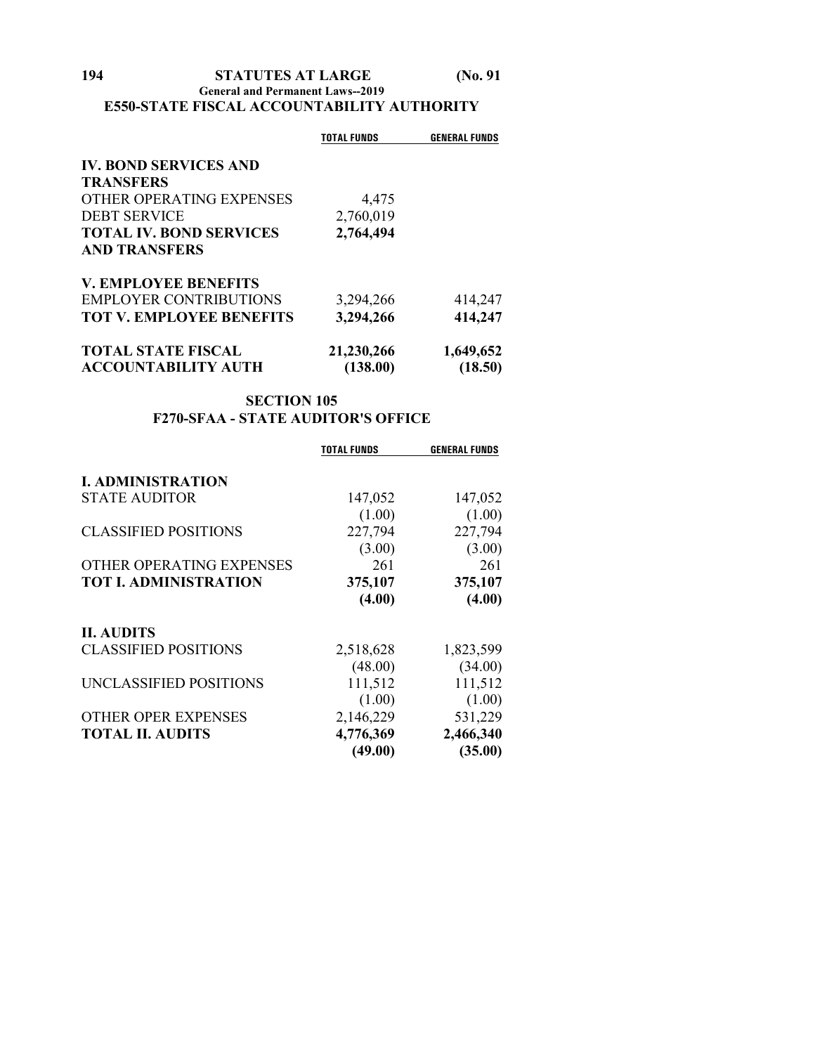## E550-STATE FISCAL ACCOUNTABILITY AUTHORITY

| | TOTAL FUNDS | GENERAL FUNDS |
|---|---|---|
| **IV. BOND SERVICES AND TRANSFERS** | | |
| OTHER OPERATING EXPENSES | 4,475 | |
| DEBT SERVICE | 2,760,019 | |
| **TOTAL IV. BOND SERVICES AND TRANSFERS** | **2,764,494** | |
| **V. EMPLOYEE BENEFITS** | | |
| EMPLOYER CONTRIBUTIONS | 3,294,266 | 414,247 |
| **TOT V. EMPLOYEE BENEFITS** | **3,294,266** | **414,247** |
| **TOTAL STATE FISCAL ACCOUNTABILITY AUTH** | **21,230,266** | **1,649,652** |
| | **(138.00)** | **(18.50)** |

## SECTION 105

## F270-SFAA - STATE AUDITOR'S OFFICE

| | TOTAL FUNDS | GENERAL FUNDS |
|---|---|---|
| **I. ADMINISTRATION** | | |
| STATE AUDITOR | 147,052 | 147,052 |
| | (1.00) | (1.00) |
| CLASSIFIED POSITIONS | 227,794 | 227,794 |
| | (3.00) | (3.00) |
| OTHER OPERATING EXPENSES | 261 | 261 |
| **TOT I. ADMINISTRATION** | **375,107** | **375,107** |
| | **(4.00)** | **(4.00)** |
| **II. AUDITS** | | |
| CLASSIFIED POSITIONS | 2,518,628 | 1,823,599 |
| | (48.00) | (34.00) |
| UNCLASSIFIED POSITIONS | 111,512 | 111,512 |
| | (1.00) | (1.00) |
| OTHER OPER EXPENSES | 2,146,229 | 531,229 |
| **TOTAL II. AUDITS** | **4,776,369** | **2,466,340** |
| | **(49.00)** | **(35.00)** |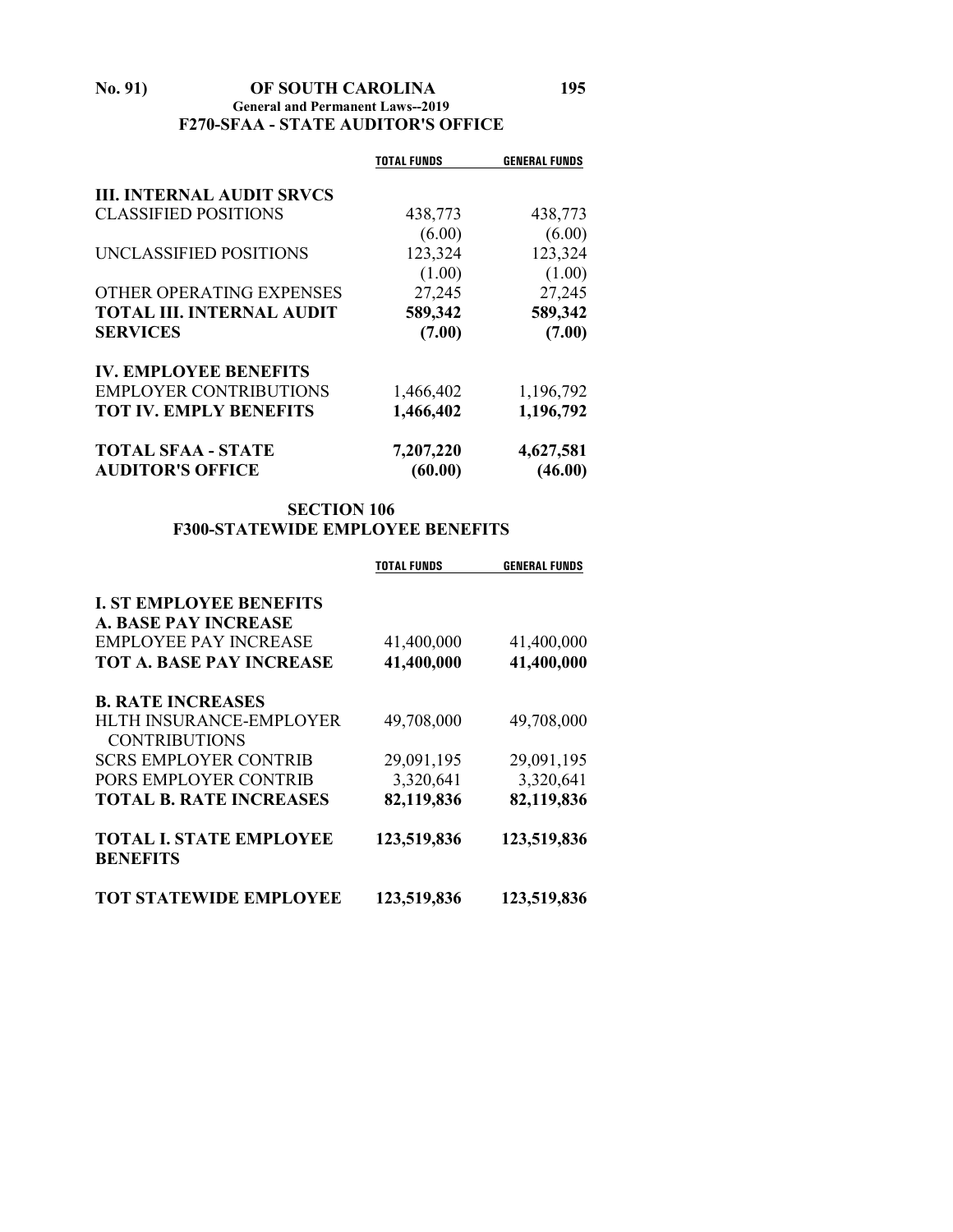## F270-SFAA - STATE AUDITOR'S OFFICE

| | TOTAL FUNDS | GENERAL FUNDS |
|---|---|---|
| **III. INTERNAL AUDIT SRVCS** | | |
| CLASSIFIED POSITIONS | 438,773 | 438,773 |
| | (6.00) | (6.00) |
| UNCLASSIFIED POSITIONS | 123,324 | 123,324 |
| | (1.00) | (1.00) |
| OTHER OPERATING EXPENSES | 27,245 | 27,245 |
| **TOTAL III. INTERNAL AUDIT SERVICES** | **589,342** | **589,342** |
| | **(7.00)** | **(7.00)** |
| **IV. EMPLOYEE BENEFITS** | | |
| EMPLOYER CONTRIBUTIONS | 1,466,402 | 1,196,792 |
| **TOT IV. EMPLY BENEFITS** | **1,466,402** | **1,196,792** |
| **TOTAL SFAA - STATE AUDITOR'S OFFICE** | **7,207,220** | **4,627,581** |
| | **(60.00)** | **(46.00)** |

## SECTION 106
## F300-STATEWIDE EMPLOYEE BENEFITS

| | TOTAL FUNDS | GENERAL FUNDS |
|---|---|---|
| **I. ST EMPLOYEE BENEFITS** | | |
| **A. BASE PAY INCREASE** | | |
| EMPLOYEE PAY INCREASE | 41,400,000 | 41,400,000 |
| **TOT A. BASE PAY INCREASE** | **41,400,000** | **41,400,000** |
| **B. RATE INCREASES** | | |
| HLTH INSURANCE-EMPLOYER CONTRIBUTIONS | 49,708,000 | 49,708,000 |
| SCRS EMPLOYER CONTRIB | 29,091,195 | 29,091,195 |
| PORS EMPLOYER CONTRIB | 3,320,641 | 3,320,641 |
| **TOTAL B. RATE INCREASES** | **82,119,836** | **82,119,836** |
| **TOTAL I. STATE EMPLOYEE BENEFITS** | **123,519,836** | **123,519,836** |
| **TOT STATEWIDE EMPLOYEE** | **123,519,836** | **123,519,836** |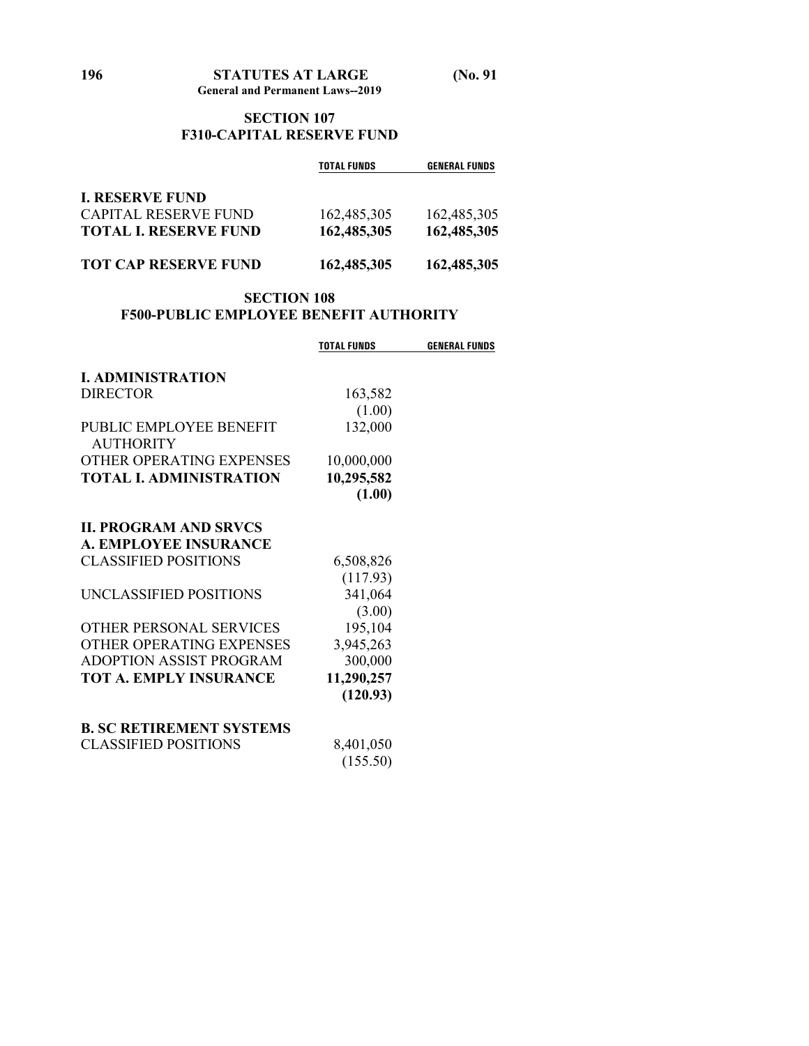## SECTION 107
## F310-CAPITAL RESERVE FUND

| | TOTAL FUNDS | GENERAL FUNDS |
|---|---|---|
| **I. RESERVE FUND** | | |
| CAPITAL RESERVE FUND | 162,485,305 | 162,485,305 |
| **TOTAL I. RESERVE FUND** | **162,485,305** | **162,485,305** |
| | | |
| **TOT CAP RESERVE FUND** | **162,485,305** | **162,485,305** |

## SECTION 108
## F500-PUBLIC EMPLOYEE BENEFIT AUTHORITY

| | TOTAL FUNDS | GENERAL FUNDS |
|---|---|---|
| **I. ADMINISTRATION** | | |
| DIRECTOR | 163,582 | |
| | (1.00) | |
| PUBLIC EMPLOYEE BENEFIT AUTHORITY | 132,000 | |
| OTHER OPERATING EXPENSES | 10,000,000 | |
| **TOTAL I. ADMINISTRATION** | **10,295,582** | |
| | **(1.00)** | |
| | | |
| **II. PROGRAM AND SRVCS** | | |
| **A. EMPLOYEE INSURANCE** | | |
| CLASSIFIED POSITIONS | 6,508,826 | |
| | (117.93) | |
| UNCLASSIFIED POSITIONS | 341,064 | |
| | (3.00) | |
| OTHER PERSONAL SERVICES | 195,104 | |
| OTHER OPERATING EXPENSES | 3,945,263 | |
| ADOPTION ASSIST PROGRAM | 300,000 | |
| **TOT A. EMPLY INSURANCE** | **11,290,257** | |
| | **(120.93)** | |
| | | |
| **B. SC RETIREMENT SYSTEMS** | | |
| CLASSIFIED POSITIONS | 8,401,050 | |
| | (155.50) | |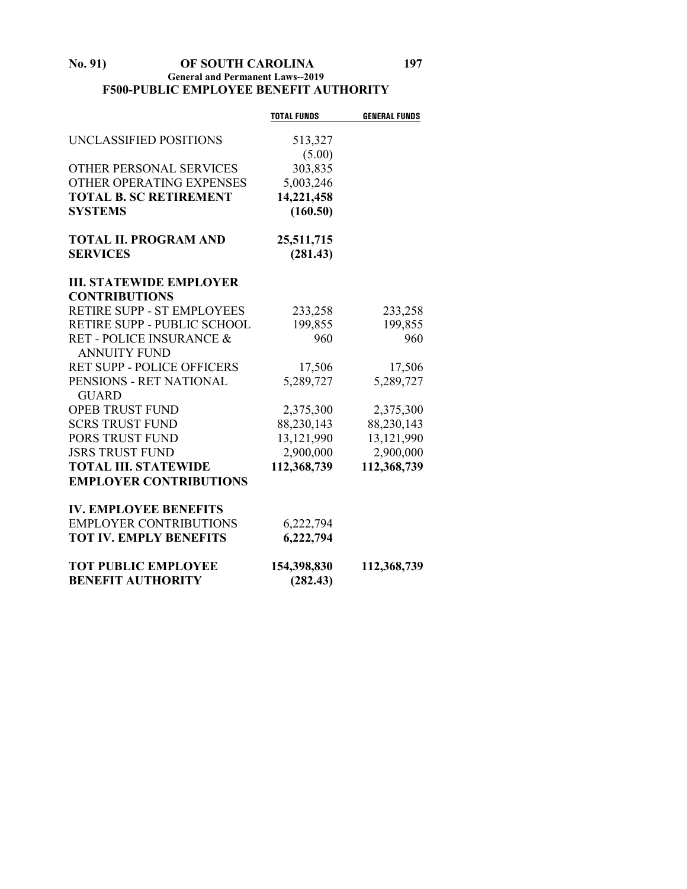## F500-PUBLIC EMPLOYEE BENEFIT AUTHORITY

| | TOTAL FUNDS | GENERAL FUNDS |
|---|---|---|
| UNCLASSIFIED POSITIONS | 513,327 | |
| | (5.00) | |
| OTHER PERSONAL SERVICES | 303,835 | |
| OTHER OPERATING EXPENSES | 5,003,246 | |
| **TOTAL B. SC RETIREMENT SYSTEMS** | **14,221,458** | |
| | **(160.50)** | |
| **TOTAL II. PROGRAM AND SERVICES** | **25,511,715** | |
| | **(281.43)** | |
| **III. STATEWIDE EMPLOYER CONTRIBUTIONS** | | |
| RETIRE SUPP - ST EMPLOYEES | 233,258 | 233,258 |
| RETIRE SUPP - PUBLIC SCHOOL | 199,855 | 199,855 |
| RET - POLICE INSURANCE & ANNUITY FUND | 960 | 960 |
| RET SUPP - POLICE OFFICERS | 17,506 | 17,506 |
| PENSIONS - RET NATIONAL GUARD | 5,289,727 | 5,289,727 |
| OPEB TRUST FUND | 2,375,300 | 2,375,300 |
| SCRS TRUST FUND | 88,230,143 | 88,230,143 |
| PORS TRUST FUND | 13,121,990 | 13,121,990 |
| JSRS TRUST FUND | 2,900,000 | 2,900,000 |
| **TOTAL III. STATEWIDE EMPLOYER CONTRIBUTIONS** | **112,368,739** | **112,368,739** |
| **IV. EMPLOYEE BENEFITS** | | |
| EMPLOYER CONTRIBUTIONS | 6,222,794 | |
| **TOT IV. EMPLY BENEFITS** | **6,222,794** | |
| **TOT PUBLIC EMPLOYEE BENEFIT AUTHORITY** | **154,398,830** | **112,368,739** |
| | **(282.43)** | |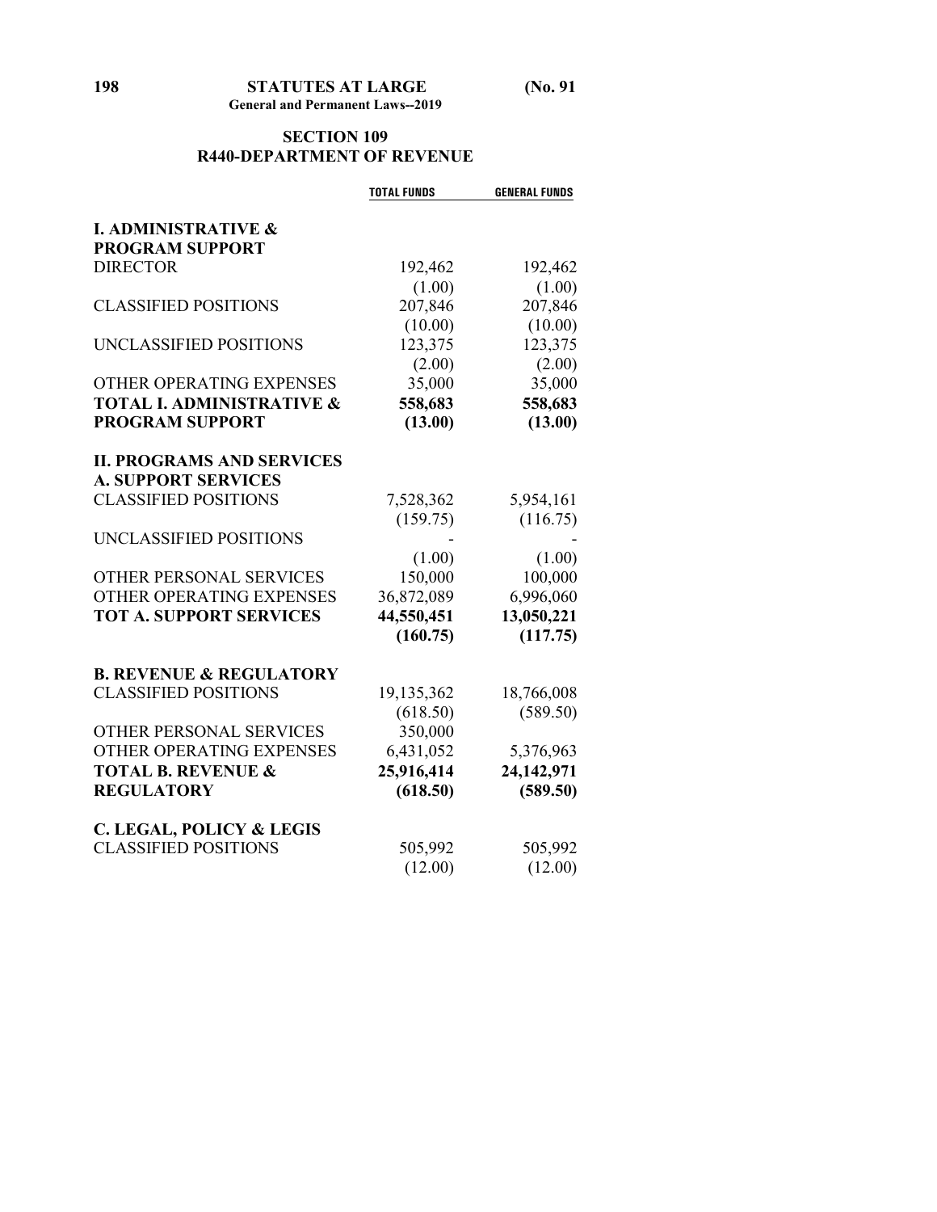## SECTION 109
## R440-DEPARTMENT OF REVENUE

| | TOTAL FUNDS | GENERAL FUNDS |
|---|---|---|
| **I. ADMINISTRATIVE & PROGRAM SUPPORT** | | |
| DIRECTOR | 192,462 | 192,462 |
| | (1.00) | (1.00) |
| CLASSIFIED POSITIONS | 207,846 | 207,846 |
| | (10.00) | (10.00) |
| UNCLASSIFIED POSITIONS | 123,375 | 123,375 |
| | (2.00) | (2.00) |
| OTHER OPERATING EXPENSES | 35,000 | 35,000 |
| **TOTAL I. ADMINISTRATIVE & PROGRAM SUPPORT** | **558,683** | **558,683** |
| | **(13.00)** | **(13.00)** |
| **II. PROGRAMS AND SERVICES** | | |
| **A. SUPPORT SERVICES** | | |
| CLASSIFIED POSITIONS | 7,528,362 | 5,954,161 |
| | (159.75) | (116.75) |
| UNCLASSIFIED POSITIONS | - | - |
| | (1.00) | (1.00) |
| OTHER PERSONAL SERVICES | 150,000 | 100,000 |
| OTHER OPERATING EXPENSES | 36,872,089 | 6,996,060 |
| **TOT A. SUPPORT SERVICES** | **44,550,451** | **13,050,221** |
| | **(160.75)** | **(117.75)** |
| **B. REVENUE & REGULATORY** | | |
| CLASSIFIED POSITIONS | 19,135,362 | 18,766,008 |
| | (618.50) | (589.50) |
| OTHER PERSONAL SERVICES | 350,000 | |
| OTHER OPERATING EXPENSES | 6,431,052 | 5,376,963 |
| **TOTAL B. REVENUE & REGULATORY** | **25,916,414** | **24,142,971** |
| | **(618.50)** | **(589.50)** |
| **C. LEGAL, POLICY & LEGIS** | | |
| CLASSIFIED POSITIONS | 505,992 | 505,992 |
| | (12.00) | (12.00) |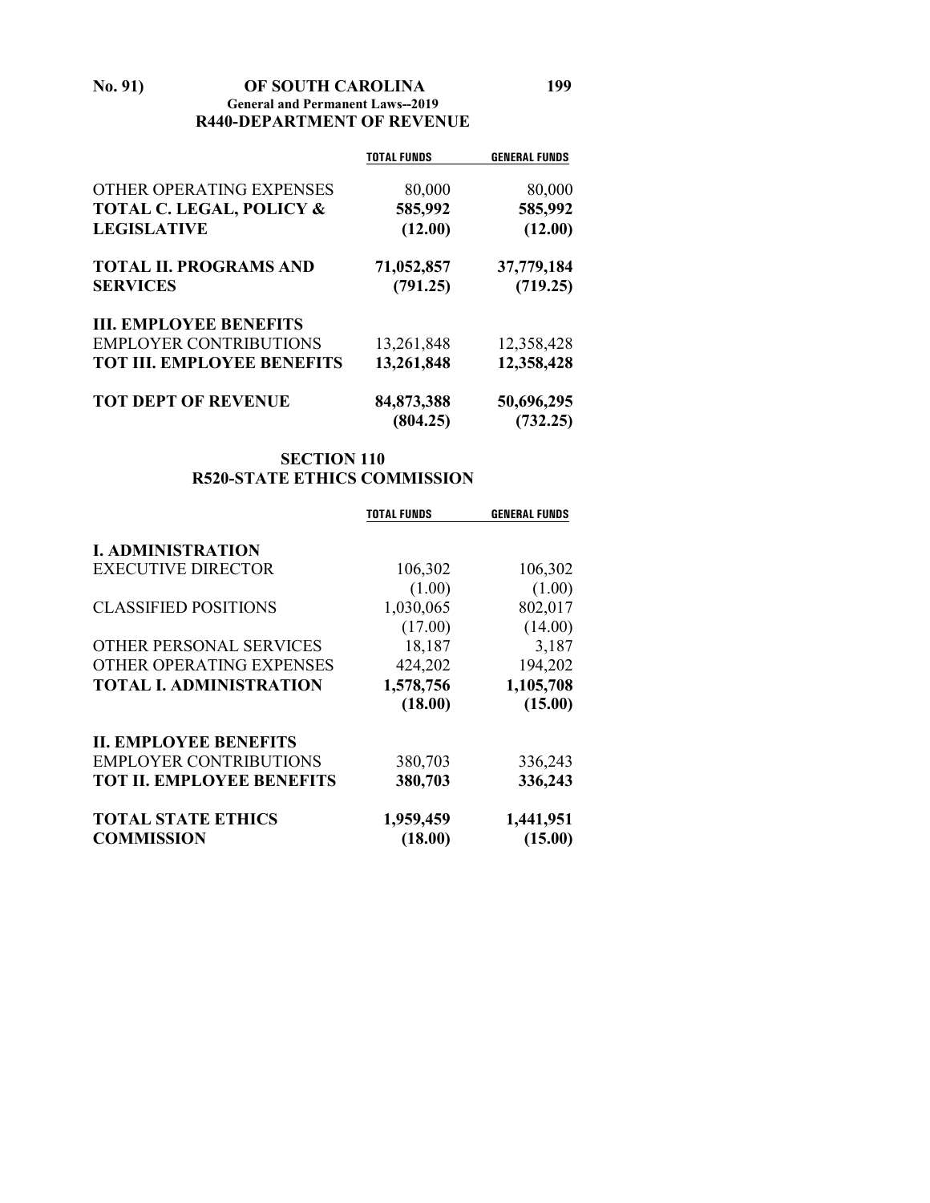| | TOTAL FUNDS | GENERAL FUNDS |
|---|---|---|
| OTHER OPERATING EXPENSES | 80,000 | 80,000 |
| **TOTAL C. LEGAL, POLICY & LEGISLATIVE** | **585,992** | **585,992** |
| | **(12.00)** | **(12.00)** |
| **TOTAL II. PROGRAMS AND SERVICES** | **71,052,857** | **37,779,184** |
| | **(791.25)** | **(719.25)** |
| **III. EMPLOYEE BENEFITS** | | |
| EMPLOYER CONTRIBUTIONS | 13,261,848 | 12,358,428 |
| **TOT III. EMPLOYEE BENEFITS** | **13,261,848** | **12,358,428** |
| **TOT DEPT OF REVENUE** | **84,873,388** | **50,696,295** |
| | **(804.25)** | **(732.25)** |

## SECTION 110
## R520-STATE ETHICS COMMISSION

| | TOTAL FUNDS | GENERAL FUNDS |
|---|---|---|
| **I. ADMINISTRATION** | | |
| EXECUTIVE DIRECTOR | 106,302 | 106,302 |
| | (1.00) | (1.00) |
| CLASSIFIED POSITIONS | 1,030,065 | 802,017 |
| | (17.00) | (14.00) |
| OTHER PERSONAL SERVICES | 18,187 | 3,187 |
| OTHER OPERATING EXPENSES | 424,202 | 194,202 |
| **TOTAL I. ADMINISTRATION** | **1,578,756** | **1,105,708** |
| | **(18.00)** | **(15.00)** |
| **II. EMPLOYEE BENEFITS** | | |
| EMPLOYER CONTRIBUTIONS | 380,703 | 336,243 |
| **TOT II. EMPLOYEE BENEFITS** | **380,703** | **336,243** |
| **TOTAL STATE ETHICS COMMISSION** | **1,959,459** | **1,441,951** |
| | **(18.00)** | **(15.00)** |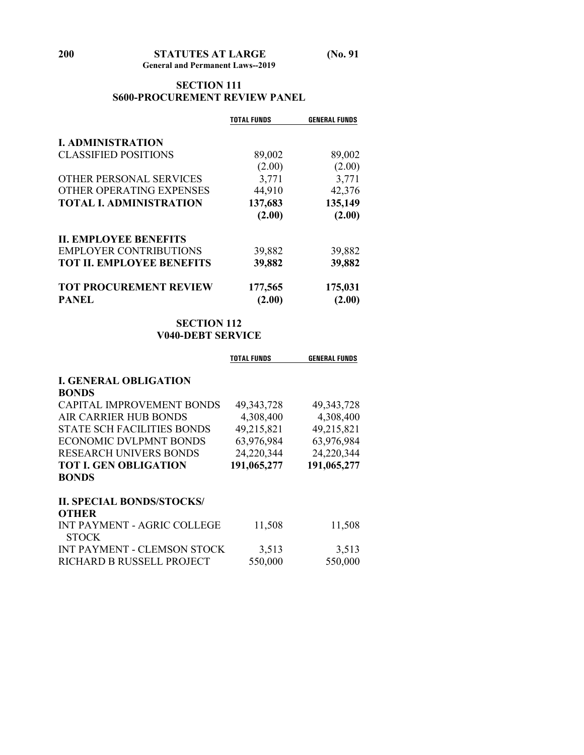## SECTION 111
## S600-PROCUREMENT REVIEW PANEL

| | TOTAL FUNDS | GENERAL FUNDS |
|---|---|---|
| **I. ADMINISTRATION** | | |
| CLASSIFIED POSITIONS | 89,002 | 89,002 |
| | (2.00) | (2.00) |
| OTHER PERSONAL SERVICES | 3,771 | 3,771 |
| OTHER OPERATING EXPENSES | 44,910 | 42,376 |
| **TOTAL I. ADMINISTRATION** | **137,683** | **135,149** |
| | **(2.00)** | **(2.00)** |
| **II. EMPLOYEE BENEFITS** | | |
| EMPLOYER CONTRIBUTIONS | 39,882 | 39,882 |
| **TOT II. EMPLOYEE BENEFITS** | **39,882** | **39,882** |
| **TOT PROCUREMENT REVIEW PANEL** | **177,565** | **175,031** |
| | **(2.00)** | **(2.00)** |

## SECTION 112
## V040-DEBT SERVICE

| | TOTAL FUNDS | GENERAL FUNDS |
|---|---|---|
| **I. GENERAL OBLIGATION BONDS** | | |
| CAPITAL IMPROVEMENT BONDS | 49,343,728 | 49,343,728 |
| AIR CARRIER HUB BONDS | 4,308,400 | 4,308,400 |
| STATE SCH FACILITIES BONDS | 49,215,821 | 49,215,821 |
| ECONOMIC DVLPMNT BONDS | 63,976,984 | 63,976,984 |
| RESEARCH UNIVERS BONDS | 24,220,344 | 24,220,344 |
| **TOT I. GEN OBLIGATION BONDS** | **191,065,277** | **191,065,277** |
| **II. SPECIAL BONDS/STOCKS/ OTHER** | | |
| INT PAYMENT - AGRIC COLLEGE STOCK | 11,508 | 11,508 |
| INT PAYMENT - CLEMSON STOCK | 3,513 | 3,513 |
| RICHARD B RUSSELL PROJECT | 550,000 | 550,000 |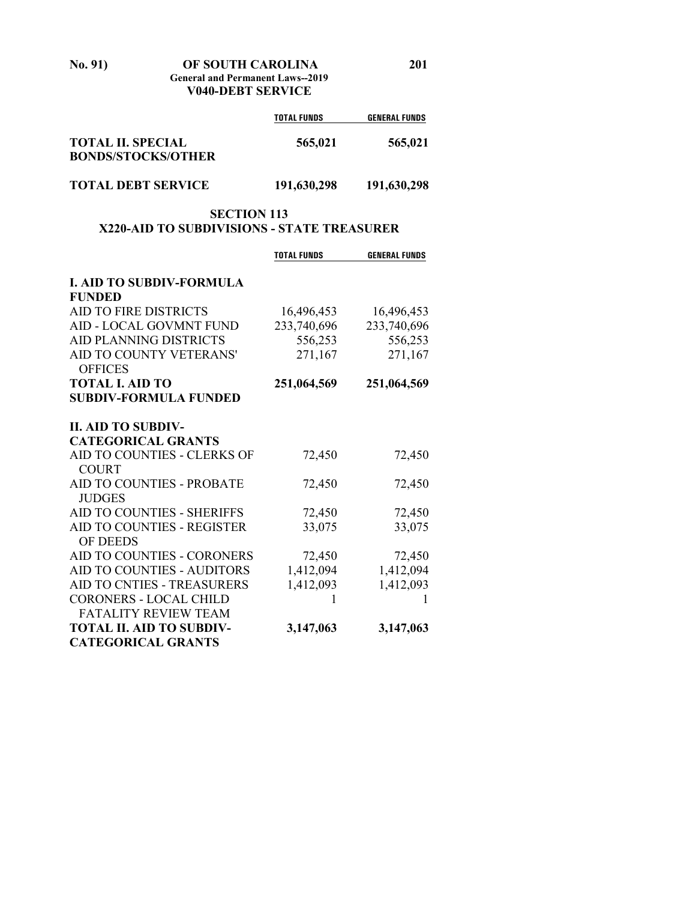| | TOTAL FUNDS | GENERAL FUNDS |
|---|---|---|
| **TOTAL II. SPECIAL BONDS/STOCKS/OTHER** | **565,021** | **565,021** |
| **TOTAL DEBT SERVICE** | **191,630,298** | **191,630,298** |

## SECTION 113
## X220-AID TO SUBDIVISIONS - STATE TREASURER

| | TOTAL FUNDS | GENERAL FUNDS |
|---|---|---|
| **I. AID TO SUBDIV-FORMULA FUNDED** | | |
| AID TO FIRE DISTRICTS | 16,496,453 | 16,496,453 |
| AID - LOCAL GOVMNT FUND | 233,740,696 | 233,740,696 |
| AID PLANNING DISTRICTS | 556,253 | 556,253 |
| AID TO COUNTY VETERANS' OFFICES | 271,167 | 271,167 |
| **TOTAL I. AID TO SUBDIV-FORMULA FUNDED** | **251,064,569** | **251,064,569** |
| **II. AID TO SUBDIV-CATEGORICAL GRANTS** | | |
| AID TO COUNTIES - CLERKS OF COURT | 72,450 | 72,450 |
| AID TO COUNTIES - PROBATE JUDGES | 72,450 | 72,450 |
| AID TO COUNTIES - SHERIFFS | 72,450 | 72,450 |
| AID TO COUNTIES - REGISTER OF DEEDS | 33,075 | 33,075 |
| AID TO COUNTIES - CORONERS | 72,450 | 72,450 |
| AID TO COUNTIES - AUDITORS | 1,412,094 | 1,412,094 |
| AID TO CNTIES - TREASURERS | 1,412,093 | 1,412,093 |
| CORONERS - LOCAL CHILD FATALITY REVIEW TEAM | 1 | 1 |
| **TOTAL II. AID TO SUBDIV-CATEGORICAL GRANTS** | **3,147,063** | **3,147,063** |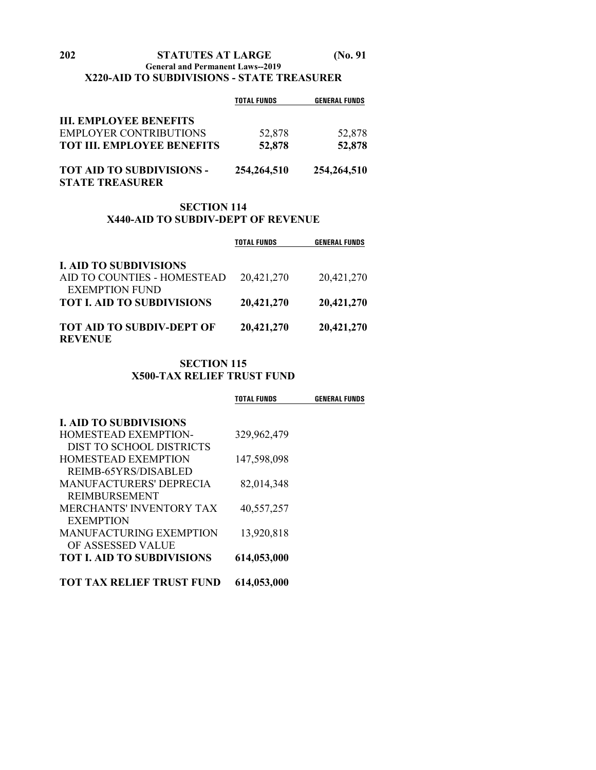### X220-AID TO SUBDIVISIONS - STATE TREASURER

| | TOTAL FUNDS | GENERAL FUNDS |
|---|---|---|
| **III. EMPLOYEE BENEFITS** | | |
| EMPLOYER CONTRIBUTIONS | 52,878 | 52,878 |
| **TOT III. EMPLOYEE BENEFITS** | **52,878** | **52,878** |
| **TOT AID TO SUBDIVISIONS - STATE TREASURER** | **254,264,510** | **254,264,510** |

## SECTION 114

### X440-AID TO SUBDIV-DEPT OF REVENUE

| | TOTAL FUNDS | GENERAL FUNDS |
|---|---|---|
| **I. AID TO SUBDIVISIONS** | | |
| AID TO COUNTIES - HOMESTEAD EXEMPTION FUND | 20,421,270 | 20,421,270 |
| **TOT I. AID TO SUBDIVISIONS** | **20,421,270** | **20,421,270** |
| **TOT AID TO SUBDIV-DEPT OF REVENUE** | **20,421,270** | **20,421,270** |

## SECTION 115

### X500-TAX RELIEF TRUST FUND

| | TOTAL FUNDS | GENERAL FUNDS |
|---|---|---|
| **I. AID TO SUBDIVISIONS** | | |
| HOMESTEAD EXEMPTION-DIST TO SCHOOL DISTRICTS | 329,962,479 | |
| HOMESTEAD EXEMPTION REIMB-65YRS/DISABLED | 147,598,098 | |
| MANUFACTURERS' DEPRECIA REIMBURSEMENT | 82,014,348 | |
| MERCHANTS' INVENTORY TAX EXEMPTION | 40,557,257 | |
| MANUFACTURING EXEMPTION OF ASSESSED VALUE | 13,920,818 | |
| **TOT I. AID TO SUBDIVISIONS** | **614,053,000** | |
| **TOT TAX RELIEF TRUST FUND** | **614,053,000** | |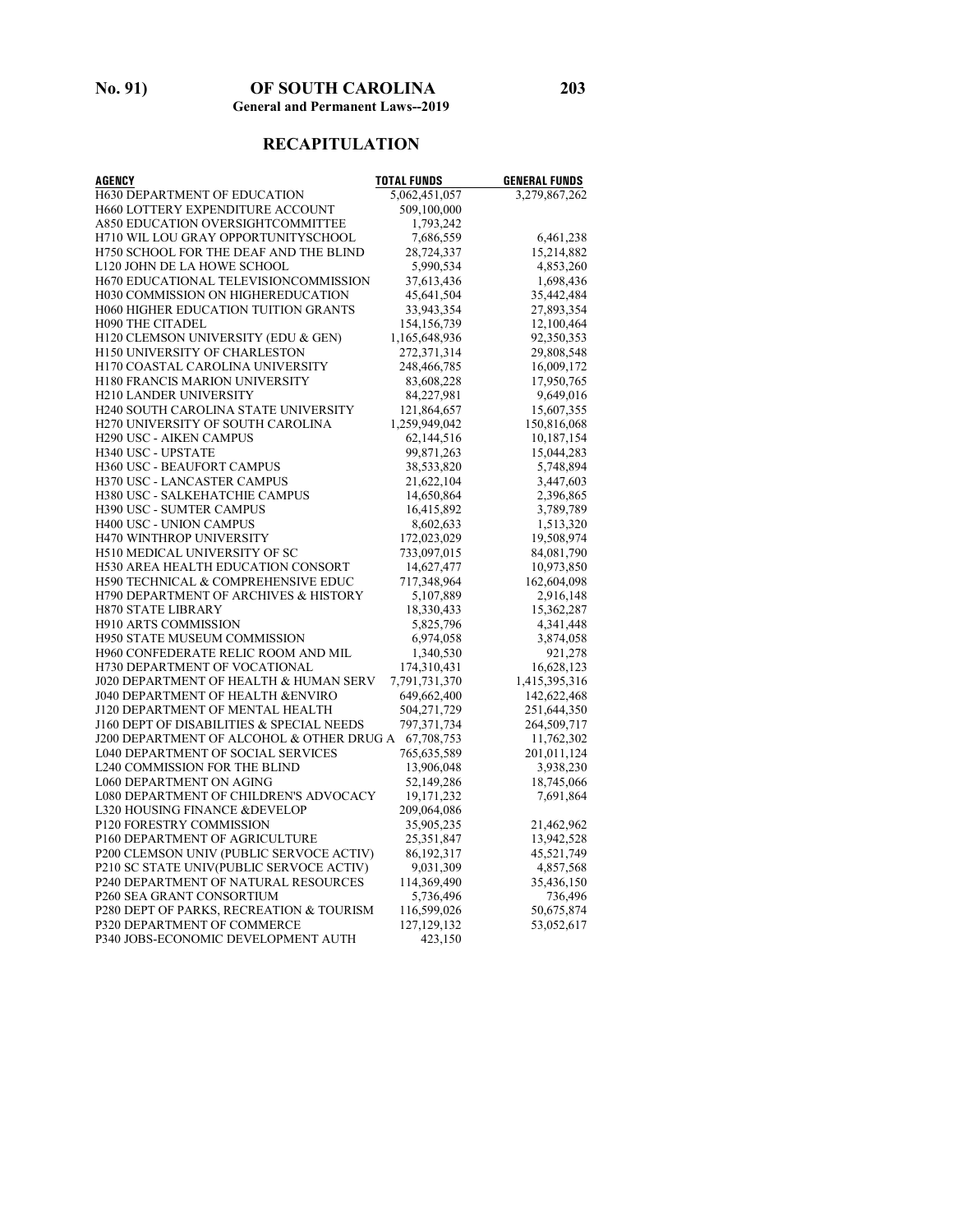## RECAPITULATION

| AGENCY | TOTAL FUNDS | GENERAL FUNDS |
|---|---|---|
| H630 DEPARTMENT OF EDUCATION | 5,062,451,057 | 3,279,867,262 |
| H660 LOTTERY EXPENDITURE ACCOUNT | 509,100,000 | |
| A850 EDUCATION OVERSIGHTCOMMITTEE | 1,793,242 | |
| H710 WIL LOU GRAY OPPORTUNITYSCHOOL | 7,686,559 | 6,461,238 |
| H750 SCHOOL FOR THE DEAF AND THE BLIND | 28,724,337 | 15,214,882 |
| L120 JOHN DE LA HOWE SCHOOL | 5,990,534 | 4,853,260 |
| H670 EDUCATIONAL TELEVISIONCOMMISSION | 37,613,436 | 1,698,436 |
| H030 COMMISSION ON HIGHEREDUCATION | 45,641,504 | 35,442,484 |
| H060 HIGHER EDUCATION TUITION GRANTS | 33,943,354 | 27,893,354 |
| H090 THE CITADEL | 154,156,739 | 12,100,464 |
| H120 CLEMSON UNIVERSITY (EDU & GEN) | 1,165,648,936 | 92,350,353 |
| H150 UNIVERSITY OF CHARLESTON | 272,371,314 | 29,808,548 |
| H170 COASTAL CAROLINA UNIVERSITY | 248,466,785 | 16,009,172 |
| H180 FRANCIS MARION UNIVERSITY | 83,608,228 | 17,950,765 |
| H210 LANDER UNIVERSITY | 84,227,981 | 9,649,016 |
| H240 SOUTH CAROLINA STATE UNIVERSITY | 121,864,657 | 15,607,355 |
| H270 UNIVERSITY OF SOUTH CAROLINA | 1,259,949,042 | 150,816,068 |
| H290 USC - AIKEN CAMPUS | 62,144,516 | 10,187,154 |
| H340 USC - UPSTATE | 99,871,263 | 15,044,283 |
| H360 USC - BEAUFORT CAMPUS | 38,533,820 | 5,748,894 |
| H370 USC - LANCASTER CAMPUS | 21,622,104 | 3,447,603 |
| H380 USC - SALKEHATCHIE CAMPUS | 14,650,864 | 2,396,865 |
| H390 USC - SUMTER CAMPUS | 16,415,892 | 3,789,789 |
| H400 USC - UNION CAMPUS | 8,602,633 | 1,513,320 |
| H470 WINTHROP UNIVERSITY | 172,023,029 | 19,508,974 |
| H510 MEDICAL UNIVERSITY OF SC | 733,097,015 | 84,081,790 |
| H530 AREA HEALTH EDUCATION CONSORT | 14,627,477 | 10,973,850 |
| H590 TECHNICAL & COMPREHENSIVE EDUC | 717,348,964 | 162,604,098 |
| H790 DEPARTMENT OF ARCHIVES & HISTORY | 5,107,889 | 2,916,148 |
| H870 STATE LIBRARY | 18,330,433 | 15,362,287 |
| H910 ARTS COMMISSION | 5,825,796 | 4,341,448 |
| H950 STATE MUSEUM COMMISSION | 6,974,058 | 3,874,058 |
| H960 CONFEDERATE RELIC ROOM AND MIL | 1,340,530 | 921,278 |
| H730 DEPARTMENT OF VOCATIONAL | 174,310,431 | 16,628,123 |
| J020 DEPARTMENT OF HEALTH & HUMAN SERV | 7,791,731,370 | 1,415,395,316 |
| J040 DEPARTMENT OF HEALTH &ENVIRO | 649,662,400 | 142,622,468 |
| J120 DEPARTMENT OF MENTAL HEALTH | 504,271,729 | 251,644,350 |
| J160 DEPT OF DISABILITIES & SPECIAL NEEDS | 797,371,734 | 264,509,717 |
| J200 DEPARTMENT OF ALCOHOL & OTHER DRUG A | 67,708,753 | 11,762,302 |
| L040 DEPARTMENT OF SOCIAL SERVICES | 765,635,589 | 201,011,124 |
| L240 COMMISSION FOR THE BLIND | 13,906,048 | 3,938,230 |
| L060 DEPARTMENT ON AGING | 52,149,286 | 18,745,066 |
| L080 DEPARTMENT OF CHILDREN'S ADVOCACY | 19,171,232 | 7,691,864 |
| L320 HOUSING FINANCE &DEVELOP | 209,064,086 | |
| P120 FORESTRY COMMISSION | 35,905,235 | 21,462,962 |
| P160 DEPARTMENT OF AGRICULTURE | 25,351,847 | 13,942,528 |
| P200 CLEMSON UNIV (PUBLIC SERVOCE ACTIV) | 86,192,317 | 45,521,749 |
| P210 SC STATE UNIV(PUBLIC SERVOCE ACTIV) | 9,031,309 | 4,857,568 |
| P240 DEPARTMENT OF NATURAL RESOURCES | 114,369,490 | 35,436,150 |
| P260 SEA GRANT CONSORTIUM | 5,736,496 | 736,496 |
| P280 DEPT OF PARKS, RECREATION & TOURISM | 116,599,026 | 50,675,874 |
| P320 DEPARTMENT OF COMMERCE | 127,129,132 | 53,052,617 |
| P340 JOBS-ECONOMIC DEVELOPMENT AUTH | 423,150 | |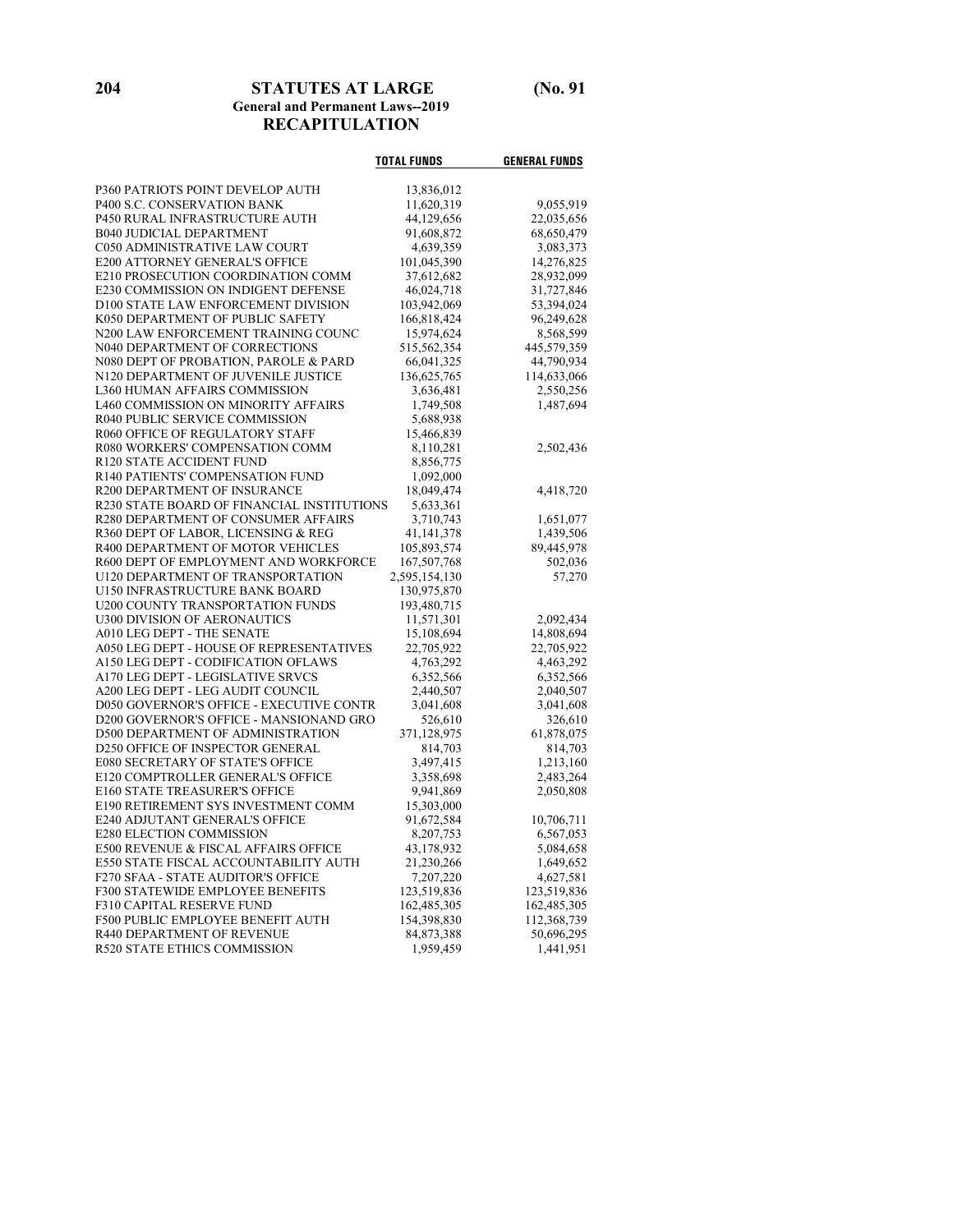**General and Permanent Laws--2019**

## RECAPITULATION

| | TOTAL FUNDS | GENERAL FUNDS |
|---|---|---|
| P360 PATRIOTS POINT DEVELOP AUTH | 13,836,012 | |
| P400 S.C. CONSERVATION BANK | 11,620,319 | 9,055,919 |
| P450 RURAL INFRASTRUCTURE AUTH | 44,129,656 | 22,035,656 |
| B040 JUDICIAL DEPARTMENT | 91,608,872 | 68,650,479 |
| C050 ADMINISTRATIVE LAW COURT | 4,639,359 | 3,083,373 |
| E200 ATTORNEY GENERAL'S OFFICE | 101,045,390 | 14,276,825 |
| E210 PROSECUTION COORDINATION COMM | 37,612,682 | 28,932,099 |
| E230 COMMISSION ON INDIGENT DEFENSE | 46,024,718 | 31,727,846 |
| D100 STATE LAW ENFORCEMENT DIVISION | 103,942,069 | 53,394,024 |
| K050 DEPARTMENT OF PUBLIC SAFETY | 166,818,424 | 96,249,628 |
| N200 LAW ENFORCEMENT TRAINING COUNC | 15,974,624 | 8,568,599 |
| N040 DEPARTMENT OF CORRECTIONS | 515,562,354 | 445,579,359 |
| N080 DEPT OF PROBATION, PAROLE & PARD | 66,041,325 | 44,790,934 |
| N120 DEPARTMENT OF JUVENILE JUSTICE | 136,625,765 | 114,633,066 |
| L360 HUMAN AFFAIRS COMMISSION | 3,636,481 | 2,550,256 |
| L460 COMMISSION ON MINORITY AFFAIRS | 1,749,508 | 1,487,694 |
| R040 PUBLIC SERVICE COMMISSION | 5,688,938 | |
| R060 OFFICE OF REGULATORY STAFF | 15,466,839 | |
| R080 WORKERS' COMPENSATION COMM | 8,110,281 | 2,502,436 |
| R120 STATE ACCIDENT FUND | 8,856,775 | |
| R140 PATIENTS' COMPENSATION FUND | 1,092,000 | |
| R200 DEPARTMENT OF INSURANCE | 18,049,474 | 4,418,720 |
| R230 STATE BOARD OF FINANCIAL INSTITUTIONS | 5,633,361 | |
| R280 DEPARTMENT OF CONSUMER AFFAIRS | 3,710,743 | 1,651,077 |
| R360 DEPT OF LABOR, LICENSING & REG | 41,141,378 | 1,439,506 |
| R400 DEPARTMENT OF MOTOR VEHICLES | 105,893,574 | 89,445,978 |
| R600 DEPT OF EMPLOYMENT AND WORKFORCE | 167,507,768 | 502,036 |
| U120 DEPARTMENT OF TRANSPORTATION | 2,595,154,130 | 57,270 |
| U150 INFRASTRUCTURE BANK BOARD | 130,975,870 | |
| U200 COUNTY TRANSPORTATION FUNDS | 193,480,715 | |
| U300 DIVISION OF AERONAUTICS | 11,571,301 | 2,092,434 |
| A010 LEG DEPT - THE SENATE | 15,108,694 | 14,808,694 |
| A050 LEG DEPT - HOUSE OF REPRESENTATIVES | 22,705,922 | 22,705,922 |
| A150 LEG DEPT - CODIFICATION OFLAWS | 4,763,292 | 4,463,292 |
| A170 LEG DEPT - LEGISLATIVE SRVCS | 6,352,566 | 6,352,566 |
| A200 LEG DEPT - LEG AUDIT COUNCIL | 2,440,507 | 2,040,507 |
| D050 GOVERNOR'S OFFICE - EXECUTIVE CONTR | 3,041,608 | 3,041,608 |
| D200 GOVERNOR'S OFFICE - MANSIONAND GRO | 526,610 | 326,610 |
| D500 DEPARTMENT OF ADMINISTRATION | 371,128,975 | 61,878,075 |
| D250 OFFICE OF INSPECTOR GENERAL | 814,703 | 814,703 |
| E080 SECRETARY OF STATE'S OFFICE | 3,497,415 | 1,213,160 |
| E120 COMPTROLLER GENERAL'S OFFICE | 3,358,698 | 2,483,264 |
| E160 STATE TREASURER'S OFFICE | 9,941,869 | 2,050,808 |
| E190 RETIREMENT SYS INVESTMENT COMM | 15,303,000 | |
| E240 ADJUTANT GENERAL'S OFFICE | 91,672,584 | 10,706,711 |
| E280 ELECTION COMMISSION | 8,207,753 | 6,567,053 |
| E500 REVENUE & FISCAL AFFAIRS OFFICE | 43,178,932 | 5,084,658 |
| E550 STATE FISCAL ACCOUNTABILITY AUTH | 21,230,266 | 1,649,652 |
| F270 SFAA - STATE AUDITOR'S OFFICE | 7,207,220 | 4,627,581 |
| F300 STATEWIDE EMPLOYEE BENEFITS | 123,519,836 | 123,519,836 |
| F310 CAPITAL RESERVE FUND | 162,485,305 | 162,485,305 |
| F500 PUBLIC EMPLOYEE BENEFIT AUTH | 154,398,830 | 112,368,739 |
| R440 DEPARTMENT OF REVENUE | 84,873,388 | 50,696,295 |
| R520 STATE ETHICS COMMISSION | 1,959,459 | 1,441,951 |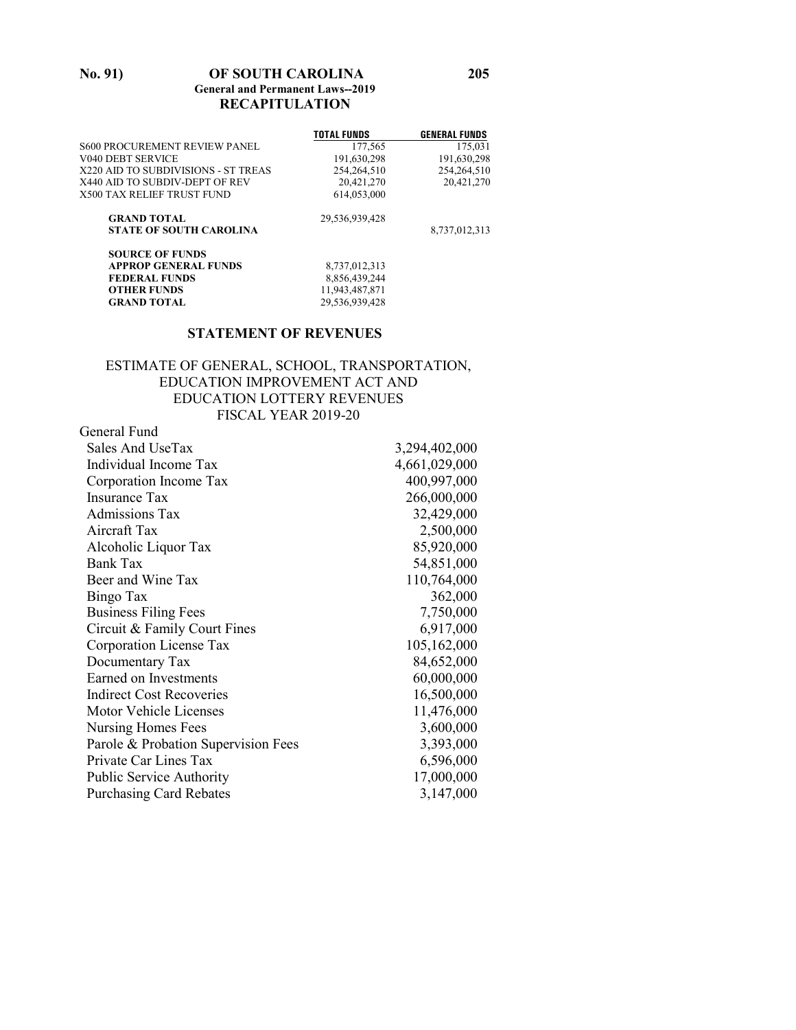## RECAPITULATION

| | TOTAL FUNDS | GENERAL FUNDS |
|---|---|---|
| S600 PROCUREMENT REVIEW PANEL | 177,565 | 175,031 |
| V040 DEBT SERVICE | 191,630,298 | 191,630,298 |
| X220 AID TO SUBDIVISIONS - ST TREAS | 254,264,510 | 254,264,510 |
| X440 AID TO SUBDIV-DEPT OF REV | 20,421,270 | 20,421,270 |
| X500 TAX RELIEF TRUST FUND | 614,053,000 | |
| **GRAND TOTAL** | 29,536,939,428 | |
| **STATE OF SOUTH CAROLINA** | | 8,737,012,313 |
| **SOURCE OF FUNDS** | | |
| **APPROP GENERAL FUNDS** | 8,737,012,313 | |
| **FEDERAL FUNDS** | 8,856,439,244 | |
| **OTHER FUNDS** | 11,943,487,871 | |
| **GRAND TOTAL** | 29,536,939,428 | |

## STATEMENT OF REVENUES

### ESTIMATE OF GENERAL, SCHOOL, TRANSPORTATION, EDUCATION IMPROVEMENT ACT AND EDUCATION LOTTERY REVENUES FISCAL YEAR 2019-20

| General Fund | |
|---|---|
| Sales And UseTax | 3,294,402,000 |
| Individual Income Tax | 4,661,029,000 |
| Corporation Income Tax | 400,997,000 |
| Insurance Tax | 266,000,000 |
| Admissions Tax | 32,429,000 |
| Aircraft Tax | 2,500,000 |
| Alcoholic Liquor Tax | 85,920,000 |
| Bank Tax | 54,851,000 |
| Beer and Wine Tax | 110,764,000 |
| Bingo Tax | 362,000 |
| Business Filing Fees | 7,750,000 |
| Circuit & Family Court Fines | 6,917,000 |
| Corporation License Tax | 105,162,000 |
| Documentary Tax | 84,652,000 |
| Earned on Investments | 60,000,000 |
| Indirect Cost Recoveries | 16,500,000 |
| Motor Vehicle Licenses | 11,476,000 |
| Nursing Homes Fees | 3,600,000 |
| Parole & Probation Supervision Fees | 3,393,000 |
| Private Car Lines Tax | 6,596,000 |
| Public Service Authority | 17,000,000 |
| Purchasing Card Rebates | 3,147,000 |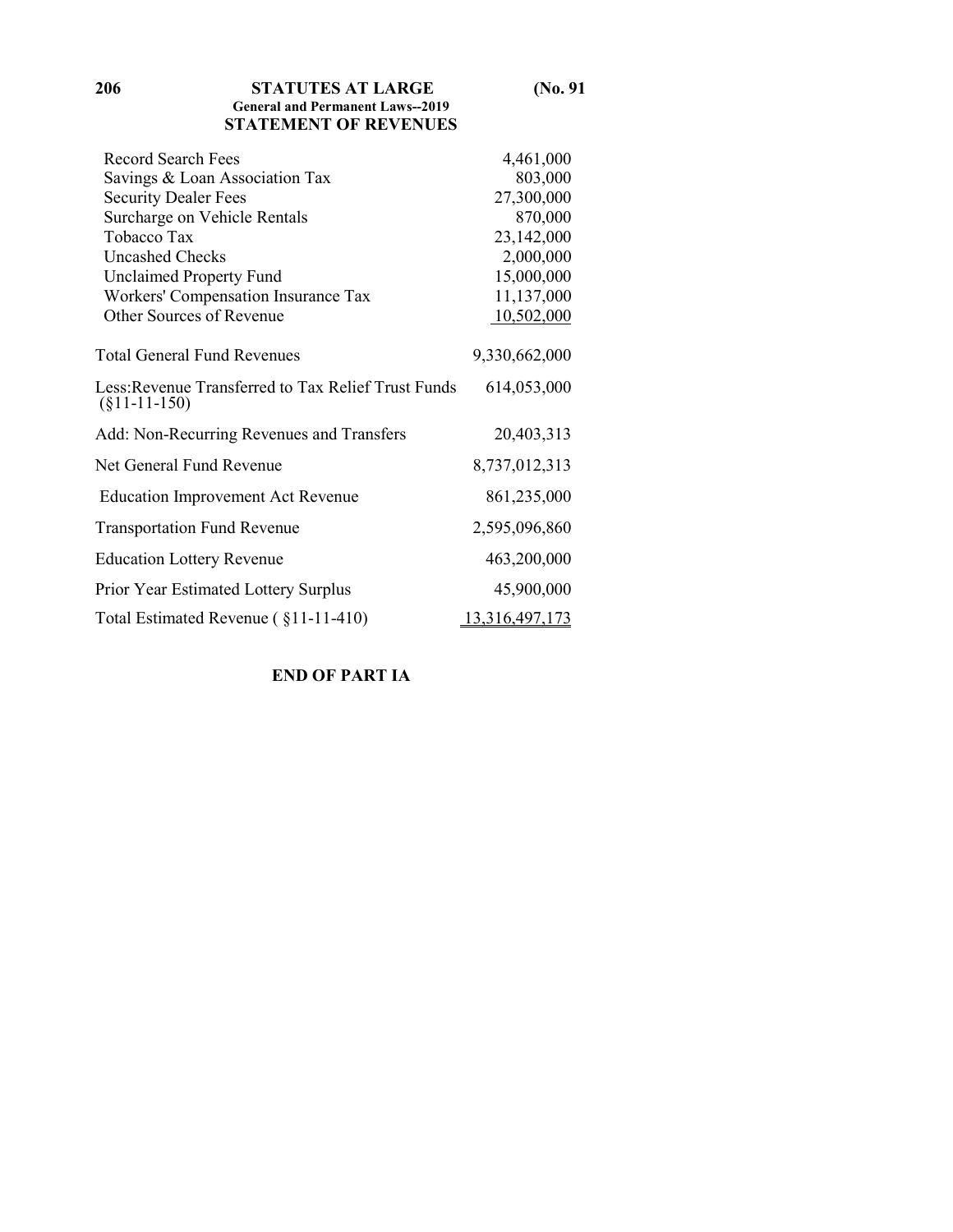## STATEMENT OF REVENUES

| | |
|---|---|
| Record Search Fees | 4,461,000 |
| Savings & Loan Association Tax | 803,000 |
| Security Dealer Fees | 27,300,000 |
| Surcharge on Vehicle Rentals | 870,000 |
| Tobacco Tax | 23,142,000 |
| Uncashed Checks | 2,000,000 |
| Unclaimed Property Fund | 15,000,000 |
| Workers' Compensation Insurance Tax | 11,137,000 |
| Other Sources of Revenue | 10,502,000 |
| Total General Fund Revenues | 9,330,662,000 |
| Less:Revenue Transferred to Tax Relief Trust Funds (§11-11-150) | 614,053,000 |
| Add: Non-Recurring Revenues and Transfers | 20,403,313 |
| Net General Fund Revenue | 8,737,012,313 |
| Education Improvement Act Revenue | 861,235,000 |
| Transportation Fund Revenue | 2,595,096,860 |
| Education Lottery Revenue | 463,200,000 |
| Prior Year Estimated Lottery Surplus | 45,900,000 |
| Total Estimated Revenue ( §11-11-410) | 13,316,497,173 |

**END OF PART IA**